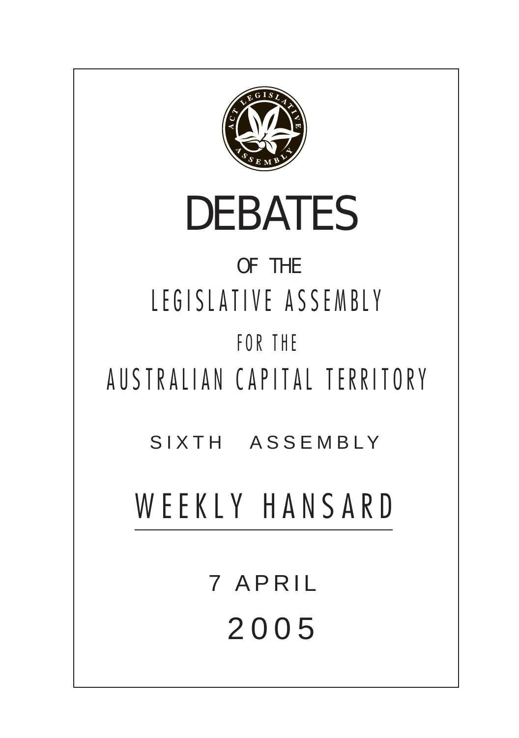# DEBATES

OF THE

LEGISLATIVE ASSEMBLY

FOR THE

AUSTRALIAN CAPITAL TERRITORY

SIXTH ASSEMBLY

## WEEKLY HANSARD

7 APRIL

2005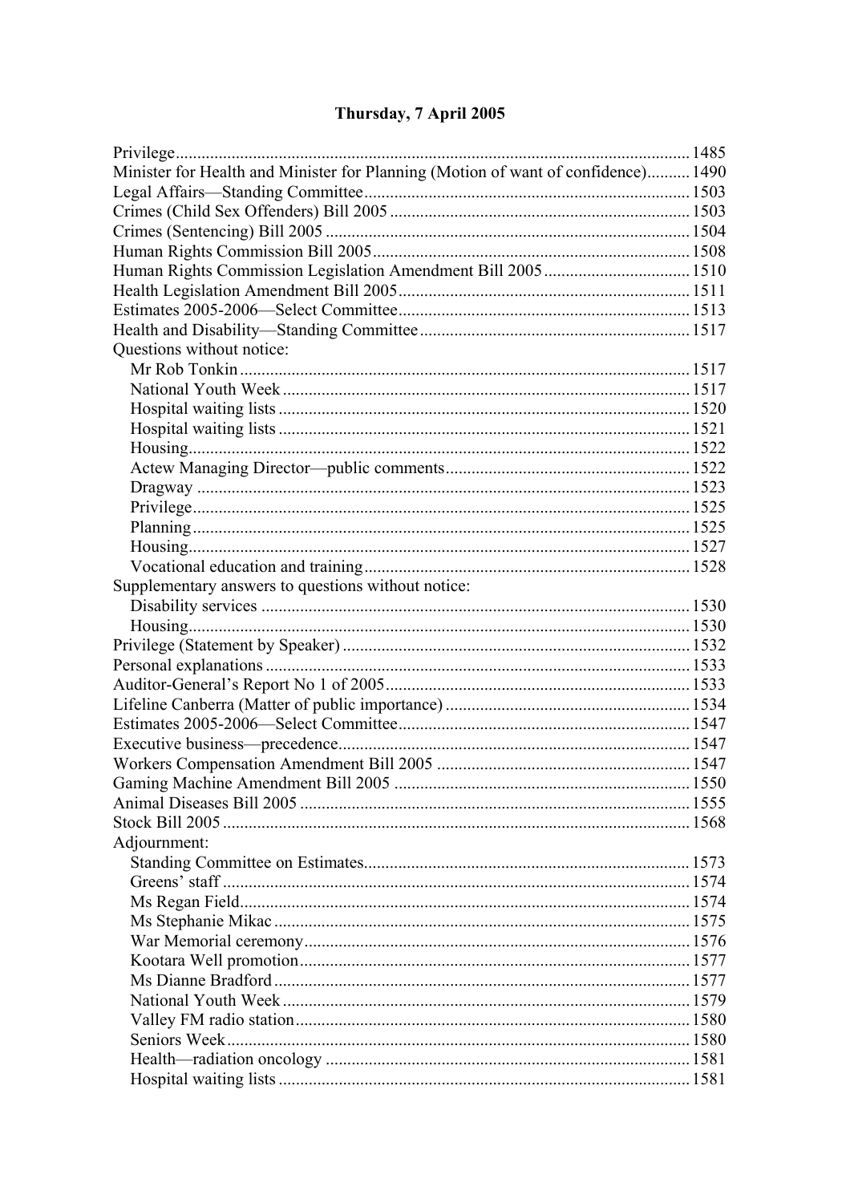## Thursday, 7 April 2005

Privilege ........................................................................................................ 1485
Minister for Health and Minister for Planning (Motion of want of confidence).......... 1490
Legal Affairs—Standing Committee ........................................................................ 1503
Crimes (Child Sex Offenders) Bill 2005 .................................................................. 1503
Crimes (Sentencing) Bill 2005 ................................................................................ 1504
Human Rights Commission Bill 2005...................................................................... 1508
Human Rights Commission Legislation Amendment Bill 2005................................ 1510
Health Legislation Amendment Bill 2005................................................................ 1511
Estimates 2005-2006—Select Committee ................................................................ 1513
Health and Disability—Standing Committee ........................................................... 1517
Questions without notice:
- Mr Rob Tonkin ..................................................................................................... 1517
- National Youth Week ........................................................................................... 1517
- Hospital waiting lists ............................................................................................ 1520
- Hospital waiting lists ............................................................................................ 1521
- Housing................................................................................................................. 1522
- Actew Managing Director—public comments...................................................... 1522
- Dragway ............................................................................................................... 1523
- Privilege................................................................................................................ 1525
- Planning................................................................................................................ 1525
- Housing................................................................................................................. 1527
- Vocational education and training......................................................................... 1528

Supplementary answers to questions without notice:
- Disability services ................................................................................................. 1530
- Housing................................................................................................................. 1530

Privilege (Statement by Speaker) ............................................................................. 1532
Personal explanations ............................................................................................... 1533
Auditor-General's Report No 1 of 2005.................................................................... 1533
Lifeline Canberra (Matter of public importance) ..................................................... 1534
Estimates 2005-2006—Select Committee ................................................................ 1547
Executive business—precedence.............................................................................. 1547
Workers Compensation Amendment Bill 2005 ........................................................ 1547
Gaming Machine Amendment Bill 2005 .................................................................. 1550
Animal Diseases Bill 2005 ....................................................................................... 1555
Stock Bill 2005 ......................................................................................................... 1568
Adjournment:
- Standing Committee on Estimates......................................................................... 1573
- Greens' staff .......................................................................................................... 1574
- Ms Regan Field...................................................................................................... 1574
- Ms Stephanie Mikac .............................................................................................. 1575
- War Memorial ceremony....................................................................................... 1576
- Kootara Well promotion........................................................................................ 1577
- Ms Dianne Bradford .............................................................................................. 1577
- National Youth Week ............................................................................................ 1579
- Valley FM radio station......................................................................................... 1580
- Seniors Week......................................................................................................... 1580
- Health—radiation oncology .................................................................................. 1581
- Hospital waiting lists ............................................................................................ 1581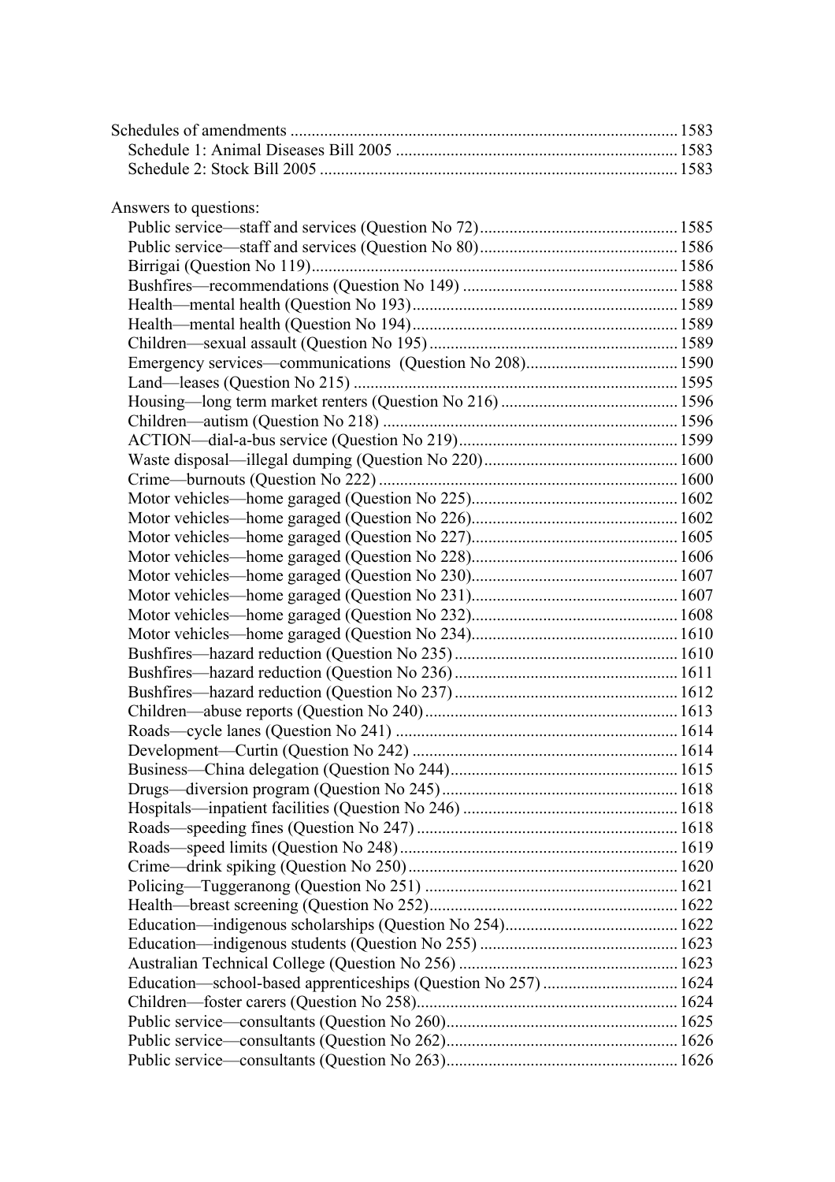Schedules of amendments ........................................................................................ 1583
- Schedule 1: Animal Diseases Bill 2005 ................................................................ 1583
- Schedule 2: Stock Bill 2005 .................................................................................. 1583

Answers to questions:
- Public service—staff and services (Question No 72)............................................. 1585
- Public service—staff and services (Question No 80)............................................. 1586
- Birrigai (Question No 119)................................................................................... 1586
- Bushfires—recommendations (Question No 149) ................................................ 1588
- Health—mental health (Question No 193)............................................................ 1589
- Health—mental health (Question No 194)............................................................ 1589
- Children—sexual assault (Question No 195) ........................................................ 1589
- Emergency services—communications (Question No 208)................................. 1590
- Land—leases (Question No 215) .......................................................................... 1595
- Housing—long term market renters (Question No 216) ....................................... 1596
- Children—autism (Question No 218) ................................................................... 1596
- ACTION—dial-a-bus service (Question No 219)................................................. 1599
- Waste disposal—illegal dumping (Question No 220)........................................... 1600
- Crime—burnouts (Question No 222) .................................................................... 1600
- Motor vehicles—home garaged (Question No 225).............................................. 1602
- Motor vehicles—home garaged (Question No 226).............................................. 1602
- Motor vehicles—home garaged (Question No 227).............................................. 1605
- Motor vehicles—home garaged (Question No 228).............................................. 1606
- Motor vehicles—home garaged (Question No 230).............................................. 1607
- Motor vehicles—home garaged (Question No 231).............................................. 1607
- Motor vehicles—home garaged (Question No 232).............................................. 1608
- Motor vehicles—home garaged (Question No 234).............................................. 1610
- Bushfires—hazard reduction (Question No 235) .................................................. 1610
- Bushfires—hazard reduction (Question No 236) .................................................. 1611
- Bushfires—hazard reduction (Question No 237) .................................................. 1612
- Children—abuse reports (Question No 240) ......................................................... 1613
- Roads—cycle lanes (Question No 241) ................................................................ 1614
- Development—Curtin (Question No 242) ............................................................ 1614
- Business—China delegation (Question No 244).................................................... 1615
- Drugs—diversion program (Question No 245)...................................................... 1618
- Hospitals—inpatient facilities (Question No 246) ................................................ 1618
- Roads—speeding fines (Question No 247) ........................................................... 1618
- Roads—speed limits (Question No 248)............................................................... 1619
- Crime—drink spiking (Question No 250)............................................................. 1620
- Policing—Tuggeranong (Question No 251) .......................................................... 1621
- Health—breast screening (Question No 252)......................................................... 1622
- Education—indigenous scholarships (Question No 254)....................................... 1622
- Education—indigenous students (Question No 255) ............................................. 1623
- Australian Technical College (Question No 256) .................................................. 1623
- Education—school-based apprenticeships (Question No 257) .............................. 1624
- Children—foster carers (Question No 258)............................................................ 1624
- Public service—consultants (Question No 260)..................................................... 1625
- Public service—consultants (Question No 262)..................................................... 1626
- Public service—consultants (Question No 263)..................................................... 1626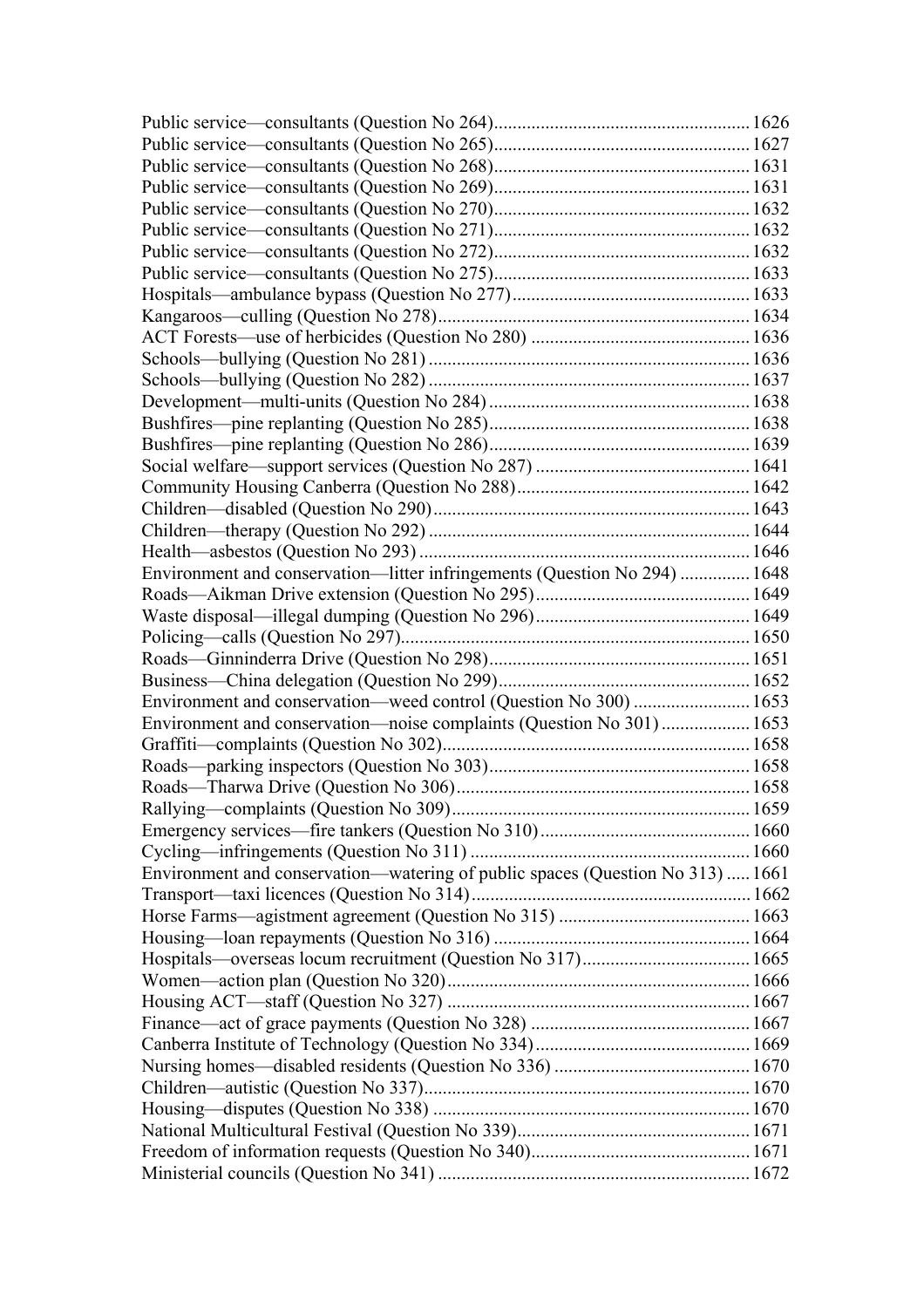Public service—consultants (Question No 264)....................................................... 1626
Public service—consultants (Question No 265)....................................................... 1627
Public service—consultants (Question No 268)....................................................... 1631
Public service—consultants (Question No 269)....................................................... 1631
Public service—consultants (Question No 270)....................................................... 1632
Public service—consultants (Question No 271)....................................................... 1632
Public service—consultants (Question No 272)....................................................... 1632
Public service—consultants (Question No 275)....................................................... 1633
Hospitals—ambulance bypass (Question No 277)................................................... 1633
Kangaroos—culling (Question No 278).................................................................. 1634
ACT Forests—use of herbicides (Question No 280) ............................................... 1636
Schools—bullying (Question No 281) .................................................................... 1636
Schools—bullying (Question No 282) .................................................................... 1637
Development—multi-units (Question No 284) ........................................................ 1638
Bushfires—pine replanting (Question No 285)........................................................ 1638
Bushfires—pine replanting (Question No 286)........................................................ 1639
Social welfare—support services (Question No 287) ............................................. 1641
Community Housing Canberra (Question No 288).................................................. 1642
Children—disabled (Question No 290).................................................................... 1643
Children—therapy (Question No 292) ..................................................................... 1644
Health—asbestos (Question No 293) ....................................................................... 1646
Environment and conservation—litter infringements (Question No 294) ............... 1648
Roads—Aikman Drive extension (Question No 295).............................................. 1649
Waste disposal—illegal dumping (Question No 296).............................................. 1649
Policing—calls (Question No 297)........................................................................... 1650
Roads—Ginninderra Drive (Question No 298)........................................................ 1651
Business—China delegation (Question No 299)...................................................... 1652
Environment and conservation—weed control (Question No 300) ......................... 1653
Environment and conservation—noise complaints (Question No 301) ................... 1653
Graffiti—complaints (Question No 302).................................................................. 1658
Roads—parking inspectors (Question No 303)........................................................ 1658
Roads—Tharwa Drive (Question No 306)............................................................... 1658
Rallying—complaints (Question No 309)................................................................ 1659
Emergency services—fire tankers (Question No 310)............................................. 1660
Cycling—infringements (Question No 311) ............................................................ 1660
Environment and conservation—watering of public spaces (Question No 313) ..... 1661
Transport—taxi licences (Question No 314)............................................................ 1662
Horse Farms—agistment agreement (Question No 315) ......................................... 1663
Housing—loan repayments (Question No 316) ....................................................... 1664
Hospitals—overseas locum recruitment (Question No 317).................................... 1665
Women—action plan (Question No 320)................................................................. 1666
Housing ACT—staff (Question No 327) ................................................................. 1667
Finance—act of grace payments (Question No 328) ............................................... 1667
Canberra Institute of Technology (Question No 334).............................................. 1669
Nursing homes—disabled residents (Question No 336) .......................................... 1670
Children—autistic (Question No 337)...................................................................... 1670
Housing—disputes (Question No 338) .................................................................... 1670
National Multicultural Festival (Question No 339).................................................. 1671
Freedom of information requests (Question No 340)............................................... 1671
Ministerial councils (Question No 341) ................................................................... 1672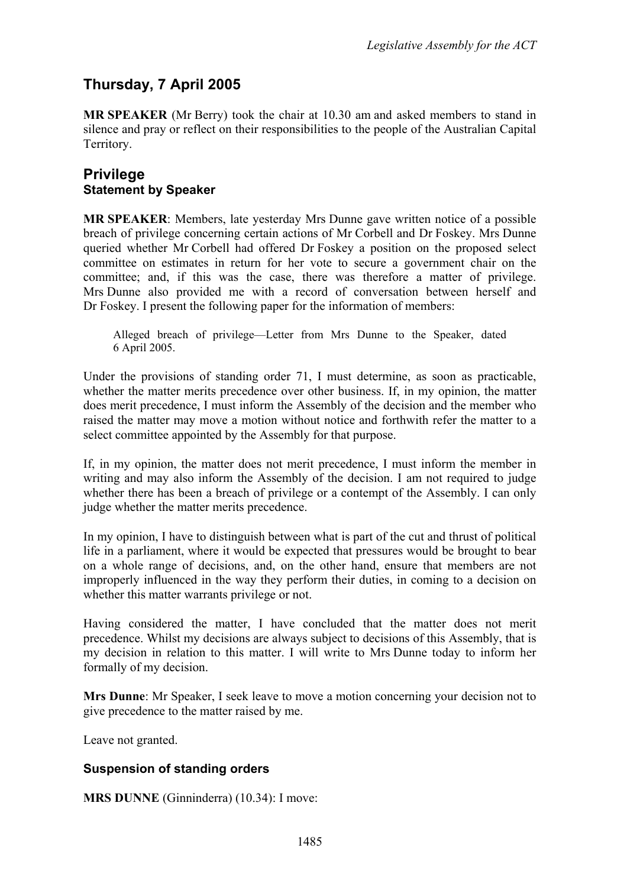# Thursday, 7 April 2005

**MR SPEAKER** (Mr Berry) took the chair at 10.30 am and asked members to stand in silence and pray or reflect on their responsibilities to the people of the Australian Capital Territory.

## Privilege

### Statement by Speaker

**MR SPEAKER**: Members, late yesterday Mrs Dunne gave written notice of a possible breach of privilege concerning certain actions of Mr Corbell and Dr Foskey. Mrs Dunne queried whether Mr Corbell had offered Dr Foskey a position on the proposed select committee on estimates in return for her vote to secure a government chair on the committee; and, if this was the case, there was therefore a matter of privilege. Mrs Dunne also provided me with a record of conversation between herself and Dr Foskey. I present the following paper for the information of members:

> Alleged breach of privilege—Letter from Mrs Dunne to the Speaker, dated 6 April 2005.

Under the provisions of standing order 71, I must determine, as soon as practicable, whether the matter merits precedence over other business. If, in my opinion, the matter does merit precedence, I must inform the Assembly of the decision and the member who raised the matter may move a motion without notice and forthwith refer the matter to a select committee appointed by the Assembly for that purpose.

If, in my opinion, the matter does not merit precedence, I must inform the member in writing and may also inform the Assembly of the decision. I am not required to judge whether there has been a breach of privilege or a contempt of the Assembly. I can only judge whether the matter merits precedence.

In my opinion, I have to distinguish between what is part of the cut and thrust of political life in a parliament, where it would be expected that pressures would be brought to bear on a whole range of decisions, and, on the other hand, ensure that members are not improperly influenced in the way they perform their duties, in coming to a decision on whether this matter warrants privilege or not.

Having considered the matter, I have concluded that the matter does not merit precedence. Whilst my decisions are always subject to decisions of this Assembly, that is my decision in relation to this matter. I will write to Mrs Dunne today to inform her formally of my decision.

**Mrs Dunne**: Mr Speaker, I seek leave to move a motion concerning your decision not to give precedence to the matter raised by me.

Leave not granted.

### Suspension of standing orders

**MRS DUNNE** (Ginninderra) (10.34): I move: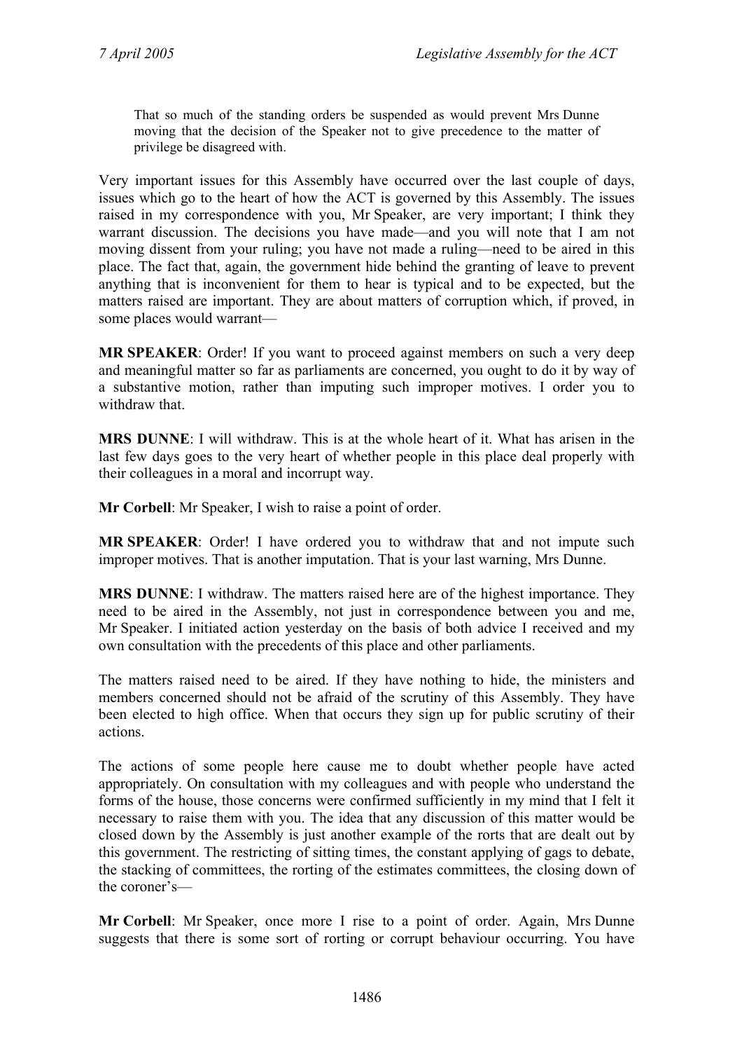> That so much of the standing orders be suspended as would prevent Mrs Dunne moving that the decision of the Speaker not to give precedence to the matter of privilege be disagreed with.

Very important issues for this Assembly have occurred over the last couple of days, issues which go to the heart of how the ACT is governed by this Assembly. The issues raised in my correspondence with you, Mr Speaker, are very important; I think they warrant discussion. The decisions you have made—and you will note that I am not moving dissent from your ruling; you have not made a ruling—need to be aired in this place. The fact that, again, the government hide behind the granting of leave to prevent anything that is inconvenient for them to hear is typical and to be expected, but the matters raised are important. They are about matters of corruption which, if proved, in some places would warrant—

**MR SPEAKER**: Order! If you want to proceed against members on such a very deep and meaningful matter so far as parliaments are concerned, you ought to do it by way of a substantive motion, rather than imputing such improper motives. I order you to withdraw that.

**MRS DUNNE**: I will withdraw. This is at the whole heart of it. What has arisen in the last few days goes to the very heart of whether people in this place deal properly with their colleagues in a moral and incorrupt way.

**Mr Corbell**: Mr Speaker, I wish to raise a point of order.

**MR SPEAKER**: Order! I have ordered you to withdraw that and not impute such improper motives. That is another imputation. That is your last warning, Mrs Dunne.

**MRS DUNNE**: I withdraw. The matters raised here are of the highest importance. They need to be aired in the Assembly, not just in correspondence between you and me, Mr Speaker. I initiated action yesterday on the basis of both advice I received and my own consultation with the precedents of this place and other parliaments.

The matters raised need to be aired. If they have nothing to hide, the ministers and members concerned should not be afraid of the scrutiny of this Assembly. They have been elected to high office. When that occurs they sign up for public scrutiny of their actions.

The actions of some people here cause me to doubt whether people have acted appropriately. On consultation with my colleagues and with people who understand the forms of the house, those concerns were confirmed sufficiently in my mind that I felt it necessary to raise them with you. The idea that any discussion of this matter would be closed down by the Assembly is just another example of the rorts that are dealt out by this government. The restricting of sitting times, the constant applying of gags to debate, the stacking of committees, the rorting of the estimates committees, the closing down of the coroner's—

**Mr Corbell**: Mr Speaker, once more I rise to a point of order. Again, Mrs Dunne suggests that there is some sort of rorting or corrupt behaviour occurring. You have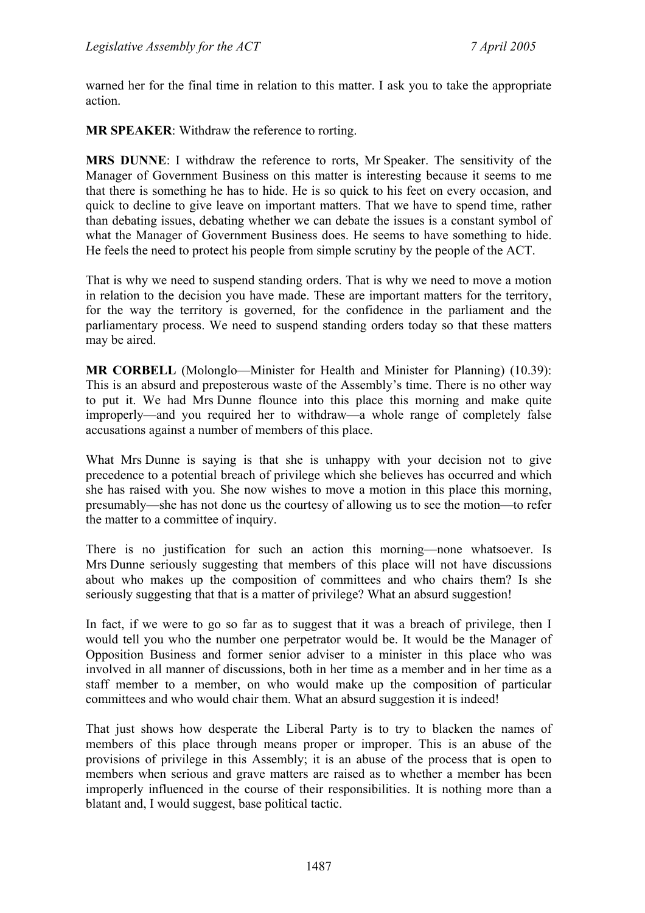warned her for the final time in relation to this matter. I ask you to take the appropriate action.

**MR SPEAKER**: Withdraw the reference to rorting.

**MRS DUNNE**: I withdraw the reference to rorts, Mr Speaker. The sensitivity of the Manager of Government Business on this matter is interesting because it seems to me that there is something he has to hide. He is so quick to his feet on every occasion, and quick to decline to give leave on important matters. That we have to spend time, rather than debating issues, debating whether we can debate the issues is a constant symbol of what the Manager of Government Business does. He seems to have something to hide. He feels the need to protect his people from simple scrutiny by the people of the ACT.

That is why we need to suspend standing orders. That is why we need to move a motion in relation to the decision you have made. These are important matters for the territory, for the way the territory is governed, for the confidence in the parliament and the parliamentary process. We need to suspend standing orders today so that these matters may be aired.

**MR CORBELL** (Molonglo—Minister for Health and Minister for Planning) (10.39): This is an absurd and preposterous waste of the Assembly's time. There is no other way to put it. We had Mrs Dunne flounce into this place this morning and make quite improperly—and you required her to withdraw—a whole range of completely false accusations against a number of members of this place.

What Mrs Dunne is saying is that she is unhappy with your decision not to give precedence to a potential breach of privilege which she believes has occurred and which she has raised with you. She now wishes to move a motion in this place this morning, presumably—she has not done us the courtesy of allowing us to see the motion—to refer the matter to a committee of inquiry.

There is no justification for such an action this morning—none whatsoever. Is Mrs Dunne seriously suggesting that members of this place will not have discussions about who makes up the composition of committees and who chairs them? Is she seriously suggesting that that is a matter of privilege? What an absurd suggestion!

In fact, if we were to go so far as to suggest that it was a breach of privilege, then I would tell you who the number one perpetrator would be. It would be the Manager of Opposition Business and former senior adviser to a minister in this place who was involved in all manner of discussions, both in her time as a member and in her time as a staff member to a member, on who would make up the composition of particular committees and who would chair them. What an absurd suggestion it is indeed!

That just shows how desperate the Liberal Party is to try to blacken the names of members of this place through means proper or improper. This is an abuse of the provisions of privilege in this Assembly; it is an abuse of the process that is open to members when serious and grave matters are raised as to whether a member has been improperly influenced in the course of their responsibilities. It is nothing more than a blatant and, I would suggest, base political tactic.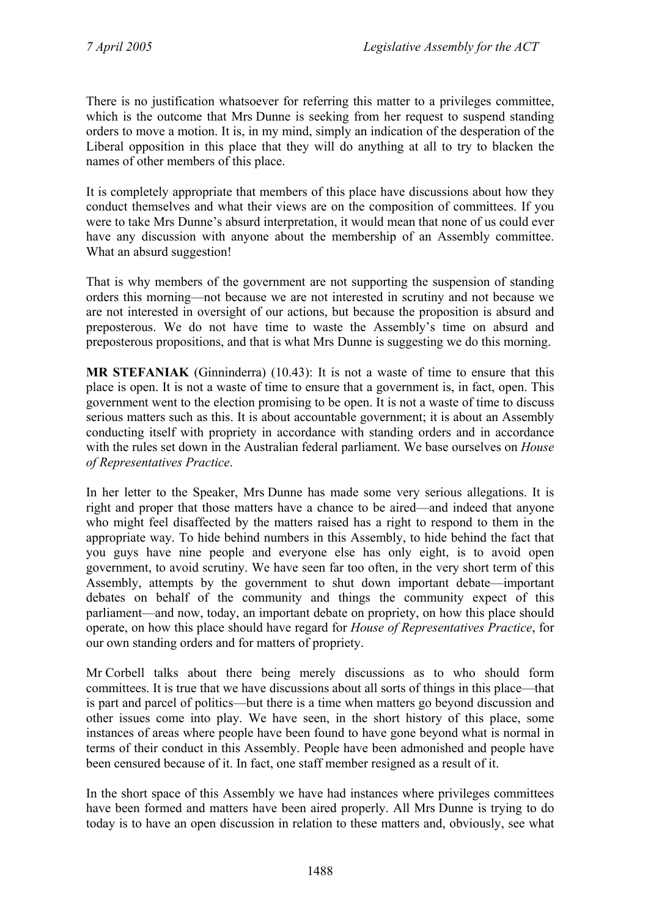There is no justification whatsoever for referring this matter to a privileges committee, which is the outcome that Mrs Dunne is seeking from her request to suspend standing orders to move a motion. It is, in my mind, simply an indication of the desperation of the Liberal opposition in this place that they will do anything at all to try to blacken the names of other members of this place.

It is completely appropriate that members of this place have discussions about how they conduct themselves and what their views are on the composition of committees. If you were to take Mrs Dunne's absurd interpretation, it would mean that none of us could ever have any discussion with anyone about the membership of an Assembly committee. What an absurd suggestion!

That is why members of the government are not supporting the suspension of standing orders this morning—not because we are not interested in scrutiny and not because we are not interested in oversight of our actions, but because the proposition is absurd and preposterous. We do not have time to waste the Assembly's time on absurd and preposterous propositions, and that is what Mrs Dunne is suggesting we do this morning.

**MR STEFANIAK** (Ginninderra) (10.43): It is not a waste of time to ensure that this place is open. It is not a waste of time to ensure that a government is, in fact, open. This government went to the election promising to be open. It is not a waste of time to discuss serious matters such as this. It is about accountable government; it is about an Assembly conducting itself with propriety in accordance with standing orders and in accordance with the rules set down in the Australian federal parliament. We base ourselves on *House of Representatives Practice*.

In her letter to the Speaker, Mrs Dunne has made some very serious allegations. It is right and proper that those matters have a chance to be aired—and indeed that anyone who might feel disaffected by the matters raised has a right to respond to them in the appropriate way. To hide behind numbers in this Assembly, to hide behind the fact that you guys have nine people and everyone else has only eight, is to avoid open government, to avoid scrutiny. We have seen far too often, in the very short term of this Assembly, attempts by the government to shut down important debate—important debates on behalf of the community and things the community expect of this parliament—and now, today, an important debate on propriety, on how this place should operate, on how this place should have regard for *House of Representatives Practice*, for our own standing orders and for matters of propriety.

Mr Corbell talks about there being merely discussions as to who should form committees. It is true that we have discussions about all sorts of things in this place—that is part and parcel of politics—but there is a time when matters go beyond discussion and other issues come into play. We have seen, in the short history of this place, some instances of areas where people have been found to have gone beyond what is normal in terms of their conduct in this Assembly. People have been admonished and people have been censured because of it. In fact, one staff member resigned as a result of it.

In the short space of this Assembly we have had instances where privileges committees have been formed and matters have been aired properly. All Mrs Dunne is trying to do today is to have an open discussion in relation to these matters and, obviously, see what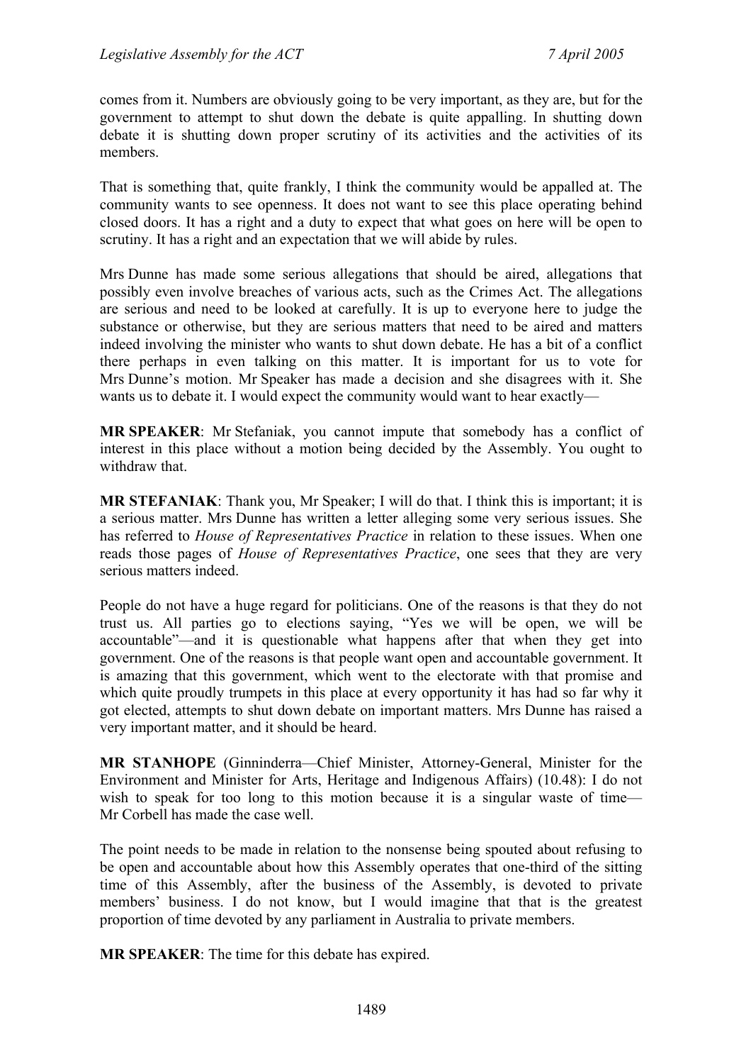comes from it. Numbers are obviously going to be very important, as they are, but for the government to attempt to shut down the debate is quite appalling. In shutting down debate it is shutting down proper scrutiny of its activities and the activities of its members.

That is something that, quite frankly, I think the community would be appalled at. The community wants to see openness. It does not want to see this place operating behind closed doors. It has a right and a duty to expect that what goes on here will be open to scrutiny. It has a right and an expectation that we will abide by rules.

Mrs Dunne has made some serious allegations that should be aired, allegations that possibly even involve breaches of various acts, such as the Crimes Act. The allegations are serious and need to be looked at carefully. It is up to everyone here to judge the substance or otherwise, but they are serious matters that need to be aired and matters indeed involving the minister who wants to shut down debate. He has a bit of a conflict there perhaps in even talking on this matter. It is important for us to vote for Mrs Dunne's motion. Mr Speaker has made a decision and she disagrees with it. She wants us to debate it. I would expect the community would want to hear exactly—

**MR SPEAKER**: Mr Stefaniak, you cannot impute that somebody has a conflict of interest in this place without a motion being decided by the Assembly. You ought to withdraw that.

**MR STEFANIAK**: Thank you, Mr Speaker; I will do that. I think this is important; it is a serious matter. Mrs Dunne has written a letter alleging some very serious issues. She has referred to *House of Representatives Practice* in relation to these issues. When one reads those pages of *House of Representatives Practice*, one sees that they are very serious matters indeed.

People do not have a huge regard for politicians. One of the reasons is that they do not trust us. All parties go to elections saying, "Yes we will be open, we will be accountable"—and it is questionable what happens after that when they get into government. One of the reasons is that people want open and accountable government. It is amazing that this government, which went to the electorate with that promise and which quite proudly trumpets in this place at every opportunity it has had so far why it got elected, attempts to shut down debate on important matters. Mrs Dunne has raised a very important matter, and it should be heard.

**MR STANHOPE** (Ginninderra—Chief Minister, Attorney-General, Minister for the Environment and Minister for Arts, Heritage and Indigenous Affairs) (10.48): I do not wish to speak for too long to this motion because it is a singular waste of time—Mr Corbell has made the case well.

The point needs to be made in relation to the nonsense being spouted about refusing to be open and accountable about how this Assembly operates that one-third of the sitting time of this Assembly, after the business of the Assembly, is devoted to private members' business. I do not know, but I would imagine that that is the greatest proportion of time devoted by any parliament in Australia to private members.

**MR SPEAKER**: The time for this debate has expired.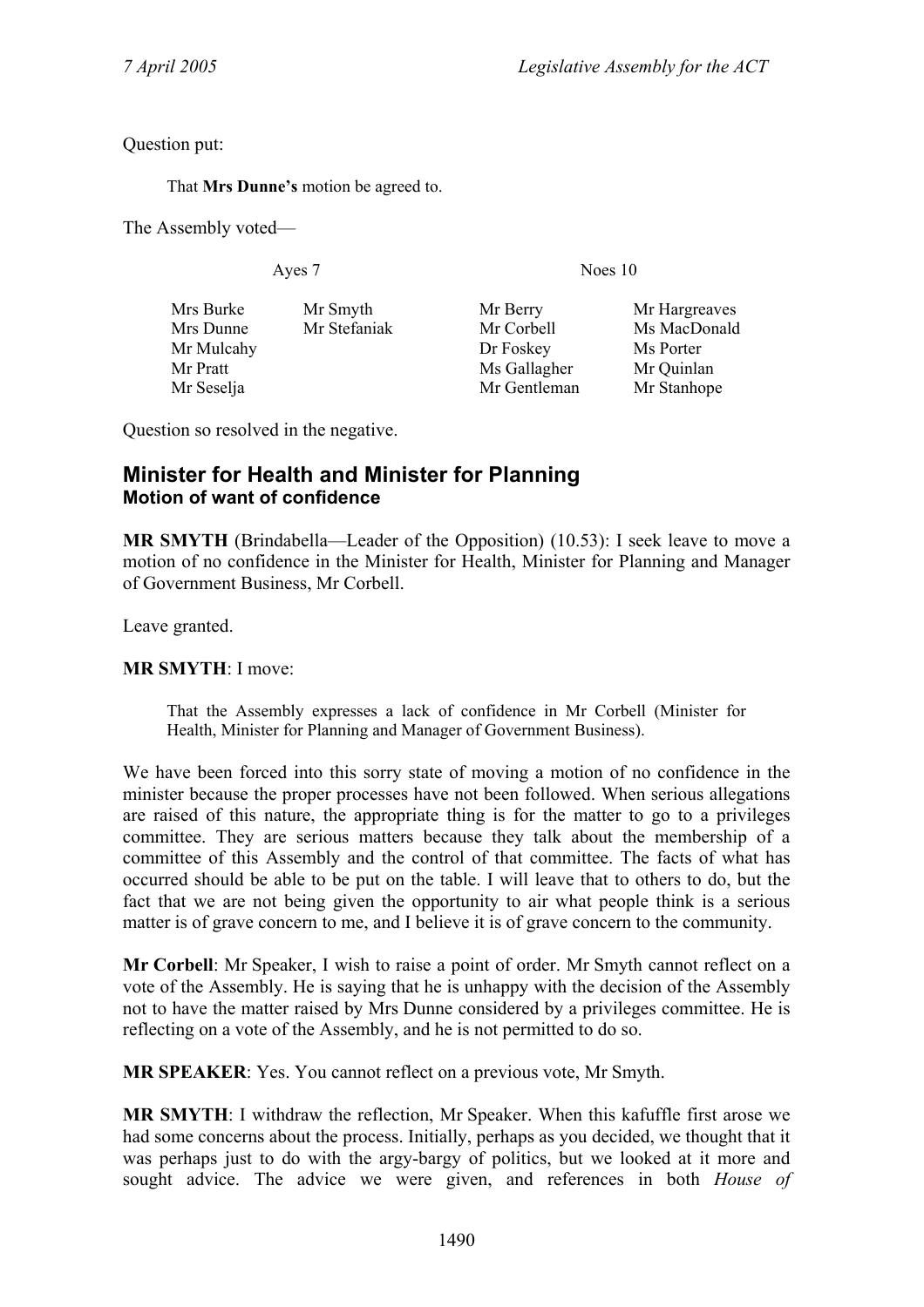Question put:

> That **Mrs Dunne's** motion be agreed to.

The Assembly voted—

| Ayes 7 | | Noes 10 | |
|---|---|---|---|
| Mrs Burke | Mr Smyth | Mr Berry | Mr Hargreaves |
| Mrs Dunne | Mr Stefaniak | Mr Corbell | Ms MacDonald |
| Mr Mulcahy | | Dr Foskey | Ms Porter |
| Mr Pratt | | Ms Gallagher | Mr Quinlan |
| Mr Seselja | | Mr Gentleman | Mr Stanhope |

Question so resolved in the negative.

## Minister for Health and Minister for Planning
### Motion of want of confidence

**MR SMYTH** (Brindabella—Leader of the Opposition) (10.53): I seek leave to move a motion of no confidence in the Minister for Health, Minister for Planning and Manager of Government Business, Mr Corbell.

Leave granted.

**MR SMYTH**: I move:

> That the Assembly expresses a lack of confidence in Mr Corbell (Minister for Health, Minister for Planning and Manager of Government Business).

We have been forced into this sorry state of moving a motion of no confidence in the minister because the proper processes have not been followed. When serious allegations are raised of this nature, the appropriate thing is for the matter to go to a privileges committee. They are serious matters because they talk about the membership of a committee of this Assembly and the control of that committee. The facts of what has occurred should be able to be put on the table. I will leave that to others to do, but the fact that we are not being given the opportunity to air what people think is a serious matter is of grave concern to me, and I believe it is of grave concern to the community.

**Mr Corbell**: Mr Speaker, I wish to raise a point of order. Mr Smyth cannot reflect on a vote of the Assembly. He is saying that he is unhappy with the decision of the Assembly not to have the matter raised by Mrs Dunne considered by a privileges committee. He is reflecting on a vote of the Assembly, and he is not permitted to do so.

**MR SPEAKER**: Yes. You cannot reflect on a previous vote, Mr Smyth.

**MR SMYTH**: I withdraw the reflection, Mr Speaker. When this kafuffle first arose we had some concerns about the process. Initially, perhaps as you decided, we thought that it was perhaps just to do with the argy-bargy of politics, but we looked at it more and sought advice. The advice we were given, and references in both *House of*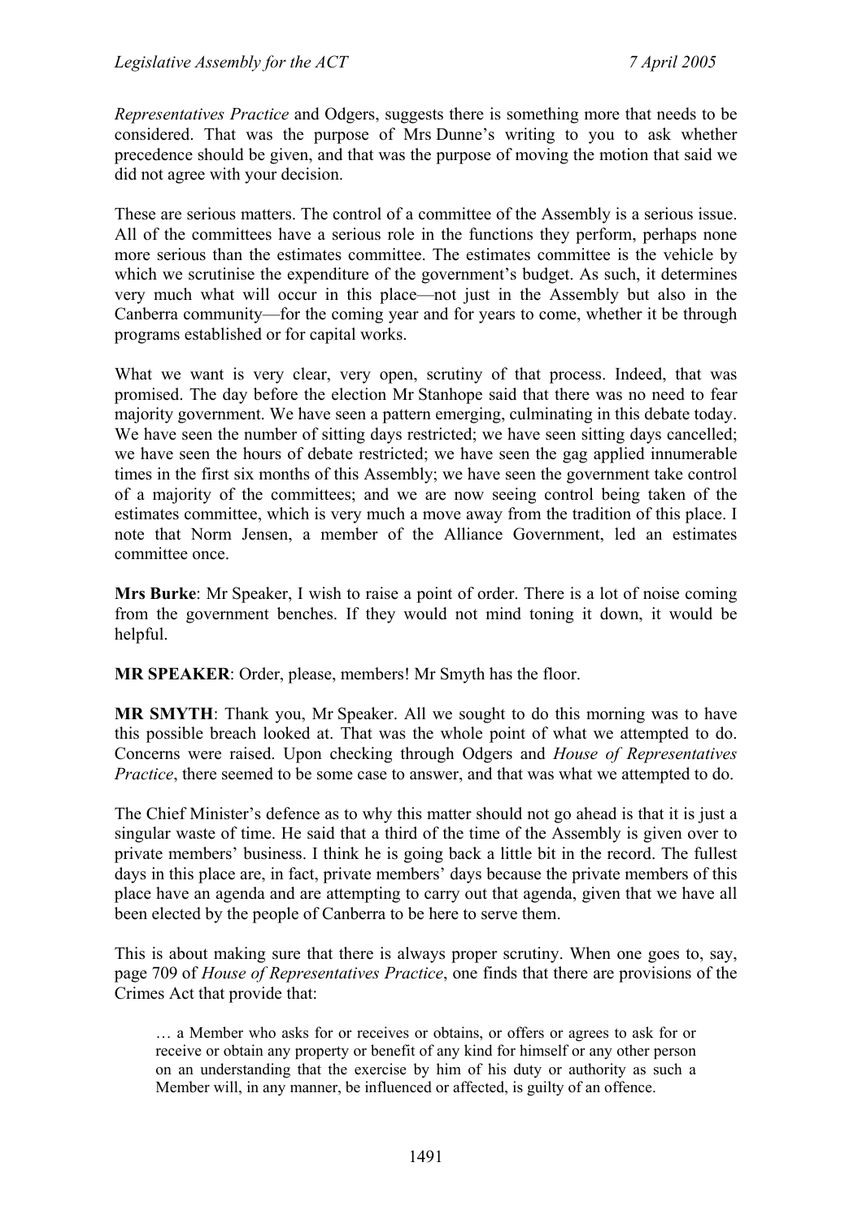*Representatives Practice* and Odgers, suggests there is something more that needs to be considered. That was the purpose of Mrs Dunne's writing to you to ask whether precedence should be given, and that was the purpose of moving the motion that said we did not agree with your decision.

These are serious matters. The control of a committee of the Assembly is a serious issue. All of the committees have a serious role in the functions they perform, perhaps none more serious than the estimates committee. The estimates committee is the vehicle by which we scrutinise the expenditure of the government's budget. As such, it determines very much what will occur in this place—not just in the Assembly but also in the Canberra community—for the coming year and for years to come, whether it be through programs established or for capital works.

What we want is very clear, very open, scrutiny of that process. Indeed, that was promised. The day before the election Mr Stanhope said that there was no need to fear majority government. We have seen a pattern emerging, culminating in this debate today. We have seen the number of sitting days restricted; we have seen sitting days cancelled; we have seen the hours of debate restricted; we have seen the gag applied innumerable times in the first six months of this Assembly; we have seen the government take control of a majority of the committees; and we are now seeing control being taken of the estimates committee, which is very much a move away from the tradition of this place. I note that Norm Jensen, a member of the Alliance Government, led an estimates committee once.

**Mrs Burke**: Mr Speaker, I wish to raise a point of order. There is a lot of noise coming from the government benches. If they would not mind toning it down, it would be helpful.

**MR SPEAKER**: Order, please, members! Mr Smyth has the floor.

**MR SMYTH**: Thank you, Mr Speaker. All we sought to do this morning was to have this possible breach looked at. That was the whole point of what we attempted to do. Concerns were raised. Upon checking through Odgers and *House of Representatives Practice*, there seemed to be some case to answer, and that was what we attempted to do.

The Chief Minister's defence as to why this matter should not go ahead is that it is just a singular waste of time. He said that a third of the time of the Assembly is given over to private members' business. I think he is going back a little bit in the record. The fullest days in this place are, in fact, private members' days because the private members of this place have an agenda and are attempting to carry out that agenda, given that we have all been elected by the people of Canberra to be here to serve them.

This is about making sure that there is always proper scrutiny. When one goes to, say, page 709 of *House of Representatives Practice*, one finds that there are provisions of the Crimes Act that provide that:

> … a Member who asks for or receives or obtains, or offers or agrees to ask for or receive or obtain any property or benefit of any kind for himself or any other person on an understanding that the exercise by him of his duty or authority as such a Member will, in any manner, be influenced or affected, is guilty of an offence.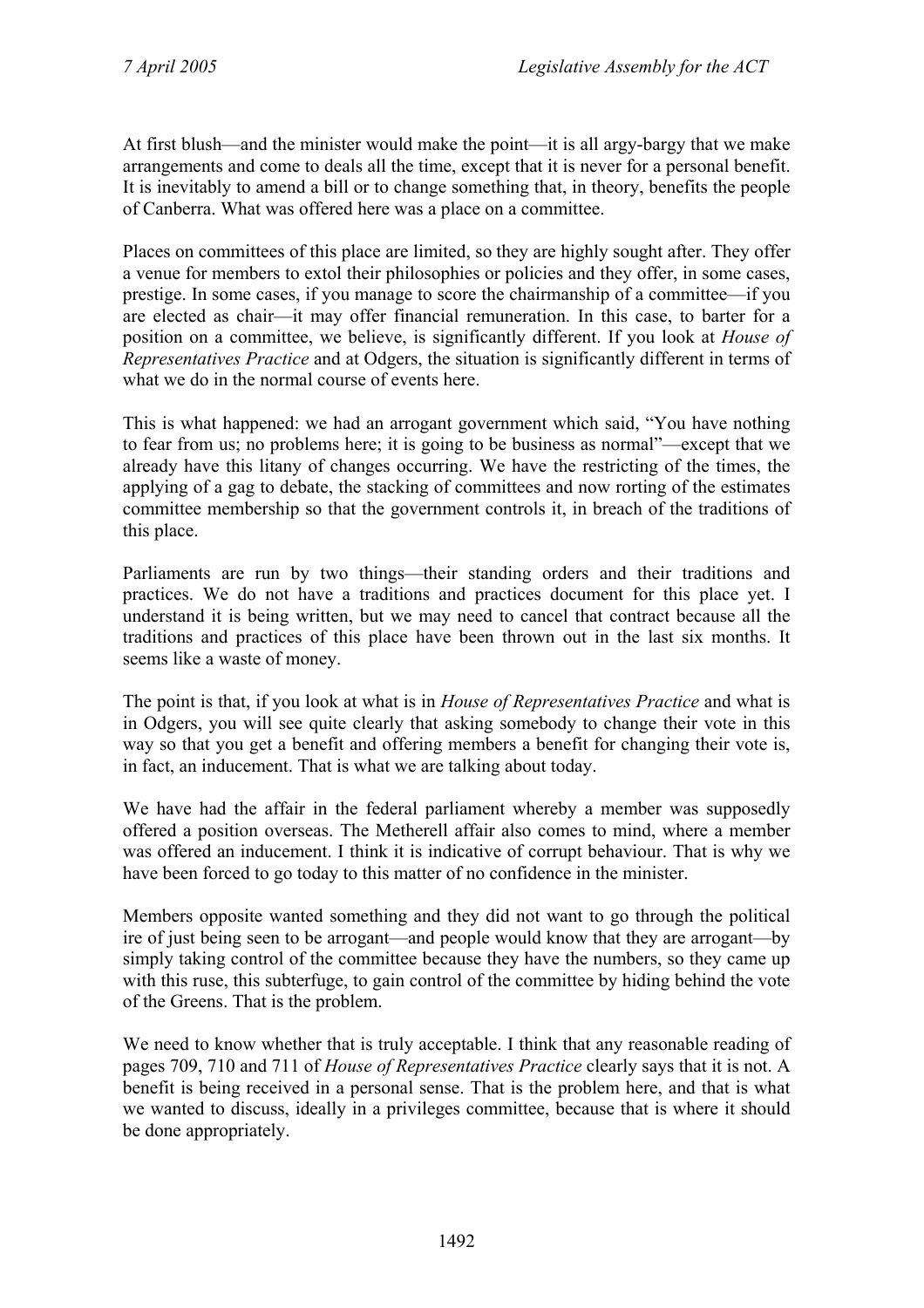At first blush—and the minister would make the point—it is all argy-bargy that we make arrangements and come to deals all the time, except that it is never for a personal benefit. It is inevitably to amend a bill or to change something that, in theory, benefits the people of Canberra. What was offered here was a place on a committee.

Places on committees of this place are limited, so they are highly sought after. They offer a venue for members to extol their philosophies or policies and they offer, in some cases, prestige. In some cases, if you manage to score the chairmanship of a committee—if you are elected as chair—it may offer financial remuneration. In this case, to barter for a position on a committee, we believe, is significantly different. If you look at *House of Representatives Practice* and at Odgers, the situation is significantly different in terms of what we do in the normal course of events here.

This is what happened: we had an arrogant government which said, "You have nothing to fear from us; no problems here; it is going to be business as normal"—except that we already have this litany of changes occurring. We have the restricting of the times, the applying of a gag to debate, the stacking of committees and now rorting of the estimates committee membership so that the government controls it, in breach of the traditions of this place.

Parliaments are run by two things—their standing orders and their traditions and practices. We do not have a traditions and practices document for this place yet. I understand it is being written, but we may need to cancel that contract because all the traditions and practices of this place have been thrown out in the last six months. It seems like a waste of money.

The point is that, if you look at what is in *House of Representatives Practice* and what is in Odgers, you will see quite clearly that asking somebody to change their vote in this way so that you get a benefit and offering members a benefit for changing their vote is, in fact, an inducement. That is what we are talking about today.

We have had the affair in the federal parliament whereby a member was supposedly offered a position overseas. The Metherell affair also comes to mind, where a member was offered an inducement. I think it is indicative of corrupt behaviour. That is why we have been forced to go today to this matter of no confidence in the minister.

Members opposite wanted something and they did not want to go through the political ire of just being seen to be arrogant—and people would know that they are arrogant—by simply taking control of the committee because they have the numbers, so they came up with this ruse, this subterfuge, to gain control of the committee by hiding behind the vote of the Greens. That is the problem.

We need to know whether that is truly acceptable. I think that any reasonable reading of pages 709, 710 and 711 of *House of Representatives Practice* clearly says that it is not. A benefit is being received in a personal sense. That is the problem here, and that is what we wanted to discuss, ideally in a privileges committee, because that is where it should be done appropriately.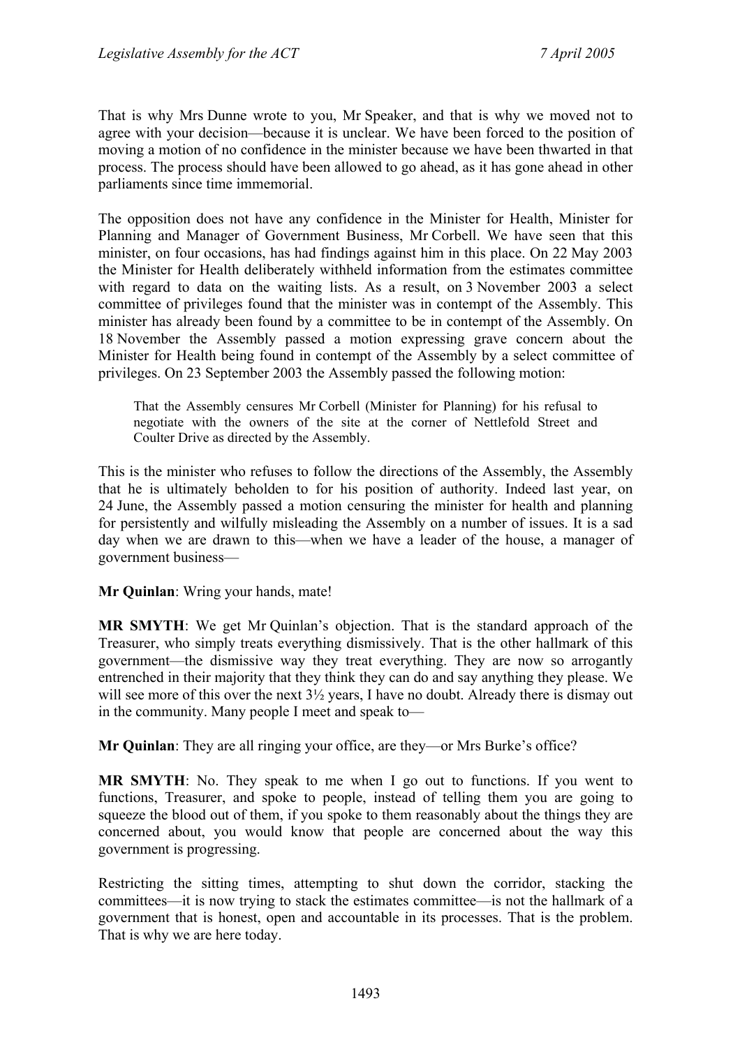That is why Mrs Dunne wrote to you, Mr Speaker, and that is why we moved not to agree with your decision—because it is unclear. We have been forced to the position of moving a motion of no confidence in the minister because we have been thwarted in that process. The process should have been allowed to go ahead, as it has gone ahead in other parliaments since time immemorial.

The opposition does not have any confidence in the Minister for Health, Minister for Planning and Manager of Government Business, Mr Corbell. We have seen that this minister, on four occasions, has had findings against him in this place. On 22 May 2003 the Minister for Health deliberately withheld information from the estimates committee with regard to data on the waiting lists. As a result, on 3 November 2003 a select committee of privileges found that the minister was in contempt of the Assembly. This minister has already been found by a committee to be in contempt of the Assembly. On 18 November the Assembly passed a motion expressing grave concern about the Minister for Health being found in contempt of the Assembly by a select committee of privileges. On 23 September 2003 the Assembly passed the following motion:

> That the Assembly censures Mr Corbell (Minister for Planning) for his refusal to negotiate with the owners of the site at the corner of Nettlefold Street and Coulter Drive as directed by the Assembly.

This is the minister who refuses to follow the directions of the Assembly, the Assembly that he is ultimately beholden to for his position of authority. Indeed last year, on 24 June, the Assembly passed a motion censuring the minister for health and planning for persistently and wilfully misleading the Assembly on a number of issues. It is a sad day when we are drawn to this—when we have a leader of the house, a manager of government business—

**Mr Quinlan**: Wring your hands, mate!

**MR SMYTH**: We get Mr Quinlan's objection. That is the standard approach of the Treasurer, who simply treats everything dismissively. That is the other hallmark of this government—the dismissive way they treat everything. They are now so arrogantly entrenched in their majority that they think they can do and say anything they please. We will see more of this over the next 3½ years, I have no doubt. Already there is dismay out in the community. Many people I meet and speak to—

**Mr Quinlan**: They are all ringing your office, are they—or Mrs Burke's office?

**MR SMYTH**: No. They speak to me when I go out to functions. If you went to functions, Treasurer, and spoke to people, instead of telling them you are going to squeeze the blood out of them, if you spoke to them reasonably about the things they are concerned about, you would know that people are concerned about the way this government is progressing.

Restricting the sitting times, attempting to shut down the corridor, stacking the committees—it is now trying to stack the estimates committee—is not the hallmark of a government that is honest, open and accountable in its processes. That is the problem. That is why we are here today.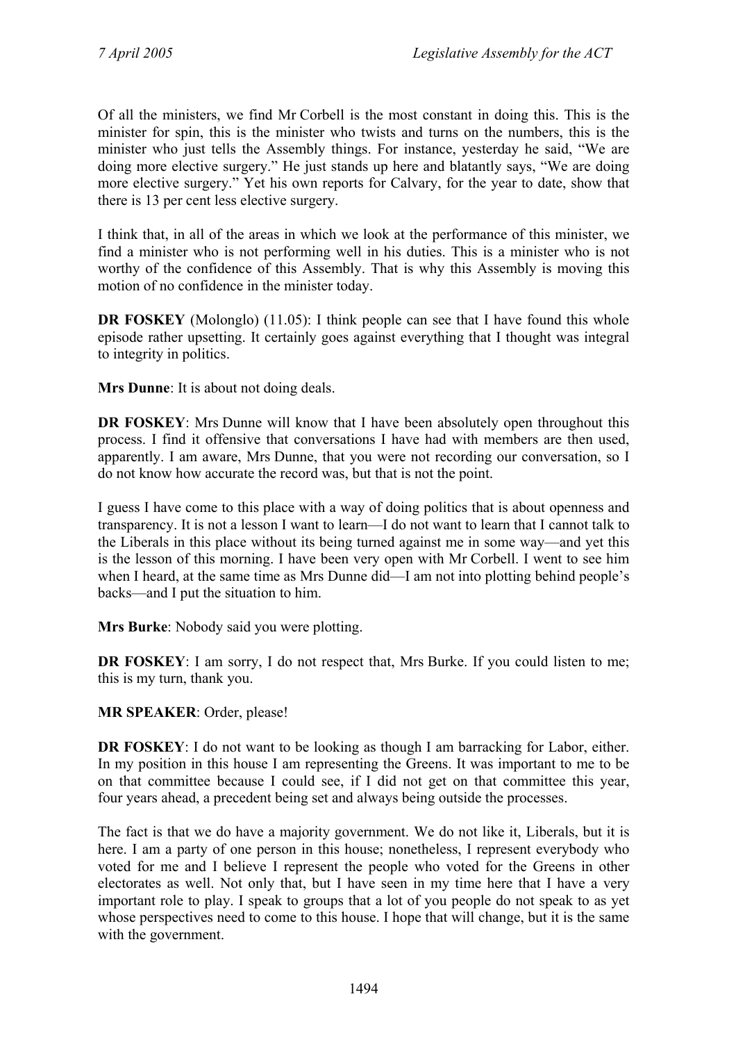Of all the ministers, we find Mr Corbell is the most constant in doing this. This is the minister for spin, this is the minister who twists and turns on the numbers, this is the minister who just tells the Assembly things. For instance, yesterday he said, "We are doing more elective surgery." He just stands up here and blatantly says, "We are doing more elective surgery." Yet his own reports for Calvary, for the year to date, show that there is 13 per cent less elective surgery.

I think that, in all of the areas in which we look at the performance of this minister, we find a minister who is not performing well in his duties. This is a minister who is not worthy of the confidence of this Assembly. That is why this Assembly is moving this motion of no confidence in the minister today.

**DR FOSKEY** (Molonglo) (11.05): I think people can see that I have found this whole episode rather upsetting. It certainly goes against everything that I thought was integral to integrity in politics.

**Mrs Dunne**: It is about not doing deals.

**DR FOSKEY**: Mrs Dunne will know that I have been absolutely open throughout this process. I find it offensive that conversations I have had with members are then used, apparently. I am aware, Mrs Dunne, that you were not recording our conversation, so I do not know how accurate the record was, but that is not the point.

I guess I have come to this place with a way of doing politics that is about openness and transparency. It is not a lesson I want to learn—I do not want to learn that I cannot talk to the Liberals in this place without its being turned against me in some way—and yet this is the lesson of this morning. I have been very open with Mr Corbell. I went to see him when I heard, at the same time as Mrs Dunne did—I am not into plotting behind people's backs—and I put the situation to him.

**Mrs Burke**: Nobody said you were plotting.

**DR FOSKEY**: I am sorry, I do not respect that, Mrs Burke. If you could listen to me; this is my turn, thank you.

**MR SPEAKER**: Order, please!

**DR FOSKEY**: I do not want to be looking as though I am barracking for Labor, either. In my position in this house I am representing the Greens. It was important to me to be on that committee because I could see, if I did not get on that committee this year, four years ahead, a precedent being set and always being outside the processes.

The fact is that we do have a majority government. We do not like it, Liberals, but it is here. I am a party of one person in this house; nonetheless, I represent everybody who voted for me and I believe I represent the people who voted for the Greens in other electorates as well. Not only that, but I have seen in my time here that I have a very important role to play. I speak to groups that a lot of you people do not speak to as yet whose perspectives need to come to this house. I hope that will change, but it is the same with the government.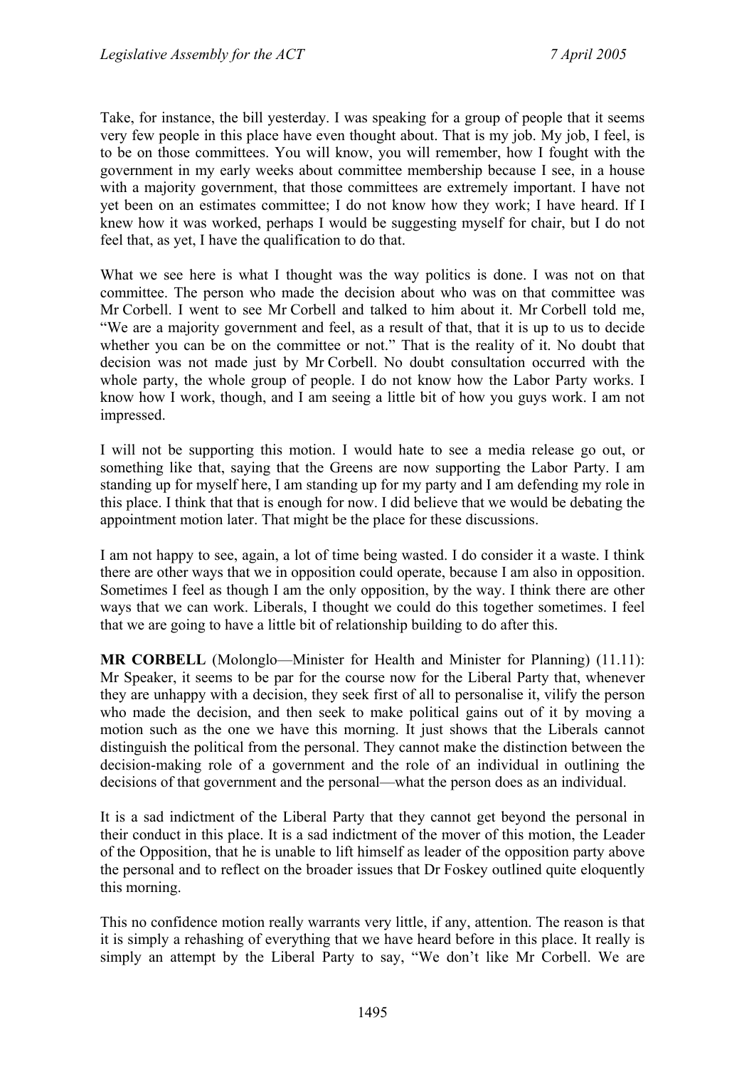Take, for instance, the bill yesterday. I was speaking for a group of people that it seems very few people in this place have even thought about. That is my job. My job, I feel, is to be on those committees. You will know, you will remember, how I fought with the government in my early weeks about committee membership because I see, in a house with a majority government, that those committees are extremely important. I have not yet been on an estimates committee; I do not know how they work; I have heard. If I knew how it was worked, perhaps I would be suggesting myself for chair, but I do not feel that, as yet, I have the qualification to do that.

What we see here is what I thought was the way politics is done. I was not on that committee. The person who made the decision about who was on that committee was Mr Corbell. I went to see Mr Corbell and talked to him about it. Mr Corbell told me, "We are a majority government and feel, as a result of that, that it is up to us to decide whether you can be on the committee or not." That is the reality of it. No doubt that decision was not made just by Mr Corbell. No doubt consultation occurred with the whole party, the whole group of people. I do not know how the Labor Party works. I know how I work, though, and I am seeing a little bit of how you guys work. I am not impressed.

I will not be supporting this motion. I would hate to see a media release go out, or something like that, saying that the Greens are now supporting the Labor Party. I am standing up for myself here, I am standing up for my party and I am defending my role in this place. I think that that is enough for now. I did believe that we would be debating the appointment motion later. That might be the place for these discussions.

I am not happy to see, again, a lot of time being wasted. I do consider it a waste. I think there are other ways that we in opposition could operate, because I am also in opposition. Sometimes I feel as though I am the only opposition, by the way. I think there are other ways that we can work. Liberals, I thought we could do this together sometimes. I feel that we are going to have a little bit of relationship building to do after this.

**MR CORBELL** (Molonglo—Minister for Health and Minister for Planning) (11.11): Mr Speaker, it seems to be par for the course now for the Liberal Party that, whenever they are unhappy with a decision, they seek first of all to personalise it, vilify the person who made the decision, and then seek to make political gains out of it by moving a motion such as the one we have this morning. It just shows that the Liberals cannot distinguish the political from the personal. They cannot make the distinction between the decision-making role of a government and the role of an individual in outlining the decisions of that government and the personal—what the person does as an individual.

It is a sad indictment of the Liberal Party that they cannot get beyond the personal in their conduct in this place. It is a sad indictment of the mover of this motion, the Leader of the Opposition, that he is unable to lift himself as leader of the opposition party above the personal and to reflect on the broader issues that Dr Foskey outlined quite eloquently this morning.

This no confidence motion really warrants very little, if any, attention. The reason is that it is simply a rehashing of everything that we have heard before in this place. It really is simply an attempt by the Liberal Party to say, "We don't like Mr Corbell. We are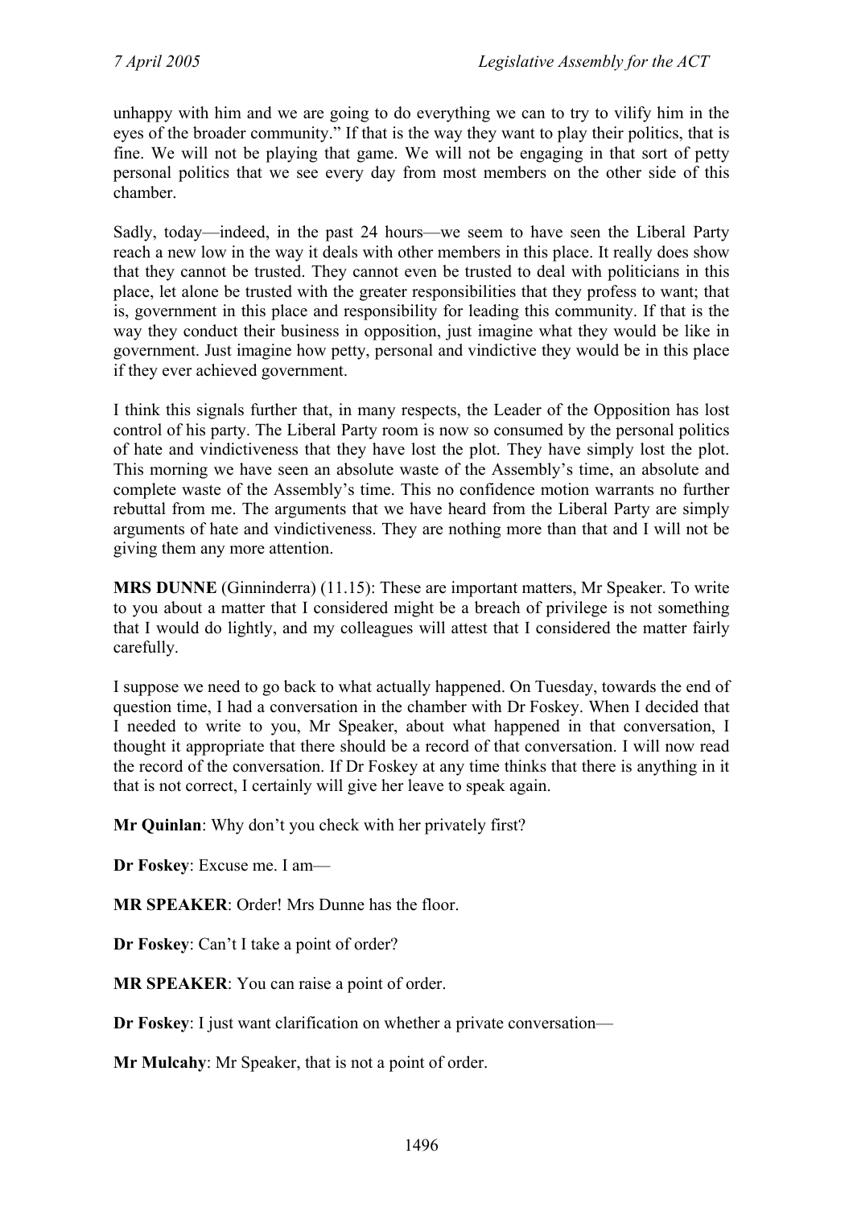unhappy with him and we are going to do everything we can to try to vilify him in the eyes of the broader community." If that is the way they want to play their politics, that is fine. We will not be playing that game. We will not be engaging in that sort of petty personal politics that we see every day from most members on the other side of this chamber.

Sadly, today—indeed, in the past 24 hours—we seem to have seen the Liberal Party reach a new low in the way it deals with other members in this place. It really does show that they cannot be trusted. They cannot even be trusted to deal with politicians in this place, let alone be trusted with the greater responsibilities that they profess to want; that is, government in this place and responsibility for leading this community. If that is the way they conduct their business in opposition, just imagine what they would be like in government. Just imagine how petty, personal and vindictive they would be in this place if they ever achieved government.

I think this signals further that, in many respects, the Leader of the Opposition has lost control of his party. The Liberal Party room is now so consumed by the personal politics of hate and vindictiveness that they have lost the plot. They have simply lost the plot. This morning we have seen an absolute waste of the Assembly's time, an absolute and complete waste of the Assembly's time. This no confidence motion warrants no further rebuttal from me. The arguments that we have heard from the Liberal Party are simply arguments of hate and vindictiveness. They are nothing more than that and I will not be giving them any more attention.

**MRS DUNNE** (Ginninderra) (11.15): These are important matters, Mr Speaker. To write to you about a matter that I considered might be a breach of privilege is not something that I would do lightly, and my colleagues will attest that I considered the matter fairly carefully.

I suppose we need to go back to what actually happened. On Tuesday, towards the end of question time, I had a conversation in the chamber with Dr Foskey. When I decided that I needed to write to you, Mr Speaker, about what happened in that conversation, I thought it appropriate that there should be a record of that conversation. I will now read the record of the conversation. If Dr Foskey at any time thinks that there is anything in it that is not correct, I certainly will give her leave to speak again.

**Mr Quinlan**: Why don't you check with her privately first?

**Dr Foskey**: Excuse me. I am—

**MR SPEAKER**: Order! Mrs Dunne has the floor.

**Dr Foskey**: Can't I take a point of order?

**MR SPEAKER**: You can raise a point of order.

**Dr Foskey**: I just want clarification on whether a private conversation—

**Mr Mulcahy**: Mr Speaker, that is not a point of order.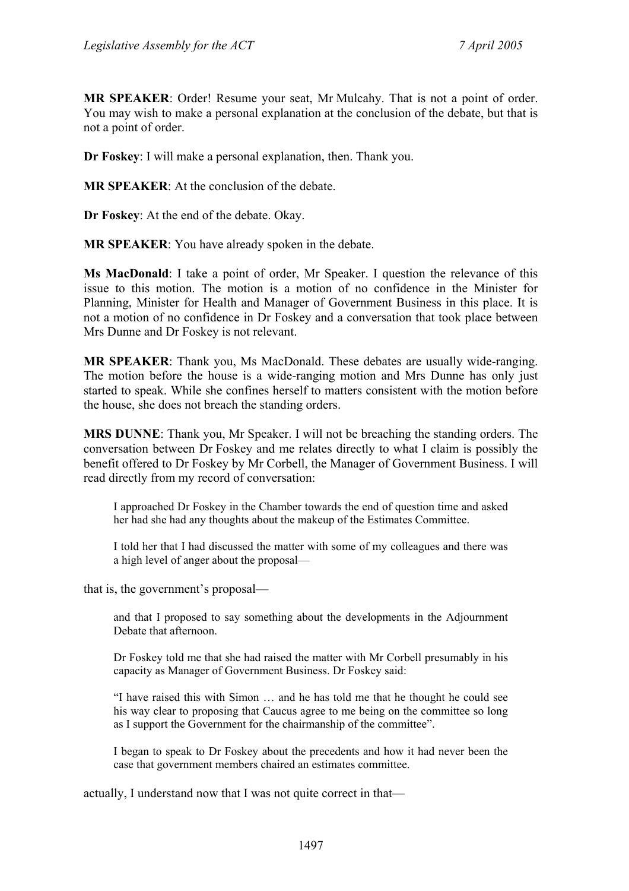**MR SPEAKER**: Order! Resume your seat, Mr Mulcahy. That is not a point of order. You may wish to make a personal explanation at the conclusion of the debate, but that is not a point of order.

**Dr Foskey**: I will make a personal explanation, then. Thank you.

**MR SPEAKER**: At the conclusion of the debate.

**Dr Foskey**: At the end of the debate. Okay.

**MR SPEAKER**: You have already spoken in the debate.

**Ms MacDonald**: I take a point of order, Mr Speaker. I question the relevance of this issue to this motion. The motion is a motion of no confidence in the Minister for Planning, Minister for Health and Manager of Government Business in this place. It is not a motion of no confidence in Dr Foskey and a conversation that took place between Mrs Dunne and Dr Foskey is not relevant.

**MR SPEAKER**: Thank you, Ms MacDonald. These debates are usually wide-ranging. The motion before the house is a wide-ranging motion and Mrs Dunne has only just started to speak. While she confines herself to matters consistent with the motion before the house, she does not breach the standing orders.

**MRS DUNNE**: Thank you, Mr Speaker. I will not be breaching the standing orders. The conversation between Dr Foskey and me relates directly to what I claim is possibly the benefit offered to Dr Foskey by Mr Corbell, the Manager of Government Business. I will read directly from my record of conversation:

> I approached Dr Foskey in the Chamber towards the end of question time and asked her had she had any thoughts about the makeup of the Estimates Committee.
>
> I told her that I had discussed the matter with some of my colleagues and there was a high level of anger about the proposal—

that is, the government's proposal—

> and that I proposed to say something about the developments in the Adjournment Debate that afternoon.
>
> Dr Foskey told me that she had raised the matter with Mr Corbell presumably in his capacity as Manager of Government Business. Dr Foskey said:
>
> "I have raised this with Simon … and he has told me that he thought he could see his way clear to proposing that Caucus agree to me being on the committee so long as I support the Government for the chairmanship of the committee".
>
> I began to speak to Dr Foskey about the precedents and how it had never been the case that government members chaired an estimates committee.

actually, I understand now that I was not quite correct in that—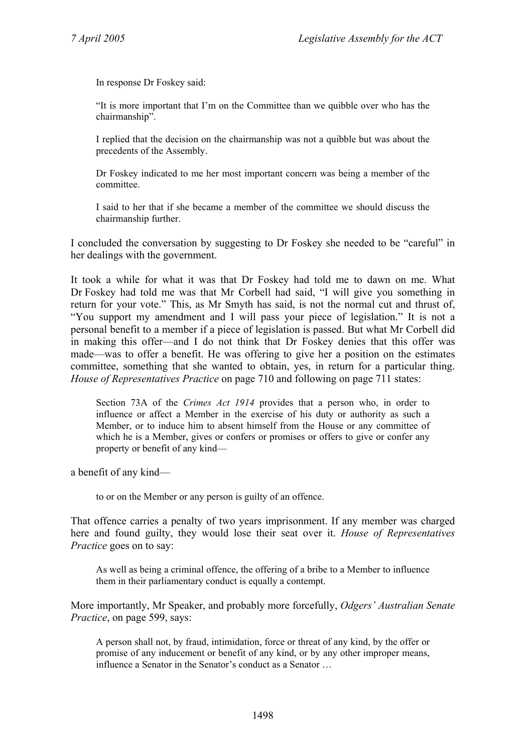> In response Dr Foskey said:
>
> "It is more important that I'm on the Committee than we quibble over who has the chairmanship".
>
> I replied that the decision on the chairmanship was not a quibble but was about the precedents of the Assembly.
>
> Dr Foskey indicated to me her most important concern was being a member of the committee.
>
> I said to her that if she became a member of the committee we should discuss the chairmanship further.

I concluded the conversation by suggesting to Dr Foskey she needed to be "careful" in her dealings with the government.

It took a while for what it was that Dr Foskey had told me to dawn on me. What Dr Foskey had told me was that Mr Corbell had said, "I will give you something in return for your vote." This, as Mr Smyth has said, is not the normal cut and thrust of, "You support my amendment and I will pass your piece of legislation." It is not a personal benefit to a member if a piece of legislation is passed. But what Mr Corbell did in making this offer—and I do not think that Dr Foskey denies that this offer was made—was to offer a benefit. He was offering to give her a position on the estimates committee, something that she wanted to obtain, yes, in return for a particular thing. *House of Representatives Practice* on page 710 and following on page 711 states:

> Section 73A of the *Crimes Act 1914* provides that a person who, in order to influence or affect a Member in the exercise of his duty or authority as such a Member, or to induce him to absent himself from the House or any committee of which he is a Member, gives or confers or promises or offers to give or confer any property or benefit of any kind—

a benefit of any kind—

> to or on the Member or any person is guilty of an offence.

That offence carries a penalty of two years imprisonment. If any member was charged here and found guilty, they would lose their seat over it. *House of Representatives Practice* goes on to say:

> As well as being a criminal offence, the offering of a bribe to a Member to influence them in their parliamentary conduct is equally a contempt.

More importantly, Mr Speaker, and probably more forcefully, *Odgers' Australian Senate Practice*, on page 599, says:

> A person shall not, by fraud, intimidation, force or threat of any kind, by the offer or promise of any inducement or benefit of any kind, or by any other improper means, influence a Senator in the Senator's conduct as a Senator …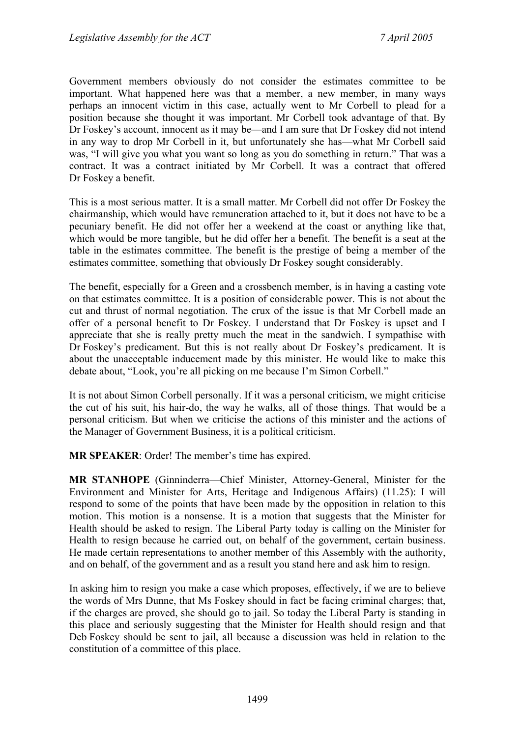Government members obviously do not consider the estimates committee to be important. What happened here was that a member, a new member, in many ways perhaps an innocent victim in this case, actually went to Mr Corbell to plead for a position because she thought it was important. Mr Corbell took advantage of that. By Dr Foskey's account, innocent as it may be—and I am sure that Dr Foskey did not intend in any way to drop Mr Corbell in it, but unfortunately she has—what Mr Corbell said was, "I will give you what you want so long as you do something in return." That was a contract. It was a contract initiated by Mr Corbell. It was a contract that offered Dr Foskey a benefit.

This is a most serious matter. It is a small matter. Mr Corbell did not offer Dr Foskey the chairmanship, which would have remuneration attached to it, but it does not have to be a pecuniary benefit. He did not offer her a weekend at the coast or anything like that, which would be more tangible, but he did offer her a benefit. The benefit is a seat at the table in the estimates committee. The benefit is the prestige of being a member of the estimates committee, something that obviously Dr Foskey sought considerably.

The benefit, especially for a Green and a crossbench member, is in having a casting vote on that estimates committee. It is a position of considerable power. This is not about the cut and thrust of normal negotiation. The crux of the issue is that Mr Corbell made an offer of a personal benefit to Dr Foskey. I understand that Dr Foskey is upset and I appreciate that she is really pretty much the meat in the sandwich. I sympathise with Dr Foskey's predicament. But this is not really about Dr Foskey's predicament. It is about the unacceptable inducement made by this minister. He would like to make this debate about, "Look, you're all picking on me because I'm Simon Corbell."

It is not about Simon Corbell personally. If it was a personal criticism, we might criticise the cut of his suit, his hair-do, the way he walks, all of those things. That would be a personal criticism. But when we criticise the actions of this minister and the actions of the Manager of Government Business, it is a political criticism.

**MR SPEAKER**: Order! The member's time has expired.

**MR STANHOPE** (Ginninderra—Chief Minister, Attorney-General, Minister for the Environment and Minister for Arts, Heritage and Indigenous Affairs) (11.25): I will respond to some of the points that have been made by the opposition in relation to this motion. This motion is a nonsense. It is a motion that suggests that the Minister for Health should be asked to resign. The Liberal Party today is calling on the Minister for Health to resign because he carried out, on behalf of the government, certain business. He made certain representations to another member of this Assembly with the authority, and on behalf, of the government and as a result you stand here and ask him to resign.

In asking him to resign you make a case which proposes, effectively, if we are to believe the words of Mrs Dunne, that Ms Foskey should in fact be facing criminal charges; that, if the charges are proved, she should go to jail. So today the Liberal Party is standing in this place and seriously suggesting that the Minister for Health should resign and that Deb Foskey should be sent to jail, all because a discussion was held in relation to the constitution of a committee of this place.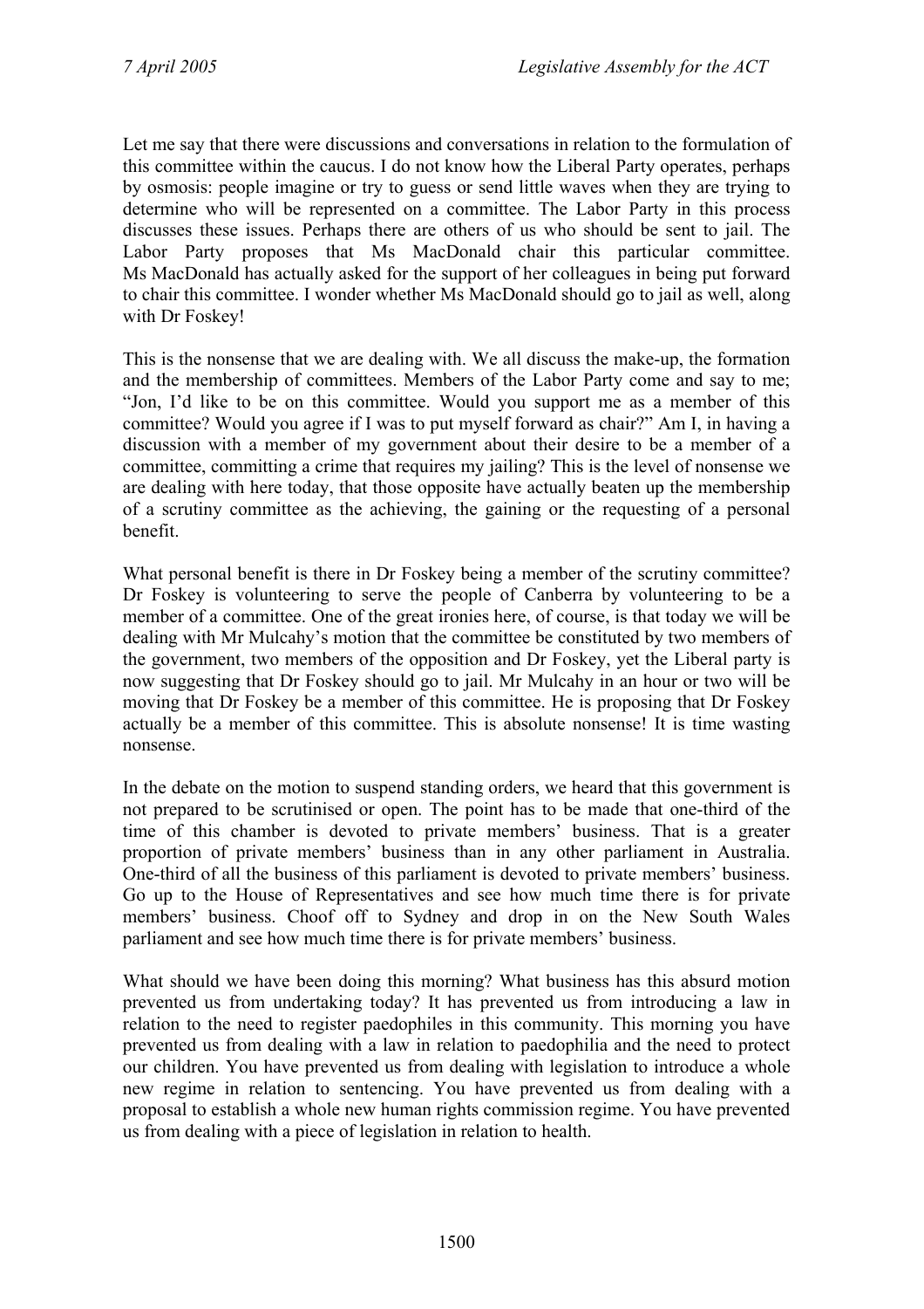Let me say that there were discussions and conversations in relation to the formulation of this committee within the caucus. I do not know how the Liberal Party operates, perhaps by osmosis: people imagine or try to guess or send little waves when they are trying to determine who will be represented on a committee. The Labor Party in this process discusses these issues. Perhaps there are others of us who should be sent to jail. The Labor Party proposes that Ms MacDonald chair this particular committee. Ms MacDonald has actually asked for the support of her colleagues in being put forward to chair this committee. I wonder whether Ms MacDonald should go to jail as well, along with Dr Foskey!

This is the nonsense that we are dealing with. We all discuss the make-up, the formation and the membership of committees. Members of the Labor Party come and say to me; "Jon, I'd like to be on this committee. Would you support me as a member of this committee? Would you agree if I was to put myself forward as chair?" Am I, in having a discussion with a member of my government about their desire to be a member of a committee, committing a crime that requires my jailing? This is the level of nonsense we are dealing with here today, that those opposite have actually beaten up the membership of a scrutiny committee as the achieving, the gaining or the requesting of a personal benefit.

What personal benefit is there in Dr Foskey being a member of the scrutiny committee? Dr Foskey is volunteering to serve the people of Canberra by volunteering to be a member of a committee. One of the great ironies here, of course, is that today we will be dealing with Mr Mulcahy's motion that the committee be constituted by two members of the government, two members of the opposition and Dr Foskey, yet the Liberal party is now suggesting that Dr Foskey should go to jail. Mr Mulcahy in an hour or two will be moving that Dr Foskey be a member of this committee. He is proposing that Dr Foskey actually be a member of this committee. This is absolute nonsense! It is time wasting nonsense.

In the debate on the motion to suspend standing orders, we heard that this government is not prepared to be scrutinised or open. The point has to be made that one-third of the time of this chamber is devoted to private members' business. That is a greater proportion of private members' business than in any other parliament in Australia. One-third of all the business of this parliament is devoted to private members' business. Go up to the House of Representatives and see how much time there is for private members' business. Choof off to Sydney and drop in on the New South Wales parliament and see how much time there is for private members' business.

What should we have been doing this morning? What business has this absurd motion prevented us from undertaking today? It has prevented us from introducing a law in relation to the need to register paedophiles in this community. This morning you have prevented us from dealing with a law in relation to paedophilia and the need to protect our children. You have prevented us from dealing with legislation to introduce a whole new regime in relation to sentencing. You have prevented us from dealing with a proposal to establish a whole new human rights commission regime. You have prevented us from dealing with a piece of legislation in relation to health.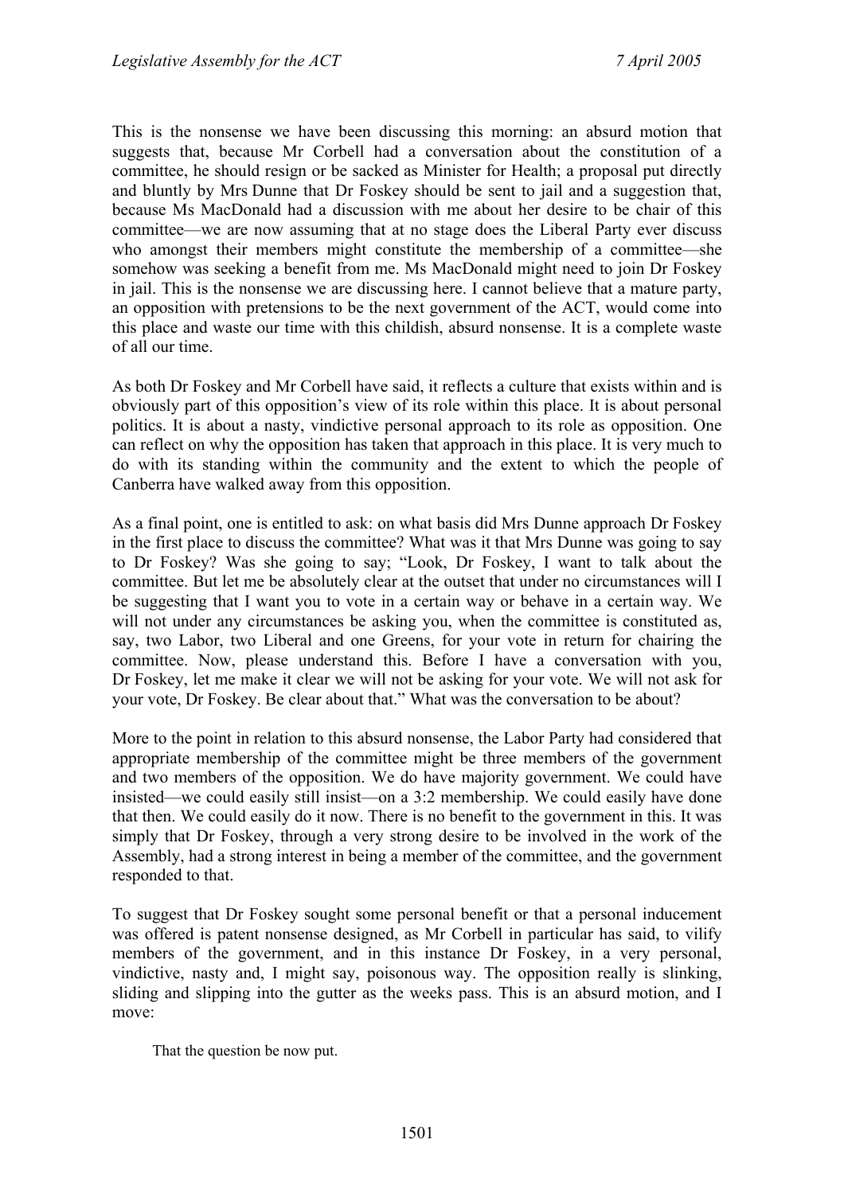This is the nonsense we have been discussing this morning: an absurd motion that suggests that, because Mr Corbell had a conversation about the constitution of a committee, he should resign or be sacked as Minister for Health; a proposal put directly and bluntly by Mrs Dunne that Dr Foskey should be sent to jail and a suggestion that, because Ms MacDonald had a discussion with me about her desire to be chair of this committee—we are now assuming that at no stage does the Liberal Party ever discuss who amongst their members might constitute the membership of a committee—she somehow was seeking a benefit from me. Ms MacDonald might need to join Dr Foskey in jail. This is the nonsense we are discussing here. I cannot believe that a mature party, an opposition with pretensions to be the next government of the ACT, would come into this place and waste our time with this childish, absurd nonsense. It is a complete waste of all our time.

As both Dr Foskey and Mr Corbell have said, it reflects a culture that exists within and is obviously part of this opposition's view of its role within this place. It is about personal politics. It is about a nasty, vindictive personal approach to its role as opposition. One can reflect on why the opposition has taken that approach in this place. It is very much to do with its standing within the community and the extent to which the people of Canberra have walked away from this opposition.

As a final point, one is entitled to ask: on what basis did Mrs Dunne approach Dr Foskey in the first place to discuss the committee? What was it that Mrs Dunne was going to say to Dr Foskey? Was she going to say; "Look, Dr Foskey, I want to talk about the committee. But let me be absolutely clear at the outset that under no circumstances will I be suggesting that I want you to vote in a certain way or behave in a certain way. We will not under any circumstances be asking you, when the committee is constituted as, say, two Labor, two Liberal and one Greens, for your vote in return for chairing the committee. Now, please understand this. Before I have a conversation with you, Dr Foskey, let me make it clear we will not be asking for your vote. We will not ask for your vote, Dr Foskey. Be clear about that." What was the conversation to be about?

More to the point in relation to this absurd nonsense, the Labor Party had considered that appropriate membership of the committee might be three members of the government and two members of the opposition. We do have majority government. We could have insisted—we could easily still insist—on a 3:2 membership. We could easily have done that then. We could easily do it now. There is no benefit to the government in this. It was simply that Dr Foskey, through a very strong desire to be involved in the work of the Assembly, had a strong interest in being a member of the committee, and the government responded to that.

To suggest that Dr Foskey sought some personal benefit or that a personal inducement was offered is patent nonsense designed, as Mr Corbell in particular has said, to vilify members of the government, and in this instance Dr Foskey, in a very personal, vindictive, nasty and, I might say, poisonous way. The opposition really is slinking, sliding and slipping into the gutter as the weeks pass. This is an absurd motion, and I move:

> That the question be now put.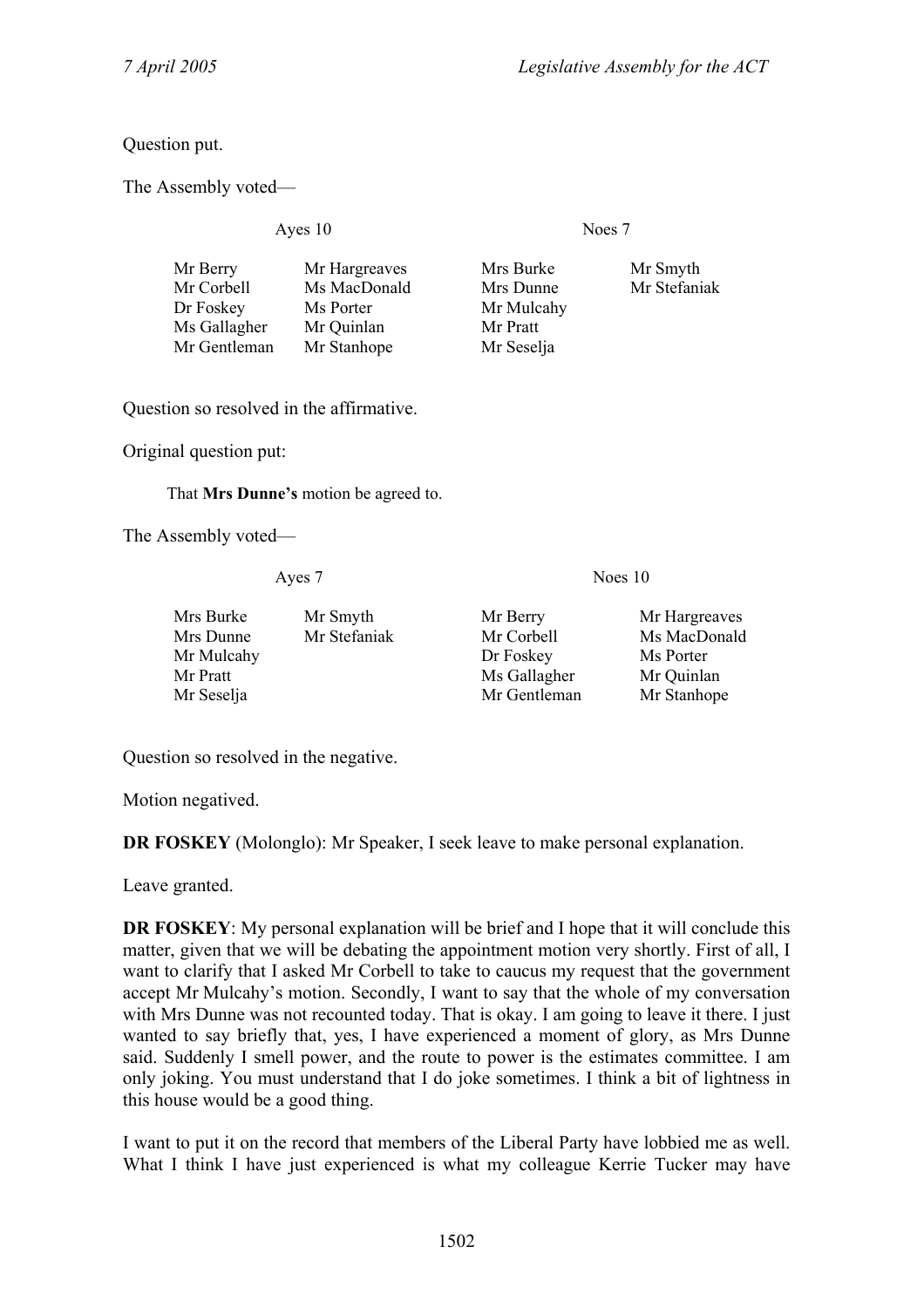Question put.

The Assembly voted—

| Ayes 10 | | Noes 7 | |
|---|---|---|---|
| Mr Berry | Mr Hargreaves | Mrs Burke | Mr Smyth |
| Mr Corbell | Ms MacDonald | Mrs Dunne | Mr Stefaniak |
| Dr Foskey | Ms Porter | Mr Mulcahy | |
| Ms Gallagher | Mr Quinlan | Mr Pratt | |
| Mr Gentleman | Mr Stanhope | Mr Seselja | |

Question so resolved in the affirmative.

Original question put:

> That **Mrs Dunne's** motion be agreed to.

The Assembly voted—

| Ayes 7 | | Noes 10 | |
|---|---|---|---|
| Mrs Burke | Mr Smyth | Mr Berry | Mr Hargreaves |
| Mrs Dunne | Mr Stefaniak | Mr Corbell | Ms MacDonald |
| Mr Mulcahy | | Dr Foskey | Ms Porter |
| Mr Pratt | | Ms Gallagher | Mr Quinlan |
| Mr Seselja | | Mr Gentleman | Mr Stanhope |

Question so resolved in the negative.

Motion negatived.

**DR FOSKEY** (Molonglo): Mr Speaker, I seek leave to make personal explanation.

Leave granted.

**DR FOSKEY**: My personal explanation will be brief and I hope that it will conclude this matter, given that we will be debating the appointment motion very shortly. First of all, I want to clarify that I asked Mr Corbell to take to caucus my request that the government accept Mr Mulcahy's motion. Secondly, I want to say that the whole of my conversation with Mrs Dunne was not recounted today. That is okay. I am going to leave it there. I just wanted to say briefly that, yes, I have experienced a moment of glory, as Mrs Dunne said. Suddenly I smell power, and the route to power is the estimates committee. I am only joking. You must understand that I do joke sometimes. I think a bit of lightness in this house would be a good thing.

I want to put it on the record that members of the Liberal Party have lobbied me as well. What I think I have just experienced is what my colleague Kerrie Tucker may have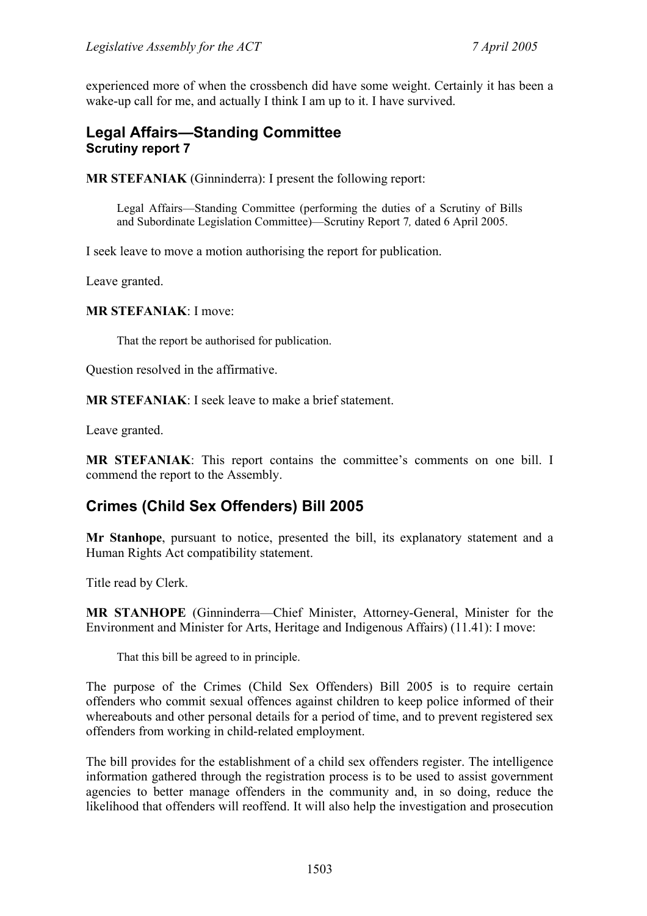experienced more of when the crossbench did have some weight. Certainly it has been a wake-up call for me, and actually I think I am up to it. I have survived.

## Legal Affairs—Standing Committee
### Scrutiny report 7

**MR STEFANIAK** (Ginninderra): I present the following report:

> Legal Affairs—Standing Committee (performing the duties of a Scrutiny of Bills and Subordinate Legislation Committee)—Scrutiny Report 7*,* dated 6 April 2005.

I seek leave to move a motion authorising the report for publication.

Leave granted.

**MR STEFANIAK**: I move:

> That the report be authorised for publication.

Question resolved in the affirmative.

**MR STEFANIAK**: I seek leave to make a brief statement.

Leave granted.

**MR STEFANIAK**: This report contains the committee's comments on one bill. I commend the report to the Assembly.

## Crimes (Child Sex Offenders) Bill 2005

**Mr Stanhope**, pursuant to notice, presented the bill, its explanatory statement and a Human Rights Act compatibility statement.

Title read by Clerk.

**MR STANHOPE** (Ginninderra—Chief Minister, Attorney-General, Minister for the Environment and Minister for Arts, Heritage and Indigenous Affairs) (11.41): I move:

> That this bill be agreed to in principle.

The purpose of the Crimes (Child Sex Offenders) Bill 2005 is to require certain offenders who commit sexual offences against children to keep police informed of their whereabouts and other personal details for a period of time, and to prevent registered sex offenders from working in child-related employment.

The bill provides for the establishment of a child sex offenders register. The intelligence information gathered through the registration process is to be used to assist government agencies to better manage offenders in the community and, in so doing, reduce the likelihood that offenders will reoffend. It will also help the investigation and prosecution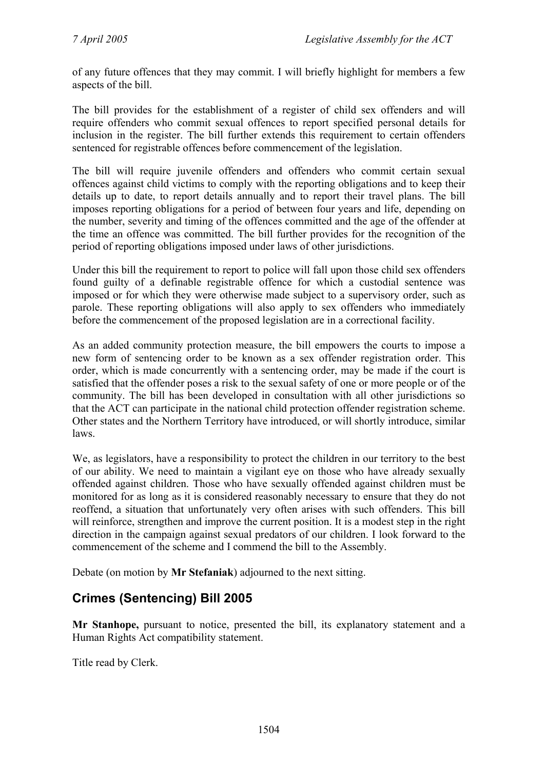of any future offences that they may commit. I will briefly highlight for members a few aspects of the bill.

The bill provides for the establishment of a register of child sex offenders and will require offenders who commit sexual offences to report specified personal details for inclusion in the register. The bill further extends this requirement to certain offenders sentenced for registrable offences before commencement of the legislation.

The bill will require juvenile offenders and offenders who commit certain sexual offences against child victims to comply with the reporting obligations and to keep their details up to date, to report details annually and to report their travel plans. The bill imposes reporting obligations for a period of between four years and life, depending on the number, severity and timing of the offences committed and the age of the offender at the time an offence was committed. The bill further provides for the recognition of the period of reporting obligations imposed under laws of other jurisdictions.

Under this bill the requirement to report to police will fall upon those child sex offenders found guilty of a definable registrable offence for which a custodial sentence was imposed or for which they were otherwise made subject to a supervisory order, such as parole. These reporting obligations will also apply to sex offenders who immediately before the commencement of the proposed legislation are in a correctional facility.

As an added community protection measure, the bill empowers the courts to impose a new form of sentencing order to be known as a sex offender registration order. This order, which is made concurrently with a sentencing order, may be made if the court is satisfied that the offender poses a risk to the sexual safety of one or more people or of the community. The bill has been developed in consultation with all other jurisdictions so that the ACT can participate in the national child protection offender registration scheme. Other states and the Northern Territory have introduced, or will shortly introduce, similar laws.

We, as legislators, have a responsibility to protect the children in our territory to the best of our ability. We need to maintain a vigilant eye on those who have already sexually offended against children. Those who have sexually offended against children must be monitored for as long as it is considered reasonably necessary to ensure that they do not reoffend, a situation that unfortunately very often arises with such offenders. This bill will reinforce, strengthen and improve the current position. It is a modest step in the right direction in the campaign against sexual predators of our children. I look forward to the commencement of the scheme and I commend the bill to the Assembly.

Debate (on motion by **Mr Stefaniak**) adjourned to the next sitting.

## Crimes (Sentencing) Bill 2005

**Mr Stanhope,** pursuant to notice, presented the bill, its explanatory statement and a Human Rights Act compatibility statement.

Title read by Clerk.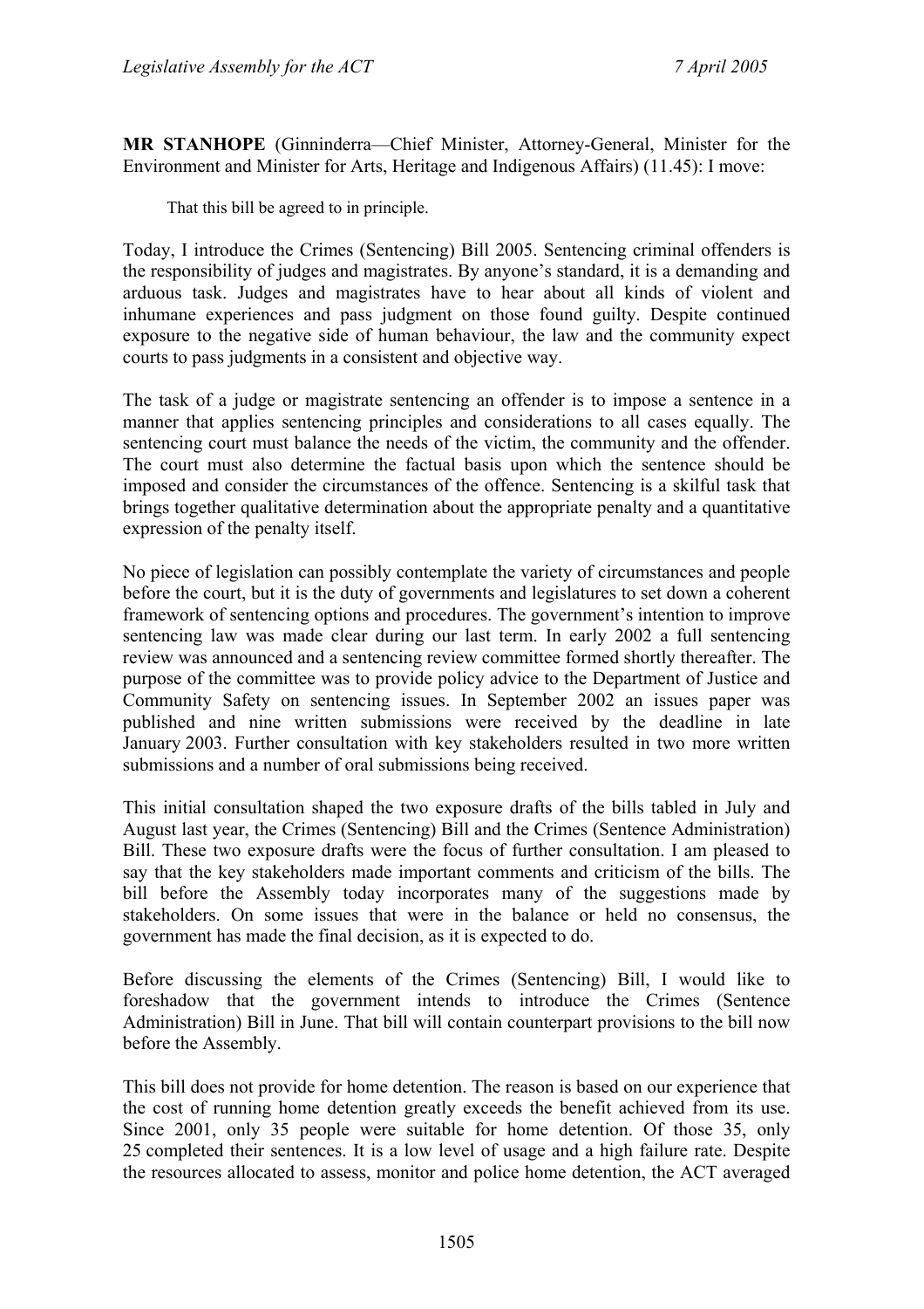**MR STANHOPE** (Ginninderra—Chief Minister, Attorney-General, Minister for the Environment and Minister for Arts, Heritage and Indigenous Affairs) (11.45): I move:

> That this bill be agreed to in principle.

Today, I introduce the Crimes (Sentencing) Bill 2005. Sentencing criminal offenders is the responsibility of judges and magistrates. By anyone's standard, it is a demanding and arduous task. Judges and magistrates have to hear about all kinds of violent and inhumane experiences and pass judgment on those found guilty. Despite continued exposure to the negative side of human behaviour, the law and the community expect courts to pass judgments in a consistent and objective way.

The task of a judge or magistrate sentencing an offender is to impose a sentence in a manner that applies sentencing principles and considerations to all cases equally. The sentencing court must balance the needs of the victim, the community and the offender. The court must also determine the factual basis upon which the sentence should be imposed and consider the circumstances of the offence. Sentencing is a skilful task that brings together qualitative determination about the appropriate penalty and a quantitative expression of the penalty itself.

No piece of legislation can possibly contemplate the variety of circumstances and people before the court, but it is the duty of governments and legislatures to set down a coherent framework of sentencing options and procedures. The government's intention to improve sentencing law was made clear during our last term. In early 2002 a full sentencing review was announced and a sentencing review committee formed shortly thereafter. The purpose of the committee was to provide policy advice to the Department of Justice and Community Safety on sentencing issues. In September 2002 an issues paper was published and nine written submissions were received by the deadline in late January 2003. Further consultation with key stakeholders resulted in two more written submissions and a number of oral submissions being received.

This initial consultation shaped the two exposure drafts of the bills tabled in July and August last year, the Crimes (Sentencing) Bill and the Crimes (Sentence Administration) Bill. These two exposure drafts were the focus of further consultation. I am pleased to say that the key stakeholders made important comments and criticism of the bills. The bill before the Assembly today incorporates many of the suggestions made by stakeholders. On some issues that were in the balance or held no consensus, the government has made the final decision, as it is expected to do.

Before discussing the elements of the Crimes (Sentencing) Bill, I would like to foreshadow that the government intends to introduce the Crimes (Sentence Administration) Bill in June. That bill will contain counterpart provisions to the bill now before the Assembly.

This bill does not provide for home detention. The reason is based on our experience that the cost of running home detention greatly exceeds the benefit achieved from its use. Since 2001, only 35 people were suitable for home detention. Of those 35, only 25 completed their sentences. It is a low level of usage and a high failure rate. Despite the resources allocated to assess, monitor and police home detention, the ACT averaged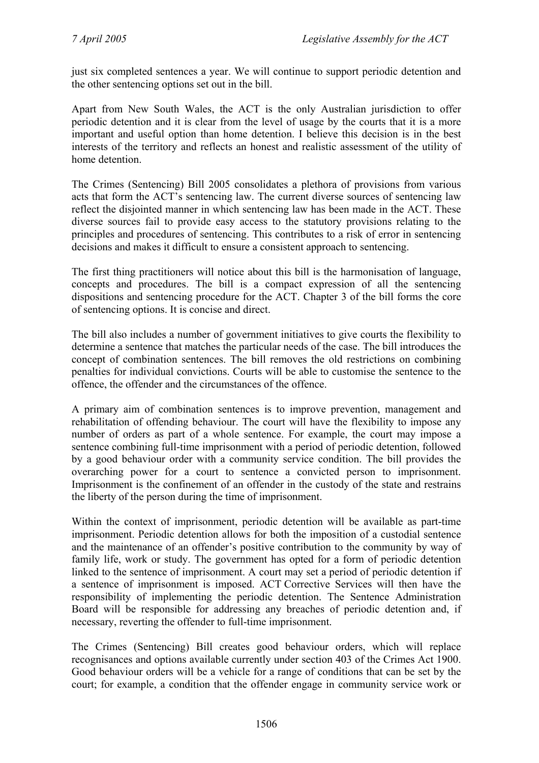just six completed sentences a year. We will continue to support periodic detention and the other sentencing options set out in the bill.

Apart from New South Wales, the ACT is the only Australian jurisdiction to offer periodic detention and it is clear from the level of usage by the courts that it is a more important and useful option than home detention. I believe this decision is in the best interests of the territory and reflects an honest and realistic assessment of the utility of home detention.

The Crimes (Sentencing) Bill 2005 consolidates a plethora of provisions from various acts that form the ACT's sentencing law. The current diverse sources of sentencing law reflect the disjointed manner in which sentencing law has been made in the ACT. These diverse sources fail to provide easy access to the statutory provisions relating to the principles and procedures of sentencing. This contributes to a risk of error in sentencing decisions and makes it difficult to ensure a consistent approach to sentencing.

The first thing practitioners will notice about this bill is the harmonisation of language, concepts and procedures. The bill is a compact expression of all the sentencing dispositions and sentencing procedure for the ACT. Chapter 3 of the bill forms the core of sentencing options. It is concise and direct.

The bill also includes a number of government initiatives to give courts the flexibility to determine a sentence that matches the particular needs of the case. The bill introduces the concept of combination sentences. The bill removes the old restrictions on combining penalties for individual convictions. Courts will be able to customise the sentence to the offence, the offender and the circumstances of the offence.

A primary aim of combination sentences is to improve prevention, management and rehabilitation of offending behaviour. The court will have the flexibility to impose any number of orders as part of a whole sentence. For example, the court may impose a sentence combining full-time imprisonment with a period of periodic detention, followed by a good behaviour order with a community service condition. The bill provides the overarching power for a court to sentence a convicted person to imprisonment. Imprisonment is the confinement of an offender in the custody of the state and restrains the liberty of the person during the time of imprisonment.

Within the context of imprisonment, periodic detention will be available as part-time imprisonment. Periodic detention allows for both the imposition of a custodial sentence and the maintenance of an offender's positive contribution to the community by way of family life, work or study. The government has opted for a form of periodic detention linked to the sentence of imprisonment. A court may set a period of periodic detention if a sentence of imprisonment is imposed. ACT Corrective Services will then have the responsibility of implementing the periodic detention. The Sentence Administration Board will be responsible for addressing any breaches of periodic detention and, if necessary, reverting the offender to full-time imprisonment.

The Crimes (Sentencing) Bill creates good behaviour orders, which will replace recognisances and options available currently under section 403 of the Crimes Act 1900. Good behaviour orders will be a vehicle for a range of conditions that can be set by the court; for example, a condition that the offender engage in community service work or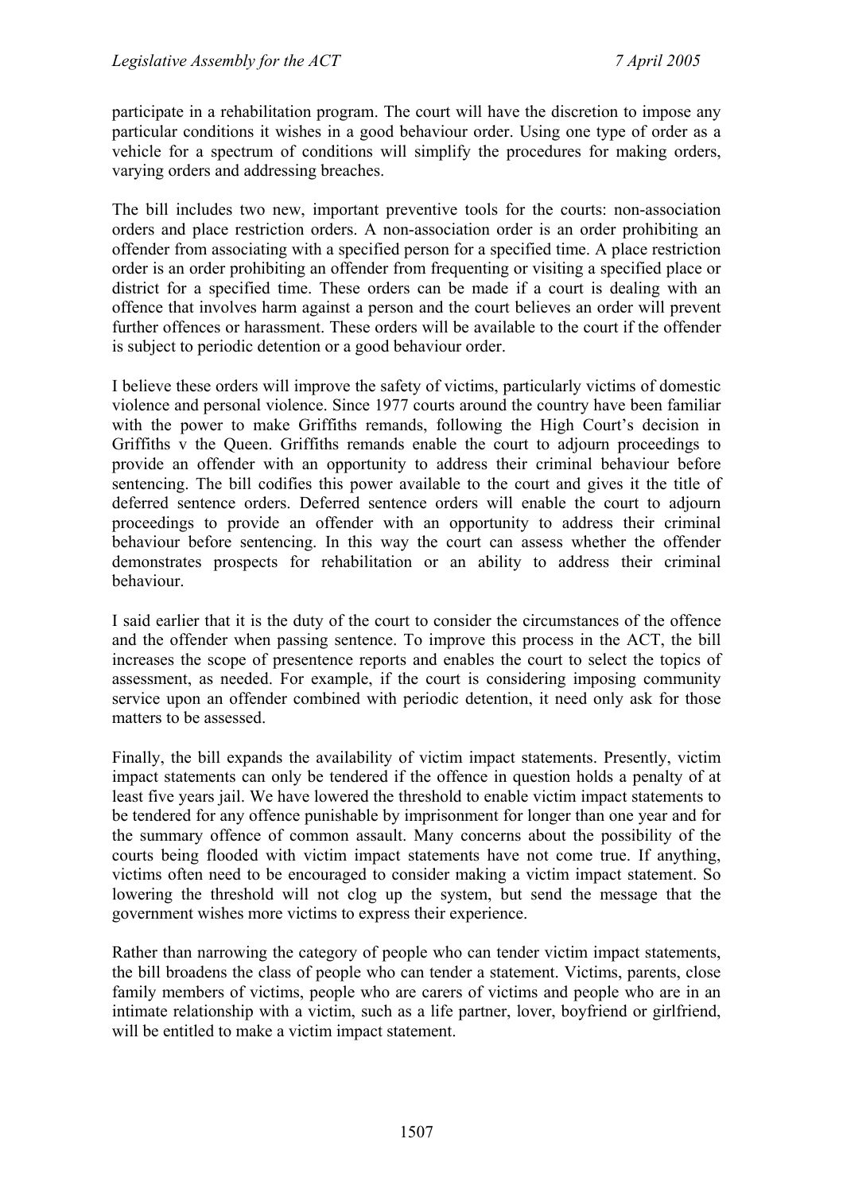participate in a rehabilitation program. The court will have the discretion to impose any particular conditions it wishes in a good behaviour order. Using one type of order as a vehicle for a spectrum of conditions will simplify the procedures for making orders, varying orders and addressing breaches.

The bill includes two new, important preventive tools for the courts: non-association orders and place restriction orders. A non-association order is an order prohibiting an offender from associating with a specified person for a specified time. A place restriction order is an order prohibiting an offender from frequenting or visiting a specified place or district for a specified time. These orders can be made if a court is dealing with an offence that involves harm against a person and the court believes an order will prevent further offences or harassment. These orders will be available to the court if the offender is subject to periodic detention or a good behaviour order.

I believe these orders will improve the safety of victims, particularly victims of domestic violence and personal violence. Since 1977 courts around the country have been familiar with the power to make Griffiths remands, following the High Court's decision in Griffiths v the Queen. Griffiths remands enable the court to adjourn proceedings to provide an offender with an opportunity to address their criminal behaviour before sentencing. The bill codifies this power available to the court and gives it the title of deferred sentence orders. Deferred sentence orders will enable the court to adjourn proceedings to provide an offender with an opportunity to address their criminal behaviour before sentencing. In this way the court can assess whether the offender demonstrates prospects for rehabilitation or an ability to address their criminal behaviour.

I said earlier that it is the duty of the court to consider the circumstances of the offence and the offender when passing sentence. To improve this process in the ACT, the bill increases the scope of presentence reports and enables the court to select the topics of assessment, as needed. For example, if the court is considering imposing community service upon an offender combined with periodic detention, it need only ask for those matters to be assessed.

Finally, the bill expands the availability of victim impact statements. Presently, victim impact statements can only be tendered if the offence in question holds a penalty of at least five years jail. We have lowered the threshold to enable victim impact statements to be tendered for any offence punishable by imprisonment for longer than one year and for the summary offence of common assault. Many concerns about the possibility of the courts being flooded with victim impact statements have not come true. If anything, victims often need to be encouraged to consider making a victim impact statement. So lowering the threshold will not clog up the system, but send the message that the government wishes more victims to express their experience.

Rather than narrowing the category of people who can tender victim impact statements, the bill broadens the class of people who can tender a statement. Victims, parents, close family members of victims, people who are carers of victims and people who are in an intimate relationship with a victim, such as a life partner, lover, boyfriend or girlfriend, will be entitled to make a victim impact statement.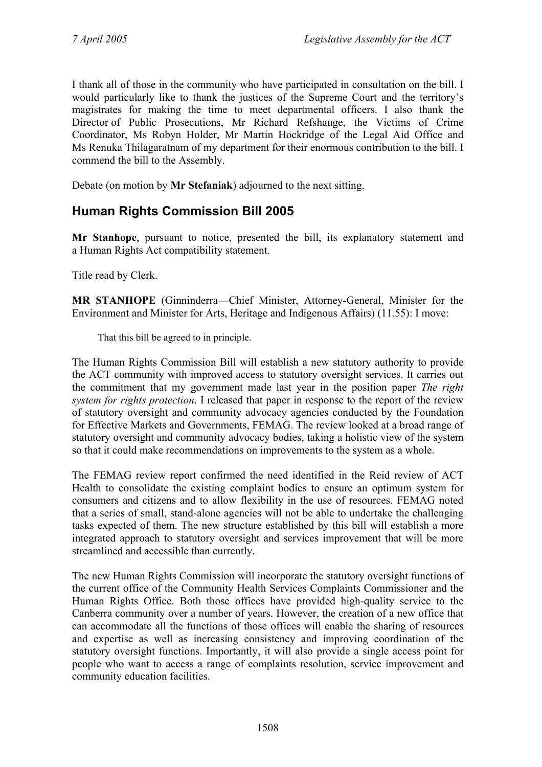I thank all of those in the community who have participated in consultation on the bill. I would particularly like to thank the justices of the Supreme Court and the territory's magistrates for making the time to meet departmental officers. I also thank the Director of Public Prosecutions, Mr Richard Refshauge, the Victims of Crime Coordinator, Ms Robyn Holder, Mr Martin Hockridge of the Legal Aid Office and Ms Renuka Thilagaratnam of my department for their enormous contribution to the bill. I commend the bill to the Assembly.

Debate (on motion by **Mr Stefaniak**) adjourned to the next sitting.

## Human Rights Commission Bill 2005

**Mr Stanhope**, pursuant to notice, presented the bill, its explanatory statement and a Human Rights Act compatibility statement.

Title read by Clerk.

**MR STANHOPE** (Ginninderra—Chief Minister, Attorney-General, Minister for the Environment and Minister for Arts, Heritage and Indigenous Affairs) (11.55): I move:

> That this bill be agreed to in principle.

The Human Rights Commission Bill will establish a new statutory authority to provide the ACT community with improved access to statutory oversight services. It carries out the commitment that my government made last year in the position paper *The right system for rights protection*. I released that paper in response to the report of the review of statutory oversight and community advocacy agencies conducted by the Foundation for Effective Markets and Governments, FEMAG. The review looked at a broad range of statutory oversight and community advocacy bodies, taking a holistic view of the system so that it could make recommendations on improvements to the system as a whole.

The FEMAG review report confirmed the need identified in the Reid review of ACT Health to consolidate the existing complaint bodies to ensure an optimum system for consumers and citizens and to allow flexibility in the use of resources. FEMAG noted that a series of small, stand-alone agencies will not be able to undertake the challenging tasks expected of them. The new structure established by this bill will establish a more integrated approach to statutory oversight and services improvement that will be more streamlined and accessible than currently.

The new Human Rights Commission will incorporate the statutory oversight functions of the current office of the Community Health Services Complaints Commissioner and the Human Rights Office. Both those offices have provided high-quality service to the Canberra community over a number of years. However, the creation of a new office that can accommodate all the functions of those offices will enable the sharing of resources and expertise as well as increasing consistency and improving coordination of the statutory oversight functions. Importantly, it will also provide a single access point for people who want to access a range of complaints resolution, service improvement and community education facilities.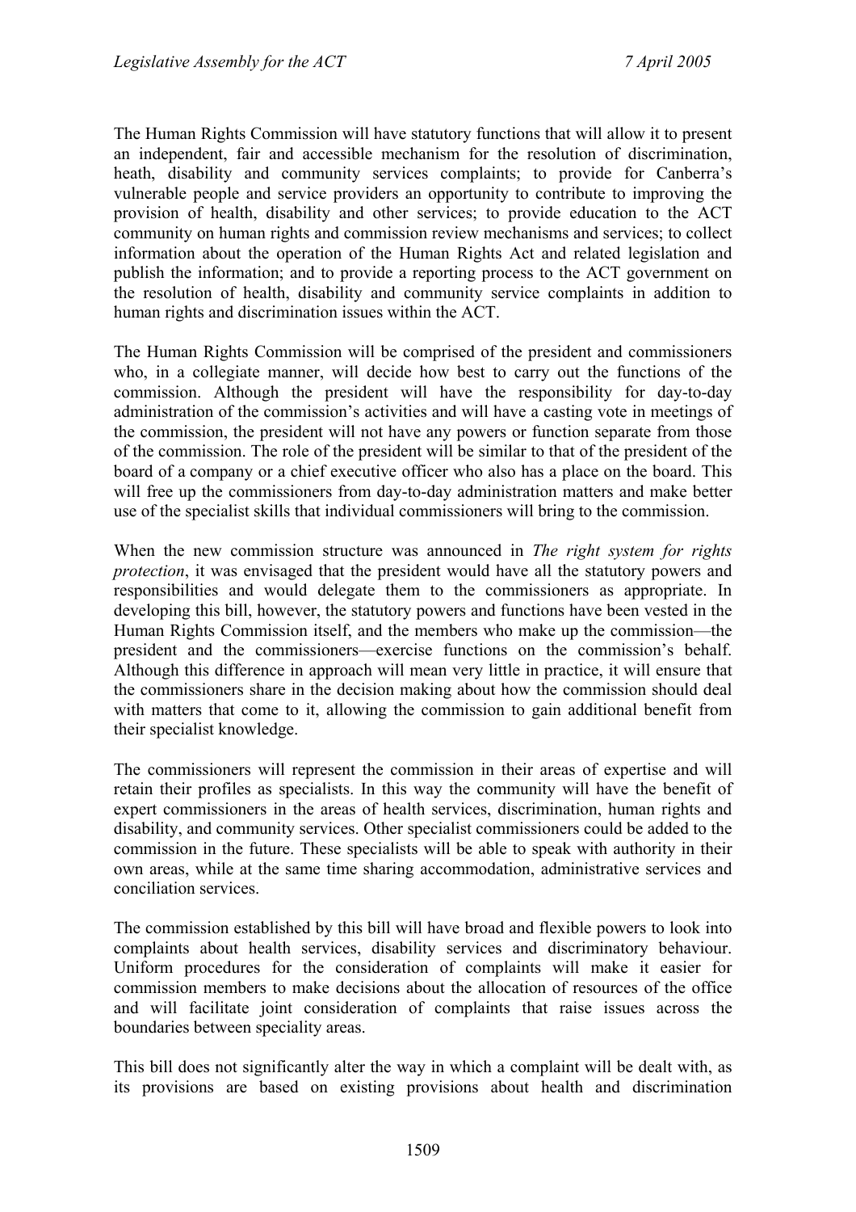The Human Rights Commission will have statutory functions that will allow it to present an independent, fair and accessible mechanism for the resolution of discrimination, heath, disability and community services complaints; to provide for Canberra's vulnerable people and service providers an opportunity to contribute to improving the provision of health, disability and other services; to provide education to the ACT community on human rights and commission review mechanisms and services; to collect information about the operation of the Human Rights Act and related legislation and publish the information; and to provide a reporting process to the ACT government on the resolution of health, disability and community service complaints in addition to human rights and discrimination issues within the ACT.

The Human Rights Commission will be comprised of the president and commissioners who, in a collegiate manner, will decide how best to carry out the functions of the commission. Although the president will have the responsibility for day-to-day administration of the commission's activities and will have a casting vote in meetings of the commission, the president will not have any powers or function separate from those of the commission. The role of the president will be similar to that of the president of the board of a company or a chief executive officer who also has a place on the board. This will free up the commissioners from day-to-day administration matters and make better use of the specialist skills that individual commissioners will bring to the commission.

When the new commission structure was announced in *The right system for rights protection*, it was envisaged that the president would have all the statutory powers and responsibilities and would delegate them to the commissioners as appropriate. In developing this bill, however, the statutory powers and functions have been vested in the Human Rights Commission itself, and the members who make up the commission—the president and the commissioners—exercise functions on the commission's behalf. Although this difference in approach will mean very little in practice, it will ensure that the commissioners share in the decision making about how the commission should deal with matters that come to it, allowing the commission to gain additional benefit from their specialist knowledge.

The commissioners will represent the commission in their areas of expertise and will retain their profiles as specialists. In this way the community will have the benefit of expert commissioners in the areas of health services, discrimination, human rights and disability, and community services. Other specialist commissioners could be added to the commission in the future. These specialists will be able to speak with authority in their own areas, while at the same time sharing accommodation, administrative services and conciliation services.

The commission established by this bill will have broad and flexible powers to look into complaints about health services, disability services and discriminatory behaviour. Uniform procedures for the consideration of complaints will make it easier for commission members to make decisions about the allocation of resources of the office and will facilitate joint consideration of complaints that raise issues across the boundaries between speciality areas.

This bill does not significantly alter the way in which a complaint will be dealt with, as its provisions are based on existing provisions about health and discrimination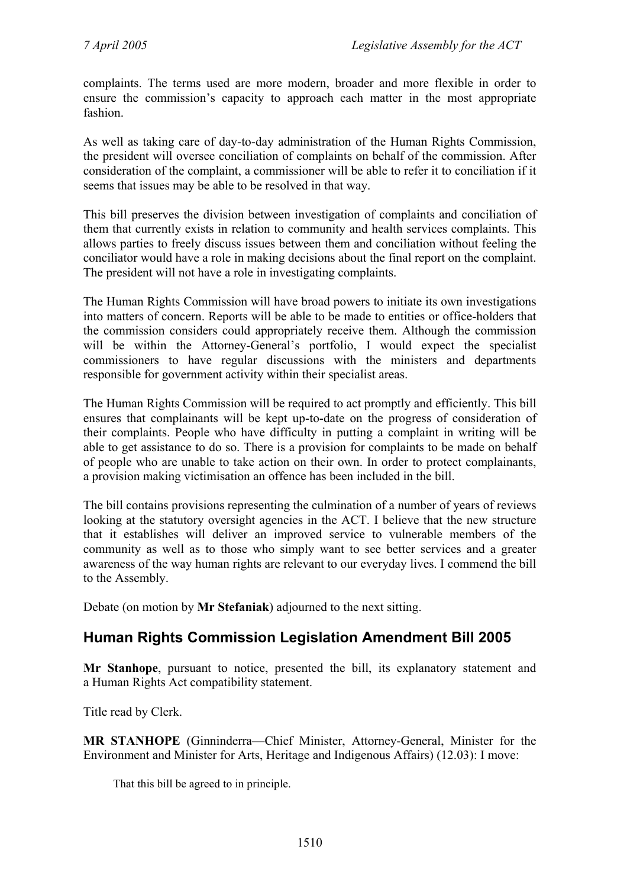complaints. The terms used are more modern, broader and more flexible in order to ensure the commission's capacity to approach each matter in the most appropriate fashion.

As well as taking care of day-to-day administration of the Human Rights Commission, the president will oversee conciliation of complaints on behalf of the commission. After consideration of the complaint, a commissioner will be able to refer it to conciliation if it seems that issues may be able to be resolved in that way.

This bill preserves the division between investigation of complaints and conciliation of them that currently exists in relation to community and health services complaints. This allows parties to freely discuss issues between them and conciliation without feeling the conciliator would have a role in making decisions about the final report on the complaint. The president will not have a role in investigating complaints.

The Human Rights Commission will have broad powers to initiate its own investigations into matters of concern. Reports will be able to be made to entities or office-holders that the commission considers could appropriately receive them. Although the commission will be within the Attorney-General's portfolio, I would expect the specialist commissioners to have regular discussions with the ministers and departments responsible for government activity within their specialist areas.

The Human Rights Commission will be required to act promptly and efficiently. This bill ensures that complainants will be kept up-to-date on the progress of consideration of their complaints. People who have difficulty in putting a complaint in writing will be able to get assistance to do so. There is a provision for complaints to be made on behalf of people who are unable to take action on their own. In order to protect complainants, a provision making victimisation an offence has been included in the bill.

The bill contains provisions representing the culmination of a number of years of reviews looking at the statutory oversight agencies in the ACT. I believe that the new structure that it establishes will deliver an improved service to vulnerable members of the community as well as to those who simply want to see better services and a greater awareness of the way human rights are relevant to our everyday lives. I commend the bill to the Assembly.

Debate (on motion by **Mr Stefaniak**) adjourned to the next sitting.

## Human Rights Commission Legislation Amendment Bill 2005

**Mr Stanhope**, pursuant to notice, presented the bill, its explanatory statement and a Human Rights Act compatibility statement.

Title read by Clerk.

**MR STANHOPE** (Ginninderra—Chief Minister, Attorney-General, Minister for the Environment and Minister for Arts, Heritage and Indigenous Affairs) (12.03): I move:

> That this bill be agreed to in principle.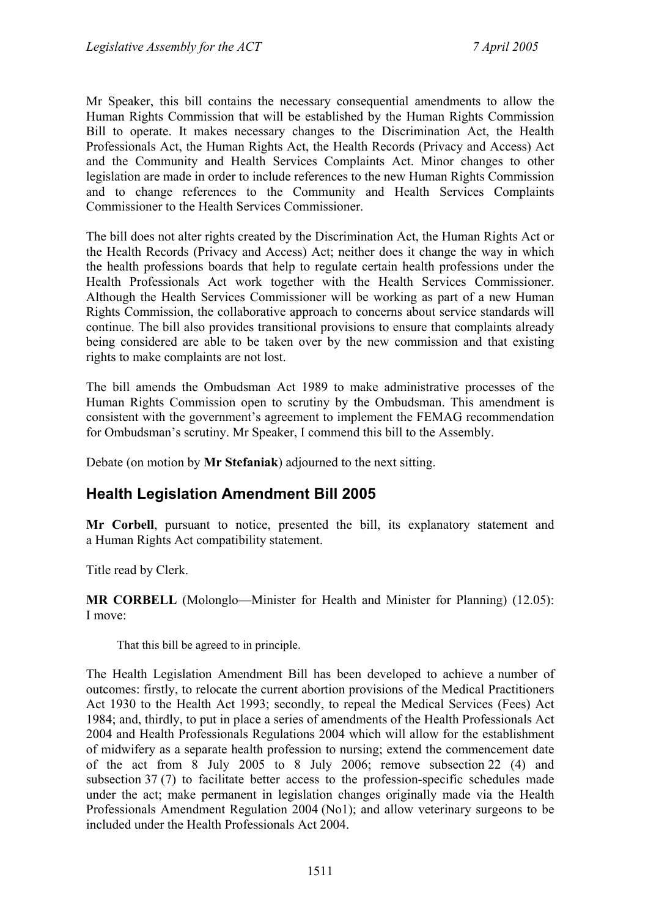Mr Speaker, this bill contains the necessary consequential amendments to allow the Human Rights Commission that will be established by the Human Rights Commission Bill to operate. It makes necessary changes to the Discrimination Act, the Health Professionals Act, the Human Rights Act, the Health Records (Privacy and Access) Act and the Community and Health Services Complaints Act. Minor changes to other legislation are made in order to include references to the new Human Rights Commission and to change references to the Community and Health Services Complaints Commissioner to the Health Services Commissioner.

The bill does not alter rights created by the Discrimination Act, the Human Rights Act or the Health Records (Privacy and Access) Act; neither does it change the way in which the health professions boards that help to regulate certain health professions under the Health Professionals Act work together with the Health Services Commissioner. Although the Health Services Commissioner will be working as part of a new Human Rights Commission, the collaborative approach to concerns about service standards will continue. The bill also provides transitional provisions to ensure that complaints already being considered are able to be taken over by the new commission and that existing rights to make complaints are not lost.

The bill amends the Ombudsman Act 1989 to make administrative processes of the Human Rights Commission open to scrutiny by the Ombudsman. This amendment is consistent with the government's agreement to implement the FEMAG recommendation for Ombudsman's scrutiny. Mr Speaker, I commend this bill to the Assembly.

Debate (on motion by **Mr Stefaniak**) adjourned to the next sitting.

## Health Legislation Amendment Bill 2005

**Mr Corbell**, pursuant to notice, presented the bill, its explanatory statement and a Human Rights Act compatibility statement.

Title read by Clerk.

**MR CORBELL** (Molonglo—Minister for Health and Minister for Planning) (12.05): I move:

> That this bill be agreed to in principle.

The Health Legislation Amendment Bill has been developed to achieve a number of outcomes: firstly, to relocate the current abortion provisions of the Medical Practitioners Act 1930 to the Health Act 1993; secondly, to repeal the Medical Services (Fees) Act 1984; and, thirdly, to put in place a series of amendments of the Health Professionals Act 2004 and Health Professionals Regulations 2004 which will allow for the establishment of midwifery as a separate health profession to nursing; extend the commencement date of the act from 8 July 2005 to 8 July 2006; remove subsection 22 (4) and subsection 37 (7) to facilitate better access to the profession-specific schedules made under the act; make permanent in legislation changes originally made via the Health Professionals Amendment Regulation 2004 (No1); and allow veterinary surgeons to be included under the Health Professionals Act 2004.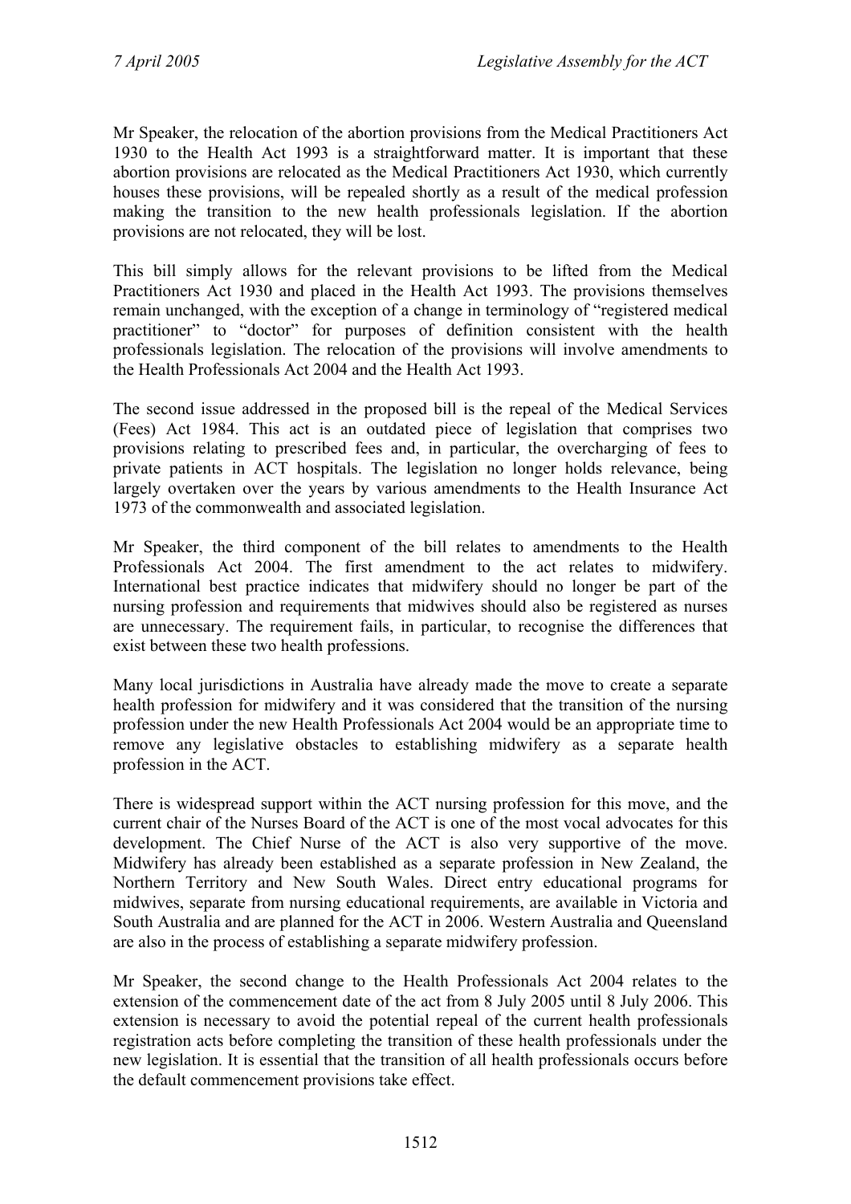Mr Speaker, the relocation of the abortion provisions from the Medical Practitioners Act 1930 to the Health Act 1993 is a straightforward matter. It is important that these abortion provisions are relocated as the Medical Practitioners Act 1930, which currently houses these provisions, will be repealed shortly as a result of the medical profession making the transition to the new health professionals legislation. If the abortion provisions are not relocated, they will be lost.

This bill simply allows for the relevant provisions to be lifted from the Medical Practitioners Act 1930 and placed in the Health Act 1993. The provisions themselves remain unchanged, with the exception of a change in terminology of "registered medical practitioner" to "doctor" for purposes of definition consistent with the health professionals legislation. The relocation of the provisions will involve amendments to the Health Professionals Act 2004 and the Health Act 1993.

The second issue addressed in the proposed bill is the repeal of the Medical Services (Fees) Act 1984. This act is an outdated piece of legislation that comprises two provisions relating to prescribed fees and, in particular, the overcharging of fees to private patients in ACT hospitals. The legislation no longer holds relevance, being largely overtaken over the years by various amendments to the Health Insurance Act 1973 of the commonwealth and associated legislation.

Mr Speaker, the third component of the bill relates to amendments to the Health Professionals Act 2004. The first amendment to the act relates to midwifery. International best practice indicates that midwifery should no longer be part of the nursing profession and requirements that midwives should also be registered as nurses are unnecessary. The requirement fails, in particular, to recognise the differences that exist between these two health professions.

Many local jurisdictions in Australia have already made the move to create a separate health profession for midwifery and it was considered that the transition of the nursing profession under the new Health Professionals Act 2004 would be an appropriate time to remove any legislative obstacles to establishing midwifery as a separate health profession in the ACT.

There is widespread support within the ACT nursing profession for this move, and the current chair of the Nurses Board of the ACT is one of the most vocal advocates for this development. The Chief Nurse of the ACT is also very supportive of the move. Midwifery has already been established as a separate profession in New Zealand, the Northern Territory and New South Wales. Direct entry educational programs for midwives, separate from nursing educational requirements, are available in Victoria and South Australia and are planned for the ACT in 2006. Western Australia and Queensland are also in the process of establishing a separate midwifery profession.

Mr Speaker, the second change to the Health Professionals Act 2004 relates to the extension of the commencement date of the act from 8 July 2005 until 8 July 2006. This extension is necessary to avoid the potential repeal of the current health professionals registration acts before completing the transition of these health professionals under the new legislation. It is essential that the transition of all health professionals occurs before the default commencement provisions take effect.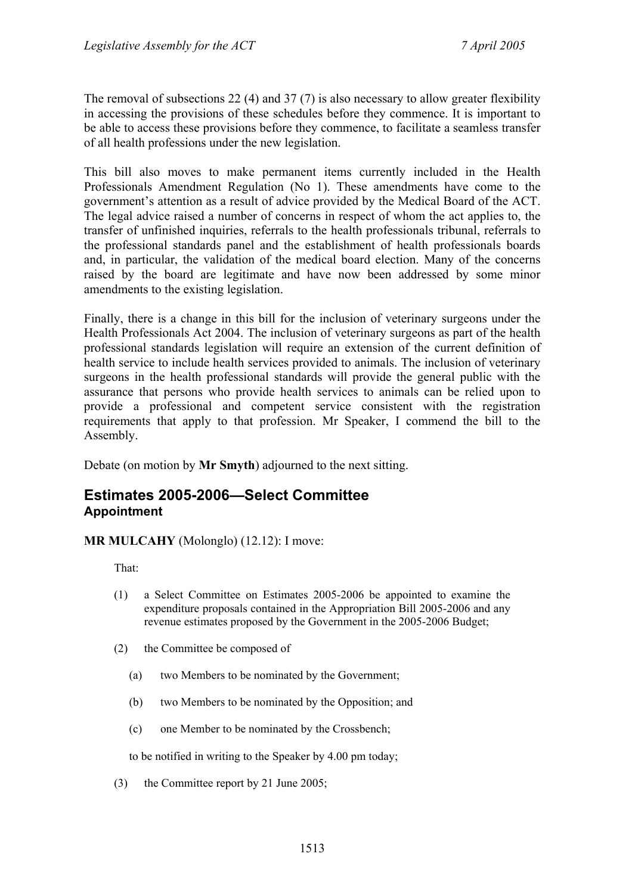The removal of subsections 22 (4) and 37 (7) is also necessary to allow greater flexibility in accessing the provisions of these schedules before they commence. It is important to be able to access these provisions before they commence, to facilitate a seamless transfer of all health professions under the new legislation.

This bill also moves to make permanent items currently included in the Health Professionals Amendment Regulation (No 1). These amendments have come to the government's attention as a result of advice provided by the Medical Board of the ACT. The legal advice raised a number of concerns in respect of whom the act applies to, the transfer of unfinished inquiries, referrals to the health professionals tribunal, referrals to the professional standards panel and the establishment of health professionals boards and, in particular, the validation of the medical board election. Many of the concerns raised by the board are legitimate and have now been addressed by some minor amendments to the existing legislation.

Finally, there is a change in this bill for the inclusion of veterinary surgeons under the Health Professionals Act 2004. The inclusion of veterinary surgeons as part of the health professional standards legislation will require an extension of the current definition of health service to include health services provided to animals. The inclusion of veterinary surgeons in the health professional standards will provide the general public with the assurance that persons who provide health services to animals can be relied upon to provide a professional and competent service consistent with the registration requirements that apply to that profession. Mr Speaker, I commend the bill to the Assembly.

Debate (on motion by **Mr Smyth**) adjourned to the next sitting.

## Estimates 2005-2006—Select Committee

### Appointment

**MR MULCAHY** (Molonglo) (12.12): I move:

That:

(1) a Select Committee on Estimates 2005-2006 be appointed to examine the expenditure proposals contained in the Appropriation Bill 2005-2006 and any revenue estimates proposed by the Government in the 2005-2006 Budget;

(2) the Committee be composed of

   (a) two Members to be nominated by the Government;

   (b) two Members to be nominated by the Opposition; and

   (c) one Member to be nominated by the Crossbench;

   to be notified in writing to the Speaker by 4.00 pm today;

(3) the Committee report by 21 June 2005;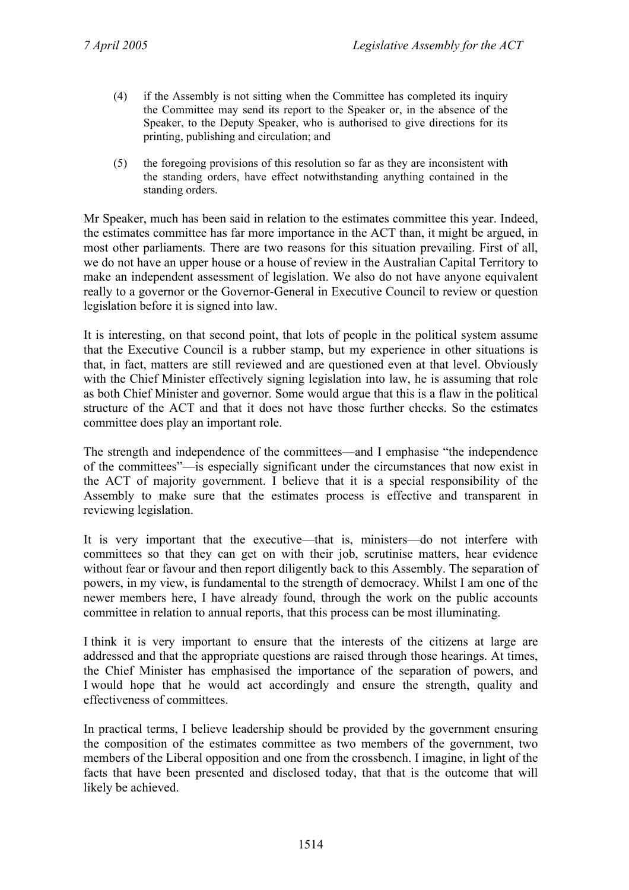(4) if the Assembly is not sitting when the Committee has completed its inquiry the Committee may send its report to the Speaker or, in the absence of the Speaker, to the Deputy Speaker, who is authorised to give directions for its printing, publishing and circulation; and

(5) the foregoing provisions of this resolution so far as they are inconsistent with the standing orders, have effect notwithstanding anything contained in the standing orders.

Mr Speaker, much has been said in relation to the estimates committee this year. Indeed, the estimates committee has far more importance in the ACT than, it might be argued, in most other parliaments. There are two reasons for this situation prevailing. First of all, we do not have an upper house or a house of review in the Australian Capital Territory to make an independent assessment of legislation. We also do not have anyone equivalent really to a governor or the Governor-General in Executive Council to review or question legislation before it is signed into law.

It is interesting, on that second point, that lots of people in the political system assume that the Executive Council is a rubber stamp, but my experience in other situations is that, in fact, matters are still reviewed and are questioned even at that level. Obviously with the Chief Minister effectively signing legislation into law, he is assuming that role as both Chief Minister and governor. Some would argue that this is a flaw in the political structure of the ACT and that it does not have those further checks. So the estimates committee does play an important role.

The strength and independence of the committees—and I emphasise "the independence of the committees"—is especially significant under the circumstances that now exist in the ACT of majority government. I believe that it is a special responsibility of the Assembly to make sure that the estimates process is effective and transparent in reviewing legislation.

It is very important that the executive—that is, ministers—do not interfere with committees so that they can get on with their job, scrutinise matters, hear evidence without fear or favour and then report diligently back to this Assembly. The separation of powers, in my view, is fundamental to the strength of democracy. Whilst I am one of the newer members here, I have already found, through the work on the public accounts committee in relation to annual reports, that this process can be most illuminating.

I think it is very important to ensure that the interests of the citizens at large are addressed and that the appropriate questions are raised through those hearings. At times, the Chief Minister has emphasised the importance of the separation of powers, and I would hope that he would act accordingly and ensure the strength, quality and effectiveness of committees.

In practical terms, I believe leadership should be provided by the government ensuring the composition of the estimates committee as two members of the government, two members of the Liberal opposition and one from the crossbench. I imagine, in light of the facts that have been presented and disclosed today, that that is the outcome that will likely be achieved.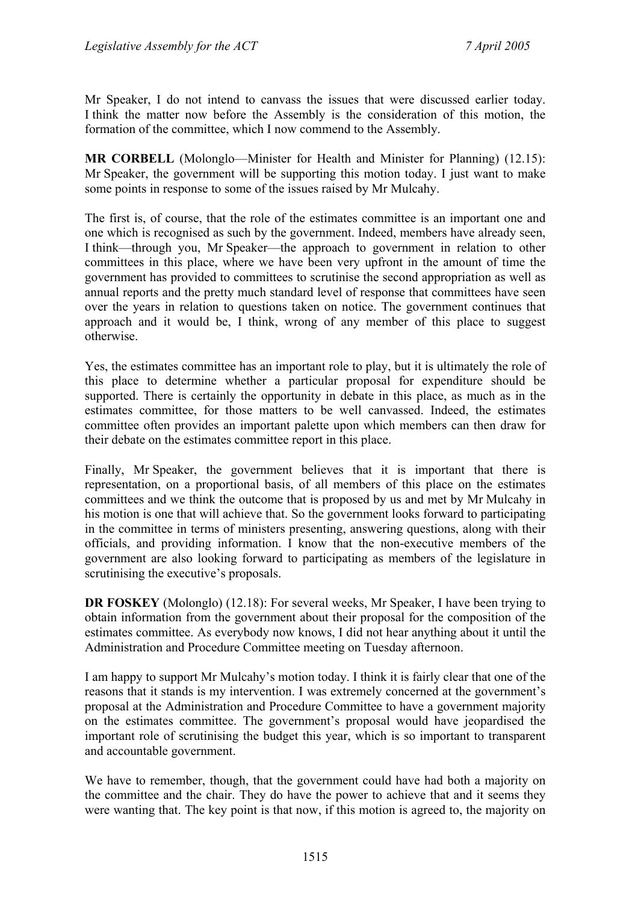Mr Speaker, I do not intend to canvass the issues that were discussed earlier today. I think the matter now before the Assembly is the consideration of this motion, the formation of the committee, which I now commend to the Assembly.

**MR CORBELL** (Molonglo—Minister for Health and Minister for Planning) (12.15): Mr Speaker, the government will be supporting this motion today. I just want to make some points in response to some of the issues raised by Mr Mulcahy.

The first is, of course, that the role of the estimates committee is an important one and one which is recognised as such by the government. Indeed, members have already seen, I think—through you, Mr Speaker—the approach to government in relation to other committees in this place, where we have been very upfront in the amount of time the government has provided to committees to scrutinise the second appropriation as well as annual reports and the pretty much standard level of response that committees have seen over the years in relation to questions taken on notice. The government continues that approach and it would be, I think, wrong of any member of this place to suggest otherwise.

Yes, the estimates committee has an important role to play, but it is ultimately the role of this place to determine whether a particular proposal for expenditure should be supported. There is certainly the opportunity in debate in this place, as much as in the estimates committee, for those matters to be well canvassed. Indeed, the estimates committee often provides an important palette upon which members can then draw for their debate on the estimates committee report in this place.

Finally, Mr Speaker, the government believes that it is important that there is representation, on a proportional basis, of all members of this place on the estimates committees and we think the outcome that is proposed by us and met by Mr Mulcahy in his motion is one that will achieve that. So the government looks forward to participating in the committee in terms of ministers presenting, answering questions, along with their officials, and providing information. I know that the non-executive members of the government are also looking forward to participating as members of the legislature in scrutinising the executive's proposals.

**DR FOSKEY** (Molonglo) (12.18): For several weeks, Mr Speaker, I have been trying to obtain information from the government about their proposal for the composition of the estimates committee. As everybody now knows, I did not hear anything about it until the Administration and Procedure Committee meeting on Tuesday afternoon.

I am happy to support Mr Mulcahy's motion today. I think it is fairly clear that one of the reasons that it stands is my intervention. I was extremely concerned at the government's proposal at the Administration and Procedure Committee to have a government majority on the estimates committee. The government's proposal would have jeopardised the important role of scrutinising the budget this year, which is so important to transparent and accountable government.

We have to remember, though, that the government could have had both a majority on the committee and the chair. They do have the power to achieve that and it seems they were wanting that. The key point is that now, if this motion is agreed to, the majority on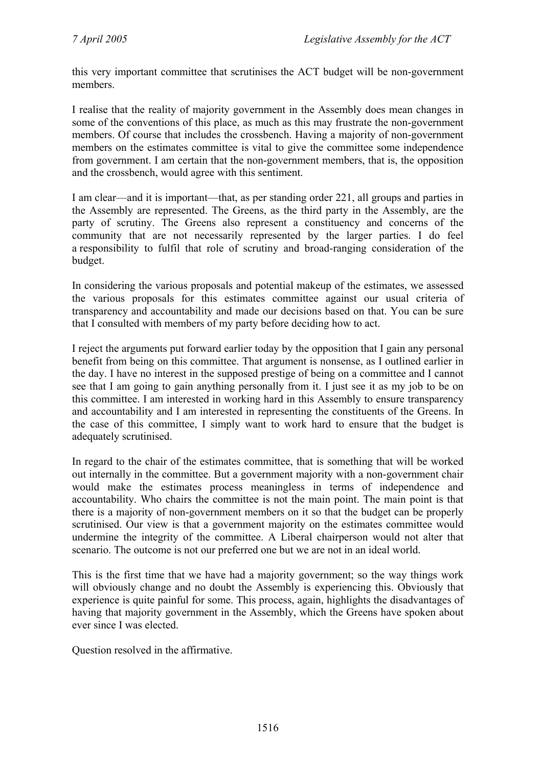this very important committee that scrutinises the ACT budget will be non-government members.

I realise that the reality of majority government in the Assembly does mean changes in some of the conventions of this place, as much as this may frustrate the non-government members. Of course that includes the crossbench. Having a majority of non-government members on the estimates committee is vital to give the committee some independence from government. I am certain that the non-government members, that is, the opposition and the crossbench, would agree with this sentiment.

I am clear—and it is important—that, as per standing order 221, all groups and parties in the Assembly are represented. The Greens, as the third party in the Assembly, are the party of scrutiny. The Greens also represent a constituency and concerns of the community that are not necessarily represented by the larger parties. I do feel a responsibility to fulfil that role of scrutiny and broad-ranging consideration of the budget.

In considering the various proposals and potential makeup of the estimates, we assessed the various proposals for this estimates committee against our usual criteria of transparency and accountability and made our decisions based on that. You can be sure that I consulted with members of my party before deciding how to act.

I reject the arguments put forward earlier today by the opposition that I gain any personal benefit from being on this committee. That argument is nonsense, as I outlined earlier in the day. I have no interest in the supposed prestige of being on a committee and I cannot see that I am going to gain anything personally from it. I just see it as my job to be on this committee. I am interested in working hard in this Assembly to ensure transparency and accountability and I am interested in representing the constituents of the Greens. In the case of this committee, I simply want to work hard to ensure that the budget is adequately scrutinised.

In regard to the chair of the estimates committee, that is something that will be worked out internally in the committee. But a government majority with a non-government chair would make the estimates process meaningless in terms of independence and accountability. Who chairs the committee is not the main point. The main point is that there is a majority of non-government members on it so that the budget can be properly scrutinised. Our view is that a government majority on the estimates committee would undermine the integrity of the committee. A Liberal chairperson would not alter that scenario. The outcome is not our preferred one but we are not in an ideal world.

This is the first time that we have had a majority government; so the way things work will obviously change and no doubt the Assembly is experiencing this. Obviously that experience is quite painful for some. This process, again, highlights the disadvantages of having that majority government in the Assembly, which the Greens have spoken about ever since I was elected.

Question resolved in the affirmative.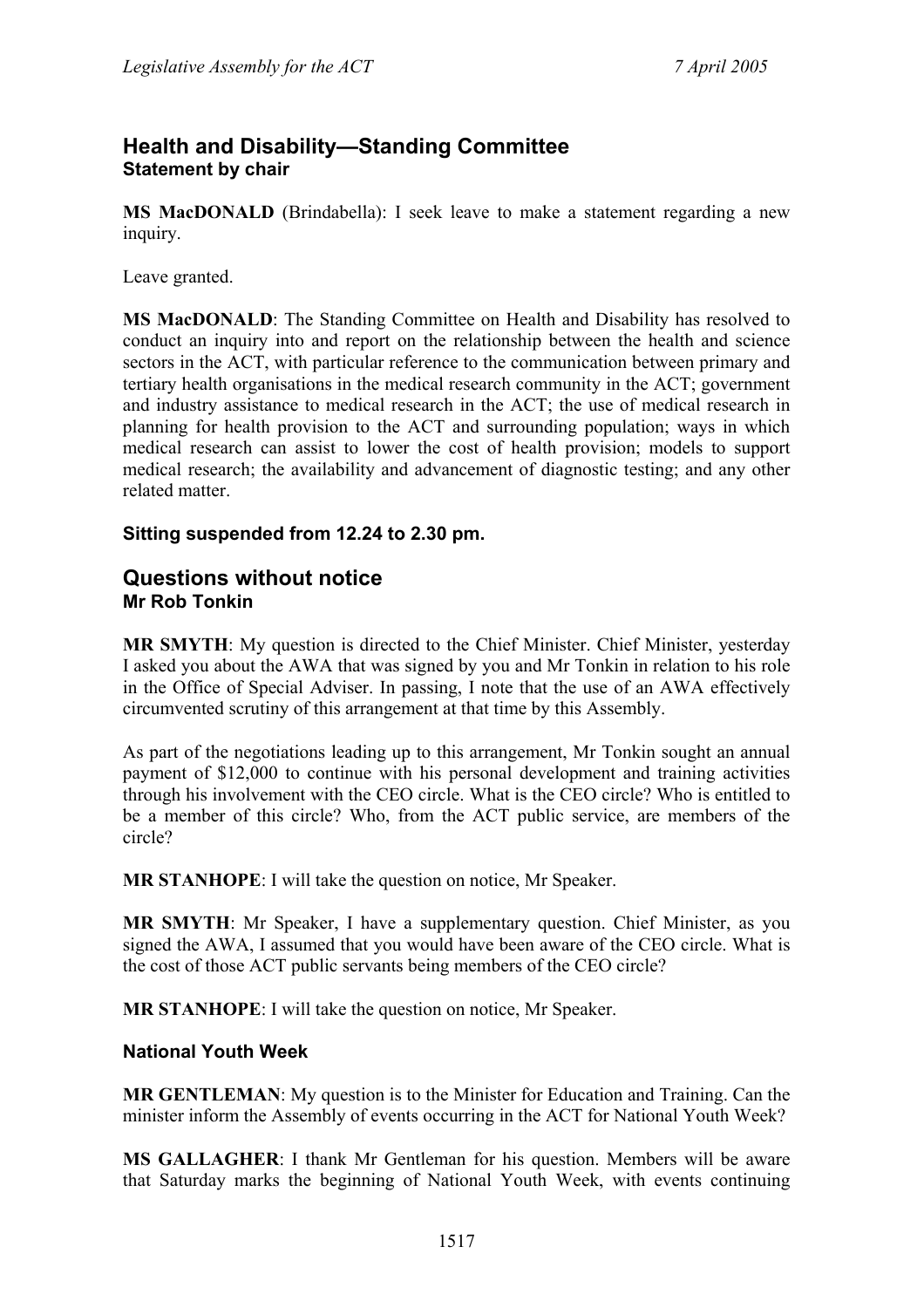## Health and Disability—Standing Committee
### Statement by chair

**MS MacDONALD** (Brindabella): I seek leave to make a statement regarding a new inquiry.

Leave granted.

**MS MacDONALD**: The Standing Committee on Health and Disability has resolved to conduct an inquiry into and report on the relationship between the health and science sectors in the ACT, with particular reference to the communication between primary and tertiary health organisations in the medical research community in the ACT; government and industry assistance to medical research in the ACT; the use of medical research in planning for health provision to the ACT and surrounding population; ways in which medical research can assist to lower the cost of health provision; models to support medical research; the availability and advancement of diagnostic testing; and any other related matter.

**Sitting suspended from 12.24 to 2.30 pm.**

## Questions without notice
### Mr Rob Tonkin

**MR SMYTH**: My question is directed to the Chief Minister. Chief Minister, yesterday I asked you about the AWA that was signed by you and Mr Tonkin in relation to his role in the Office of Special Adviser. In passing, I note that the use of an AWA effectively circumvented scrutiny of this arrangement at that time by this Assembly.

As part of the negotiations leading up to this arrangement, Mr Tonkin sought an annual payment of $12,000 to continue with his personal development and training activities through his involvement with the CEO circle. What is the CEO circle? Who is entitled to be a member of this circle? Who, from the ACT public service, are members of the circle?

**MR STANHOPE**: I will take the question on notice, Mr Speaker.

**MR SMYTH**: Mr Speaker, I have a supplementary question. Chief Minister, as you signed the AWA, I assumed that you would have been aware of the CEO circle. What is the cost of those ACT public servants being members of the CEO circle?

**MR STANHOPE**: I will take the question on notice, Mr Speaker.

### National Youth Week

**MR GENTLEMAN**: My question is to the Minister for Education and Training. Can the minister inform the Assembly of events occurring in the ACT for National Youth Week?

**MS GALLAGHER**: I thank Mr Gentleman for his question. Members will be aware that Saturday marks the beginning of National Youth Week, with events continuing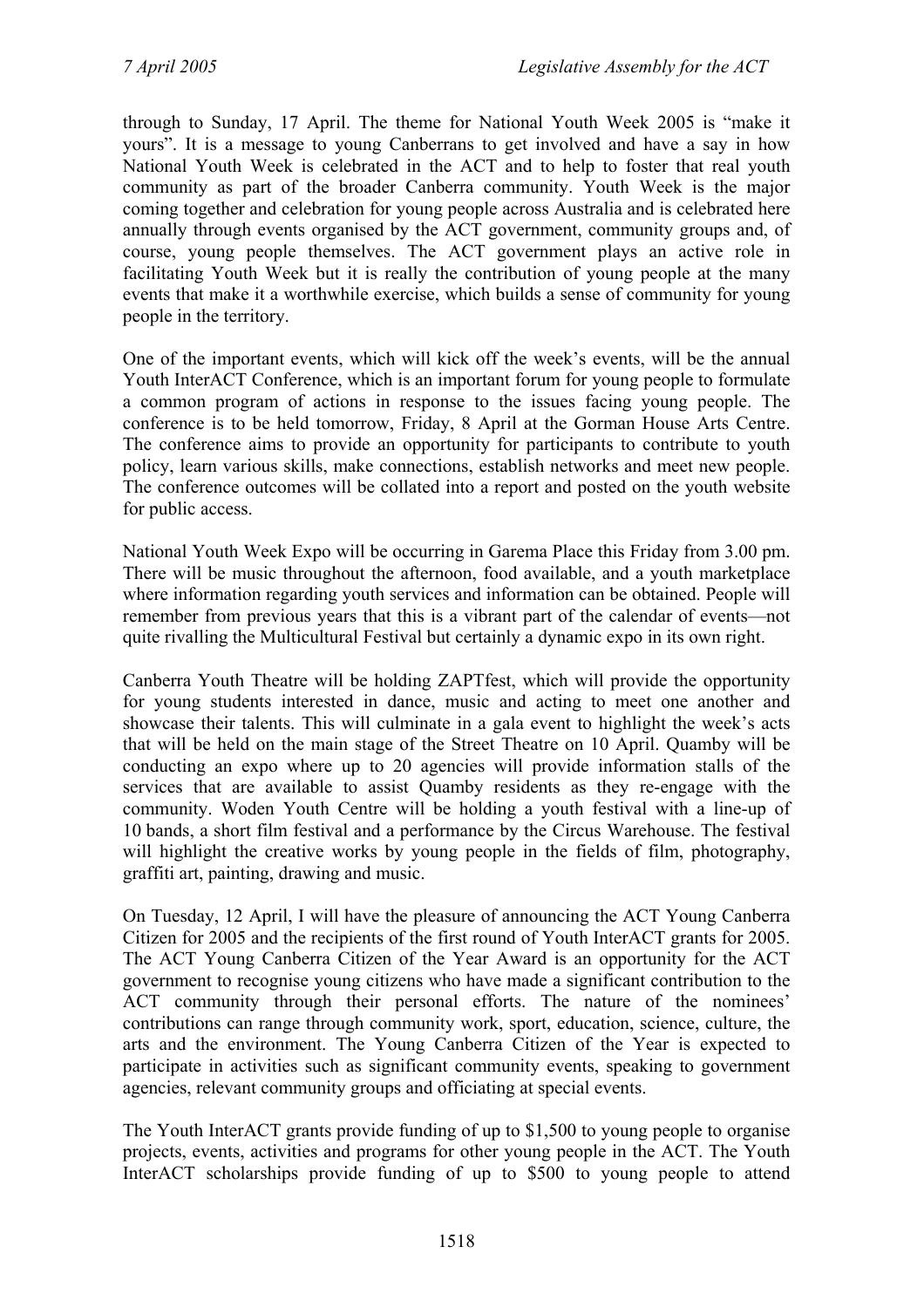through to Sunday, 17 April. The theme for National Youth Week 2005 is "make it yours". It is a message to young Canberrans to get involved and have a say in how National Youth Week is celebrated in the ACT and to help to foster that real youth community as part of the broader Canberra community. Youth Week is the major coming together and celebration for young people across Australia and is celebrated here annually through events organised by the ACT government, community groups and, of course, young people themselves. The ACT government plays an active role in facilitating Youth Week but it is really the contribution of young people at the many events that make it a worthwhile exercise, which builds a sense of community for young people in the territory.

One of the important events, which will kick off the week's events, will be the annual Youth InterACT Conference, which is an important forum for young people to formulate a common program of actions in response to the issues facing young people. The conference is to be held tomorrow, Friday, 8 April at the Gorman House Arts Centre. The conference aims to provide an opportunity for participants to contribute to youth policy, learn various skills, make connections, establish networks and meet new people. The conference outcomes will be collated into a report and posted on the youth website for public access.

National Youth Week Expo will be occurring in Garema Place this Friday from 3.00 pm. There will be music throughout the afternoon, food available, and a youth marketplace where information regarding youth services and information can be obtained. People will remember from previous years that this is a vibrant part of the calendar of events—not quite rivalling the Multicultural Festival but certainly a dynamic expo in its own right.

Canberra Youth Theatre will be holding ZAPTfest, which will provide the opportunity for young students interested in dance, music and acting to meet one another and showcase their talents. This will culminate in a gala event to highlight the week's acts that will be held on the main stage of the Street Theatre on 10 April. Quamby will be conducting an expo where up to 20 agencies will provide information stalls of the services that are available to assist Quamby residents as they re-engage with the community. Woden Youth Centre will be holding a youth festival with a line-up of 10 bands, a short film festival and a performance by the Circus Warehouse. The festival will highlight the creative works by young people in the fields of film, photography, graffiti art, painting, drawing and music.

On Tuesday, 12 April, I will have the pleasure of announcing the ACT Young Canberra Citizen for 2005 and the recipients of the first round of Youth InterACT grants for 2005. The ACT Young Canberra Citizen of the Year Award is an opportunity for the ACT government to recognise young citizens who have made a significant contribution to the ACT community through their personal efforts. The nature of the nominees' contributions can range through community work, sport, education, science, culture, the arts and the environment. The Young Canberra Citizen of the Year is expected to participate in activities such as significant community events, speaking to government agencies, relevant community groups and officiating at special events.

The Youth InterACT grants provide funding of up to $1,500 to young people to organise projects, events, activities and programs for other young people in the ACT. The Youth InterACT scholarships provide funding of up to $500 to young people to attend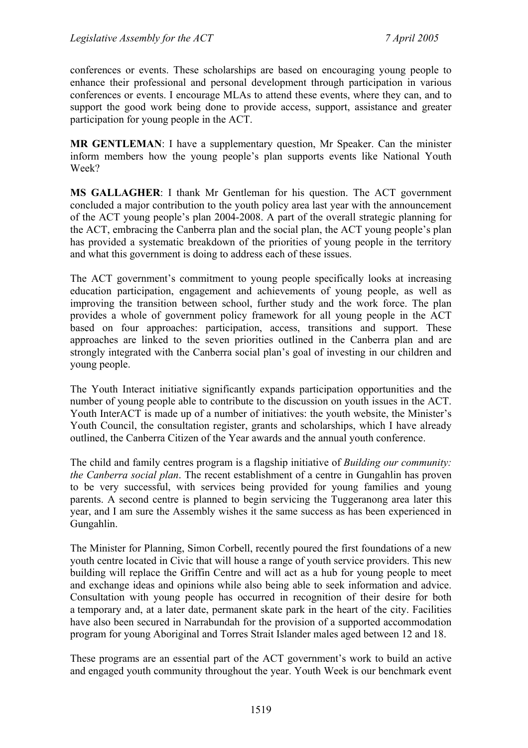conferences or events. These scholarships are based on encouraging young people to enhance their professional and personal development through participation in various conferences or events. I encourage MLAs to attend these events, where they can, and to support the good work being done to provide access, support, assistance and greater participation for young people in the ACT.

**MR GENTLEMAN**: I have a supplementary question, Mr Speaker. Can the minister inform members how the young people's plan supports events like National Youth Week?

**MS GALLAGHER**: I thank Mr Gentleman for his question. The ACT government concluded a major contribution to the youth policy area last year with the announcement of the ACT young people's plan 2004-2008. A part of the overall strategic planning for the ACT, embracing the Canberra plan and the social plan, the ACT young people's plan has provided a systematic breakdown of the priorities of young people in the territory and what this government is doing to address each of these issues.

The ACT government's commitment to young people specifically looks at increasing education participation, engagement and achievements of young people, as well as improving the transition between school, further study and the work force. The plan provides a whole of government policy framework for all young people in the ACT based on four approaches: participation, access, transitions and support. These approaches are linked to the seven priorities outlined in the Canberra plan and are strongly integrated with the Canberra social plan's goal of investing in our children and young people.

The Youth Interact initiative significantly expands participation opportunities and the number of young people able to contribute to the discussion on youth issues in the ACT. Youth InterACT is made up of a number of initiatives: the youth website, the Minister's Youth Council, the consultation register, grants and scholarships, which I have already outlined, the Canberra Citizen of the Year awards and the annual youth conference.

The child and family centres program is a flagship initiative of *Building our community: the Canberra social plan*. The recent establishment of a centre in Gungahlin has proven to be very successful, with services being provided for young families and young parents. A second centre is planned to begin servicing the Tuggeranong area later this year, and I am sure the Assembly wishes it the same success as has been experienced in Gungahlin.

The Minister for Planning, Simon Corbell, recently poured the first foundations of a new youth centre located in Civic that will house a range of youth service providers. This new building will replace the Griffin Centre and will act as a hub for young people to meet and exchange ideas and opinions while also being able to seek information and advice. Consultation with young people has occurred in recognition of their desire for both a temporary and, at a later date, permanent skate park in the heart of the city. Facilities have also been secured in Narrabundah for the provision of a supported accommodation program for young Aboriginal and Torres Strait Islander males aged between 12 and 18.

These programs are an essential part of the ACT government's work to build an active and engaged youth community throughout the year. Youth Week is our benchmark event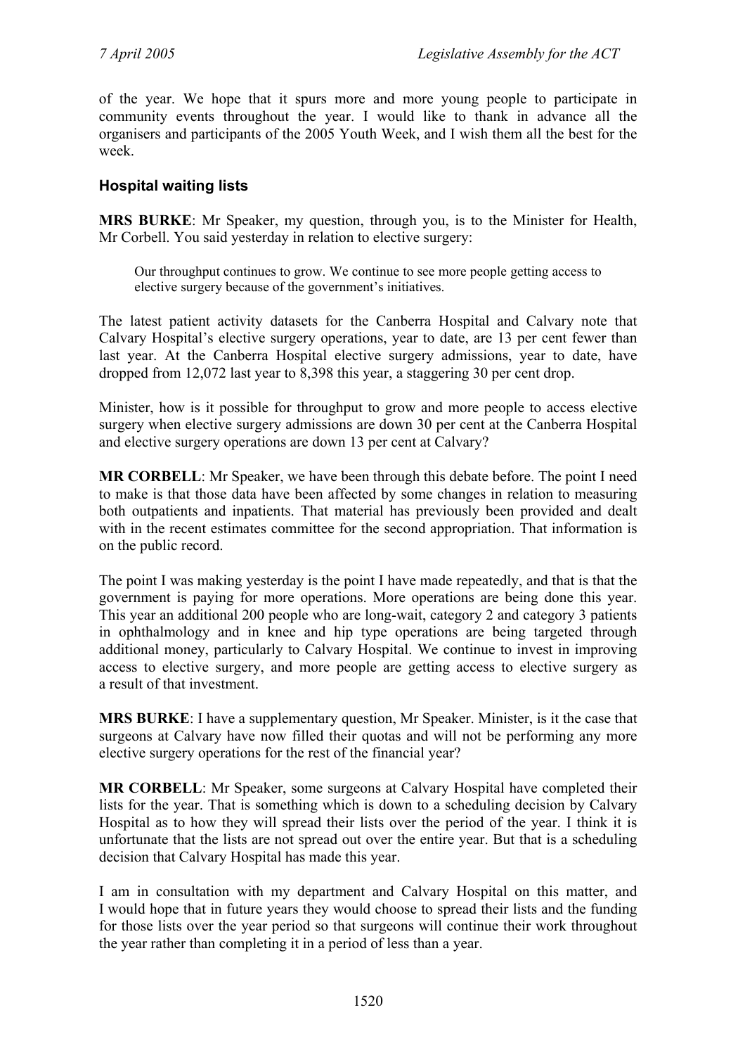of the year. We hope that it spurs more and more young people to participate in community events throughout the year. I would like to thank in advance all the organisers and participants of the 2005 Youth Week, and I wish them all the best for the week.

### Hospital waiting lists

**MRS BURKE**: Mr Speaker, my question, through you, is to the Minister for Health, Mr Corbell. You said yesterday in relation to elective surgery:

> Our throughput continues to grow. We continue to see more people getting access to elective surgery because of the government's initiatives.

The latest patient activity datasets for the Canberra Hospital and Calvary note that Calvary Hospital's elective surgery operations, year to date, are 13 per cent fewer than last year. At the Canberra Hospital elective surgery admissions, year to date, have dropped from 12,072 last year to 8,398 this year, a staggering 30 per cent drop.

Minister, how is it possible for throughput to grow and more people to access elective surgery when elective surgery admissions are down 30 per cent at the Canberra Hospital and elective surgery operations are down 13 per cent at Calvary?

**MR CORBELL**: Mr Speaker, we have been through this debate before. The point I need to make is that those data have been affected by some changes in relation to measuring both outpatients and inpatients. That material has previously been provided and dealt with in the recent estimates committee for the second appropriation. That information is on the public record.

The point I was making yesterday is the point I have made repeatedly, and that is that the government is paying for more operations. More operations are being done this year. This year an additional 200 people who are long-wait, category 2 and category 3 patients in ophthalmology and in knee and hip type operations are being targeted through additional money, particularly to Calvary Hospital. We continue to invest in improving access to elective surgery, and more people are getting access to elective surgery as a result of that investment.

**MRS BURKE**: I have a supplementary question, Mr Speaker. Minister, is it the case that surgeons at Calvary have now filled their quotas and will not be performing any more elective surgery operations for the rest of the financial year?

**MR CORBELL**: Mr Speaker, some surgeons at Calvary Hospital have completed their lists for the year. That is something which is down to a scheduling decision by Calvary Hospital as to how they will spread their lists over the period of the year. I think it is unfortunate that the lists are not spread out over the entire year. But that is a scheduling decision that Calvary Hospital has made this year.

I am in consultation with my department and Calvary Hospital on this matter, and I would hope that in future years they would choose to spread their lists and the funding for those lists over the year period so that surgeons will continue their work throughout the year rather than completing it in a period of less than a year.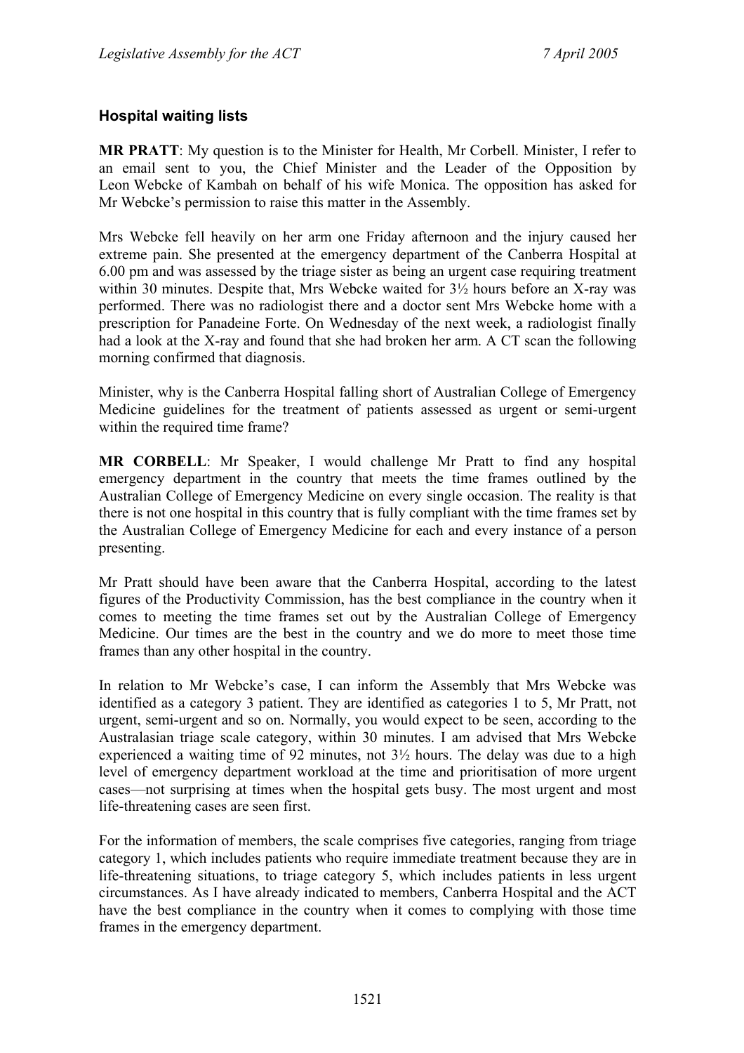### Hospital waiting lists

**MR PRATT**: My question is to the Minister for Health, Mr Corbell. Minister, I refer to an email sent to you, the Chief Minister and the Leader of the Opposition by Leon Webcke of Kambah on behalf of his wife Monica. The opposition has asked for Mr Webcke's permission to raise this matter in the Assembly.

Mrs Webcke fell heavily on her arm one Friday afternoon and the injury caused her extreme pain. She presented at the emergency department of the Canberra Hospital at 6.00 pm and was assessed by the triage sister as being an urgent case requiring treatment within 30 minutes. Despite that, Mrs Webcke waited for 3½ hours before an X-ray was performed. There was no radiologist there and a doctor sent Mrs Webcke home with a prescription for Panadeine Forte. On Wednesday of the next week, a radiologist finally had a look at the X-ray and found that she had broken her arm. A CT scan the following morning confirmed that diagnosis.

Minister, why is the Canberra Hospital falling short of Australian College of Emergency Medicine guidelines for the treatment of patients assessed as urgent or semi-urgent within the required time frame?

**MR CORBELL**: Mr Speaker, I would challenge Mr Pratt to find any hospital emergency department in the country that meets the time frames outlined by the Australian College of Emergency Medicine on every single occasion. The reality is that there is not one hospital in this country that is fully compliant with the time frames set by the Australian College of Emergency Medicine for each and every instance of a person presenting.

Mr Pratt should have been aware that the Canberra Hospital, according to the latest figures of the Productivity Commission, has the best compliance in the country when it comes to meeting the time frames set out by the Australian College of Emergency Medicine. Our times are the best in the country and we do more to meet those time frames than any other hospital in the country.

In relation to Mr Webcke's case, I can inform the Assembly that Mrs Webcke was identified as a category 3 patient. They are identified as categories 1 to 5, Mr Pratt, not urgent, semi-urgent and so on. Normally, you would expect to be seen, according to the Australasian triage scale category, within 30 minutes. I am advised that Mrs Webcke experienced a waiting time of 92 minutes, not 3½ hours. The delay was due to a high level of emergency department workload at the time and prioritisation of more urgent cases—not surprising at times when the hospital gets busy. The most urgent and most life-threatening cases are seen first.

For the information of members, the scale comprises five categories, ranging from triage category 1, which includes patients who require immediate treatment because they are in life-threatening situations, to triage category 5, which includes patients in less urgent circumstances. As I have already indicated to members, Canberra Hospital and the ACT have the best compliance in the country when it comes to complying with those time frames in the emergency department.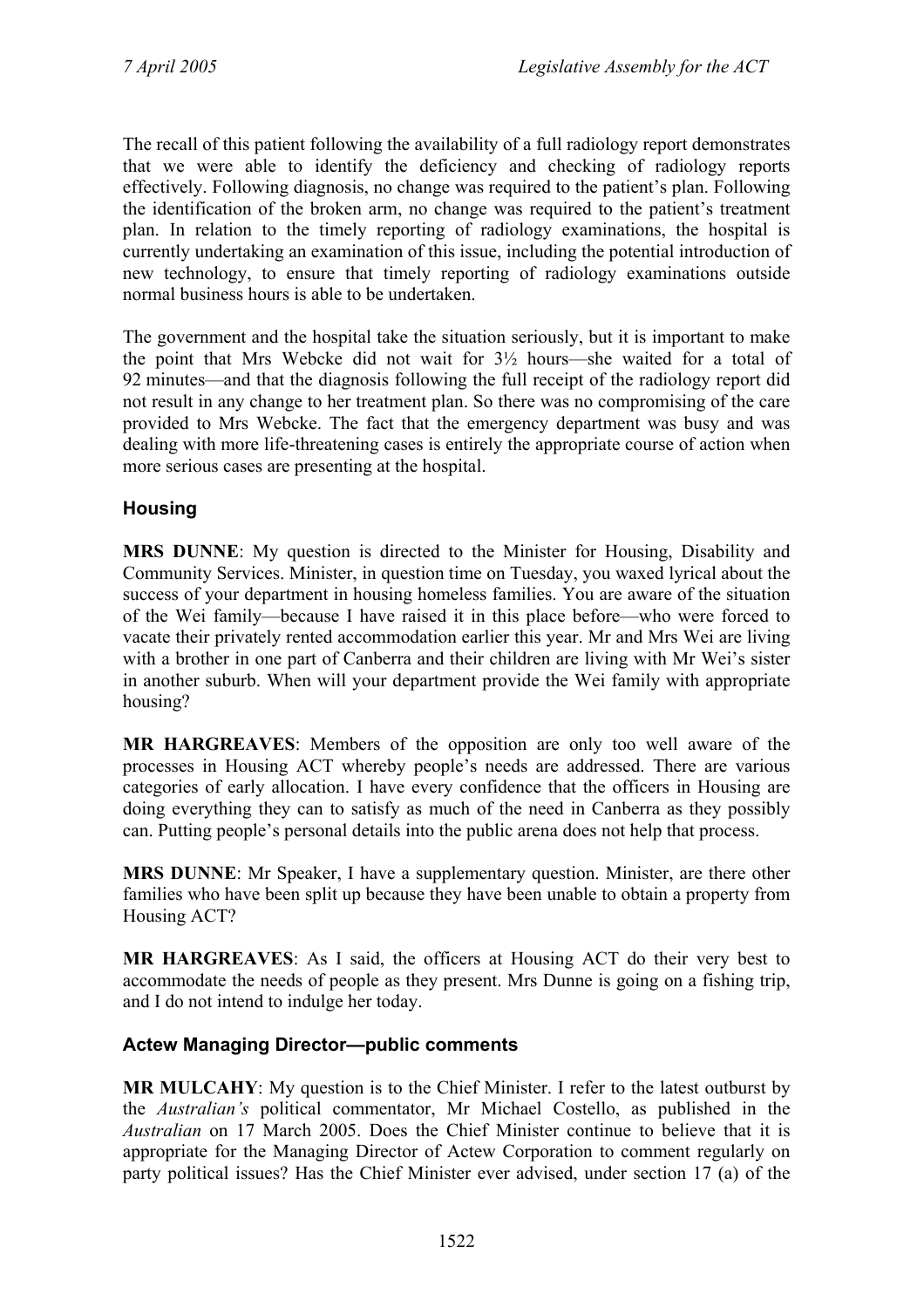The recall of this patient following the availability of a full radiology report demonstrates that we were able to identify the deficiency and checking of radiology reports effectively. Following diagnosis, no change was required to the patient's plan. Following the identification of the broken arm, no change was required to the patient's treatment plan. In relation to the timely reporting of radiology examinations, the hospital is currently undertaking an examination of this issue, including the potential introduction of new technology, to ensure that timely reporting of radiology examinations outside normal business hours is able to be undertaken.

The government and the hospital take the situation seriously, but it is important to make the point that Mrs Webcke did not wait for 3½ hours—she waited for a total of 92 minutes—and that the diagnosis following the full receipt of the radiology report did not result in any change to her treatment plan. So there was no compromising of the care provided to Mrs Webcke. The fact that the emergency department was busy and was dealing with more life-threatening cases is entirely the appropriate course of action when more serious cases are presenting at the hospital.

### Housing

**MRS DUNNE**: My question is directed to the Minister for Housing, Disability and Community Services. Minister, in question time on Tuesday, you waxed lyrical about the success of your department in housing homeless families. You are aware of the situation of the Wei family—because I have raised it in this place before—who were forced to vacate their privately rented accommodation earlier this year. Mr and Mrs Wei are living with a brother in one part of Canberra and their children are living with Mr Wei's sister in another suburb. When will your department provide the Wei family with appropriate housing?

**MR HARGREAVES**: Members of the opposition are only too well aware of the processes in Housing ACT whereby people's needs are addressed. There are various categories of early allocation. I have every confidence that the officers in Housing are doing everything they can to satisfy as much of the need in Canberra as they possibly can. Putting people's personal details into the public arena does not help that process.

**MRS DUNNE**: Mr Speaker, I have a supplementary question. Minister, are there other families who have been split up because they have been unable to obtain a property from Housing ACT?

**MR HARGREAVES**: As I said, the officers at Housing ACT do their very best to accommodate the needs of people as they present. Mrs Dunne is going on a fishing trip, and I do not intend to indulge her today.

### Actew Managing Director—public comments

**MR MULCAHY**: My question is to the Chief Minister. I refer to the latest outburst by the *Australian's* political commentator, Mr Michael Costello, as published in the *Australian* on 17 March 2005. Does the Chief Minister continue to believe that it is appropriate for the Managing Director of Actew Corporation to comment regularly on party political issues? Has the Chief Minister ever advised, under section 17 (a) of the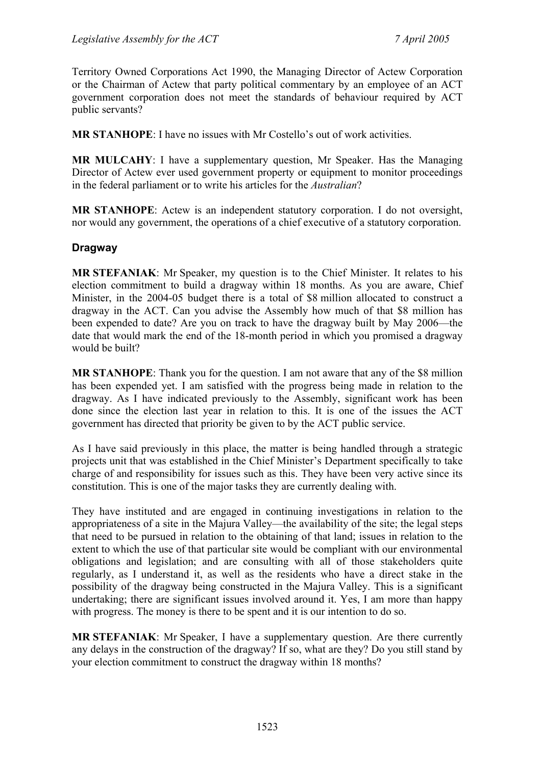Territory Owned Corporations Act 1990, the Managing Director of Actew Corporation or the Chairman of Actew that party political commentary by an employee of an ACT government corporation does not meet the standards of behaviour required by ACT public servants?

**MR STANHOPE**: I have no issues with Mr Costello's out of work activities.

**MR MULCAHY**: I have a supplementary question, Mr Speaker. Has the Managing Director of Actew ever used government property or equipment to monitor proceedings in the federal parliament or to write his articles for the *Australian*?

**MR STANHOPE**: Actew is an independent statutory corporation. I do not oversight, nor would any government, the operations of a chief executive of a statutory corporation.

### Dragway

**MR STEFANIAK**: Mr Speaker, my question is to the Chief Minister. It relates to his election commitment to build a dragway within 18 months. As you are aware, Chief Minister, in the 2004-05 budget there is a total of $8 million allocated to construct a dragway in the ACT. Can you advise the Assembly how much of that $8 million has been expended to date? Are you on track to have the dragway built by May 2006—the date that would mark the end of the 18-month period in which you promised a dragway would be built?

**MR STANHOPE**: Thank you for the question. I am not aware that any of the $8 million has been expended yet. I am satisfied with the progress being made in relation to the dragway. As I have indicated previously to the Assembly, significant work has been done since the election last year in relation to this. It is one of the issues the ACT government has directed that priority be given to by the ACT public service.

As I have said previously in this place, the matter is being handled through a strategic projects unit that was established in the Chief Minister's Department specifically to take charge of and responsibility for issues such as this. They have been very active since its constitution. This is one of the major tasks they are currently dealing with.

They have instituted and are engaged in continuing investigations in relation to the appropriateness of a site in the Majura Valley—the availability of the site; the legal steps that need to be pursued in relation to the obtaining of that land; issues in relation to the extent to which the use of that particular site would be compliant with our environmental obligations and legislation; and are consulting with all of those stakeholders quite regularly, as I understand it, as well as the residents who have a direct stake in the possibility of the dragway being constructed in the Majura Valley. This is a significant undertaking; there are significant issues involved around it. Yes, I am more than happy with progress. The money is there to be spent and it is our intention to do so.

**MR STEFANIAK**: Mr Speaker, I have a supplementary question. Are there currently any delays in the construction of the dragway? If so, what are they? Do you still stand by your election commitment to construct the dragway within 18 months?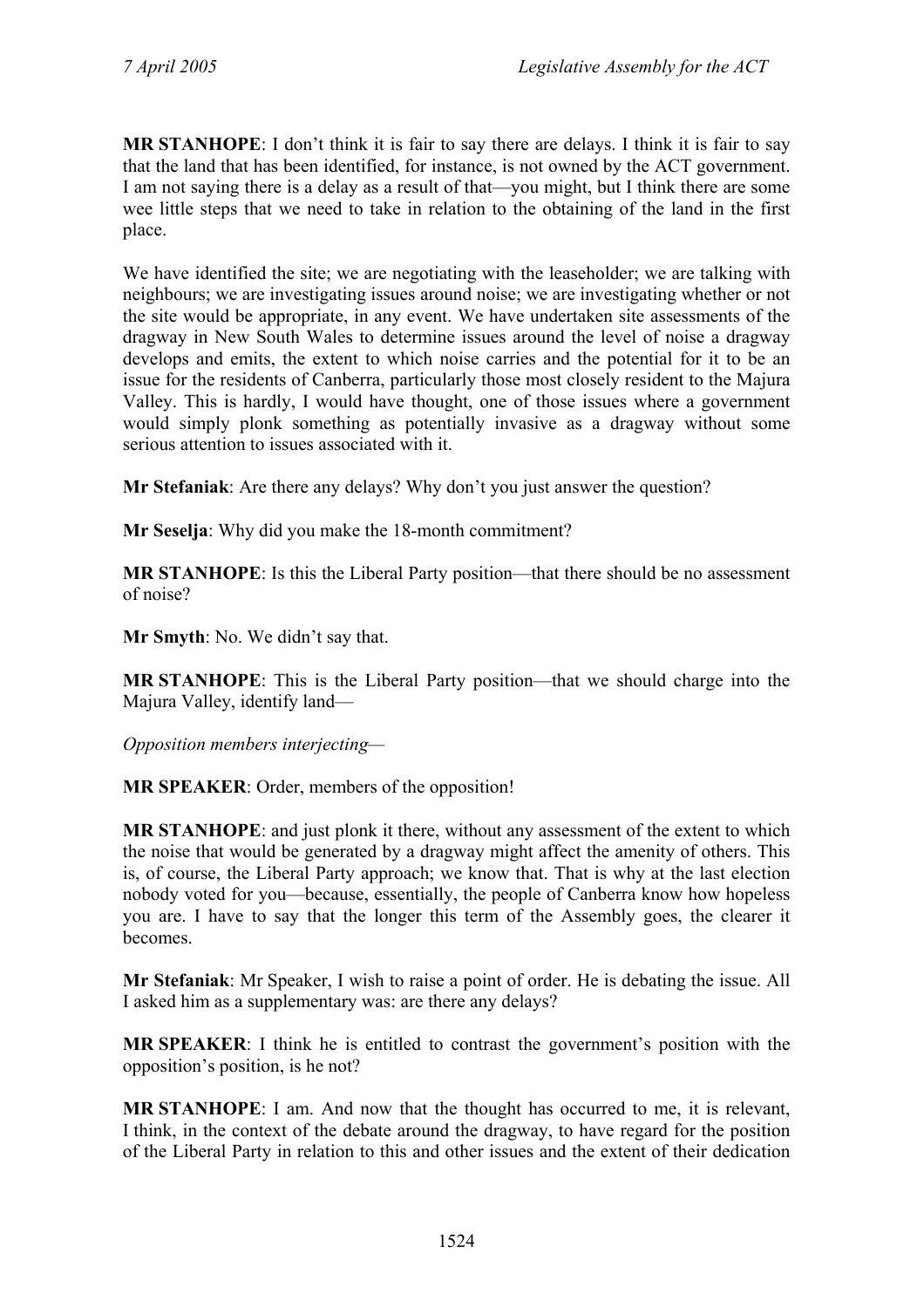**MR STANHOPE**: I don't think it is fair to say there are delays. I think it is fair to say that the land that has been identified, for instance, is not owned by the ACT government. I am not saying there is a delay as a result of that—you might, but I think there are some wee little steps that we need to take in relation to the obtaining of the land in the first place.

We have identified the site; we are negotiating with the leaseholder; we are talking with neighbours; we are investigating issues around noise; we are investigating whether or not the site would be appropriate, in any event. We have undertaken site assessments of the dragway in New South Wales to determine issues around the level of noise a dragway develops and emits, the extent to which noise carries and the potential for it to be an issue for the residents of Canberra, particularly those most closely resident to the Majura Valley. This is hardly, I would have thought, one of those issues where a government would simply plonk something as potentially invasive as a dragway without some serious attention to issues associated with it.

**Mr Stefaniak**: Are there any delays? Why don't you just answer the question?

**Mr Seselja**: Why did you make the 18-month commitment?

**MR STANHOPE**: Is this the Liberal Party position—that there should be no assessment of noise?

**Mr Smyth**: No. We didn't say that.

**MR STANHOPE**: This is the Liberal Party position—that we should charge into the Majura Valley, identify land—

*Opposition members interjecting*—

**MR SPEAKER**: Order, members of the opposition!

**MR STANHOPE**: and just plonk it there, without any assessment of the extent to which the noise that would be generated by a dragway might affect the amenity of others. This is, of course, the Liberal Party approach; we know that. That is why at the last election nobody voted for you—because, essentially, the people of Canberra know how hopeless you are. I have to say that the longer this term of the Assembly goes, the clearer it becomes.

**Mr Stefaniak**: Mr Speaker, I wish to raise a point of order. He is debating the issue. All I asked him as a supplementary was: are there any delays?

**MR SPEAKER**: I think he is entitled to contrast the government's position with the opposition's position, is he not?

**MR STANHOPE**: I am. And now that the thought has occurred to me, it is relevant, I think, in the context of the debate around the dragway, to have regard for the position of the Liberal Party in relation to this and other issues and the extent of their dedication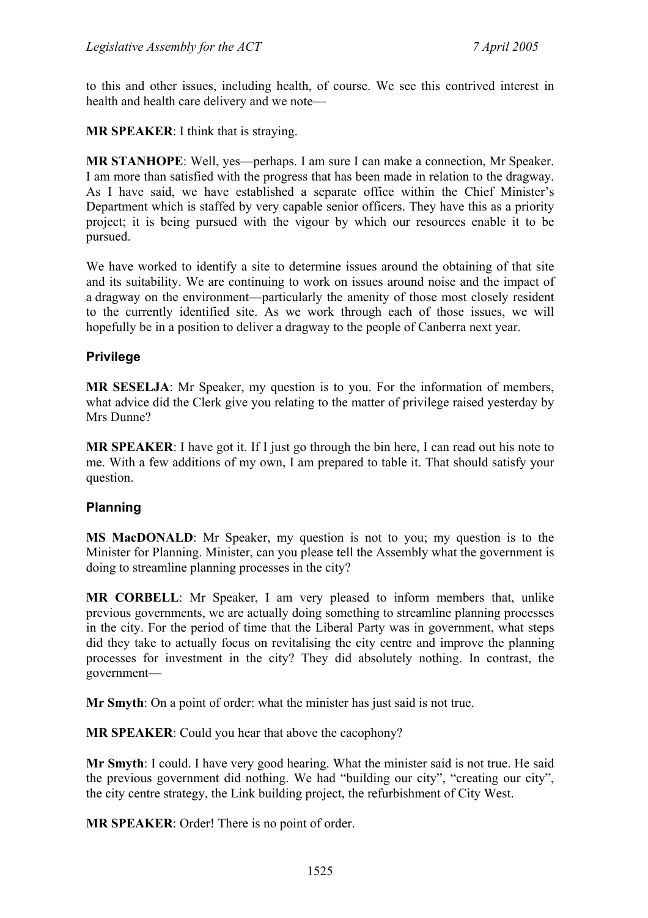to this and other issues, including health, of course. We see this contrived interest in health and health care delivery and we note—

**MR SPEAKER**: I think that is straying.

**MR STANHOPE**: Well, yes—perhaps. I am sure I can make a connection, Mr Speaker. I am more than satisfied with the progress that has been made in relation to the dragway. As I have said, we have established a separate office within the Chief Minister's Department which is staffed by very capable senior officers. They have this as a priority project; it is being pursued with the vigour by which our resources enable it to be pursued.

We have worked to identify a site to determine issues around the obtaining of that site and its suitability. We are continuing to work on issues around noise and the impact of a dragway on the environment—particularly the amenity of those most closely resident to the currently identified site. As we work through each of those issues, we will hopefully be in a position to deliver a dragway to the people of Canberra next year.

## Privilege

**MR SESELJA**: Mr Speaker, my question is to you. For the information of members, what advice did the Clerk give you relating to the matter of privilege raised yesterday by Mrs Dunne?

**MR SPEAKER**: I have got it. If I just go through the bin here, I can read out his note to me. With a few additions of my own, I am prepared to table it. That should satisfy your question.

## Planning

**MS MacDONALD**: Mr Speaker, my question is not to you; my question is to the Minister for Planning. Minister, can you please tell the Assembly what the government is doing to streamline planning processes in the city?

**MR CORBELL**: Mr Speaker, I am very pleased to inform members that, unlike previous governments, we are actually doing something to streamline planning processes in the city. For the period of time that the Liberal Party was in government, what steps did they take to actually focus on revitalising the city centre and improve the planning processes for investment in the city? They did absolutely nothing. In contrast, the government—

**Mr Smyth**: On a point of order: what the minister has just said is not true.

**MR SPEAKER**: Could you hear that above the cacophony?

**Mr Smyth**: I could. I have very good hearing. What the minister said is not true. He said the previous government did nothing. We had "building our city", "creating our city", the city centre strategy, the Link building project, the refurbishment of City West.

**MR SPEAKER**: Order! There is no point of order.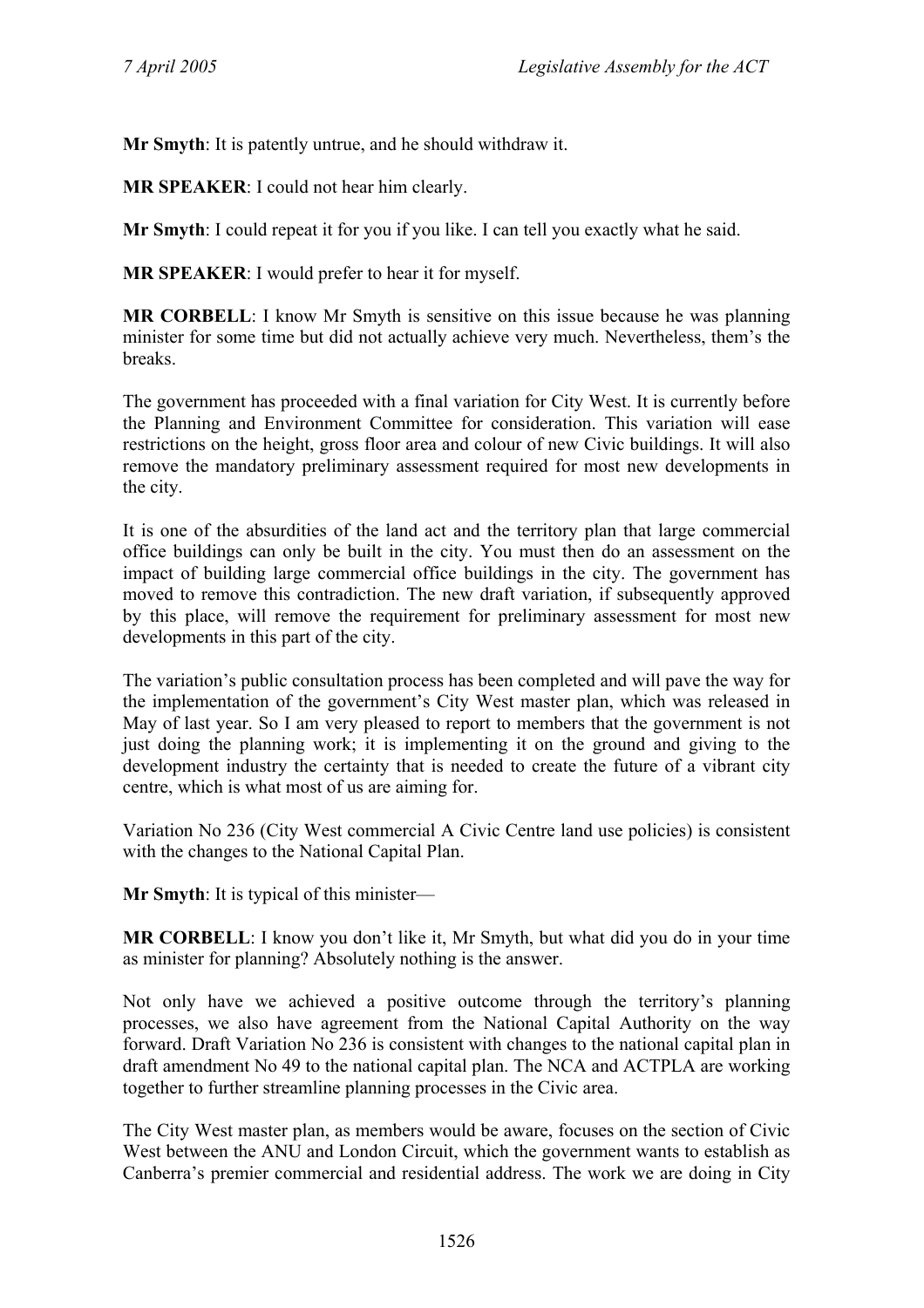**Mr Smyth**: It is patently untrue, and he should withdraw it.

**MR SPEAKER**: I could not hear him clearly.

**Mr Smyth**: I could repeat it for you if you like. I can tell you exactly what he said.

**MR SPEAKER**: I would prefer to hear it for myself.

**MR CORBELL**: I know Mr Smyth is sensitive on this issue because he was planning minister for some time but did not actually achieve very much. Nevertheless, them's the breaks.

The government has proceeded with a final variation for City West. It is currently before the Planning and Environment Committee for consideration. This variation will ease restrictions on the height, gross floor area and colour of new Civic buildings. It will also remove the mandatory preliminary assessment required for most new developments in the city.

It is one of the absurdities of the land act and the territory plan that large commercial office buildings can only be built in the city. You must then do an assessment on the impact of building large commercial office buildings in the city. The government has moved to remove this contradiction. The new draft variation, if subsequently approved by this place, will remove the requirement for preliminary assessment for most new developments in this part of the city.

The variation's public consultation process has been completed and will pave the way for the implementation of the government's City West master plan, which was released in May of last year. So I am very pleased to report to members that the government is not just doing the planning work; it is implementing it on the ground and giving to the development industry the certainty that is needed to create the future of a vibrant city centre, which is what most of us are aiming for.

Variation No 236 (City West commercial A Civic Centre land use policies) is consistent with the changes to the National Capital Plan.

**Mr Smyth**: It is typical of this minister—

**MR CORBELL**: I know you don't like it, Mr Smyth, but what did you do in your time as minister for planning? Absolutely nothing is the answer.

Not only have we achieved a positive outcome through the territory's planning processes, we also have agreement from the National Capital Authority on the way forward. Draft Variation No 236 is consistent with changes to the national capital plan in draft amendment No 49 to the national capital plan. The NCA and ACTPLA are working together to further streamline planning processes in the Civic area.

The City West master plan, as members would be aware, focuses on the section of Civic West between the ANU and London Circuit, which the government wants to establish as Canberra's premier commercial and residential address. The work we are doing in City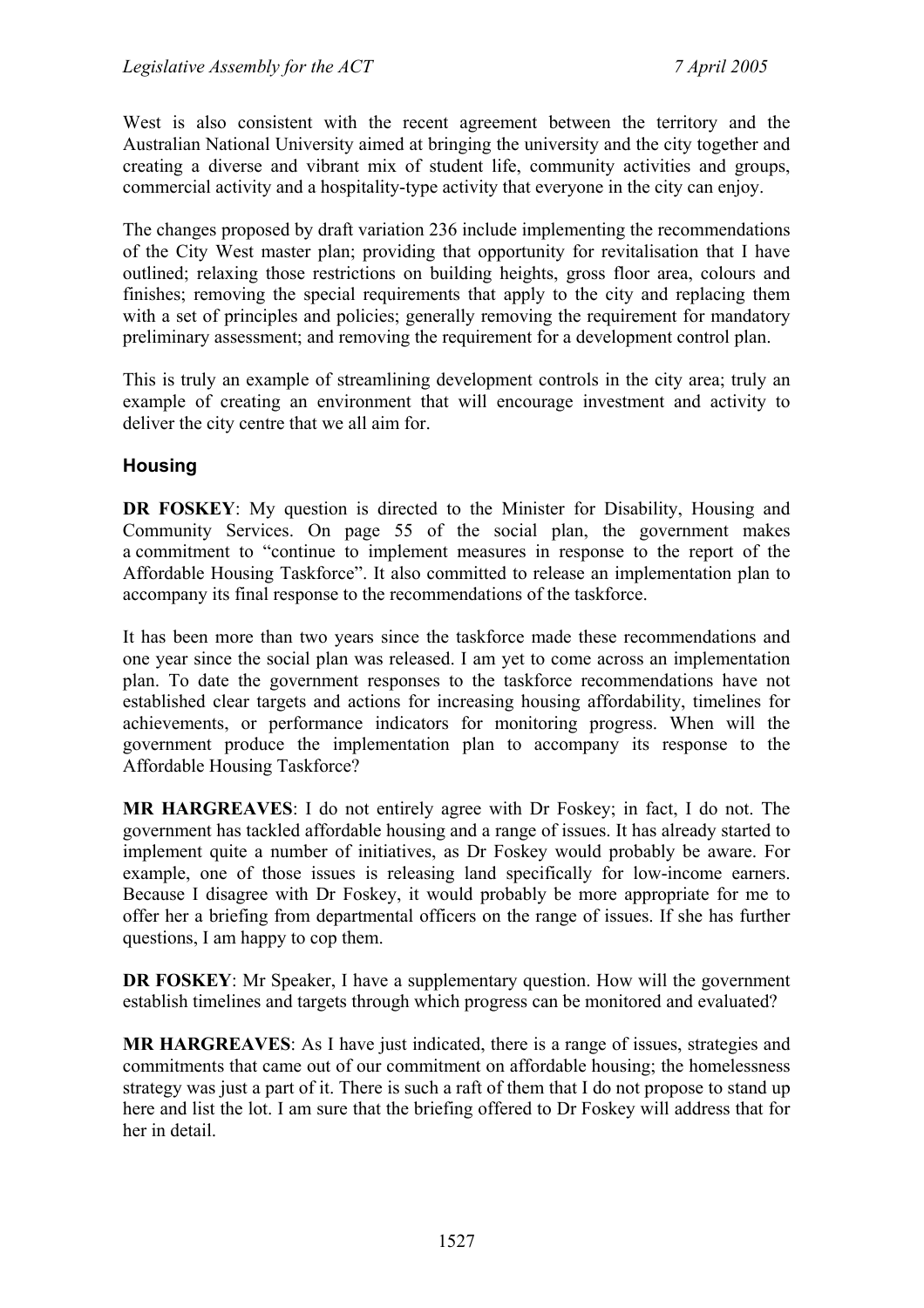West is also consistent with the recent agreement between the territory and the Australian National University aimed at bringing the university and the city together and creating a diverse and vibrant mix of student life, community activities and groups, commercial activity and a hospitality-type activity that everyone in the city can enjoy.

The changes proposed by draft variation 236 include implementing the recommendations of the City West master plan; providing that opportunity for revitalisation that I have outlined; relaxing those restrictions on building heights, gross floor area, colours and finishes; removing the special requirements that apply to the city and replacing them with a set of principles and policies; generally removing the requirement for mandatory preliminary assessment; and removing the requirement for a development control plan.

This is truly an example of streamlining development controls in the city area; truly an example of creating an environment that will encourage investment and activity to deliver the city centre that we all aim for.

### Housing

**DR FOSKEY**: My question is directed to the Minister for Disability, Housing and Community Services. On page 55 of the social plan, the government makes a commitment to "continue to implement measures in response to the report of the Affordable Housing Taskforce". It also committed to release an implementation plan to accompany its final response to the recommendations of the taskforce.

It has been more than two years since the taskforce made these recommendations and one year since the social plan was released. I am yet to come across an implementation plan. To date the government responses to the taskforce recommendations have not established clear targets and actions for increasing housing affordability, timelines for achievements, or performance indicators for monitoring progress. When will the government produce the implementation plan to accompany its response to the Affordable Housing Taskforce?

**MR HARGREAVES**: I do not entirely agree with Dr Foskey; in fact, I do not. The government has tackled affordable housing and a range of issues. It has already started to implement quite a number of initiatives, as Dr Foskey would probably be aware. For example, one of those issues is releasing land specifically for low-income earners. Because I disagree with Dr Foskey, it would probably be more appropriate for me to offer her a briefing from departmental officers on the range of issues. If she has further questions, I am happy to cop them.

**DR FOSKEY**: Mr Speaker, I have a supplementary question. How will the government establish timelines and targets through which progress can be monitored and evaluated?

**MR HARGREAVES**: As I have just indicated, there is a range of issues, strategies and commitments that came out of our commitment on affordable housing; the homelessness strategy was just a part of it. There is such a raft of them that I do not propose to stand up here and list the lot. I am sure that the briefing offered to Dr Foskey will address that for her in detail.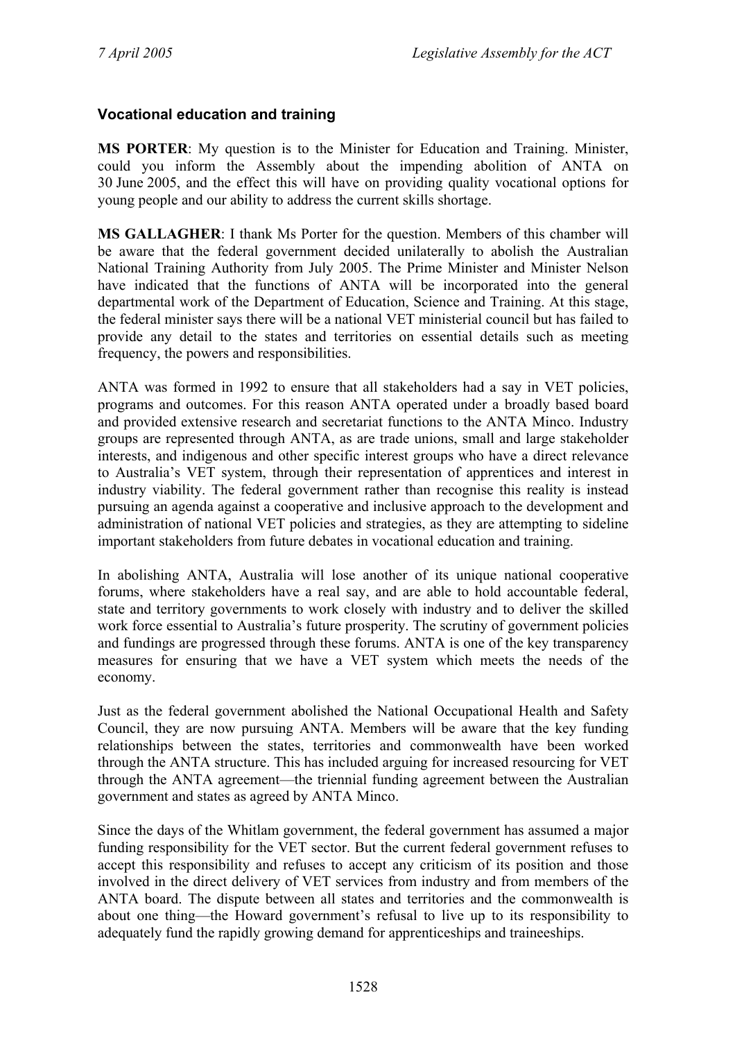### Vocational education and training

**MS PORTER**: My question is to the Minister for Education and Training. Minister, could you inform the Assembly about the impending abolition of ANTA on 30 June 2005, and the effect this will have on providing quality vocational options for young people and our ability to address the current skills shortage.

**MS GALLAGHER**: I thank Ms Porter for the question. Members of this chamber will be aware that the federal government decided unilaterally to abolish the Australian National Training Authority from July 2005. The Prime Minister and Minister Nelson have indicated that the functions of ANTA will be incorporated into the general departmental work of the Department of Education, Science and Training. At this stage, the federal minister says there will be a national VET ministerial council but has failed to provide any detail to the states and territories on essential details such as meeting frequency, the powers and responsibilities.

ANTA was formed in 1992 to ensure that all stakeholders had a say in VET policies, programs and outcomes. For this reason ANTA operated under a broadly based board and provided extensive research and secretariat functions to the ANTA Minco. Industry groups are represented through ANTA, as are trade unions, small and large stakeholder interests, and indigenous and other specific interest groups who have a direct relevance to Australia's VET system, through their representation of apprentices and interest in industry viability. The federal government rather than recognise this reality is instead pursuing an agenda against a cooperative and inclusive approach to the development and administration of national VET policies and strategies, as they are attempting to sideline important stakeholders from future debates in vocational education and training.

In abolishing ANTA, Australia will lose another of its unique national cooperative forums, where stakeholders have a real say, and are able to hold accountable federal, state and territory governments to work closely with industry and to deliver the skilled work force essential to Australia's future prosperity. The scrutiny of government policies and fundings are progressed through these forums. ANTA is one of the key transparency measures for ensuring that we have a VET system which meets the needs of the economy.

Just as the federal government abolished the National Occupational Health and Safety Council, they are now pursuing ANTA. Members will be aware that the key funding relationships between the states, territories and commonwealth have been worked through the ANTA structure. This has included arguing for increased resourcing for VET through the ANTA agreement—the triennial funding agreement between the Australian government and states as agreed by ANTA Minco.

Since the days of the Whitlam government, the federal government has assumed a major funding responsibility for the VET sector. But the current federal government refuses to accept this responsibility and refuses to accept any criticism of its position and those involved in the direct delivery of VET services from industry and from members of the ANTA board. The dispute between all states and territories and the commonwealth is about one thing—the Howard government's refusal to live up to its responsibility to adequately fund the rapidly growing demand for apprenticeships and traineeships.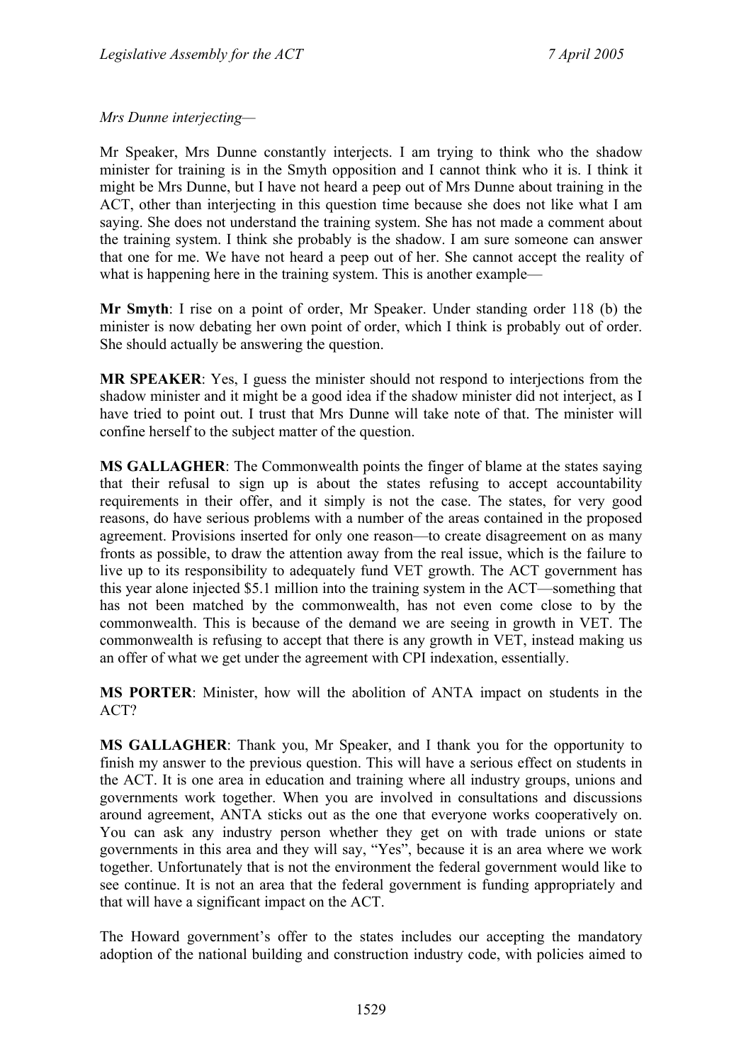*Mrs Dunne interjecting—*

Mr Speaker, Mrs Dunne constantly interjects. I am trying to think who the shadow minister for training is in the Smyth opposition and I cannot think who it is. I think it might be Mrs Dunne, but I have not heard a peep out of Mrs Dunne about training in the ACT, other than interjecting in this question time because she does not like what I am saying. She does not understand the training system. She has not made a comment about the training system. I think she probably is the shadow. I am sure someone can answer that one for me. We have not heard a peep out of her. She cannot accept the reality of what is happening here in the training system. This is another example—

**Mr Smyth**: I rise on a point of order, Mr Speaker. Under standing order 118 (b) the minister is now debating her own point of order, which I think is probably out of order. She should actually be answering the question.

**MR SPEAKER**: Yes, I guess the minister should not respond to interjections from the shadow minister and it might be a good idea if the shadow minister did not interject, as I have tried to point out. I trust that Mrs Dunne will take note of that. The minister will confine herself to the subject matter of the question.

**MS GALLAGHER**: The Commonwealth points the finger of blame at the states saying that their refusal to sign up is about the states refusing to accept accountability requirements in their offer, and it simply is not the case. The states, for very good reasons, do have serious problems with a number of the areas contained in the proposed agreement. Provisions inserted for only one reason—to create disagreement on as many fronts as possible, to draw the attention away from the real issue, which is the failure to live up to its responsibility to adequately fund VET growth. The ACT government has this year alone injected $5.1 million into the training system in the ACT—something that has not been matched by the commonwealth, has not even come close to by the commonwealth. This is because of the demand we are seeing in growth in VET. The commonwealth is refusing to accept that there is any growth in VET, instead making us an offer of what we get under the agreement with CPI indexation, essentially.

**MS PORTER**: Minister, how will the abolition of ANTA impact on students in the ACT?

**MS GALLAGHER**: Thank you, Mr Speaker, and I thank you for the opportunity to finish my answer to the previous question. This will have a serious effect on students in the ACT. It is one area in education and training where all industry groups, unions and governments work together. When you are involved in consultations and discussions around agreement, ANTA sticks out as the one that everyone works cooperatively on. You can ask any industry person whether they get on with trade unions or state governments in this area and they will say, "Yes", because it is an area where we work together. Unfortunately that is not the environment the federal government would like to see continue. It is not an area that the federal government is funding appropriately and that will have a significant impact on the ACT.

The Howard government's offer to the states includes our accepting the mandatory adoption of the national building and construction industry code, with policies aimed to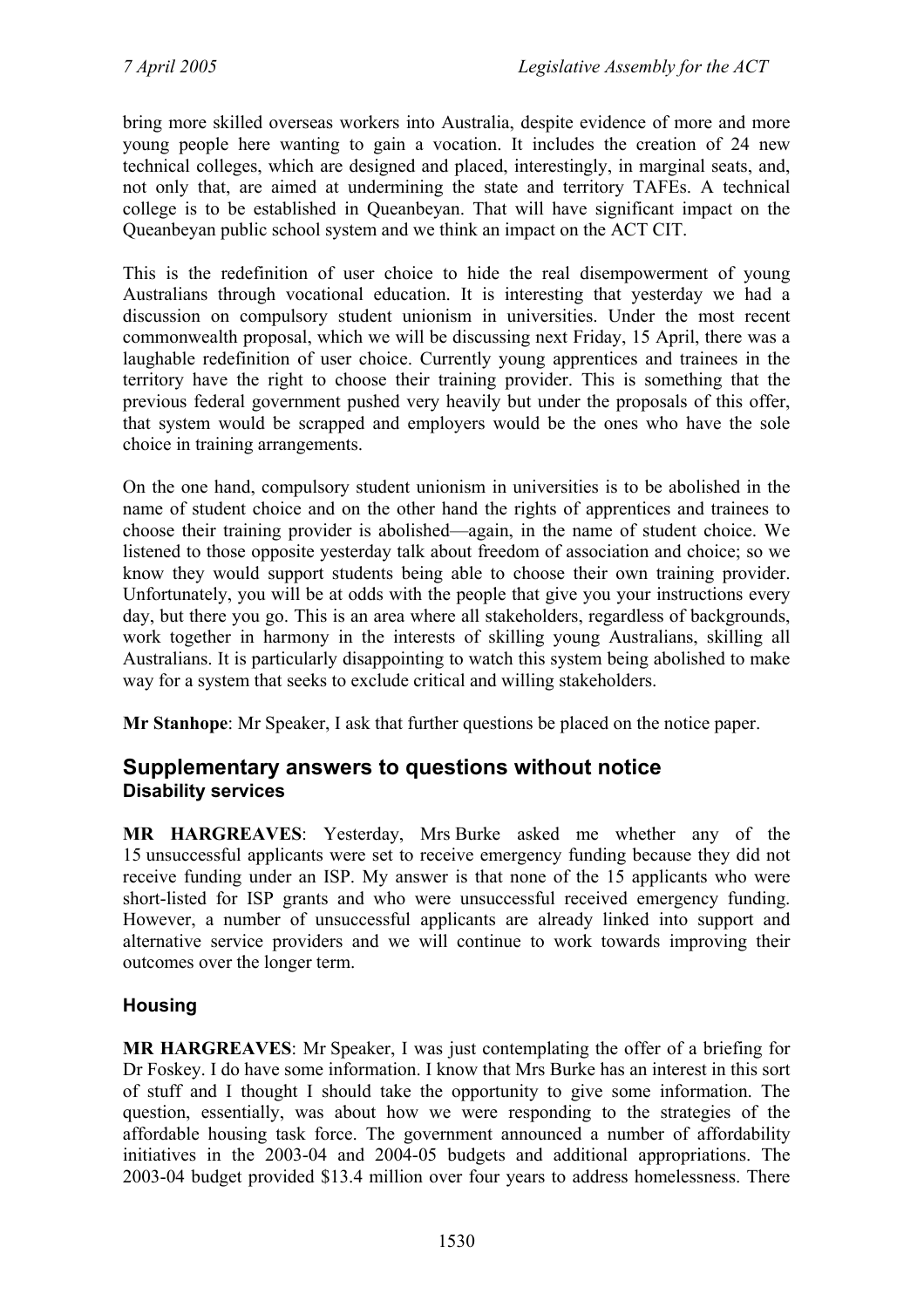bring more skilled overseas workers into Australia, despite evidence of more and more young people here wanting to gain a vocation. It includes the creation of 24 new technical colleges, which are designed and placed, interestingly, in marginal seats, and, not only that, are aimed at undermining the state and territory TAFEs. A technical college is to be established in Queanbeyan. That will have significant impact on the Queanbeyan public school system and we think an impact on the ACT CIT.

This is the redefinition of user choice to hide the real disempowerment of young Australians through vocational education. It is interesting that yesterday we had a discussion on compulsory student unionism in universities. Under the most recent commonwealth proposal, which we will be discussing next Friday, 15 April, there was a laughable redefinition of user choice. Currently young apprentices and trainees in the territory have the right to choose their training provider. This is something that the previous federal government pushed very heavily but under the proposals of this offer, that system would be scrapped and employers would be the ones who have the sole choice in training arrangements.

On the one hand, compulsory student unionism in universities is to be abolished in the name of student choice and on the other hand the rights of apprentices and trainees to choose their training provider is abolished—again, in the name of student choice. We listened to those opposite yesterday talk about freedom of association and choice; so we know they would support students being able to choose their own training provider. Unfortunately, you will be at odds with the people that give you your instructions every day, but there you go. This is an area where all stakeholders, regardless of backgrounds, work together in harmony in the interests of skilling young Australians, skilling all Australians. It is particularly disappointing to watch this system being abolished to make way for a system that seeks to exclude critical and willing stakeholders.

**Mr Stanhope**: Mr Speaker, I ask that further questions be placed on the notice paper.

## Supplementary answers to questions without notice

### Disability services

**MR HARGREAVES**: Yesterday, Mrs Burke asked me whether any of the 15 unsuccessful applicants were set to receive emergency funding because they did not receive funding under an ISP. My answer is that none of the 15 applicants who were short-listed for ISP grants and who were unsuccessful received emergency funding. However, a number of unsuccessful applicants are already linked into support and alternative service providers and we will continue to work towards improving their outcomes over the longer term.

### Housing

**MR HARGREAVES**: Mr Speaker, I was just contemplating the offer of a briefing for Dr Foskey. I do have some information. I know that Mrs Burke has an interest in this sort of stuff and I thought I should take the opportunity to give some information. The question, essentially, was about how we were responding to the strategies of the affordable housing task force. The government announced a number of affordability initiatives in the 2003-04 and 2004-05 budgets and additional appropriations. The 2003-04 budget provided $13.4 million over four years to address homelessness. There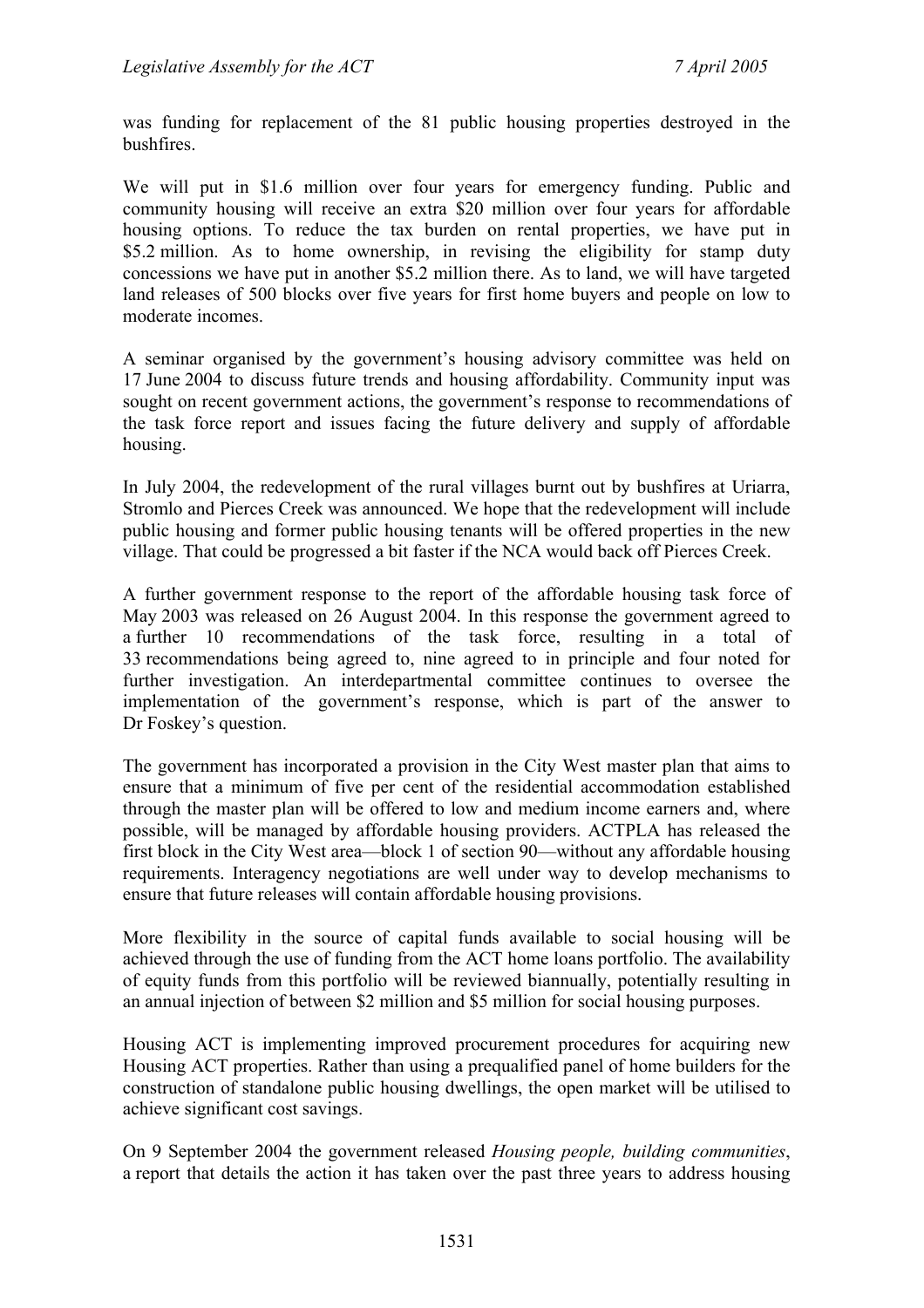was funding for replacement of the 81 public housing properties destroyed in the bushfires.

We will put in $1.6 million over four years for emergency funding. Public and community housing will receive an extra $20 million over four years for affordable housing options. To reduce the tax burden on rental properties, we have put in $5.2 million. As to home ownership, in revising the eligibility for stamp duty concessions we have put in another $5.2 million there. As to land, we will have targeted land releases of 500 blocks over five years for first home buyers and people on low to moderate incomes.

A seminar organised by the government's housing advisory committee was held on 17 June 2004 to discuss future trends and housing affordability. Community input was sought on recent government actions, the government's response to recommendations of the task force report and issues facing the future delivery and supply of affordable housing.

In July 2004, the redevelopment of the rural villages burnt out by bushfires at Uriarra, Stromlo and Pierces Creek was announced. We hope that the redevelopment will include public housing and former public housing tenants will be offered properties in the new village. That could be progressed a bit faster if the NCA would back off Pierces Creek.

A further government response to the report of the affordable housing task force of May 2003 was released on 26 August 2004. In this response the government agreed to a further 10 recommendations of the task force, resulting in a total of 33 recommendations being agreed to, nine agreed to in principle and four noted for further investigation. An interdepartmental committee continues to oversee the implementation of the government's response, which is part of the answer to Dr Foskey's question.

The government has incorporated a provision in the City West master plan that aims to ensure that a minimum of five per cent of the residential accommodation established through the master plan will be offered to low and medium income earners and, where possible, will be managed by affordable housing providers. ACTPLA has released the first block in the City West area—block 1 of section 90—without any affordable housing requirements. Interagency negotiations are well under way to develop mechanisms to ensure that future releases will contain affordable housing provisions.

More flexibility in the source of capital funds available to social housing will be achieved through the use of funding from the ACT home loans portfolio. The availability of equity funds from this portfolio will be reviewed biannually, potentially resulting in an annual injection of between $2 million and $5 million for social housing purposes.

Housing ACT is implementing improved procurement procedures for acquiring new Housing ACT properties. Rather than using a prequalified panel of home builders for the construction of standalone public housing dwellings, the open market will be utilised to achieve significant cost savings.

On 9 September 2004 the government released *Housing people, building communities*, a report that details the action it has taken over the past three years to address housing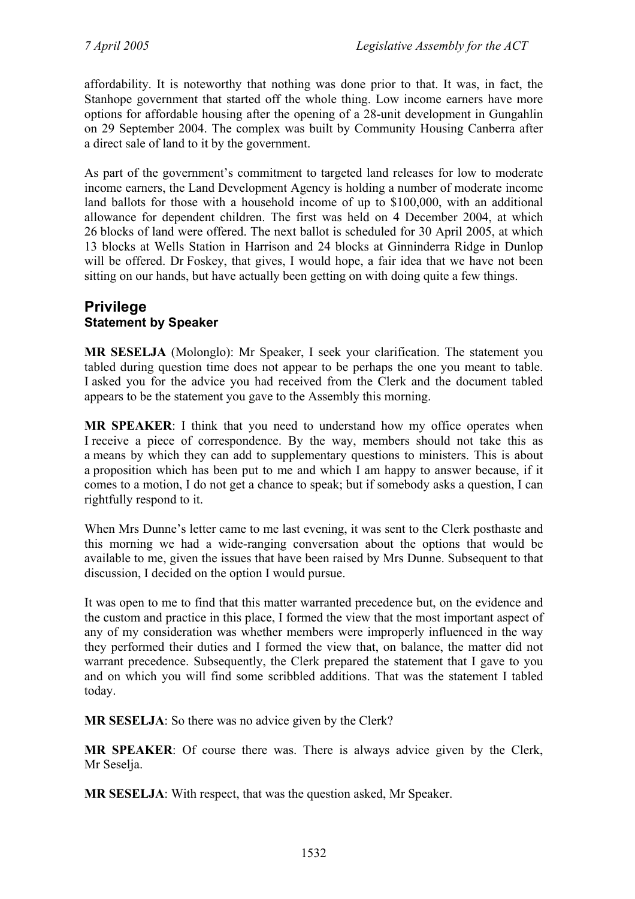affordability. It is noteworthy that nothing was done prior to that. It was, in fact, the Stanhope government that started off the whole thing. Low income earners have more options for affordable housing after the opening of a 28-unit development in Gungahlin on 29 September 2004. The complex was built by Community Housing Canberra after a direct sale of land to it by the government.

As part of the government's commitment to targeted land releases for low to moderate income earners, the Land Development Agency is holding a number of moderate income land ballots for those with a household income of up to $100,000, with an additional allowance for dependent children. The first was held on 4 December 2004, at which 26 blocks of land were offered. The next ballot is scheduled for 30 April 2005, at which 13 blocks at Wells Station in Harrison and 24 blocks at Ginninderra Ridge in Dunlop will be offered. Dr Foskey, that gives, I would hope, a fair idea that we have not been sitting on our hands, but have actually been getting on with doing quite a few things.

## Privilege

### Statement by Speaker

**MR SESELJA** (Molonglo): Mr Speaker, I seek your clarification. The statement you tabled during question time does not appear to be perhaps the one you meant to table. I asked you for the advice you had received from the Clerk and the document tabled appears to be the statement you gave to the Assembly this morning.

**MR SPEAKER**: I think that you need to understand how my office operates when I receive a piece of correspondence. By the way, members should not take this as a means by which they can add to supplementary questions to ministers. This is about a proposition which has been put to me and which I am happy to answer because, if it comes to a motion, I do not get a chance to speak; but if somebody asks a question, I can rightfully respond to it.

When Mrs Dunne's letter came to me last evening, it was sent to the Clerk posthaste and this morning we had a wide-ranging conversation about the options that would be available to me, given the issues that have been raised by Mrs Dunne. Subsequent to that discussion, I decided on the option I would pursue.

It was open to me to find that this matter warranted precedence but, on the evidence and the custom and practice in this place, I formed the view that the most important aspect of any of my consideration was whether members were improperly influenced in the way they performed their duties and I formed the view that, on balance, the matter did not warrant precedence. Subsequently, the Clerk prepared the statement that I gave to you and on which you will find some scribbled additions. That was the statement I tabled today.

**MR SESELJA**: So there was no advice given by the Clerk?

**MR SPEAKER**: Of course there was. There is always advice given by the Clerk, Mr Seselja.

**MR SESELJA**: With respect, that was the question asked, Mr Speaker.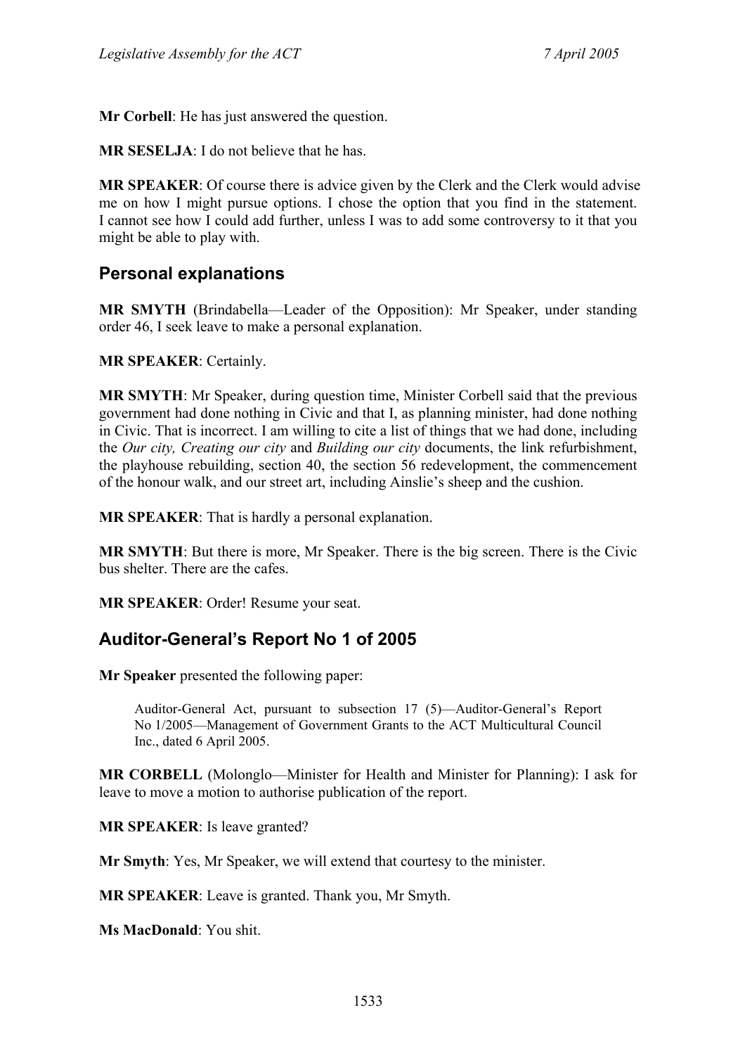**Mr Corbell**: He has just answered the question.

**MR SESELJA**: I do not believe that he has.

**MR SPEAKER**: Of course there is advice given by the Clerk and the Clerk would advise me on how I might pursue options. I chose the option that you find in the statement. I cannot see how I could add further, unless I was to add some controversy to it that you might be able to play with.

## Personal explanations

**MR SMYTH** (Brindabella—Leader of the Opposition): Mr Speaker, under standing order 46, I seek leave to make a personal explanation.

**MR SPEAKER**: Certainly.

**MR SMYTH**: Mr Speaker, during question time, Minister Corbell said that the previous government had done nothing in Civic and that I, as planning minister, had done nothing in Civic. That is incorrect. I am willing to cite a list of things that we had done, including the *Our city, Creating our city* and *Building our city* documents, the link refurbishment, the playhouse rebuilding, section 40, the section 56 redevelopment, the commencement of the honour walk, and our street art, including Ainslie's sheep and the cushion.

**MR SPEAKER**: That is hardly a personal explanation.

**MR SMYTH**: But there is more, Mr Speaker. There is the big screen. There is the Civic bus shelter. There are the cafes.

**MR SPEAKER**: Order! Resume your seat.

## Auditor-General's Report No 1 of 2005

**Mr Speaker** presented the following paper:

> Auditor-General Act, pursuant to subsection 17 (5)—Auditor-General's Report No 1/2005—Management of Government Grants to the ACT Multicultural Council Inc., dated 6 April 2005.

**MR CORBELL** (Molonglo—Minister for Health and Minister for Planning): I ask for leave to move a motion to authorise publication of the report.

**MR SPEAKER**: Is leave granted?

**Mr Smyth**: Yes, Mr Speaker, we will extend that courtesy to the minister.

**MR SPEAKER**: Leave is granted. Thank you, Mr Smyth.

**Ms MacDonald**: You shit.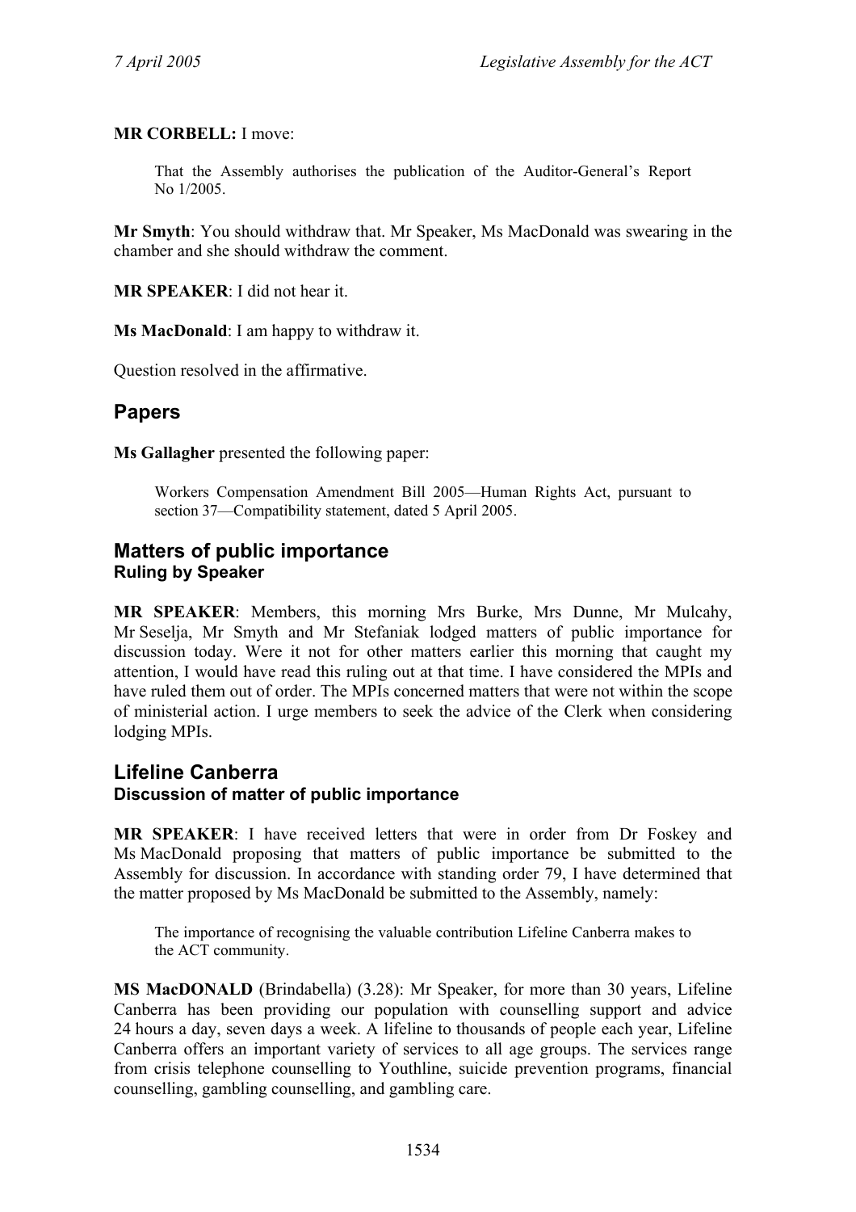**MR CORBELL:** I move:

> That the Assembly authorises the publication of the Auditor-General's Report No 1/2005.

**Mr Smyth**: You should withdraw that. Mr Speaker, Ms MacDonald was swearing in the chamber and she should withdraw the comment.

**MR SPEAKER**: I did not hear it.

**Ms MacDonald**: I am happy to withdraw it.

Question resolved in the affirmative.

## Papers

**Ms Gallagher** presented the following paper:

> Workers Compensation Amendment Bill 2005—Human Rights Act, pursuant to section 37—Compatibility statement, dated 5 April 2005.

## Matters of public importance

### Ruling by Speaker

**MR SPEAKER**: Members, this morning Mrs Burke, Mrs Dunne, Mr Mulcahy, Mr Seselja, Mr Smyth and Mr Stefaniak lodged matters of public importance for discussion today. Were it not for other matters earlier this morning that caught my attention, I would have read this ruling out at that time. I have considered the MPIs and have ruled them out of order. The MPIs concerned matters that were not within the scope of ministerial action. I urge members to seek the advice of the Clerk when considering lodging MPIs.

## Lifeline Canberra

### Discussion of matter of public importance

**MR SPEAKER**: I have received letters that were in order from Dr Foskey and Ms MacDonald proposing that matters of public importance be submitted to the Assembly for discussion. In accordance with standing order 79, I have determined that the matter proposed by Ms MacDonald be submitted to the Assembly, namely:

> The importance of recognising the valuable contribution Lifeline Canberra makes to the ACT community.

**MS MacDONALD** (Brindabella) (3.28): Mr Speaker, for more than 30 years, Lifeline Canberra has been providing our population with counselling support and advice 24 hours a day, seven days a week. A lifeline to thousands of people each year, Lifeline Canberra offers an important variety of services to all age groups. The services range from crisis telephone counselling to Youthline, suicide prevention programs, financial counselling, gambling counselling, and gambling care.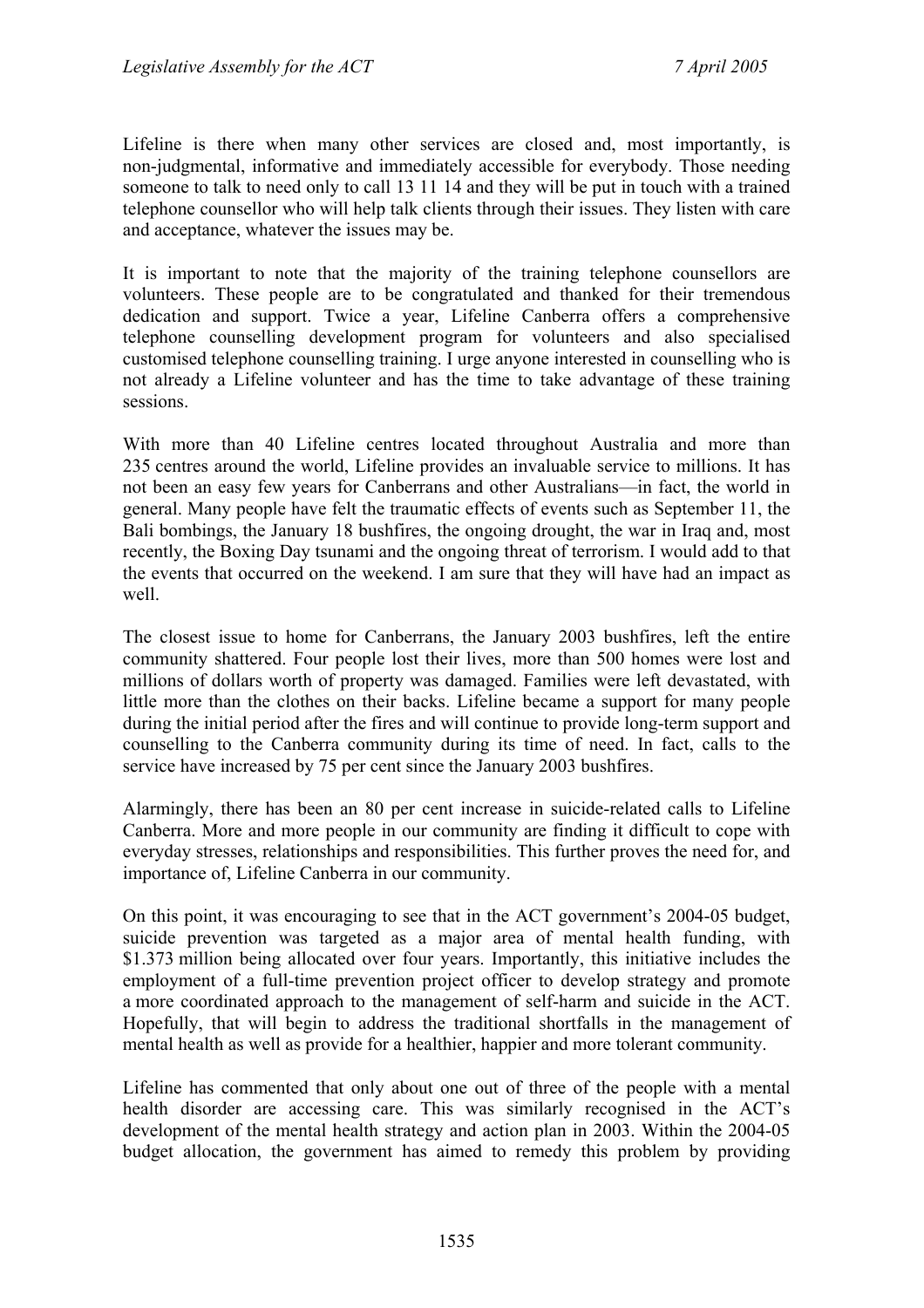Lifeline is there when many other services are closed and, most importantly, is non-judgmental, informative and immediately accessible for everybody. Those needing someone to talk to need only to call 13 11 14 and they will be put in touch with a trained telephone counsellor who will help talk clients through their issues. They listen with care and acceptance, whatever the issues may be.

It is important to note that the majority of the training telephone counsellors are volunteers. These people are to be congratulated and thanked for their tremendous dedication and support. Twice a year, Lifeline Canberra offers a comprehensive telephone counselling development program for volunteers and also specialised customised telephone counselling training. I urge anyone interested in counselling who is not already a Lifeline volunteer and has the time to take advantage of these training sessions.

With more than 40 Lifeline centres located throughout Australia and more than 235 centres around the world, Lifeline provides an invaluable service to millions. It has not been an easy few years for Canberrans and other Australians—in fact, the world in general. Many people have felt the traumatic effects of events such as September 11, the Bali bombings, the January 18 bushfires, the ongoing drought, the war in Iraq and, most recently, the Boxing Day tsunami and the ongoing threat of terrorism. I would add to that the events that occurred on the weekend. I am sure that they will have had an impact as well.

The closest issue to home for Canberrans, the January 2003 bushfires, left the entire community shattered. Four people lost their lives, more than 500 homes were lost and millions of dollars worth of property was damaged. Families were left devastated, with little more than the clothes on their backs. Lifeline became a support for many people during the initial period after the fires and will continue to provide long-term support and counselling to the Canberra community during its time of need. In fact, calls to the service have increased by 75 per cent since the January 2003 bushfires.

Alarmingly, there has been an 80 per cent increase in suicide-related calls to Lifeline Canberra. More and more people in our community are finding it difficult to cope with everyday stresses, relationships and responsibilities. This further proves the need for, and importance of, Lifeline Canberra in our community.

On this point, it was encouraging to see that in the ACT government's 2004-05 budget, suicide prevention was targeted as a major area of mental health funding, with $1.373 million being allocated over four years. Importantly, this initiative includes the employment of a full-time prevention project officer to develop strategy and promote a more coordinated approach to the management of self-harm and suicide in the ACT. Hopefully, that will begin to address the traditional shortfalls in the management of mental health as well as provide for a healthier, happier and more tolerant community.

Lifeline has commented that only about one out of three of the people with a mental health disorder are accessing care. This was similarly recognised in the ACT's development of the mental health strategy and action plan in 2003. Within the 2004-05 budget allocation, the government has aimed to remedy this problem by providing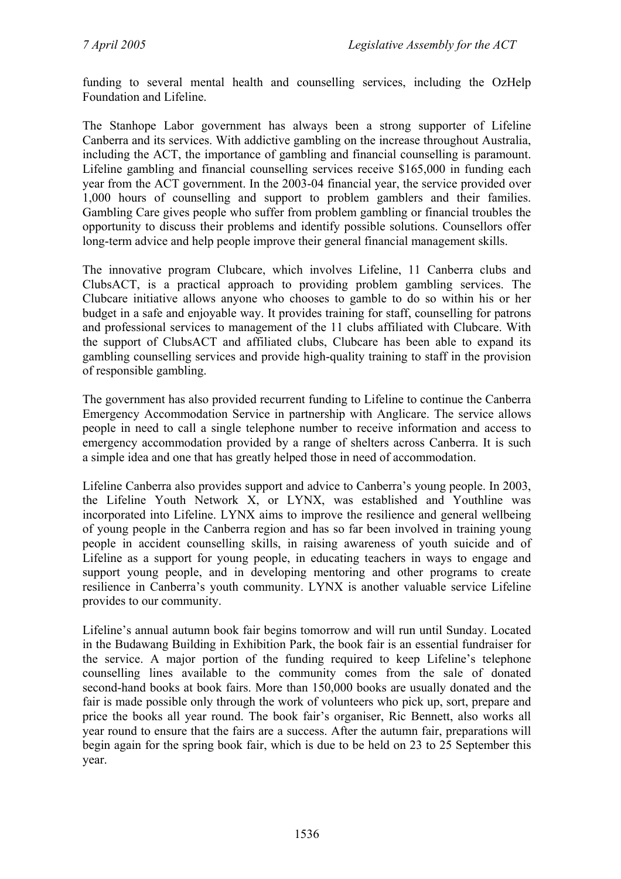funding to several mental health and counselling services, including the OzHelp Foundation and Lifeline.

The Stanhope Labor government has always been a strong supporter of Lifeline Canberra and its services. With addictive gambling on the increase throughout Australia, including the ACT, the importance of gambling and financial counselling is paramount. Lifeline gambling and financial counselling services receive $165,000 in funding each year from the ACT government. In the 2003-04 financial year, the service provided over 1,000 hours of counselling and support to problem gamblers and their families. Gambling Care gives people who suffer from problem gambling or financial troubles the opportunity to discuss their problems and identify possible solutions. Counsellors offer long-term advice and help people improve their general financial management skills.

The innovative program Clubcare, which involves Lifeline, 11 Canberra clubs and ClubsACT, is a practical approach to providing problem gambling services. The Clubcare initiative allows anyone who chooses to gamble to do so within his or her budget in a safe and enjoyable way. It provides training for staff, counselling for patrons and professional services to management of the 11 clubs affiliated with Clubcare. With the support of ClubsACT and affiliated clubs, Clubcare has been able to expand its gambling counselling services and provide high-quality training to staff in the provision of responsible gambling.

The government has also provided recurrent funding to Lifeline to continue the Canberra Emergency Accommodation Service in partnership with Anglicare. The service allows people in need to call a single telephone number to receive information and access to emergency accommodation provided by a range of shelters across Canberra. It is such a simple idea and one that has greatly helped those in need of accommodation.

Lifeline Canberra also provides support and advice to Canberra's young people. In 2003, the Lifeline Youth Network X, or LYNX, was established and Youthline was incorporated into Lifeline. LYNX aims to improve the resilience and general wellbeing of young people in the Canberra region and has so far been involved in training young people in accident counselling skills, in raising awareness of youth suicide and of Lifeline as a support for young people, in educating teachers in ways to engage and support young people, and in developing mentoring and other programs to create resilience in Canberra's youth community. LYNX is another valuable service Lifeline provides to our community.

Lifeline's annual autumn book fair begins tomorrow and will run until Sunday. Located in the Budawang Building in Exhibition Park, the book fair is an essential fundraiser for the service. A major portion of the funding required to keep Lifeline's telephone counselling lines available to the community comes from the sale of donated second-hand books at book fairs. More than 150,000 books are usually donated and the fair is made possible only through the work of volunteers who pick up, sort, prepare and price the books all year round. The book fair's organiser, Ric Bennett, also works all year round to ensure that the fairs are a success. After the autumn fair, preparations will begin again for the spring book fair, which is due to be held on 23 to 25 September this year.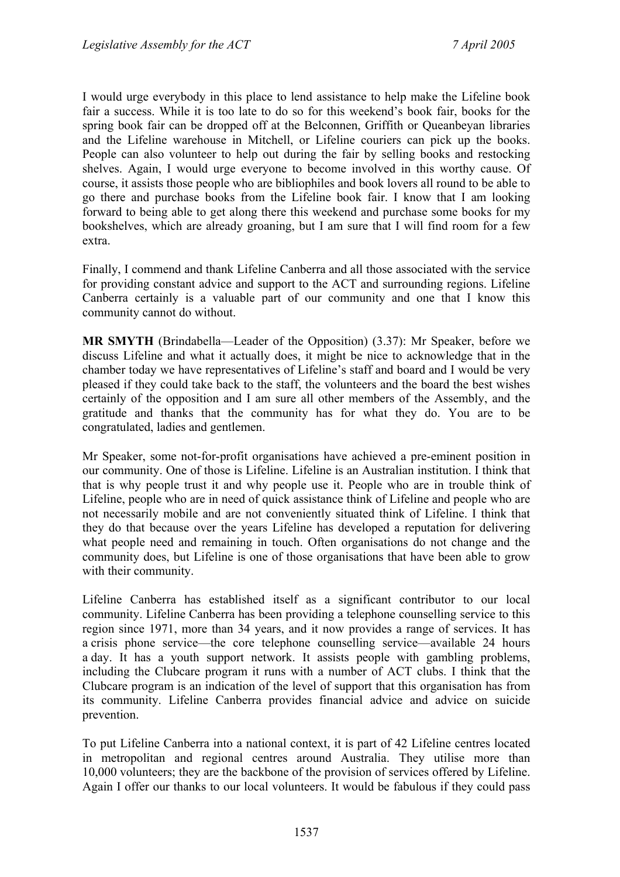I would urge everybody in this place to lend assistance to help make the Lifeline book fair a success. While it is too late to do so for this weekend's book fair, books for the spring book fair can be dropped off at the Belconnen, Griffith or Queanbeyan libraries and the Lifeline warehouse in Mitchell, or Lifeline couriers can pick up the books. People can also volunteer to help out during the fair by selling books and restocking shelves. Again, I would urge everyone to become involved in this worthy cause. Of course, it assists those people who are bibliophiles and book lovers all round to be able to go there and purchase books from the Lifeline book fair. I know that I am looking forward to being able to get along there this weekend and purchase some books for my bookshelves, which are already groaning, but I am sure that I will find room for a few extra.

Finally, I commend and thank Lifeline Canberra and all those associated with the service for providing constant advice and support to the ACT and surrounding regions. Lifeline Canberra certainly is a valuable part of our community and one that I know this community cannot do without.

**MR SMYTH** (Brindabella—Leader of the Opposition) (3.37): Mr Speaker, before we discuss Lifeline and what it actually does, it might be nice to acknowledge that in the chamber today we have representatives of Lifeline's staff and board and I would be very pleased if they could take back to the staff, the volunteers and the board the best wishes certainly of the opposition and I am sure all other members of the Assembly, and the gratitude and thanks that the community has for what they do. You are to be congratulated, ladies and gentlemen.

Mr Speaker, some not-for-profit organisations have achieved a pre-eminent position in our community. One of those is Lifeline. Lifeline is an Australian institution. I think that that is why people trust it and why people use it. People who are in trouble think of Lifeline, people who are in need of quick assistance think of Lifeline and people who are not necessarily mobile and are not conveniently situated think of Lifeline. I think that they do that because over the years Lifeline has developed a reputation for delivering what people need and remaining in touch. Often organisations do not change and the community does, but Lifeline is one of those organisations that have been able to grow with their community.

Lifeline Canberra has established itself as a significant contributor to our local community. Lifeline Canberra has been providing a telephone counselling service to this region since 1971, more than 34 years, and it now provides a range of services. It has a crisis phone service—the core telephone counselling service—available 24 hours a day. It has a youth support network. It assists people with gambling problems, including the Clubcare program it runs with a number of ACT clubs. I think that the Clubcare program is an indication of the level of support that this organisation has from its community. Lifeline Canberra provides financial advice and advice on suicide prevention.

To put Lifeline Canberra into a national context, it is part of 42 Lifeline centres located in metropolitan and regional centres around Australia. They utilise more than 10,000 volunteers; they are the backbone of the provision of services offered by Lifeline. Again I offer our thanks to our local volunteers. It would be fabulous if they could pass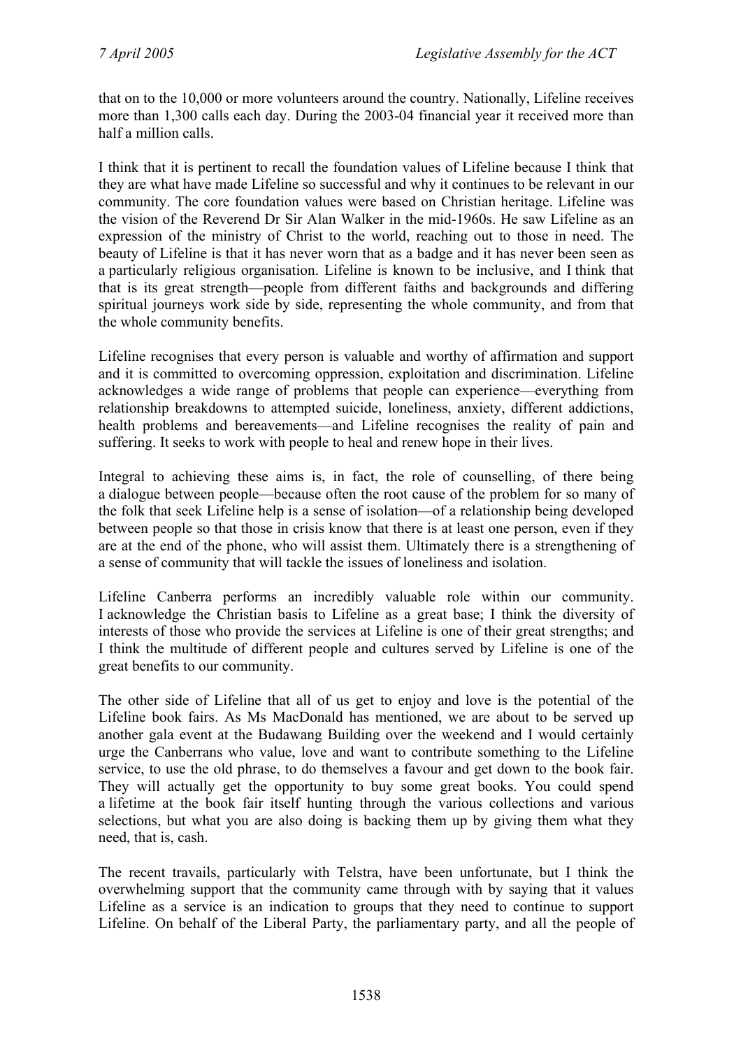that on to the 10,000 or more volunteers around the country. Nationally, Lifeline receives more than 1,300 calls each day. During the 2003-04 financial year it received more than half a million calls.

I think that it is pertinent to recall the foundation values of Lifeline because I think that they are what have made Lifeline so successful and why it continues to be relevant in our community. The core foundation values were based on Christian heritage. Lifeline was the vision of the Reverend Dr Sir Alan Walker in the mid-1960s. He saw Lifeline as an expression of the ministry of Christ to the world, reaching out to those in need. The beauty of Lifeline is that it has never worn that as a badge and it has never been seen as a particularly religious organisation. Lifeline is known to be inclusive, and I think that that is its great strength—people from different faiths and backgrounds and differing spiritual journeys work side by side, representing the whole community, and from that the whole community benefits.

Lifeline recognises that every person is valuable and worthy of affirmation and support and it is committed to overcoming oppression, exploitation and discrimination. Lifeline acknowledges a wide range of problems that people can experience—everything from relationship breakdowns to attempted suicide, loneliness, anxiety, different addictions, health problems and bereavements—and Lifeline recognises the reality of pain and suffering. It seeks to work with people to heal and renew hope in their lives.

Integral to achieving these aims is, in fact, the role of counselling, of there being a dialogue between people—because often the root cause of the problem for so many of the folk that seek Lifeline help is a sense of isolation—of a relationship being developed between people so that those in crisis know that there is at least one person, even if they are at the end of the phone, who will assist them. Ultimately there is a strengthening of a sense of community that will tackle the issues of loneliness and isolation.

Lifeline Canberra performs an incredibly valuable role within our community. I acknowledge the Christian basis to Lifeline as a great base; I think the diversity of interests of those who provide the services at Lifeline is one of their great strengths; and I think the multitude of different people and cultures served by Lifeline is one of the great benefits to our community.

The other side of Lifeline that all of us get to enjoy and love is the potential of the Lifeline book fairs. As Ms MacDonald has mentioned, we are about to be served up another gala event at the Budawang Building over the weekend and I would certainly urge the Canberrans who value, love and want to contribute something to the Lifeline service, to use the old phrase, to do themselves a favour and get down to the book fair. They will actually get the opportunity to buy some great books. You could spend a lifetime at the book fair itself hunting through the various collections and various selections, but what you are also doing is backing them up by giving them what they need, that is, cash.

The recent travails, particularly with Telstra, have been unfortunate, but I think the overwhelming support that the community came through with by saying that it values Lifeline as a service is an indication to groups that they need to continue to support Lifeline. On behalf of the Liberal Party, the parliamentary party, and all the people of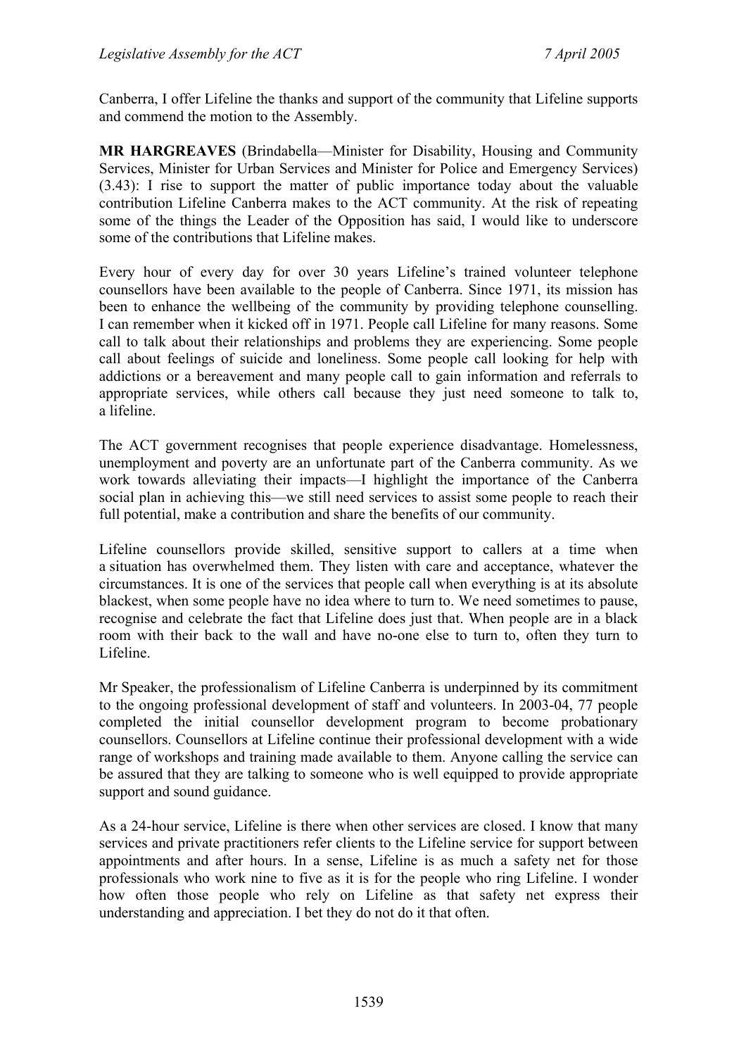Canberra, I offer Lifeline the thanks and support of the community that Lifeline supports and commend the motion to the Assembly.

**MR HARGREAVES** (Brindabella—Minister for Disability, Housing and Community Services, Minister for Urban Services and Minister for Police and Emergency Services) (3.43): I rise to support the matter of public importance today about the valuable contribution Lifeline Canberra makes to the ACT community. At the risk of repeating some of the things the Leader of the Opposition has said, I would like to underscore some of the contributions that Lifeline makes.

Every hour of every day for over 30 years Lifeline's trained volunteer telephone counsellors have been available to the people of Canberra. Since 1971, its mission has been to enhance the wellbeing of the community by providing telephone counselling. I can remember when it kicked off in 1971. People call Lifeline for many reasons. Some call to talk about their relationships and problems they are experiencing. Some people call about feelings of suicide and loneliness. Some people call looking for help with addictions or a bereavement and many people call to gain information and referrals to appropriate services, while others call because they just need someone to talk to, a lifeline.

The ACT government recognises that people experience disadvantage. Homelessness, unemployment and poverty are an unfortunate part of the Canberra community. As we work towards alleviating their impacts—I highlight the importance of the Canberra social plan in achieving this—we still need services to assist some people to reach their full potential, make a contribution and share the benefits of our community.

Lifeline counsellors provide skilled, sensitive support to callers at a time when a situation has overwhelmed them. They listen with care and acceptance, whatever the circumstances. It is one of the services that people call when everything is at its absolute blackest, when some people have no idea where to turn to. We need sometimes to pause, recognise and celebrate the fact that Lifeline does just that. When people are in a black room with their back to the wall and have no-one else to turn to, often they turn to Lifeline.

Mr Speaker, the professionalism of Lifeline Canberra is underpinned by its commitment to the ongoing professional development of staff and volunteers. In 2003-04, 77 people completed the initial counsellor development program to become probationary counsellors. Counsellors at Lifeline continue their professional development with a wide range of workshops and training made available to them. Anyone calling the service can be assured that they are talking to someone who is well equipped to provide appropriate support and sound guidance.

As a 24-hour service, Lifeline is there when other services are closed. I know that many services and private practitioners refer clients to the Lifeline service for support between appointments and after hours. In a sense, Lifeline is as much a safety net for those professionals who work nine to five as it is for the people who ring Lifeline. I wonder how often those people who rely on Lifeline as that safety net express their understanding and appreciation. I bet they do not do it that often.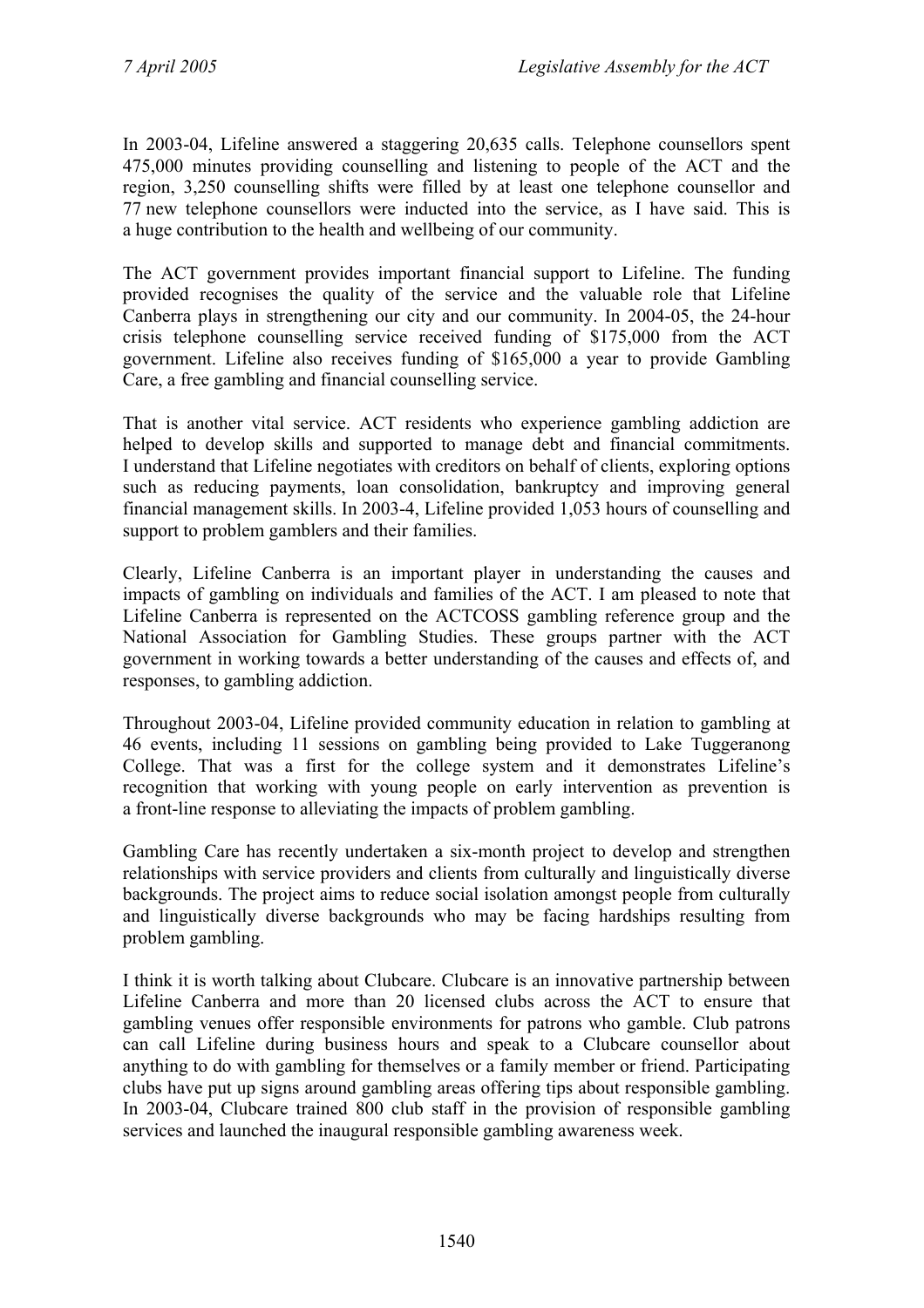In 2003-04, Lifeline answered a staggering 20,635 calls. Telephone counsellors spent 475,000 minutes providing counselling and listening to people of the ACT and the region, 3,250 counselling shifts were filled by at least one telephone counsellor and 77 new telephone counsellors were inducted into the service, as I have said. This is a huge contribution to the health and wellbeing of our community.

The ACT government provides important financial support to Lifeline. The funding provided recognises the quality of the service and the valuable role that Lifeline Canberra plays in strengthening our city and our community. In 2004-05, the 24-hour crisis telephone counselling service received funding of $175,000 from the ACT government. Lifeline also receives funding of $165,000 a year to provide Gambling Care, a free gambling and financial counselling service.

That is another vital service. ACT residents who experience gambling addiction are helped to develop skills and supported to manage debt and financial commitments. I understand that Lifeline negotiates with creditors on behalf of clients, exploring options such as reducing payments, loan consolidation, bankruptcy and improving general financial management skills. In 2003-4, Lifeline provided 1,053 hours of counselling and support to problem gamblers and their families.

Clearly, Lifeline Canberra is an important player in understanding the causes and impacts of gambling on individuals and families of the ACT. I am pleased to note that Lifeline Canberra is represented on the ACTCOSS gambling reference group and the National Association for Gambling Studies. These groups partner with the ACT government in working towards a better understanding of the causes and effects of, and responses, to gambling addiction.

Throughout 2003-04, Lifeline provided community education in relation to gambling at 46 events, including 11 sessions on gambling being provided to Lake Tuggeranong College. That was a first for the college system and it demonstrates Lifeline's recognition that working with young people on early intervention as prevention is a front-line response to alleviating the impacts of problem gambling.

Gambling Care has recently undertaken a six-month project to develop and strengthen relationships with service providers and clients from culturally and linguistically diverse backgrounds. The project aims to reduce social isolation amongst people from culturally and linguistically diverse backgrounds who may be facing hardships resulting from problem gambling.

I think it is worth talking about Clubcare. Clubcare is an innovative partnership between Lifeline Canberra and more than 20 licensed clubs across the ACT to ensure that gambling venues offer responsible environments for patrons who gamble. Club patrons can call Lifeline during business hours and speak to a Clubcare counsellor about anything to do with gambling for themselves or a family member or friend. Participating clubs have put up signs around gambling areas offering tips about responsible gambling. In 2003-04, Clubcare trained 800 club staff in the provision of responsible gambling services and launched the inaugural responsible gambling awareness week.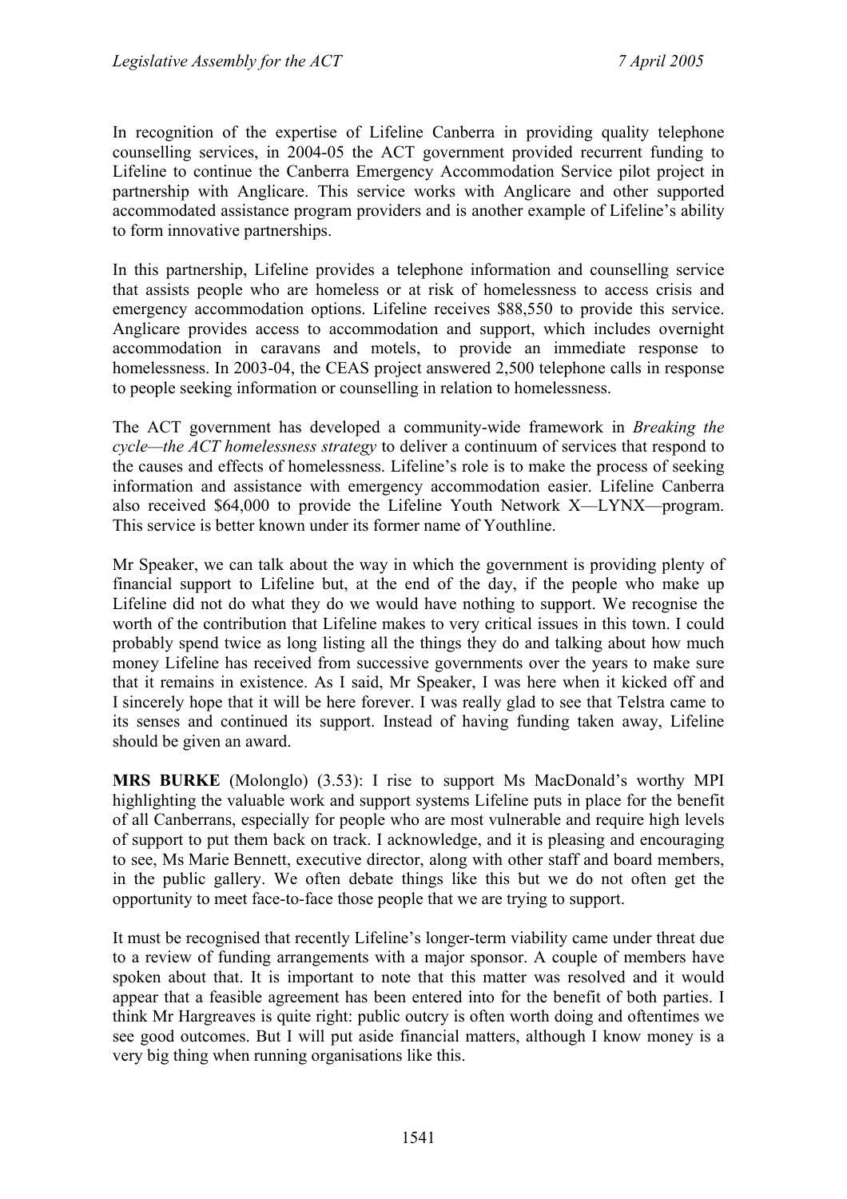In recognition of the expertise of Lifeline Canberra in providing quality telephone counselling services, in 2004-05 the ACT government provided recurrent funding to Lifeline to continue the Canberra Emergency Accommodation Service pilot project in partnership with Anglicare. This service works with Anglicare and other supported accommodated assistance program providers and is another example of Lifeline's ability to form innovative partnerships.

In this partnership, Lifeline provides a telephone information and counselling service that assists people who are homeless or at risk of homelessness to access crisis and emergency accommodation options. Lifeline receives $88,550 to provide this service. Anglicare provides access to accommodation and support, which includes overnight accommodation in caravans and motels, to provide an immediate response to homelessness. In 2003-04, the CEAS project answered 2,500 telephone calls in response to people seeking information or counselling in relation to homelessness.

The ACT government has developed a community-wide framework in *Breaking the cycle—the ACT homelessness strategy* to deliver a continuum of services that respond to the causes and effects of homelessness. Lifeline's role is to make the process of seeking information and assistance with emergency accommodation easier. Lifeline Canberra also received $64,000 to provide the Lifeline Youth Network X—LYNX—program. This service is better known under its former name of Youthline.

Mr Speaker, we can talk about the way in which the government is providing plenty of financial support to Lifeline but, at the end of the day, if the people who make up Lifeline did not do what they do we would have nothing to support. We recognise the worth of the contribution that Lifeline makes to very critical issues in this town. I could probably spend twice as long listing all the things they do and talking about how much money Lifeline has received from successive governments over the years to make sure that it remains in existence. As I said, Mr Speaker, I was here when it kicked off and I sincerely hope that it will be here forever. I was really glad to see that Telstra came to its senses and continued its support. Instead of having funding taken away, Lifeline should be given an award.

**MRS BURKE** (Molonglo) (3.53): I rise to support Ms MacDonald's worthy MPI highlighting the valuable work and support systems Lifeline puts in place for the benefit of all Canberrans, especially for people who are most vulnerable and require high levels of support to put them back on track. I acknowledge, and it is pleasing and encouraging to see, Ms Marie Bennett, executive director, along with other staff and board members, in the public gallery. We often debate things like this but we do not often get the opportunity to meet face-to-face those people that we are trying to support.

It must be recognised that recently Lifeline's longer-term viability came under threat due to a review of funding arrangements with a major sponsor. A couple of members have spoken about that. It is important to note that this matter was resolved and it would appear that a feasible agreement has been entered into for the benefit of both parties. I think Mr Hargreaves is quite right: public outcry is often worth doing and oftentimes we see good outcomes. But I will put aside financial matters, although I know money is a very big thing when running organisations like this.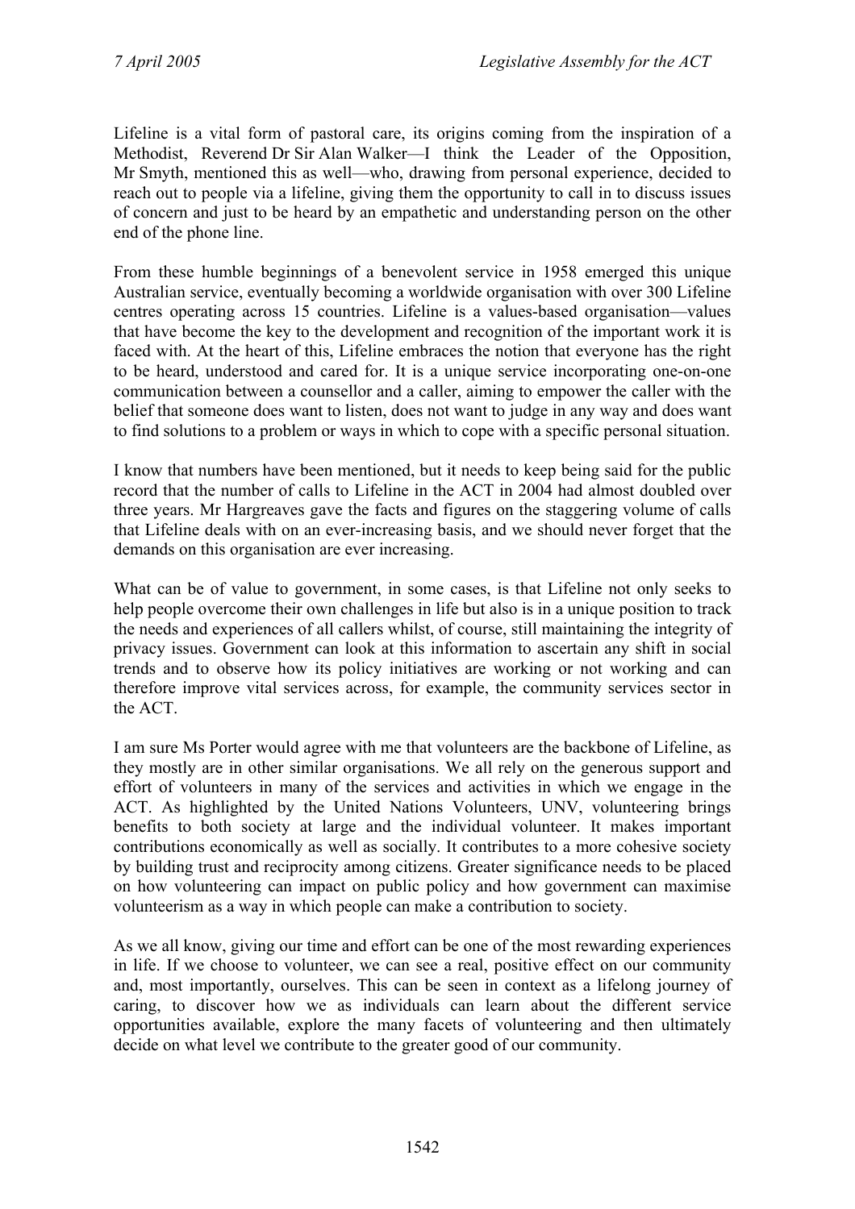Lifeline is a vital form of pastoral care, its origins coming from the inspiration of a Methodist, Reverend Dr Sir Alan Walker—I think the Leader of the Opposition, Mr Smyth, mentioned this as well—who, drawing from personal experience, decided to reach out to people via a lifeline, giving them the opportunity to call in to discuss issues of concern and just to be heard by an empathetic and understanding person on the other end of the phone line.

From these humble beginnings of a benevolent service in 1958 emerged this unique Australian service, eventually becoming a worldwide organisation with over 300 Lifeline centres operating across 15 countries. Lifeline is a values-based organisation—values that have become the key to the development and recognition of the important work it is faced with. At the heart of this, Lifeline embraces the notion that everyone has the right to be heard, understood and cared for. It is a unique service incorporating one-on-one communication between a counsellor and a caller, aiming to empower the caller with the belief that someone does want to listen, does not want to judge in any way and does want to find solutions to a problem or ways in which to cope with a specific personal situation.

I know that numbers have been mentioned, but it needs to keep being said for the public record that the number of calls to Lifeline in the ACT in 2004 had almost doubled over three years. Mr Hargreaves gave the facts and figures on the staggering volume of calls that Lifeline deals with on an ever-increasing basis, and we should never forget that the demands on this organisation are ever increasing.

What can be of value to government, in some cases, is that Lifeline not only seeks to help people overcome their own challenges in life but also is in a unique position to track the needs and experiences of all callers whilst, of course, still maintaining the integrity of privacy issues. Government can look at this information to ascertain any shift in social trends and to observe how its policy initiatives are working or not working and can therefore improve vital services across, for example, the community services sector in the ACT.

I am sure Ms Porter would agree with me that volunteers are the backbone of Lifeline, as they mostly are in other similar organisations. We all rely on the generous support and effort of volunteers in many of the services and activities in which we engage in the ACT. As highlighted by the United Nations Volunteers, UNV, volunteering brings benefits to both society at large and the individual volunteer. It makes important contributions economically as well as socially. It contributes to a more cohesive society by building trust and reciprocity among citizens. Greater significance needs to be placed on how volunteering can impact on public policy and how government can maximise volunteerism as a way in which people can make a contribution to society.

As we all know, giving our time and effort can be one of the most rewarding experiences in life. If we choose to volunteer, we can see a real, positive effect on our community and, most importantly, ourselves. This can be seen in context as a lifelong journey of caring, to discover how we as individuals can learn about the different service opportunities available, explore the many facets of volunteering and then ultimately decide on what level we contribute to the greater good of our community.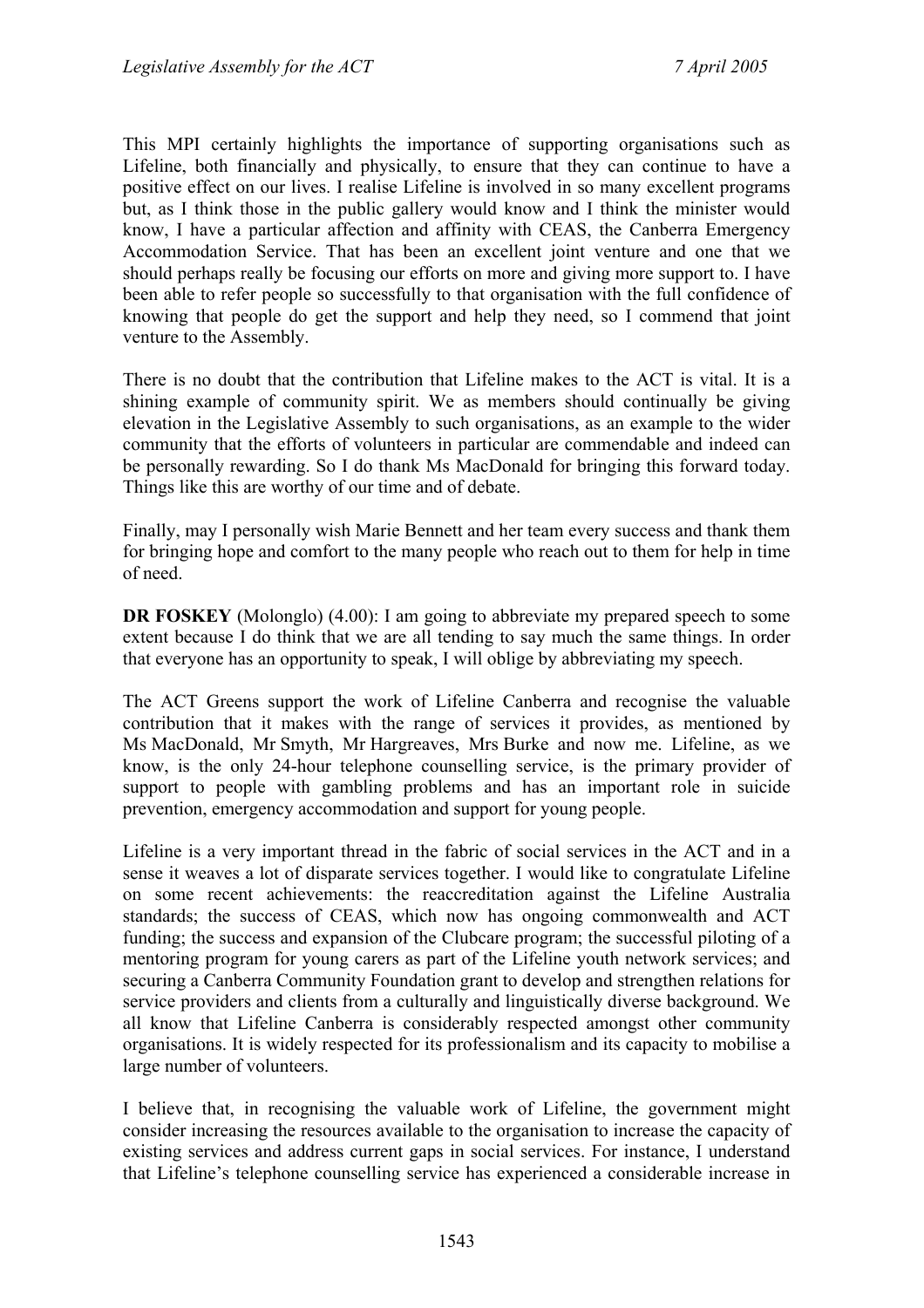This MPI certainly highlights the importance of supporting organisations such as Lifeline, both financially and physically, to ensure that they can continue to have a positive effect on our lives. I realise Lifeline is involved in so many excellent programs but, as I think those in the public gallery would know and I think the minister would know, I have a particular affection and affinity with CEAS, the Canberra Emergency Accommodation Service. That has been an excellent joint venture and one that we should perhaps really be focusing our efforts on more and giving more support to. I have been able to refer people so successfully to that organisation with the full confidence of knowing that people do get the support and help they need, so I commend that joint venture to the Assembly.

There is no doubt that the contribution that Lifeline makes to the ACT is vital. It is a shining example of community spirit. We as members should continually be giving elevation in the Legislative Assembly to such organisations, as an example to the wider community that the efforts of volunteers in particular are commendable and indeed can be personally rewarding. So I do thank Ms MacDonald for bringing this forward today. Things like this are worthy of our time and of debate.

Finally, may I personally wish Marie Bennett and her team every success and thank them for bringing hope and comfort to the many people who reach out to them for help in time of need.

**DR FOSKEY** (Molonglo) (4.00): I am going to abbreviate my prepared speech to some extent because I do think that we are all tending to say much the same things. In order that everyone has an opportunity to speak, I will oblige by abbreviating my speech.

The ACT Greens support the work of Lifeline Canberra and recognise the valuable contribution that it makes with the range of services it provides, as mentioned by Ms MacDonald, Mr Smyth, Mr Hargreaves, Mrs Burke and now me. Lifeline, as we know, is the only 24-hour telephone counselling service, is the primary provider of support to people with gambling problems and has an important role in suicide prevention, emergency accommodation and support for young people.

Lifeline is a very important thread in the fabric of social services in the ACT and in a sense it weaves a lot of disparate services together. I would like to congratulate Lifeline on some recent achievements: the reaccreditation against the Lifeline Australia standards; the success of CEAS, which now has ongoing commonwealth and ACT funding; the success and expansion of the Clubcare program; the successful piloting of a mentoring program for young carers as part of the Lifeline youth network services; and securing a Canberra Community Foundation grant to develop and strengthen relations for service providers and clients from a culturally and linguistically diverse background. We all know that Lifeline Canberra is considerably respected amongst other community organisations. It is widely respected for its professionalism and its capacity to mobilise a large number of volunteers.

I believe that, in recognising the valuable work of Lifeline, the government might consider increasing the resources available to the organisation to increase the capacity of existing services and address current gaps in social services. For instance, I understand that Lifeline's telephone counselling service has experienced a considerable increase in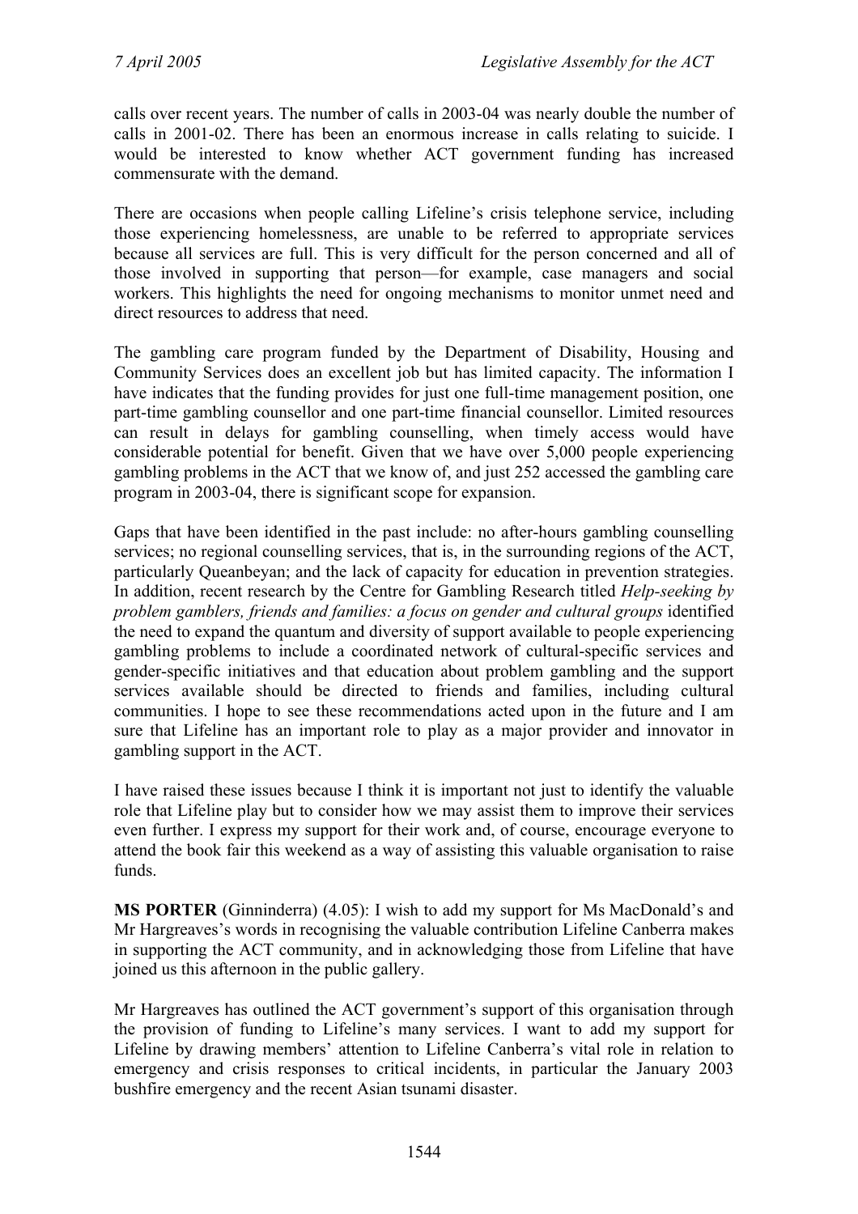calls over recent years. The number of calls in 2003-04 was nearly double the number of calls in 2001-02. There has been an enormous increase in calls relating to suicide. I would be interested to know whether ACT government funding has increased commensurate with the demand.

There are occasions when people calling Lifeline's crisis telephone service, including those experiencing homelessness, are unable to be referred to appropriate services because all services are full. This is very difficult for the person concerned and all of those involved in supporting that person—for example, case managers and social workers. This highlights the need for ongoing mechanisms to monitor unmet need and direct resources to address that need.

The gambling care program funded by the Department of Disability, Housing and Community Services does an excellent job but has limited capacity. The information I have indicates that the funding provides for just one full-time management position, one part-time gambling counsellor and one part-time financial counsellor. Limited resources can result in delays for gambling counselling, when timely access would have considerable potential for benefit. Given that we have over 5,000 people experiencing gambling problems in the ACT that we know of, and just 252 accessed the gambling care program in 2003-04, there is significant scope for expansion.

Gaps that have been identified in the past include: no after-hours gambling counselling services; no regional counselling services, that is, in the surrounding regions of the ACT, particularly Queanbeyan; and the lack of capacity for education in prevention strategies. In addition, recent research by the Centre for Gambling Research titled *Help-seeking by problem gamblers, friends and families: a focus on gender and cultural groups* identified the need to expand the quantum and diversity of support available to people experiencing gambling problems to include a coordinated network of cultural-specific services and gender-specific initiatives and that education about problem gambling and the support services available should be directed to friends and families, including cultural communities. I hope to see these recommendations acted upon in the future and I am sure that Lifeline has an important role to play as a major provider and innovator in gambling support in the ACT.

I have raised these issues because I think it is important not just to identify the valuable role that Lifeline play but to consider how we may assist them to improve their services even further. I express my support for their work and, of course, encourage everyone to attend the book fair this weekend as a way of assisting this valuable organisation to raise funds.

**MS PORTER** (Ginninderra) (4.05): I wish to add my support for Ms MacDonald's and Mr Hargreaves's words in recognising the valuable contribution Lifeline Canberra makes in supporting the ACT community, and in acknowledging those from Lifeline that have joined us this afternoon in the public gallery.

Mr Hargreaves has outlined the ACT government's support of this organisation through the provision of funding to Lifeline's many services. I want to add my support for Lifeline by drawing members' attention to Lifeline Canberra's vital role in relation to emergency and crisis responses to critical incidents, in particular the January 2003 bushfire emergency and the recent Asian tsunami disaster.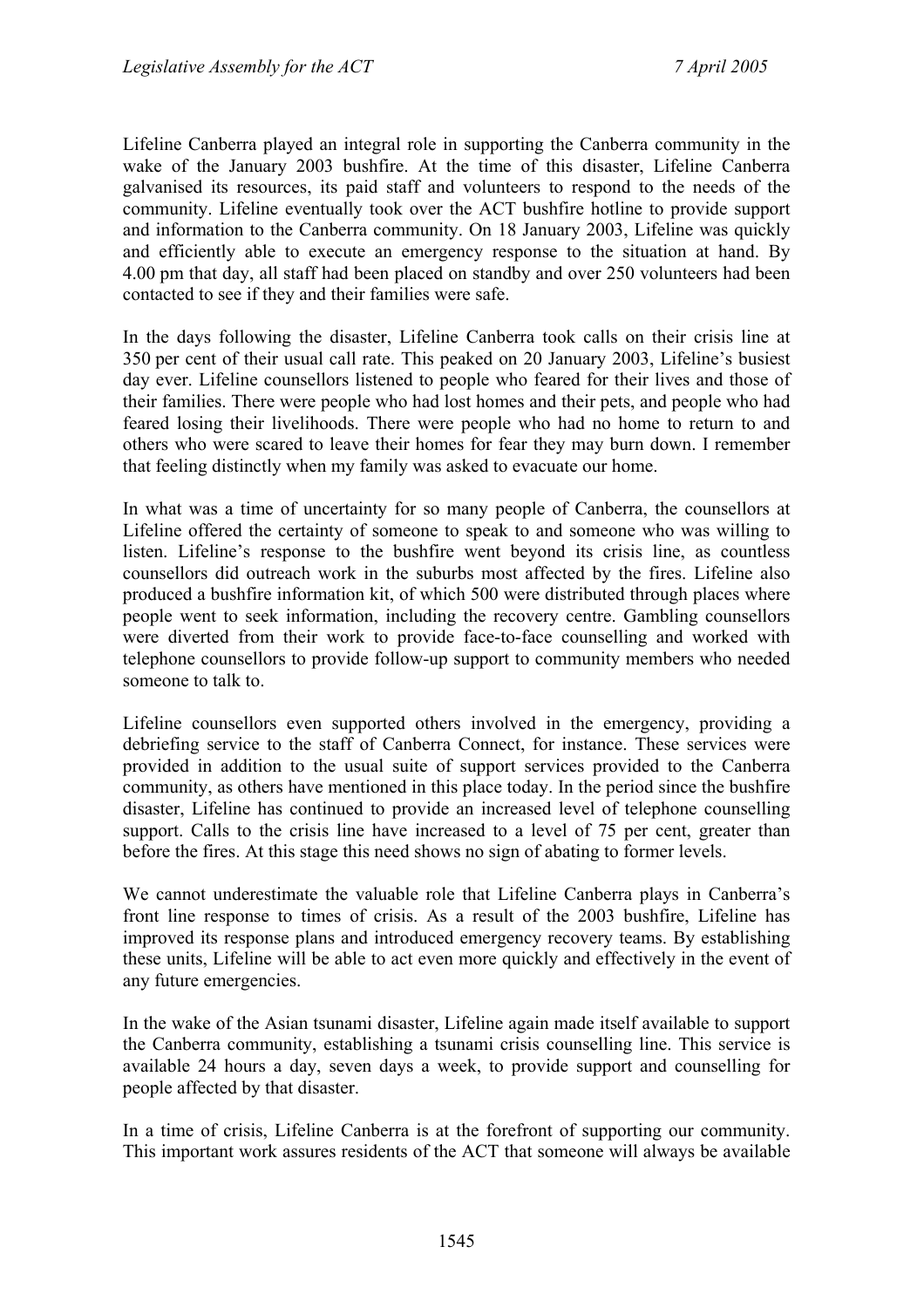Lifeline Canberra played an integral role in supporting the Canberra community in the wake of the January 2003 bushfire. At the time of this disaster, Lifeline Canberra galvanised its resources, its paid staff and volunteers to respond to the needs of the community. Lifeline eventually took over the ACT bushfire hotline to provide support and information to the Canberra community. On 18 January 2003, Lifeline was quickly and efficiently able to execute an emergency response to the situation at hand. By 4.00 pm that day, all staff had been placed on standby and over 250 volunteers had been contacted to see if they and their families were safe.

In the days following the disaster, Lifeline Canberra took calls on their crisis line at 350 per cent of their usual call rate. This peaked on 20 January 2003, Lifeline's busiest day ever. Lifeline counsellors listened to people who feared for their lives and those of their families. There were people who had lost homes and their pets, and people who had feared losing their livelihoods. There were people who had no home to return to and others who were scared to leave their homes for fear they may burn down. I remember that feeling distinctly when my family was asked to evacuate our home.

In what was a time of uncertainty for so many people of Canberra, the counsellors at Lifeline offered the certainty of someone to speak to and someone who was willing to listen. Lifeline's response to the bushfire went beyond its crisis line, as countless counsellors did outreach work in the suburbs most affected by the fires. Lifeline also produced a bushfire information kit, of which 500 were distributed through places where people went to seek information, including the recovery centre. Gambling counsellors were diverted from their work to provide face-to-face counselling and worked with telephone counsellors to provide follow-up support to community members who needed someone to talk to.

Lifeline counsellors even supported others involved in the emergency, providing a debriefing service to the staff of Canberra Connect, for instance. These services were provided in addition to the usual suite of support services provided to the Canberra community, as others have mentioned in this place today. In the period since the bushfire disaster, Lifeline has continued to provide an increased level of telephone counselling support. Calls to the crisis line have increased to a level of 75 per cent, greater than before the fires. At this stage this need shows no sign of abating to former levels.

We cannot underestimate the valuable role that Lifeline Canberra plays in Canberra's front line response to times of crisis. As a result of the 2003 bushfire, Lifeline has improved its response plans and introduced emergency recovery teams. By establishing these units, Lifeline will be able to act even more quickly and effectively in the event of any future emergencies.

In the wake of the Asian tsunami disaster, Lifeline again made itself available to support the Canberra community, establishing a tsunami crisis counselling line. This service is available 24 hours a day, seven days a week, to provide support and counselling for people affected by that disaster.

In a time of crisis, Lifeline Canberra is at the forefront of supporting our community. This important work assures residents of the ACT that someone will always be available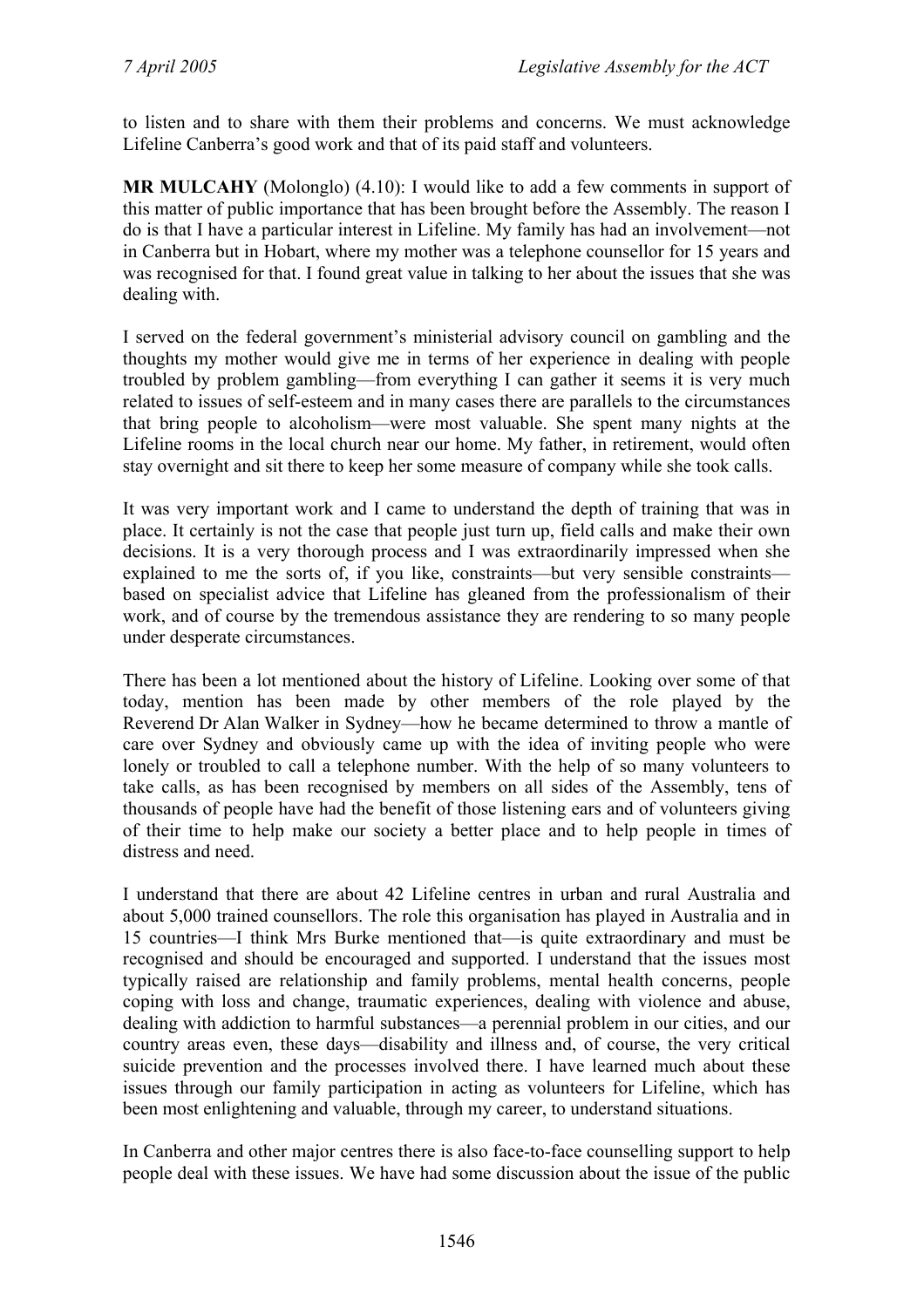to listen and to share with them their problems and concerns. We must acknowledge Lifeline Canberra's good work and that of its paid staff and volunteers.

**MR MULCAHY** (Molonglo) (4.10): I would like to add a few comments in support of this matter of public importance that has been brought before the Assembly. The reason I do is that I have a particular interest in Lifeline. My family has had an involvement—not in Canberra but in Hobart, where my mother was a telephone counsellor for 15 years and was recognised for that. I found great value in talking to her about the issues that she was dealing with.

I served on the federal government's ministerial advisory council on gambling and the thoughts my mother would give me in terms of her experience in dealing with people troubled by problem gambling—from everything I can gather it seems it is very much related to issues of self-esteem and in many cases there are parallels to the circumstances that bring people to alcoholism—were most valuable. She spent many nights at the Lifeline rooms in the local church near our home. My father, in retirement, would often stay overnight and sit there to keep her some measure of company while she took calls.

It was very important work and I came to understand the depth of training that was in place. It certainly is not the case that people just turn up, field calls and make their own decisions. It is a very thorough process and I was extraordinarily impressed when she explained to me the sorts of, if you like, constraints—but very sensible constraints—based on specialist advice that Lifeline has gleaned from the professionalism of their work, and of course by the tremendous assistance they are rendering to so many people under desperate circumstances.

There has been a lot mentioned about the history of Lifeline. Looking over some of that today, mention has been made by other members of the role played by the Reverend Dr Alan Walker in Sydney—how he became determined to throw a mantle of care over Sydney and obviously came up with the idea of inviting people who were lonely or troubled to call a telephone number. With the help of so many volunteers to take calls, as has been recognised by members on all sides of the Assembly, tens of thousands of people have had the benefit of those listening ears and of volunteers giving of their time to help make our society a better place and to help people in times of distress and need.

I understand that there are about 42 Lifeline centres in urban and rural Australia and about 5,000 trained counsellors. The role this organisation has played in Australia and in 15 countries—I think Mrs Burke mentioned that—is quite extraordinary and must be recognised and should be encouraged and supported. I understand that the issues most typically raised are relationship and family problems, mental health concerns, people coping with loss and change, traumatic experiences, dealing with violence and abuse, dealing with addiction to harmful substances—a perennial problem in our cities, and our country areas even, these days—disability and illness and, of course, the very critical suicide prevention and the processes involved there. I have learned much about these issues through our family participation in acting as volunteers for Lifeline, which has been most enlightening and valuable, through my career, to understand situations.

In Canberra and other major centres there is also face-to-face counselling support to help people deal with these issues. We have had some discussion about the issue of the public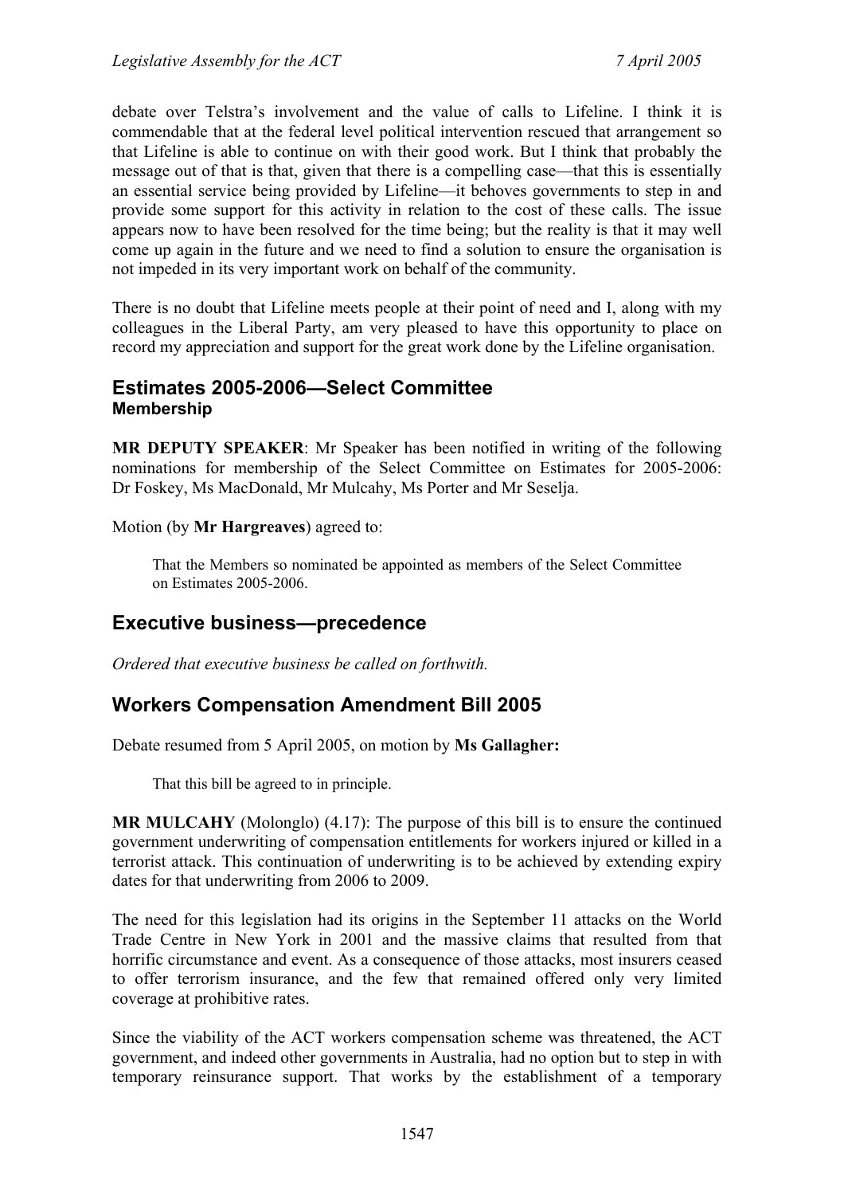debate over Telstra's involvement and the value of calls to Lifeline. I think it is commendable that at the federal level political intervention rescued that arrangement so that Lifeline is able to continue on with their good work. But I think that probably the message out of that is that, given that there is a compelling case—that this is essentially an essential service being provided by Lifeline—it behoves governments to step in and provide some support for this activity in relation to the cost of these calls. The issue appears now to have been resolved for the time being; but the reality is that it may well come up again in the future and we need to find a solution to ensure the organisation is not impeded in its very important work on behalf of the community.

There is no doubt that Lifeline meets people at their point of need and I, along with my colleagues in the Liberal Party, am very pleased to have this opportunity to place on record my appreciation and support for the great work done by the Lifeline organisation.

## Estimates 2005-2006—Select Committee
### Membership

**MR DEPUTY SPEAKER**: Mr Speaker has been notified in writing of the following nominations for membership of the Select Committee on Estimates for 2005-2006: Dr Foskey, Ms MacDonald, Mr Mulcahy, Ms Porter and Mr Seselja.

Motion (by **Mr Hargreaves**) agreed to:

> That the Members so nominated be appointed as members of the Select Committee on Estimates 2005-2006.

## Executive business—precedence

*Ordered that executive business be called on forthwith.*

## Workers Compensation Amendment Bill 2005

Debate resumed from 5 April 2005, on motion by **Ms Gallagher:**

> That this bill be agreed to in principle.

**MR MULCAHY** (Molonglo) (4.17): The purpose of this bill is to ensure the continued government underwriting of compensation entitlements for workers injured or killed in a terrorist attack. This continuation of underwriting is to be achieved by extending expiry dates for that underwriting from 2006 to 2009.

The need for this legislation had its origins in the September 11 attacks on the World Trade Centre in New York in 2001 and the massive claims that resulted from that horrific circumstance and event. As a consequence of those attacks, most insurers ceased to offer terrorism insurance, and the few that remained offered only very limited coverage at prohibitive rates.

Since the viability of the ACT workers compensation scheme was threatened, the ACT government, and indeed other governments in Australia, had no option but to step in with temporary reinsurance support. That works by the establishment of a temporary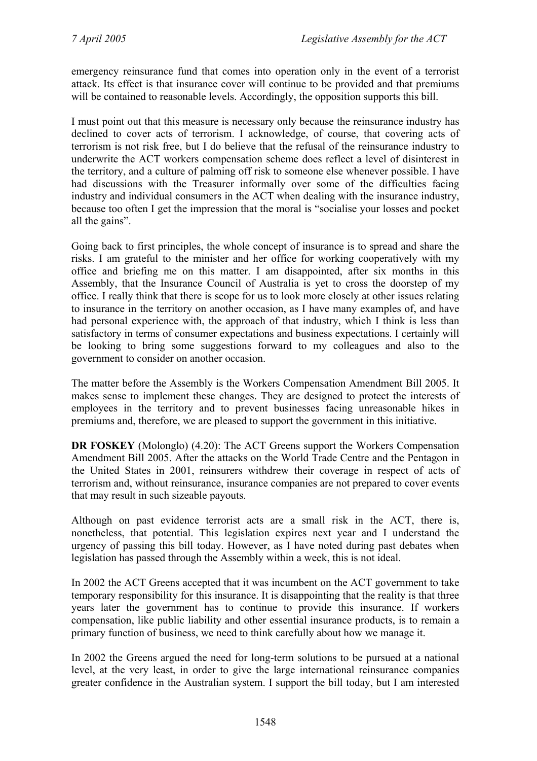emergency reinsurance fund that comes into operation only in the event of a terrorist attack. Its effect is that insurance cover will continue to be provided and that premiums will be contained to reasonable levels. Accordingly, the opposition supports this bill.

I must point out that this measure is necessary only because the reinsurance industry has declined to cover acts of terrorism. I acknowledge, of course, that covering acts of terrorism is not risk free, but I do believe that the refusal of the reinsurance industry to underwrite the ACT workers compensation scheme does reflect a level of disinterest in the territory, and a culture of palming off risk to someone else whenever possible. I have had discussions with the Treasurer informally over some of the difficulties facing industry and individual consumers in the ACT when dealing with the insurance industry, because too often I get the impression that the moral is "socialise your losses and pocket all the gains".

Going back to first principles, the whole concept of insurance is to spread and share the risks. I am grateful to the minister and her office for working cooperatively with my office and briefing me on this matter. I am disappointed, after six months in this Assembly, that the Insurance Council of Australia is yet to cross the doorstep of my office. I really think that there is scope for us to look more closely at other issues relating to insurance in the territory on another occasion, as I have many examples of, and have had personal experience with, the approach of that industry, which I think is less than satisfactory in terms of consumer expectations and business expectations. I certainly will be looking to bring some suggestions forward to my colleagues and also to the government to consider on another occasion.

The matter before the Assembly is the Workers Compensation Amendment Bill 2005. It makes sense to implement these changes. They are designed to protect the interests of employees in the territory and to prevent businesses facing unreasonable hikes in premiums and, therefore, we are pleased to support the government in this initiative.

**DR FOSKEY** (Molonglo) (4.20): The ACT Greens support the Workers Compensation Amendment Bill 2005. After the attacks on the World Trade Centre and the Pentagon in the United States in 2001, reinsurers withdrew their coverage in respect of acts of terrorism and, without reinsurance, insurance companies are not prepared to cover events that may result in such sizeable payouts.

Although on past evidence terrorist acts are a small risk in the ACT, there is, nonetheless, that potential. This legislation expires next year and I understand the urgency of passing this bill today. However, as I have noted during past debates when legislation has passed through the Assembly within a week, this is not ideal.

In 2002 the ACT Greens accepted that it was incumbent on the ACT government to take temporary responsibility for this insurance. It is disappointing that the reality is that three years later the government has to continue to provide this insurance. If workers compensation, like public liability and other essential insurance products, is to remain a primary function of business, we need to think carefully about how we manage it.

In 2002 the Greens argued the need for long-term solutions to be pursued at a national level, at the very least, in order to give the large international reinsurance companies greater confidence in the Australian system. I support the bill today, but I am interested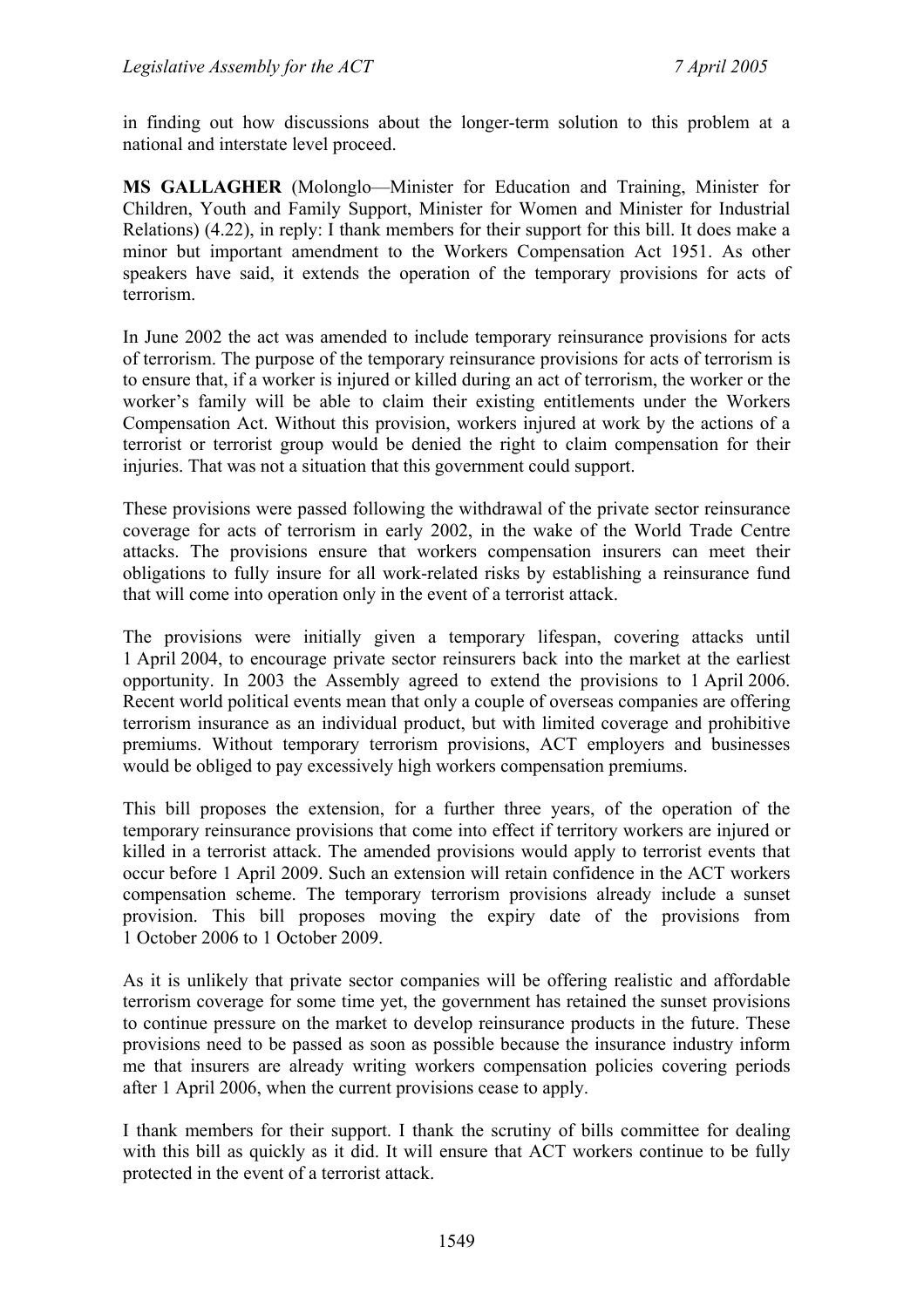in finding out how discussions about the longer-term solution to this problem at a national and interstate level proceed.

**MS GALLAGHER** (Molonglo—Minister for Education and Training, Minister for Children, Youth and Family Support, Minister for Women and Minister for Industrial Relations) (4.22), in reply: I thank members for their support for this bill. It does make a minor but important amendment to the Workers Compensation Act 1951. As other speakers have said, it extends the operation of the temporary provisions for acts of terrorism.

In June 2002 the act was amended to include temporary reinsurance provisions for acts of terrorism. The purpose of the temporary reinsurance provisions for acts of terrorism is to ensure that, if a worker is injured or killed during an act of terrorism, the worker or the worker's family will be able to claim their existing entitlements under the Workers Compensation Act. Without this provision, workers injured at work by the actions of a terrorist or terrorist group would be denied the right to claim compensation for their injuries. That was not a situation that this government could support.

These provisions were passed following the withdrawal of the private sector reinsurance coverage for acts of terrorism in early 2002, in the wake of the World Trade Centre attacks. The provisions ensure that workers compensation insurers can meet their obligations to fully insure for all work-related risks by establishing a reinsurance fund that will come into operation only in the event of a terrorist attack.

The provisions were initially given a temporary lifespan, covering attacks until 1 April 2004, to encourage private sector reinsurers back into the market at the earliest opportunity. In 2003 the Assembly agreed to extend the provisions to 1 April 2006. Recent world political events mean that only a couple of overseas companies are offering terrorism insurance as an individual product, but with limited coverage and prohibitive premiums. Without temporary terrorism provisions, ACT employers and businesses would be obliged to pay excessively high workers compensation premiums.

This bill proposes the extension, for a further three years, of the operation of the temporary reinsurance provisions that come into effect if territory workers are injured or killed in a terrorist attack. The amended provisions would apply to terrorist events that occur before 1 April 2009. Such an extension will retain confidence in the ACT workers compensation scheme. The temporary terrorism provisions already include a sunset provision. This bill proposes moving the expiry date of the provisions from 1 October 2006 to 1 October 2009.

As it is unlikely that private sector companies will be offering realistic and affordable terrorism coverage for some time yet, the government has retained the sunset provisions to continue pressure on the market to develop reinsurance products in the future. These provisions need to be passed as soon as possible because the insurance industry inform me that insurers are already writing workers compensation policies covering periods after 1 April 2006, when the current provisions cease to apply.

I thank members for their support. I thank the scrutiny of bills committee for dealing with this bill as quickly as it did. It will ensure that ACT workers continue to be fully protected in the event of a terrorist attack.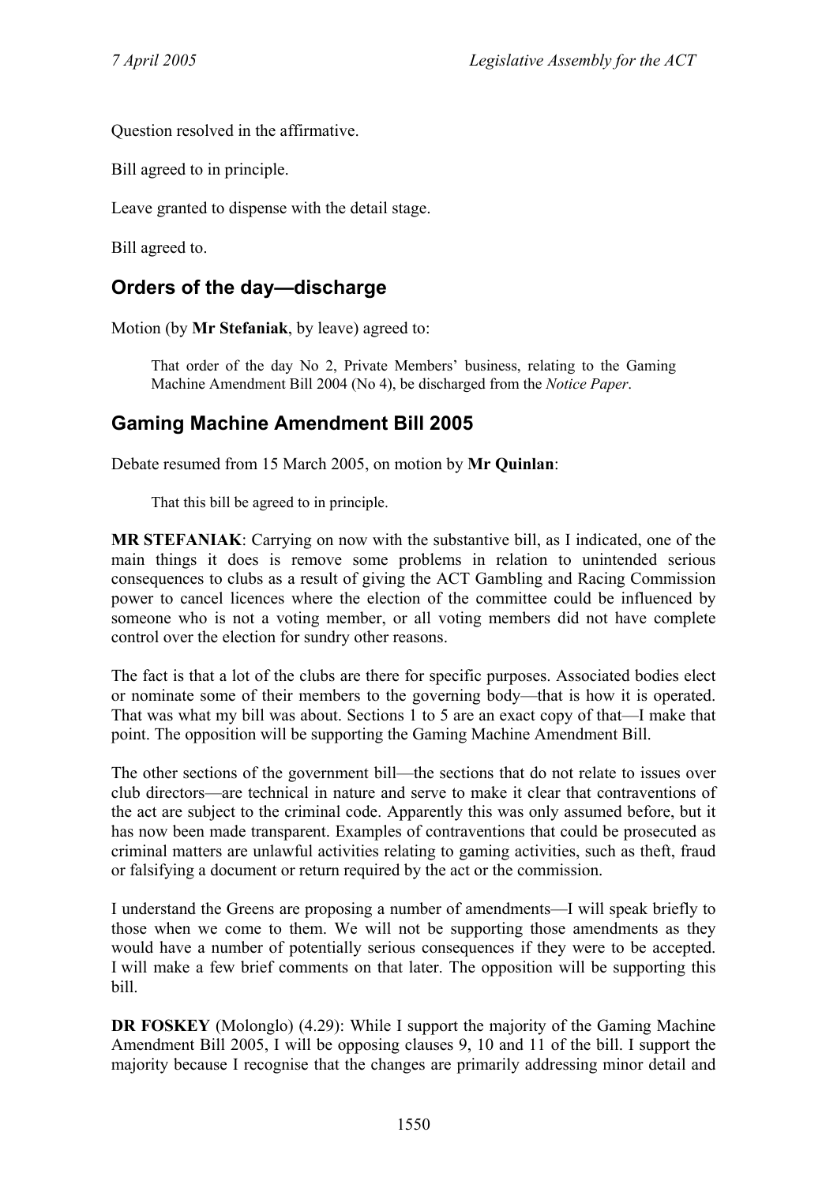Question resolved in the affirmative.

Bill agreed to in principle.

Leave granted to dispense with the detail stage.

Bill agreed to.

## Orders of the day—discharge

Motion (by **Mr Stefaniak**, by leave) agreed to:

> That order of the day No 2, Private Members' business, relating to the Gaming Machine Amendment Bill 2004 (No 4), be discharged from the *Notice Paper*.

## Gaming Machine Amendment Bill 2005

Debate resumed from 15 March 2005, on motion by **Mr Quinlan**:

> That this bill be agreed to in principle.

**MR STEFANIAK**: Carrying on now with the substantive bill, as I indicated, one of the main things it does is remove some problems in relation to unintended serious consequences to clubs as a result of giving the ACT Gambling and Racing Commission power to cancel licences where the election of the committee could be influenced by someone who is not a voting member, or all voting members did not have complete control over the election for sundry other reasons.

The fact is that a lot of the clubs are there for specific purposes. Associated bodies elect or nominate some of their members to the governing body—that is how it is operated. That was what my bill was about. Sections 1 to 5 are an exact copy of that—I make that point. The opposition will be supporting the Gaming Machine Amendment Bill.

The other sections of the government bill—the sections that do not relate to issues over club directors—are technical in nature and serve to make it clear that contraventions of the act are subject to the criminal code. Apparently this was only assumed before, but it has now been made transparent. Examples of contraventions that could be prosecuted as criminal matters are unlawful activities relating to gaming activities, such as theft, fraud or falsifying a document or return required by the act or the commission.

I understand the Greens are proposing a number of amendments—I will speak briefly to those when we come to them. We will not be supporting those amendments as they would have a number of potentially serious consequences if they were to be accepted. I will make a few brief comments on that later. The opposition will be supporting this bill.

**DR FOSKEY** (Molonglo) (4.29): While I support the majority of the Gaming Machine Amendment Bill 2005, I will be opposing clauses 9, 10 and 11 of the bill. I support the majority because I recognise that the changes are primarily addressing minor detail and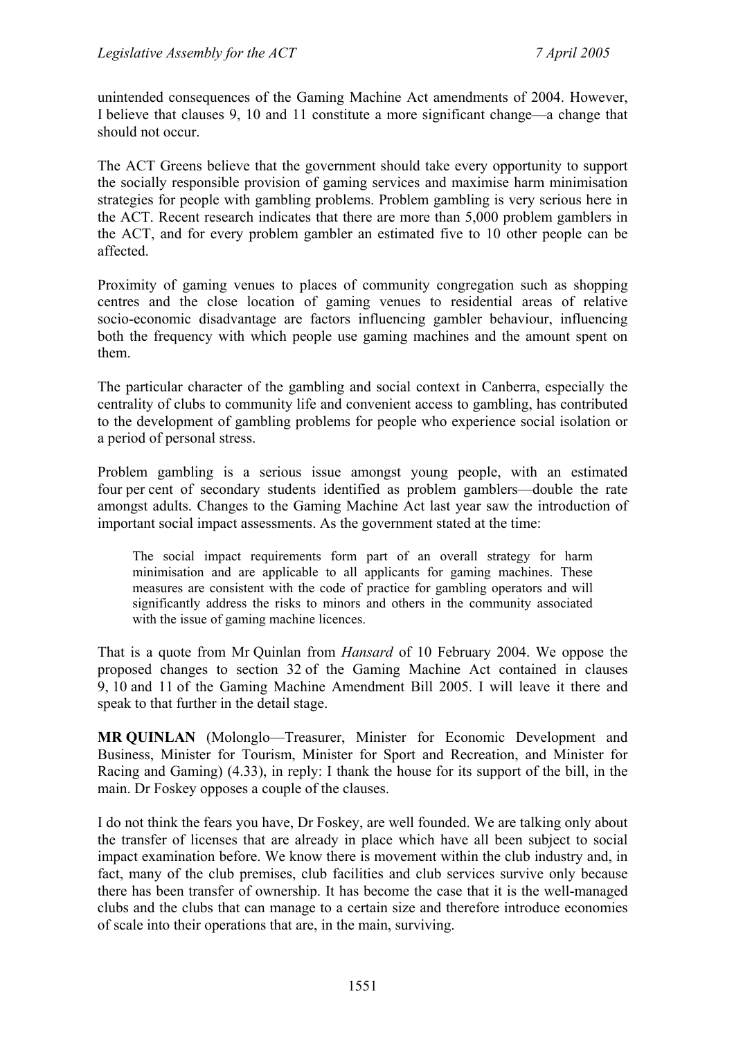unintended consequences of the Gaming Machine Act amendments of 2004. However, I believe that clauses 9, 10 and 11 constitute a more significant change—a change that should not occur.

The ACT Greens believe that the government should take every opportunity to support the socially responsible provision of gaming services and maximise harm minimisation strategies for people with gambling problems. Problem gambling is very serious here in the ACT. Recent research indicates that there are more than 5,000 problem gamblers in the ACT, and for every problem gambler an estimated five to 10 other people can be affected.

Proximity of gaming venues to places of community congregation such as shopping centres and the close location of gaming venues to residential areas of relative socio-economic disadvantage are factors influencing gambler behaviour, influencing both the frequency with which people use gaming machines and the amount spent on them.

The particular character of the gambling and social context in Canberra, especially the centrality of clubs to community life and convenient access to gambling, has contributed to the development of gambling problems for people who experience social isolation or a period of personal stress.

Problem gambling is a serious issue amongst young people, with an estimated four per cent of secondary students identified as problem gamblers—double the rate amongst adults. Changes to the Gaming Machine Act last year saw the introduction of important social impact assessments. As the government stated at the time:

> The social impact requirements form part of an overall strategy for harm minimisation and are applicable to all applicants for gaming machines. These measures are consistent with the code of practice for gambling operators and will significantly address the risks to minors and others in the community associated with the issue of gaming machine licences.

That is a quote from Mr Quinlan from *Hansard* of 10 February 2004. We oppose the proposed changes to section 32 of the Gaming Machine Act contained in clauses 9, 10 and 11 of the Gaming Machine Amendment Bill 2005. I will leave it there and speak to that further in the detail stage.

**MR QUINLAN** (Molonglo—Treasurer, Minister for Economic Development and Business, Minister for Tourism, Minister for Sport and Recreation, and Minister for Racing and Gaming) (4.33), in reply: I thank the house for its support of the bill, in the main. Dr Foskey opposes a couple of the clauses.

I do not think the fears you have, Dr Foskey, are well founded. We are talking only about the transfer of licenses that are already in place which have all been subject to social impact examination before. We know there is movement within the club industry and, in fact, many of the club premises, club facilities and club services survive only because there has been transfer of ownership. It has become the case that it is the well-managed clubs and the clubs that can manage to a certain size and therefore introduce economies of scale into their operations that are, in the main, surviving.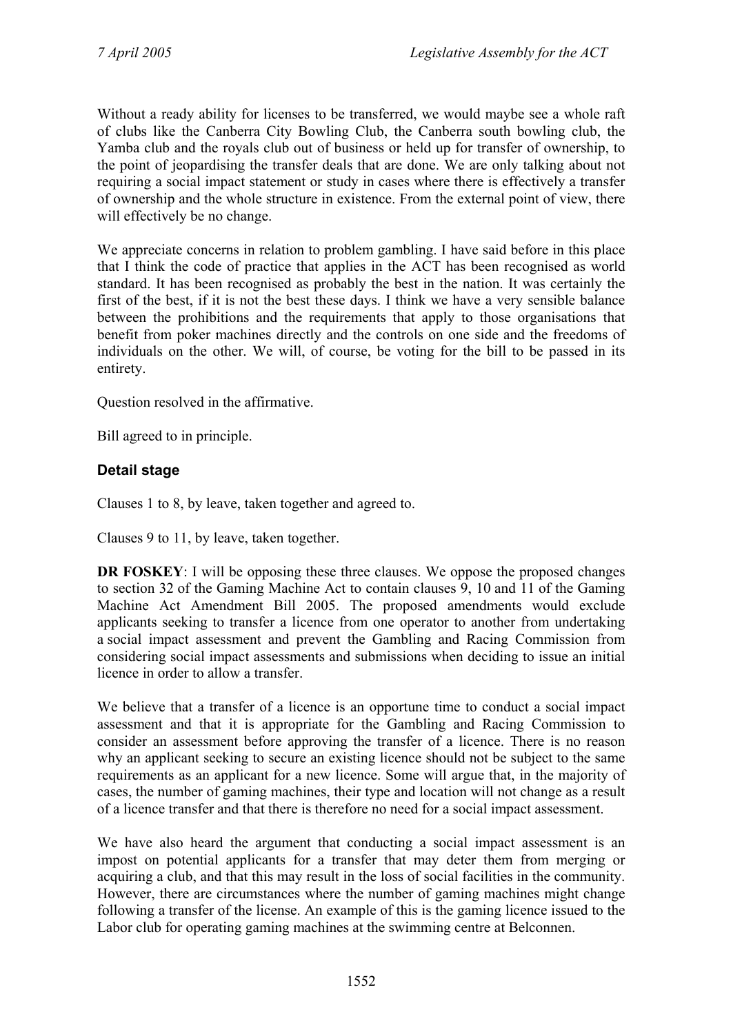Without a ready ability for licenses to be transferred, we would maybe see a whole raft of clubs like the Canberra City Bowling Club, the Canberra south bowling club, the Yamba club and the royals club out of business or held up for transfer of ownership, to the point of jeopardising the transfer deals that are done. We are only talking about not requiring a social impact statement or study in cases where there is effectively a transfer of ownership and the whole structure in existence. From the external point of view, there will effectively be no change.

We appreciate concerns in relation to problem gambling. I have said before in this place that I think the code of practice that applies in the ACT has been recognised as world standard. It has been recognised as probably the best in the nation. It was certainly the first of the best, if it is not the best these days. I think we have a very sensible balance between the prohibitions and the requirements that apply to those organisations that benefit from poker machines directly and the controls on one side and the freedoms of individuals on the other. We will, of course, be voting for the bill to be passed in its entirety.

Question resolved in the affirmative.

Bill agreed to in principle.

### Detail stage

Clauses 1 to 8, by leave, taken together and agreed to.

Clauses 9 to 11, by leave, taken together.

**DR FOSKEY**: I will be opposing these three clauses. We oppose the proposed changes to section 32 of the Gaming Machine Act to contain clauses 9, 10 and 11 of the Gaming Machine Act Amendment Bill 2005. The proposed amendments would exclude applicants seeking to transfer a licence from one operator to another from undertaking a social impact assessment and prevent the Gambling and Racing Commission from considering social impact assessments and submissions when deciding to issue an initial licence in order to allow a transfer.

We believe that a transfer of a licence is an opportune time to conduct a social impact assessment and that it is appropriate for the Gambling and Racing Commission to consider an assessment before approving the transfer of a licence. There is no reason why an applicant seeking to secure an existing licence should not be subject to the same requirements as an applicant for a new licence. Some will argue that, in the majority of cases, the number of gaming machines, their type and location will not change as a result of a licence transfer and that there is therefore no need for a social impact assessment.

We have also heard the argument that conducting a social impact assessment is an impost on potential applicants for a transfer that may deter them from merging or acquiring a club, and that this may result in the loss of social facilities in the community. However, there are circumstances where the number of gaming machines might change following a transfer of the license. An example of this is the gaming licence issued to the Labor club for operating gaming machines at the swimming centre at Belconnen.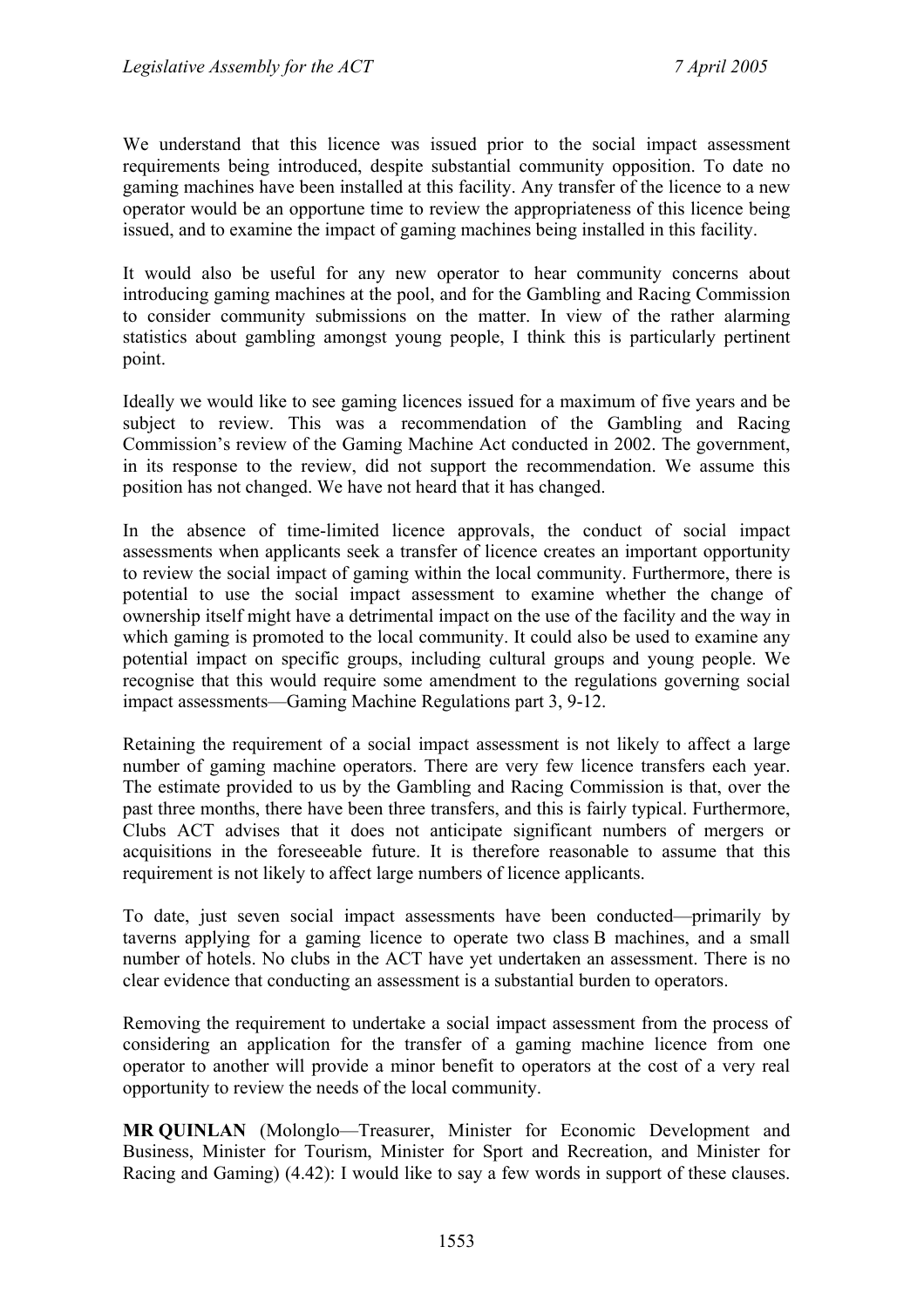We understand that this licence was issued prior to the social impact assessment requirements being introduced, despite substantial community opposition. To date no gaming machines have been installed at this facility. Any transfer of the licence to a new operator would be an opportune time to review the appropriateness of this licence being issued, and to examine the impact of gaming machines being installed in this facility.

It would also be useful for any new operator to hear community concerns about introducing gaming machines at the pool, and for the Gambling and Racing Commission to consider community submissions on the matter. In view of the rather alarming statistics about gambling amongst young people, I think this is particularly pertinent point.

Ideally we would like to see gaming licences issued for a maximum of five years and be subject to review. This was a recommendation of the Gambling and Racing Commission's review of the Gaming Machine Act conducted in 2002. The government, in its response to the review, did not support the recommendation. We assume this position has not changed. We have not heard that it has changed.

In the absence of time-limited licence approvals, the conduct of social impact assessments when applicants seek a transfer of licence creates an important opportunity to review the social impact of gaming within the local community. Furthermore, there is potential to use the social impact assessment to examine whether the change of ownership itself might have a detrimental impact on the use of the facility and the way in which gaming is promoted to the local community. It could also be used to examine any potential impact on specific groups, including cultural groups and young people. We recognise that this would require some amendment to the regulations governing social impact assessments—Gaming Machine Regulations part 3, 9-12.

Retaining the requirement of a social impact assessment is not likely to affect a large number of gaming machine operators. There are very few licence transfers each year. The estimate provided to us by the Gambling and Racing Commission is that, over the past three months, there have been three transfers, and this is fairly typical. Furthermore, Clubs ACT advises that it does not anticipate significant numbers of mergers or acquisitions in the foreseeable future. It is therefore reasonable to assume that this requirement is not likely to affect large numbers of licence applicants.

To date, just seven social impact assessments have been conducted—primarily by taverns applying for a gaming licence to operate two class B machines, and a small number of hotels. No clubs in the ACT have yet undertaken an assessment. There is no clear evidence that conducting an assessment is a substantial burden to operators.

Removing the requirement to undertake a social impact assessment from the process of considering an application for the transfer of a gaming machine licence from one operator to another will provide a minor benefit to operators at the cost of a very real opportunity to review the needs of the local community.

**MR QUINLAN** (Molonglo—Treasurer, Minister for Economic Development and Business, Minister for Tourism, Minister for Sport and Recreation, and Minister for Racing and Gaming) (4.42): I would like to say a few words in support of these clauses.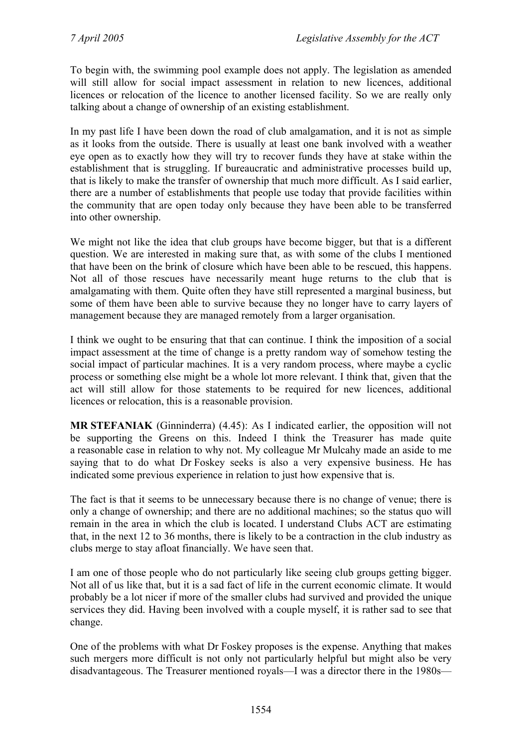To begin with, the swimming pool example does not apply. The legislation as amended will still allow for social impact assessment in relation to new licences, additional licences or relocation of the licence to another licensed facility. So we are really only talking about a change of ownership of an existing establishment.

In my past life I have been down the road of club amalgamation, and it is not as simple as it looks from the outside. There is usually at least one bank involved with a weather eye open as to exactly how they will try to recover funds they have at stake within the establishment that is struggling. If bureaucratic and administrative processes build up, that is likely to make the transfer of ownership that much more difficult. As I said earlier, there are a number of establishments that people use today that provide facilities within the community that are open today only because they have been able to be transferred into other ownership.

We might not like the idea that club groups have become bigger, but that is a different question. We are interested in making sure that, as with some of the clubs I mentioned that have been on the brink of closure which have been able to be rescued, this happens. Not all of those rescues have necessarily meant huge returns to the club that is amalgamating with them. Quite often they have still represented a marginal business, but some of them have been able to survive because they no longer have to carry layers of management because they are managed remotely from a larger organisation.

I think we ought to be ensuring that that can continue. I think the imposition of a social impact assessment at the time of change is a pretty random way of somehow testing the social impact of particular machines. It is a very random process, where maybe a cyclic process or something else might be a whole lot more relevant. I think that, given that the act will still allow for those statements to be required for new licences, additional licences or relocation, this is a reasonable provision.

**MR STEFANIAK** (Ginninderra) (4.45): As I indicated earlier, the opposition will not be supporting the Greens on this. Indeed I think the Treasurer has made quite a reasonable case in relation to why not. My colleague Mr Mulcahy made an aside to me saying that to do what Dr Foskey seeks is also a very expensive business. He has indicated some previous experience in relation to just how expensive that is.

The fact is that it seems to be unnecessary because there is no change of venue; there is only a change of ownership; and there are no additional machines; so the status quo will remain in the area in which the club is located. I understand Clubs ACT are estimating that, in the next 12 to 36 months, there is likely to be a contraction in the club industry as clubs merge to stay afloat financially. We have seen that.

I am one of those people who do not particularly like seeing club groups getting bigger. Not all of us like that, but it is a sad fact of life in the current economic climate. It would probably be a lot nicer if more of the smaller clubs had survived and provided the unique services they did. Having been involved with a couple myself, it is rather sad to see that change.

One of the problems with what Dr Foskey proposes is the expense. Anything that makes such mergers more difficult is not only not particularly helpful but might also be very disadvantageous. The Treasurer mentioned royals—I was a director there in the 1980s—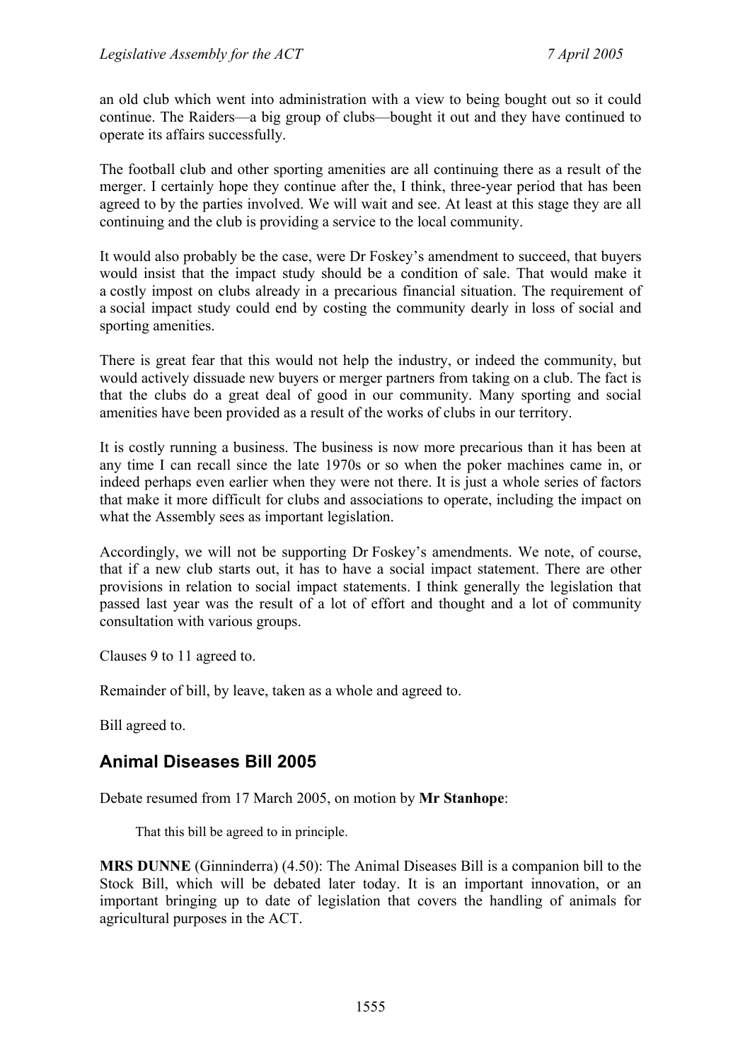an old club which went into administration with a view to being bought out so it could continue. The Raiders—a big group of clubs—bought it out and they have continued to operate its affairs successfully.

The football club and other sporting amenities are all continuing there as a result of the merger. I certainly hope they continue after the, I think, three-year period that has been agreed to by the parties involved. We will wait and see. At least at this stage they are all continuing and the club is providing a service to the local community.

It would also probably be the case, were Dr Foskey's amendment to succeed, that buyers would insist that the impact study should be a condition of sale. That would make it a costly impost on clubs already in a precarious financial situation. The requirement of a social impact study could end by costing the community dearly in loss of social and sporting amenities.

There is great fear that this would not help the industry, or indeed the community, but would actively dissuade new buyers or merger partners from taking on a club. The fact is that the clubs do a great deal of good in our community. Many sporting and social amenities have been provided as a result of the works of clubs in our territory.

It is costly running a business. The business is now more precarious than it has been at any time I can recall since the late 1970s or so when the poker machines came in, or indeed perhaps even earlier when they were not there. It is just a whole series of factors that make it more difficult for clubs and associations to operate, including the impact on what the Assembly sees as important legislation.

Accordingly, we will not be supporting Dr Foskey's amendments. We note, of course, that if a new club starts out, it has to have a social impact statement. There are other provisions in relation to social impact statements. I think generally the legislation that passed last year was the result of a lot of effort and thought and a lot of community consultation with various groups.

Clauses 9 to 11 agreed to.

Remainder of bill, by leave, taken as a whole and agreed to.

Bill agreed to.

## Animal Diseases Bill 2005

Debate resumed from 17 March 2005, on motion by **Mr Stanhope**:

> That this bill be agreed to in principle.

**MRS DUNNE** (Ginninderra) (4.50): The Animal Diseases Bill is a companion bill to the Stock Bill, which will be debated later today. It is an important innovation, or an important bringing up to date of legislation that covers the handling of animals for agricultural purposes in the ACT.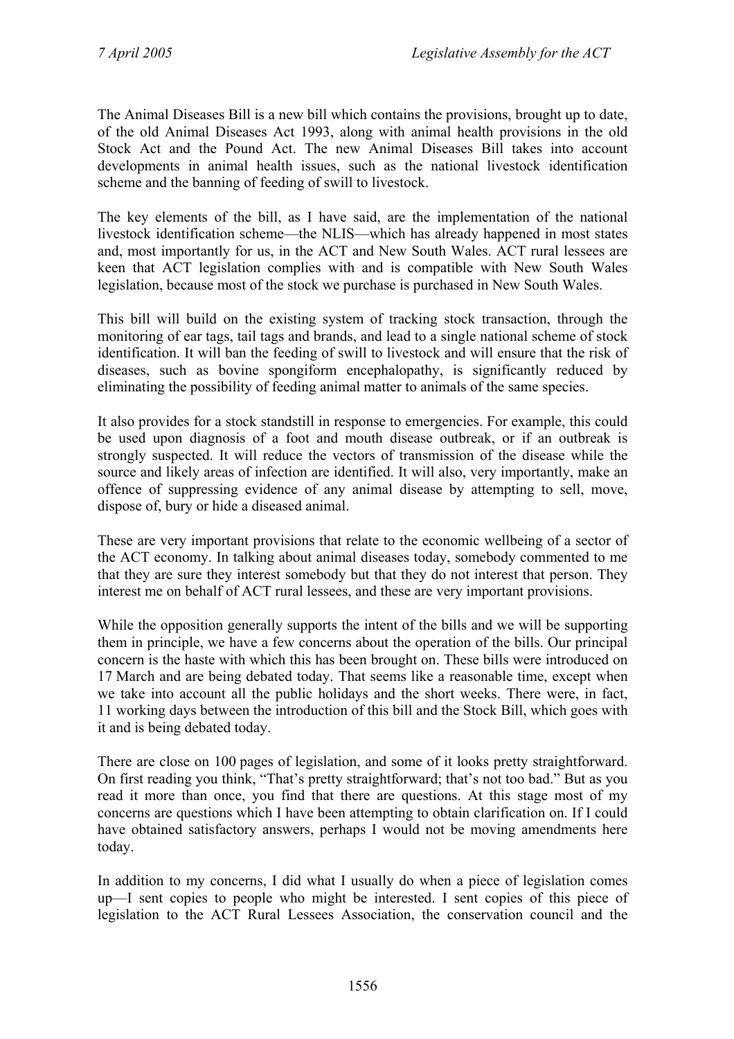The Animal Diseases Bill is a new bill which contains the provisions, brought up to date, of the old Animal Diseases Act 1993, along with animal health provisions in the old Stock Act and the Pound Act. The new Animal Diseases Bill takes into account developments in animal health issues, such as the national livestock identification scheme and the banning of feeding of swill to livestock.

The key elements of the bill, as I have said, are the implementation of the national livestock identification scheme—the NLIS—which has already happened in most states and, most importantly for us, in the ACT and New South Wales. ACT rural lessees are keen that ACT legislation complies with and is compatible with New South Wales legislation, because most of the stock we purchase is purchased in New South Wales.

This bill will build on the existing system of tracking stock transaction, through the monitoring of ear tags, tail tags and brands, and lead to a single national scheme of stock identification. It will ban the feeding of swill to livestock and will ensure that the risk of diseases, such as bovine spongiform encephalopathy, is significantly reduced by eliminating the possibility of feeding animal matter to animals of the same species.

It also provides for a stock standstill in response to emergencies. For example, this could be used upon diagnosis of a foot and mouth disease outbreak, or if an outbreak is strongly suspected. It will reduce the vectors of transmission of the disease while the source and likely areas of infection are identified. It will also, very importantly, make an offence of suppressing evidence of any animal disease by attempting to sell, move, dispose of, bury or hide a diseased animal.

These are very important provisions that relate to the economic wellbeing of a sector of the ACT economy. In talking about animal diseases today, somebody commented to me that they are sure they interest somebody but that they do not interest that person. They interest me on behalf of ACT rural lessees, and these are very important provisions.

While the opposition generally supports the intent of the bills and we will be supporting them in principle, we have a few concerns about the operation of the bills. Our principal concern is the haste with which this has been brought on. These bills were introduced on 17 March and are being debated today. That seems like a reasonable time, except when we take into account all the public holidays and the short weeks. There were, in fact, 11 working days between the introduction of this bill and the Stock Bill, which goes with it and is being debated today.

There are close on 100 pages of legislation, and some of it looks pretty straightforward. On first reading you think, "That's pretty straightforward; that's not too bad." But as you read it more than once, you find that there are questions. At this stage most of my concerns are questions which I have been attempting to obtain clarification on. If I could have obtained satisfactory answers, perhaps I would not be moving amendments here today.

In addition to my concerns, I did what I usually do when a piece of legislation comes up—I sent copies to people who might be interested. I sent copies of this piece of legislation to the ACT Rural Lessees Association, the conservation council and the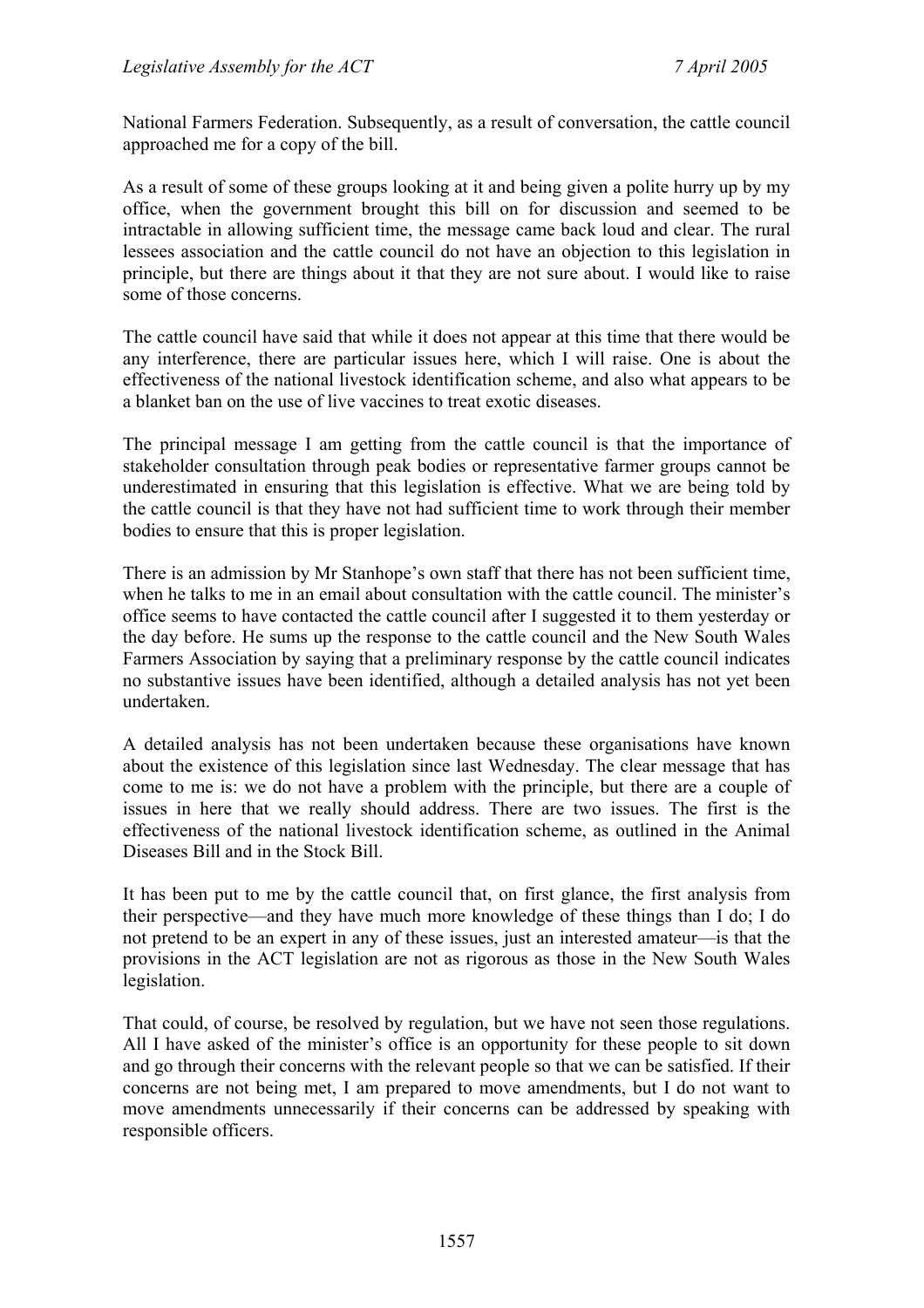National Farmers Federation. Subsequently, as a result of conversation, the cattle council approached me for a copy of the bill.

As a result of some of these groups looking at it and being given a polite hurry up by my office, when the government brought this bill on for discussion and seemed to be intractable in allowing sufficient time, the message came back loud and clear. The rural lessees association and the cattle council do not have an objection to this legislation in principle, but there are things about it that they are not sure about. I would like to raise some of those concerns.

The cattle council have said that while it does not appear at this time that there would be any interference, there are particular issues here, which I will raise. One is about the effectiveness of the national livestock identification scheme, and also what appears to be a blanket ban on the use of live vaccines to treat exotic diseases.

The principal message I am getting from the cattle council is that the importance of stakeholder consultation through peak bodies or representative farmer groups cannot be underestimated in ensuring that this legislation is effective. What we are being told by the cattle council is that they have not had sufficient time to work through their member bodies to ensure that this is proper legislation.

There is an admission by Mr Stanhope's own staff that there has not been sufficient time, when he talks to me in an email about consultation with the cattle council. The minister's office seems to have contacted the cattle council after I suggested it to them yesterday or the day before. He sums up the response to the cattle council and the New South Wales Farmers Association by saying that a preliminary response by the cattle council indicates no substantive issues have been identified, although a detailed analysis has not yet been undertaken.

A detailed analysis has not been undertaken because these organisations have known about the existence of this legislation since last Wednesday. The clear message that has come to me is: we do not have a problem with the principle, but there are a couple of issues in here that we really should address. There are two issues. The first is the effectiveness of the national livestock identification scheme, as outlined in the Animal Diseases Bill and in the Stock Bill.

It has been put to me by the cattle council that, on first glance, the first analysis from their perspective—and they have much more knowledge of these things than I do; I do not pretend to be an expert in any of these issues, just an interested amateur—is that the provisions in the ACT legislation are not as rigorous as those in the New South Wales legislation.

That could, of course, be resolved by regulation, but we have not seen those regulations. All I have asked of the minister's office is an opportunity for these people to sit down and go through their concerns with the relevant people so that we can be satisfied. If their concerns are not being met, I am prepared to move amendments, but I do not want to move amendments unnecessarily if their concerns can be addressed by speaking with responsible officers.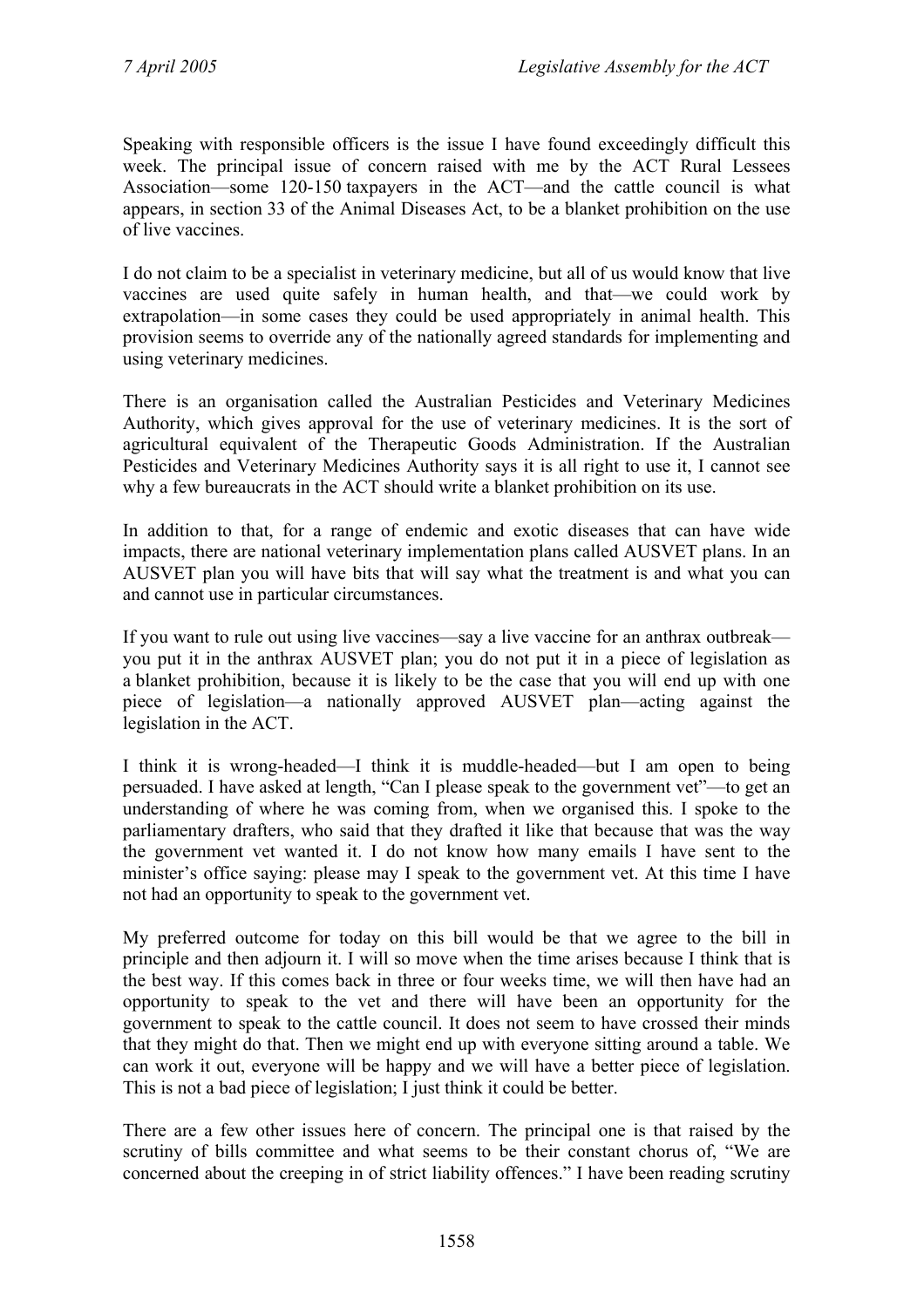Speaking with responsible officers is the issue I have found exceedingly difficult this week. The principal issue of concern raised with me by the ACT Rural Lessees Association—some 120-150 taxpayers in the ACT—and the cattle council is what appears, in section 33 of the Animal Diseases Act, to be a blanket prohibition on the use of live vaccines.

I do not claim to be a specialist in veterinary medicine, but all of us would know that live vaccines are used quite safely in human health, and that—we could work by extrapolation—in some cases they could be used appropriately in animal health. This provision seems to override any of the nationally agreed standards for implementing and using veterinary medicines.

There is an organisation called the Australian Pesticides and Veterinary Medicines Authority, which gives approval for the use of veterinary medicines. It is the sort of agricultural equivalent of the Therapeutic Goods Administration. If the Australian Pesticides and Veterinary Medicines Authority says it is all right to use it, I cannot see why a few bureaucrats in the ACT should write a blanket prohibition on its use.

In addition to that, for a range of endemic and exotic diseases that can have wide impacts, there are national veterinary implementation plans called AUSVET plans. In an AUSVET plan you will have bits that will say what the treatment is and what you can and cannot use in particular circumstances.

If you want to rule out using live vaccines—say a live vaccine for an anthrax outbreak—you put it in the anthrax AUSVET plan; you do not put it in a piece of legislation as a blanket prohibition, because it is likely to be the case that you will end up with one piece of legislation—a nationally approved AUSVET plan—acting against the legislation in the ACT.

I think it is wrong-headed—I think it is muddle-headed—but I am open to being persuaded. I have asked at length, "Can I please speak to the government vet"—to get an understanding of where he was coming from, when we organised this. I spoke to the parliamentary drafters, who said that they drafted it like that because that was the way the government vet wanted it. I do not know how many emails I have sent to the minister's office saying: please may I speak to the government vet. At this time I have not had an opportunity to speak to the government vet.

My preferred outcome for today on this bill would be that we agree to the bill in principle and then adjourn it. I will so move when the time arises because I think that is the best way. If this comes back in three or four weeks time, we will then have had an opportunity to speak to the vet and there will have been an opportunity for the government to speak to the cattle council. It does not seem to have crossed their minds that they might do that. Then we might end up with everyone sitting around a table. We can work it out, everyone will be happy and we will have a better piece of legislation. This is not a bad piece of legislation; I just think it could be better.

There are a few other issues here of concern. The principal one is that raised by the scrutiny of bills committee and what seems to be their constant chorus of, "We are concerned about the creeping in of strict liability offences." I have been reading scrutiny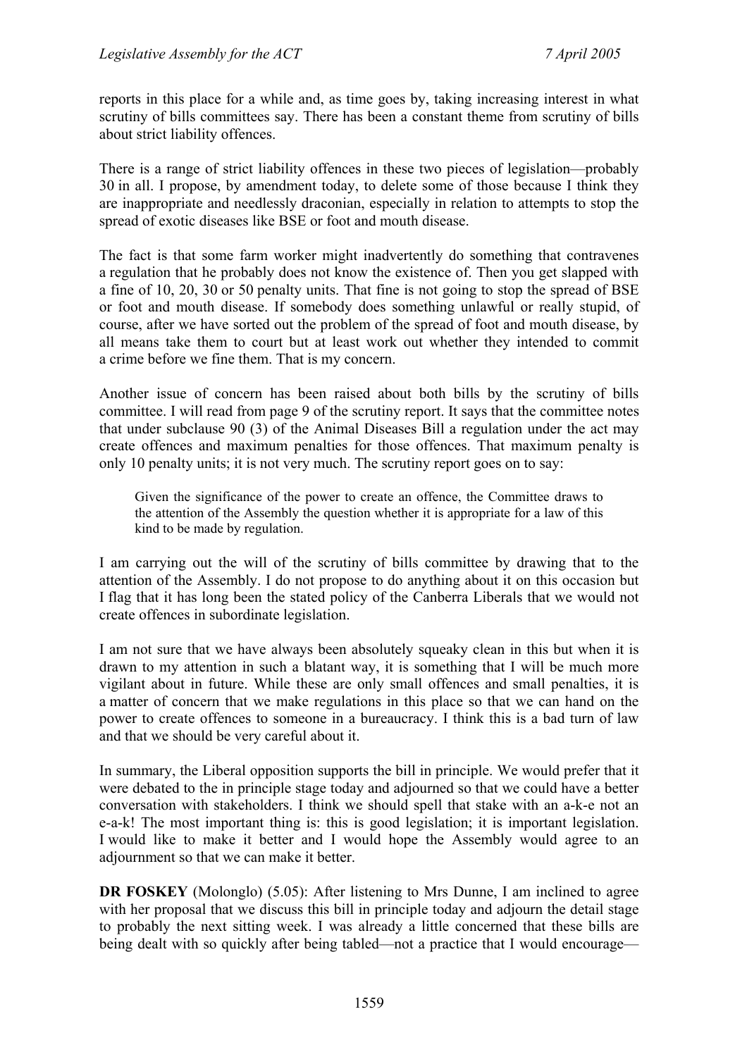reports in this place for a while and, as time goes by, taking increasing interest in what scrutiny of bills committees say. There has been a constant theme from scrutiny of bills about strict liability offences.

There is a range of strict liability offences in these two pieces of legislation—probably 30 in all. I propose, by amendment today, to delete some of those because I think they are inappropriate and needlessly draconian, especially in relation to attempts to stop the spread of exotic diseases like BSE or foot and mouth disease.

The fact is that some farm worker might inadvertently do something that contravenes a regulation that he probably does not know the existence of. Then you get slapped with a fine of 10, 20, 30 or 50 penalty units. That fine is not going to stop the spread of BSE or foot and mouth disease. If somebody does something unlawful or really stupid, of course, after we have sorted out the problem of the spread of foot and mouth disease, by all means take them to court but at least work out whether they intended to commit a crime before we fine them. That is my concern.

Another issue of concern has been raised about both bills by the scrutiny of bills committee. I will read from page 9 of the scrutiny report. It says that the committee notes that under subclause 90 (3) of the Animal Diseases Bill a regulation under the act may create offences and maximum penalties for those offences. That maximum penalty is only 10 penalty units; it is not very much. The scrutiny report goes on to say:

> Given the significance of the power to create an offence, the Committee draws to the attention of the Assembly the question whether it is appropriate for a law of this kind to be made by regulation.

I am carrying out the will of the scrutiny of bills committee by drawing that to the attention of the Assembly. I do not propose to do anything about it on this occasion but I flag that it has long been the stated policy of the Canberra Liberals that we would not create offences in subordinate legislation.

I am not sure that we have always been absolutely squeaky clean in this but when it is drawn to my attention in such a blatant way, it is something that I will be much more vigilant about in future. While these are only small offences and small penalties, it is a matter of concern that we make regulations in this place so that we can hand on the power to create offences to someone in a bureaucracy. I think this is a bad turn of law and that we should be very careful about it.

In summary, the Liberal opposition supports the bill in principle. We would prefer that it were debated to the in principle stage today and adjourned so that we could have a better conversation with stakeholders. I think we should spell that stake with an a-k-e not an e-a-k! The most important thing is: this is good legislation; it is important legislation. I would like to make it better and I would hope the Assembly would agree to an adjournment so that we can make it better.

**DR FOSKEY** (Molonglo) (5.05): After listening to Mrs Dunne, I am inclined to agree with her proposal that we discuss this bill in principle today and adjourn the detail stage to probably the next sitting week. I was already a little concerned that these bills are being dealt with so quickly after being tabled—not a practice that I would encourage—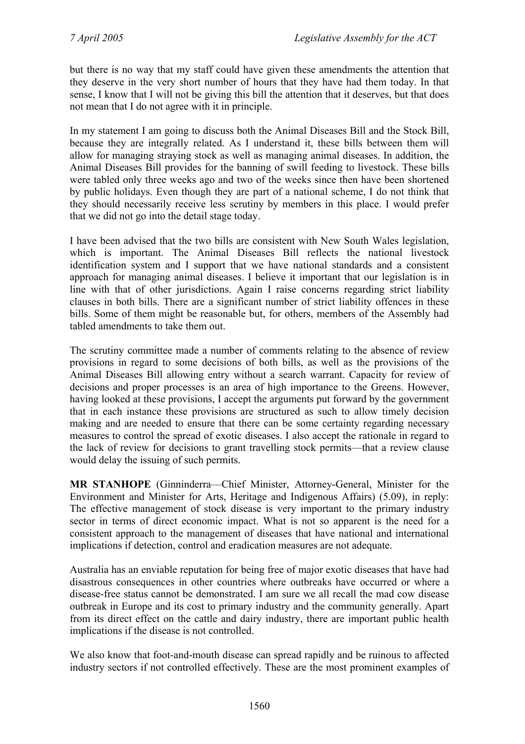but there is no way that my staff could have given these amendments the attention that they deserve in the very short number of hours that they have had them today. In that sense, I know that I will not be giving this bill the attention that it deserves, but that does not mean that I do not agree with it in principle.

In my statement I am going to discuss both the Animal Diseases Bill and the Stock Bill, because they are integrally related. As I understand it, these bills between them will allow for managing straying stock as well as managing animal diseases. In addition, the Animal Diseases Bill provides for the banning of swill feeding to livestock. These bills were tabled only three weeks ago and two of the weeks since then have been shortened by public holidays. Even though they are part of a national scheme, I do not think that they should necessarily receive less scrutiny by members in this place. I would prefer that we did not go into the detail stage today.

I have been advised that the two bills are consistent with New South Wales legislation, which is important. The Animal Diseases Bill reflects the national livestock identification system and I support that we have national standards and a consistent approach for managing animal diseases. I believe it important that our legislation is in line with that of other jurisdictions. Again I raise concerns regarding strict liability clauses in both bills. There are a significant number of strict liability offences in these bills. Some of them might be reasonable but, for others, members of the Assembly had tabled amendments to take them out.

The scrutiny committee made a number of comments relating to the absence of review provisions in regard to some decisions of both bills, as well as the provisions of the Animal Diseases Bill allowing entry without a search warrant. Capacity for review of decisions and proper processes is an area of high importance to the Greens. However, having looked at these provisions, I accept the arguments put forward by the government that in each instance these provisions are structured as such to allow timely decision making and are needed to ensure that there can be some certainty regarding necessary measures to control the spread of exotic diseases. I also accept the rationale in regard to the lack of review for decisions to grant travelling stock permits—that a review clause would delay the issuing of such permits.

**MR STANHOPE** (Ginninderra—Chief Minister, Attorney-General, Minister for the Environment and Minister for Arts, Heritage and Indigenous Affairs) (5.09), in reply: The effective management of stock disease is very important to the primary industry sector in terms of direct economic impact. What is not so apparent is the need for a consistent approach to the management of diseases that have national and international implications if detection, control and eradication measures are not adequate.

Australia has an enviable reputation for being free of major exotic diseases that have had disastrous consequences in other countries where outbreaks have occurred or where a disease-free status cannot be demonstrated. I am sure we all recall the mad cow disease outbreak in Europe and its cost to primary industry and the community generally. Apart from its direct effect on the cattle and dairy industry, there are important public health implications if the disease is not controlled.

We also know that foot-and-mouth disease can spread rapidly and be ruinous to affected industry sectors if not controlled effectively. These are the most prominent examples of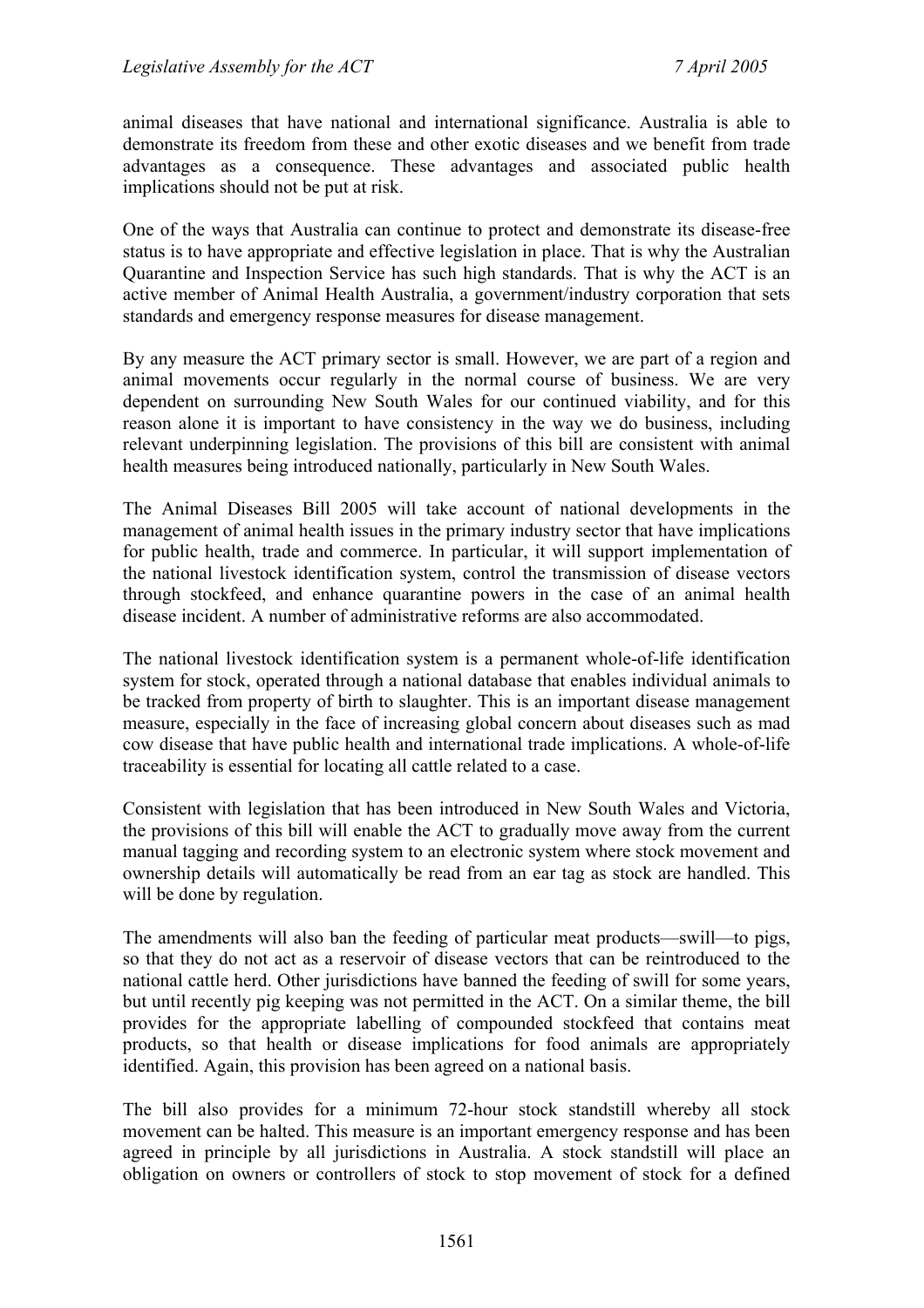animal diseases that have national and international significance. Australia is able to demonstrate its freedom from these and other exotic diseases and we benefit from trade advantages as a consequence. These advantages and associated public health implications should not be put at risk.

One of the ways that Australia can continue to protect and demonstrate its disease-free status is to have appropriate and effective legislation in place. That is why the Australian Quarantine and Inspection Service has such high standards. That is why the ACT is an active member of Animal Health Australia, a government/industry corporation that sets standards and emergency response measures for disease management.

By any measure the ACT primary sector is small. However, we are part of a region and animal movements occur regularly in the normal course of business. We are very dependent on surrounding New South Wales for our continued viability, and for this reason alone it is important to have consistency in the way we do business, including relevant underpinning legislation. The provisions of this bill are consistent with animal health measures being introduced nationally, particularly in New South Wales.

The Animal Diseases Bill 2005 will take account of national developments in the management of animal health issues in the primary industry sector that have implications for public health, trade and commerce. In particular, it will support implementation of the national livestock identification system, control the transmission of disease vectors through stockfeed, and enhance quarantine powers in the case of an animal health disease incident. A number of administrative reforms are also accommodated.

The national livestock identification system is a permanent whole-of-life identification system for stock, operated through a national database that enables individual animals to be tracked from property of birth to slaughter. This is an important disease management measure, especially in the face of increasing global concern about diseases such as mad cow disease that have public health and international trade implications. A whole-of-life traceability is essential for locating all cattle related to a case.

Consistent with legislation that has been introduced in New South Wales and Victoria, the provisions of this bill will enable the ACT to gradually move away from the current manual tagging and recording system to an electronic system where stock movement and ownership details will automatically be read from an ear tag as stock are handled. This will be done by regulation.

The amendments will also ban the feeding of particular meat products—swill—to pigs, so that they do not act as a reservoir of disease vectors that can be reintroduced to the national cattle herd. Other jurisdictions have banned the feeding of swill for some years, but until recently pig keeping was not permitted in the ACT. On a similar theme, the bill provides for the appropriate labelling of compounded stockfeed that contains meat products, so that health or disease implications for food animals are appropriately identified. Again, this provision has been agreed on a national basis.

The bill also provides for a minimum 72-hour stock standstill whereby all stock movement can be halted. This measure is an important emergency response and has been agreed in principle by all jurisdictions in Australia. A stock standstill will place an obligation on owners or controllers of stock to stop movement of stock for a defined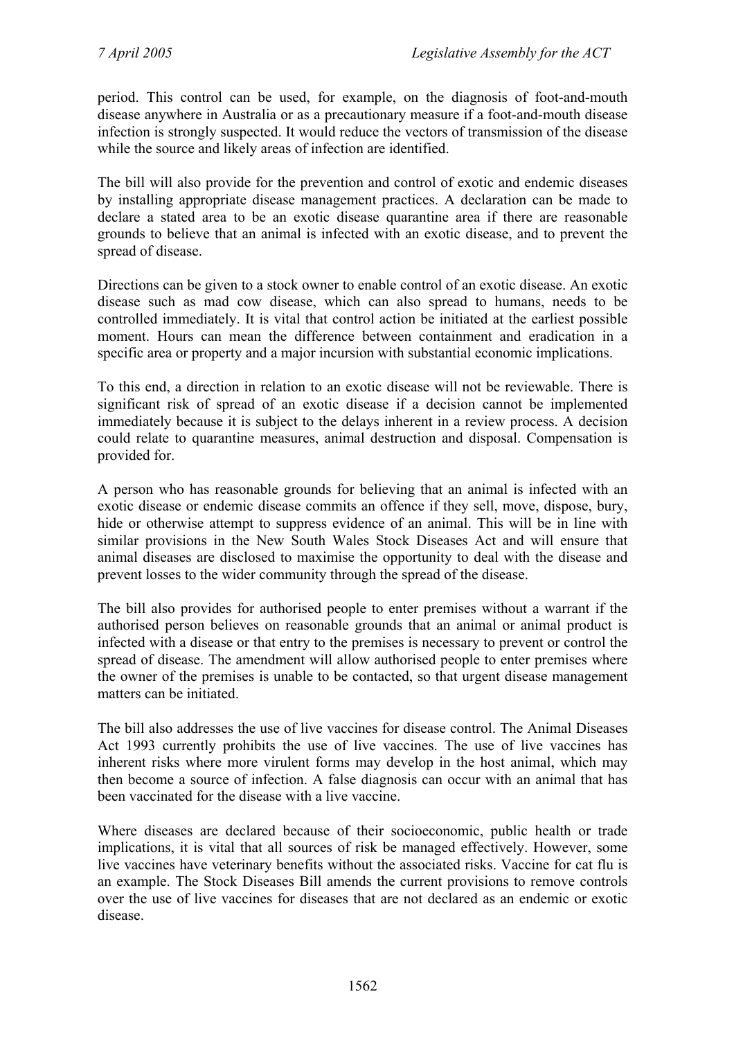period. This control can be used, for example, on the diagnosis of foot-and-mouth disease anywhere in Australia or as a precautionary measure if a foot-and-mouth disease infection is strongly suspected. It would reduce the vectors of transmission of the disease while the source and likely areas of infection are identified.

The bill will also provide for the prevention and control of exotic and endemic diseases by installing appropriate disease management practices. A declaration can be made to declare a stated area to be an exotic disease quarantine area if there are reasonable grounds to believe that an animal is infected with an exotic disease, and to prevent the spread of disease.

Directions can be given to a stock owner to enable control of an exotic disease. An exotic disease such as mad cow disease, which can also spread to humans, needs to be controlled immediately. It is vital that control action be initiated at the earliest possible moment. Hours can mean the difference between containment and eradication in a specific area or property and a major incursion with substantial economic implications.

To this end, a direction in relation to an exotic disease will not be reviewable. There is significant risk of spread of an exotic disease if a decision cannot be implemented immediately because it is subject to the delays inherent in a review process. A decision could relate to quarantine measures, animal destruction and disposal. Compensation is provided for.

A person who has reasonable grounds for believing that an animal is infected with an exotic disease or endemic disease commits an offence if they sell, move, dispose, bury, hide or otherwise attempt to suppress evidence of an animal. This will be in line with similar provisions in the New South Wales Stock Diseases Act and will ensure that animal diseases are disclosed to maximise the opportunity to deal with the disease and prevent losses to the wider community through the spread of the disease.

The bill also provides for authorised people to enter premises without a warrant if the authorised person believes on reasonable grounds that an animal or animal product is infected with a disease or that entry to the premises is necessary to prevent or control the spread of disease. The amendment will allow authorised people to enter premises where the owner of the premises is unable to be contacted, so that urgent disease management matters can be initiated.

The bill also addresses the use of live vaccines for disease control. The Animal Diseases Act 1993 currently prohibits the use of live vaccines. The use of live vaccines has inherent risks where more virulent forms may develop in the host animal, which may then become a source of infection. A false diagnosis can occur with an animal that has been vaccinated for the disease with a live vaccine.

Where diseases are declared because of their socioeconomic, public health or trade implications, it is vital that all sources of risk be managed effectively. However, some live vaccines have veterinary benefits without the associated risks. Vaccine for cat flu is an example. The Stock Diseases Bill amends the current provisions to remove controls over the use of live vaccines for diseases that are not declared as an endemic or exotic disease.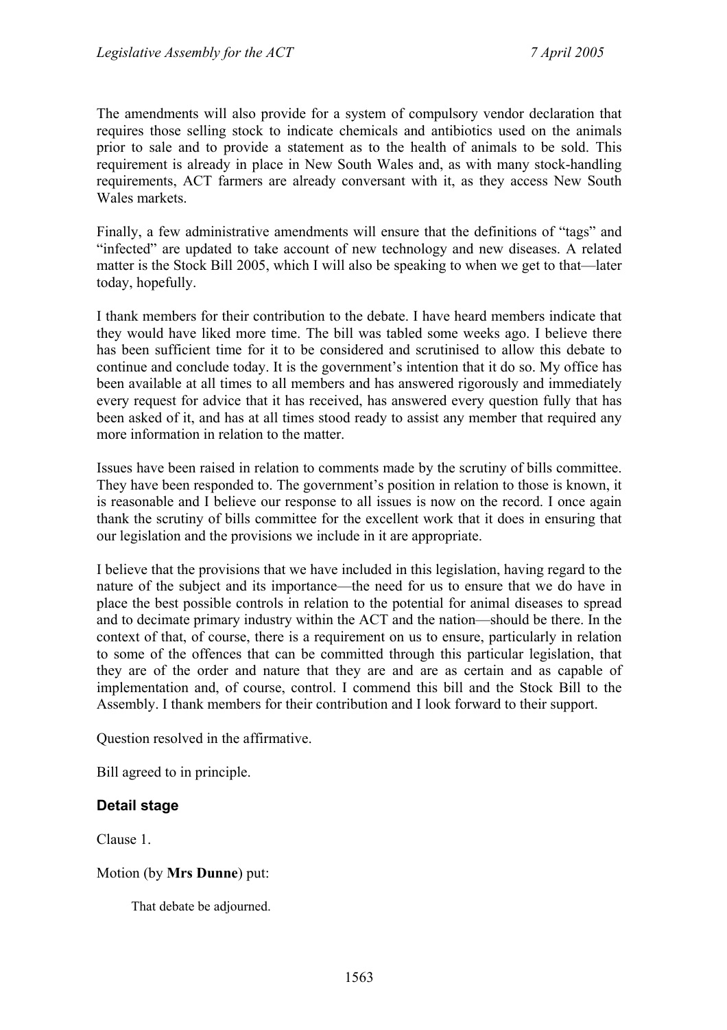The amendments will also provide for a system of compulsory vendor declaration that requires those selling stock to indicate chemicals and antibiotics used on the animals prior to sale and to provide a statement as to the health of animals to be sold. This requirement is already in place in New South Wales and, as with many stock-handling requirements, ACT farmers are already conversant with it, as they access New South Wales markets.

Finally, a few administrative amendments will ensure that the definitions of "tags" and "infected" are updated to take account of new technology and new diseases. A related matter is the Stock Bill 2005, which I will also be speaking to when we get to that—later today, hopefully.

I thank members for their contribution to the debate. I have heard members indicate that they would have liked more time. The bill was tabled some weeks ago. I believe there has been sufficient time for it to be considered and scrutinised to allow this debate to continue and conclude today. It is the government's intention that it do so. My office has been available at all times to all members and has answered rigorously and immediately every request for advice that it has received, has answered every question fully that has been asked of it, and has at all times stood ready to assist any member that required any more information in relation to the matter.

Issues have been raised in relation to comments made by the scrutiny of bills committee. They have been responded to. The government's position in relation to those is known, it is reasonable and I believe our response to all issues is now on the record. I once again thank the scrutiny of bills committee for the excellent work that it does in ensuring that our legislation and the provisions we include in it are appropriate.

I believe that the provisions that we have included in this legislation, having regard to the nature of the subject and its importance—the need for us to ensure that we do have in place the best possible controls in relation to the potential for animal diseases to spread and to decimate primary industry within the ACT and the nation—should be there. In the context of that, of course, there is a requirement on us to ensure, particularly in relation to some of the offences that can be committed through this particular legislation, that they are of the order and nature that they are and are as certain and as capable of implementation and, of course, control. I commend this bill and the Stock Bill to the Assembly. I thank members for their contribution and I look forward to their support.

Question resolved in the affirmative.

Bill agreed to in principle.

### Detail stage

Clause 1.

Motion (by **Mrs Dunne**) put:

> That debate be adjourned.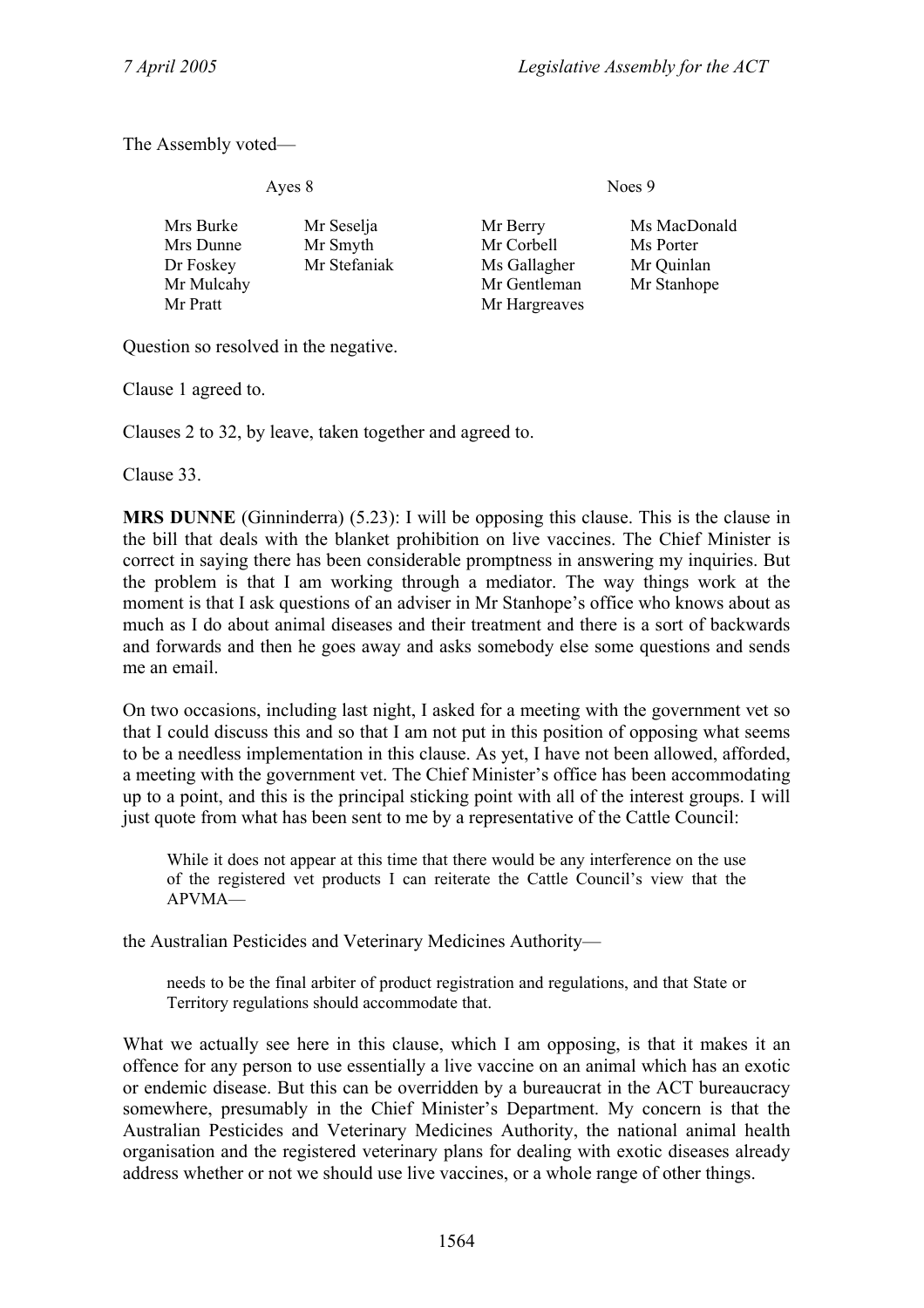The Assembly voted—

| Ayes 8 | | Noes 9 | |
|---|---|---|---|
| Mrs Burke | Mr Seselja | Mr Berry | Ms MacDonald |
| Mrs Dunne | Mr Smyth | Mr Corbell | Ms Porter |
| Dr Foskey | Mr Stefaniak | Ms Gallagher | Mr Quinlan |
| Mr Mulcahy | | Mr Gentleman | Mr Stanhope |
| Mr Pratt | | Mr Hargreaves | |

Question so resolved in the negative.

Clause 1 agreed to.

Clauses 2 to 32, by leave, taken together and agreed to.

Clause 33.

**MRS DUNNE** (Ginninderra) (5.23): I will be opposing this clause. This is the clause in the bill that deals with the blanket prohibition on live vaccines. The Chief Minister is correct in saying there has been considerable promptness in answering my inquiries. But the problem is that I am working through a mediator. The way things work at the moment is that I ask questions of an adviser in Mr Stanhope's office who knows about as much as I do about animal diseases and their treatment and there is a sort of backwards and forwards and then he goes away and asks somebody else some questions and sends me an email.

On two occasions, including last night, I asked for a meeting with the government vet so that I could discuss this and so that I am not put in this position of opposing what seems to be a needless implementation in this clause. As yet, I have not been allowed, afforded, a meeting with the government vet. The Chief Minister's office has been accommodating up to a point, and this is the principal sticking point with all of the interest groups. I will just quote from what has been sent to me by a representative of the Cattle Council:

> While it does not appear at this time that there would be any interference on the use of the registered vet products I can reiterate the Cattle Council's view that the APVMA—

the Australian Pesticides and Veterinary Medicines Authority—

> needs to be the final arbiter of product registration and regulations, and that State or Territory regulations should accommodate that.

What we actually see here in this clause, which I am opposing, is that it makes it an offence for any person to use essentially a live vaccine on an animal which has an exotic or endemic disease. But this can be overridden by a bureaucrat in the ACT bureaucracy somewhere, presumably in the Chief Minister's Department. My concern is that the Australian Pesticides and Veterinary Medicines Authority, the national animal health organisation and the registered veterinary plans for dealing with exotic diseases already address whether or not we should use live vaccines, or a whole range of other things.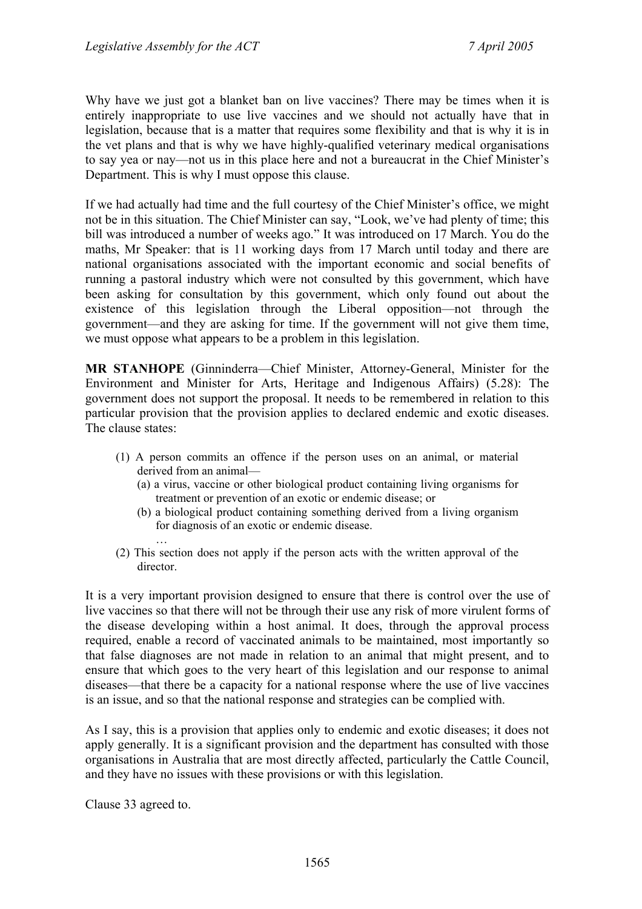Why have we just got a blanket ban on live vaccines? There may be times when it is entirely inappropriate to use live vaccines and we should not actually have that in legislation, because that is a matter that requires some flexibility and that is why it is in the vet plans and that is why we have highly-qualified veterinary medical organisations to say yea or nay—not us in this place here and not a bureaucrat in the Chief Minister's Department. This is why I must oppose this clause.

If we had actually had time and the full courtesy of the Chief Minister's office, we might not be in this situation. The Chief Minister can say, "Look, we've had plenty of time; this bill was introduced a number of weeks ago." It was introduced on 17 March. You do the maths, Mr Speaker: that is 11 working days from 17 March until today and there are national organisations associated with the important economic and social benefits of running a pastoral industry which were not consulted by this government, which have been asking for consultation by this government, which only found out about the existence of this legislation through the Liberal opposition—not through the government—and they are asking for time. If the government will not give them time, we must oppose what appears to be a problem in this legislation.

**MR STANHOPE** (Ginninderra—Chief Minister, Attorney-General, Minister for the Environment and Minister for Arts, Heritage and Indigenous Affairs) (5.28): The government does not support the proposal. It needs to be remembered in relation to this particular provision that the provision applies to declared endemic and exotic diseases. The clause states:

> (1) A person commits an offence if the person uses on an animal, or material derived from an animal—
>
> (a) a virus, vaccine or other biological product containing living organisms for treatment or prevention of an exotic or endemic disease; or
>
> (b) a biological product containing something derived from a living organism for diagnosis of an exotic or endemic disease.
>
> …
>
> (2) This section does not apply if the person acts with the written approval of the director.

It is a very important provision designed to ensure that there is control over the use of live vaccines so that there will not be through their use any risk of more virulent forms of the disease developing within a host animal. It does, through the approval process required, enable a record of vaccinated animals to be maintained, most importantly so that false diagnoses are not made in relation to an animal that might present, and to ensure that which goes to the very heart of this legislation and our response to animal diseases—that there be a capacity for a national response where the use of live vaccines is an issue, and so that the national response and strategies can be complied with.

As I say, this is a provision that applies only to endemic and exotic diseases; it does not apply generally. It is a significant provision and the department has consulted with those organisations in Australia that are most directly affected, particularly the Cattle Council, and they have no issues with these provisions or with this legislation.

Clause 33 agreed to.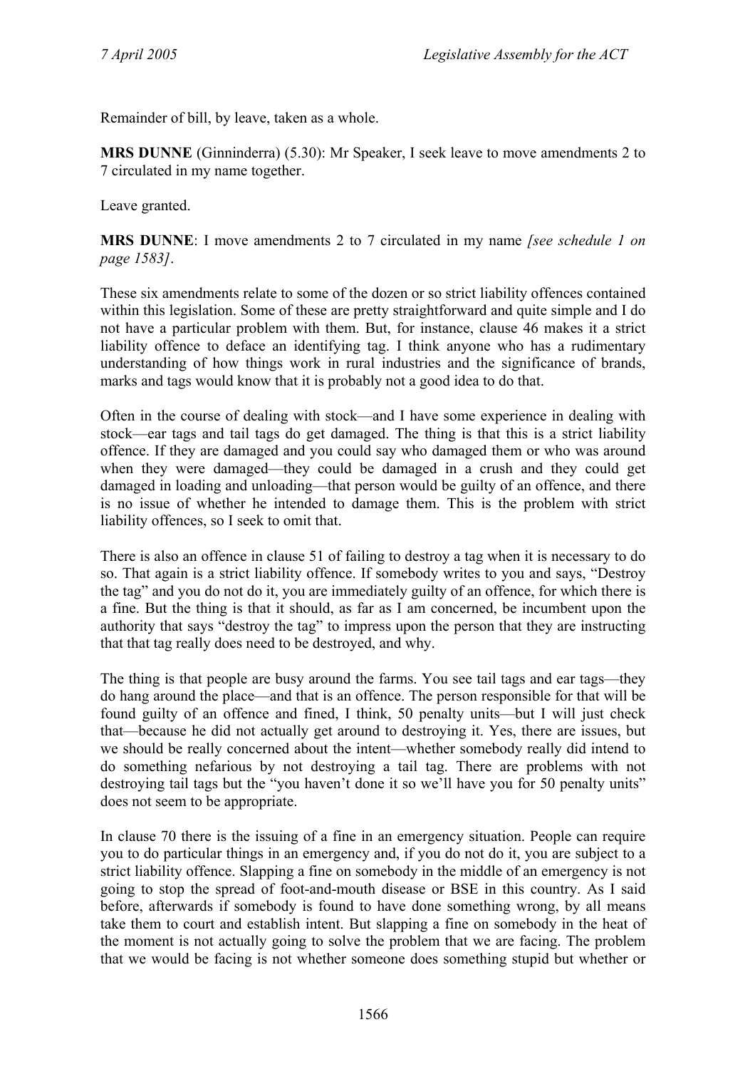Remainder of bill, by leave, taken as a whole.

**MRS DUNNE** (Ginninderra) (5.30): Mr Speaker, I seek leave to move amendments 2 to 7 circulated in my name together.

Leave granted.

**MRS DUNNE**: I move amendments 2 to 7 circulated in my name *[see schedule 1 on page 1583]*.

These six amendments relate to some of the dozen or so strict liability offences contained within this legislation. Some of these are pretty straightforward and quite simple and I do not have a particular problem with them. But, for instance, clause 46 makes it a strict liability offence to deface an identifying tag. I think anyone who has a rudimentary understanding of how things work in rural industries and the significance of brands, marks and tags would know that it is probably not a good idea to do that.

Often in the course of dealing with stock—and I have some experience in dealing with stock—ear tags and tail tags do get damaged. The thing is that this is a strict liability offence. If they are damaged and you could say who damaged them or who was around when they were damaged—they could be damaged in a crush and they could get damaged in loading and unloading—that person would be guilty of an offence, and there is no issue of whether he intended to damage them. This is the problem with strict liability offences, so I seek to omit that.

There is also an offence in clause 51 of failing to destroy a tag when it is necessary to do so. That again is a strict liability offence. If somebody writes to you and says, "Destroy the tag" and you do not do it, you are immediately guilty of an offence, for which there is a fine. But the thing is that it should, as far as I am concerned, be incumbent upon the authority that says "destroy the tag" to impress upon the person that they are instructing that that tag really does need to be destroyed, and why.

The thing is that people are busy around the farms. You see tail tags and ear tags—they do hang around the place—and that is an offence. The person responsible for that will be found guilty of an offence and fined, I think, 50 penalty units—but I will just check that—because he did not actually get around to destroying it. Yes, there are issues, but we should be really concerned about the intent—whether somebody really did intend to do something nefarious by not destroying a tail tag. There are problems with not destroying tail tags but the "you haven't done it so we'll have you for 50 penalty units" does not seem to be appropriate.

In clause 70 there is the issuing of a fine in an emergency situation. People can require you to do particular things in an emergency and, if you do not do it, you are subject to a strict liability offence. Slapping a fine on somebody in the middle of an emergency is not going to stop the spread of foot-and-mouth disease or BSE in this country. As I said before, afterwards if somebody is found to have done something wrong, by all means take them to court and establish intent. But slapping a fine on somebody in the heat of the moment is not actually going to solve the problem that we are facing. The problem that we would be facing is not whether someone does something stupid but whether or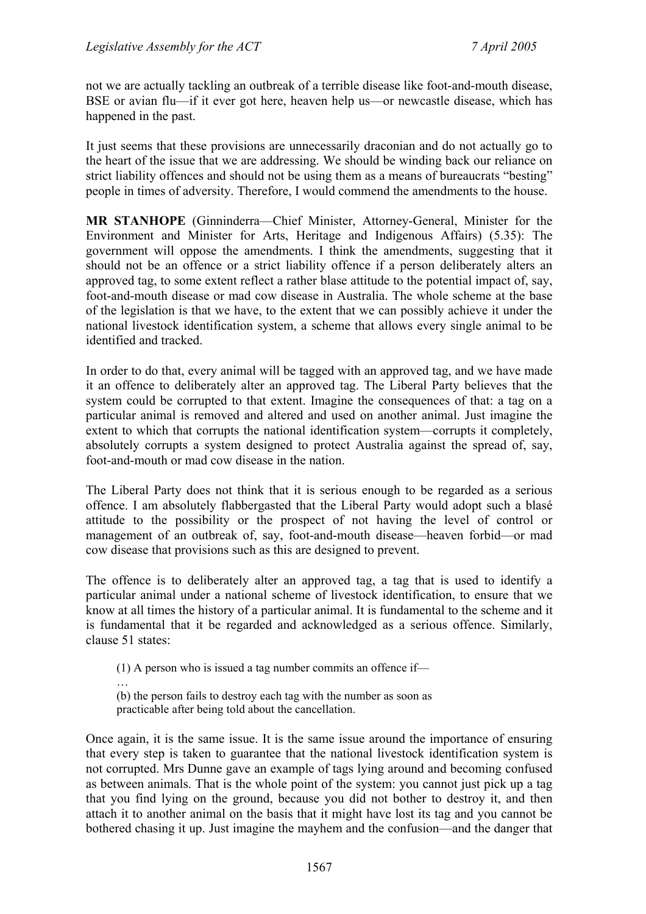not we are actually tackling an outbreak of a terrible disease like foot-and-mouth disease, BSE or avian flu—if it ever got here, heaven help us—or newcastle disease, which has happened in the past.

It just seems that these provisions are unnecessarily draconian and do not actually go to the heart of the issue that we are addressing. We should be winding back our reliance on strict liability offences and should not be using them as a means of bureaucrats "besting" people in times of adversity. Therefore, I would commend the amendments to the house.

**MR STANHOPE** (Ginninderra—Chief Minister, Attorney-General, Minister for the Environment and Minister for Arts, Heritage and Indigenous Affairs) (5.35): The government will oppose the amendments. I think the amendments, suggesting that it should not be an offence or a strict liability offence if a person deliberately alters an approved tag, to some extent reflect a rather blase attitude to the potential impact of, say, foot-and-mouth disease or mad cow disease in Australia. The whole scheme at the base of the legislation is that we have, to the extent that we can possibly achieve it under the national livestock identification system, a scheme that allows every single animal to be identified and tracked.

In order to do that, every animal will be tagged with an approved tag, and we have made it an offence to deliberately alter an approved tag. The Liberal Party believes that the system could be corrupted to that extent. Imagine the consequences of that: a tag on a particular animal is removed and altered and used on another animal. Just imagine the extent to which that corrupts the national identification system—corrupts it completely, absolutely corrupts a system designed to protect Australia against the spread of, say, foot-and-mouth or mad cow disease in the nation.

The Liberal Party does not think that it is serious enough to be regarded as a serious offence. I am absolutely flabbergasted that the Liberal Party would adopt such a blasé attitude to the possibility or the prospect of not having the level of control or management of an outbreak of, say, foot-and-mouth disease—heaven forbid—or mad cow disease that provisions such as this are designed to prevent.

The offence is to deliberately alter an approved tag, a tag that is used to identify a particular animal under a national scheme of livestock identification, to ensure that we know at all times the history of a particular animal. It is fundamental to the scheme and it is fundamental that it be regarded and acknowledged as a serious offence. Similarly, clause 51 states:

> (1) A person who is issued a tag number commits an offence if—
>
> …
>
> (b) the person fails to destroy each tag with the number as soon as practicable after being told about the cancellation.

Once again, it is the same issue. It is the same issue around the importance of ensuring that every step is taken to guarantee that the national livestock identification system is not corrupted. Mrs Dunne gave an example of tags lying around and becoming confused as between animals. That is the whole point of the system: you cannot just pick up a tag that you find lying on the ground, because you did not bother to destroy it, and then attach it to another animal on the basis that it might have lost its tag and you cannot be bothered chasing it up. Just imagine the mayhem and the confusion—and the danger that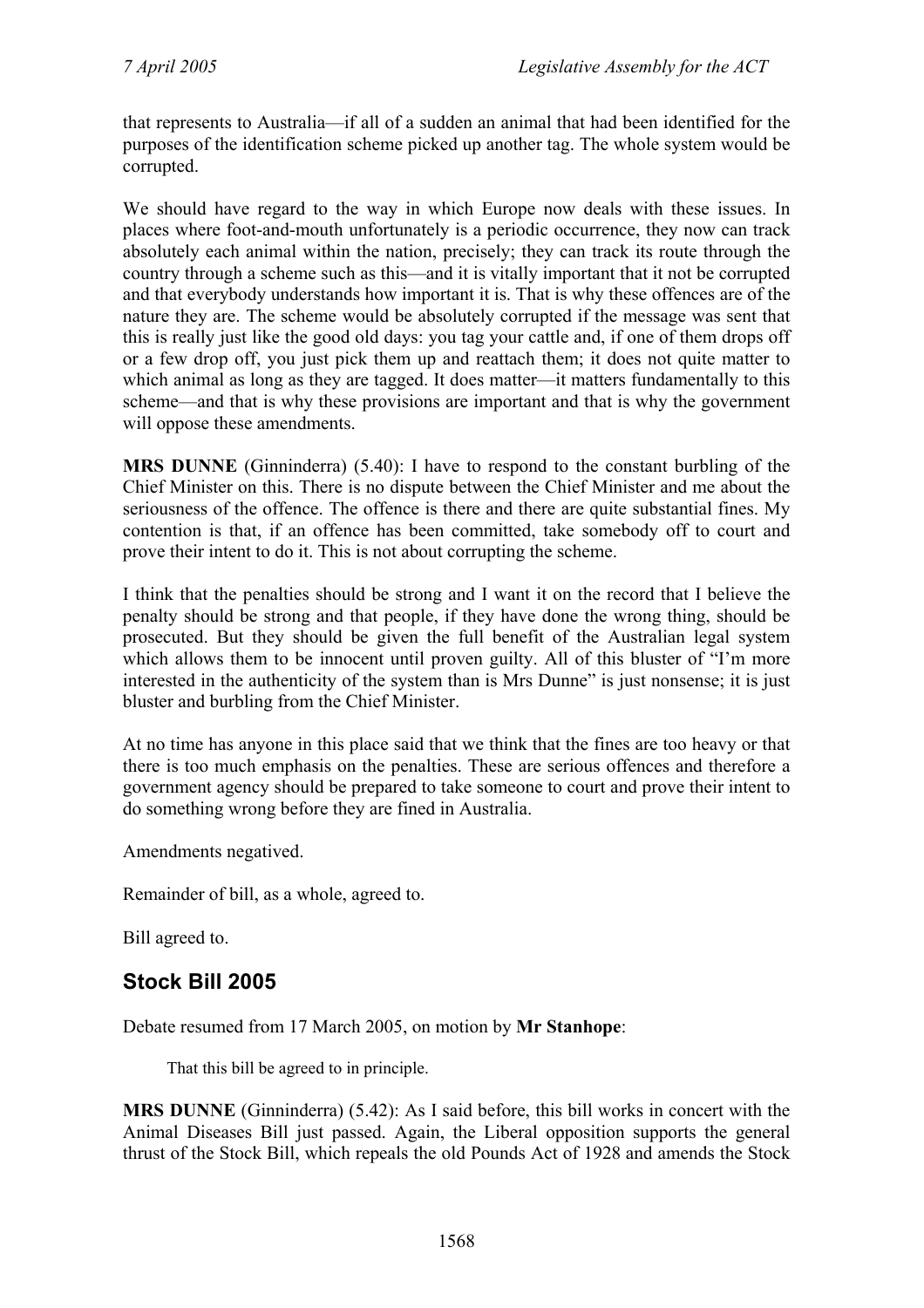that represents to Australia—if all of a sudden an animal that had been identified for the purposes of the identification scheme picked up another tag. The whole system would be corrupted.

We should have regard to the way in which Europe now deals with these issues. In places where foot-and-mouth unfortunately is a periodic occurrence, they now can track absolutely each animal within the nation, precisely; they can track its route through the country through a scheme such as this—and it is vitally important that it not be corrupted and that everybody understands how important it is. That is why these offences are of the nature they are. The scheme would be absolutely corrupted if the message was sent that this is really just like the good old days: you tag your cattle and, if one of them drops off or a few drop off, you just pick them up and reattach them; it does not quite matter to which animal as long as they are tagged. It does matter—it matters fundamentally to this scheme—and that is why these provisions are important and that is why the government will oppose these amendments.

**MRS DUNNE** (Ginninderra) (5.40): I have to respond to the constant burbling of the Chief Minister on this. There is no dispute between the Chief Minister and me about the seriousness of the offence. The offence is there and there are quite substantial fines. My contention is that, if an offence has been committed, take somebody off to court and prove their intent to do it. This is not about corrupting the scheme.

I think that the penalties should be strong and I want it on the record that I believe the penalty should be strong and that people, if they have done the wrong thing, should be prosecuted. But they should be given the full benefit of the Australian legal system which allows them to be innocent until proven guilty. All of this bluster of "I'm more interested in the authenticity of the system than is Mrs Dunne" is just nonsense; it is just bluster and burbling from the Chief Minister.

At no time has anyone in this place said that we think that the fines are too heavy or that there is too much emphasis on the penalties. These are serious offences and therefore a government agency should be prepared to take someone to court and prove their intent to do something wrong before they are fined in Australia.

Amendments negatived.

Remainder of bill, as a whole, agreed to.

Bill agreed to.

## Stock Bill 2005

Debate resumed from 17 March 2005, on motion by **Mr Stanhope**:

> That this bill be agreed to in principle.

**MRS DUNNE** (Ginninderra) (5.42): As I said before, this bill works in concert with the Animal Diseases Bill just passed. Again, the Liberal opposition supports the general thrust of the Stock Bill, which repeals the old Pounds Act of 1928 and amends the Stock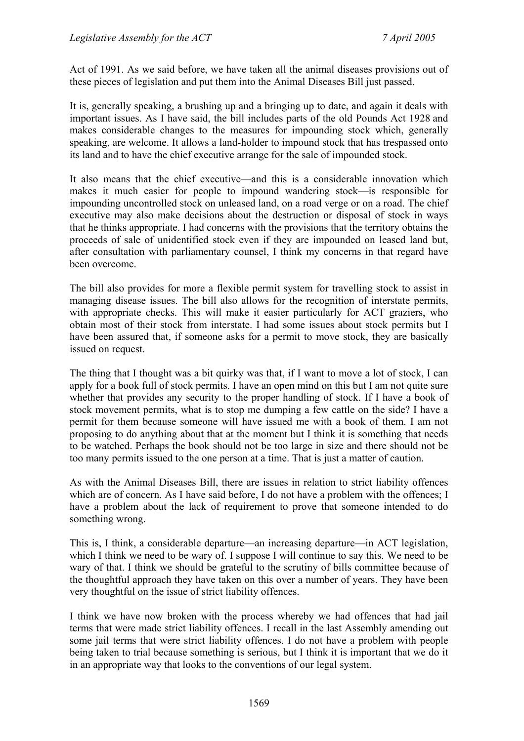Act of 1991. As we said before, we have taken all the animal diseases provisions out of these pieces of legislation and put them into the Animal Diseases Bill just passed.

It is, generally speaking, a brushing up and a bringing up to date, and again it deals with important issues. As I have said, the bill includes parts of the old Pounds Act 1928 and makes considerable changes to the measures for impounding stock which, generally speaking, are welcome. It allows a land-holder to impound stock that has trespassed onto its land and to have the chief executive arrange for the sale of impounded stock.

It also means that the chief executive—and this is a considerable innovation which makes it much easier for people to impound wandering stock—is responsible for impounding uncontrolled stock on unleased land, on a road verge or on a road. The chief executive may also make decisions about the destruction or disposal of stock in ways that he thinks appropriate. I had concerns with the provisions that the territory obtains the proceeds of sale of unidentified stock even if they are impounded on leased land but, after consultation with parliamentary counsel, I think my concerns in that regard have been overcome.

The bill also provides for more a flexible permit system for travelling stock to assist in managing disease issues. The bill also allows for the recognition of interstate permits, with appropriate checks. This will make it easier particularly for ACT graziers, who obtain most of their stock from interstate. I had some issues about stock permits but I have been assured that, if someone asks for a permit to move stock, they are basically issued on request.

The thing that I thought was a bit quirky was that, if I want to move a lot of stock, I can apply for a book full of stock permits. I have an open mind on this but I am not quite sure whether that provides any security to the proper handling of stock. If I have a book of stock movement permits, what is to stop me dumping a few cattle on the side? I have a permit for them because someone will have issued me with a book of them. I am not proposing to do anything about that at the moment but I think it is something that needs to be watched. Perhaps the book should not be too large in size and there should not be too many permits issued to the one person at a time. That is just a matter of caution.

As with the Animal Diseases Bill, there are issues in relation to strict liability offences which are of concern. As I have said before, I do not have a problem with the offences; I have a problem about the lack of requirement to prove that someone intended to do something wrong.

This is, I think, a considerable departure—an increasing departure—in ACT legislation, which I think we need to be wary of. I suppose I will continue to say this. We need to be wary of that. I think we should be grateful to the scrutiny of bills committee because of the thoughtful approach they have taken on this over a number of years. They have been very thoughtful on the issue of strict liability offences.

I think we have now broken with the process whereby we had offences that had jail terms that were made strict liability offences. I recall in the last Assembly amending out some jail terms that were strict liability offences. I do not have a problem with people being taken to trial because something is serious, but I think it is important that we do it in an appropriate way that looks to the conventions of our legal system.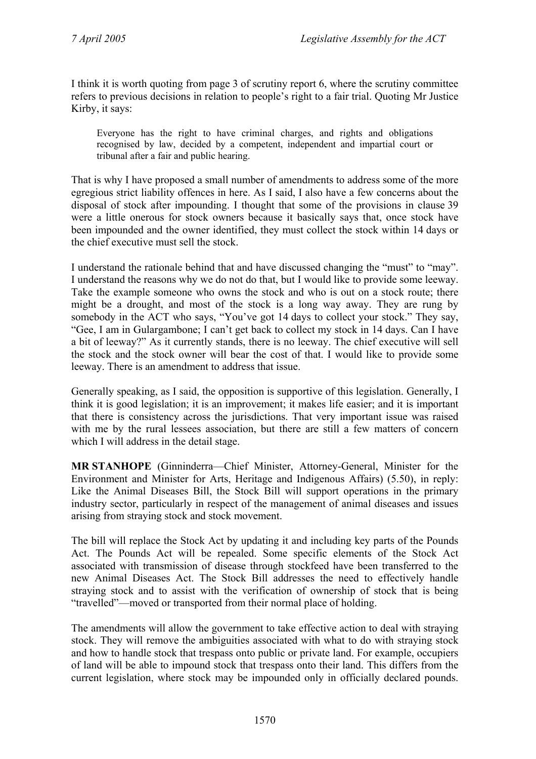I think it is worth quoting from page 3 of scrutiny report 6, where the scrutiny committee refers to previous decisions in relation to people's right to a fair trial. Quoting Mr Justice Kirby, it says:

> Everyone has the right to have criminal charges, and rights and obligations recognised by law, decided by a competent, independent and impartial court or tribunal after a fair and public hearing.

That is why I have proposed a small number of amendments to address some of the more egregious strict liability offences in here. As I said, I also have a few concerns about the disposal of stock after impounding. I thought that some of the provisions in clause 39 were a little onerous for stock owners because it basically says that, once stock have been impounded and the owner identified, they must collect the stock within 14 days or the chief executive must sell the stock.

I understand the rationale behind that and have discussed changing the "must" to "may". I understand the reasons why we do not do that, but I would like to provide some leeway. Take the example someone who owns the stock and who is out on a stock route; there might be a drought, and most of the stock is a long way away. They are rung by somebody in the ACT who says, "You've got 14 days to collect your stock." They say, "Gee, I am in Gulargambone; I can't get back to collect my stock in 14 days. Can I have a bit of leeway?" As it currently stands, there is no leeway. The chief executive will sell the stock and the stock owner will bear the cost of that. I would like to provide some leeway. There is an amendment to address that issue.

Generally speaking, as I said, the opposition is supportive of this legislation. Generally, I think it is good legislation; it is an improvement; it makes life easier; and it is important that there is consistency across the jurisdictions. That very important issue was raised with me by the rural lessees association, but there are still a few matters of concern which I will address in the detail stage.

**MR STANHOPE** (Ginninderra—Chief Minister, Attorney-General, Minister for the Environment and Minister for Arts, Heritage and Indigenous Affairs) (5.50), in reply: Like the Animal Diseases Bill, the Stock Bill will support operations in the primary industry sector, particularly in respect of the management of animal diseases and issues arising from straying stock and stock movement.

The bill will replace the Stock Act by updating it and including key parts of the Pounds Act. The Pounds Act will be repealed. Some specific elements of the Stock Act associated with transmission of disease through stockfeed have been transferred to the new Animal Diseases Act. The Stock Bill addresses the need to effectively handle straying stock and to assist with the verification of ownership of stock that is being "travelled"—moved or transported from their normal place of holding.

The amendments will allow the government to take effective action to deal with straying stock. They will remove the ambiguities associated with what to do with straying stock and how to handle stock that trespass onto public or private land. For example, occupiers of land will be able to impound stock that trespass onto their land. This differs from the current legislation, where stock may be impounded only in officially declared pounds.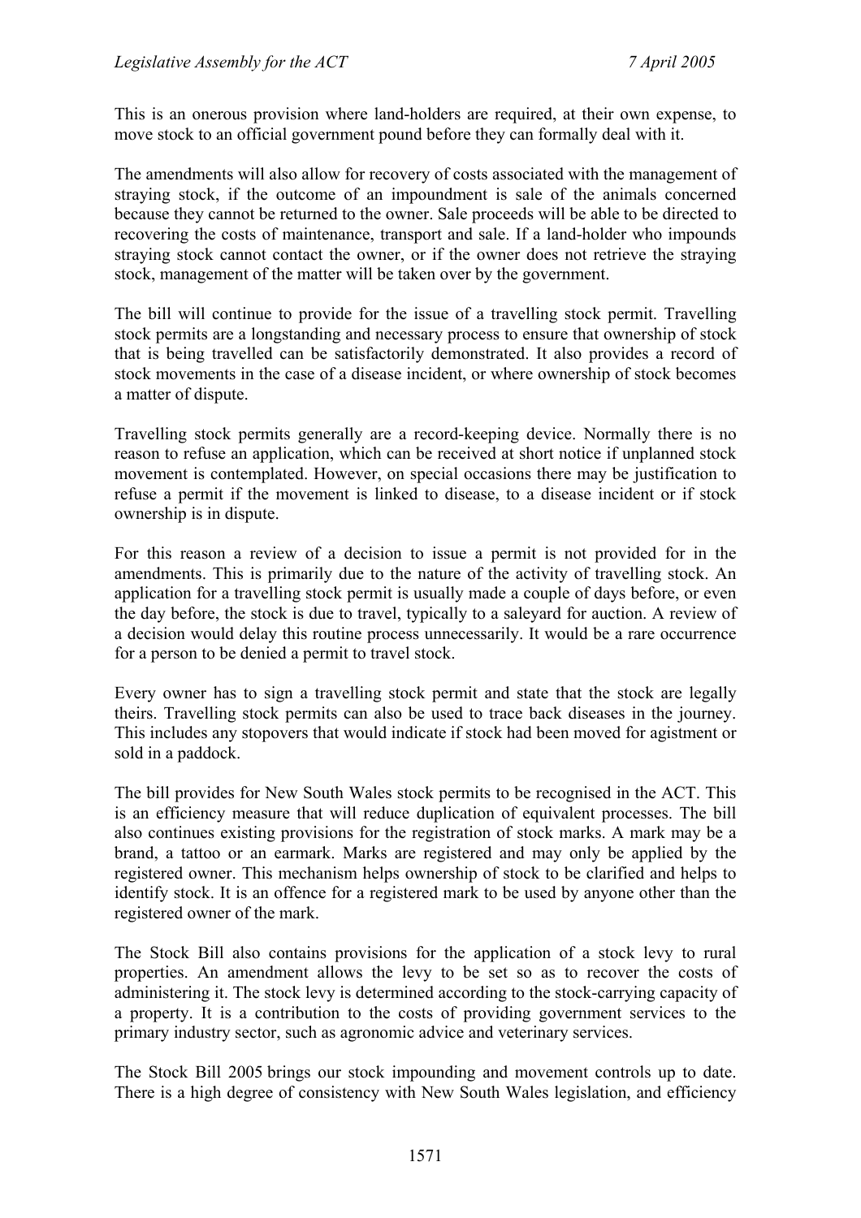This is an onerous provision where land-holders are required, at their own expense, to move stock to an official government pound before they can formally deal with it.

The amendments will also allow for recovery of costs associated with the management of straying stock, if the outcome of an impoundment is sale of the animals concerned because they cannot be returned to the owner. Sale proceeds will be able to be directed to recovering the costs of maintenance, transport and sale. If a land-holder who impounds straying stock cannot contact the owner, or if the owner does not retrieve the straying stock, management of the matter will be taken over by the government.

The bill will continue to provide for the issue of a travelling stock permit. Travelling stock permits are a longstanding and necessary process to ensure that ownership of stock that is being travelled can be satisfactorily demonstrated. It also provides a record of stock movements in the case of a disease incident, or where ownership of stock becomes a matter of dispute.

Travelling stock permits generally are a record-keeping device. Normally there is no reason to refuse an application, which can be received at short notice if unplanned stock movement is contemplated. However, on special occasions there may be justification to refuse a permit if the movement is linked to disease, to a disease incident or if stock ownership is in dispute.

For this reason a review of a decision to issue a permit is not provided for in the amendments. This is primarily due to the nature of the activity of travelling stock. An application for a travelling stock permit is usually made a couple of days before, or even the day before, the stock is due to travel, typically to a saleyard for auction. A review of a decision would delay this routine process unnecessarily. It would be a rare occurrence for a person to be denied a permit to travel stock.

Every owner has to sign a travelling stock permit and state that the stock are legally theirs. Travelling stock permits can also be used to trace back diseases in the journey. This includes any stopovers that would indicate if stock had been moved for agistment or sold in a paddock.

The bill provides for New South Wales stock permits to be recognised in the ACT. This is an efficiency measure that will reduce duplication of equivalent processes. The bill also continues existing provisions for the registration of stock marks. A mark may be a brand, a tattoo or an earmark. Marks are registered and may only be applied by the registered owner. This mechanism helps ownership of stock to be clarified and helps to identify stock. It is an offence for a registered mark to be used by anyone other than the registered owner of the mark.

The Stock Bill also contains provisions for the application of a stock levy to rural properties. An amendment allows the levy to be set so as to recover the costs of administering it. The stock levy is determined according to the stock-carrying capacity of a property. It is a contribution to the costs of providing government services to the primary industry sector, such as agronomic advice and veterinary services.

The Stock Bill 2005 brings our stock impounding and movement controls up to date. There is a high degree of consistency with New South Wales legislation, and efficiency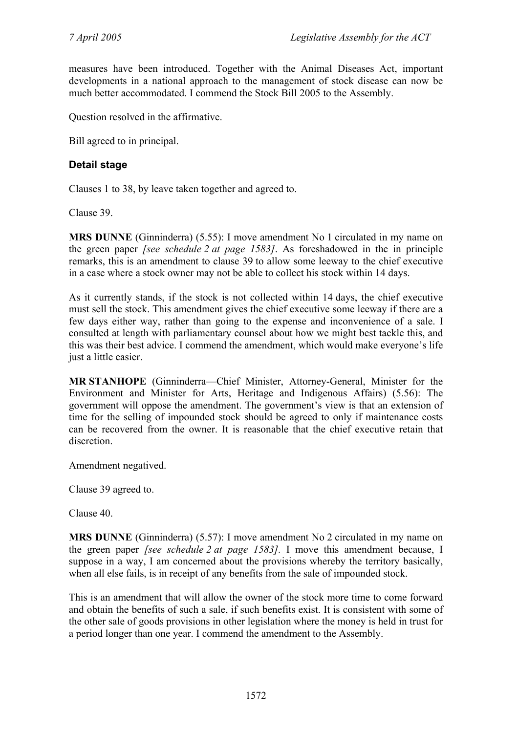measures have been introduced. Together with the Animal Diseases Act, important developments in a national approach to the management of stock disease can now be much better accommodated. I commend the Stock Bill 2005 to the Assembly.

Question resolved in the affirmative.

Bill agreed to in principal.

### Detail stage

Clauses 1 to 38, by leave taken together and agreed to.

Clause 39.

**MRS DUNNE** (Ginninderra) (5.55): I move amendment No 1 circulated in my name on the green paper *[see schedule 2 at page 1583]*. As foreshadowed in the in principle remarks, this is an amendment to clause 39 to allow some leeway to the chief executive in a case where a stock owner may not be able to collect his stock within 14 days.

As it currently stands, if the stock is not collected within 14 days, the chief executive must sell the stock. This amendment gives the chief executive some leeway if there are a few days either way, rather than going to the expense and inconvenience of a sale. I consulted at length with parliamentary counsel about how we might best tackle this, and this was their best advice. I commend the amendment, which would make everyone's life just a little easier.

**MR STANHOPE** (Ginninderra—Chief Minister, Attorney-General, Minister for the Environment and Minister for Arts, Heritage and Indigenous Affairs) (5.56): The government will oppose the amendment. The government's view is that an extension of time for the selling of impounded stock should be agreed to only if maintenance costs can be recovered from the owner. It is reasonable that the chief executive retain that discretion.

Amendment negatived.

Clause 39 agreed to.

Clause 40.

**MRS DUNNE** (Ginninderra) (5.57): I move amendment No 2 circulated in my name on the green paper *[see schedule 2 at page 1583].* I move this amendment because, I suppose in a way, I am concerned about the provisions whereby the territory basically, when all else fails, is in receipt of any benefits from the sale of impounded stock.

This is an amendment that will allow the owner of the stock more time to come forward and obtain the benefits of such a sale, if such benefits exist. It is consistent with some of the other sale of goods provisions in other legislation where the money is held in trust for a period longer than one year. I commend the amendment to the Assembly.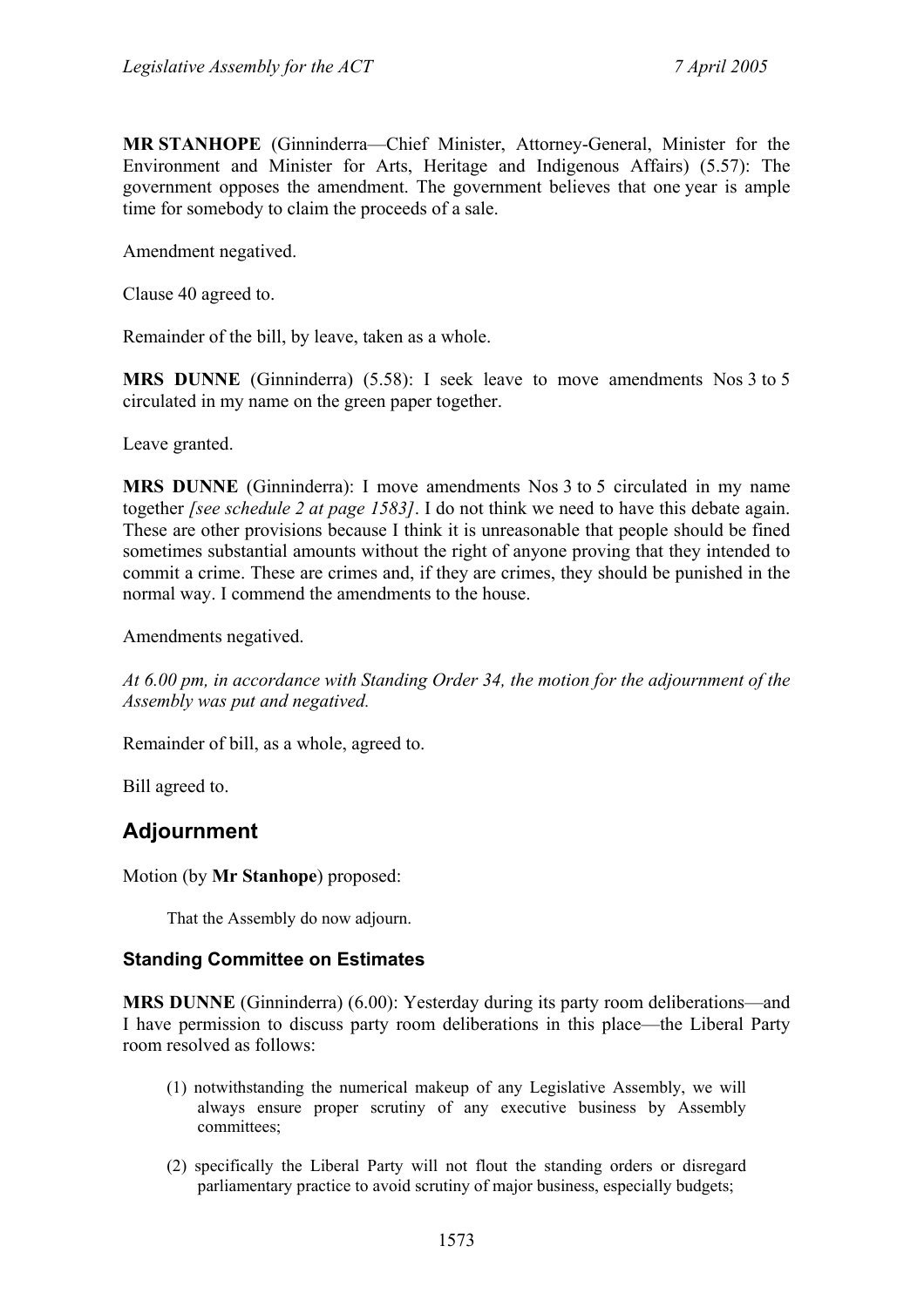**MR STANHOPE** (Ginninderra—Chief Minister, Attorney-General, Minister for the Environment and Minister for Arts, Heritage and Indigenous Affairs) (5.57): The government opposes the amendment. The government believes that one year is ample time for somebody to claim the proceeds of a sale.

Amendment negatived.

Clause 40 agreed to.

Remainder of the bill, by leave, taken as a whole.

**MRS DUNNE** (Ginninderra) (5.58): I seek leave to move amendments Nos 3 to 5 circulated in my name on the green paper together.

Leave granted.

**MRS DUNNE** (Ginninderra): I move amendments Nos 3 to 5 circulated in my name together *[see schedule 2 at page 1583]*. I do not think we need to have this debate again. These are other provisions because I think it is unreasonable that people should be fined sometimes substantial amounts without the right of anyone proving that they intended to commit a crime. These are crimes and, if they are crimes, they should be punished in the normal way. I commend the amendments to the house.

Amendments negatived.

*At 6.00 pm, in accordance with Standing Order 34, the motion for the adjournment of the Assembly was put and negatived.*

Remainder of bill, as a whole, agreed to.

Bill agreed to.

## Adjournment

Motion (by **Mr Stanhope**) proposed:

> That the Assembly do now adjourn.

### Standing Committee on Estimates

**MRS DUNNE** (Ginninderra) (6.00): Yesterday during its party room deliberations—and I have permission to discuss party room deliberations in this place—the Liberal Party room resolved as follows:

> (1) notwithstanding the numerical makeup of any Legislative Assembly, we will always ensure proper scrutiny of any executive business by Assembly committees;
>
> (2) specifically the Liberal Party will not flout the standing orders or disregard parliamentary practice to avoid scrutiny of major business, especially budgets;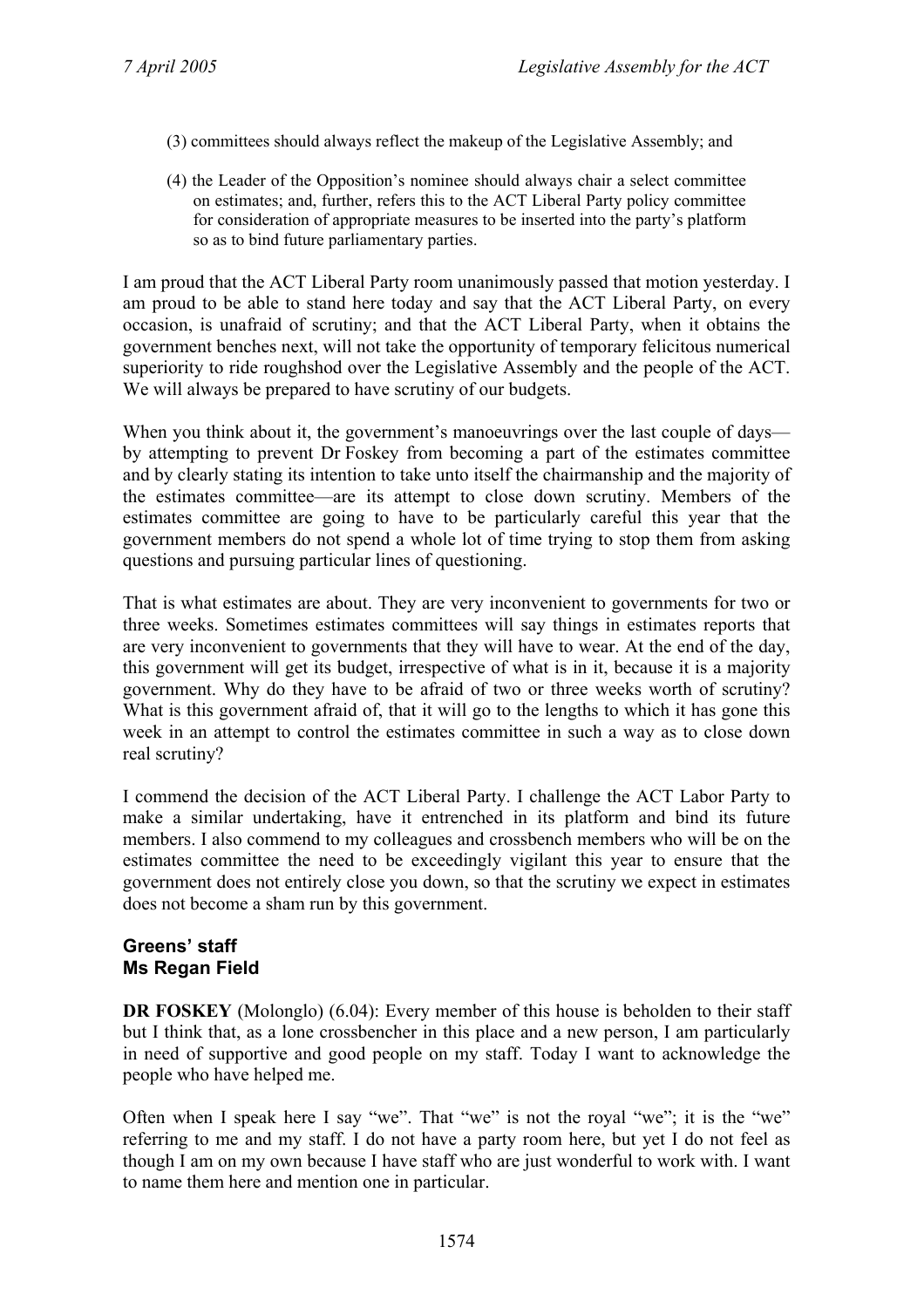(3) committees should always reflect the makeup of the Legislative Assembly; and

(4) the Leader of the Opposition's nominee should always chair a select committee on estimates; and, further, refers this to the ACT Liberal Party policy committee for consideration of appropriate measures to be inserted into the party's platform so as to bind future parliamentary parties.

I am proud that the ACT Liberal Party room unanimously passed that motion yesterday. I am proud to be able to stand here today and say that the ACT Liberal Party, on every occasion, is unafraid of scrutiny; and that the ACT Liberal Party, when it obtains the government benches next, will not take the opportunity of temporary felicitous numerical superiority to ride roughshod over the Legislative Assembly and the people of the ACT. We will always be prepared to have scrutiny of our budgets.

When you think about it, the government's manoeuvrings over the last couple of days—by attempting to prevent Dr Foskey from becoming a part of the estimates committee and by clearly stating its intention to take unto itself the chairmanship and the majority of the estimates committee—are its attempt to close down scrutiny. Members of the estimates committee are going to have to be particularly careful this year that the government members do not spend a whole lot of time trying to stop them from asking questions and pursuing particular lines of questioning.

That is what estimates are about. They are very inconvenient to governments for two or three weeks. Sometimes estimates committees will say things in estimates reports that are very inconvenient to governments that they will have to wear. At the end of the day, this government will get its budget, irrespective of what is in it, because it is a majority government. Why do they have to be afraid of two or three weeks worth of scrutiny? What is this government afraid of, that it will go to the lengths to which it has gone this week in an attempt to control the estimates committee in such a way as to close down real scrutiny?

I commend the decision of the ACT Liberal Party. I challenge the ACT Labor Party to make a similar undertaking, have it entrenched in its platform and bind its future members. I also commend to my colleagues and crossbench members who will be on the estimates committee the need to be exceedingly vigilant this year to ensure that the government does not entirely close you down, so that the scrutiny we expect in estimates does not become a sham run by this government.

### Greens' staff
### Ms Regan Field

**DR FOSKEY** (Molonglo) (6.04): Every member of this house is beholden to their staff but I think that, as a lone crossbencher in this place and a new person, I am particularly in need of supportive and good people on my staff. Today I want to acknowledge the people who have helped me.

Often when I speak here I say "we". That "we" is not the royal "we"; it is the "we" referring to me and my staff. I do not have a party room here, but yet I do not feel as though I am on my own because I have staff who are just wonderful to work with. I want to name them here and mention one in particular.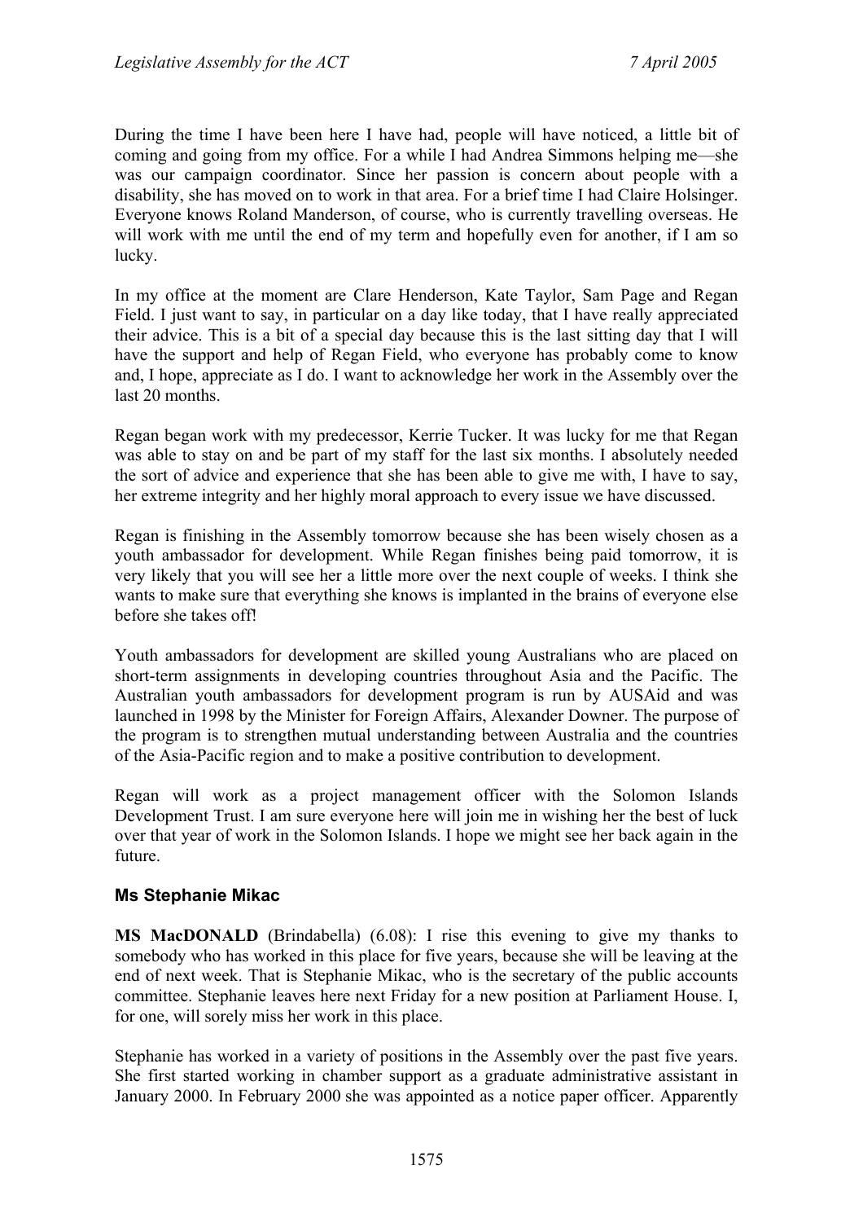During the time I have been here I have had, people will have noticed, a little bit of coming and going from my office. For a while I had Andrea Simmons helping me—she was our campaign coordinator. Since her passion is concern about people with a disability, she has moved on to work in that area. For a brief time I had Claire Holsinger. Everyone knows Roland Manderson, of course, who is currently travelling overseas. He will work with me until the end of my term and hopefully even for another, if I am so lucky.

In my office at the moment are Clare Henderson, Kate Taylor, Sam Page and Regan Field. I just want to say, in particular on a day like today, that I have really appreciated their advice. This is a bit of a special day because this is the last sitting day that I will have the support and help of Regan Field, who everyone has probably come to know and, I hope, appreciate as I do. I want to acknowledge her work in the Assembly over the last 20 months.

Regan began work with my predecessor, Kerrie Tucker. It was lucky for me that Regan was able to stay on and be part of my staff for the last six months. I absolutely needed the sort of advice and experience that she has been able to give me with, I have to say, her extreme integrity and her highly moral approach to every issue we have discussed.

Regan is finishing in the Assembly tomorrow because she has been wisely chosen as a youth ambassador for development. While Regan finishes being paid tomorrow, it is very likely that you will see her a little more over the next couple of weeks. I think she wants to make sure that everything she knows is implanted in the brains of everyone else before she takes off!

Youth ambassadors for development are skilled young Australians who are placed on short-term assignments in developing countries throughout Asia and the Pacific. The Australian youth ambassadors for development program is run by AUSAid and was launched in 1998 by the Minister for Foreign Affairs, Alexander Downer. The purpose of the program is to strengthen mutual understanding between Australia and the countries of the Asia-Pacific region and to make a positive contribution to development.

Regan will work as a project management officer with the Solomon Islands Development Trust. I am sure everyone here will join me in wishing her the best of luck over that year of work in the Solomon Islands. I hope we might see her back again in the future.

### Ms Stephanie Mikac

**MS MacDONALD** (Brindabella) (6.08): I rise this evening to give my thanks to somebody who has worked in this place for five years, because she will be leaving at the end of next week. That is Stephanie Mikac, who is the secretary of the public accounts committee. Stephanie leaves here next Friday for a new position at Parliament House. I, for one, will sorely miss her work in this place.

Stephanie has worked in a variety of positions in the Assembly over the past five years. She first started working in chamber support as a graduate administrative assistant in January 2000. In February 2000 she was appointed as a notice paper officer. Apparently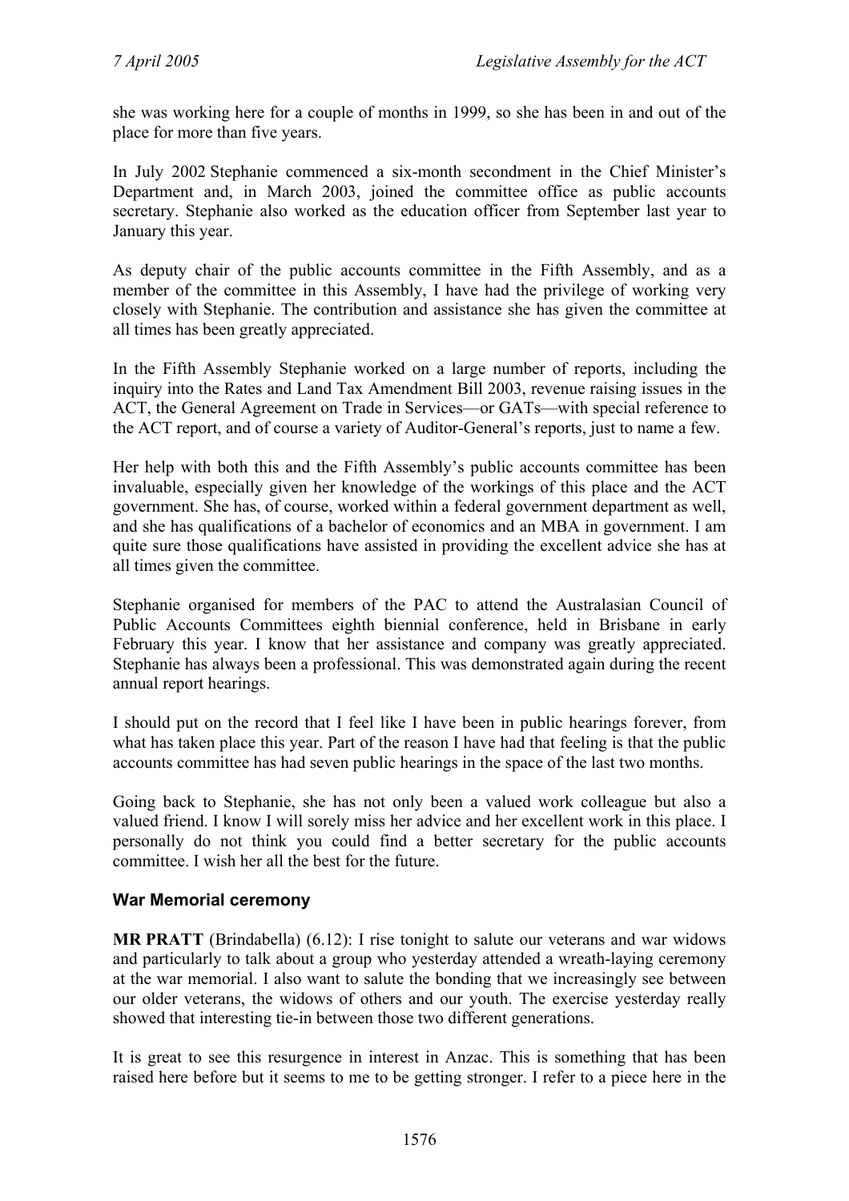she was working here for a couple of months in 1999, so she has been in and out of the place for more than five years.

In July 2002 Stephanie commenced a six-month secondment in the Chief Minister's Department and, in March 2003, joined the committee office as public accounts secretary. Stephanie also worked as the education officer from September last year to January this year.

As deputy chair of the public accounts committee in the Fifth Assembly, and as a member of the committee in this Assembly, I have had the privilege of working very closely with Stephanie. The contribution and assistance she has given the committee at all times has been greatly appreciated.

In the Fifth Assembly Stephanie worked on a large number of reports, including the inquiry into the Rates and Land Tax Amendment Bill 2003, revenue raising issues in the ACT, the General Agreement on Trade in Services—or GATs—with special reference to the ACT report, and of course a variety of Auditor-General's reports, just to name a few.

Her help with both this and the Fifth Assembly's public accounts committee has been invaluable, especially given her knowledge of the workings of this place and the ACT government. She has, of course, worked within a federal government department as well, and she has qualifications of a bachelor of economics and an MBA in government. I am quite sure those qualifications have assisted in providing the excellent advice she has at all times given the committee.

Stephanie organised for members of the PAC to attend the Australasian Council of Public Accounts Committees eighth biennial conference, held in Brisbane in early February this year. I know that her assistance and company was greatly appreciated. Stephanie has always been a professional. This was demonstrated again during the recent annual report hearings.

I should put on the record that I feel like I have been in public hearings forever, from what has taken place this year. Part of the reason I have had that feeling is that the public accounts committee has had seven public hearings in the space of the last two months.

Going back to Stephanie, she has not only been a valued work colleague but also a valued friend. I know I will sorely miss her advice and her excellent work in this place. I personally do not think you could find a better secretary for the public accounts committee. I wish her all the best for the future.

## War Memorial ceremony

**MR PRATT** (Brindabella) (6.12): I rise tonight to salute our veterans and war widows and particularly to talk about a group who yesterday attended a wreath-laying ceremony at the war memorial. I also want to salute the bonding that we increasingly see between our older veterans, the widows of others and our youth. The exercise yesterday really showed that interesting tie-in between those two different generations.

It is great to see this resurgence in interest in Anzac. This is something that has been raised here before but it seems to me to be getting stronger. I refer to a piece here in the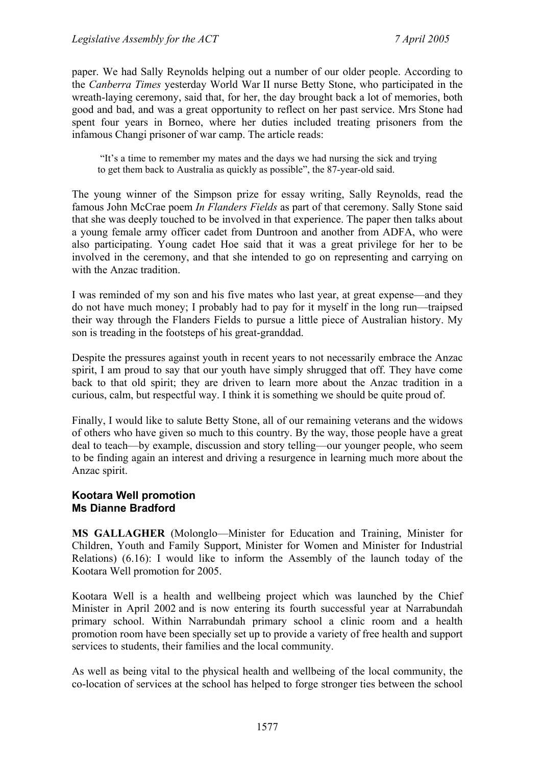paper. We had Sally Reynolds helping out a number of our older people. According to the *Canberra Times* yesterday World War II nurse Betty Stone, who participated in the wreath-laying ceremony, said that, for her, the day brought back a lot of memories, both good and bad, and was a great opportunity to reflect on her past service. Mrs Stone had spent four years in Borneo, where her duties included treating prisoners from the infamous Changi prisoner of war camp. The article reads:

> "It's a time to remember my mates and the days we had nursing the sick and trying to get them back to Australia as quickly as possible", the 87-year-old said.

The young winner of the Simpson prize for essay writing, Sally Reynolds, read the famous John McCrae poem *In Flanders Fields* as part of that ceremony. Sally Stone said that she was deeply touched to be involved in that experience. The paper then talks about a young female army officer cadet from Duntroon and another from ADFA, who were also participating. Young cadet Hoe said that it was a great privilege for her to be involved in the ceremony, and that she intended to go on representing and carrying on with the Anzac tradition.

I was reminded of my son and his five mates who last year, at great expense—and they do not have much money; I probably had to pay for it myself in the long run—traipsed their way through the Flanders Fields to pursue a little piece of Australian history. My son is treading in the footsteps of his great-granddad.

Despite the pressures against youth in recent years to not necessarily embrace the Anzac spirit, I am proud to say that our youth have simply shrugged that off. They have come back to that old spirit; they are driven to learn more about the Anzac tradition in a curious, calm, but respectful way. I think it is something we should be quite proud of.

Finally, I would like to salute Betty Stone, all of our remaining veterans and the widows of others who have given so much to this country. By the way, those people have a great deal to teach—by example, discussion and story telling—our younger people, who seem to be finding again an interest and driving a resurgence in learning much more about the Anzac spirit.

### Kootara Well promotion
### Ms Dianne Bradford

**MS GALLAGHER** (Molonglo—Minister for Education and Training, Minister for Children, Youth and Family Support, Minister for Women and Minister for Industrial Relations) (6.16): I would like to inform the Assembly of the launch today of the Kootara Well promotion for 2005.

Kootara Well is a health and wellbeing project which was launched by the Chief Minister in April 2002 and is now entering its fourth successful year at Narrabundah primary school. Within Narrabundah primary school a clinic room and a health promotion room have been specially set up to provide a variety of free health and support services to students, their families and the local community.

As well as being vital to the physical health and wellbeing of the local community, the co-location of services at the school has helped to forge stronger ties between the school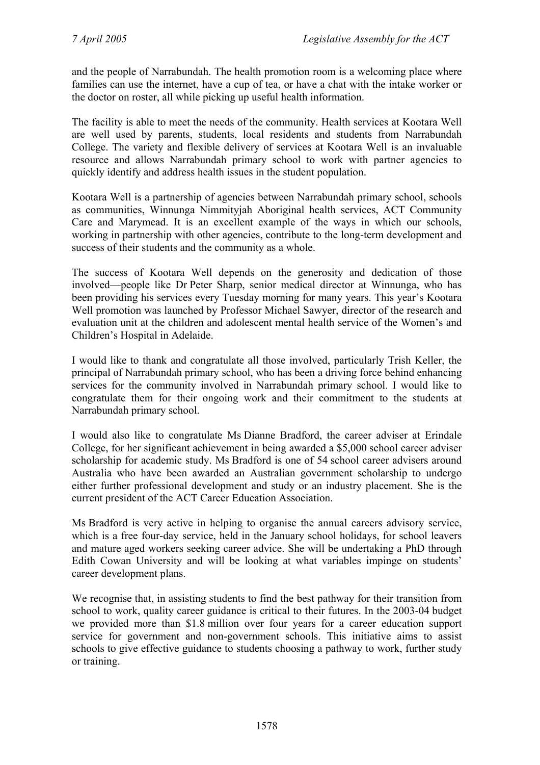and the people of Narrabundah. The health promotion room is a welcoming place where families can use the internet, have a cup of tea, or have a chat with the intake worker or the doctor on roster, all while picking up useful health information.

The facility is able to meet the needs of the community. Health services at Kootara Well are well used by parents, students, local residents and students from Narrabundah College. The variety and flexible delivery of services at Kootara Well is an invaluable resource and allows Narrabundah primary school to work with partner agencies to quickly identify and address health issues in the student population.

Kootara Well is a partnership of agencies between Narrabundah primary school, schools as communities, Winnunga Nimmityjah Aboriginal health services, ACT Community Care and Marymead. It is an excellent example of the ways in which our schools, working in partnership with other agencies, contribute to the long-term development and success of their students and the community as a whole.

The success of Kootara Well depends on the generosity and dedication of those involved—people like Dr Peter Sharp, senior medical director at Winnunga, who has been providing his services every Tuesday morning for many years. This year's Kootara Well promotion was launched by Professor Michael Sawyer, director of the research and evaluation unit at the children and adolescent mental health service of the Women's and Children's Hospital in Adelaide.

I would like to thank and congratulate all those involved, particularly Trish Keller, the principal of Narrabundah primary school, who has been a driving force behind enhancing services for the community involved in Narrabundah primary school. I would like to congratulate them for their ongoing work and their commitment to the students at Narrabundah primary school.

I would also like to congratulate Ms Dianne Bradford, the career adviser at Erindale College, for her significant achievement in being awarded a $5,000 school career adviser scholarship for academic study. Ms Bradford is one of 54 school career advisers around Australia who have been awarded an Australian government scholarship to undergo either further professional development and study or an industry placement. She is the current president of the ACT Career Education Association.

Ms Bradford is very active in helping to organise the annual careers advisory service, which is a free four-day service, held in the January school holidays, for school leavers and mature aged workers seeking career advice. She will be undertaking a PhD through Edith Cowan University and will be looking at what variables impinge on students' career development plans.

We recognise that, in assisting students to find the best pathway for their transition from school to work, quality career guidance is critical to their futures. In the 2003-04 budget we provided more than $1.8 million over four years for a career education support service for government and non-government schools. This initiative aims to assist schools to give effective guidance to students choosing a pathway to work, further study or training.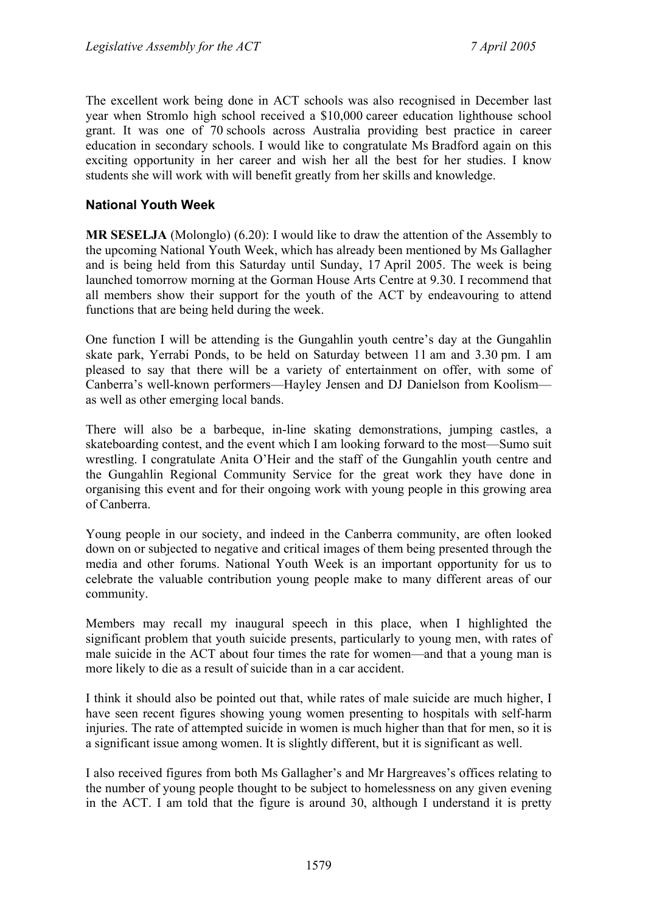The excellent work being done in ACT schools was also recognised in December last year when Stromlo high school received a $10,000 career education lighthouse school grant. It was one of 70 schools across Australia providing best practice in career education in secondary schools. I would like to congratulate Ms Bradford again on this exciting opportunity in her career and wish her all the best for her studies. I know students she will work with will benefit greatly from her skills and knowledge.

## National Youth Week

**MR SESELJA** (Molonglo) (6.20): I would like to draw the attention of the Assembly to the upcoming National Youth Week, which has already been mentioned by Ms Gallagher and is being held from this Saturday until Sunday, 17 April 2005. The week is being launched tomorrow morning at the Gorman House Arts Centre at 9.30. I recommend that all members show their support for the youth of the ACT by endeavouring to attend functions that are being held during the week.

One function I will be attending is the Gungahlin youth centre's day at the Gungahlin skate park, Yerrabi Ponds, to be held on Saturday between 11 am and 3.30 pm. I am pleased to say that there will be a variety of entertainment on offer, with some of Canberra's well-known performers—Hayley Jensen and DJ Danielson from Koolism—as well as other emerging local bands.

There will also be a barbeque, in-line skating demonstrations, jumping castles, a skateboarding contest, and the event which I am looking forward to the most—Sumo suit wrestling. I congratulate Anita O'Heir and the staff of the Gungahlin youth centre and the Gungahlin Regional Community Service for the great work they have done in organising this event and for their ongoing work with young people in this growing area of Canberra.

Young people in our society, and indeed in the Canberra community, are often looked down on or subjected to negative and critical images of them being presented through the media and other forums. National Youth Week is an important opportunity for us to celebrate the valuable contribution young people make to many different areas of our community.

Members may recall my inaugural speech in this place, when I highlighted the significant problem that youth suicide presents, particularly to young men, with rates of male suicide in the ACT about four times the rate for women—and that a young man is more likely to die as a result of suicide than in a car accident.

I think it should also be pointed out that, while rates of male suicide are much higher, I have seen recent figures showing young women presenting to hospitals with self-harm injuries. The rate of attempted suicide in women is much higher than that for men, so it is a significant issue among women. It is slightly different, but it is significant as well.

I also received figures from both Ms Gallagher's and Mr Hargreaves's offices relating to the number of young people thought to be subject to homelessness on any given evening in the ACT. I am told that the figure is around 30, although I understand it is pretty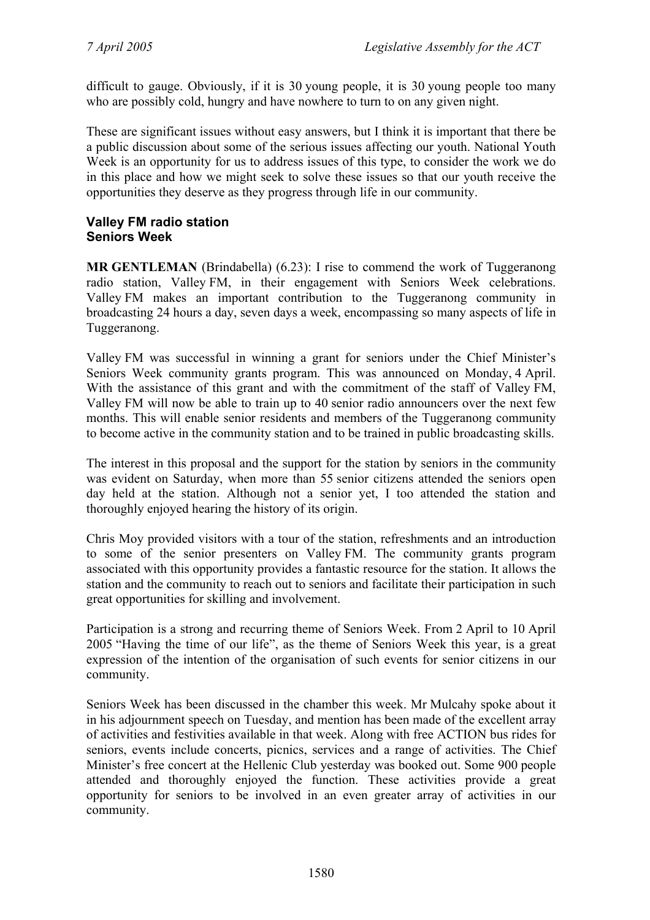difficult to gauge. Obviously, if it is 30 young people, it is 30 young people too many who are possibly cold, hungry and have nowhere to turn to on any given night.

These are significant issues without easy answers, but I think it is important that there be a public discussion about some of the serious issues affecting our youth. National Youth Week is an opportunity for us to address issues of this type, to consider the work we do in this place and how we might seek to solve these issues so that our youth receive the opportunities they deserve as they progress through life in our community.

### Valley FM radio station
### Seniors Week

**MR GENTLEMAN** (Brindabella) (6.23): I rise to commend the work of Tuggeranong radio station, Valley FM, in their engagement with Seniors Week celebrations. Valley FM makes an important contribution to the Tuggeranong community in broadcasting 24 hours a day, seven days a week, encompassing so many aspects of life in Tuggeranong.

Valley FM was successful in winning a grant for seniors under the Chief Minister's Seniors Week community grants program. This was announced on Monday, 4 April. With the assistance of this grant and with the commitment of the staff of Valley FM, Valley FM will now be able to train up to 40 senior radio announcers over the next few months. This will enable senior residents and members of the Tuggeranong community to become active in the community station and to be trained in public broadcasting skills.

The interest in this proposal and the support for the station by seniors in the community was evident on Saturday, when more than 55 senior citizens attended the seniors open day held at the station. Although not a senior yet, I too attended the station and thoroughly enjoyed hearing the history of its origin.

Chris Moy provided visitors with a tour of the station, refreshments and an introduction to some of the senior presenters on Valley FM. The community grants program associated with this opportunity provides a fantastic resource for the station. It allows the station and the community to reach out to seniors and facilitate their participation in such great opportunities for skilling and involvement.

Participation is a strong and recurring theme of Seniors Week. From 2 April to 10 April 2005 "Having the time of our life", as the theme of Seniors Week this year, is a great expression of the intention of the organisation of such events for senior citizens in our community.

Seniors Week has been discussed in the chamber this week. Mr Mulcahy spoke about it in his adjournment speech on Tuesday, and mention has been made of the excellent array of activities and festivities available in that week. Along with free ACTION bus rides for seniors, events include concerts, picnics, services and a range of activities. The Chief Minister's free concert at the Hellenic Club yesterday was booked out. Some 900 people attended and thoroughly enjoyed the function. These activities provide a great opportunity for seniors to be involved in an even greater array of activities in our community.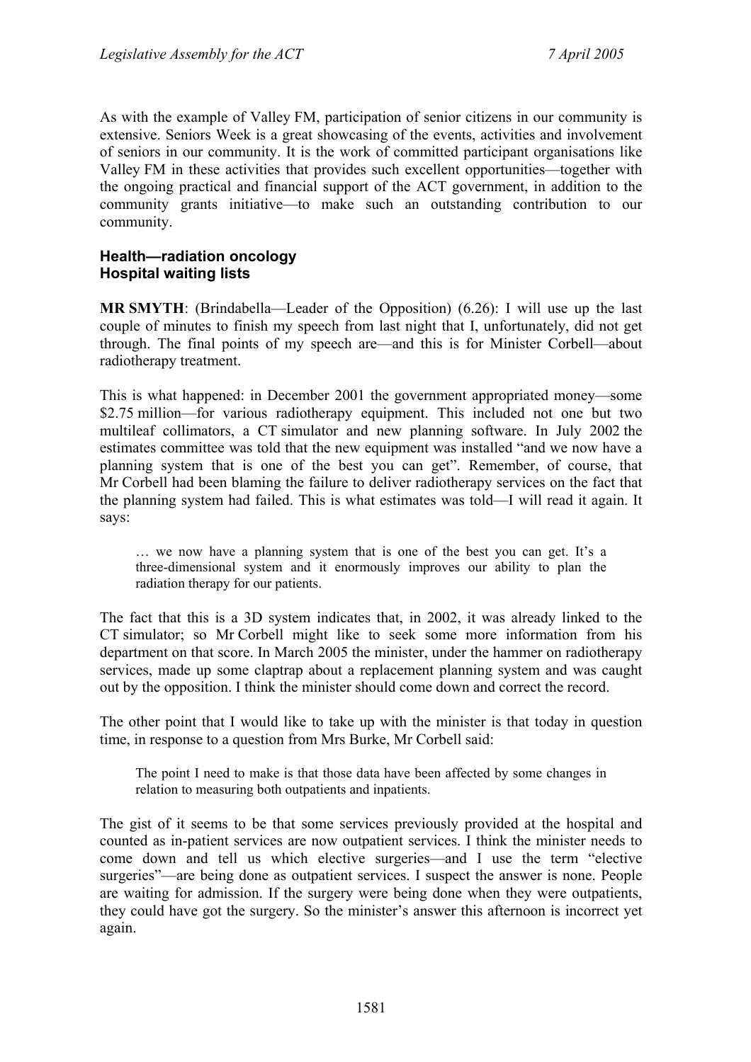As with the example of Valley FM, participation of senior citizens in our community is extensive. Seniors Week is a great showcasing of the events, activities and involvement of seniors in our community. It is the work of committed participant organisations like Valley FM in these activities that provides such excellent opportunities—together with the ongoing practical and financial support of the ACT government, in addition to the community grants initiative—to make such an outstanding contribution to our community.

### Health—radiation oncology
### Hospital waiting lists

**MR SMYTH**: (Brindabella—Leader of the Opposition) (6.26): I will use up the last couple of minutes to finish my speech from last night that I, unfortunately, did not get through. The final points of my speech are—and this is for Minister Corbell—about radiotherapy treatment.

This is what happened: in December 2001 the government appropriated money—some $2.75 million—for various radiotherapy equipment. This included not one but two multileaf collimators, a CT simulator and new planning software. In July 2002 the estimates committee was told that the new equipment was installed "and we now have a planning system that is one of the best you can get". Remember, of course, that Mr Corbell had been blaming the failure to deliver radiotherapy services on the fact that the planning system had failed. This is what estimates was told—I will read it again. It says:

> … we now have a planning system that is one of the best you can get. It's a three-dimensional system and it enormously improves our ability to plan the radiation therapy for our patients.

The fact that this is a 3D system indicates that, in 2002, it was already linked to the CT simulator; so Mr Corbell might like to seek some more information from his department on that score. In March 2005 the minister, under the hammer on radiotherapy services, made up some claptrap about a replacement planning system and was caught out by the opposition. I think the minister should come down and correct the record.

The other point that I would like to take up with the minister is that today in question time, in response to a question from Mrs Burke, Mr Corbell said:

> The point I need to make is that those data have been affected by some changes in relation to measuring both outpatients and inpatients.

The gist of it seems to be that some services previously provided at the hospital and counted as in-patient services are now outpatient services. I think the minister needs to come down and tell us which elective surgeries—and I use the term "elective surgeries"—are being done as outpatient services. I suspect the answer is none. People are waiting for admission. If the surgery were being done when they were outpatients, they could have got the surgery. So the minister's answer this afternoon is incorrect yet again.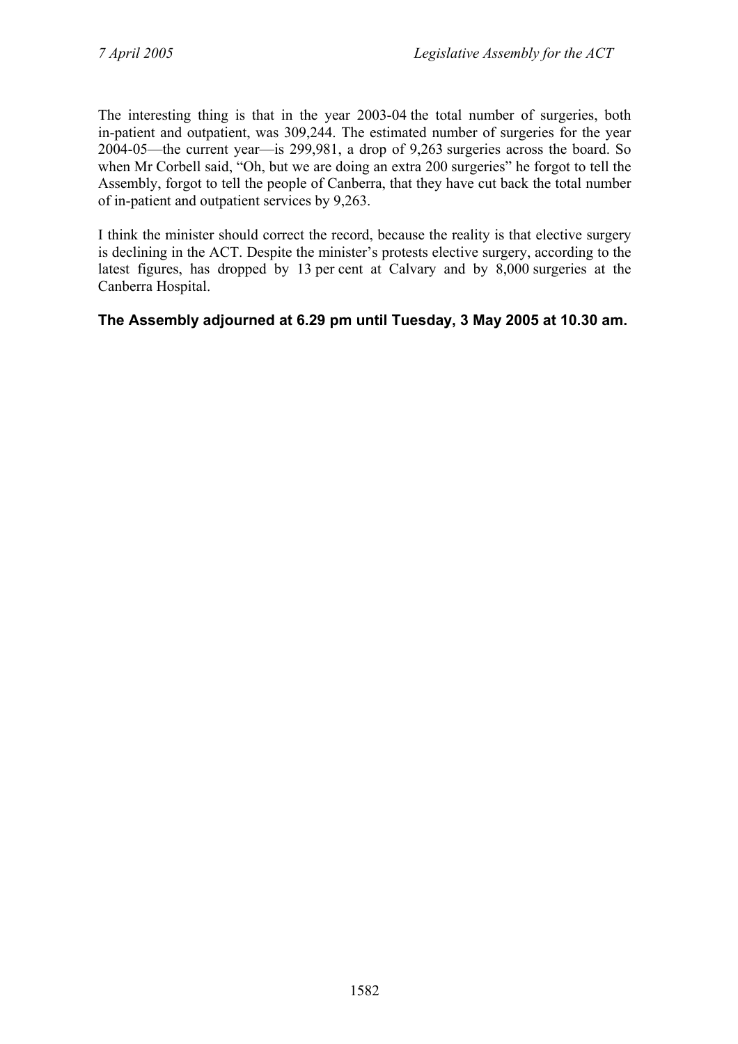The interesting thing is that in the year 2003-04 the total number of surgeries, both in-patient and outpatient, was 309,244. The estimated number of surgeries for the year 2004-05—the current year—is 299,981, a drop of 9,263 surgeries across the board. So when Mr Corbell said, "Oh, but we are doing an extra 200 surgeries" he forgot to tell the Assembly, forgot to tell the people of Canberra, that they have cut back the total number of in-patient and outpatient services by 9,263.

I think the minister should correct the record, because the reality is that elective surgery is declining in the ACT. Despite the minister's protests elective surgery, according to the latest figures, has dropped by 13 per cent at Calvary and by 8,000 surgeries at the Canberra Hospital.

**The Assembly adjourned at 6.29 pm until Tuesday, 3 May 2005 at 10.30 am.**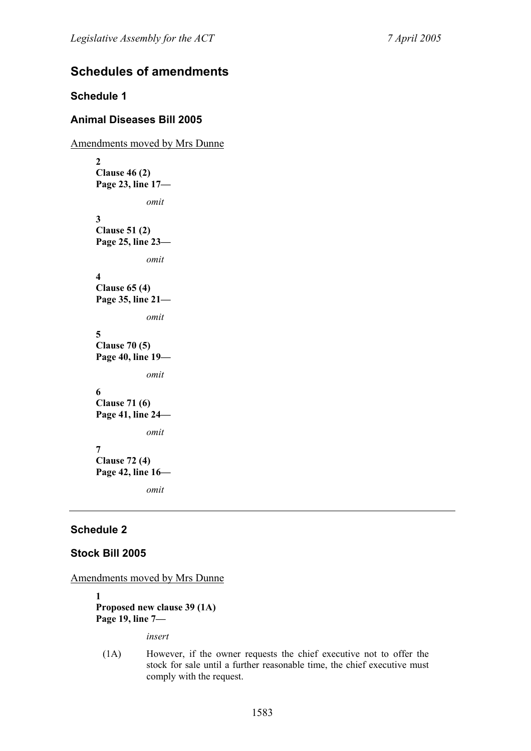# Schedules of amendments

## Schedule 1

## Animal Diseases Bill 2005

Amendments moved by Mrs Dunne

**2**
**Clause 46 (2)**
**Page 23, line 17—**

*omit*

**3**
**Clause 51 (2)**
**Page 25, line 23—**

*omit*

**4**
**Clause 65 (4)**
**Page 35, line 21—**

*omit*

**5**
**Clause 70 (5)**
**Page 40, line 19—**

*omit*

**6**
**Clause 71 (6)**
**Page 41, line 24—**

*omit*

**7**
**Clause 72 (4)**
**Page 42, line 16—**

*omit*

---

## Schedule 2

## Stock Bill 2005

Amendments moved by Mrs Dunne

**1**
**Proposed new clause 39 (1A)**
**Page 19, line 7—**

*insert*

(1A) However, if the owner requests the chief executive not to offer the stock for sale until a further reasonable time, the chief executive must comply with the request.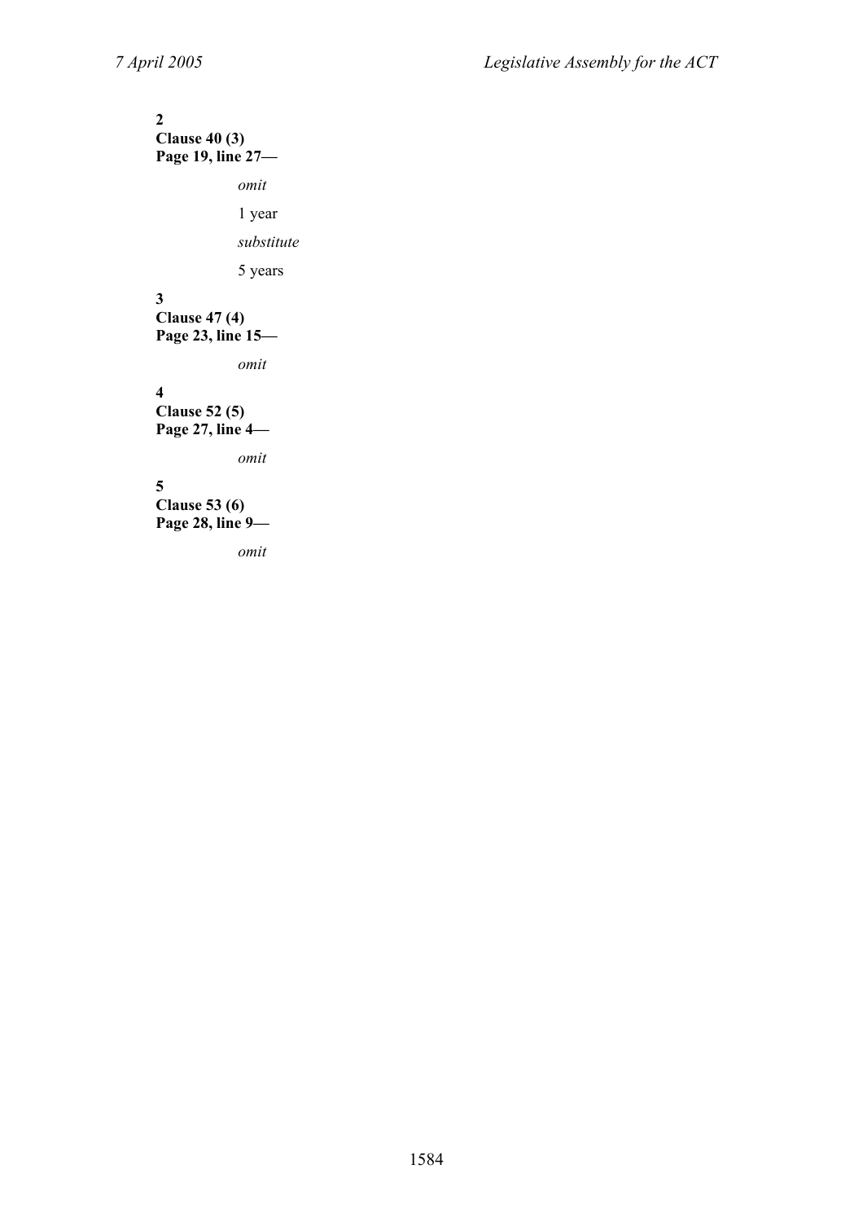**2**
**Clause 40 (3)**
**Page 19, line 27—**

*omit*

1 year

*substitute*

5 years

**3**
**Clause 47 (4)**
**Page 23, line 15—**

*omit*

**4**
**Clause 52 (5)**
**Page 27, line 4—**

*omit*

**5**
**Clause 53 (6)**
**Page 28, line 9—**

*omit*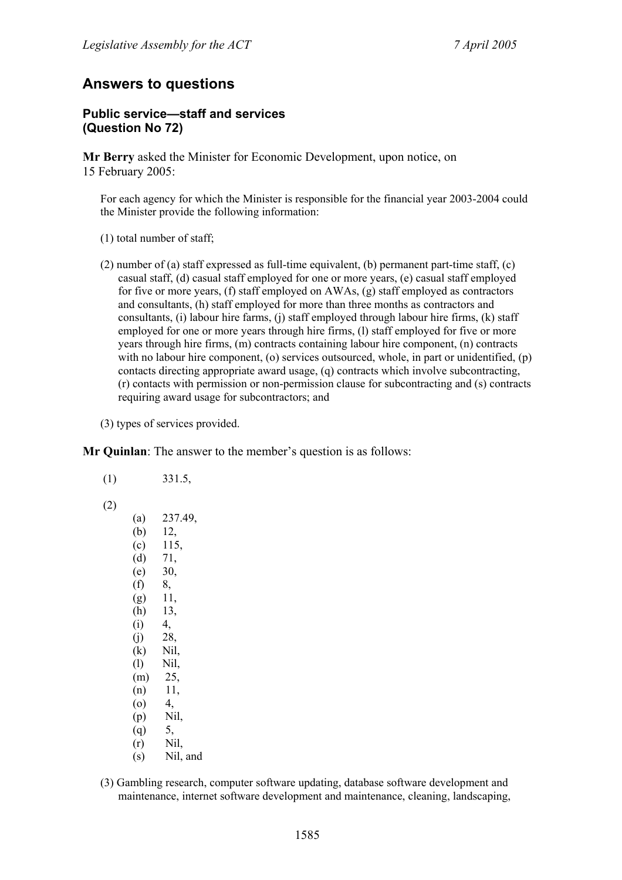## Answers to questions

### Public service—staff and services (Question No 72)

**Mr Berry** asked the Minister for Economic Development, upon notice, on 15 February 2005:

For each agency for which the Minister is responsible for the financial year 2003-2004 could the Minister provide the following information:

(1) total number of staff;

(2) number of (a) staff expressed as full-time equivalent, (b) permanent part-time staff, (c) casual staff, (d) casual staff employed for one or more years, (e) casual staff employed for five or more years, (f) staff employed on AWAs, (g) staff employed as contractors and consultants, (h) staff employed for more than three months as contractors and consultants, (i) labour hire farms, (j) staff employed through labour hire firms, (k) staff employed for one or more years through hire firms, (l) staff employed for five or more years through hire firms, (m) contracts containing labour hire component, (n) contracts with no labour hire component, (o) services outsourced, whole, in part or unidentified, (p) contacts directing appropriate award usage, (q) contracts which involve subcontracting, (r) contacts with permission or non-permission clause for subcontracting and (s) contracts requiring award usage for subcontractors; and

(3) types of services provided.

**Mr Quinlan**: The answer to the member's question is as follows:

(1) 331.5,

(2)

- (a) 237.49,
- (b) 12,
- (c) 115,
- (d) 71,
- (e) 30,
- (f) 8,
- (g) 11,
- (h) 13,
- (i) 4,
- (j) 28,
- (k) Nil,
- (l) Nil,
- (m) 25,
- (n) 11,
- (o) 4,
- (p) Nil,
- (q) 5,
- (r) Nil,
- (s) Nil, and

(3) Gambling research, computer software updating, database software development and maintenance, internet software development and maintenance, cleaning, landscaping,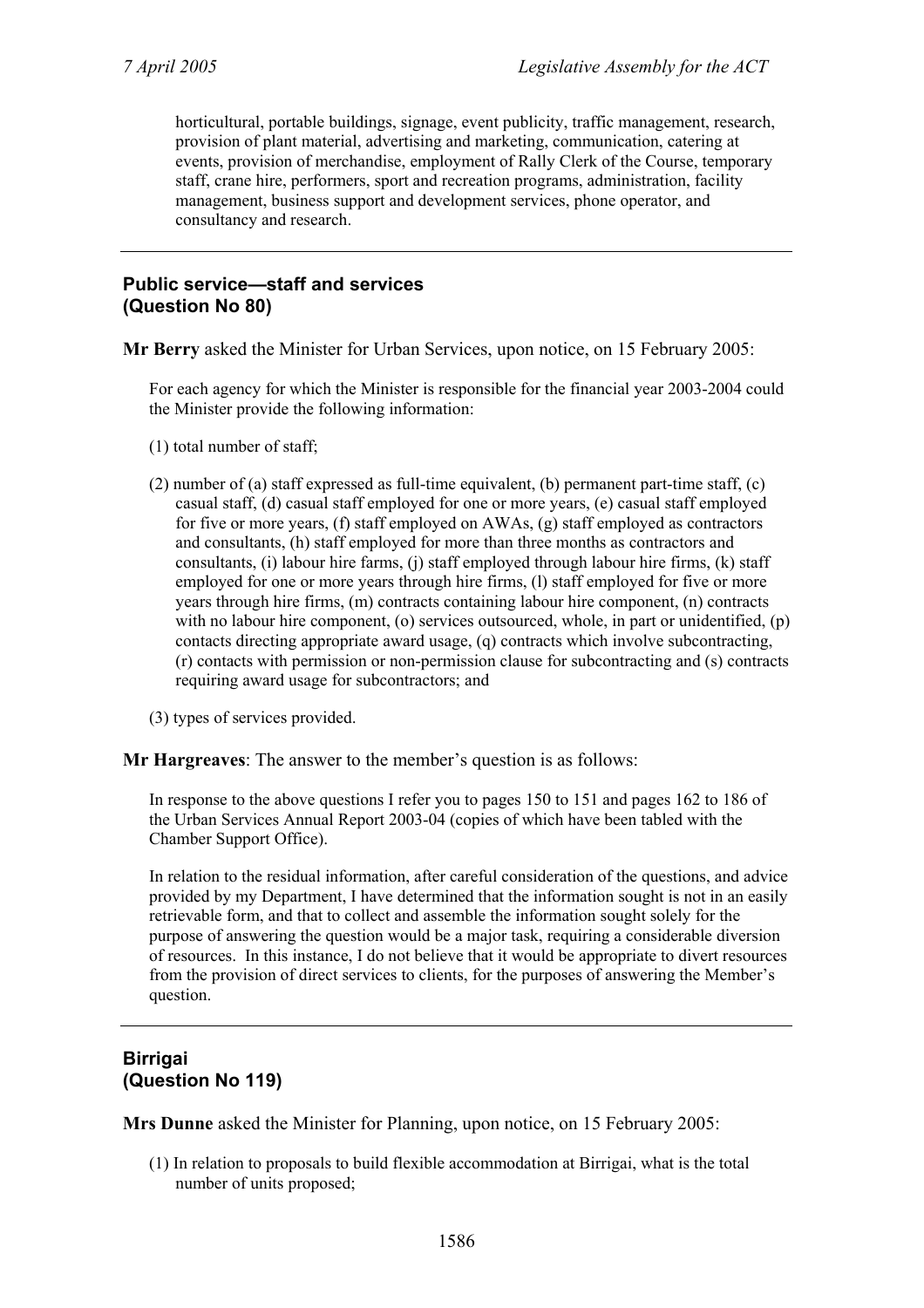horticultural, portable buildings, signage, event publicity, traffic management, research, provision of plant material, advertising and marketing, communication, catering at events, provision of merchandise, employment of Rally Clerk of the Course, temporary staff, crane hire, performers, sport and recreation programs, administration, facility management, business support and development services, phone operator, and consultancy and research.

---

## Public service—staff and services (Question No 80)

**Mr Berry** asked the Minister for Urban Services, upon notice, on 15 February 2005:

For each agency for which the Minister is responsible for the financial year 2003-2004 could the Minister provide the following information:

(1) total number of staff;

(2) number of (a) staff expressed as full-time equivalent, (b) permanent part-time staff, (c) casual staff, (d) casual staff employed for one or more years, (e) casual staff employed for five or more years, (f) staff employed on AWAs, (g) staff employed as contractors and consultants, (h) staff employed for more than three months as contractors and consultants, (i) labour hire farms, (j) staff employed through labour hire firms, (k) staff employed for one or more years through hire firms, (l) staff employed for five or more years through hire firms, (m) contracts containing labour hire component, (n) contracts with no labour hire component, (o) services outsourced, whole, in part or unidentified, (p) contacts directing appropriate award usage, (q) contracts which involve subcontracting, (r) contacts with permission or non-permission clause for subcontracting and (s) contracts requiring award usage for subcontractors; and

(3) types of services provided.

**Mr Hargreaves**: The answer to the member's question is as follows:

In response to the above questions I refer you to pages 150 to 151 and pages 162 to 186 of the Urban Services Annual Report 2003-04 (copies of which have been tabled with the Chamber Support Office).

In relation to the residual information, after careful consideration of the questions, and advice provided by my Department, I have determined that the information sought is not in an easily retrievable form, and that to collect and assemble the information sought solely for the purpose of answering the question would be a major task, requiring a considerable diversion of resources. In this instance, I do not believe that it would be appropriate to divert resources from the provision of direct services to clients, for the purposes of answering the Member's question.

---

## Birrigai (Question No 119)

**Mrs Dunne** asked the Minister for Planning, upon notice, on 15 February 2005:

(1) In relation to proposals to build flexible accommodation at Birrigai, what is the total number of units proposed;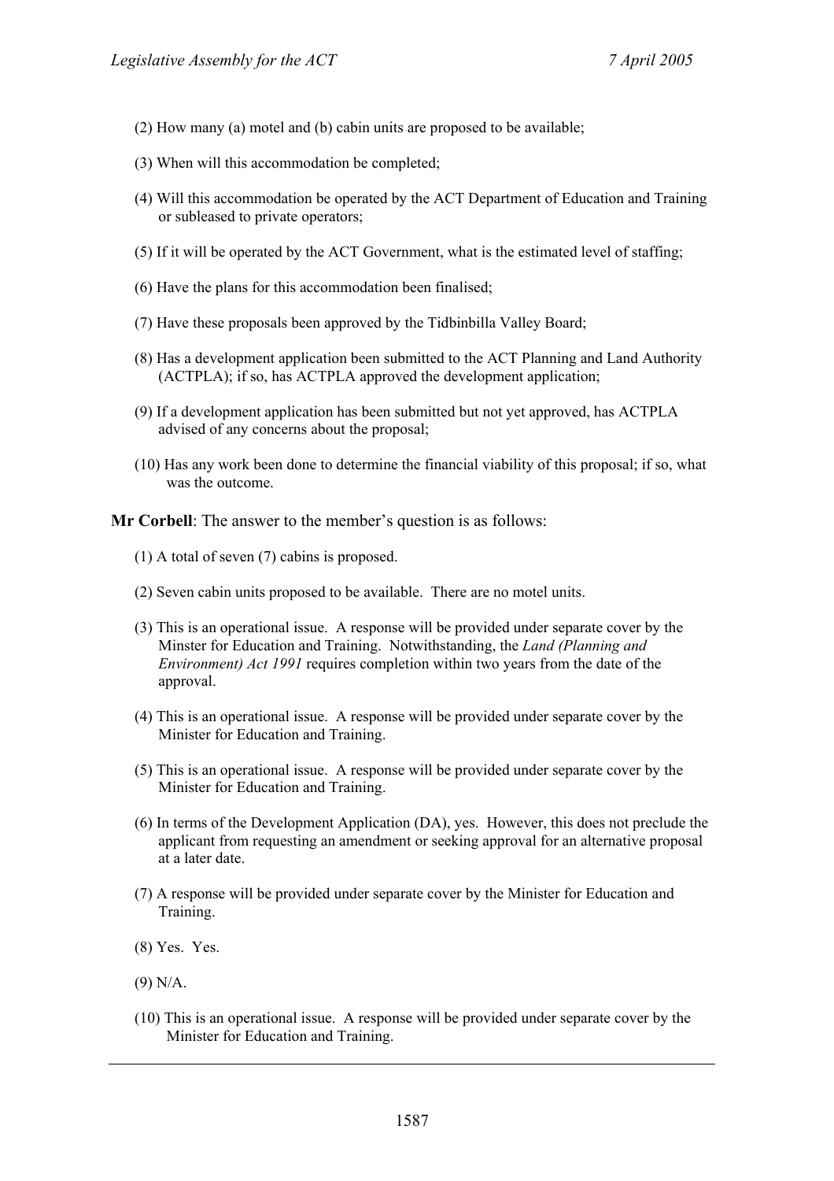(2) How many (a) motel and (b) cabin units are proposed to be available;

(3) When will this accommodation be completed;

(4) Will this accommodation be operated by the ACT Department of Education and Training or subleased to private operators;

(5) If it will be operated by the ACT Government, what is the estimated level of staffing;

(6) Have the plans for this accommodation been finalised;

(7) Have these proposals been approved by the Tidbinbilla Valley Board;

(8) Has a development application been submitted to the ACT Planning and Land Authority (ACTPLA); if so, has ACTPLA approved the development application;

(9) If a development application has been submitted but not yet approved, has ACTPLA advised of any concerns about the proposal;

(10) Has any work been done to determine the financial viability of this proposal; if so, what was the outcome.

**Mr Corbell**: The answer to the member's question is as follows:

(1) A total of seven (7) cabins is proposed.

(2) Seven cabin units proposed to be available. There are no motel units.

(3) This is an operational issue. A response will be provided under separate cover by the Minster for Education and Training. Notwithstanding, the *Land (Planning and Environment) Act 1991* requires completion within two years from the date of the approval.

(4) This is an operational issue. A response will be provided under separate cover by the Minister for Education and Training.

(5) This is an operational issue. A response will be provided under separate cover by the Minister for Education and Training.

(6) In terms of the Development Application (DA), yes. However, this does not preclude the applicant from requesting an amendment or seeking approval for an alternative proposal at a later date.

(7) A response will be provided under separate cover by the Minister for Education and Training.

(8) Yes. Yes.

(9) N/A.

(10) This is an operational issue. A response will be provided under separate cover by the Minister for Education and Training.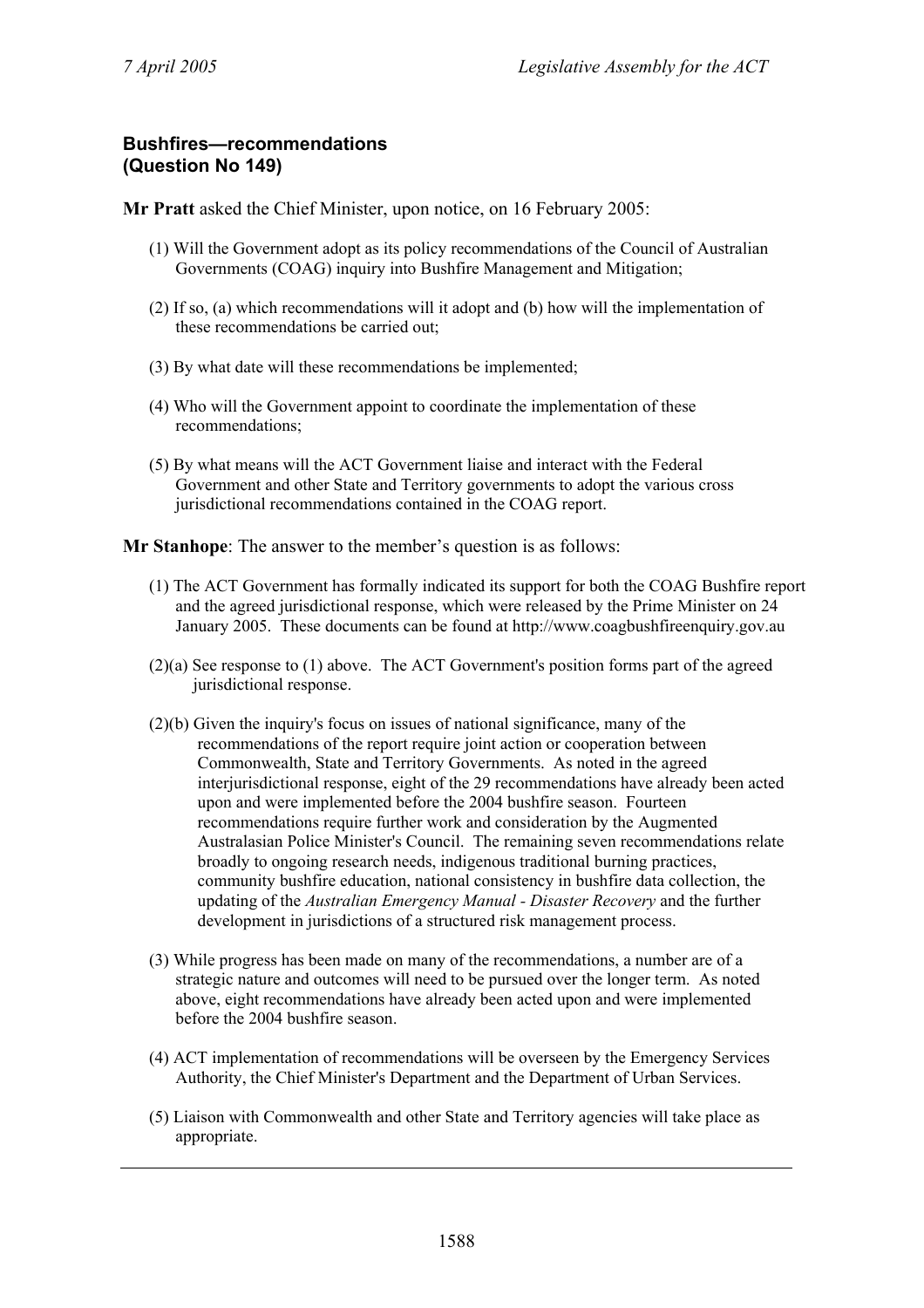**Bushfires—recommendations**
**(Question No 149)**

**Mr Pratt** asked the Chief Minister, upon notice, on 16 February 2005:

(1) Will the Government adopt as its policy recommendations of the Council of Australian Governments (COAG) inquiry into Bushfire Management and Mitigation;

(2) If so, (a) which recommendations will it adopt and (b) how will the implementation of these recommendations be carried out;

(3) By what date will these recommendations be implemented;

(4) Who will the Government appoint to coordinate the implementation of these recommendations;

(5) By what means will the ACT Government liaise and interact with the Federal Government and other State and Territory governments to adopt the various cross jurisdictional recommendations contained in the COAG report.

**Mr Stanhope**: The answer to the member's question is as follows:

(1) The ACT Government has formally indicated its support for both the COAG Bushfire report and the agreed jurisdictional response, which were released by the Prime Minister on 24 January 2005. These documents can be found at http://www.coagbushfireenquiry.gov.au

(2)(a) See response to (1) above. The ACT Government's position forms part of the agreed jurisdictional response.

(2)(b) Given the inquiry's focus on issues of national significance, many of the recommendations of the report require joint action or cooperation between Commonwealth, State and Territory Governments. As noted in the agreed interjurisdictional response, eight of the 29 recommendations have already been acted upon and were implemented before the 2004 bushfire season. Fourteen recommendations require further work and consideration by the Augmented Australasian Police Minister's Council. The remaining seven recommendations relate broadly to ongoing research needs, indigenous traditional burning practices, community bushfire education, national consistency in bushfire data collection, the updating of the *Australian Emergency Manual - Disaster Recovery* and the further development in jurisdictions of a structured risk management process.

(3) While progress has been made on many of the recommendations, a number are of a strategic nature and outcomes will need to be pursued over the longer term. As noted above, eight recommendations have already been acted upon and were implemented before the 2004 bushfire season.

(4) ACT implementation of recommendations will be overseen by the Emergency Services Authority, the Chief Minister's Department and the Department of Urban Services.

(5) Liaison with Commonwealth and other State and Territory agencies will take place as appropriate.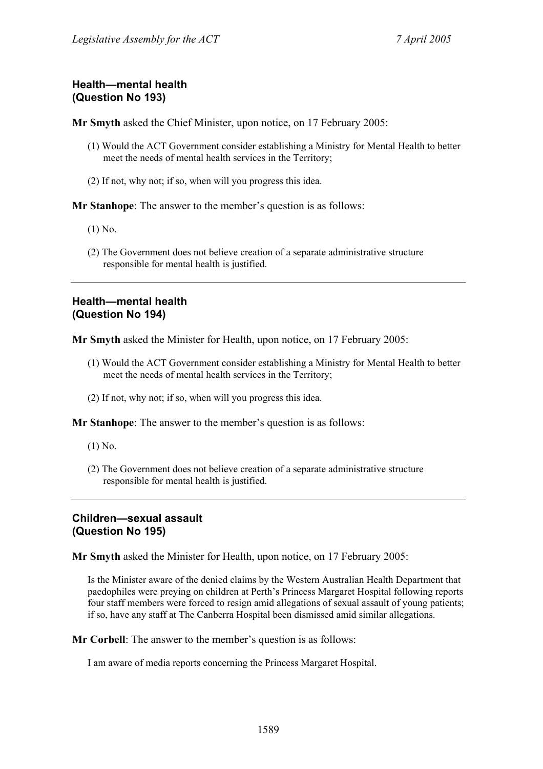## Health—mental health
## (Question No 193)

**Mr Smyth** asked the Chief Minister, upon notice, on 17 February 2005:

(1) Would the ACT Government consider establishing a Ministry for Mental Health to better meet the needs of mental health services in the Territory;

(2) If not, why not; if so, when will you progress this idea.

**Mr Stanhope**: The answer to the member's question is as follows:

(1) No.

(2) The Government does not believe creation of a separate administrative structure responsible for mental health is justified.

---

## Health—mental health
## (Question No 194)

**Mr Smyth** asked the Minister for Health, upon notice, on 17 February 2005:

(1) Would the ACT Government consider establishing a Ministry for Mental Health to better meet the needs of mental health services in the Territory;

(2) If not, why not; if so, when will you progress this idea.

**Mr Stanhope**: The answer to the member's question is as follows:

(1) No.

(2) The Government does not believe creation of a separate administrative structure responsible for mental health is justified.

---

## Children—sexual assault
## (Question No 195)

**Mr Smyth** asked the Minister for Health, upon notice, on 17 February 2005:

Is the Minister aware of the denied claims by the Western Australian Health Department that paedophiles were preying on children at Perth's Princess Margaret Hospital following reports four staff members were forced to resign amid allegations of sexual assault of young patients; if so, have any staff at The Canberra Hospital been dismissed amid similar allegations.

**Mr Corbell**: The answer to the member's question is as follows:

I am aware of media reports concerning the Princess Margaret Hospital.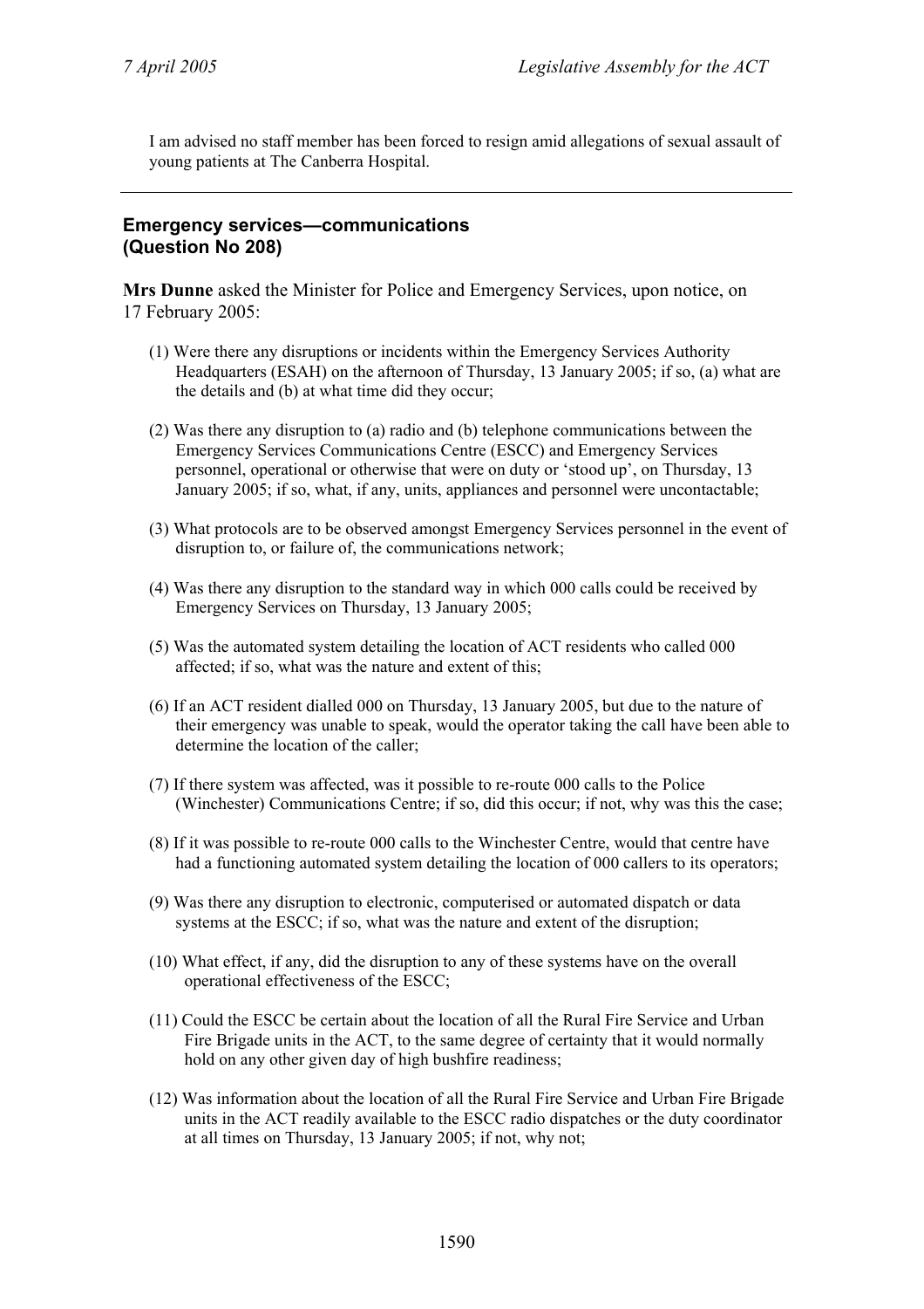I am advised no staff member has been forced to resign amid allegations of sexual assault of young patients at The Canberra Hospital.

---

### Emergency services—communications (Question No 208)

**Mrs Dunne** asked the Minister for Police and Emergency Services, upon notice, on 17 February 2005:

(1) Were there any disruptions or incidents within the Emergency Services Authority Headquarters (ESAH) on the afternoon of Thursday, 13 January 2005; if so, (a) what are the details and (b) at what time did they occur;

(2) Was there any disruption to (a) radio and (b) telephone communications between the Emergency Services Communications Centre (ESCC) and Emergency Services personnel, operational or otherwise that were on duty or 'stood up', on Thursday, 13 January 2005; if so, what, if any, units, appliances and personnel were uncontactable;

(3) What protocols are to be observed amongst Emergency Services personnel in the event of disruption to, or failure of, the communications network;

(4) Was there any disruption to the standard way in which 000 calls could be received by Emergency Services on Thursday, 13 January 2005;

(5) Was the automated system detailing the location of ACT residents who called 000 affected; if so, what was the nature and extent of this;

(6) If an ACT resident dialled 000 on Thursday, 13 January 2005, but due to the nature of their emergency was unable to speak, would the operator taking the call have been able to determine the location of the caller;

(7) If there system was affected, was it possible to re-route 000 calls to the Police (Winchester) Communications Centre; if so, did this occur; if not, why was this the case;

(8) If it was possible to re-route 000 calls to the Winchester Centre, would that centre have had a functioning automated system detailing the location of 000 callers to its operators;

(9) Was there any disruption to electronic, computerised or automated dispatch or data systems at the ESCC; if so, what was the nature and extent of the disruption;

(10) What effect, if any, did the disruption to any of these systems have on the overall operational effectiveness of the ESCC;

(11) Could the ESCC be certain about the location of all the Rural Fire Service and Urban Fire Brigade units in the ACT, to the same degree of certainty that it would normally hold on any other given day of high bushfire readiness;

(12) Was information about the location of all the Rural Fire Service and Urban Fire Brigade units in the ACT readily available to the ESCC radio dispatches or the duty coordinator at all times on Thursday, 13 January 2005; if not, why not;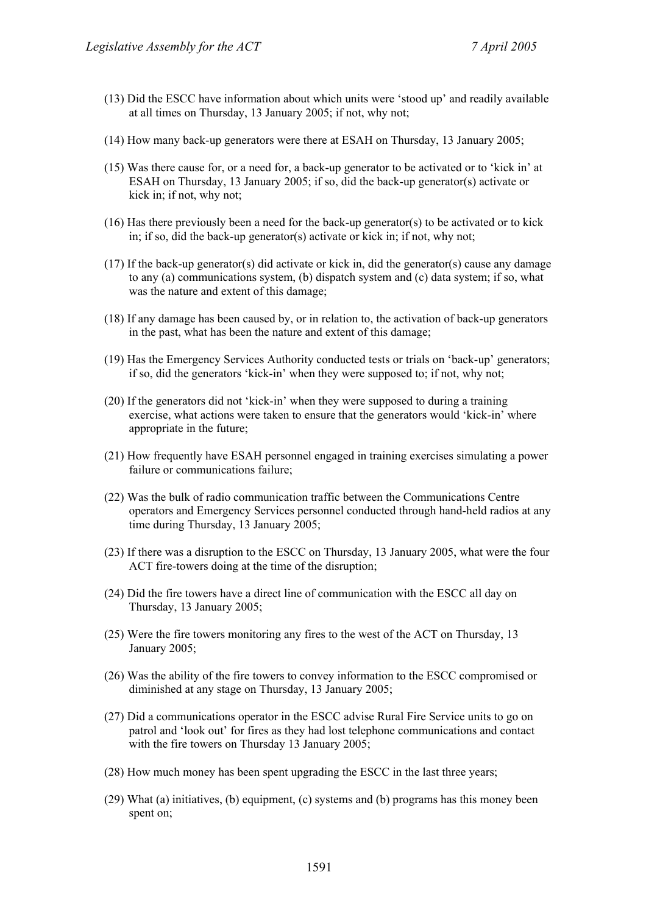(13) Did the ESCC have information about which units were 'stood up' and readily available at all times on Thursday, 13 January 2005; if not, why not;

(14) How many back-up generators were there at ESAH on Thursday, 13 January 2005;

(15) Was there cause for, or a need for, a back-up generator to be activated or to 'kick in' at ESAH on Thursday, 13 January 2005; if so, did the back-up generator(s) activate or kick in; if not, why not;

(16) Has there previously been a need for the back-up generator(s) to be activated or to kick in; if so, did the back-up generator(s) activate or kick in; if not, why not;

(17) If the back-up generator(s) did activate or kick in, did the generator(s) cause any damage to any (a) communications system, (b) dispatch system and (c) data system; if so, what was the nature and extent of this damage;

(18) If any damage has been caused by, or in relation to, the activation of back-up generators in the past, what has been the nature and extent of this damage;

(19) Has the Emergency Services Authority conducted tests or trials on 'back-up' generators; if so, did the generators 'kick-in' when they were supposed to; if not, why not;

(20) If the generators did not 'kick-in' when they were supposed to during a training exercise, what actions were taken to ensure that the generators would 'kick-in' where appropriate in the future;

(21) How frequently have ESAH personnel engaged in training exercises simulating a power failure or communications failure;

(22) Was the bulk of radio communication traffic between the Communications Centre operators and Emergency Services personnel conducted through hand-held radios at any time during Thursday, 13 January 2005;

(23) If there was a disruption to the ESCC on Thursday, 13 January 2005, what were the four ACT fire-towers doing at the time of the disruption;

(24) Did the fire towers have a direct line of communication with the ESCC all day on Thursday, 13 January 2005;

(25) Were the fire towers monitoring any fires to the west of the ACT on Thursday, 13 January 2005;

(26) Was the ability of the fire towers to convey information to the ESCC compromised or diminished at any stage on Thursday, 13 January 2005;

(27) Did a communications operator in the ESCC advise Rural Fire Service units to go on patrol and 'look out' for fires as they had lost telephone communications and contact with the fire towers on Thursday 13 January 2005;

(28) How much money has been spent upgrading the ESCC in the last three years;

(29) What (a) initiatives, (b) equipment, (c) systems and (b) programs has this money been spent on;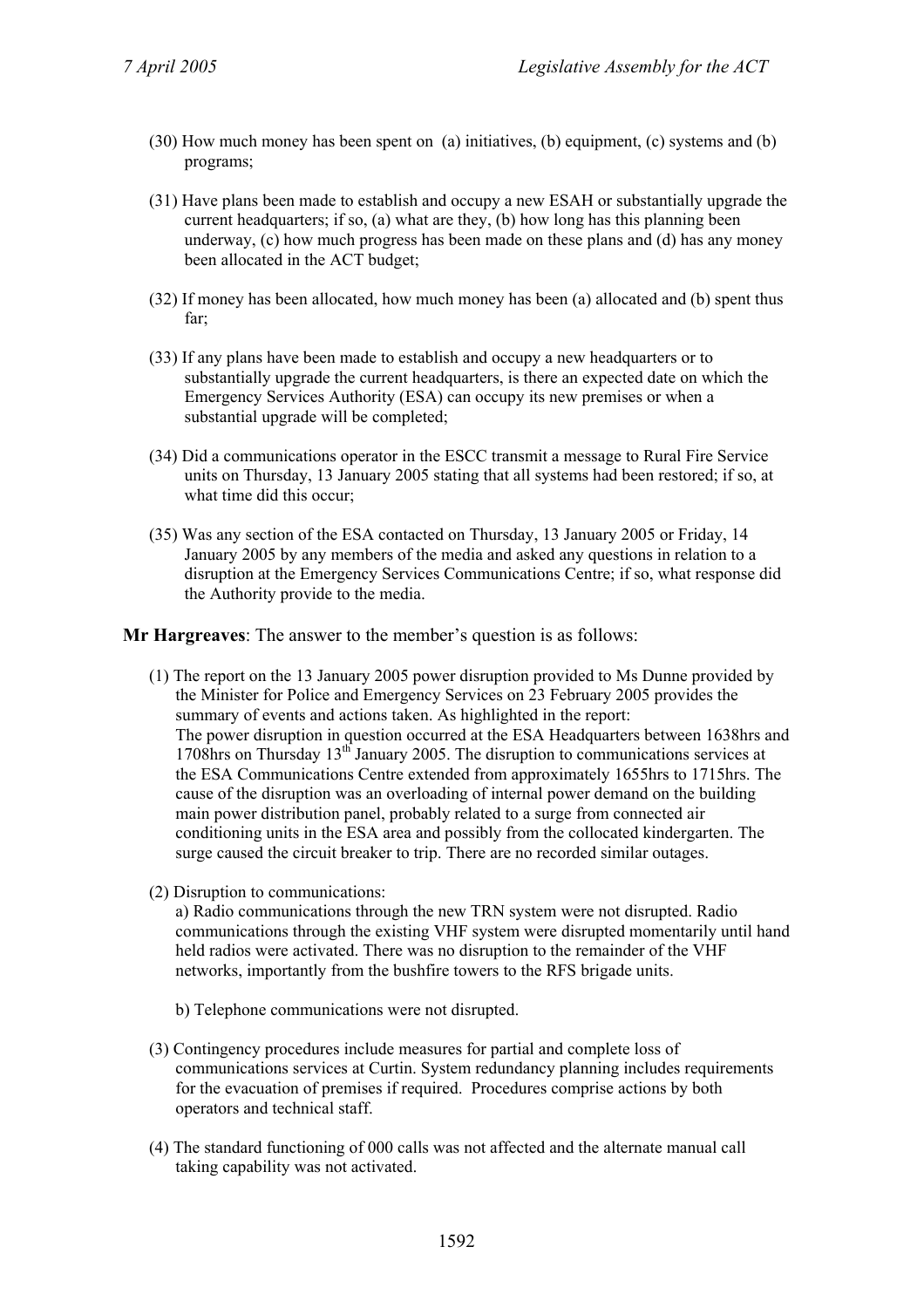(30) How much money has been spent on (a) initiatives, (b) equipment, (c) systems and (b) programs;

(31) Have plans been made to establish and occupy a new ESAH or substantially upgrade the current headquarters; if so, (a) what are they, (b) how long has this planning been underway, (c) how much progress has been made on these plans and (d) has any money been allocated in the ACT budget;

(32) If money has been allocated, how much money has been (a) allocated and (b) spent thus far;

(33) If any plans have been made to establish and occupy a new headquarters or to substantially upgrade the current headquarters, is there an expected date on which the Emergency Services Authority (ESA) can occupy its new premises or when a substantial upgrade will be completed;

(34) Did a communications operator in the ESCC transmit a message to Rural Fire Service units on Thursday, 13 January 2005 stating that all systems had been restored; if so, at what time did this occur;

(35) Was any section of the ESA contacted on Thursday, 13 January 2005 or Friday, 14 January 2005 by any members of the media and asked any questions in relation to a disruption at the Emergency Services Communications Centre; if so, what response did the Authority provide to the media.

**Mr Hargreaves**: The answer to the member's question is as follows:

(1) The report on the 13 January 2005 power disruption provided to Ms Dunne provided by the Minister for Police and Emergency Services on 23 February 2005 provides the summary of events and actions taken. As highlighted in the report:
The power disruption in question occurred at the ESA Headquarters between 1638hrs and 1708hrs on Thursday 13th January 2005. The disruption to communications services at the ESA Communications Centre extended from approximately 1655hrs to 1715hrs. The cause of the disruption was an overloading of internal power demand on the building main power distribution panel, probably related to a surge from connected air conditioning units in the ESA area and possibly from the collocated kindergarten. The surge caused the circuit breaker to trip. There are no recorded similar outages.

(2) Disruption to communications:

a) Radio communications through the new TRN system were not disrupted. Radio communications through the existing VHF system were disrupted momentarily until hand held radios were activated. There was no disruption to the remainder of the VHF networks, importantly from the bushfire towers to the RFS brigade units.

b) Telephone communications were not disrupted.

(3) Contingency procedures include measures for partial and complete loss of communications services at Curtin. System redundancy planning includes requirements for the evacuation of premises if required. Procedures comprise actions by both operators and technical staff.

(4) The standard functioning of 000 calls was not affected and the alternate manual call taking capability was not activated.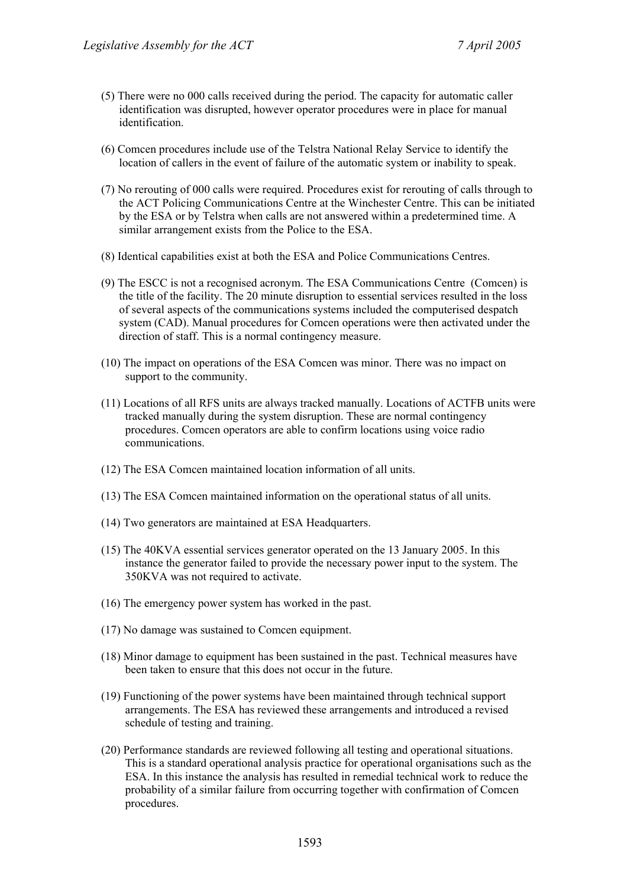(5) There were no 000 calls received during the period. The capacity for automatic caller identification was disrupted, however operator procedures were in place for manual identification.

(6) Comcen procedures include use of the Telstra National Relay Service to identify the location of callers in the event of failure of the automatic system or inability to speak.

(7) No rerouting of 000 calls were required. Procedures exist for rerouting of calls through to the ACT Policing Communications Centre at the Winchester Centre. This can be initiated by the ESA or by Telstra when calls are not answered within a predetermined time. A similar arrangement exists from the Police to the ESA.

(8) Identical capabilities exist at both the ESA and Police Communications Centres.

(9) The ESCC is not a recognised acronym. The ESA Communications Centre (Comcen) is the title of the facility. The 20 minute disruption to essential services resulted in the loss of several aspects of the communications systems included the computerised despatch system (CAD). Manual procedures for Comcen operations were then activated under the direction of staff. This is a normal contingency measure.

(10) The impact on operations of the ESA Comcen was minor. There was no impact on support to the community.

(11) Locations of all RFS units are always tracked manually. Locations of ACTFB units were tracked manually during the system disruption. These are normal contingency procedures. Comcen operators are able to confirm locations using voice radio communications.

(12) The ESA Comcen maintained location information of all units.

(13) The ESA Comcen maintained information on the operational status of all units.

(14) Two generators are maintained at ESA Headquarters.

(15) The 40KVA essential services generator operated on the 13 January 2005. In this instance the generator failed to provide the necessary power input to the system. The 350KVA was not required to activate.

(16) The emergency power system has worked in the past.

(17) No damage was sustained to Comcen equipment.

(18) Minor damage to equipment has been sustained in the past. Technical measures have been taken to ensure that this does not occur in the future.

(19) Functioning of the power systems have been maintained through technical support arrangements. The ESA has reviewed these arrangements and introduced a revised schedule of testing and training.

(20) Performance standards are reviewed following all testing and operational situations. This is a standard operational analysis practice for operational organisations such as the ESA. In this instance the analysis has resulted in remedial technical work to reduce the probability of a similar failure from occurring together with confirmation of Comcen procedures.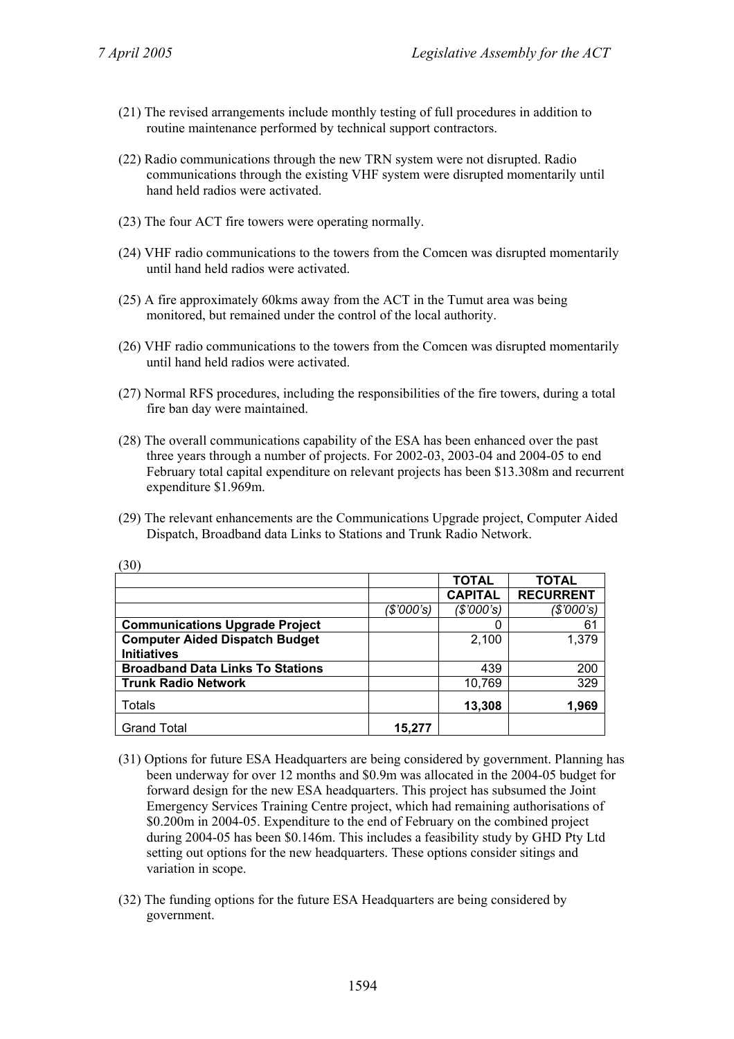(21) The revised arrangements include monthly testing of full procedures in addition to routine maintenance performed by technical support contractors.

(22) Radio communications through the new TRN system were not disrupted. Radio communications through the existing VHF system were disrupted momentarily until hand held radios were activated.

(23) The four ACT fire towers were operating normally.

(24) VHF radio communications to the towers from the Comcen was disrupted momentarily until hand held radios were activated.

(25) A fire approximately 60kms away from the ACT in the Tumut area was being monitored, but remained under the control of the local authority.

(26) VHF radio communications to the towers from the Comcen was disrupted momentarily until hand held radios were activated.

(27) Normal RFS procedures, including the responsibilities of the fire towers, during a total fire ban day were maintained.

(28) The overall communications capability of the ESA has been enhanced over the past three years through a number of projects. For 2002-03, 2003-04 and 2004-05 to end February total capital expenditure on relevant projects has been $13.308m and recurrent expenditure $1.969m.

(29) The relevant enhancements are the Communications Upgrade project, Computer Aided Dispatch, Broadband data Links to Stations and Trunk Radio Network.

(30)

| | | **TOTAL** | **TOTAL** |
|---|---|---|---|
| | | **CAPITAL** | **RECURRENT** |
| | *($'000's)* | *($'000's)* | *($'000's)* |
| **Communications Upgrade Project** | | 0 | 61 |
| **Computer Aided Dispatch Budget Initiatives** | | 2,100 | 1,379 |
| **Broadband Data Links To Stations** | | 439 | 200 |
| **Trunk Radio Network** | | 10,769 | 329 |
| Totals | | **13,308** | **1,969** |
| Grand Total | **15,277** | | |

(31) Options for future ESA Headquarters are being considered by government. Planning has been underway for over 12 months and $0.9m was allocated in the 2004-05 budget for forward design for the new ESA headquarters. This project has subsumed the Joint Emergency Services Training Centre project, which had remaining authorisations of $0.200m in 2004-05. Expenditure to the end of February on the combined project during 2004-05 has been $0.146m. This includes a feasibility study by GHD Pty Ltd setting out options for the new headquarters. These options consider sitings and variation in scope.

(32) The funding options for the future ESA Headquarters are being considered by government.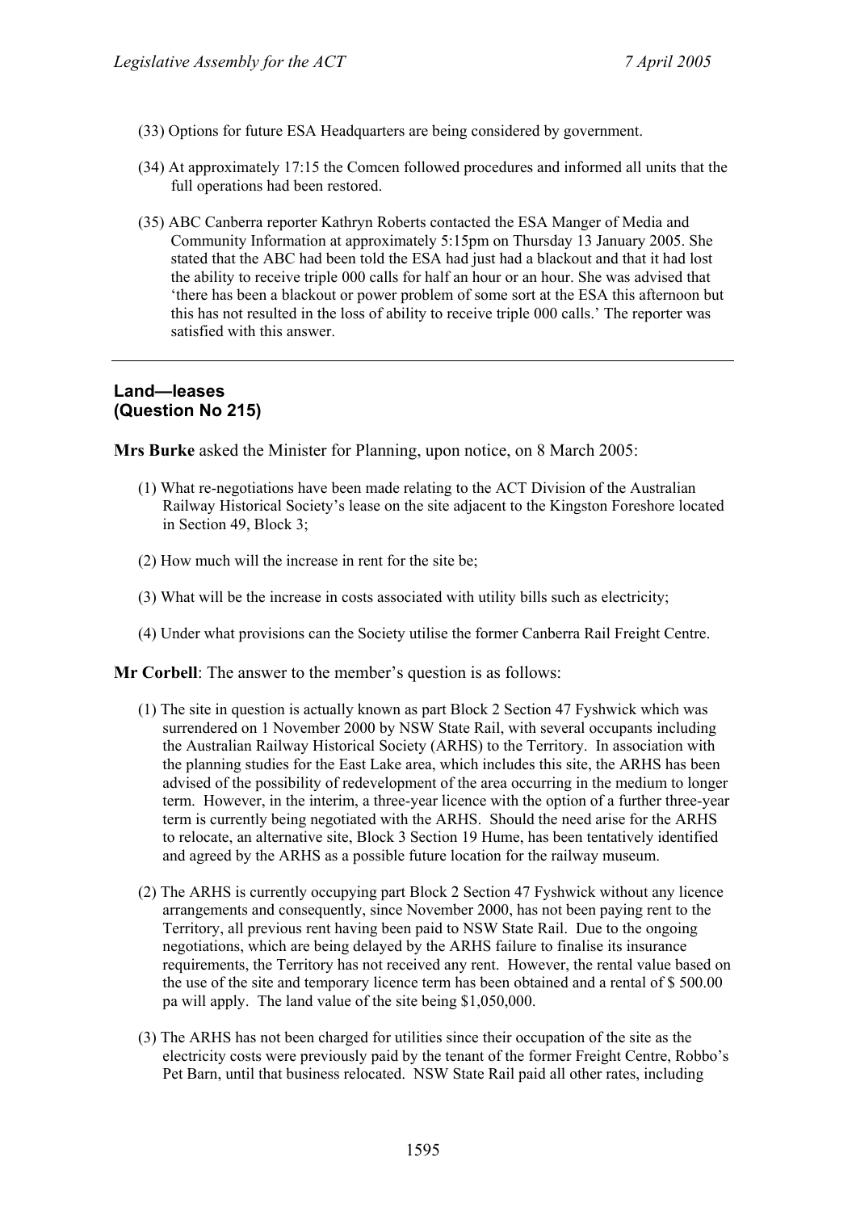(33) Options for future ESA Headquarters are being considered by government.

(34) At approximately 17:15 the Comcen followed procedures and informed all units that the full operations had been restored.

(35) ABC Canberra reporter Kathryn Roberts contacted the ESA Manger of Media and Community Information at approximately 5:15pm on Thursday 13 January 2005. She stated that the ABC had been told the ESA had just had a blackout and that it had lost the ability to receive triple 000 calls for half an hour or an hour. She was advised that 'there has been a blackout or power problem of some sort at the ESA this afternoon but this has not resulted in the loss of ability to receive triple 000 calls.' The reporter was satisfied with this answer.

---

## Land—leases
## (Question No 215)

**Mrs Burke** asked the Minister for Planning, upon notice, on 8 March 2005:

(1) What re-negotiations have been made relating to the ACT Division of the Australian Railway Historical Society's lease on the site adjacent to the Kingston Foreshore located in Section 49, Block 3;

(2) How much will the increase in rent for the site be;

(3) What will be the increase in costs associated with utility bills such as electricity;

(4) Under what provisions can the Society utilise the former Canberra Rail Freight Centre.

**Mr Corbell**: The answer to the member's question is as follows:

(1) The site in question is actually known as part Block 2 Section 47 Fyshwick which was surrendered on 1 November 2000 by NSW State Rail, with several occupants including the Australian Railway Historical Society (ARHS) to the Territory. In association with the planning studies for the East Lake area, which includes this site, the ARHS has been advised of the possibility of redevelopment of the area occurring in the medium to longer term. However, in the interim, a three-year licence with the option of a further three-year term is currently being negotiated with the ARHS. Should the need arise for the ARHS to relocate, an alternative site, Block 3 Section 19 Hume, has been tentatively identified and agreed by the ARHS as a possible future location for the railway museum.

(2) The ARHS is currently occupying part Block 2 Section 47 Fyshwick without any licence arrangements and consequently, since November 2000, has not been paying rent to the Territory, all previous rent having been paid to NSW State Rail. Due to the ongoing negotiations, which are being delayed by the ARHS failure to finalise its insurance requirements, the Territory has not received any rent. However, the rental value based on the use of the site and temporary licence term has been obtained and a rental of $ 500.00 pa will apply. The land value of the site being $1,050,000.

(3) The ARHS has not been charged for utilities since their occupation of the site as the electricity costs were previously paid by the tenant of the former Freight Centre, Robbo's Pet Barn, until that business relocated. NSW State Rail paid all other rates, including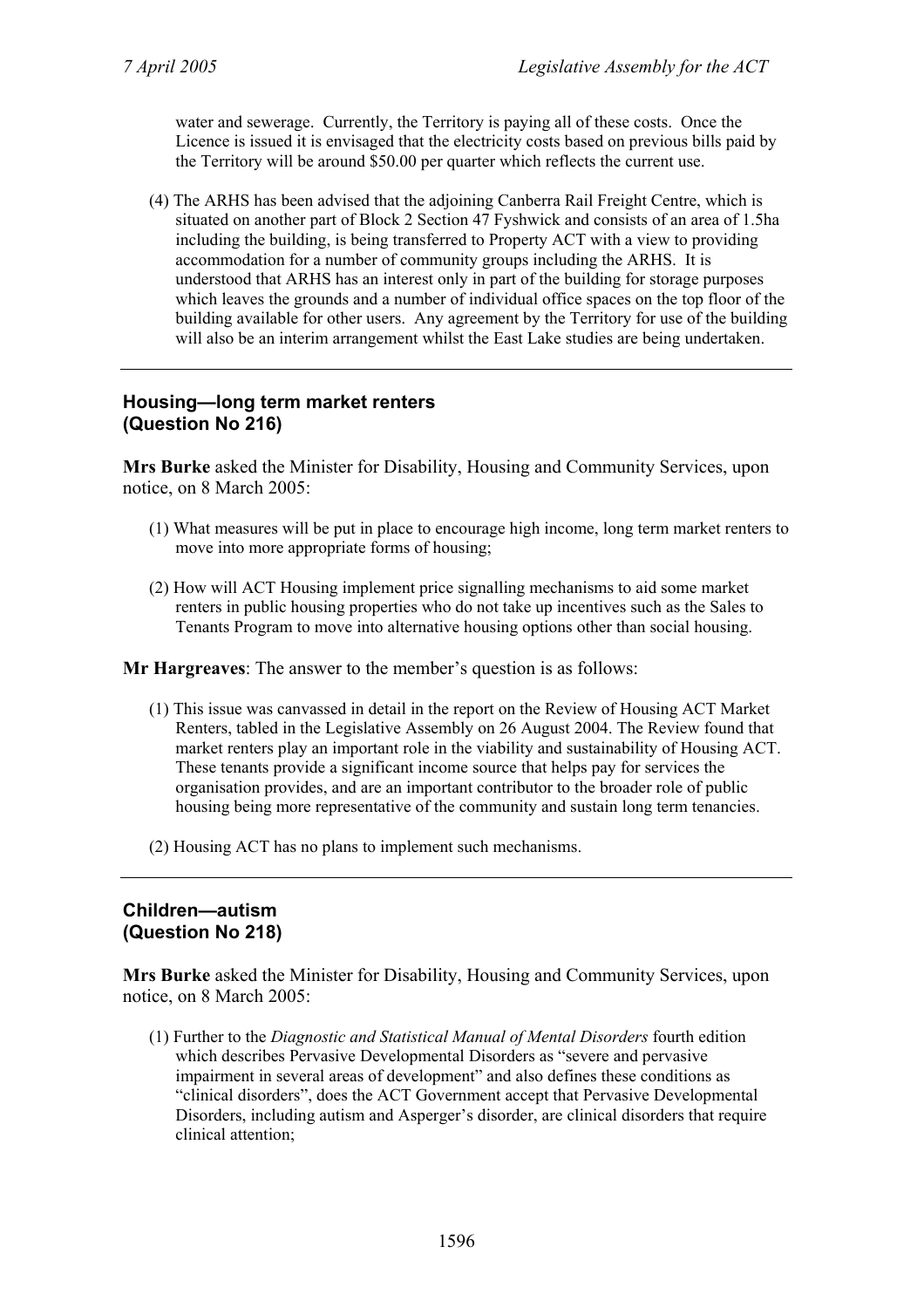water and sewerage. Currently, the Territory is paying all of these costs. Once the Licence is issued it is envisaged that the electricity costs based on previous bills paid by the Territory will be around $50.00 per quarter which reflects the current use.

(4) The ARHS has been advised that the adjoining Canberra Rail Freight Centre, which is situated on another part of Block 2 Section 47 Fyshwick and consists of an area of 1.5ha including the building, is being transferred to Property ACT with a view to providing accommodation for a number of community groups including the ARHS. It is understood that ARHS has an interest only in part of the building for storage purposes which leaves the grounds and a number of individual office spaces on the top floor of the building available for other users. Any agreement by the Territory for use of the building will also be an interim arrangement whilst the East Lake studies are being undertaken.

---

### Housing—long term market renters (Question No 216)

**Mrs Burke** asked the Minister for Disability, Housing and Community Services, upon notice, on 8 March 2005:

(1) What measures will be put in place to encourage high income, long term market renters to move into more appropriate forms of housing;

(2) How will ACT Housing implement price signalling mechanisms to aid some market renters in public housing properties who do not take up incentives such as the Sales to Tenants Program to move into alternative housing options other than social housing.

**Mr Hargreaves**: The answer to the member's question is as follows:

(1) This issue was canvassed in detail in the report on the Review of Housing ACT Market Renters, tabled in the Legislative Assembly on 26 August 2004. The Review found that market renters play an important role in the viability and sustainability of Housing ACT. These tenants provide a significant income source that helps pay for services the organisation provides, and are an important contributor to the broader role of public housing being more representative of the community and sustain long term tenancies.

(2) Housing ACT has no plans to implement such mechanisms.

---

### Children—autism (Question No 218)

**Mrs Burke** asked the Minister for Disability, Housing and Community Services, upon notice, on 8 March 2005:

(1) Further to the *Diagnostic and Statistical Manual of Mental Disorders* fourth edition which describes Pervasive Developmental Disorders as "severe and pervasive impairment in several areas of development" and also defines these conditions as "clinical disorders", does the ACT Government accept that Pervasive Developmental Disorders, including autism and Asperger's disorder, are clinical disorders that require clinical attention;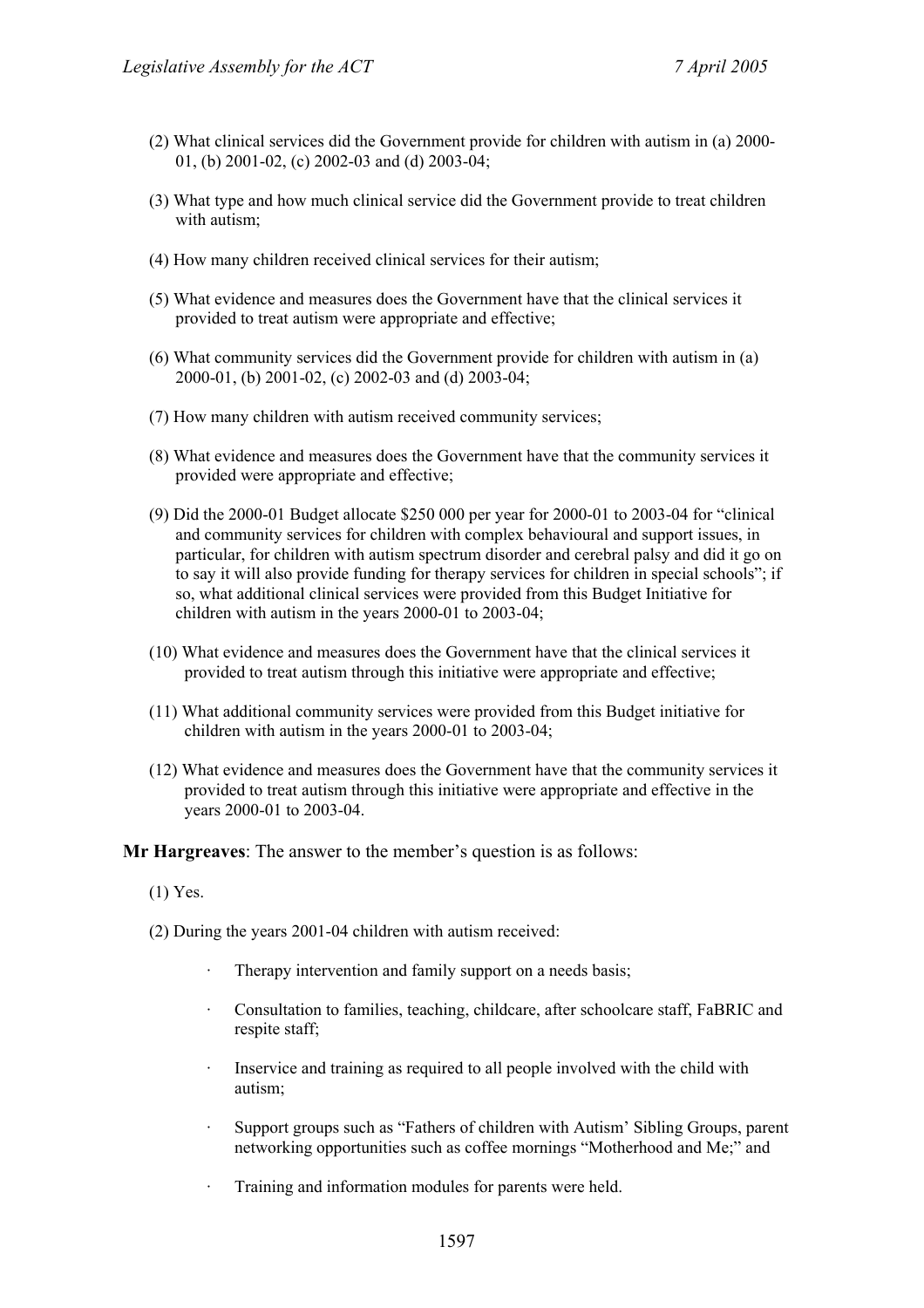(2) What clinical services did the Government provide for children with autism in (a) 2000-01, (b) 2001-02, (c) 2002-03 and (d) 2003-04;

(3) What type and how much clinical service did the Government provide to treat children with autism;

(4) How many children received clinical services for their autism;

(5) What evidence and measures does the Government have that the clinical services it provided to treat autism were appropriate and effective;

(6) What community services did the Government provide for children with autism in (a) 2000-01, (b) 2001-02, (c) 2002-03 and (d) 2003-04;

(7) How many children with autism received community services;

(8) What evidence and measures does the Government have that the community services it provided were appropriate and effective;

(9) Did the 2000-01 Budget allocate $250 000 per year for 2000-01 to 2003-04 for "clinical and community services for children with complex behavioural and support issues, in particular, for children with autism spectrum disorder and cerebral palsy and did it go on to say it will also provide funding for therapy services for children in special schools"; if so, what additional clinical services were provided from this Budget Initiative for children with autism in the years 2000-01 to 2003-04;

(10) What evidence and measures does the Government have that the clinical services it provided to treat autism through this initiative were appropriate and effective;

(11) What additional community services were provided from this Budget initiative for children with autism in the years 2000-01 to 2003-04;

(12) What evidence and measures does the Government have that the community services it provided to treat autism through this initiative were appropriate and effective in the years 2000-01 to 2003-04.

**Mr Hargreaves**: The answer to the member's question is as follows:

(1) Yes.

(2) During the years 2001-04 children with autism received:

- Therapy intervention and family support on a needs basis;
- Consultation to families, teaching, childcare, after schoolcare staff, FaBRIC and respite staff;
- Inservice and training as required to all people involved with the child with autism;
- Support groups such as "Fathers of children with Autism' Sibling Groups, parent networking opportunities such as coffee mornings "Motherhood and Me;" and
- Training and information modules for parents were held.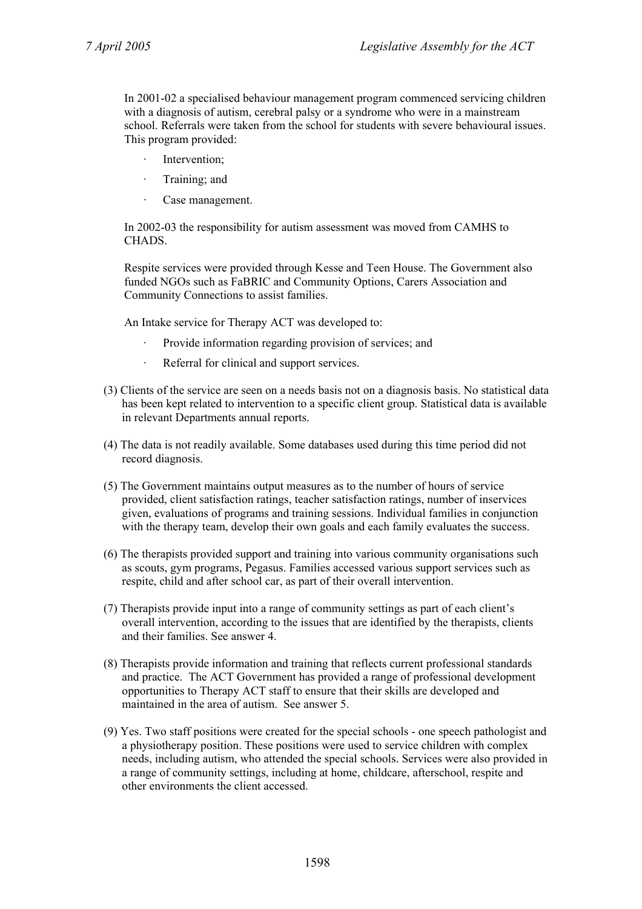In 2001-02 a specialised behaviour management program commenced servicing children with a diagnosis of autism, cerebral palsy or a syndrome who were in a mainstream school. Referrals were taken from the school for students with severe behavioural issues. This program provided:

- Intervention;
- Training; and
- Case management.

In 2002-03 the responsibility for autism assessment was moved from CAMHS to CHADS.

Respite services were provided through Kesse and Teen House. The Government also funded NGOs such as FaBRIC and Community Options, Carers Association and Community Connections to assist families.

An Intake service for Therapy ACT was developed to:

- Provide information regarding provision of services; and
- Referral for clinical and support services.

(3) Clients of the service are seen on a needs basis not on a diagnosis basis. No statistical data has been kept related to intervention to a specific client group. Statistical data is available in relevant Departments annual reports.

(4) The data is not readily available. Some databases used during this time period did not record diagnosis.

(5) The Government maintains output measures as to the number of hours of service provided, client satisfaction ratings, teacher satisfaction ratings, number of inservices given, evaluations of programs and training sessions. Individual families in conjunction with the therapy team, develop their own goals and each family evaluates the success.

(6) The therapists provided support and training into various community organisations such as scouts, gym programs, Pegasus. Families accessed various support services such as respite, child and after school car, as part of their overall intervention.

(7) Therapists provide input into a range of community settings as part of each client's overall intervention, according to the issues that are identified by the therapists, clients and their families. See answer 4.

(8) Therapists provide information and training that reflects current professional standards and practice. The ACT Government has provided a range of professional development opportunities to Therapy ACT staff to ensure that their skills are developed and maintained in the area of autism. See answer 5.

(9) Yes. Two staff positions were created for the special schools - one speech pathologist and a physiotherapy position. These positions were used to service children with complex needs, including autism, who attended the special schools. Services were also provided in a range of community settings, including at home, childcare, afterschool, respite and other environments the client accessed.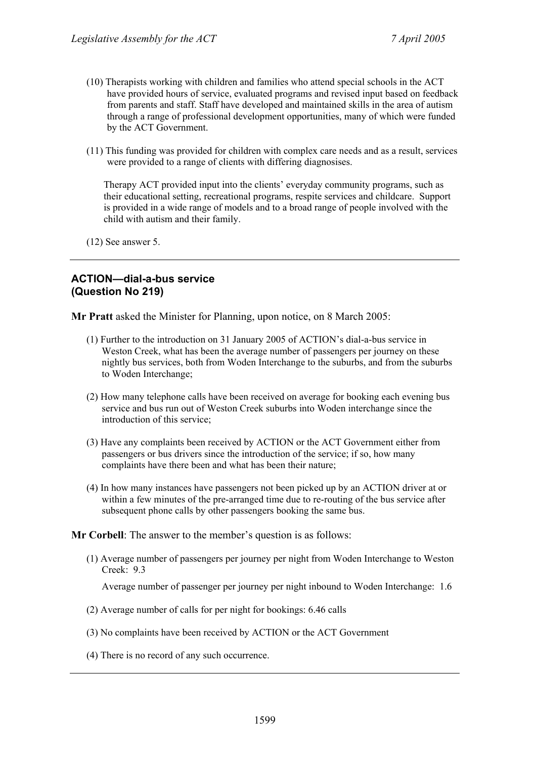(10) Therapists working with children and families who attend special schools in the ACT have provided hours of service, evaluated programs and revised input based on feedback from parents and staff. Staff have developed and maintained skills in the area of autism through a range of professional development opportunities, many of which were funded by the ACT Government.

(11) This funding was provided for children with complex care needs and as a result, services were provided to a range of clients with differing diagnosises.

Therapy ACT provided input into the clients' everyday community programs, such as their educational setting, recreational programs, respite services and childcare. Support is provided in a wide range of models and to a broad range of people involved with the child with autism and their family.

(12) See answer 5.

---

### ACTION—dial-a-bus service (Question No 219)

**Mr Pratt** asked the Minister for Planning, upon notice, on 8 March 2005:

(1) Further to the introduction on 31 January 2005 of ACTION's dial-a-bus service in Weston Creek, what has been the average number of passengers per journey on these nightly bus services, both from Woden Interchange to the suburbs, and from the suburbs to Woden Interchange;

(2) How many telephone calls have been received on average for booking each evening bus service and bus run out of Weston Creek suburbs into Woden interchange since the introduction of this service;

(3) Have any complaints been received by ACTION or the ACT Government either from passengers or bus drivers since the introduction of the service; if so, how many complaints have there been and what has been their nature;

(4) In how many instances have passengers not been picked up by an ACTION driver at or within a few minutes of the pre-arranged time due to re-routing of the bus service after subsequent phone calls by other passengers booking the same bus.

**Mr Corbell**: The answer to the member's question is as follows:

(1) Average number of passengers per journey per night from Woden Interchange to Weston Creek: 9.3

Average number of passenger per journey per night inbound to Woden Interchange: 1.6

(2) Average number of calls for per night for bookings: 6.46 calls

(3) No complaints have been received by ACTION or the ACT Government

(4) There is no record of any such occurrence.

---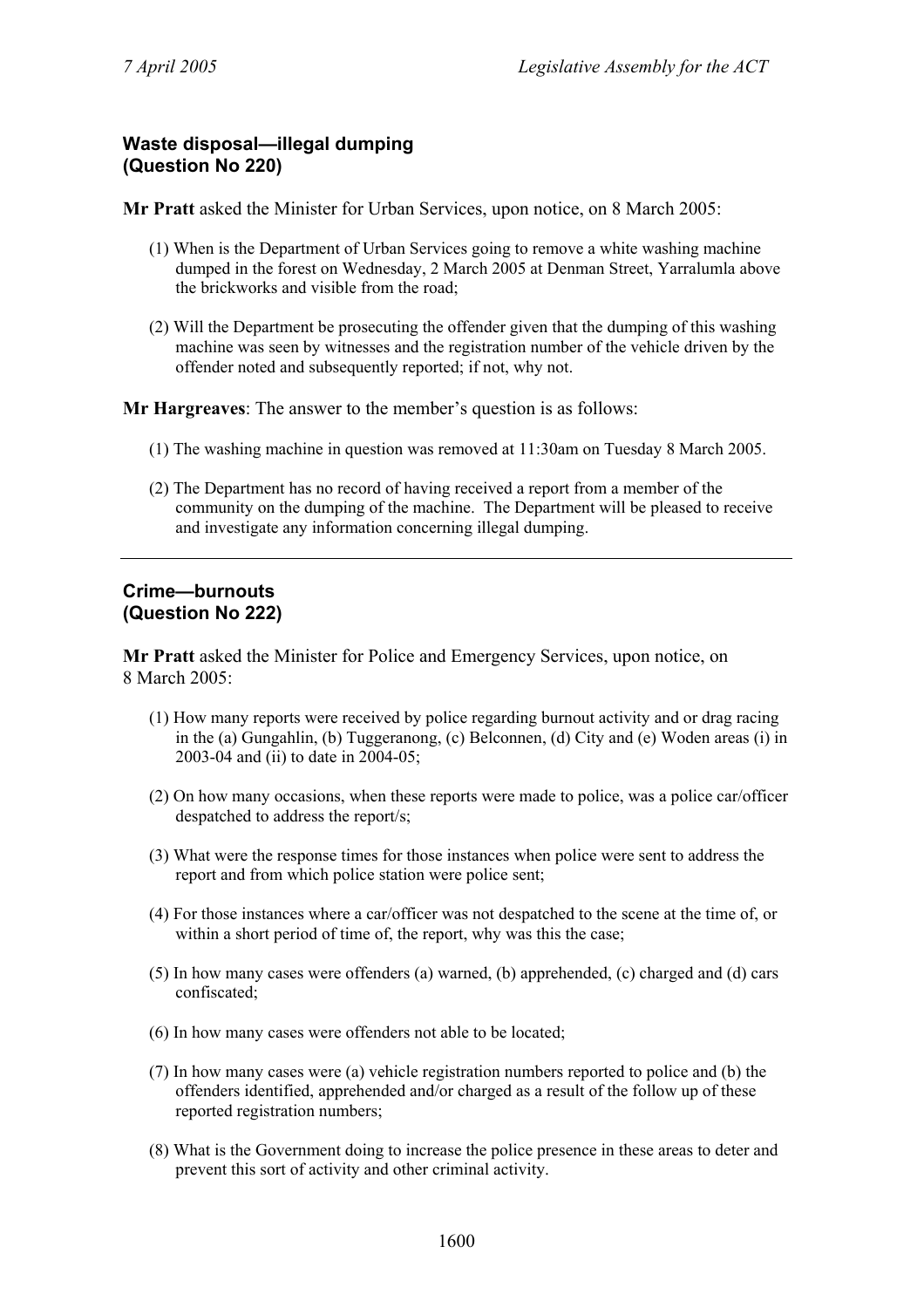## Waste disposal—illegal dumping (Question No 220)

**Mr Pratt** asked the Minister for Urban Services, upon notice, on 8 March 2005:

(1) When is the Department of Urban Services going to remove a white washing machine dumped in the forest on Wednesday, 2 March 2005 at Denman Street, Yarralumla above the brickworks and visible from the road;

(2) Will the Department be prosecuting the offender given that the dumping of this washing machine was seen by witnesses and the registration number of the vehicle driven by the offender noted and subsequently reported; if not, why not.

**Mr Hargreaves**: The answer to the member's question is as follows:

(1) The washing machine in question was removed at 11:30am on Tuesday 8 March 2005.

(2) The Department has no record of having received a report from a member of the community on the dumping of the machine. The Department will be pleased to receive and investigate any information concerning illegal dumping.

---

## Crime—burnouts (Question No 222)

**Mr Pratt** asked the Minister for Police and Emergency Services, upon notice, on 8 March 2005:

(1) How many reports were received by police regarding burnout activity and or drag racing in the (a) Gungahlin, (b) Tuggeranong, (c) Belconnen, (d) City and (e) Woden areas (i) in 2003-04 and (ii) to date in 2004-05;

(2) On how many occasions, when these reports were made to police, was a police car/officer despatched to address the report/s;

(3) What were the response times for those instances when police were sent to address the report and from which police station were police sent;

(4) For those instances where a car/officer was not despatched to the scene at the time of, or within a short period of time of, the report, why was this the case;

(5) In how many cases were offenders (a) warned, (b) apprehended, (c) charged and (d) cars confiscated;

(6) In how many cases were offenders not able to be located;

(7) In how many cases were (a) vehicle registration numbers reported to police and (b) the offenders identified, apprehended and/or charged as a result of the follow up of these reported registration numbers;

(8) What is the Government doing to increase the police presence in these areas to deter and prevent this sort of activity and other criminal activity.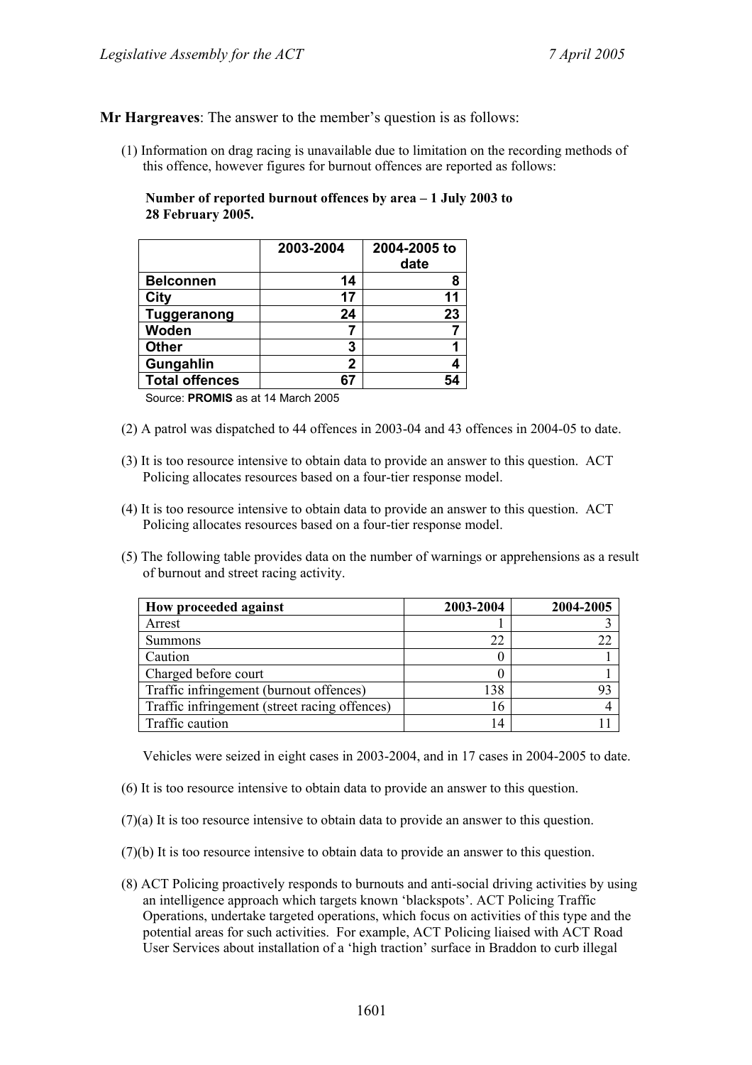**Mr Hargreaves**: The answer to the member's question is as follows:

(1) Information on drag racing is unavailable due to limitation on the recording methods of this offence, however figures for burnout offences are reported as follows:

**Number of reported burnout offences by area – 1 July 2003 to 28 February 2005.**

| | 2003-2004 | 2004-2005 to date |
|---|---|---|
| **Belconnen** | 14 | 8 |
| **City** | 17 | 11 |
| **Tuggeranong** | 24 | 23 |
| **Woden** | 7 | 7 |
| **Other** | 3 | 1 |
| **Gungahlin** | 2 | 4 |
| **Total offences** | 67 | 54 |

Source: **PROMIS** as at 14 March 2005

(2) A patrol was dispatched to 44 offences in 2003-04 and 43 offences in 2004-05 to date.

(3) It is too resource intensive to obtain data to provide an answer to this question. ACT Policing allocates resources based on a four-tier response model.

(4) It is too resource intensive to obtain data to provide an answer to this question. ACT Policing allocates resources based on a four-tier response model.

(5) The following table provides data on the number of warnings or apprehensions as a result of burnout and street racing activity.

| How proceeded against | 2003-2004 | 2004-2005 |
|---|---|---|
| Arrest | 1 | 3 |
| Summons | 22 | 22 |
| Caution | 0 | 1 |
| Charged before court | 0 | 1 |
| Traffic infringement (burnout offences) | 138 | 93 |
| Traffic infringement (street racing offences) | 16 | 4 |
| Traffic caution | 14 | 11 |

Vehicles were seized in eight cases in 2003-2004, and in 17 cases in 2004-2005 to date.

(6) It is too resource intensive to obtain data to provide an answer to this question.

(7)(a) It is too resource intensive to obtain data to provide an answer to this question.

(7)(b) It is too resource intensive to obtain data to provide an answer to this question.

(8) ACT Policing proactively responds to burnouts and anti-social driving activities by using an intelligence approach which targets known 'blackspots'. ACT Policing Traffic Operations, undertake targeted operations, which focus on activities of this type and the potential areas for such activities. For example, ACT Policing liaised with ACT Road User Services about installation of a 'high traction' surface in Braddon to curb illegal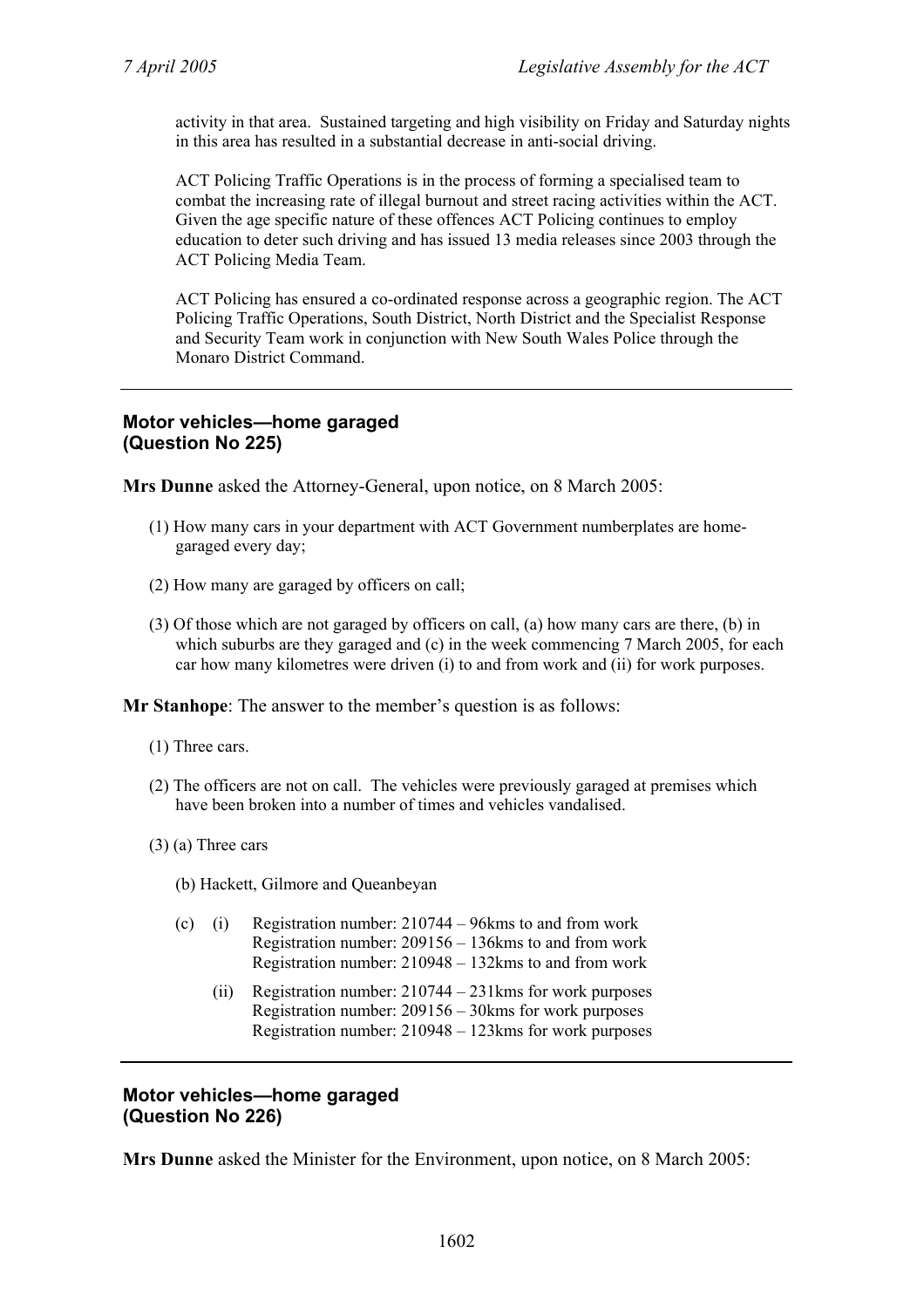activity in that area. Sustained targeting and high visibility on Friday and Saturday nights in this area has resulted in a substantial decrease in anti-social driving.

ACT Policing Traffic Operations is in the process of forming a specialised team to combat the increasing rate of illegal burnout and street racing activities within the ACT. Given the age specific nature of these offences ACT Policing continues to employ education to deter such driving and has issued 13 media releases since 2003 through the ACT Policing Media Team.

ACT Policing has ensured a co-ordinated response across a geographic region. The ACT Policing Traffic Operations, South District, North District and the Specialist Response and Security Team work in conjunction with New South Wales Police through the Monaro District Command.

---

## Motor vehicles—home garaged (Question No 225)

**Mrs Dunne** asked the Attorney-General, upon notice, on 8 March 2005:

(1) How many cars in your department with ACT Government numberplates are home-garaged every day;

(2) How many are garaged by officers on call;

(3) Of those which are not garaged by officers on call, (a) how many cars are there, (b) in which suburbs are they garaged and (c) in the week commencing 7 March 2005, for each car how many kilometres were driven (i) to and from work and (ii) for work purposes.

**Mr Stanhope**: The answer to the member's question is as follows:

(1) Three cars.

(2) The officers are not on call. The vehicles were previously garaged at premises which have been broken into a number of times and vehicles vandalised.

(3) (a) Three cars

(b) Hackett, Gilmore and Queanbeyan

(c) (i) Registration number: 210744 – 96kms to and from work
Registration number: 209156 – 136kms to and from work
Registration number: 210948 – 132kms to and from work

(ii) Registration number: 210744 – 231kms for work purposes
Registration number: 209156 – 30kms for work purposes
Registration number: 210948 – 123kms for work purposes

---

## Motor vehicles—home garaged (Question No 226)

**Mrs Dunne** asked the Minister for the Environment, upon notice, on 8 March 2005: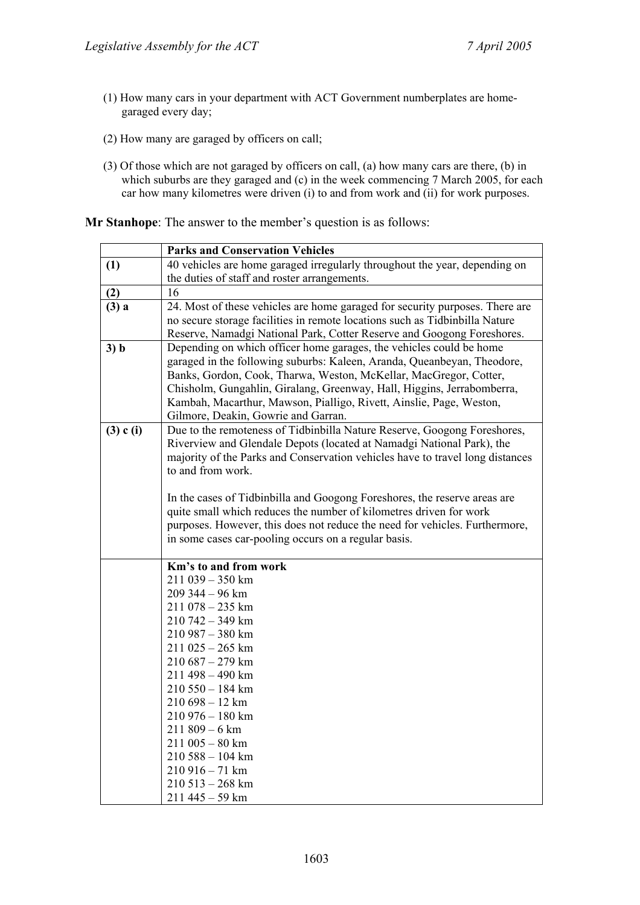(1) How many cars in your department with ACT Government numberplates are home-garaged every day;

(2) How many are garaged by officers on call;

(3) Of those which are not garaged by officers on call, (a) how many cars are there, (b) in which suburbs are they garaged and (c) in the week commencing 7 March 2005, for each car how many kilometres were driven (i) to and from work and (ii) for work purposes.

**Mr Stanhope**: The answer to the member's question is as follows:

| | **Parks and Conservation Vehicles** |
|---|---|
| **(1)** | 40 vehicles are home garaged irregularly throughout the year, depending on the duties of staff and roster arrangements. |
| **(2)** | 16 |
| **(3) a** | 24. Most of these vehicles are home garaged for security purposes. There are no secure storage facilities in remote locations such as Tidbinbilla Nature Reserve, Namadgi National Park, Cotter Reserve and Googong Foreshores. |
| **3) b** | Depending on which officer home garages, the vehicles could be home garaged in the following suburbs: Kaleen, Aranda, Queanbeyan, Theodore, Banks, Gordon, Cook, Tharwa, Weston, McKellar, MacGregor, Cotter, Chisholm, Gungahlin, Giralang, Greenway, Hall, Higgins, Jerrabomberra, Kambah, Macarthur, Mawson, Pialligo, Rivett, Ainslie, Page, Weston, Gilmore, Deakin, Gowrie and Garran. |
| **(3) c (i)** | Due to the remoteness of Tidbinbilla Nature Reserve, Googong Foreshores, Riverview and Glendale Depots (located at Namadgi National Park), the majority of the Parks and Conservation vehicles have to travel long distances to and from work.<br><br>In the cases of Tidbinbilla and Googong Foreshores, the reserve areas are quite small which reduces the number of kilometres driven for work purposes. However, this does not reduce the need for vehicles. Furthermore, in some cases car-pooling occurs on a regular basis. |
| | **Km's to and from work**<br>211 039 – 350 km<br>209 344 – 96 km<br>211 078 – 235 km<br>210 742 – 349 km<br>210 987 – 380 km<br>211 025 – 265 km<br>210 687 – 279 km<br>211 498 – 490 km<br>210 550 – 184 km<br>210 698 – 12 km<br>210 976 – 180 km<br>211 809 – 6 km<br>211 005 – 80 km<br>210 588 – 104 km<br>210 916 – 71 km<br>210 513 – 268 km<br>211 445 – 59 km |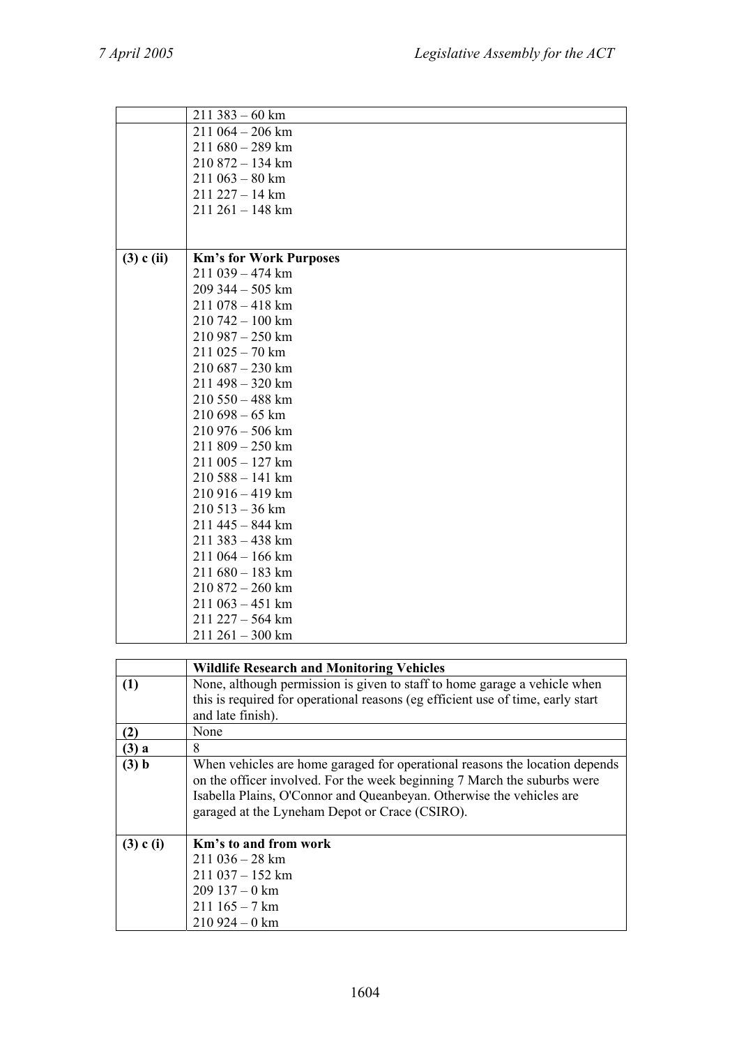| | |
|---|---|
| | 211 383 – 60 km |
| | 211 064 – 206 km<br>211 680 – 289 km<br>210 872 – 134 km<br>211 063 – 80 km<br>211 227 – 14 km<br>211 261 – 148 km |
| **(3) c (ii)** | **Km's for Work Purposes**<br>211 039 – 474 km<br>209 344 – 505 km<br>211 078 – 418 km<br>210 742 – 100 km<br>210 987 – 250 km<br>211 025 – 70 km<br>210 687 – 230 km<br>211 498 – 320 km<br>210 550 – 488 km<br>210 698 – 65 km<br>210 976 – 506 km<br>211 809 – 250 km<br>211 005 – 127 km<br>210 588 – 141 km<br>210 916 – 419 km<br>210 513 – 36 km<br>211 445 – 844 km<br>211 383 – 438 km<br>211 064 – 166 km<br>211 680 – 183 km<br>210 872 – 260 km<br>211 063 – 451 km<br>211 227 – 564 km<br>211 261 – 300 km |

| | **Wildlife Research and Monitoring Vehicles** |
|---|---|
| **(1)** | None, although permission is given to staff to home garage a vehicle when this is required for operational reasons (eg efficient use of time, early start and late finish). |
| **(2)** | None |
| **(3) a** | 8 |
| **(3) b** | When vehicles are home garaged for operational reasons the location depends on the officer involved. For the week beginning 7 March the suburbs were Isabella Plains, O'Connor and Queanbeyan. Otherwise the vehicles are garaged at the Lyneham Depot or Crace (CSIRO). |
| **(3) c (i)** | **Km's to and from work**<br>211 036 – 28 km<br>211 037 – 152 km<br>209 137 – 0 km<br>211 165 – 7 km<br>210 924 – 0 km |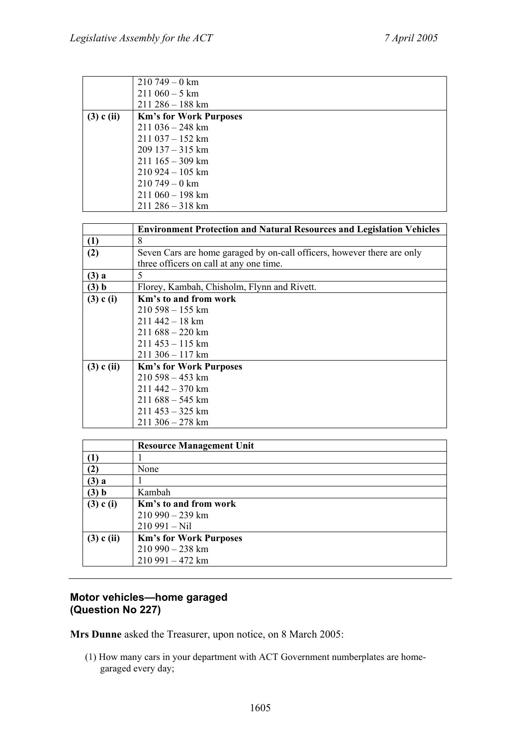| | |
|---|---|
| | 210 749 – 0 km<br>211 060 – 5 km<br>211 286 – 188 km |
| **(3) c (ii)** | **Km's for Work Purposes**<br>211 036 – 248 km<br>211 037 – 152 km<br>209 137 – 315 km<br>211 165 – 309 km<br>210 924 – 105 km<br>210 749 – 0 km<br>211 060 – 198 km<br>211 286 – 318 km |

| | **Environment Protection and Natural Resources and Legislation Vehicles** |
|---|---|
| **(1)** | 8 |
| **(2)** | Seven Cars are home garaged by on-call officers, however there are only three officers on call at any one time. |
| **(3) a** | 5 |
| **(3) b** | Florey, Kambah, Chisholm, Flynn and Rivett. |
| **(3) c (i)** | **Km's to and from work**<br>210 598 – 155 km<br>211 442 – 18 km<br>211 688 – 220 km<br>211 453 – 115 km<br>211 306 – 117 km |
| **(3) c (ii)** | **Km's for Work Purposes**<br>210 598 – 453 km<br>211 442 – 370 km<br>211 688 – 545 km<br>211 453 – 325 km<br>211 306 – 278 km |

| | **Resource Management Unit** |
|---|---|
| **(1)** | 1 |
| **(2)** | None |
| **(3) a** | 1 |
| **(3) b** | Kambah |
| **(3) c (i)** | **Km's to and from work**<br>210 990 – 239 km<br>210 991 – Nil |
| **(3) c (ii)** | **Km's for Work Purposes**<br>210 990 – 238 km<br>210 991 – 472 km |

---

## Motor vehicles—home garaged (Question No 227)

**Mrs Dunne** asked the Treasurer, upon notice, on 8 March 2005:

(1) How many cars in your department with ACT Government numberplates are home-garaged every day;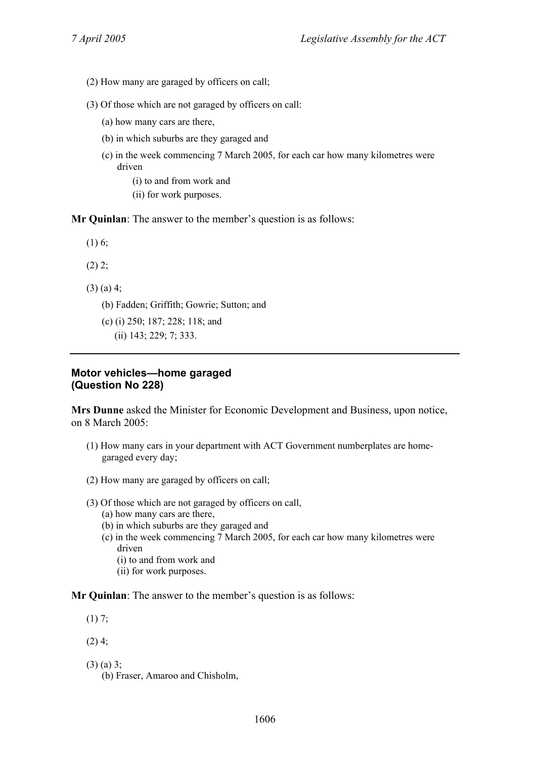(2) How many are garaged by officers on call;

(3) Of those which are not garaged by officers on call:

(a) how many cars are there,

(b) in which suburbs are they garaged and

(c) in the week commencing 7 March 2005, for each car how many kilometres were driven

(i) to and from work and

(ii) for work purposes.

**Mr Quinlan**: The answer to the member's question is as follows:

(1) 6;

(2) 2;

(3) (a) 4;

(b) Fadden; Griffith; Gowrie; Sutton; and

(c) (i) 250; 187; 228; 118; and

(ii) 143; 229; 7; 333.

---

**Motor vehicles—home garaged**
**(Question No 228)**

**Mrs Dunne** asked the Minister for Economic Development and Business, upon notice, on 8 March 2005:

(1) How many cars in your department with ACT Government numberplates are home-garaged every day;

(2) How many are garaged by officers on call;

(3) Of those which are not garaged by officers on call,

(a) how many cars are there,

(b) in which suburbs are they garaged and

(c) in the week commencing 7 March 2005, for each car how many kilometres were driven

(i) to and from work and

(ii) for work purposes.

**Mr Quinlan**: The answer to the member's question is as follows:

(1) 7;

(2) 4;

(3) (a) 3;

(b) Fraser, Amaroo and Chisholm,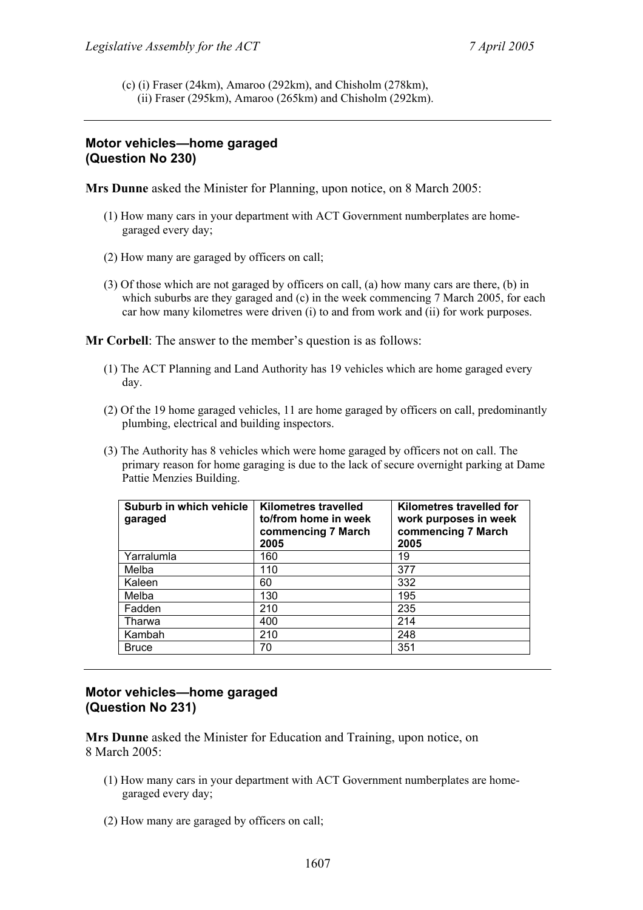(c) (i) Fraser (24km), Amaroo (292km), and Chisholm (278km),
    (ii) Fraser (295km), Amaroo (265km) and Chisholm (292km).

---

## Motor vehicles—home garaged
## (Question No 230)

**Mrs Dunne** asked the Minister for Planning, upon notice, on 8 March 2005:

(1) How many cars in your department with ACT Government numberplates are home-garaged every day;

(2) How many are garaged by officers on call;

(3) Of those which are not garaged by officers on call, (a) how many cars are there, (b) in which suburbs are they garaged and (c) in the week commencing 7 March 2005, for each car how many kilometres were driven (i) to and from work and (ii) for work purposes.

**Mr Corbell**: The answer to the member's question is as follows:

(1) The ACT Planning and Land Authority has 19 vehicles which are home garaged every day.

(2) Of the 19 home garaged vehicles, 11 are home garaged by officers on call, predominantly plumbing, electrical and building inspectors.

(3) The Authority has 8 vehicles which were home garaged by officers not on call. The primary reason for home garaging is due to the lack of secure overnight parking at Dame Pattie Menzies Building.

| Suburb in which vehicle garaged | Kilometres travelled to/from home in week commencing 7 March 2005 | Kilometres travelled for work purposes in week commencing 7 March 2005 |
|---|---|---|
| Yarralumla | 160 | 19 |
| Melba | 110 | 377 |
| Kaleen | 60 | 332 |
| Melba | 130 | 195 |
| Fadden | 210 | 235 |
| Tharwa | 400 | 214 |
| Kambah | 210 | 248 |
| Bruce | 70 | 351 |

---

## Motor vehicles—home garaged
## (Question No 231)

**Mrs Dunne** asked the Minister for Education and Training, upon notice, on 8 March 2005:

(1) How many cars in your department with ACT Government numberplates are home-garaged every day;

(2) How many are garaged by officers on call;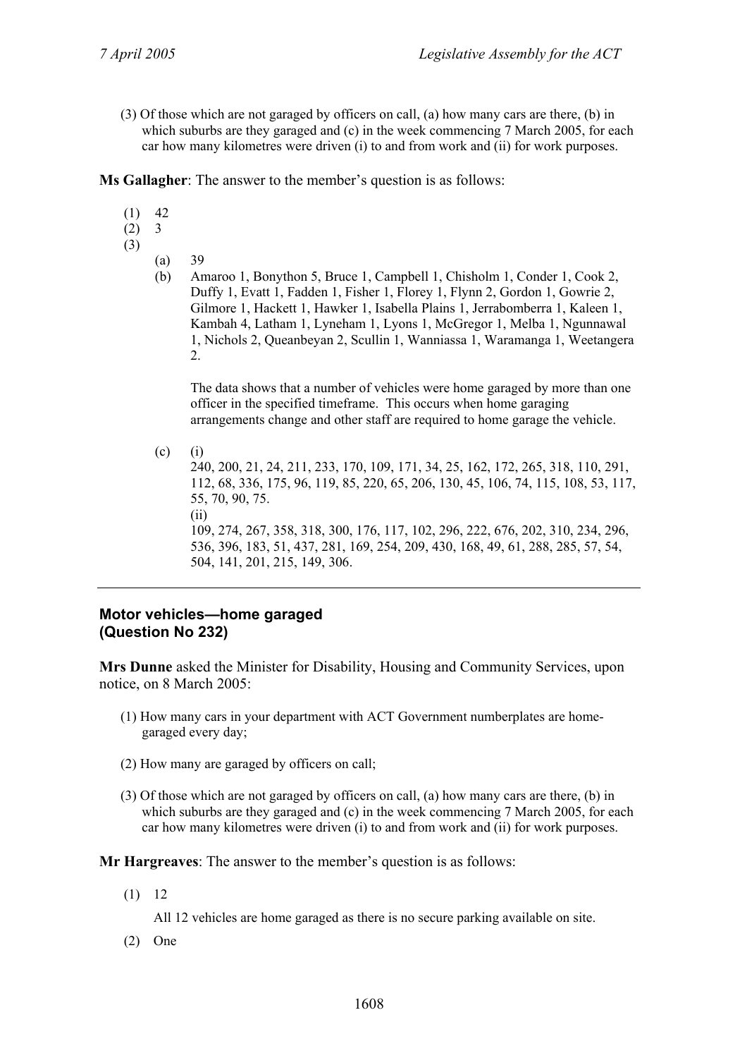(3) Of those which are not garaged by officers on call, (a) how many cars are there, (b) in which suburbs are they garaged and (c) in the week commencing 7 March 2005, for each car how many kilometres were driven (i) to and from work and (ii) for work purposes.

**Ms Gallagher**: The answer to the member's question is as follows:

(1) 42

(2) 3

(3)

- (a) 39
- (b) Amaroo 1, Bonython 5, Bruce 1, Campbell 1, Chisholm 1, Conder 1, Cook 2, Duffy 1, Evatt 1, Fadden 1, Fisher 1, Florey 1, Flynn 2, Gordon 1, Gowrie 2, Gilmore 1, Hackett 1, Hawker 1, Isabella Plains 1, Jerrabomberra 1, Kaleen 1, Kambah 4, Latham 1, Lyneham 1, Lyons 1, McGregor 1, Melba 1, Ngunnawal 1, Nichols 2, Queanbeyan 2, Scullin 1, Wanniassa 1, Waramanga 1, Weetangera 2.

  The data shows that a number of vehicles were home garaged by more than one officer in the specified timeframe. This occurs when home garaging arrangements change and other staff are required to home garage the vehicle.

- (c) (i)
  240, 200, 21, 24, 211, 233, 170, 109, 171, 34, 25, 162, 172, 265, 318, 110, 291, 112, 68, 336, 175, 96, 119, 85, 220, 65, 206, 130, 45, 106, 74, 115, 108, 53, 117, 55, 70, 90, 75.
  (ii)
  109, 274, 267, 358, 318, 300, 176, 117, 102, 296, 222, 676, 202, 310, 234, 296, 536, 396, 183, 51, 437, 281, 169, 254, 209, 430, 168, 49, 61, 288, 285, 57, 54, 504, 141, 201, 215, 149, 306.

---

## Motor vehicles—home garaged (Question No 232)

**Mrs Dunne** asked the Minister for Disability, Housing and Community Services, upon notice, on 8 March 2005:

(1) How many cars in your department with ACT Government numberplates are home-garaged every day;

(2) How many are garaged by officers on call;

(3) Of those which are not garaged by officers on call, (a) how many cars are there, (b) in which suburbs are they garaged and (c) in the week commencing 7 March 2005, for each car how many kilometres were driven (i) to and from work and (ii) for work purposes.

**Mr Hargreaves**: The answer to the member's question is as follows:

(1) 12

All 12 vehicles are home garaged as there is no secure parking available on site.

(2) One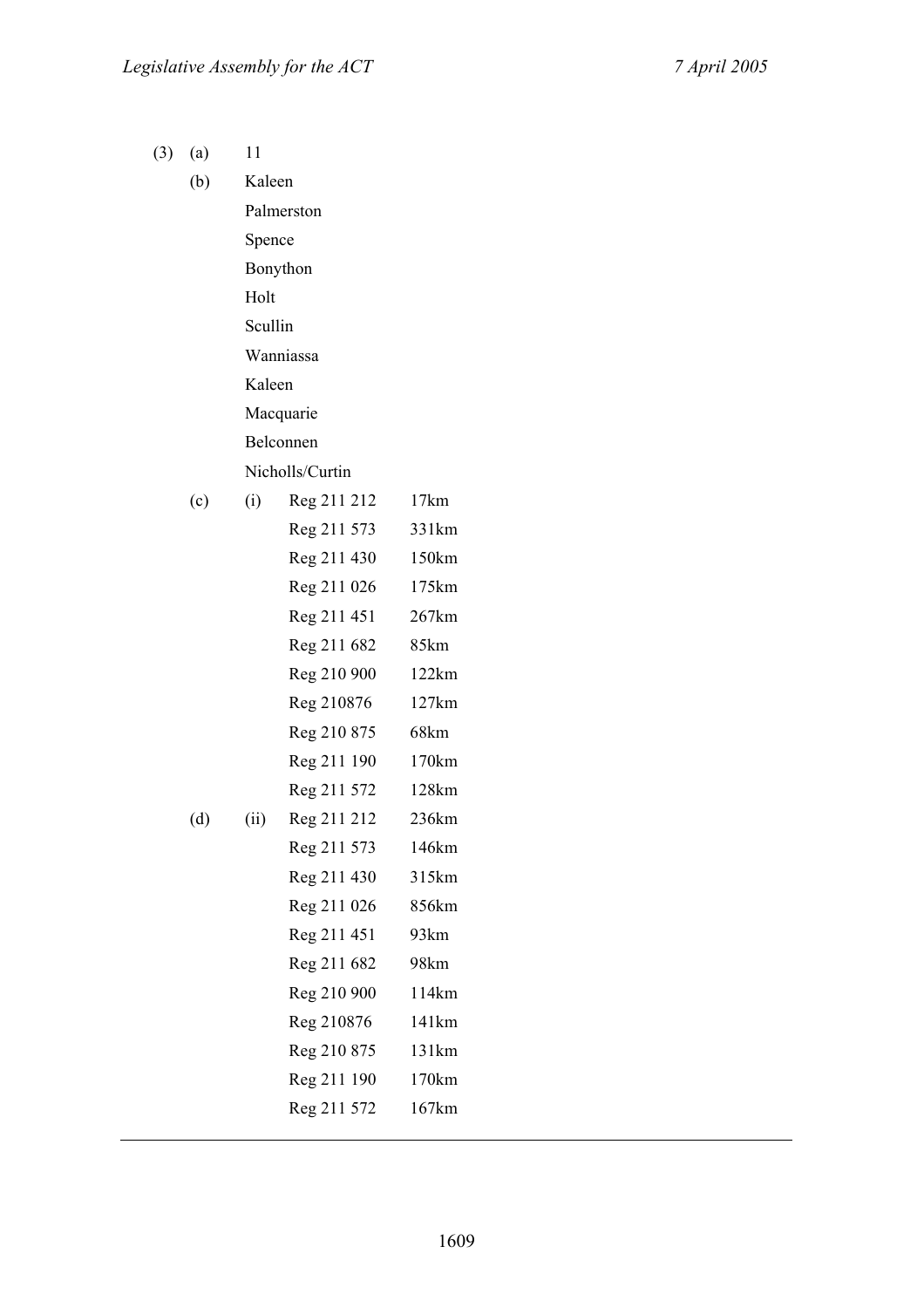(3) (a) 11

(b) Kaleen
Palmerston
Spence
Bonython
Holt
Scullin
Wanniassa
Kaleen
Macquarie
Belconnen
Nicholls/Curtin

| | | | |
|---|---|---|---|
| (c) | (i) | Reg 211 212 | 17km |
| | | Reg 211 573 | 331km |
| | | Reg 211 430 | 150km |
| | | Reg 211 026 | 175km |
| | | Reg 211 451 | 267km |
| | | Reg 211 682 | 85km |
| | | Reg 210 900 | 122km |
| | | Reg 210876 | 127km |
| | | Reg 210 875 | 68km |
| | | Reg 211 190 | 170km |
| | | Reg 211 572 | 128km |
| (d) | (ii) | Reg 211 212 | 236km |
| | | Reg 211 573 | 146km |
| | | Reg 211 430 | 315km |
| | | Reg 211 026 | 856km |
| | | Reg 211 451 | 93km |
| | | Reg 211 682 | 98km |
| | | Reg 210 900 | 114km |
| | | Reg 210876 | 141km |
| | | Reg 210 875 | 131km |
| | | Reg 211 190 | 170km |
| | | Reg 211 572 | 167km |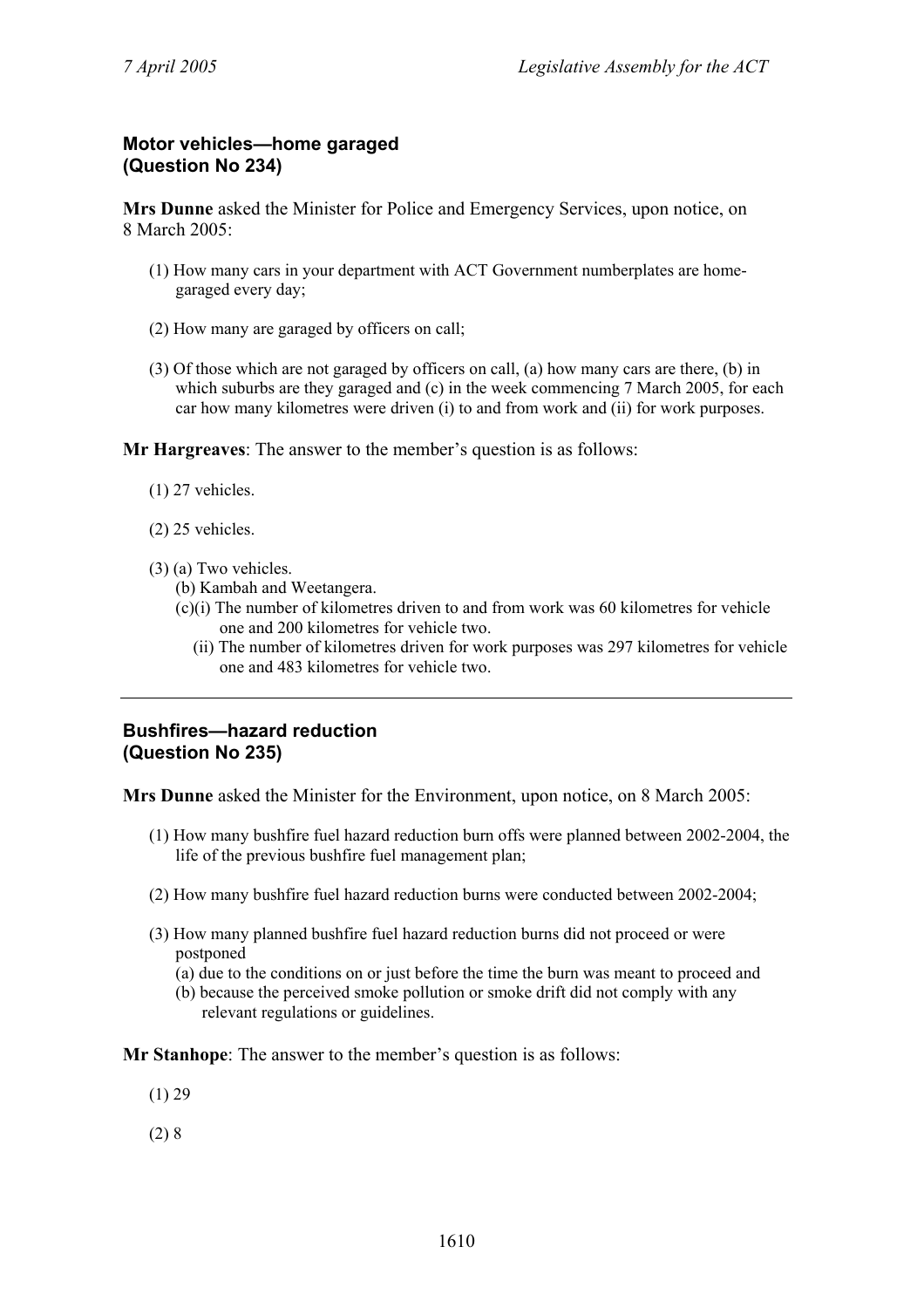**Motor vehicles—home garaged**
**(Question No 234)**

**Mrs Dunne** asked the Minister for Police and Emergency Services, upon notice, on 8 March 2005:

(1) How many cars in your department with ACT Government numberplates are home-garaged every day;

(2) How many are garaged by officers on call;

(3) Of those which are not garaged by officers on call, (a) how many cars are there, (b) in which suburbs are they garaged and (c) in the week commencing 7 March 2005, for each car how many kilometres were driven (i) to and from work and (ii) for work purposes.

**Mr Hargreaves**: The answer to the member's question is as follows:

(1) 27 vehicles.

(2) 25 vehicles.

(3) (a) Two vehicles.
  (b) Kambah and Weetangera.
  (c)(i) The number of kilometres driven to and from work was 60 kilometres for vehicle one and 200 kilometres for vehicle two.
    (ii) The number of kilometres driven for work purposes was 297 kilometres for vehicle one and 483 kilometres for vehicle two.

---

**Bushfires—hazard reduction**
**(Question No 235)**

**Mrs Dunne** asked the Minister for the Environment, upon notice, on 8 March 2005:

(1) How many bushfire fuel hazard reduction burn offs were planned between 2002-2004, the life of the previous bushfire fuel management plan;

(2) How many bushfire fuel hazard reduction burns were conducted between 2002-2004;

(3) How many planned bushfire fuel hazard reduction burns did not proceed or were postponed
  (a) due to the conditions on or just before the time the burn was meant to proceed and
  (b) because the perceived smoke pollution or smoke drift did not comply with any relevant regulations or guidelines.

**Mr Stanhope**: The answer to the member's question is as follows:

(1) 29

(2) 8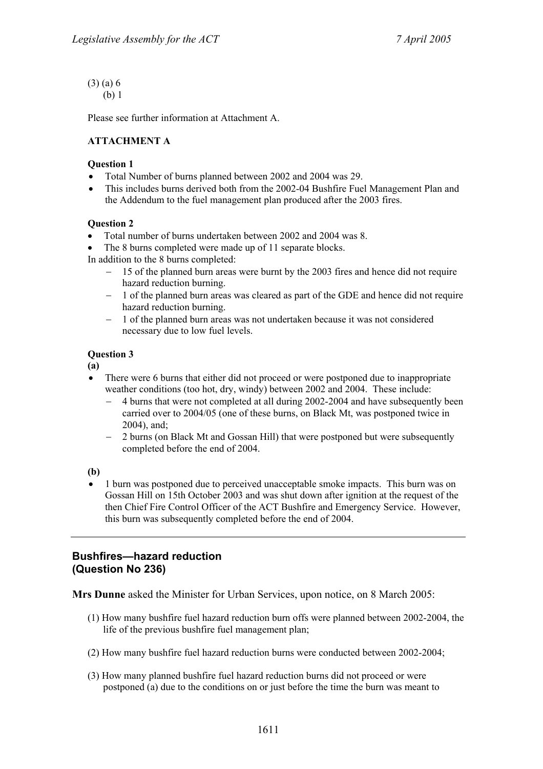(3) (a) 6
(b) 1

Please see further information at Attachment A.

**ATTACHMENT A**

**Question 1**

- Total Number of burns planned between 2002 and 2004 was 29.
- This includes burns derived both from the 2002-04 Bushfire Fuel Management Plan and the Addendum to the fuel management plan produced after the 2003 fires.

**Question 2**

- Total number of burns undertaken between 2002 and 2004 was 8.
- The 8 burns completed were made up of 11 separate blocks.

In addition to the 8 burns completed:

- 15 of the planned burn areas were burnt by the 2003 fires and hence did not require hazard reduction burning.
- 1 of the planned burn areas was cleared as part of the GDE and hence did not require hazard reduction burning.
- 1 of the planned burn areas was not undertaken because it was not considered necessary due to low fuel levels.

**Question 3**

**(a)**

- There were 6 burns that either did not proceed or were postponed due to inappropriate weather conditions (too hot, dry, windy) between 2002 and 2004. These include:
  - 4 burns that were not completed at all during 2002-2004 and have subsequently been carried over to 2004/05 (one of these burns, on Black Mt, was postponed twice in 2004), and;
  - 2 burns (on Black Mt and Gossan Hill) that were postponed but were subsequently completed before the end of 2004.

**(b)**

- 1 burn was postponed due to perceived unacceptable smoke impacts. This burn was on Gossan Hill on 15th October 2003 and was shut down after ignition at the request of the then Chief Fire Control Officer of the ACT Bushfire and Emergency Service. However, this burn was subsequently completed before the end of 2004.

---

## Bushfires—hazard reduction (Question No 236)

**Mrs Dunne** asked the Minister for Urban Services, upon notice, on 8 March 2005:

(1) How many bushfire fuel hazard reduction burn offs were planned between 2002-2004, the life of the previous bushfire fuel management plan;

(2) How many bushfire fuel hazard reduction burns were conducted between 2002-2004;

(3) How many planned bushfire fuel hazard reduction burns did not proceed or were postponed (a) due to the conditions on or just before the time the burn was meant to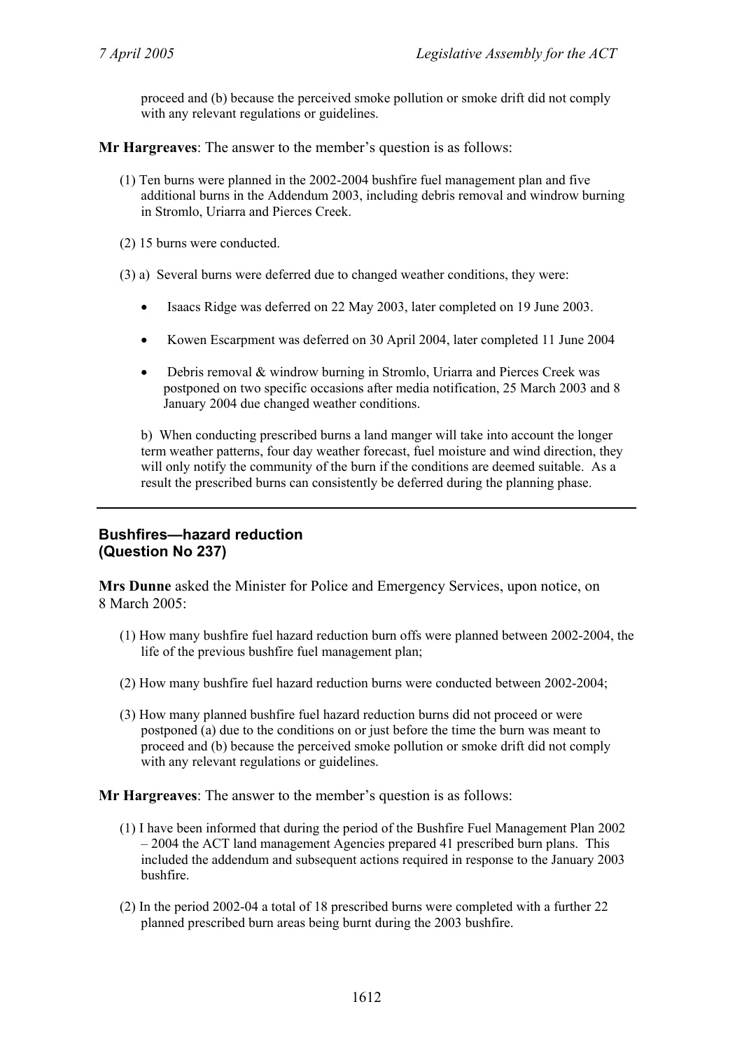proceed and (b) because the perceived smoke pollution or smoke drift did not comply with any relevant regulations or guidelines.

**Mr Hargreaves**: The answer to the member's question is as follows:

(1) Ten burns were planned in the 2002-2004 bushfire fuel management plan and five additional burns in the Addendum 2003, including debris removal and windrow burning in Stromlo, Uriarra and Pierces Creek.

(2) 15 burns were conducted.

(3) a) Several burns were deferred due to changed weather conditions, they were:

- Isaacs Ridge was deferred on 22 May 2003, later completed on 19 June 2003.
- Kowen Escarpment was deferred on 30 April 2004, later completed 11 June 2004
- Debris removal & windrow burning in Stromlo, Uriarra and Pierces Creek was postponed on two specific occasions after media notification, 25 March 2003 and 8 January 2004 due changed weather conditions.

b) When conducting prescribed burns a land manger will take into account the longer term weather patterns, four day weather forecast, fuel moisture and wind direction, they will only notify the community of the burn if the conditions are deemed suitable. As a result the prescribed burns can consistently be deferred during the planning phase.

---

## Bushfires—hazard reduction (Question No 237)

**Mrs Dunne** asked the Minister for Police and Emergency Services, upon notice, on 8 March 2005:

(1) How many bushfire fuel hazard reduction burn offs were planned between 2002-2004, the life of the previous bushfire fuel management plan;

(2) How many bushfire fuel hazard reduction burns were conducted between 2002-2004;

(3) How many planned bushfire fuel hazard reduction burns did not proceed or were postponed (a) due to the conditions on or just before the time the burn was meant to proceed and (b) because the perceived smoke pollution or smoke drift did not comply with any relevant regulations or guidelines.

**Mr Hargreaves**: The answer to the member's question is as follows:

(1) I have been informed that during the period of the Bushfire Fuel Management Plan 2002 – 2004 the ACT land management Agencies prepared 41 prescribed burn plans. This included the addendum and subsequent actions required in response to the January 2003 bushfire.

(2) In the period 2002-04 a total of 18 prescribed burns were completed with a further 22 planned prescribed burn areas being burnt during the 2003 bushfire.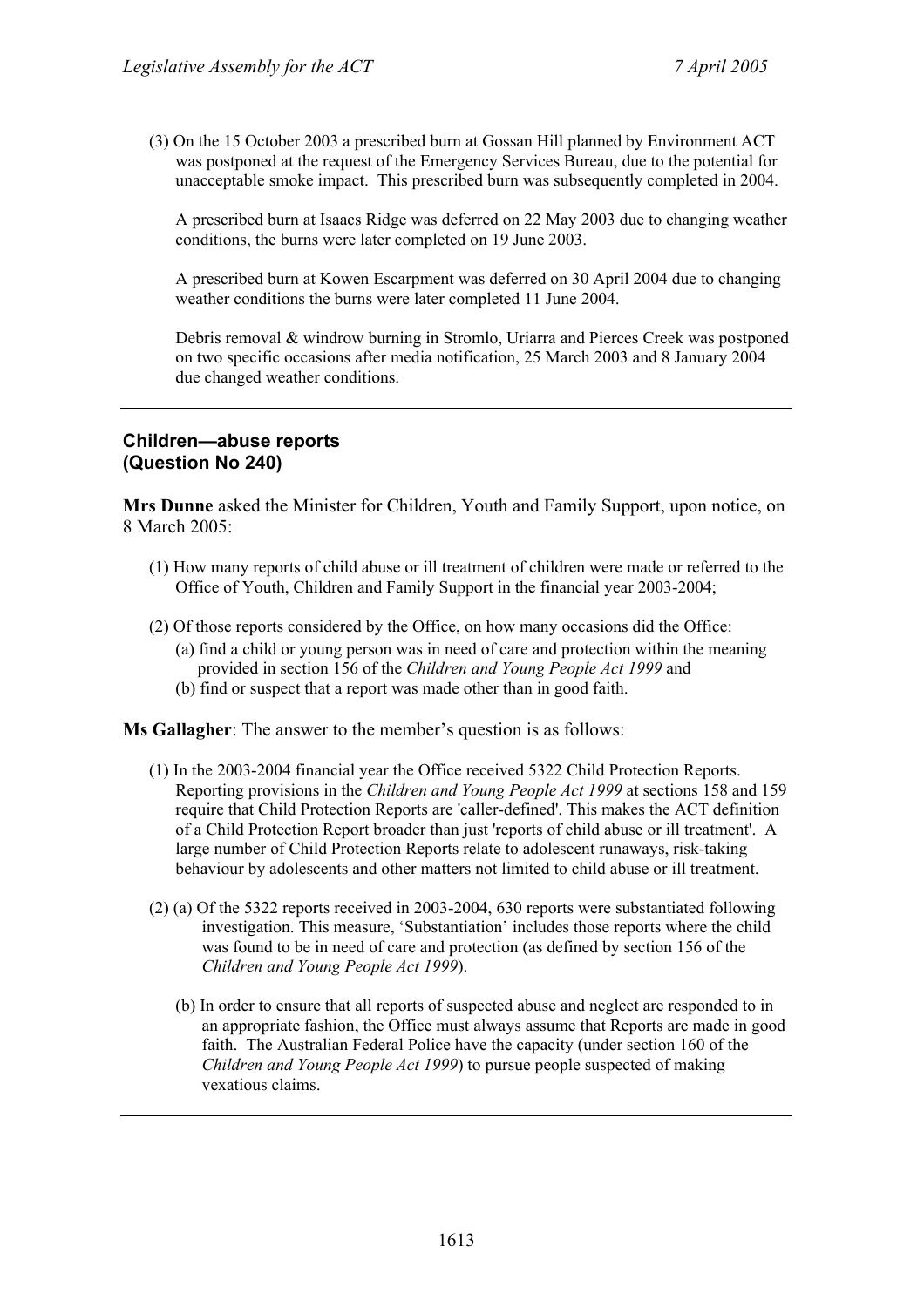(3) On the 15 October 2003 a prescribed burn at Gossan Hill planned by Environment ACT was postponed at the request of the Emergency Services Bureau, due to the potential for unacceptable smoke impact. This prescribed burn was subsequently completed in 2004.

A prescribed burn at Isaacs Ridge was deferred on 22 May 2003 due to changing weather conditions, the burns were later completed on 19 June 2003.

A prescribed burn at Kowen Escarpment was deferred on 30 April 2004 due to changing weather conditions the burns were later completed 11 June 2004.

Debris removal & windrow burning in Stromlo, Uriarra and Pierces Creek was postponed on two specific occasions after media notification, 25 March 2003 and 8 January 2004 due changed weather conditions.

---

### Children—abuse reports (Question No 240)

**Mrs Dunne** asked the Minister for Children, Youth and Family Support, upon notice, on 8 March 2005:

(1) How many reports of child abuse or ill treatment of children were made or referred to the Office of Youth, Children and Family Support in the financial year 2003-2004;

(2) Of those reports considered by the Office, on how many occasions did the Office:
   - (a) find a child or young person was in need of care and protection within the meaning provided in section 156 of the *Children and Young People Act 1999* and
   - (b) find or suspect that a report was made other than in good faith.

**Ms Gallagher**: The answer to the member's question is as follows:

(1) In the 2003-2004 financial year the Office received 5322 Child Protection Reports. Reporting provisions in the *Children and Young People Act 1999* at sections 158 and 159 require that Child Protection Reports are 'caller-defined'. This makes the ACT definition of a Child Protection Report broader than just 'reports of child abuse or ill treatment'. A large number of Child Protection Reports relate to adolescent runaways, risk-taking behaviour by adolescents and other matters not limited to child abuse or ill treatment.

(2) (a) Of the 5322 reports received in 2003-2004, 630 reports were substantiated following investigation. This measure, 'Substantiation' includes those reports where the child was found to be in need of care and protection (as defined by section 156 of the *Children and Young People Act 1999*).

(b) In order to ensure that all reports of suspected abuse and neglect are responded to in an appropriate fashion, the Office must always assume that Reports are made in good faith. The Australian Federal Police have the capacity (under section 160 of the *Children and Young People Act 1999*) to pursue people suspected of making vexatious claims.

---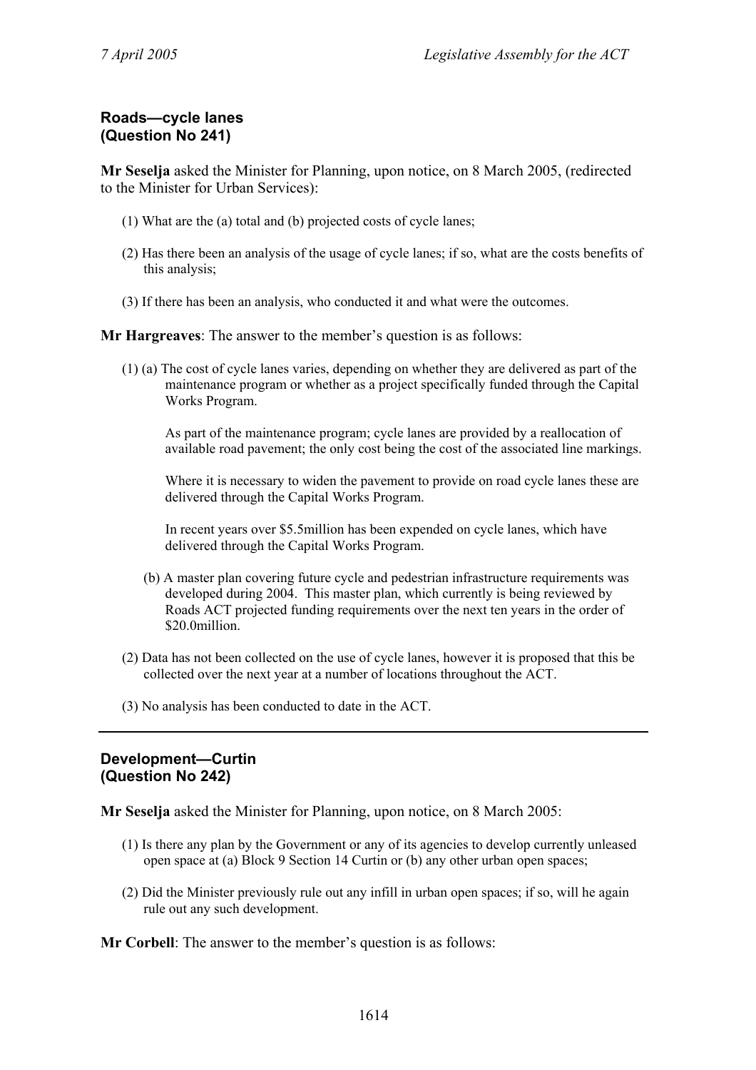## Roads—cycle lanes
## (Question No 241)

**Mr Seselja** asked the Minister for Planning, upon notice, on 8 March 2005, (redirected to the Minister for Urban Services):

(1) What are the (a) total and (b) projected costs of cycle lanes;

(2) Has there been an analysis of the usage of cycle lanes; if so, what are the costs benefits of this analysis;

(3) If there has been an analysis, who conducted it and what were the outcomes.

**Mr Hargreaves**: The answer to the member's question is as follows:

(1) (a) The cost of cycle lanes varies, depending on whether they are delivered as part of the maintenance program or whether as a project specifically funded through the Capital Works Program.

As part of the maintenance program; cycle lanes are provided by a reallocation of available road pavement; the only cost being the cost of the associated line markings.

Where it is necessary to widen the pavement to provide on road cycle lanes these are delivered through the Capital Works Program.

In recent years over $5.5million has been expended on cycle lanes, which have delivered through the Capital Works Program.

(b) A master plan covering future cycle and pedestrian infrastructure requirements was developed during 2004. This master plan, which currently is being reviewed by Roads ACT projected funding requirements over the next ten years in the order of $20.0million.

(2) Data has not been collected on the use of cycle lanes, however it is proposed that this be collected over the next year at a number of locations throughout the ACT.

(3) No analysis has been conducted to date in the ACT.

---

## Development—Curtin
## (Question No 242)

**Mr Seselja** asked the Minister for Planning, upon notice, on 8 March 2005:

(1) Is there any plan by the Government or any of its agencies to develop currently unleased open space at (a) Block 9 Section 14 Curtin or (b) any other urban open spaces;

(2) Did the Minister previously rule out any infill in urban open spaces; if so, will he again rule out any such development.

**Mr Corbell**: The answer to the member's question is as follows: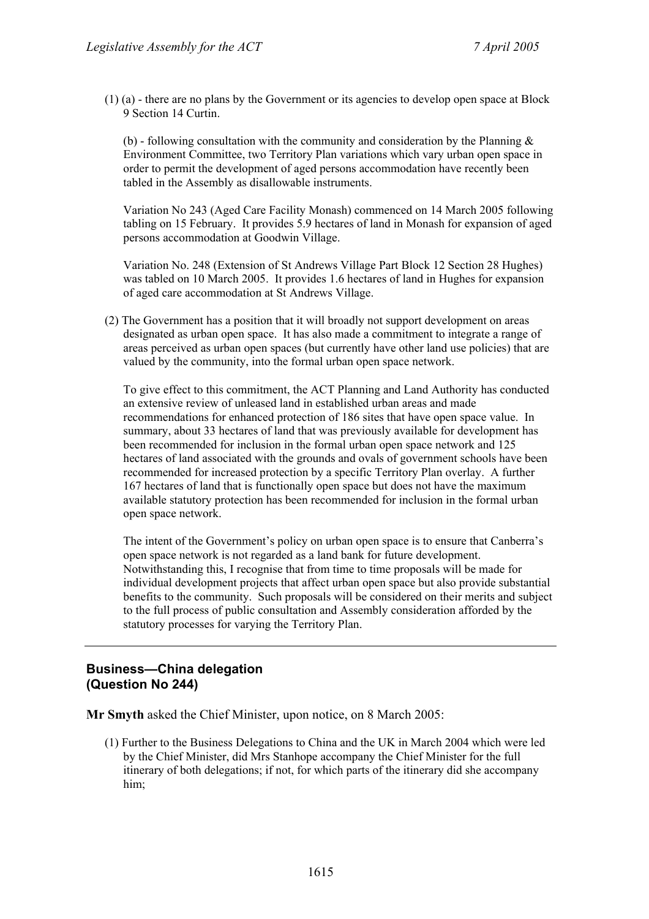(1) (a) - there are no plans by the Government or its agencies to develop open space at Block 9 Section 14 Curtin.

(b) - following consultation with the community and consideration by the Planning & Environment Committee, two Territory Plan variations which vary urban open space in order to permit the development of aged persons accommodation have recently been tabled in the Assembly as disallowable instruments.

Variation No 243 (Aged Care Facility Monash) commenced on 14 March 2005 following tabling on 15 February. It provides 5.9 hectares of land in Monash for expansion of aged persons accommodation at Goodwin Village.

Variation No. 248 (Extension of St Andrews Village Part Block 12 Section 28 Hughes) was tabled on 10 March 2005. It provides 1.6 hectares of land in Hughes for expansion of aged care accommodation at St Andrews Village.

(2) The Government has a position that it will broadly not support development on areas designated as urban open space. It has also made a commitment to integrate a range of areas perceived as urban open spaces (but currently have other land use policies) that are valued by the community, into the formal urban open space network.

To give effect to this commitment, the ACT Planning and Land Authority has conducted an extensive review of unleased land in established urban areas and made recommendations for enhanced protection of 186 sites that have open space value. In summary, about 33 hectares of land that was previously available for development has been recommended for inclusion in the formal urban open space network and 125 hectares of land associated with the grounds and ovals of government schools have been recommended for increased protection by a specific Territory Plan overlay. A further 167 hectares of land that is functionally open space but does not have the maximum available statutory protection has been recommended for inclusion in the formal urban open space network.

The intent of the Government's policy on urban open space is to ensure that Canberra's open space network is not regarded as a land bank for future development. Notwithstanding this, I recognise that from time to time proposals will be made for individual development projects that affect urban open space but also provide substantial benefits to the community. Such proposals will be considered on their merits and subject to the full process of public consultation and Assembly consideration afforded by the statutory processes for varying the Territory Plan.

---

## Business—China delegation (Question No 244)

**Mr Smyth** asked the Chief Minister, upon notice, on 8 March 2005:

(1) Further to the Business Delegations to China and the UK in March 2004 which were led by the Chief Minister, did Mrs Stanhope accompany the Chief Minister for the full itinerary of both delegations; if not, for which parts of the itinerary did she accompany him;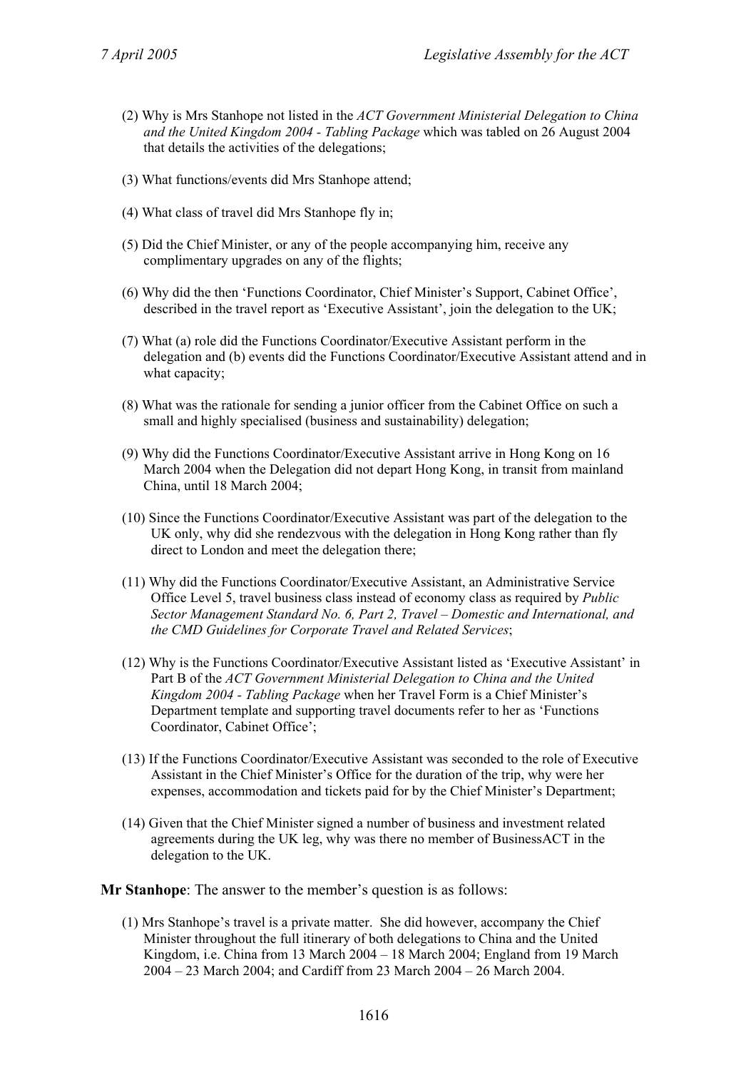(2) Why is Mrs Stanhope not listed in the *ACT Government Ministerial Delegation to China and the United Kingdom 2004 - Tabling Package* which was tabled on 26 August 2004 that details the activities of the delegations;

(3) What functions/events did Mrs Stanhope attend;

(4) What class of travel did Mrs Stanhope fly in;

(5) Did the Chief Minister, or any of the people accompanying him, receive any complimentary upgrades on any of the flights;

(6) Why did the then 'Functions Coordinator, Chief Minister's Support, Cabinet Office', described in the travel report as 'Executive Assistant', join the delegation to the UK;

(7) What (a) role did the Functions Coordinator/Executive Assistant perform in the delegation and (b) events did the Functions Coordinator/Executive Assistant attend and in what capacity;

(8) What was the rationale for sending a junior officer from the Cabinet Office on such a small and highly specialised (business and sustainability) delegation;

(9) Why did the Functions Coordinator/Executive Assistant arrive in Hong Kong on 16 March 2004 when the Delegation did not depart Hong Kong, in transit from mainland China, until 18 March 2004;

(10) Since the Functions Coordinator/Executive Assistant was part of the delegation to the UK only, why did she rendezvous with the delegation in Hong Kong rather than fly direct to London and meet the delegation there;

(11) Why did the Functions Coordinator/Executive Assistant, an Administrative Service Office Level 5, travel business class instead of economy class as required by *Public Sector Management Standard No. 6, Part 2, Travel – Domestic and International, and the CMD Guidelines for Corporate Travel and Related Services*;

(12) Why is the Functions Coordinator/Executive Assistant listed as 'Executive Assistant' in Part B of the *ACT Government Ministerial Delegation to China and the United Kingdom 2004 - Tabling Package* when her Travel Form is a Chief Minister's Department template and supporting travel documents refer to her as 'Functions Coordinator, Cabinet Office';

(13) If the Functions Coordinator/Executive Assistant was seconded to the role of Executive Assistant in the Chief Minister's Office for the duration of the trip, why were her expenses, accommodation and tickets paid for by the Chief Minister's Department;

(14) Given that the Chief Minister signed a number of business and investment related agreements during the UK leg, why was there no member of BusinessACT in the delegation to the UK.

**Mr Stanhope**: The answer to the member's question is as follows:

(1) Mrs Stanhope's travel is a private matter. She did however, accompany the Chief Minister throughout the full itinerary of both delegations to China and the United Kingdom, i.e. China from 13 March 2004 – 18 March 2004; England from 19 March 2004 – 23 March 2004; and Cardiff from 23 March 2004 – 26 March 2004.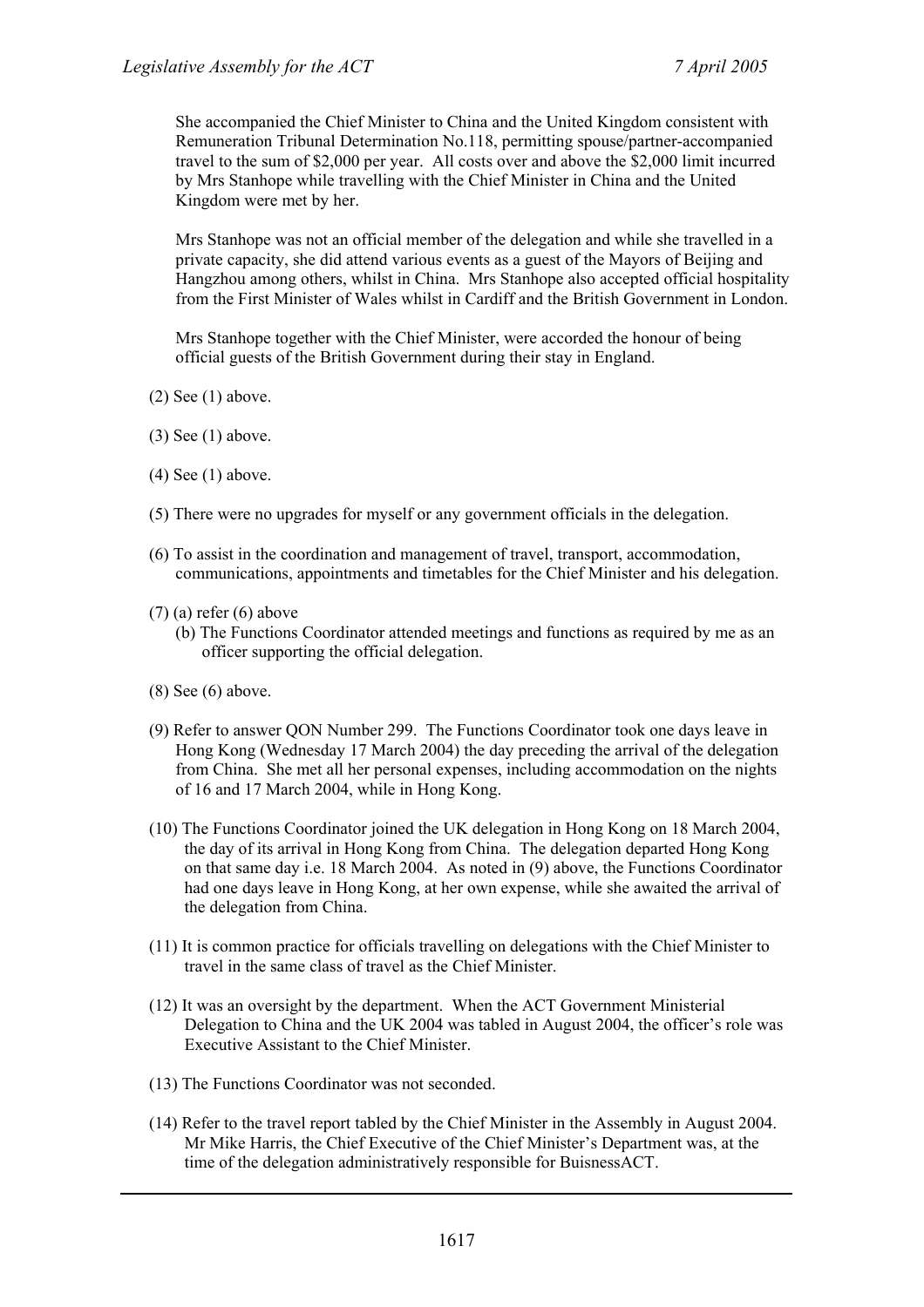She accompanied the Chief Minister to China and the United Kingdom consistent with Remuneration Tribunal Determination No.118, permitting spouse/partner-accompanied travel to the sum of $2,000 per year. All costs over and above the $2,000 limit incurred by Mrs Stanhope while travelling with the Chief Minister in China and the United Kingdom were met by her.

Mrs Stanhope was not an official member of the delegation and while she travelled in a private capacity, she did attend various events as a guest of the Mayors of Beijing and Hangzhou among others, whilst in China. Mrs Stanhope also accepted official hospitality from the First Minister of Wales whilst in Cardiff and the British Government in London.

Mrs Stanhope together with the Chief Minister, were accorded the honour of being official guests of the British Government during their stay in England.

(2) See (1) above.

(3) See (1) above.

(4) See (1) above.

(5) There were no upgrades for myself or any government officials in the delegation.

(6) To assist in the coordination and management of travel, transport, accommodation, communications, appointments and timetables for the Chief Minister and his delegation.

(7) (a) refer (6) above
   (b) The Functions Coordinator attended meetings and functions as required by me as an officer supporting the official delegation.

(8) See (6) above.

(9) Refer to answer QON Number 299. The Functions Coordinator took one days leave in Hong Kong (Wednesday 17 March 2004) the day preceding the arrival of the delegation from China. She met all her personal expenses, including accommodation on the nights of 16 and 17 March 2004, while in Hong Kong.

(10) The Functions Coordinator joined the UK delegation in Hong Kong on 18 March 2004, the day of its arrival in Hong Kong from China. The delegation departed Hong Kong on that same day i.e. 18 March 2004. As noted in (9) above, the Functions Coordinator had one days leave in Hong Kong, at her own expense, while she awaited the arrival of the delegation from China.

(11) It is common practice for officials travelling on delegations with the Chief Minister to travel in the same class of travel as the Chief Minister.

(12) It was an oversight by the department. When the ACT Government Ministerial Delegation to China and the UK 2004 was tabled in August 2004, the officer's role was Executive Assistant to the Chief Minister.

(13) The Functions Coordinator was not seconded.

(14) Refer to the travel report tabled by the Chief Minister in the Assembly in August 2004. Mr Mike Harris, the Chief Executive of the Chief Minister's Department was, at the time of the delegation administratively responsible for BuisnessACT.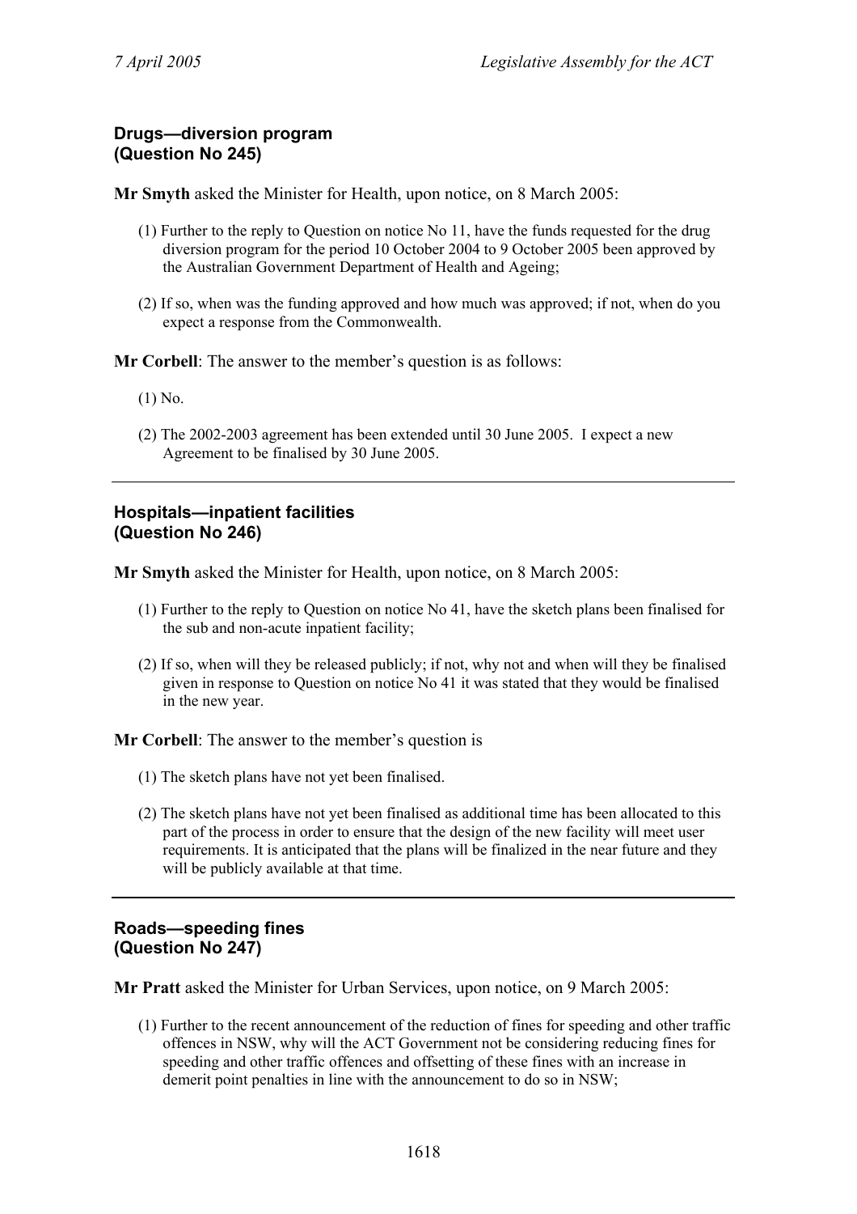### Drugs—diversion program (Question No 245)

**Mr Smyth** asked the Minister for Health, upon notice, on 8 March 2005:

(1) Further to the reply to Question on notice No 11, have the funds requested for the drug diversion program for the period 10 October 2004 to 9 October 2005 been approved by the Australian Government Department of Health and Ageing;

(2) If so, when was the funding approved and how much was approved; if not, when do you expect a response from the Commonwealth.

**Mr Corbell**: The answer to the member's question is as follows:

(1) No.

(2) The 2002-2003 agreement has been extended until 30 June 2005. I expect a new Agreement to be finalised by 30 June 2005.

---

### Hospitals—inpatient facilities (Question No 246)

**Mr Smyth** asked the Minister for Health, upon notice, on 8 March 2005:

(1) Further to the reply to Question on notice No 41, have the sketch plans been finalised for the sub and non-acute inpatient facility;

(2) If so, when will they be released publicly; if not, why not and when will they be finalised given in response to Question on notice No 41 it was stated that they would be finalised in the new year.

**Mr Corbell**: The answer to the member's question is

(1) The sketch plans have not yet been finalised.

(2) The sketch plans have not yet been finalised as additional time has been allocated to this part of the process in order to ensure that the design of the new facility will meet user requirements. It is anticipated that the plans will be finalized in the near future and they will be publicly available at that time.

---

### Roads—speeding fines (Question No 247)

**Mr Pratt** asked the Minister for Urban Services, upon notice, on 9 March 2005:

(1) Further to the recent announcement of the reduction of fines for speeding and other traffic offences in NSW, why will the ACT Government not be considering reducing fines for speeding and other traffic offences and offsetting of these fines with an increase in demerit point penalties in line with the announcement to do so in NSW;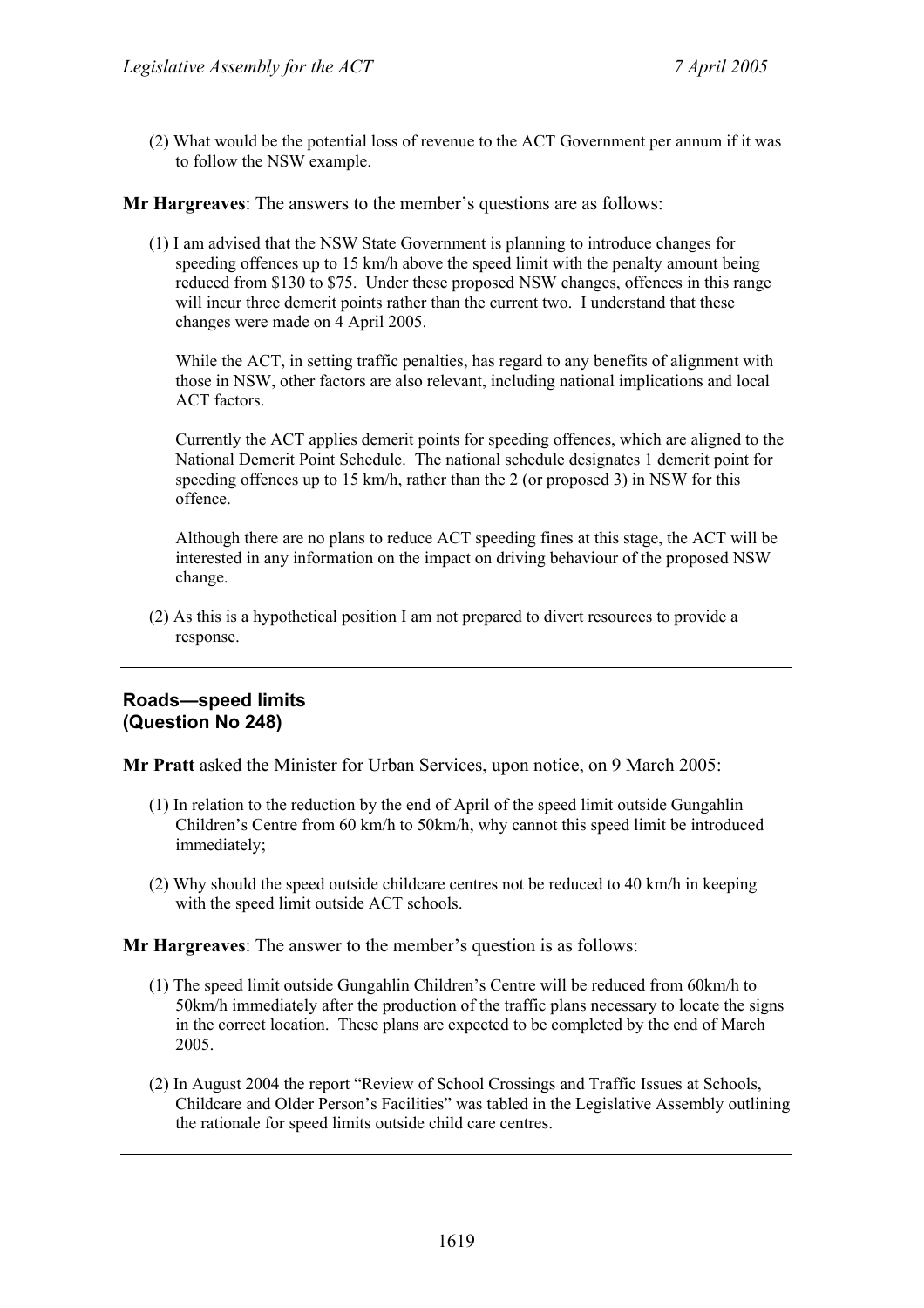(2) What would be the potential loss of revenue to the ACT Government per annum if it was to follow the NSW example.

**Mr Hargreaves**: The answers to the member's questions are as follows:

(1) I am advised that the NSW State Government is planning to introduce changes for speeding offences up to 15 km/h above the speed limit with the penalty amount being reduced from $130 to $75. Under these proposed NSW changes, offences in this range will incur three demerit points rather than the current two. I understand that these changes were made on 4 April 2005.

While the ACT, in setting traffic penalties, has regard to any benefits of alignment with those in NSW, other factors are also relevant, including national implications and local ACT factors.

Currently the ACT applies demerit points for speeding offences, which are aligned to the National Demerit Point Schedule. The national schedule designates 1 demerit point for speeding offences up to 15 km/h, rather than the 2 (or proposed 3) in NSW for this offence.

Although there are no plans to reduce ACT speeding fines at this stage, the ACT will be interested in any information on the impact on driving behaviour of the proposed NSW change.

(2) As this is a hypothetical position I am not prepared to divert resources to provide a response.

---

## Roads—speed limits (Question No 248)

**Mr Pratt** asked the Minister for Urban Services, upon notice, on 9 March 2005:

(1) In relation to the reduction by the end of April of the speed limit outside Gungahlin Children's Centre from 60 km/h to 50km/h, why cannot this speed limit be introduced immediately;

(2) Why should the speed outside childcare centres not be reduced to 40 km/h in keeping with the speed limit outside ACT schools.

**Mr Hargreaves**: The answer to the member's question is as follows:

(1) The speed limit outside Gungahlin Children's Centre will be reduced from 60km/h to 50km/h immediately after the production of the traffic plans necessary to locate the signs in the correct location. These plans are expected to be completed by the end of March 2005.

(2) In August 2004 the report "Review of School Crossings and Traffic Issues at Schools, Childcare and Older Person's Facilities" was tabled in the Legislative Assembly outlining the rationale for speed limits outside child care centres.

---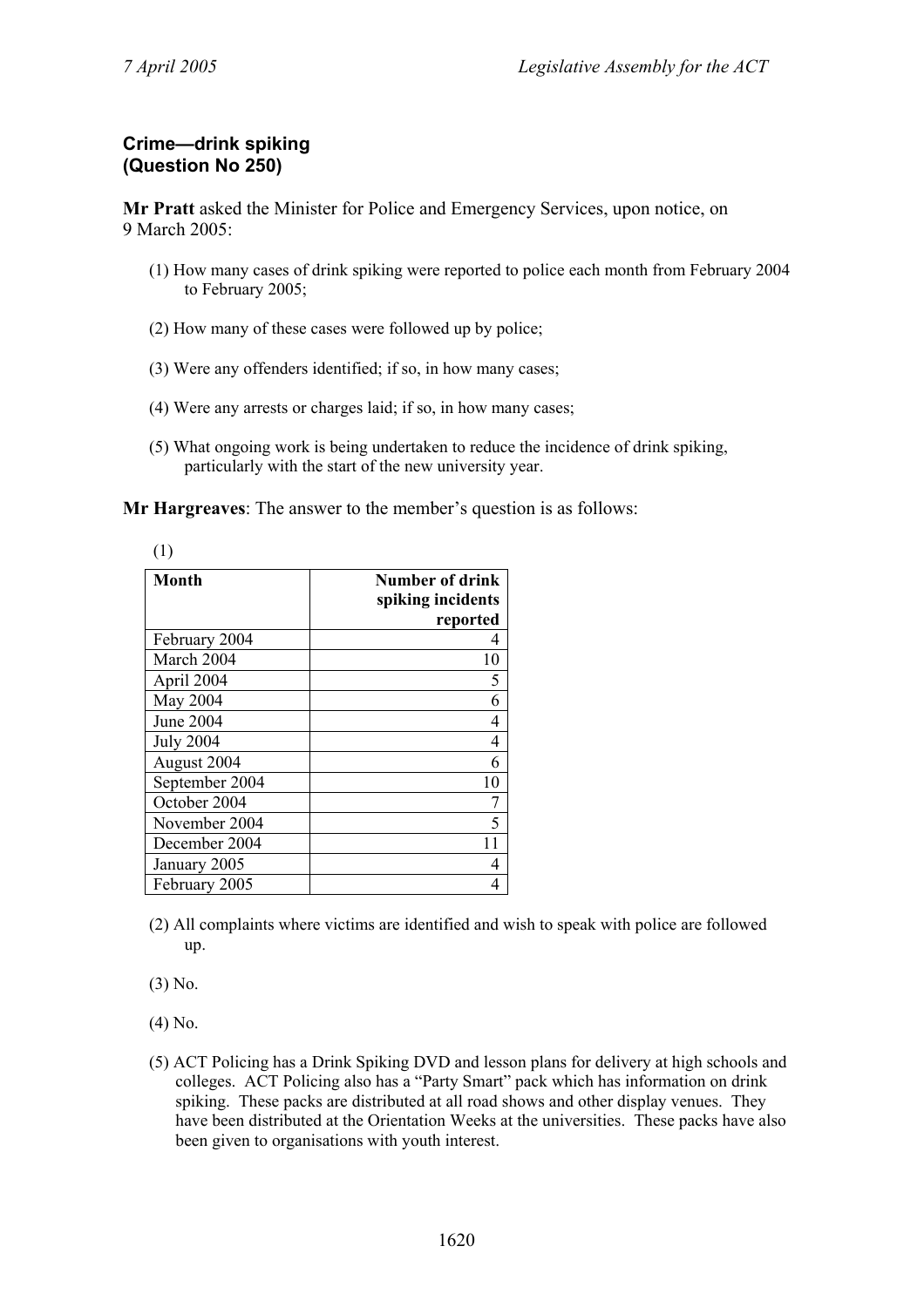### Crime—drink spiking
### (Question No 250)

**Mr Pratt** asked the Minister for Police and Emergency Services, upon notice, on 9 March 2005:

(1) How many cases of drink spiking were reported to police each month from February 2004 to February 2005;

(2) How many of these cases were followed up by police;

(3) Were any offenders identified; if so, in how many cases;

(4) Were any arrests or charges laid; if so, in how many cases;

(5) What ongoing work is being undertaken to reduce the incidence of drink spiking, particularly with the start of the new university year.

**Mr Hargreaves**: The answer to the member's question is as follows:

(1)

| Month | Number of drink spiking incidents reported |
|---|---:|
| February 2004 | 4 |
| March 2004 | 10 |
| April 2004 | 5 |
| May 2004 | 6 |
| June 2004 | 4 |
| July 2004 | 4 |
| August 2004 | 6 |
| September 2004 | 10 |
| October 2004 | 7 |
| November 2004 | 5 |
| December 2004 | 11 |
| January 2005 | 4 |
| February 2005 | 4 |

(2) All complaints where victims are identified and wish to speak with police are followed up.

(3) No.

(4) No.

(5) ACT Policing has a Drink Spiking DVD and lesson plans for delivery at high schools and colleges. ACT Policing also has a "Party Smart" pack which has information on drink spiking. These packs are distributed at all road shows and other display venues. They have been distributed at the Orientation Weeks at the universities. These packs have also been given to organisations with youth interest.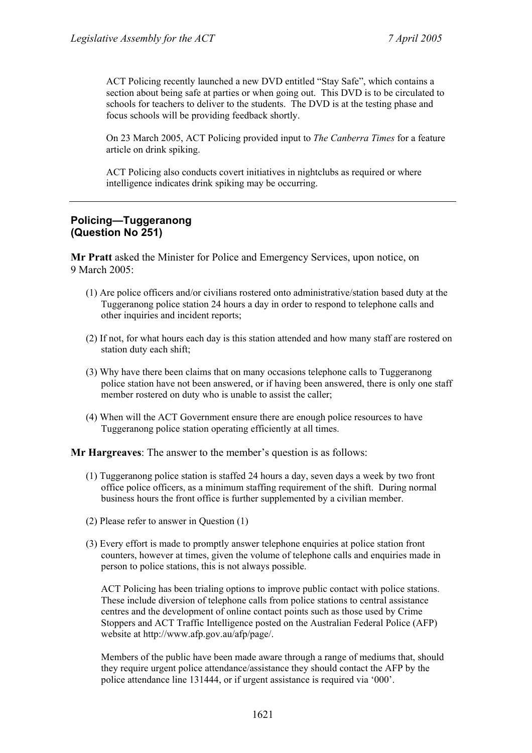ACT Policing recently launched a new DVD entitled “Stay Safe”, which contains a section about being safe at parties or when going out. This DVD is to be circulated to schools for teachers to deliver to the students. The DVD is at the testing phase and focus schools will be providing feedback shortly.

On 23 March 2005, ACT Policing provided input to *The Canberra Times* for a feature article on drink spiking.

ACT Policing also conducts covert initiatives in nightclubs as required or where intelligence indicates drink spiking may be occurring.

---

## Policing—Tuggeranong (Question No 251)

**Mr Pratt** asked the Minister for Police and Emergency Services, upon notice, on 9 March 2005:

(1) Are police officers and/or civilians rostered onto administrative/station based duty at the Tuggeranong police station 24 hours a day in order to respond to telephone calls and other inquiries and incident reports;

(2) If not, for what hours each day is this station attended and how many staff are rostered on station duty each shift;

(3) Why have there been claims that on many occasions telephone calls to Tuggeranong police station have not been answered, or if having been answered, there is only one staff member rostered on duty who is unable to assist the caller;

(4) When will the ACT Government ensure there are enough police resources to have Tuggeranong police station operating efficiently at all times.

**Mr Hargreaves**: The answer to the member’s question is as follows:

(1) Tuggeranong police station is staffed 24 hours a day, seven days a week by two front office police officers, as a minimum staffing requirement of the shift. During normal business hours the front office is further supplemented by a civilian member.

(2) Please refer to answer in Question (1)

(3) Every effort is made to promptly answer telephone enquiries at police station front counters, however at times, given the volume of telephone calls and enquiries made in person to police stations, this is not always possible.

ACT Policing has been trialing options to improve public contact with police stations. These include diversion of telephone calls from police stations to central assistance centres and the development of online contact points such as those used by Crime Stoppers and ACT Traffic Intelligence posted on the Australian Federal Police (AFP) website at http://www.afp.gov.au/afp/page/.

Members of the public have been made aware through a range of mediums that, should they require urgent police attendance/assistance they should contact the AFP by the police attendance line 131444, or if urgent assistance is required via ‘000’.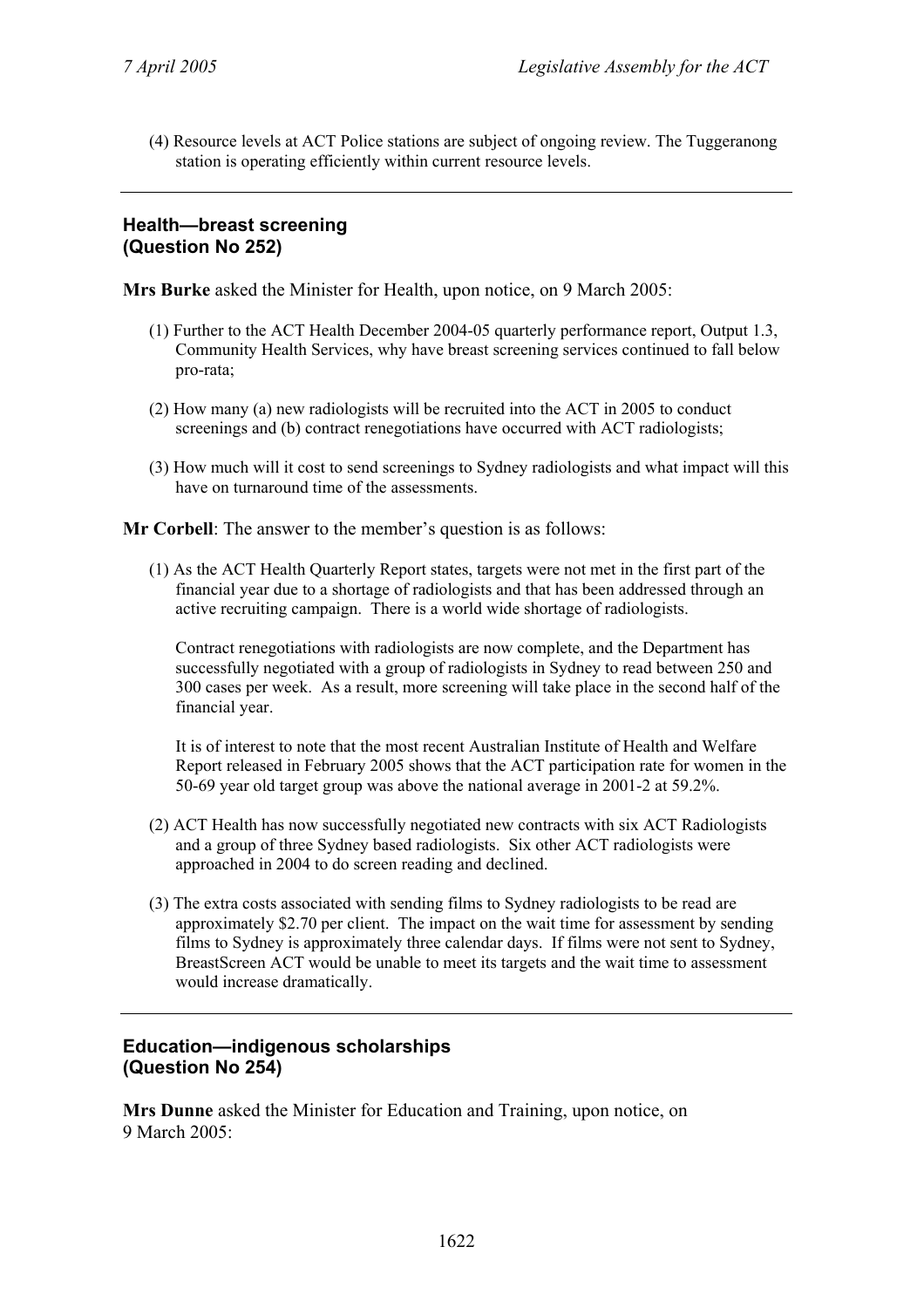(4) Resource levels at ACT Police stations are subject of ongoing review. The Tuggeranong station is operating efficiently within current resource levels.

---

### Health—breast screening (Question No 252)

**Mrs Burke** asked the Minister for Health, upon notice, on 9 March 2005:

(1) Further to the ACT Health December 2004-05 quarterly performance report, Output 1.3, Community Health Services, why have breast screening services continued to fall below pro-rata;

(2) How many (a) new radiologists will be recruited into the ACT in 2005 to conduct screenings and (b) contract renegotiations have occurred with ACT radiologists;

(3) How much will it cost to send screenings to Sydney radiologists and what impact will this have on turnaround time of the assessments.

**Mr Corbell**: The answer to the member's question is as follows:

(1) As the ACT Health Quarterly Report states, targets were not met in the first part of the financial year due to a shortage of radiologists and that has been addressed through an active recruiting campaign. There is a world wide shortage of radiologists.

Contract renegotiations with radiologists are now complete, and the Department has successfully negotiated with a group of radiologists in Sydney to read between 250 and 300 cases per week. As a result, more screening will take place in the second half of the financial year.

It is of interest to note that the most recent Australian Institute of Health and Welfare Report released in February 2005 shows that the ACT participation rate for women in the 50-69 year old target group was above the national average in 2001-2 at 59.2%.

(2) ACT Health has now successfully negotiated new contracts with six ACT Radiologists and a group of three Sydney based radiologists. Six other ACT radiologists were approached in 2004 to do screen reading and declined.

(3) The extra costs associated with sending films to Sydney radiologists to be read are approximately $2.70 per client. The impact on the wait time for assessment by sending films to Sydney is approximately three calendar days. If films were not sent to Sydney, BreastScreen ACT would be unable to meet its targets and the wait time to assessment would increase dramatically.

---

### Education—indigenous scholarships (Question No 254)

**Mrs Dunne** asked the Minister for Education and Training, upon notice, on 9 March 2005: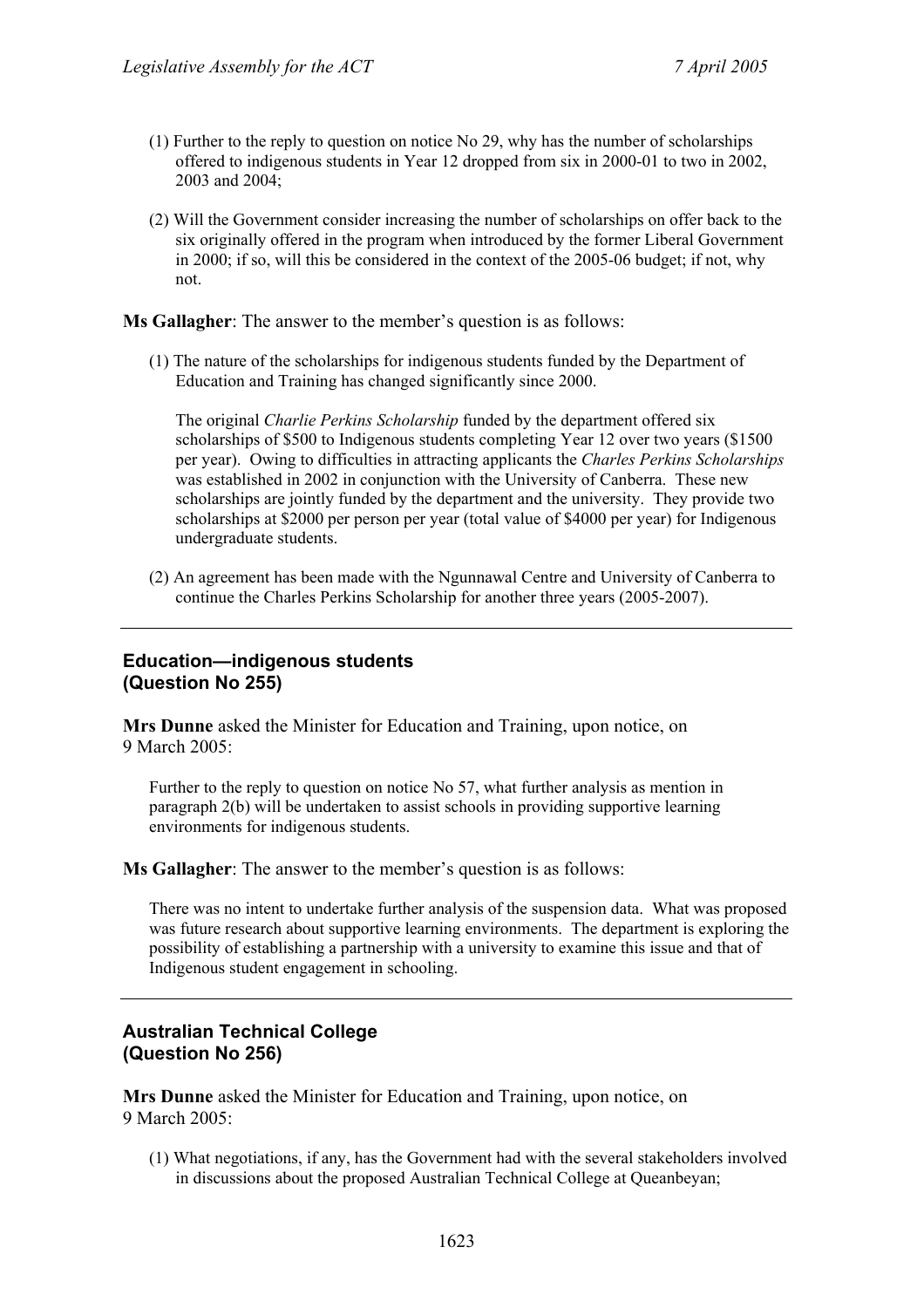(1) Further to the reply to question on notice No 29, why has the number of scholarships offered to indigenous students in Year 12 dropped from six in 2000-01 to two in 2002, 2003 and 2004;

(2) Will the Government consider increasing the number of scholarships on offer back to the six originally offered in the program when introduced by the former Liberal Government in 2000; if so, will this be considered in the context of the 2005-06 budget; if not, why not.

**Ms Gallagher**: The answer to the member's question is as follows:

(1) The nature of the scholarships for indigenous students funded by the Department of Education and Training has changed significantly since 2000.

The original *Charlie Perkins Scholarship* funded by the department offered six scholarships of $500 to Indigenous students completing Year 12 over two years ($1500 per year). Owing to difficulties in attracting applicants the *Charles Perkins Scholarships* was established in 2002 in conjunction with the University of Canberra. These new scholarships are jointly funded by the department and the university. They provide two scholarships at $2000 per person per year (total value of $4000 per year) for Indigenous undergraduate students.

(2) An agreement has been made with the Ngunnawal Centre and University of Canberra to continue the Charles Perkins Scholarship for another three years (2005-2007).

---

## Education—indigenous students (Question No 255)

**Mrs Dunne** asked the Minister for Education and Training, upon notice, on 9 March 2005:

Further to the reply to question on notice No 57, what further analysis as mention in paragraph 2(b) will be undertaken to assist schools in providing supportive learning environments for indigenous students.

**Ms Gallagher**: The answer to the member's question is as follows:

There was no intent to undertake further analysis of the suspension data. What was proposed was future research about supportive learning environments. The department is exploring the possibility of establishing a partnership with a university to examine this issue and that of Indigenous student engagement in schooling.

---

## Australian Technical College (Question No 256)

**Mrs Dunne** asked the Minister for Education and Training, upon notice, on 9 March 2005:

(1) What negotiations, if any, has the Government had with the several stakeholders involved in discussions about the proposed Australian Technical College at Queanbeyan;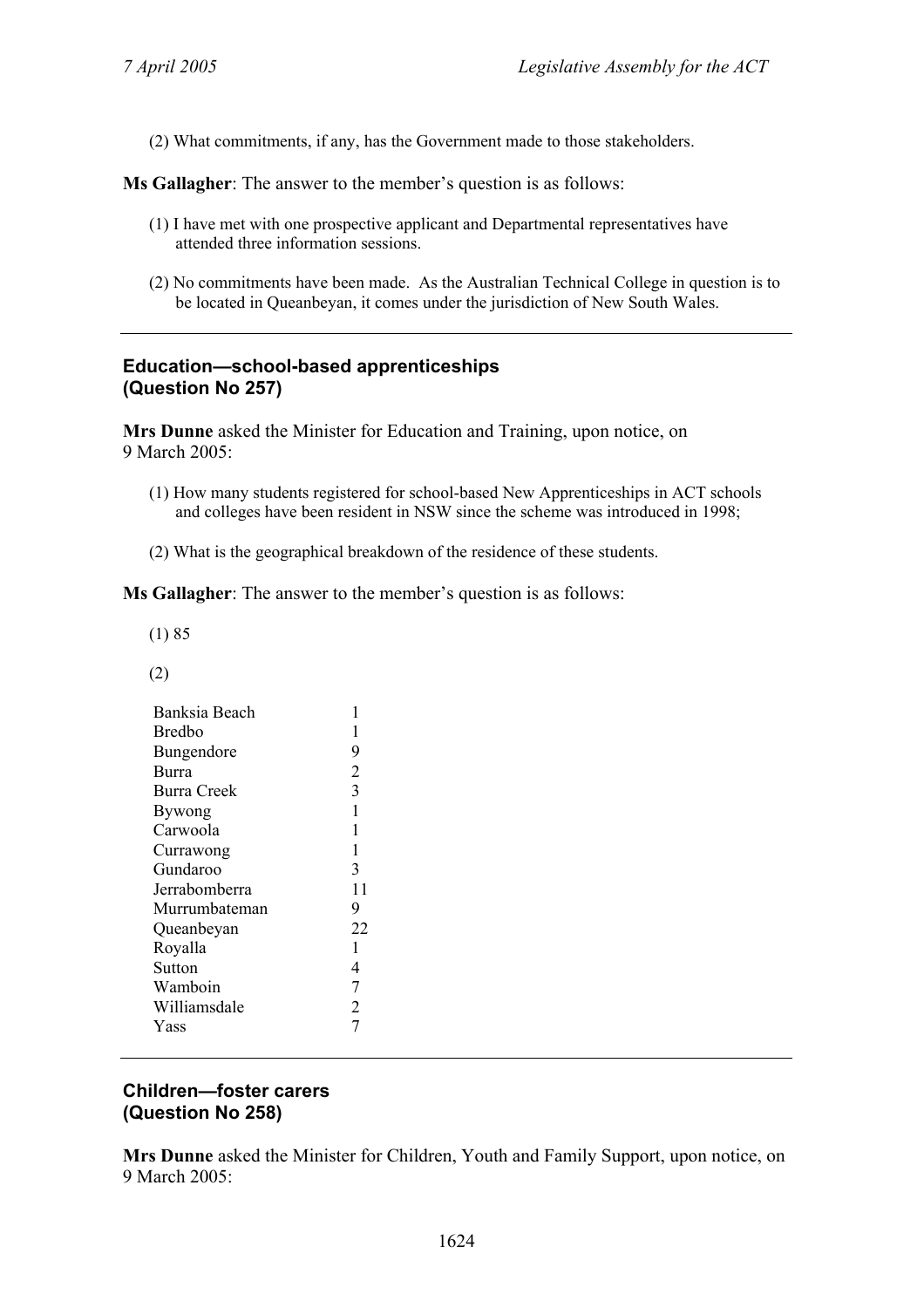(2) What commitments, if any, has the Government made to those stakeholders.

**Ms Gallagher**: The answer to the member's question is as follows:

(1) I have met with one prospective applicant and Departmental representatives have attended three information sessions.

(2) No commitments have been made. As the Australian Technical College in question is to be located in Queanbeyan, it comes under the jurisdiction of New South Wales.

---

### Education—school-based apprenticeships (Question No 257)

**Mrs Dunne** asked the Minister for Education and Training, upon notice, on 9 March 2005:

(1) How many students registered for school-based New Apprenticeships in ACT schools and colleges have been resident in NSW since the scheme was introduced in 1998;

(2) What is the geographical breakdown of the residence of these students.

**Ms Gallagher**: The answer to the member's question is as follows:

(1) 85

(2)

| | |
|---|---|
| Banksia Beach | 1 |
| Bredbo | 1 |
| Bungendore | 9 |
| Burra | 2 |
| Burra Creek | 3 |
| Bywong | 1 |
| Carwoola | 1 |
| Currawong | 1 |
| Gundaroo | 3 |
| Jerrabomberra | 11 |
| Murrumbateman | 9 |
| Queanbeyan | 22 |
| Royalla | 1 |
| Sutton | 4 |
| Wamboin | 7 |
| Williamsdale | 2 |
| Yass | 7 |

---

### Children—foster carers (Question No 258)

**Mrs Dunne** asked the Minister for Children, Youth and Family Support, upon notice, on 9 March 2005: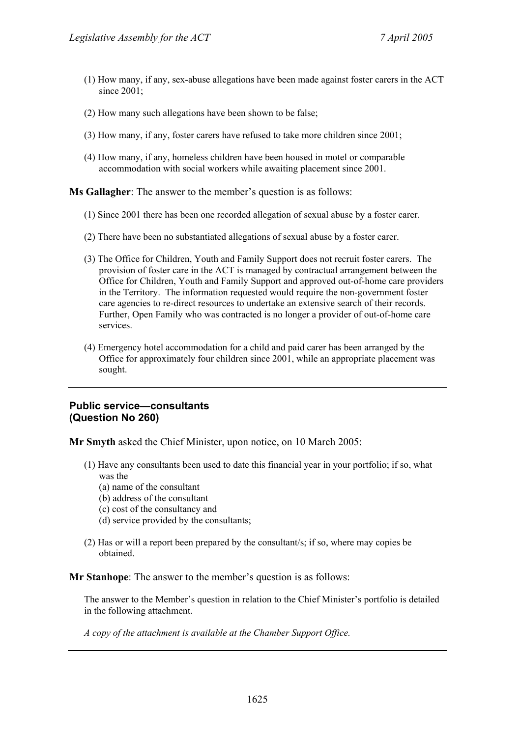(1) How many, if any, sex-abuse allegations have been made against foster carers in the ACT since 2001;

(2) How many such allegations have been shown to be false;

(3) How many, if any, foster carers have refused to take more children since 2001;

(4) How many, if any, homeless children have been housed in motel or comparable accommodation with social workers while awaiting placement since 2001.

**Ms Gallagher**: The answer to the member's question is as follows:

(1) Since 2001 there has been one recorded allegation of sexual abuse by a foster carer.

(2) There have been no substantiated allegations of sexual abuse by a foster carer.

(3) The Office for Children, Youth and Family Support does not recruit foster carers. The provision of foster care in the ACT is managed by contractual arrangement between the Office for Children, Youth and Family Support and approved out-of-home care providers in the Territory. The information requested would require the non-government foster care agencies to re-direct resources to undertake an extensive search of their records. Further, Open Family who was contracted is no longer a provider of out-of-home care services.

(4) Emergency hotel accommodation for a child and paid carer has been arranged by the Office for approximately four children since 2001, while an appropriate placement was sought.

---

### Public service—consultants (Question No 260)

**Mr Smyth** asked the Chief Minister, upon notice, on 10 March 2005:

(1) Have any consultants been used to date this financial year in your portfolio; if so, what was the
   (a) name of the consultant
   (b) address of the consultant
   (c) cost of the consultancy and
   (d) service provided by the consultants;

(2) Has or will a report been prepared by the consultant/s; if so, where may copies be obtained.

**Mr Stanhope**: The answer to the member's question is as follows:

The answer to the Member's question in relation to the Chief Minister's portfolio is detailed in the following attachment.

*A copy of the attachment is available at the Chamber Support Office.*

---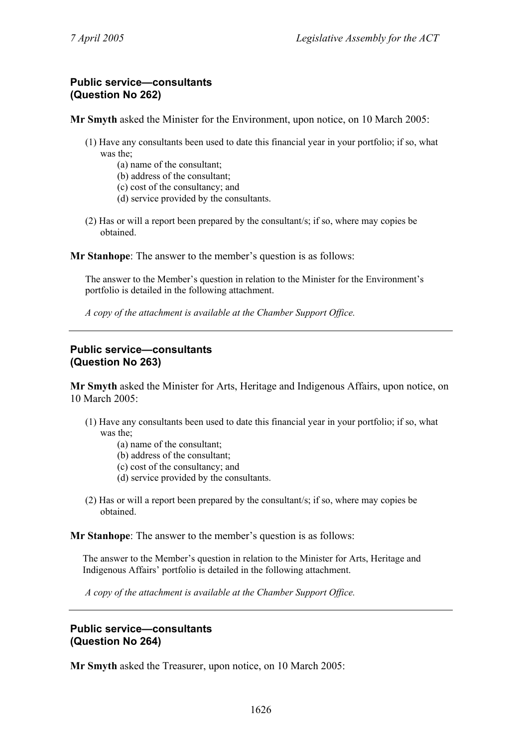### Public service—consultants (Question No 262)

**Mr Smyth** asked the Minister for the Environment, upon notice, on 10 March 2005:

(1) Have any consultants been used to date this financial year in your portfolio; if so, what was the;

   (a) name of the consultant;
   (b) address of the consultant;
   (c) cost of the consultancy; and
   (d) service provided by the consultants.

(2) Has or will a report been prepared by the consultant/s; if so, where may copies be obtained.

**Mr Stanhope**: The answer to the member's question is as follows:

The answer to the Member's question in relation to the Minister for the Environment's portfolio is detailed in the following attachment.

*A copy of the attachment is available at the Chamber Support Office.*

---

### Public service—consultants (Question No 263)

**Mr Smyth** asked the Minister for Arts, Heritage and Indigenous Affairs, upon notice, on 10 March 2005:

(1) Have any consultants been used to date this financial year in your portfolio; if so, what was the;

   (a) name of the consultant;
   (b) address of the consultant;
   (c) cost of the consultancy; and
   (d) service provided by the consultants.

(2) Has or will a report been prepared by the consultant/s; if so, where may copies be obtained.

**Mr Stanhope**: The answer to the member's question is as follows:

The answer to the Member's question in relation to the Minister for Arts, Heritage and Indigenous Affairs' portfolio is detailed in the following attachment.

*A copy of the attachment is available at the Chamber Support Office.*

---

### Public service—consultants (Question No 264)

**Mr Smyth** asked the Treasurer, upon notice, on 10 March 2005: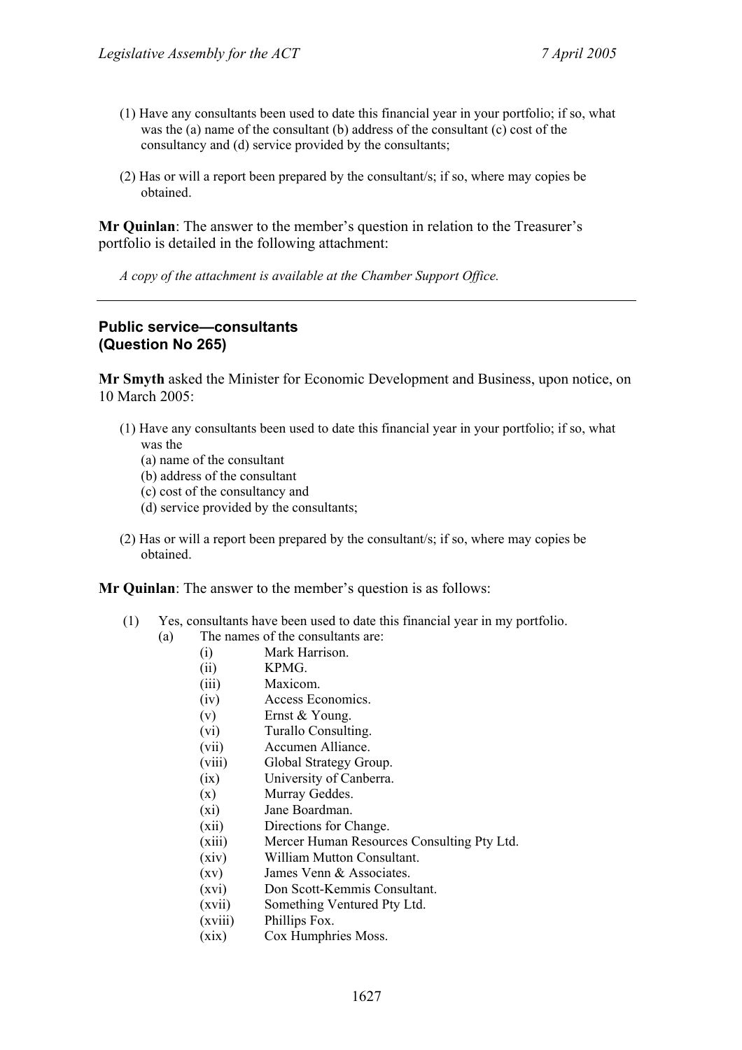(1) Have any consultants been used to date this financial year in your portfolio; if so, what was the (a) name of the consultant (b) address of the consultant (c) cost of the consultancy and (d) service provided by the consultants;

(2) Has or will a report been prepared by the consultant/s; if so, where may copies be obtained.

**Mr Quinlan**: The answer to the member's question in relation to the Treasurer's portfolio is detailed in the following attachment:

*A copy of the attachment is available at the Chamber Support Office.*

---

### Public service—consultants (Question No 265)

**Mr Smyth** asked the Minister for Economic Development and Business, upon notice, on 10 March 2005:

(1) Have any consultants been used to date this financial year in your portfolio; if so, what was the
  (a) name of the consultant
  (b) address of the consultant
  (c) cost of the consultancy and
  (d) service provided by the consultants;

(2) Has or will a report been prepared by the consultant/s; if so, where may copies be obtained.

**Mr Quinlan**: The answer to the member's question is as follows:

(1) Yes, consultants have been used to date this financial year in my portfolio.
  (a) The names of the consultants are:
    (i) Mark Harrison.
    (ii) KPMG.
    (iii) Maxicom.
    (iv) Access Economics.
    (v) Ernst & Young.
    (vi) Turallo Consulting.
    (vii) Accumen Alliance.
    (viii) Global Strategy Group.
    (ix) University of Canberra.
    (x) Murray Geddes.
    (xi) Jane Boardman.
    (xii) Directions for Change.
    (xiii) Mercer Human Resources Consulting Pty Ltd.
    (xiv) William Mutton Consultant.
    (xv) James Venn & Associates.
    (xvi) Don Scott-Kemmis Consultant.
    (xvii) Something Ventured Pty Ltd.
    (xviii) Phillips Fox.
    (xix) Cox Humphries Moss.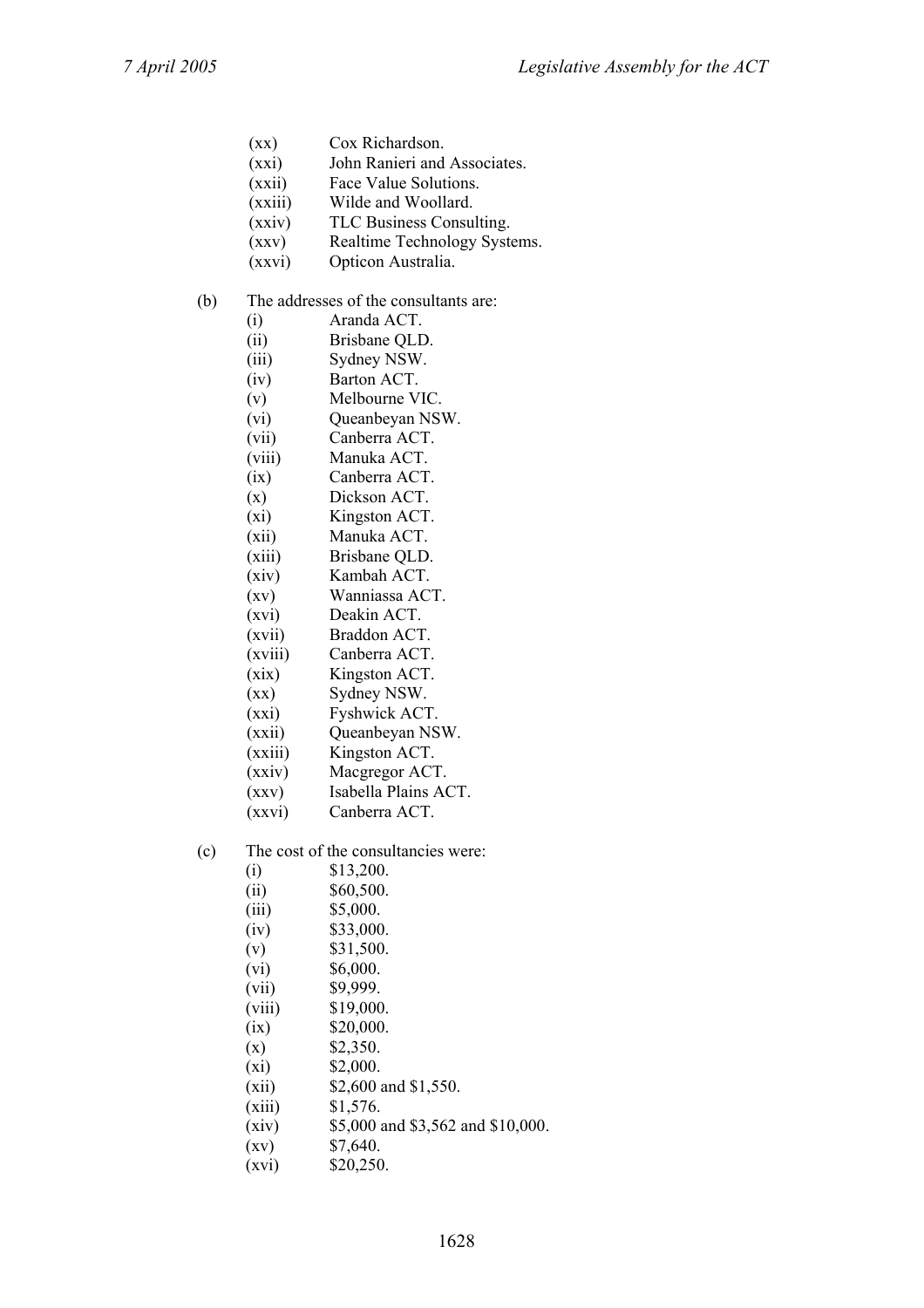(xx) Cox Richardson.
(xxi) John Ranieri and Associates.
(xxii) Face Value Solutions.
(xxiii) Wilde and Woollard.
(xxiv) TLC Business Consulting.
(xxv) Realtime Technology Systems.
(xxvi) Opticon Australia.

(b) The addresses of the consultants are:
(i) Aranda ACT.
(ii) Brisbane QLD.
(iii) Sydney NSW.
(iv) Barton ACT.
(v) Melbourne VIC.
(vi) Queanbeyan NSW.
(vii) Canberra ACT.
(viii) Manuka ACT.
(ix) Canberra ACT.
(x) Dickson ACT.
(xi) Kingston ACT.
(xii) Manuka ACT.
(xiii) Brisbane QLD.
(xiv) Kambah ACT.
(xv) Wanniassa ACT.
(xvi) Deakin ACT.
(xvii) Braddon ACT.
(xviii) Canberra ACT.
(xix) Kingston ACT.
(xx) Sydney NSW.
(xxi) Fyshwick ACT.
(xxii) Queanbeyan NSW.
(xxiii) Kingston ACT.
(xxiv) Macgregor ACT.
(xxv) Isabella Plains ACT.
(xxvi) Canberra ACT.

(c) The cost of the consultancies were:
(i) $13,200.
(ii) $60,500.
(iii) $5,000.
(iv) $33,000.
(v) $31,500.
(vi) $6,000.
(vii) $9,999.
(viii) $19,000.
(ix) $20,000.
(x) $2,350.
(xi) $2,000.
(xii) $2,600 and $1,550.
(xiii) $1,576.
(xiv) $5,000 and $3,562 and $10,000.
(xv) $7,640.
(xvi) $20,250.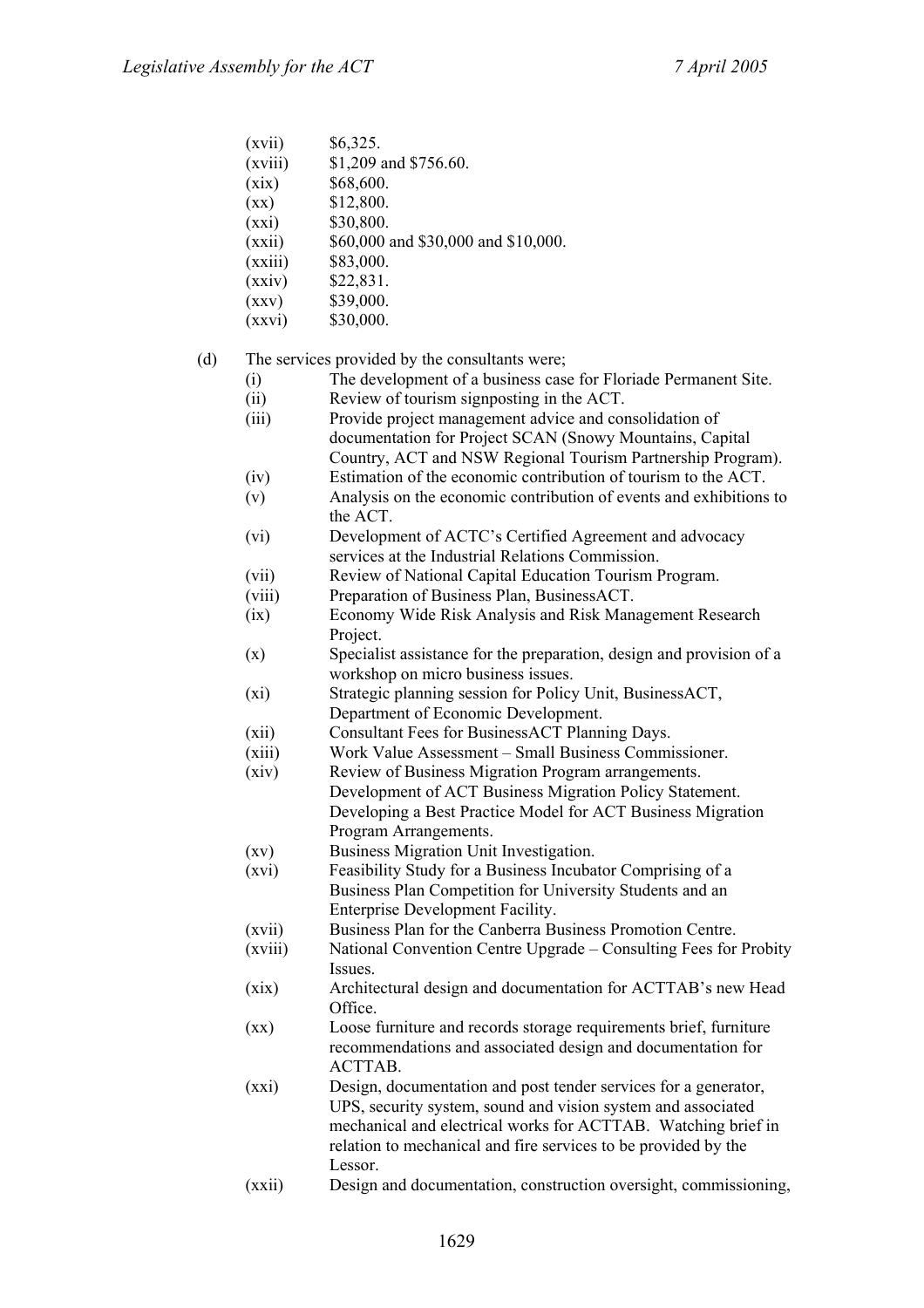(xvii) $6,325.
(xviii) $1,209 and $756.60.
(xix) $68,600.
(xx) $12,800.
(xxi) $30,800.
(xxii) $60,000 and $30,000 and $10,000.
(xxiii) $83,000.
(xxiv) $22,831.
(xxv) $39,000.
(xxvi) $30,000.

(d) The services provided by the consultants were;

(i) The development of a business case for Floriade Permanent Site.
(ii) Review of tourism signposting in the ACT.
(iii) Provide project management advice and consolidation of documentation for Project SCAN (Snowy Mountains, Capital Country, ACT and NSW Regional Tourism Partnership Program).
(iv) Estimation of the economic contribution of tourism to the ACT.
(v) Analysis on the economic contribution of events and exhibitions to the ACT.
(vi) Development of ACTC's Certified Agreement and advocacy services at the Industrial Relations Commission.
(vii) Review of National Capital Education Tourism Program.
(viii) Preparation of Business Plan, BusinessACT.
(ix) Economy Wide Risk Analysis and Risk Management Research Project.
(x) Specialist assistance for the preparation, design and provision of a workshop on micro business issues.
(xi) Strategic planning session for Policy Unit, BusinessACT, Department of Economic Development.
(xii) Consultant Fees for BusinessACT Planning Days.
(xiii) Work Value Assessment – Small Business Commissioner.
(xiv) Review of Business Migration Program arrangements. Development of ACT Business Migration Policy Statement. Developing a Best Practice Model for ACT Business Migration Program Arrangements.
(xv) Business Migration Unit Investigation.
(xvi) Feasibility Study for a Business Incubator Comprising of a Business Plan Competition for University Students and an Enterprise Development Facility.
(xvii) Business Plan for the Canberra Business Promotion Centre.
(xviii) National Convention Centre Upgrade – Consulting Fees for Probity Issues.
(xix) Architectural design and documentation for ACTTAB's new Head Office.
(xx) Loose furniture and records storage requirements brief, furniture recommendations and associated design and documentation for ACTTAB.
(xxi) Design, documentation and post tender services for a generator, UPS, security system, sound and vision system and associated mechanical and electrical works for ACTTAB. Watching brief in relation to mechanical and fire services to be provided by the Lessor.
(xxii) Design and documentation, construction oversight, commissioning,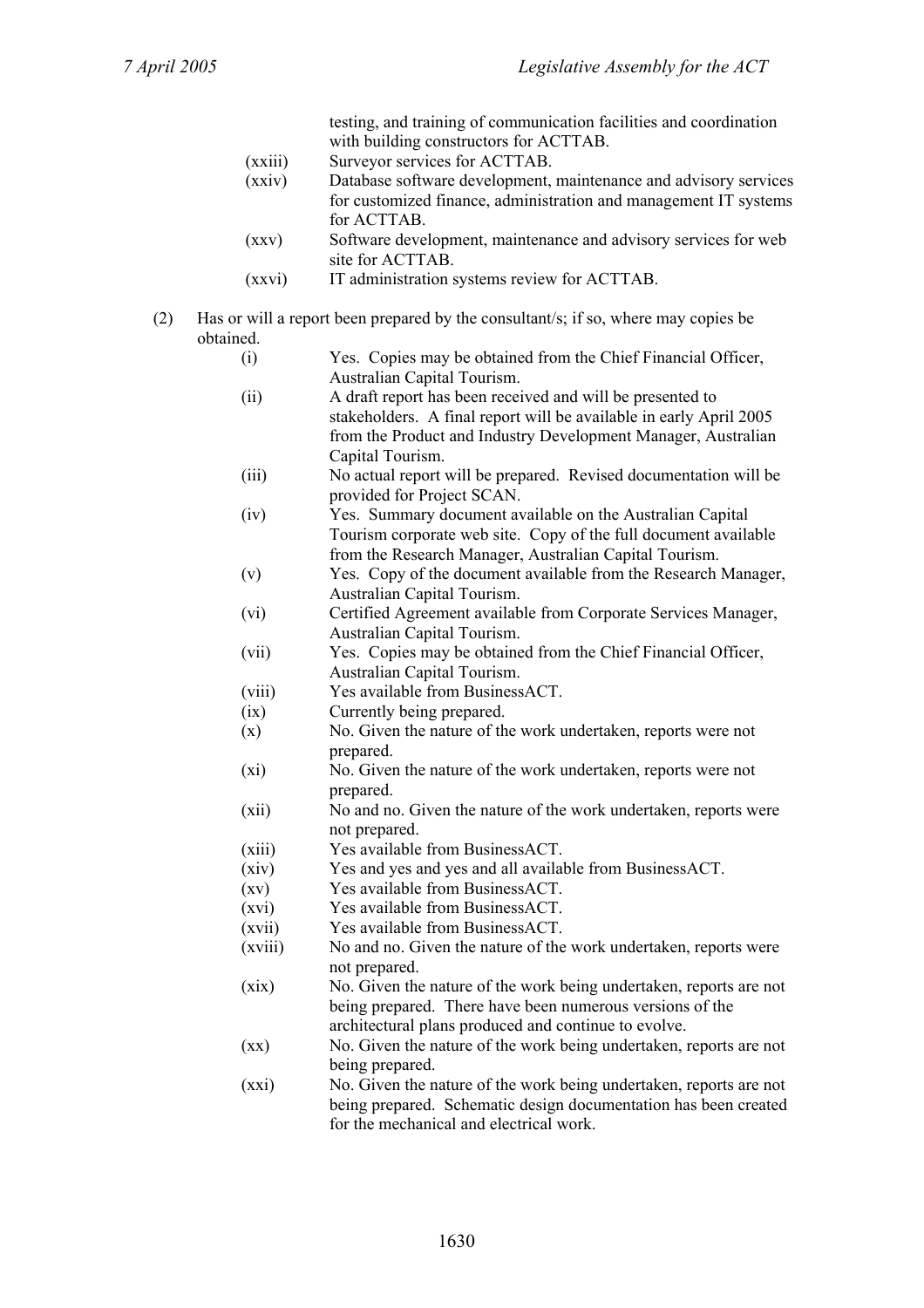testing, and training of communication facilities and coordination with building constructors for ACTTAB.

(xxiii) Surveyor services for ACTTAB.

(xxiv) Database software development, maintenance and advisory services for customized finance, administration and management IT systems for ACTTAB.

(xxv) Software development, maintenance and advisory services for web site for ACTTAB.

(xxvi) IT administration systems review for ACTTAB.

(2) Has or will a report been prepared by the consultant/s; if so, where may copies be obtained.

(i) Yes. Copies may be obtained from the Chief Financial Officer, Australian Capital Tourism.

(ii) A draft report has been received and will be presented to stakeholders. A final report will be available in early April 2005 from the Product and Industry Development Manager, Australian Capital Tourism.

(iii) No actual report will be prepared. Revised documentation will be provided for Project SCAN.

(iv) Yes. Summary document available on the Australian Capital Tourism corporate web site. Copy of the full document available from the Research Manager, Australian Capital Tourism.

(v) Yes. Copy of the document available from the Research Manager, Australian Capital Tourism.

(vi) Certified Agreement available from Corporate Services Manager, Australian Capital Tourism.

(vii) Yes. Copies may be obtained from the Chief Financial Officer, Australian Capital Tourism.

(viii) Yes available from BusinessACT.

(ix) Currently being prepared.

(x) No. Given the nature of the work undertaken, reports were not prepared.

(xi) No. Given the nature of the work undertaken, reports were not prepared.

(xii) No and no. Given the nature of the work undertaken, reports were not prepared.

(xiii) Yes available from BusinessACT.

(xiv) Yes and yes and yes and all available from BusinessACT.

(xv) Yes available from BusinessACT.

(xvi) Yes available from BusinessACT.

(xvii) Yes available from BusinessACT.

(xviii) No and no. Given the nature of the work undertaken, reports were not prepared.

(xix) No. Given the nature of the work being undertaken, reports are not being prepared. There have been numerous versions of the architectural plans produced and continue to evolve.

(xx) No. Given the nature of the work being undertaken, reports are not being prepared.

(xxi) No. Given the nature of the work being undertaken, reports are not being prepared. Schematic design documentation has been created for the mechanical and electrical work.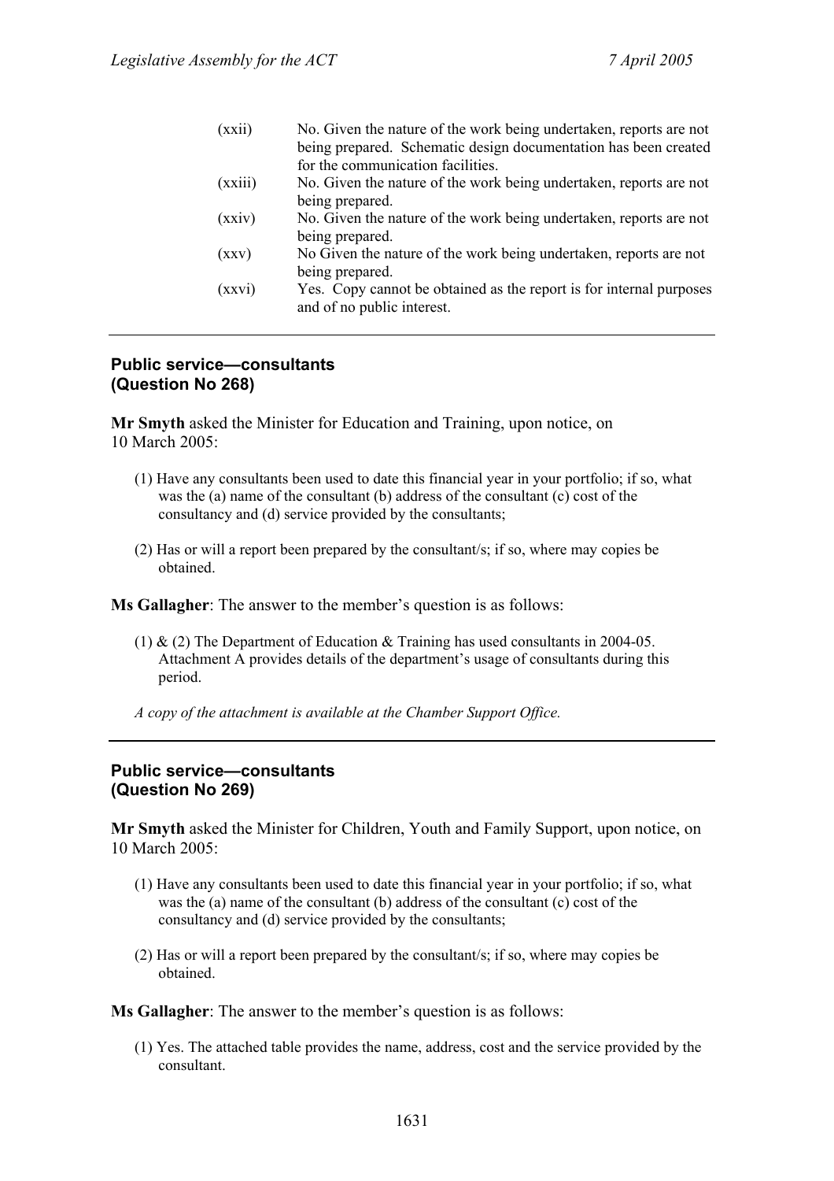(xxii) No. Given the nature of the work being undertaken, reports are not being prepared. Schematic design documentation has been created for the communication facilities.

(xxiii) No. Given the nature of the work being undertaken, reports are not being prepared.

(xxiv) No. Given the nature of the work being undertaken, reports are not being prepared.

(xxv) No Given the nature of the work being undertaken, reports are not being prepared.

(xxvi) Yes. Copy cannot be obtained as the report is for internal purposes and of no public interest.

---

**Public service—consultants**
**(Question No 268)**

**Mr Smyth** asked the Minister for Education and Training, upon notice, on 10 March 2005:

(1) Have any consultants been used to date this financial year in your portfolio; if so, what was the (a) name of the consultant (b) address of the consultant (c) cost of the consultancy and (d) service provided by the consultants;

(2) Has or will a report been prepared by the consultant/s; if so, where may copies be obtained.

**Ms Gallagher**: The answer to the member's question is as follows:

(1) & (2) The Department of Education & Training has used consultants in 2004-05. Attachment A provides details of the department's usage of consultants during this period.

*A copy of the attachment is available at the Chamber Support Office.*

---

**Public service—consultants**
**(Question No 269)**

**Mr Smyth** asked the Minister for Children, Youth and Family Support, upon notice, on 10 March 2005:

(1) Have any consultants been used to date this financial year in your portfolio; if so, what was the (a) name of the consultant (b) address of the consultant (c) cost of the consultancy and (d) service provided by the consultants;

(2) Has or will a report been prepared by the consultant/s; if so, where may copies be obtained.

**Ms Gallagher**: The answer to the member's question is as follows:

(1) Yes. The attached table provides the name, address, cost and the service provided by the consultant.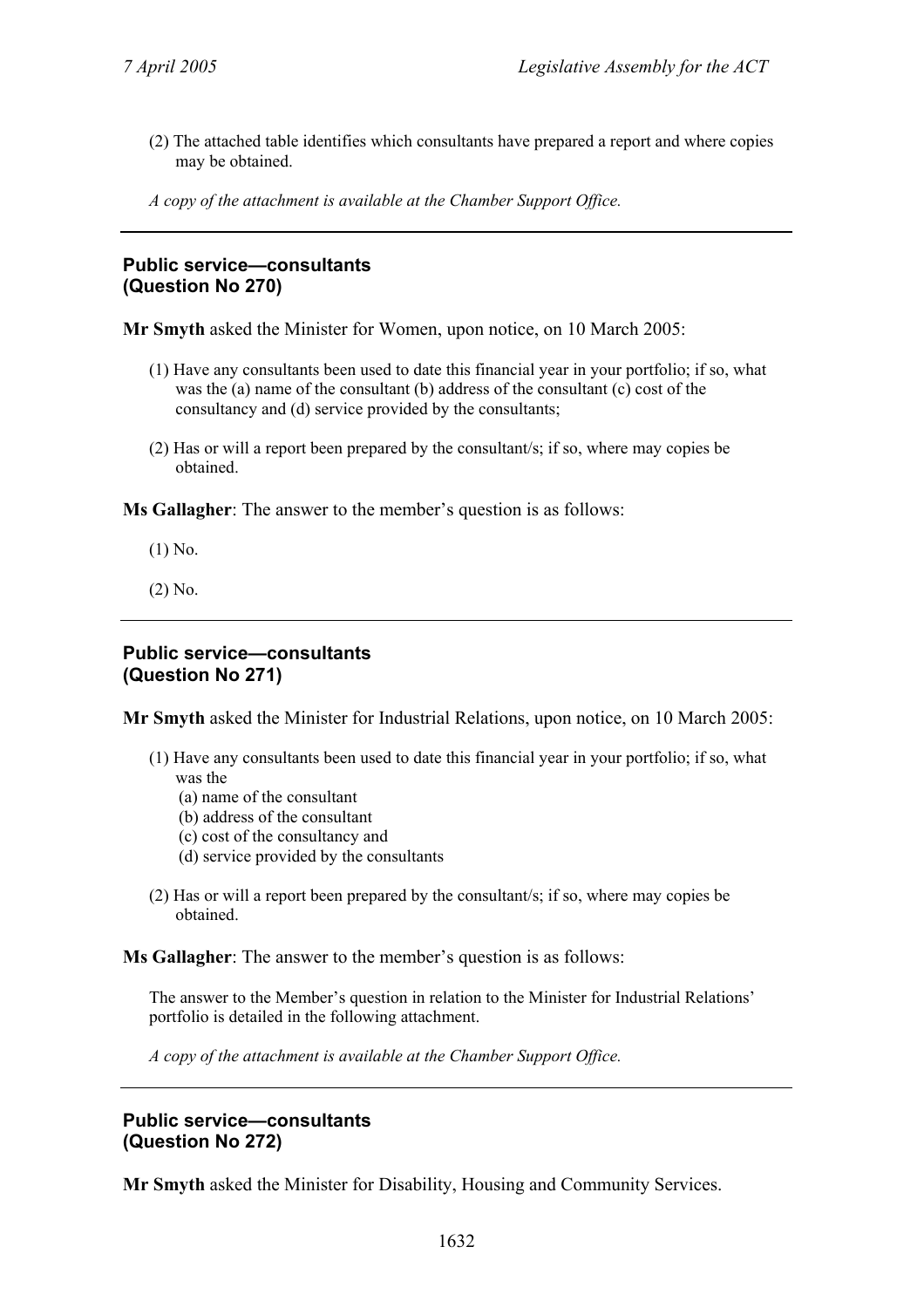(2) The attached table identifies which consultants have prepared a report and where copies may be obtained.

*A copy of the attachment is available at the Chamber Support Office.*

---

**Public service—consultants**
**(Question No 270)**

**Mr Smyth** asked the Minister for Women, upon notice, on 10 March 2005:

(1) Have any consultants been used to date this financial year in your portfolio; if so, what was the (a) name of the consultant (b) address of the consultant (c) cost of the consultancy and (d) service provided by the consultants;

(2) Has or will a report been prepared by the consultant/s; if so, where may copies be obtained.

**Ms Gallagher**: The answer to the member's question is as follows:

(1) No.

(2) No.

---

**Public service—consultants**
**(Question No 271)**

**Mr Smyth** asked the Minister for Industrial Relations, upon notice, on 10 March 2005:

(1) Have any consultants been used to date this financial year in your portfolio; if so, what was the
(a) name of the consultant
(b) address of the consultant
(c) cost of the consultancy and
(d) service provided by the consultants

(2) Has or will a report been prepared by the consultant/s; if so, where may copies be obtained.

**Ms Gallagher**: The answer to the member's question is as follows:

The answer to the Member's question in relation to the Minister for Industrial Relations' portfolio is detailed in the following attachment.

*A copy of the attachment is available at the Chamber Support Office.*

---

**Public service—consultants**
**(Question No 272)**

**Mr Smyth** asked the Minister for Disability, Housing and Community Services.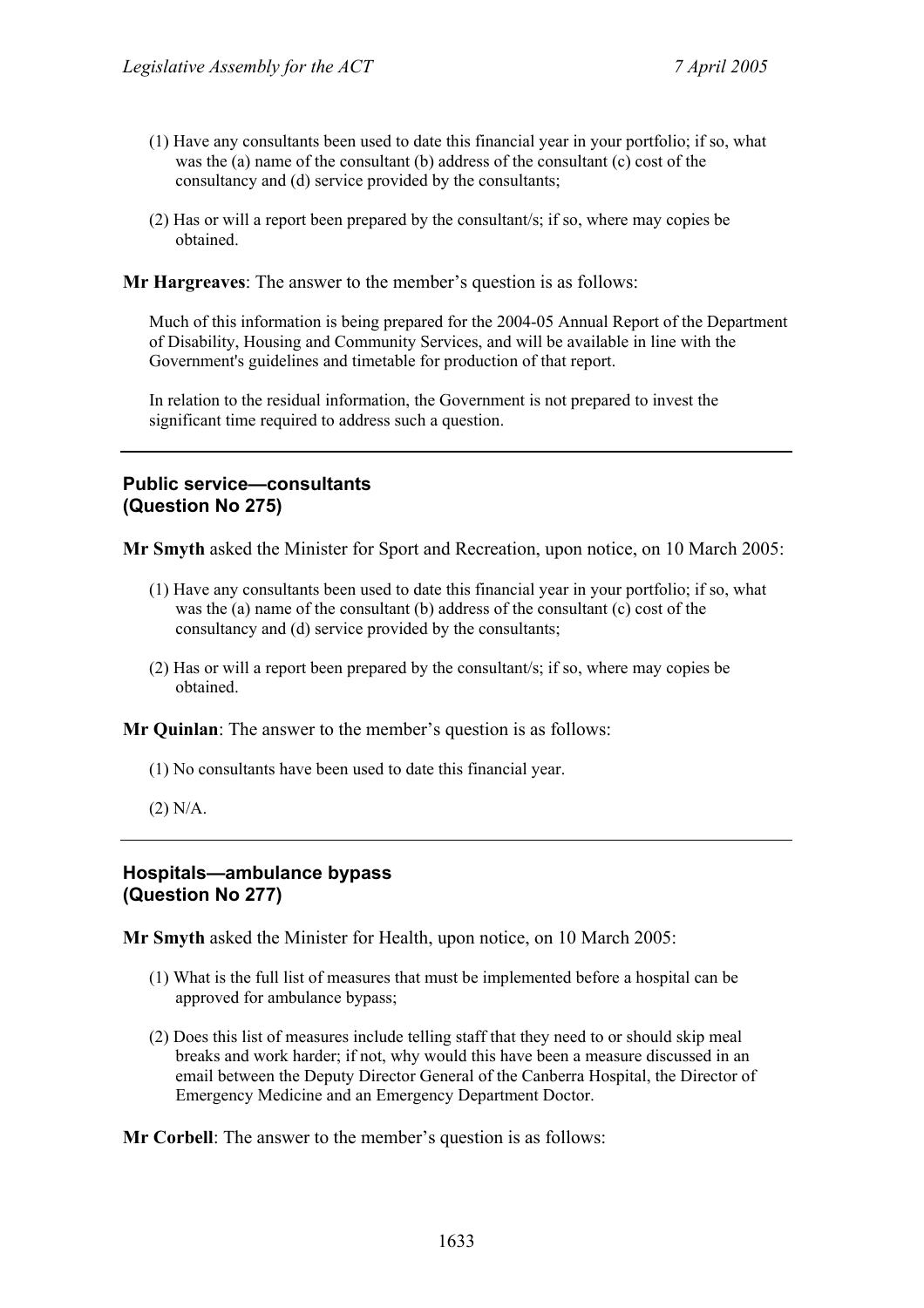(1) Have any consultants been used to date this financial year in your portfolio; if so, what was the (a) name of the consultant (b) address of the consultant (c) cost of the consultancy and (d) service provided by the consultants;

(2) Has or will a report been prepared by the consultant/s; if so, where may copies be obtained.

**Mr Hargreaves**: The answer to the member's question is as follows:

Much of this information is being prepared for the 2004-05 Annual Report of the Department of Disability, Housing and Community Services, and will be available in line with the Government's guidelines and timetable for production of that report.

In relation to the residual information, the Government is not prepared to invest the significant time required to address such a question.

---

### Public service—consultants
### (Question No 275)

**Mr Smyth** asked the Minister for Sport and Recreation, upon notice, on 10 March 2005:

(1) Have any consultants been used to date this financial year in your portfolio; if so, what was the (a) name of the consultant (b) address of the consultant (c) cost of the consultancy and (d) service provided by the consultants;

(2) Has or will a report been prepared by the consultant/s; if so, where may copies be obtained.

**Mr Quinlan**: The answer to the member's question is as follows:

(1) No consultants have been used to date this financial year.

(2) N/A.

---

### Hospitals—ambulance bypass
### (Question No 277)

**Mr Smyth** asked the Minister for Health, upon notice, on 10 March 2005:

(1) What is the full list of measures that must be implemented before a hospital can be approved for ambulance bypass;

(2) Does this list of measures include telling staff that they need to or should skip meal breaks and work harder; if not, why would this have been a measure discussed in an email between the Deputy Director General of the Canberra Hospital, the Director of Emergency Medicine and an Emergency Department Doctor.

**Mr Corbell**: The answer to the member's question is as follows: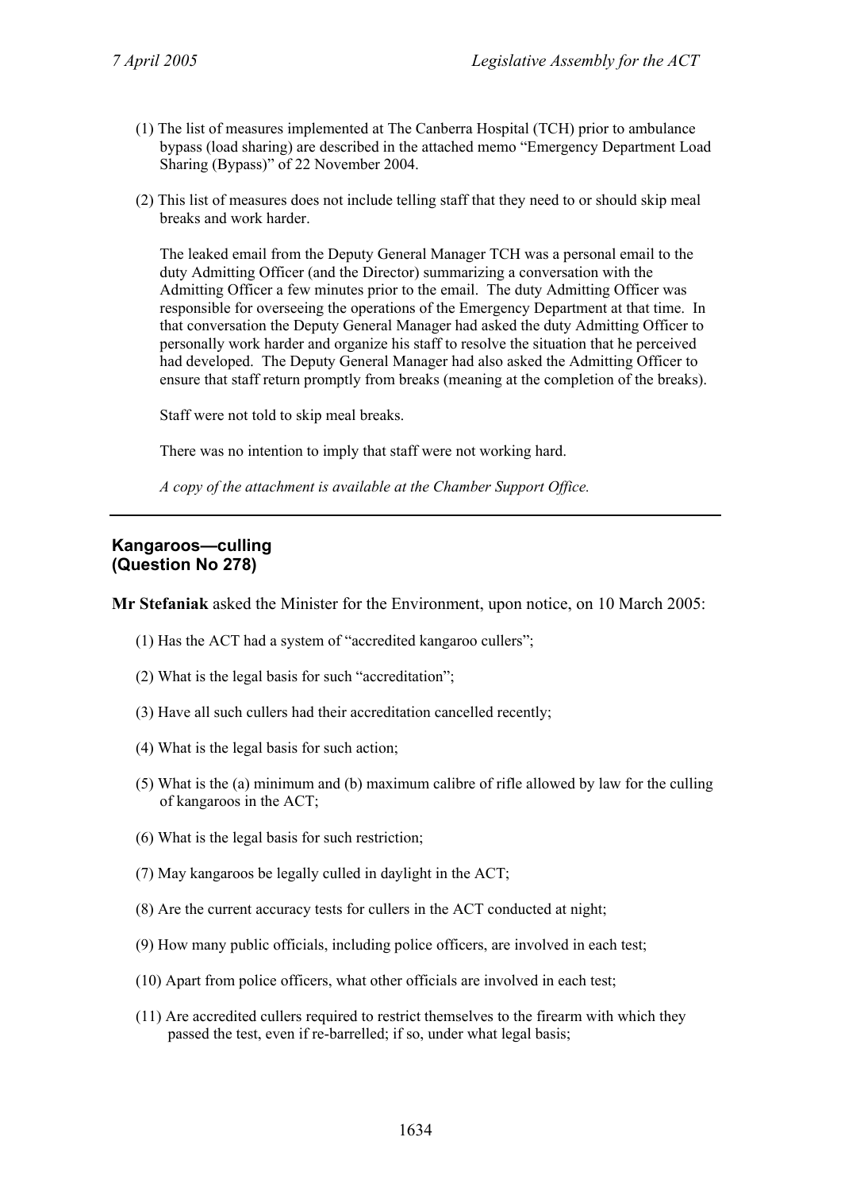(1) The list of measures implemented at The Canberra Hospital (TCH) prior to ambulance bypass (load sharing) are described in the attached memo "Emergency Department Load Sharing (Bypass)" of 22 November 2004.

(2) This list of measures does not include telling staff that they need to or should skip meal breaks and work harder.

The leaked email from the Deputy General Manager TCH was a personal email to the duty Admitting Officer (and the Director) summarizing a conversation with the Admitting Officer a few minutes prior to the email. The duty Admitting Officer was responsible for overseeing the operations of the Emergency Department at that time. In that conversation the Deputy General Manager had asked the duty Admitting Officer to personally work harder and organize his staff to resolve the situation that he perceived had developed. The Deputy General Manager had also asked the Admitting Officer to ensure that staff return promptly from breaks (meaning at the completion of the breaks).

Staff were not told to skip meal breaks.

There was no intention to imply that staff were not working hard.

*A copy of the attachment is available at the Chamber Support Office.*

---

## Kangaroos—culling (Question No 278)

**Mr Stefaniak** asked the Minister for the Environment, upon notice, on 10 March 2005:

(1) Has the ACT had a system of "accredited kangaroo cullers";

(2) What is the legal basis for such "accreditation";

(3) Have all such cullers had their accreditation cancelled recently;

(4) What is the legal basis for such action;

(5) What is the (a) minimum and (b) maximum calibre of rifle allowed by law for the culling of kangaroos in the ACT;

(6) What is the legal basis for such restriction;

(7) May kangaroos be legally culled in daylight in the ACT;

(8) Are the current accuracy tests for cullers in the ACT conducted at night;

(9) How many public officials, including police officers, are involved in each test;

(10) Apart from police officers, what other officials are involved in each test;

(11) Are accredited cullers required to restrict themselves to the firearm with which they passed the test, even if re-barrelled; if so, under what legal basis;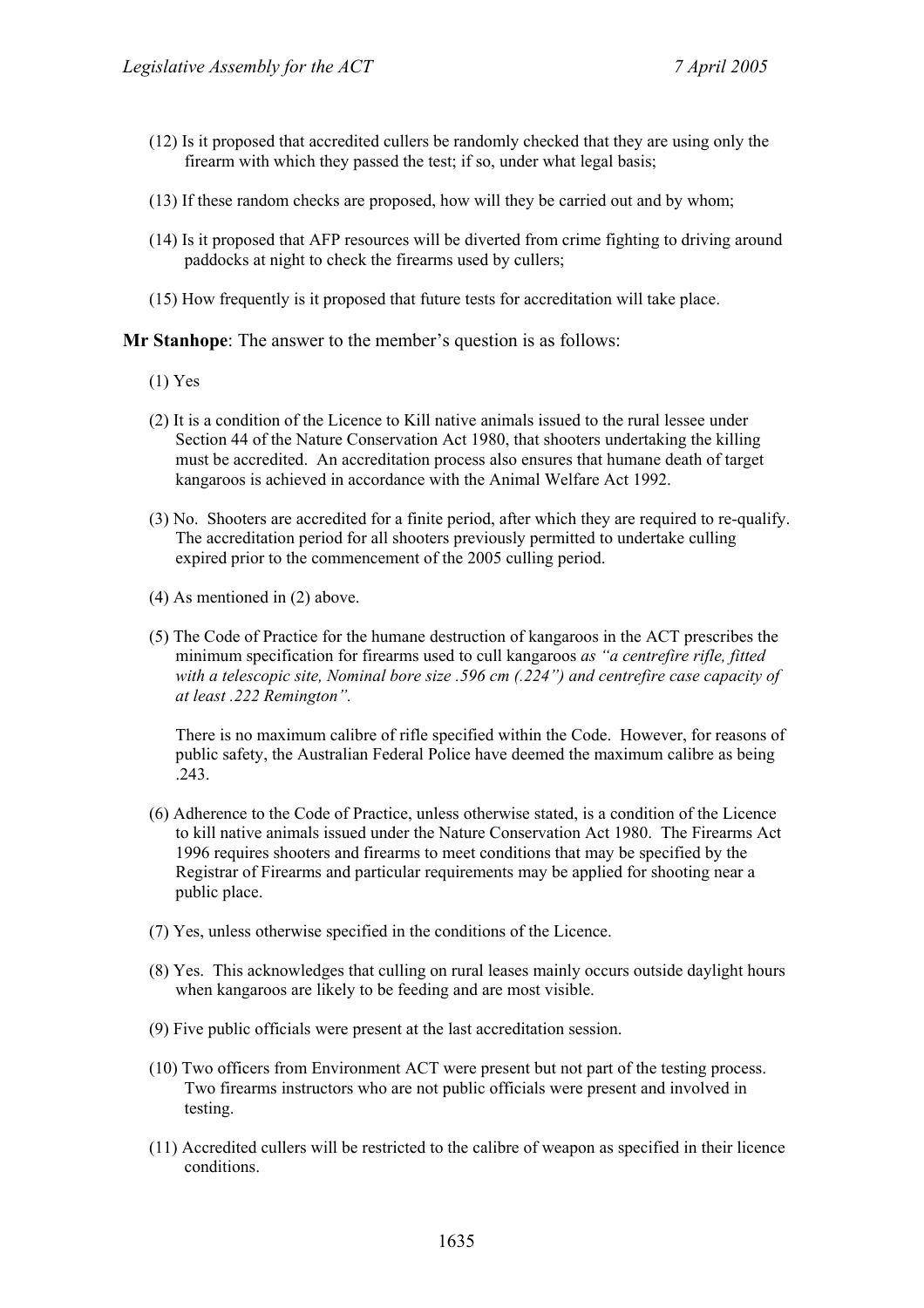(12) Is it proposed that accredited cullers be randomly checked that they are using only the firearm with which they passed the test; if so, under what legal basis;

(13) If these random checks are proposed, how will they be carried out and by whom;

(14) Is it proposed that AFP resources will be diverted from crime fighting to driving around paddocks at night to check the firearms used by cullers;

(15) How frequently is it proposed that future tests for accreditation will take place.

**Mr Stanhope**: The answer to the member's question is as follows:

(1) Yes

(2) It is a condition of the Licence to Kill native animals issued to the rural lessee under Section 44 of the Nature Conservation Act 1980, that shooters undertaking the killing must be accredited. An accreditation process also ensures that humane death of target kangaroos is achieved in accordance with the Animal Welfare Act 1992.

(3) No. Shooters are accredited for a finite period, after which they are required to re-qualify. The accreditation period for all shooters previously permitted to undertake culling expired prior to the commencement of the 2005 culling period.

(4) As mentioned in (2) above.

(5) The Code of Practice for the humane destruction of kangaroos in the ACT prescribes the minimum specification for firearms used to cull kangaroos *as "a centrefire rifle, fitted with a telescopic site, Nominal bore size .596 cm (.224") and centrefire case capacity of at least .222 Remington".*

There is no maximum calibre of rifle specified within the Code. However, for reasons of public safety, the Australian Federal Police have deemed the maximum calibre as being .243.

(6) Adherence to the Code of Practice, unless otherwise stated, is a condition of the Licence to kill native animals issued under the Nature Conservation Act 1980. The Firearms Act 1996 requires shooters and firearms to meet conditions that may be specified by the Registrar of Firearms and particular requirements may be applied for shooting near a public place.

(7) Yes, unless otherwise specified in the conditions of the Licence.

(8) Yes. This acknowledges that culling on rural leases mainly occurs outside daylight hours when kangaroos are likely to be feeding and are most visible.

(9) Five public officials were present at the last accreditation session.

(10) Two officers from Environment ACT were present but not part of the testing process. Two firearms instructors who are not public officials were present and involved in testing.

(11) Accredited cullers will be restricted to the calibre of weapon as specified in their licence conditions.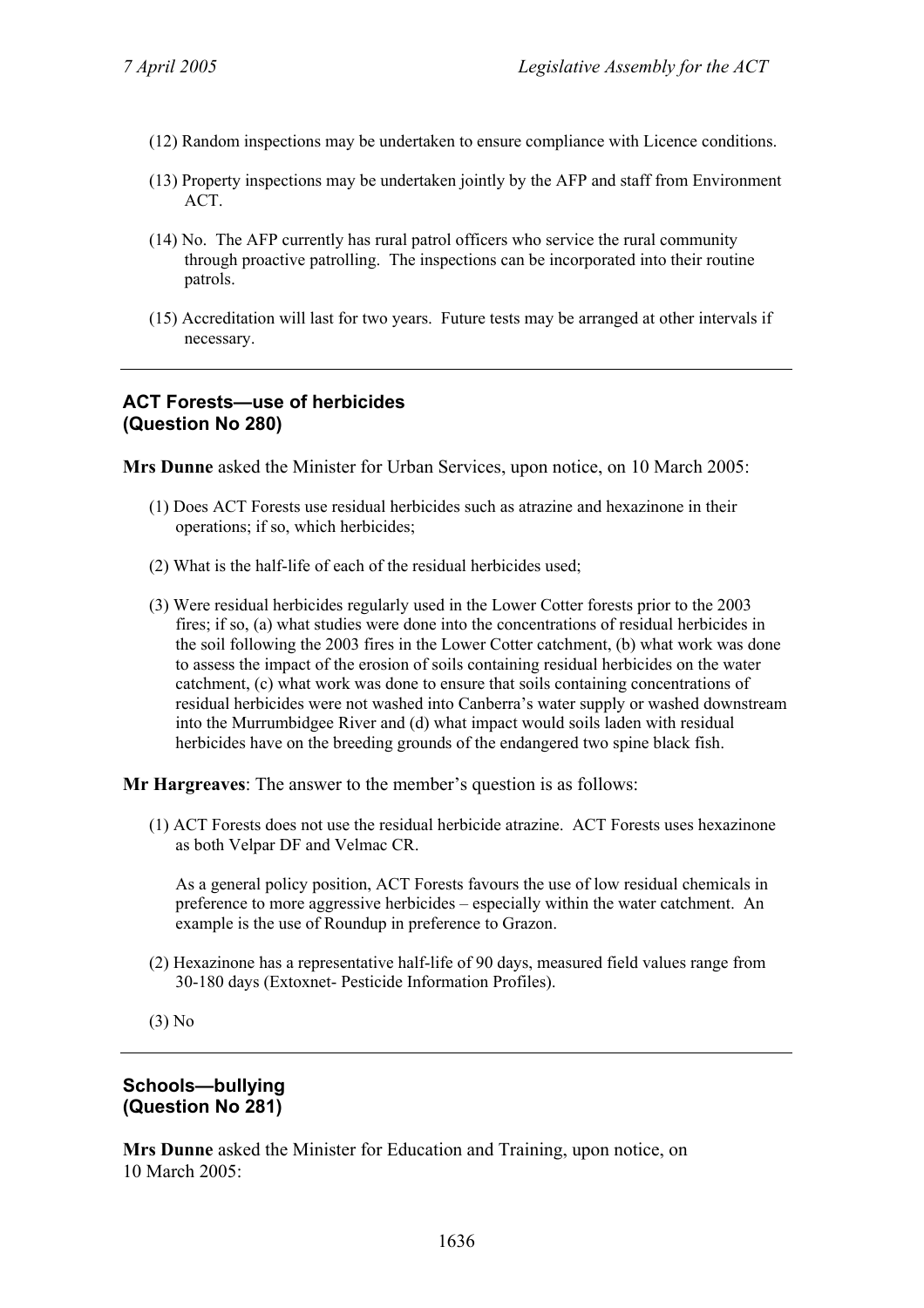(12) Random inspections may be undertaken to ensure compliance with Licence conditions.

(13) Property inspections may be undertaken jointly by the AFP and staff from Environment ACT.

(14) No. The AFP currently has rural patrol officers who service the rural community through proactive patrolling. The inspections can be incorporated into their routine patrols.

(15) Accreditation will last for two years. Future tests may be arranged at other intervals if necessary.

---

### ACT Forests—use of herbicides
### (Question No 280)

**Mrs Dunne** asked the Minister for Urban Services, upon notice, on 10 March 2005:

(1) Does ACT Forests use residual herbicides such as atrazine and hexazinone in their operations; if so, which herbicides;

(2) What is the half-life of each of the residual herbicides used;

(3) Were residual herbicides regularly used in the Lower Cotter forests prior to the 2003 fires; if so, (a) what studies were done into the concentrations of residual herbicides in the soil following the 2003 fires in the Lower Cotter catchment, (b) what work was done to assess the impact of the erosion of soils containing residual herbicides on the water catchment, (c) what work was done to ensure that soils containing concentrations of residual herbicides were not washed into Canberra's water supply or washed downstream into the Murrumbidgee River and (d) what impact would soils laden with residual herbicides have on the breeding grounds of the endangered two spine black fish.

**Mr Hargreaves**: The answer to the member's question is as follows:

(1) ACT Forests does not use the residual herbicide atrazine. ACT Forests uses hexazinone as both Velpar DF and Velmac CR.

As a general policy position, ACT Forests favours the use of low residual chemicals in preference to more aggressive herbicides – especially within the water catchment. An example is the use of Roundup in preference to Grazon.

(2) Hexazinone has a representative half-life of 90 days, measured field values range from 30-180 days (Extoxnet- Pesticide Information Profiles).

(3) No

---

### Schools—bullying
### (Question No 281)

**Mrs Dunne** asked the Minister for Education and Training, upon notice, on 10 March 2005: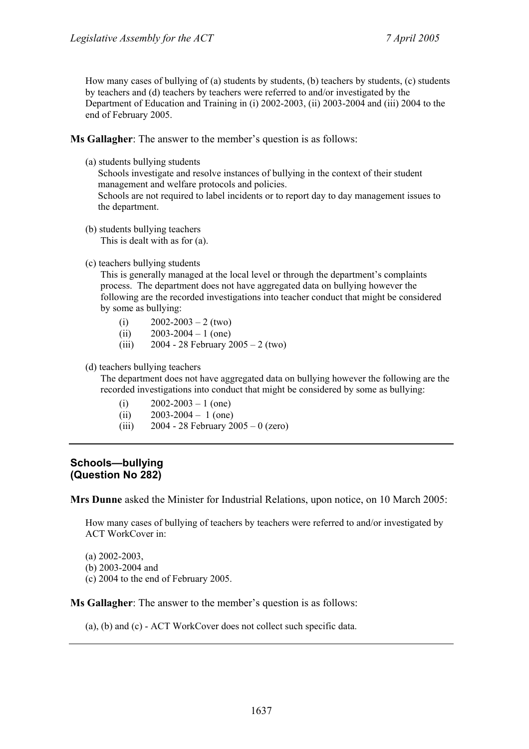How many cases of bullying of (a) students by students, (b) teachers by students, (c) students by teachers and (d) teachers by teachers were referred to and/or investigated by the Department of Education and Training in (i) 2002-2003, (ii) 2003-2004 and (iii) 2004 to the end of February 2005.

**Ms Gallagher**: The answer to the member's question is as follows:

(a) students bullying students

Schools investigate and resolve instances of bullying in the context of their student management and welfare protocols and policies.

Schools are not required to label incidents or to report day to day management issues to the department.

(b) students bullying teachers

This is dealt with as for (a).

(c) teachers bullying students

This is generally managed at the local level or through the department's complaints process. The department does not have aggregated data on bullying however the following are the recorded investigations into teacher conduct that might be considered by some as bullying:

- (i) 2002-2003 – 2 (two)
- (ii) 2003-2004 – 1 (one)
- (iii) 2004 - 28 February 2005 – 2 (two)

(d) teachers bullying teachers

The department does not have aggregated data on bullying however the following are the recorded investigations into conduct that might be considered by some as bullying:

- (i) 2002-2003 – 1 (one)
- (ii) 2003-2004 – 1 (one)
- (iii) 2004 - 28 February 2005 – 0 (zero)

---

## Schools—bullying (Question No 282)

**Mrs Dunne** asked the Minister for Industrial Relations, upon notice, on 10 March 2005:

How many cases of bullying of teachers by teachers were referred to and/or investigated by ACT WorkCover in:

(a) 2002-2003,
(b) 2003-2004 and
(c) 2004 to the end of February 2005.

**Ms Gallagher**: The answer to the member's question is as follows:

(a), (b) and (c) - ACT WorkCover does not collect such specific data.

---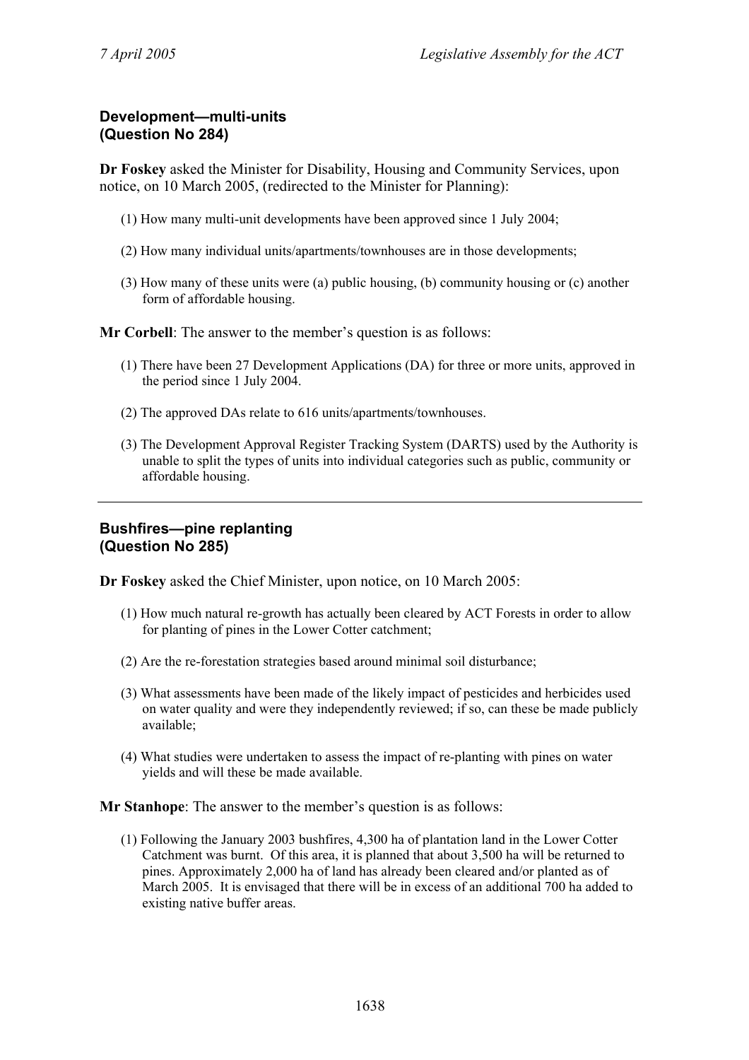## Development—multi-units (Question No 284)

**Dr Foskey** asked the Minister for Disability, Housing and Community Services, upon notice, on 10 March 2005, (redirected to the Minister for Planning):

(1) How many multi-unit developments have been approved since 1 July 2004;

(2) How many individual units/apartments/townhouses are in those developments;

(3) How many of these units were (a) public housing, (b) community housing or (c) another form of affordable housing.

**Mr Corbell**: The answer to the member's question is as follows:

(1) There have been 27 Development Applications (DA) for three or more units, approved in the period since 1 July 2004.

(2) The approved DAs relate to 616 units/apartments/townhouses.

(3) The Development Approval Register Tracking System (DARTS) used by the Authority is unable to split the types of units into individual categories such as public, community or affordable housing.

---

## Bushfires—pine replanting (Question No 285)

**Dr Foskey** asked the Chief Minister, upon notice, on 10 March 2005:

(1) How much natural re-growth has actually been cleared by ACT Forests in order to allow for planting of pines in the Lower Cotter catchment;

(2) Are the re-forestation strategies based around minimal soil disturbance;

(3) What assessments have been made of the likely impact of pesticides and herbicides used on water quality and were they independently reviewed; if so, can these be made publicly available;

(4) What studies were undertaken to assess the impact of re-planting with pines on water yields and will these be made available.

**Mr Stanhope**: The answer to the member's question is as follows:

(1) Following the January 2003 bushfires, 4,300 ha of plantation land in the Lower Cotter Catchment was burnt. Of this area, it is planned that about 3,500 ha will be returned to pines. Approximately 2,000 ha of land has already been cleared and/or planted as of March 2005. It is envisaged that there will be in excess of an additional 700 ha added to existing native buffer areas.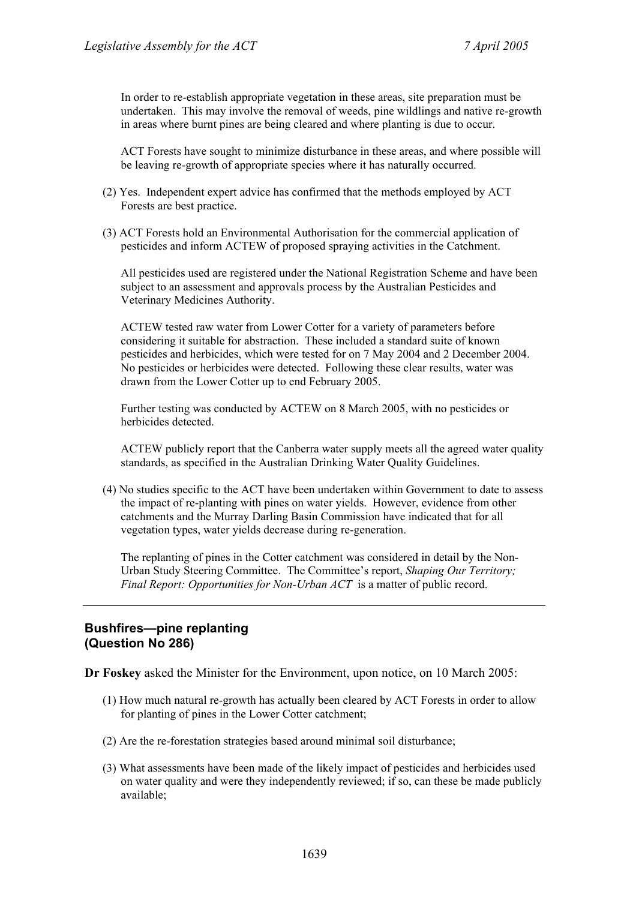In order to re-establish appropriate vegetation in these areas, site preparation must be undertaken. This may involve the removal of weeds, pine wildlings and native re-growth in areas where burnt pines are being cleared and where planting is due to occur.

ACT Forests have sought to minimize disturbance in these areas, and where possible will be leaving re-growth of appropriate species where it has naturally occurred.

(2) Yes. Independent expert advice has confirmed that the methods employed by ACT Forests are best practice.

(3) ACT Forests hold an Environmental Authorisation for the commercial application of pesticides and inform ACTEW of proposed spraying activities in the Catchment.

All pesticides used are registered under the National Registration Scheme and have been subject to an assessment and approvals process by the Australian Pesticides and Veterinary Medicines Authority.

ACTEW tested raw water from Lower Cotter for a variety of parameters before considering it suitable for abstraction. These included a standard suite of known pesticides and herbicides, which were tested for on 7 May 2004 and 2 December 2004. No pesticides or herbicides were detected. Following these clear results, water was drawn from the Lower Cotter up to end February 2005.

Further testing was conducted by ACTEW on 8 March 2005, with no pesticides or herbicides detected.

ACTEW publicly report that the Canberra water supply meets all the agreed water quality standards, as specified in the Australian Drinking Water Quality Guidelines.

(4) No studies specific to the ACT have been undertaken within Government to date to assess the impact of re-planting with pines on water yields. However, evidence from other catchments and the Murray Darling Basin Commission have indicated that for all vegetation types, water yields decrease during re-generation.

The replanting of pines in the Cotter catchment was considered in detail by the Non-Urban Study Steering Committee. The Committee's report, *Shaping Our Territory; Final Report: Opportunities for Non-Urban ACT* is a matter of public record.

---

## Bushfires—pine replanting (Question No 286)

**Dr Foskey** asked the Minister for the Environment, upon notice, on 10 March 2005:

(1) How much natural re-growth has actually been cleared by ACT Forests in order to allow for planting of pines in the Lower Cotter catchment;

(2) Are the re-forestation strategies based around minimal soil disturbance;

(3) What assessments have been made of the likely impact of pesticides and herbicides used on water quality and were they independently reviewed; if so, can these be made publicly available;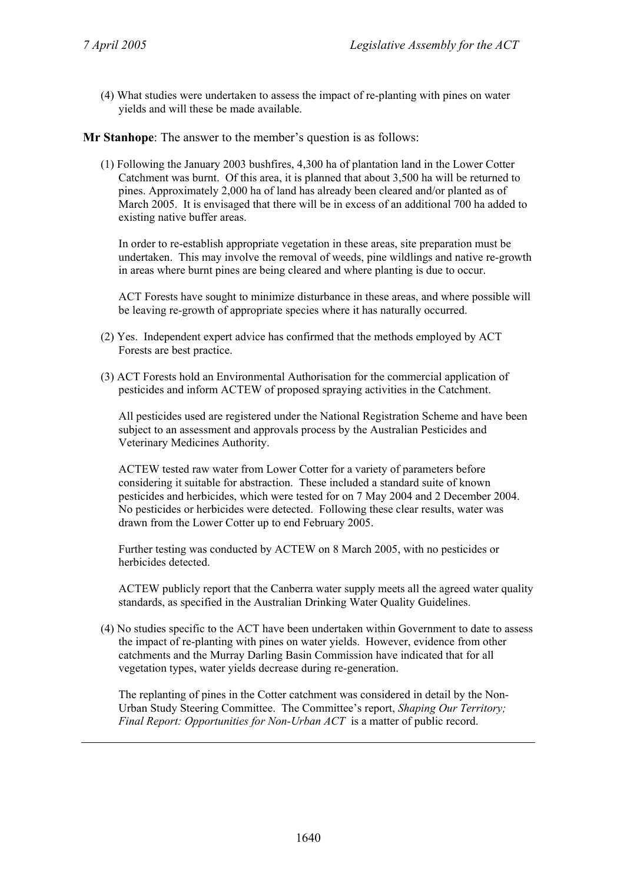(4) What studies were undertaken to assess the impact of re-planting with pines on water yields and will these be made available.

**Mr Stanhope**: The answer to the member's question is as follows:

(1) Following the January 2003 bushfires, 4,300 ha of plantation land in the Lower Cotter Catchment was burnt. Of this area, it is planned that about 3,500 ha will be returned to pines. Approximately 2,000 ha of land has already been cleared and/or planted as of March 2005. It is envisaged that there will be in excess of an additional 700 ha added to existing native buffer areas.

In order to re-establish appropriate vegetation in these areas, site preparation must be undertaken. This may involve the removal of weeds, pine wildlings and native re-growth in areas where burnt pines are being cleared and where planting is due to occur.

ACT Forests have sought to minimize disturbance in these areas, and where possible will be leaving re-growth of appropriate species where it has naturally occurred.

(2) Yes. Independent expert advice has confirmed that the methods employed by ACT Forests are best practice.

(3) ACT Forests hold an Environmental Authorisation for the commercial application of pesticides and inform ACTEW of proposed spraying activities in the Catchment.

All pesticides used are registered under the National Registration Scheme and have been subject to an assessment and approvals process by the Australian Pesticides and Veterinary Medicines Authority.

ACTEW tested raw water from Lower Cotter for a variety of parameters before considering it suitable for abstraction. These included a standard suite of known pesticides and herbicides, which were tested for on 7 May 2004 and 2 December 2004. No pesticides or herbicides were detected. Following these clear results, water was drawn from the Lower Cotter up to end February 2005.

Further testing was conducted by ACTEW on 8 March 2005, with no pesticides or herbicides detected.

ACTEW publicly report that the Canberra water supply meets all the agreed water quality standards, as specified in the Australian Drinking Water Quality Guidelines.

(4) No studies specific to the ACT have been undertaken within Government to date to assess the impact of re-planting with pines on water yields. However, evidence from other catchments and the Murray Darling Basin Commission have indicated that for all vegetation types, water yields decrease during re-generation.

The replanting of pines in the Cotter catchment was considered in detail by the Non-Urban Study Steering Committee. The Committee's report, *Shaping Our Territory; Final Report: Opportunities for Non-Urban ACT* is a matter of public record.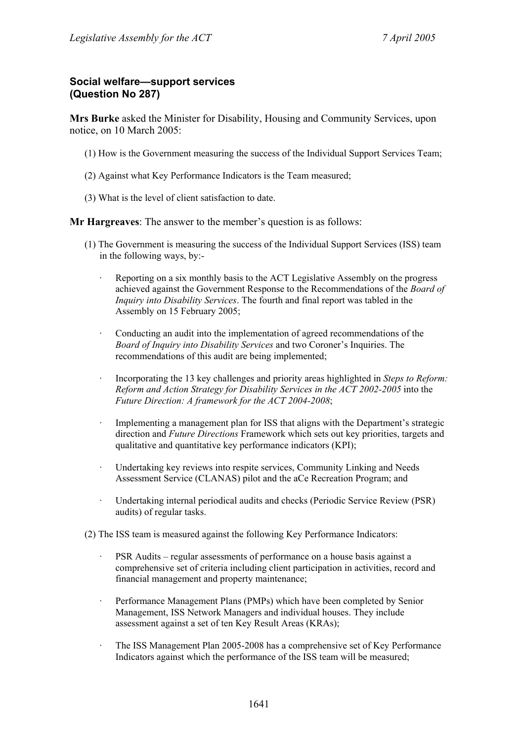### Social welfare—support services (Question No 287)

**Mrs Burke** asked the Minister for Disability, Housing and Community Services, upon notice, on 10 March 2005:

(1) How is the Government measuring the success of the Individual Support Services Team;

(2) Against what Key Performance Indicators is the Team measured;

(3) What is the level of client satisfaction to date.

**Mr Hargreaves**: The answer to the member's question is as follows:

(1) The Government is measuring the success of the Individual Support Services (ISS) team in the following ways, by:-

- Reporting on a six monthly basis to the ACT Legislative Assembly on the progress achieved against the Government Response to the Recommendations of the *Board of Inquiry into Disability Services*. The fourth and final report was tabled in the Assembly on 15 February 2005;
- Conducting an audit into the implementation of agreed recommendations of the *Board of Inquiry into Disability Services* and two Coroner's Inquiries. The recommendations of this audit are being implemented;
- Incorporating the 13 key challenges and priority areas highlighted in *Steps to Reform: Reform and Action Strategy for Disability Services in the ACT 2002-2005* into the *Future Direction: A framework for the ACT 2004-2008*;
- Implementing a management plan for ISS that aligns with the Department's strategic direction and *Future Directions* Framework which sets out key priorities, targets and qualitative and quantitative key performance indicators (KPI);
- Undertaking key reviews into respite services, Community Linking and Needs Assessment Service (CLANAS) pilot and the aCe Recreation Program; and
- Undertaking internal periodical audits and checks (Periodic Service Review (PSR) audits) of regular tasks.

(2) The ISS team is measured against the following Key Performance Indicators:

- PSR Audits – regular assessments of performance on a house basis against a comprehensive set of criteria including client participation in activities, record and financial management and property maintenance;
- Performance Management Plans (PMPs) which have been completed by Senior Management, ISS Network Managers and individual houses. They include assessment against a set of ten Key Result Areas (KRAs);
- The ISS Management Plan 2005-2008 has a comprehensive set of Key Performance Indicators against which the performance of the ISS team will be measured;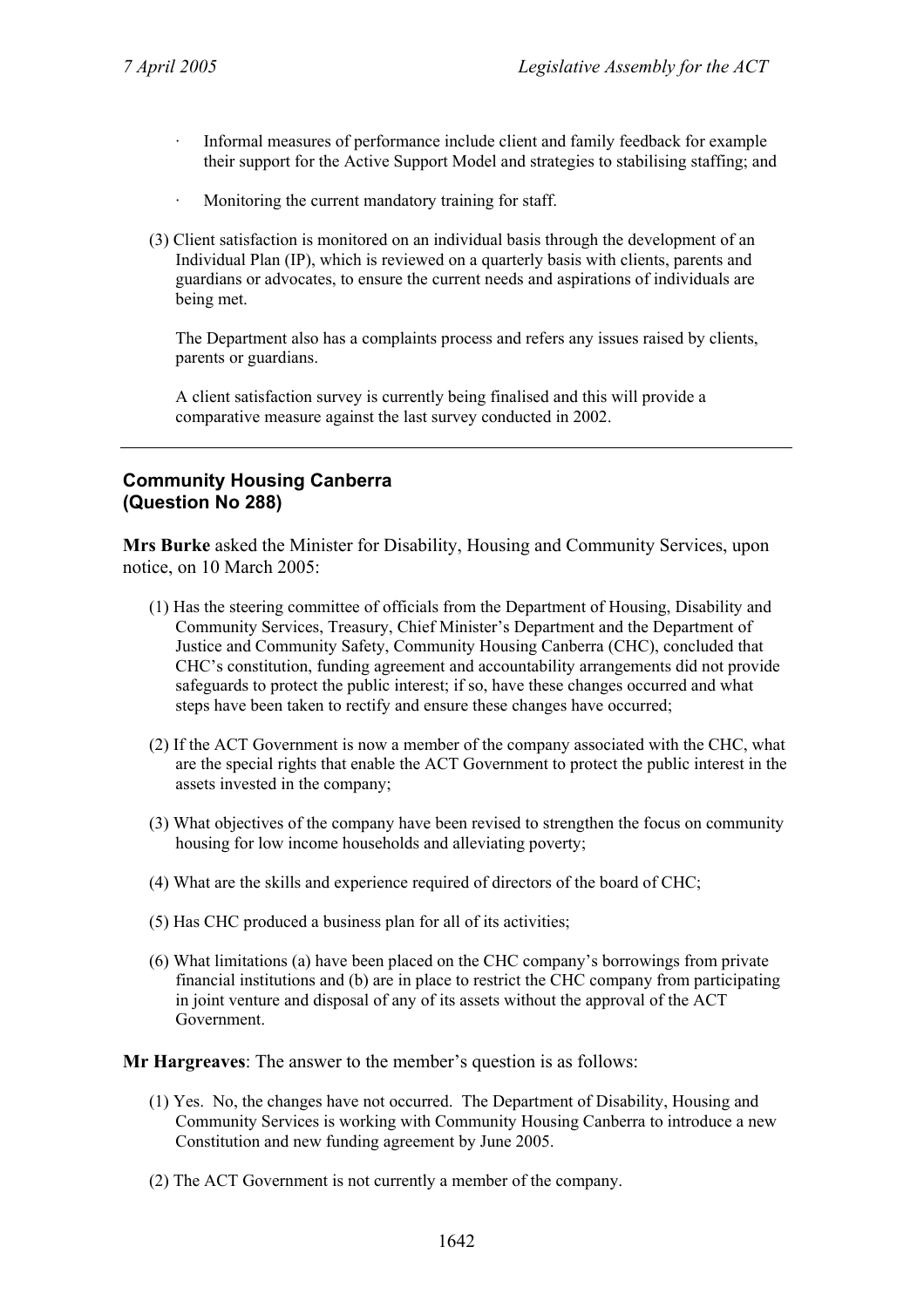- Informal measures of performance include client and family feedback for example their support for the Active Support Model and strategies to stabilising staffing; and

- Monitoring the current mandatory training for staff.

(3) Client satisfaction is monitored on an individual basis through the development of an Individual Plan (IP), which is reviewed on a quarterly basis with clients, parents and guardians or advocates, to ensure the current needs and aspirations of individuals are being met.

The Department also has a complaints process and refers any issues raised by clients, parents or guardians.

A client satisfaction survey is currently being finalised and this will provide a comparative measure against the last survey conducted in 2002.

---

## Community Housing Canberra (Question No 288)

**Mrs Burke** asked the Minister for Disability, Housing and Community Services, upon notice, on 10 March 2005:

(1) Has the steering committee of officials from the Department of Housing, Disability and Community Services, Treasury, Chief Minister's Department and the Department of Justice and Community Safety, Community Housing Canberra (CHC), concluded that CHC's constitution, funding agreement and accountability arrangements did not provide safeguards to protect the public interest; if so, have these changes occurred and what steps have been taken to rectify and ensure these changes have occurred;

(2) If the ACT Government is now a member of the company associated with the CHC, what are the special rights that enable the ACT Government to protect the public interest in the assets invested in the company;

(3) What objectives of the company have been revised to strengthen the focus on community housing for low income households and alleviating poverty;

(4) What are the skills and experience required of directors of the board of CHC;

(5) Has CHC produced a business plan for all of its activities;

(6) What limitations (a) have been placed on the CHC company's borrowings from private financial institutions and (b) are in place to restrict the CHC company from participating in joint venture and disposal of any of its assets without the approval of the ACT Government.

**Mr Hargreaves**: The answer to the member's question is as follows:

(1) Yes. No, the changes have not occurred. The Department of Disability, Housing and Community Services is working with Community Housing Canberra to introduce a new Constitution and new funding agreement by June 2005.

(2) The ACT Government is not currently a member of the company.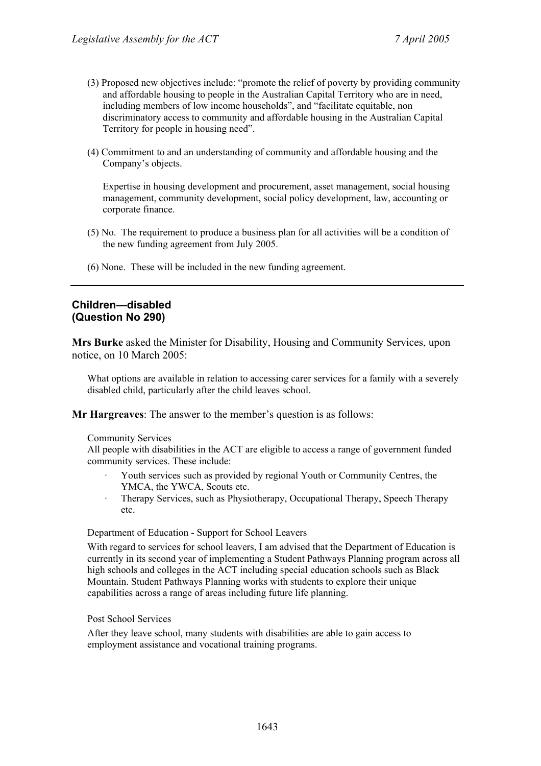(3) Proposed new objectives include: "promote the relief of poverty by providing community and affordable housing to people in the Australian Capital Territory who are in need, including members of low income households", and "facilitate equitable, non discriminatory access to community and affordable housing in the Australian Capital Territory for people in housing need".

(4) Commitment to and an understanding of community and affordable housing and the Company's objects.

Expertise in housing development and procurement, asset management, social housing management, community development, social policy development, law, accounting or corporate finance.

(5) No. The requirement to produce a business plan for all activities will be a condition of the new funding agreement from July 2005.

(6) None. These will be included in the new funding agreement.

---

### Children—disabled
### (Question No 290)

**Mrs Burke** asked the Minister for Disability, Housing and Community Services, upon notice, on 10 March 2005:

What options are available in relation to accessing carer services for a family with a severely disabled child, particularly after the child leaves school.

**Mr Hargreaves**: The answer to the member's question is as follows:

Community Services

All people with disabilities in the ACT are eligible to access a range of government funded community services. These include:

- Youth services such as provided by regional Youth or Community Centres, the YMCA, the YWCA, Scouts etc.
- Therapy Services, such as Physiotherapy, Occupational Therapy, Speech Therapy etc.

Department of Education - Support for School Leavers

With regard to services for school leavers, I am advised that the Department of Education is currently in its second year of implementing a Student Pathways Planning program across all high schools and colleges in the ACT including special education schools such as Black Mountain. Student Pathways Planning works with students to explore their unique capabilities across a range of areas including future life planning.

Post School Services

After they leave school, many students with disabilities are able to gain access to employment assistance and vocational training programs.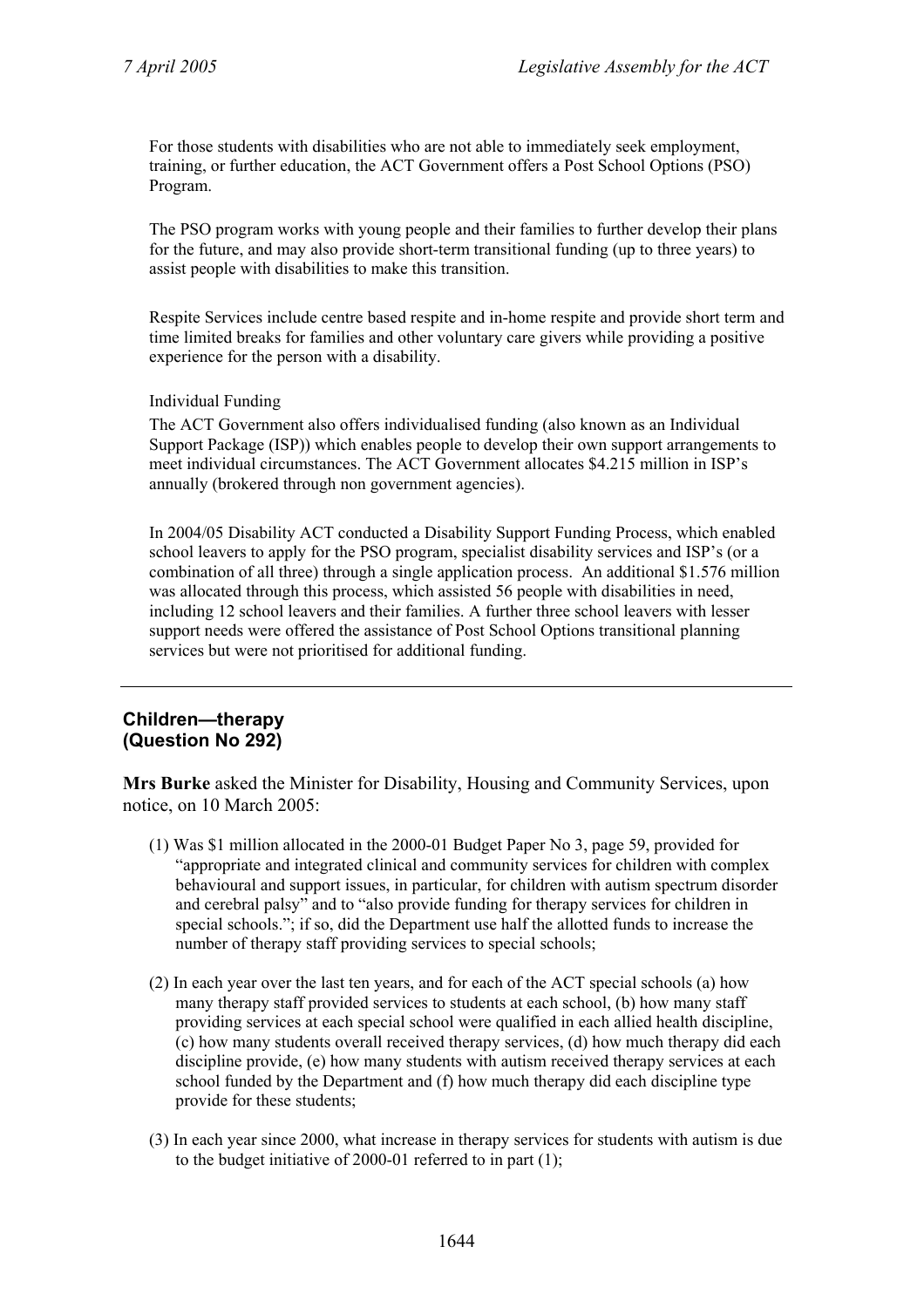For those students with disabilities who are not able to immediately seek employment, training, or further education, the ACT Government offers a Post School Options (PSO) Program.

The PSO program works with young people and their families to further develop their plans for the future, and may also provide short-term transitional funding (up to three years) to assist people with disabilities to make this transition.

Respite Services include centre based respite and in-home respite and provide short term and time limited breaks for families and other voluntary care givers while providing a positive experience for the person with a disability.

Individual Funding

The ACT Government also offers individualised funding (also known as an Individual Support Package (ISP)) which enables people to develop their own support arrangements to meet individual circumstances. The ACT Government allocates $4.215 million in ISP's annually (brokered through non government agencies).

In 2004/05 Disability ACT conducted a Disability Support Funding Process, which enabled school leavers to apply for the PSO program, specialist disability services and ISP's (or a combination of all three) through a single application process. An additional $1.576 million was allocated through this process, which assisted 56 people with disabilities in need, including 12 school leavers and their families. A further three school leavers with lesser support needs were offered the assistance of Post School Options transitional planning services but were not prioritised for additional funding.

---

## Children—therapy
## (Question No 292)

**Mrs Burke** asked the Minister for Disability, Housing and Community Services, upon notice, on 10 March 2005:

(1) Was $1 million allocated in the 2000-01 Budget Paper No 3, page 59, provided for "appropriate and integrated clinical and community services for children with complex behavioural and support issues, in particular, for children with autism spectrum disorder and cerebral palsy" and to "also provide funding for therapy services for children in special schools."; if so, did the Department use half the allotted funds to increase the number of therapy staff providing services to special schools;

(2) In each year over the last ten years, and for each of the ACT special schools (a) how many therapy staff provided services to students at each school, (b) how many staff providing services at each special school were qualified in each allied health discipline, (c) how many students overall received therapy services, (d) how much therapy did each discipline provide, (e) how many students with autism received therapy services at each school funded by the Department and (f) how much therapy did each discipline type provide for these students;

(3) In each year since 2000, what increase in therapy services for students with autism is due to the budget initiative of 2000-01 referred to in part (1);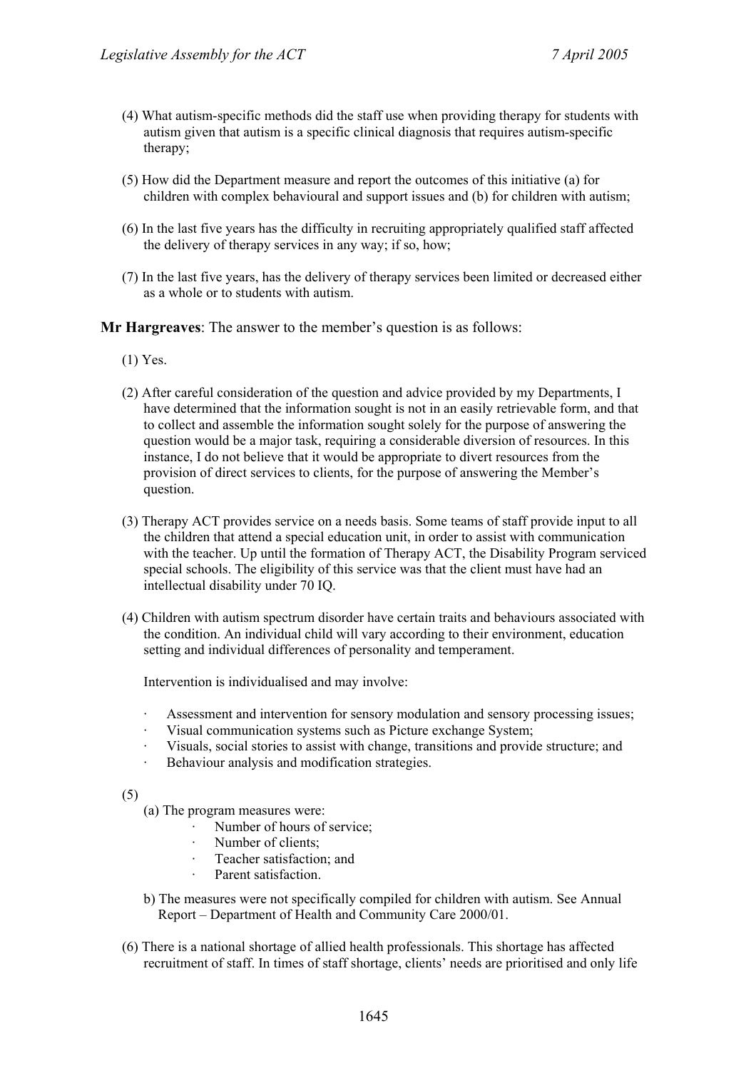(4) What autism-specific methods did the staff use when providing therapy for students with autism given that autism is a specific clinical diagnosis that requires autism-specific therapy;

(5) How did the Department measure and report the outcomes of this initiative (a) for children with complex behavioural and support issues and (b) for children with autism;

(6) In the last five years has the difficulty in recruiting appropriately qualified staff affected the delivery of therapy services in any way; if so, how;

(7) In the last five years, has the delivery of therapy services been limited or decreased either as a whole or to students with autism.

**Mr Hargreaves**: The answer to the member's question is as follows:

(1) Yes.

(2) After careful consideration of the question and advice provided by my Departments, I have determined that the information sought is not in an easily retrievable form, and that to collect and assemble the information sought solely for the purpose of answering the question would be a major task, requiring a considerable diversion of resources. In this instance, I do not believe that it would be appropriate to divert resources from the provision of direct services to clients, for the purpose of answering the Member's question.

(3) Therapy ACT provides service on a needs basis. Some teams of staff provide input to all the children that attend a special education unit, in order to assist with communication with the teacher. Up until the formation of Therapy ACT, the Disability Program serviced special schools. The eligibility of this service was that the client must have had an intellectual disability under 70 IQ.

(4) Children with autism spectrum disorder have certain traits and behaviours associated with the condition. An individual child will vary according to their environment, education setting and individual differences of personality and temperament.

Intervention is individualised and may involve:

- Assessment and intervention for sensory modulation and sensory processing issues;
- Visual communication systems such as Picture exchange System;
- Visuals, social stories to assist with change, transitions and provide structure; and
- Behaviour analysis and modification strategies.

(5)

(a) The program measures were:

- Number of hours of service;
- Number of clients;
- Teacher satisfaction; and
- Parent satisfaction.

b) The measures were not specifically compiled for children with autism. See Annual Report – Department of Health and Community Care 2000/01.

(6) There is a national shortage of allied health professionals. This shortage has affected recruitment of staff. In times of staff shortage, clients' needs are prioritised and only life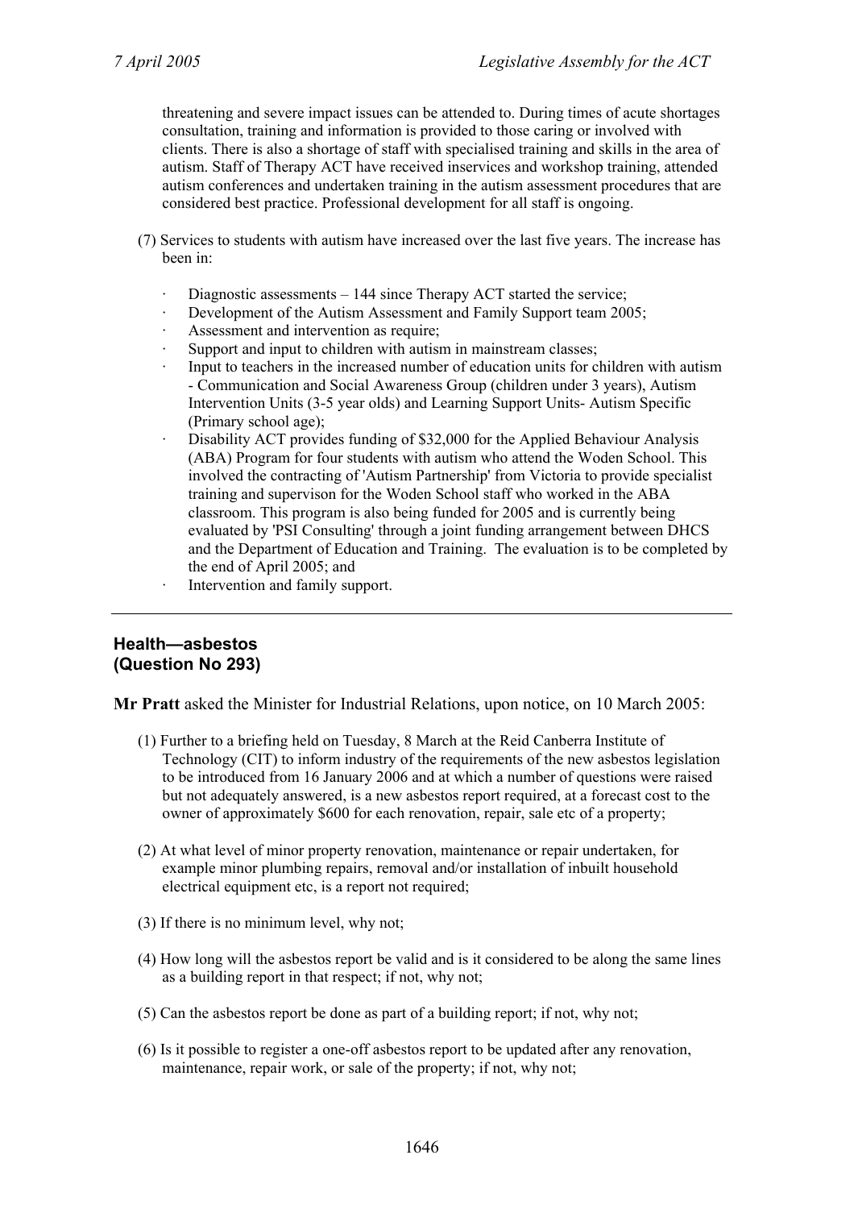threatening and severe impact issues can be attended to. During times of acute shortages consultation, training and information is provided to those caring or involved with clients. There is also a shortage of staff with specialised training and skills in the area of autism. Staff of Therapy ACT have received inservices and workshop training, attended autism conferences and undertaken training in the autism assessment procedures that are considered best practice. Professional development for all staff is ongoing.

(7) Services to students with autism have increased over the last five years. The increase has been in:

- Diagnostic assessments – 144 since Therapy ACT started the service;
- Development of the Autism Assessment and Family Support team 2005;
- Assessment and intervention as require;
- Support and input to children with autism in mainstream classes;
- Input to teachers in the increased number of education units for children with autism - Communication and Social Awareness Group (children under 3 years), Autism Intervention Units (3-5 year olds) and Learning Support Units- Autism Specific (Primary school age);
- Disability ACT provides funding of $32,000 for the Applied Behaviour Analysis (ABA) Program for four students with autism who attend the Woden School. This involved the contracting of 'Autism Partnership' from Victoria to provide specialist training and supervison for the Woden School staff who worked in the ABA classroom. This program is also being funded for 2005 and is currently being evaluated by 'PSI Consulting' through a joint funding arrangement between DHCS and the Department of Education and Training. The evaluation is to be completed by the end of April 2005; and
- Intervention and family support.

---

## Health—asbestos
## (Question No 293)

**Mr Pratt** asked the Minister for Industrial Relations, upon notice, on 10 March 2005:

(1) Further to a briefing held on Tuesday, 8 March at the Reid Canberra Institute of Technology (CIT) to inform industry of the requirements of the new asbestos legislation to be introduced from 16 January 2006 and at which a number of questions were raised but not adequately answered, is a new asbestos report required, at a forecast cost to the owner of approximately $600 for each renovation, repair, sale etc of a property;

(2) At what level of minor property renovation, maintenance or repair undertaken, for example minor plumbing repairs, removal and/or installation of inbuilt household electrical equipment etc, is a report not required;

(3) If there is no minimum level, why not;

(4) How long will the asbestos report be valid and is it considered to be along the same lines as a building report in that respect; if not, why not;

(5) Can the asbestos report be done as part of a building report; if not, why not;

(6) Is it possible to register a one-off asbestos report to be updated after any renovation, maintenance, repair work, or sale of the property; if not, why not;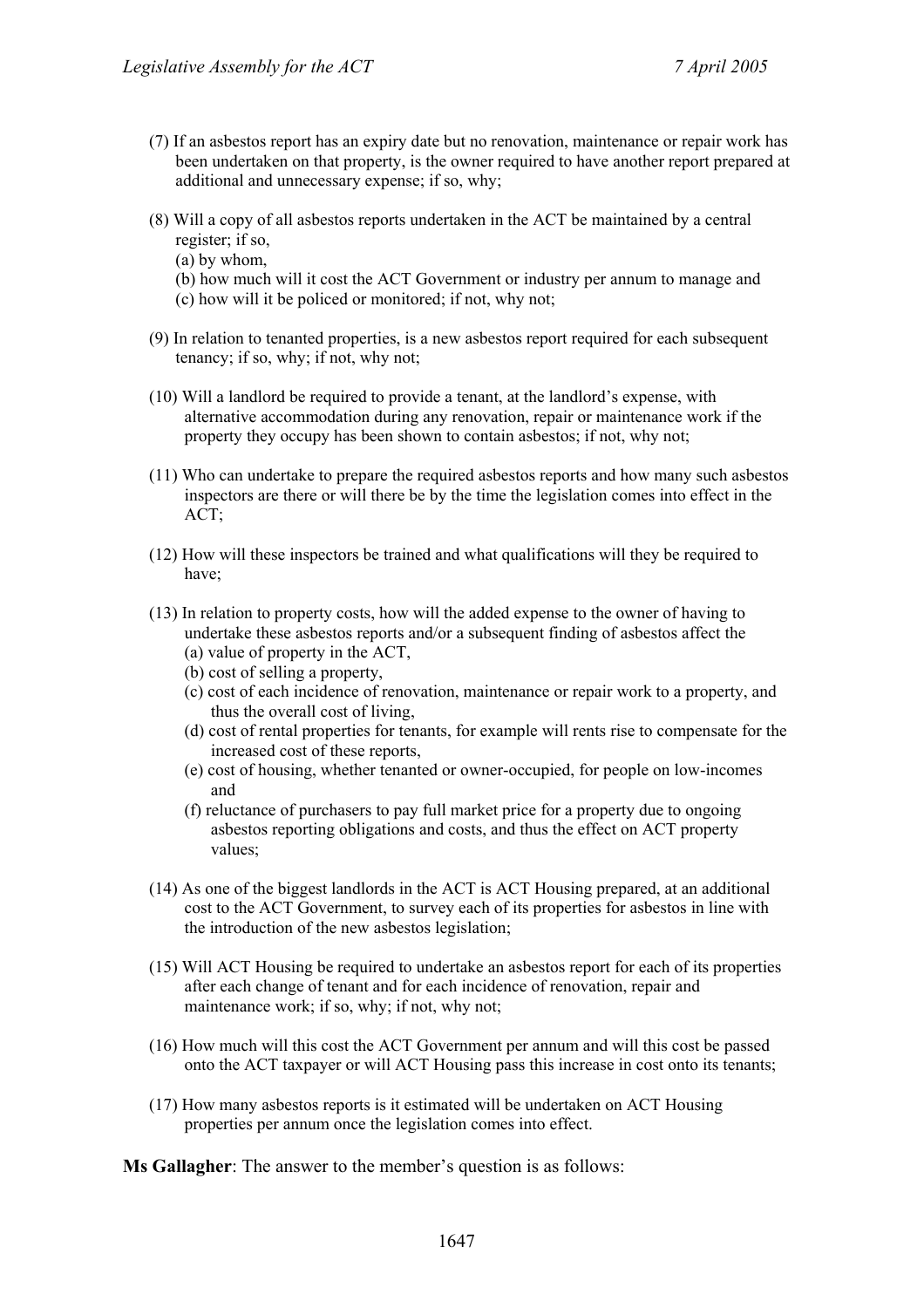(7) If an asbestos report has an expiry date but no renovation, maintenance or repair work has been undertaken on that property, is the owner required to have another report prepared at additional and unnecessary expense; if so, why;

(8) Will a copy of all asbestos reports undertaken in the ACT be maintained by a central register; if so,
   (a) by whom,
   (b) how much will it cost the ACT Government or industry per annum to manage and
   (c) how will it be policed or monitored; if not, why not;

(9) In relation to tenanted properties, is a new asbestos report required for each subsequent tenancy; if so, why; if not, why not;

(10) Will a landlord be required to provide a tenant, at the landlord's expense, with alternative accommodation during any renovation, repair or maintenance work if the property they occupy has been shown to contain asbestos; if not, why not;

(11) Who can undertake to prepare the required asbestos reports and how many such asbestos inspectors are there or will there be by the time the legislation comes into effect in the ACT;

(12) How will these inspectors be trained and what qualifications will they be required to have;

(13) In relation to property costs, how will the added expense to the owner of having to undertake these asbestos reports and/or a subsequent finding of asbestos affect the
   (a) value of property in the ACT,
   (b) cost of selling a property,
   (c) cost of each incidence of renovation, maintenance or repair work to a property, and thus the overall cost of living,
   (d) cost of rental properties for tenants, for example will rents rise to compensate for the increased cost of these reports,
   (e) cost of housing, whether tenanted or owner-occupied, for people on low-incomes and
   (f) reluctance of purchasers to pay full market price for a property due to ongoing asbestos reporting obligations and costs, and thus the effect on ACT property values;

(14) As one of the biggest landlords in the ACT is ACT Housing prepared, at an additional cost to the ACT Government, to survey each of its properties for asbestos in line with the introduction of the new asbestos legislation;

(15) Will ACT Housing be required to undertake an asbestos report for each of its properties after each change of tenant and for each incidence of renovation, repair and maintenance work; if so, why; if not, why not;

(16) How much will this cost the ACT Government per annum and will this cost be passed onto the ACT taxpayer or will ACT Housing pass this increase in cost onto its tenants;

(17) How many asbestos reports is it estimated will be undertaken on ACT Housing properties per annum once the legislation comes into effect.

**Ms Gallagher**: The answer to the member's question is as follows: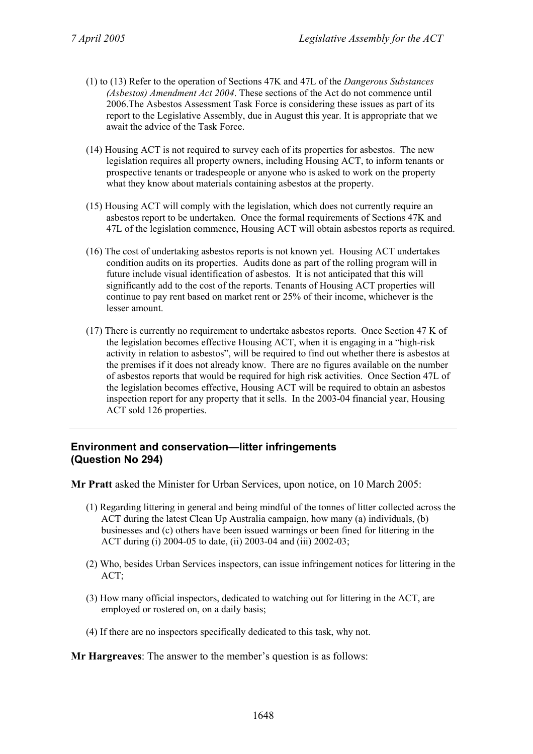(1) to (13) Refer to the operation of Sections 47K and 47L of the *Dangerous Substances (Asbestos) Amendment Act 2004*. These sections of the Act do not commence until 2006.The Asbestos Assessment Task Force is considering these issues as part of its report to the Legislative Assembly, due in August this year. It is appropriate that we await the advice of the Task Force.

(14) Housing ACT is not required to survey each of its properties for asbestos. The new legislation requires all property owners, including Housing ACT, to inform tenants or prospective tenants or tradespeople or anyone who is asked to work on the property what they know about materials containing asbestos at the property.

(15) Housing ACT will comply with the legislation, which does not currently require an asbestos report to be undertaken. Once the formal requirements of Sections 47K and 47L of the legislation commence, Housing ACT will obtain asbestos reports as required.

(16) The cost of undertaking asbestos reports is not known yet. Housing ACT undertakes condition audits on its properties. Audits done as part of the rolling program will in future include visual identification of asbestos. It is not anticipated that this will significantly add to the cost of the reports. Tenants of Housing ACT properties will continue to pay rent based on market rent or 25% of their income, whichever is the lesser amount.

(17) There is currently no requirement to undertake asbestos reports. Once Section 47 K of the legislation becomes effective Housing ACT, when it is engaging in a "high-risk activity in relation to asbestos", will be required to find out whether there is asbestos at the premises if it does not already know. There are no figures available on the number of asbestos reports that would be required for high risk activities. Once Section 47L of the legislation becomes effective, Housing ACT will be required to obtain an asbestos inspection report for any property that it sells. In the 2003-04 financial year, Housing ACT sold 126 properties.

---

## Environment and conservation—litter infringements (Question No 294)

**Mr Pratt** asked the Minister for Urban Services, upon notice, on 10 March 2005:

(1) Regarding littering in general and being mindful of the tonnes of litter collected across the ACT during the latest Clean Up Australia campaign, how many (a) individuals, (b) businesses and (c) others have been issued warnings or been fined for littering in the ACT during (i) 2004-05 to date, (ii) 2003-04 and (iii) 2002-03;

(2) Who, besides Urban Services inspectors, can issue infringement notices for littering in the ACT;

(3) How many official inspectors, dedicated to watching out for littering in the ACT, are employed or rostered on, on a daily basis;

(4) If there are no inspectors specifically dedicated to this task, why not.

**Mr Hargreaves**: The answer to the member's question is as follows: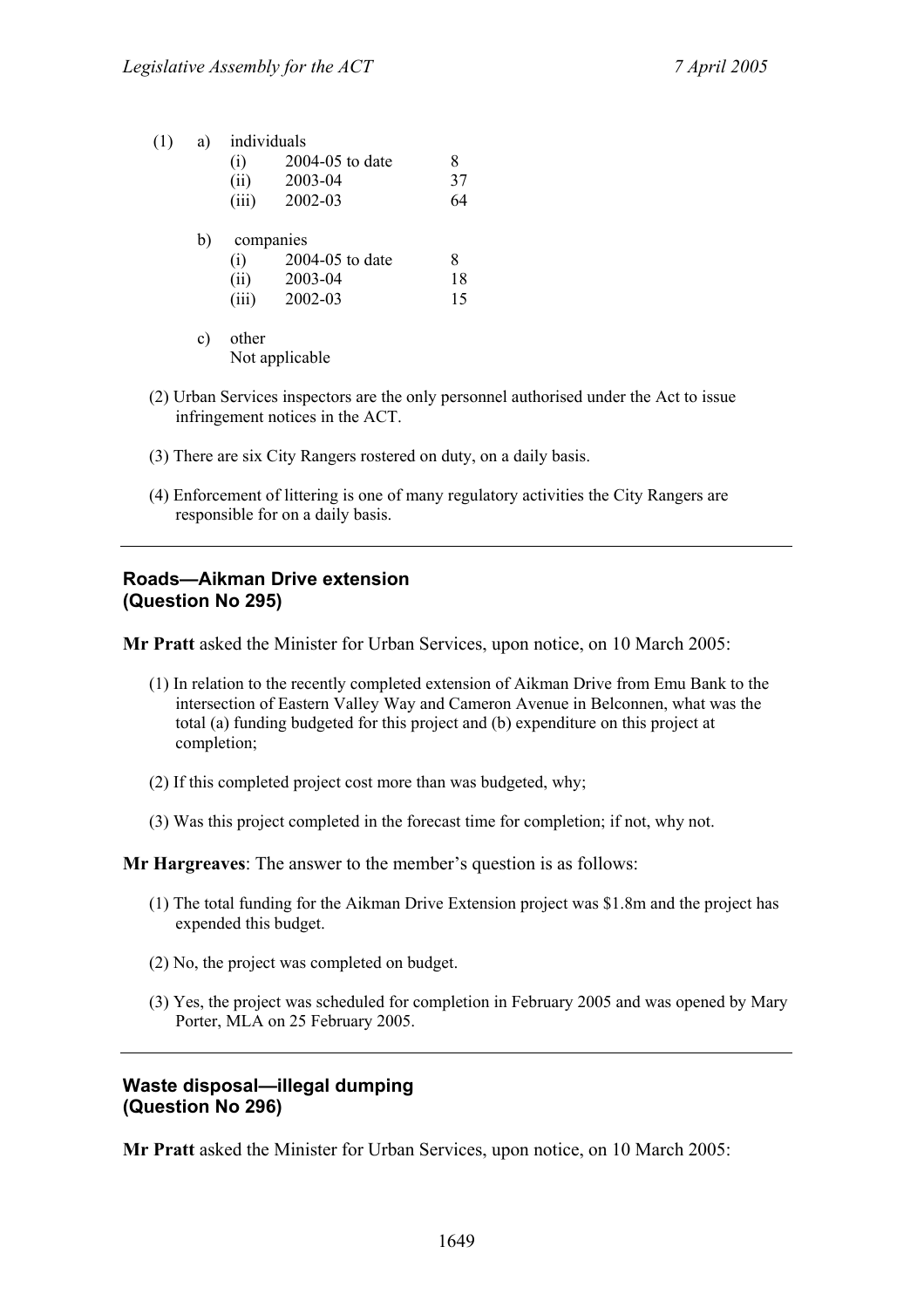(1) a) individuals

| | | |
|---|---|---|
| (i) | 2004-05 to date | 8 |
| (ii) | 2003-04 | 37 |
| (iii) | 2002-03 | 64 |

b) companies

| | | |
|---|---|---|
| (i) | 2004-05 to date | 8 |
| (ii) | 2003-04 | 18 |
| (iii) | 2002-03 | 15 |

c) other
Not applicable

(2) Urban Services inspectors are the only personnel authorised under the Act to issue infringement notices in the ACT.

(3) There are six City Rangers rostered on duty, on a daily basis.

(4) Enforcement of littering is one of many regulatory activities the City Rangers are responsible for on a daily basis.

---

### Roads—Aikman Drive extension
### (Question No 295)

**Mr Pratt** asked the Minister for Urban Services, upon notice, on 10 March 2005:

(1) In relation to the recently completed extension of Aikman Drive from Emu Bank to the intersection of Eastern Valley Way and Cameron Avenue in Belconnen, what was the total (a) funding budgeted for this project and (b) expenditure on this project at completion;

(2) If this completed project cost more than was budgeted, why;

(3) Was this project completed in the forecast time for completion; if not, why not.

**Mr Hargreaves**: The answer to the member's question is as follows:

(1) The total funding for the Aikman Drive Extension project was $1.8m and the project has expended this budget.

(2) No, the project was completed on budget.

(3) Yes, the project was scheduled for completion in February 2005 and was opened by Mary Porter, MLA on 25 February 2005.

---

### Waste disposal—illegal dumping
### (Question No 296)

**Mr Pratt** asked the Minister for Urban Services, upon notice, on 10 March 2005: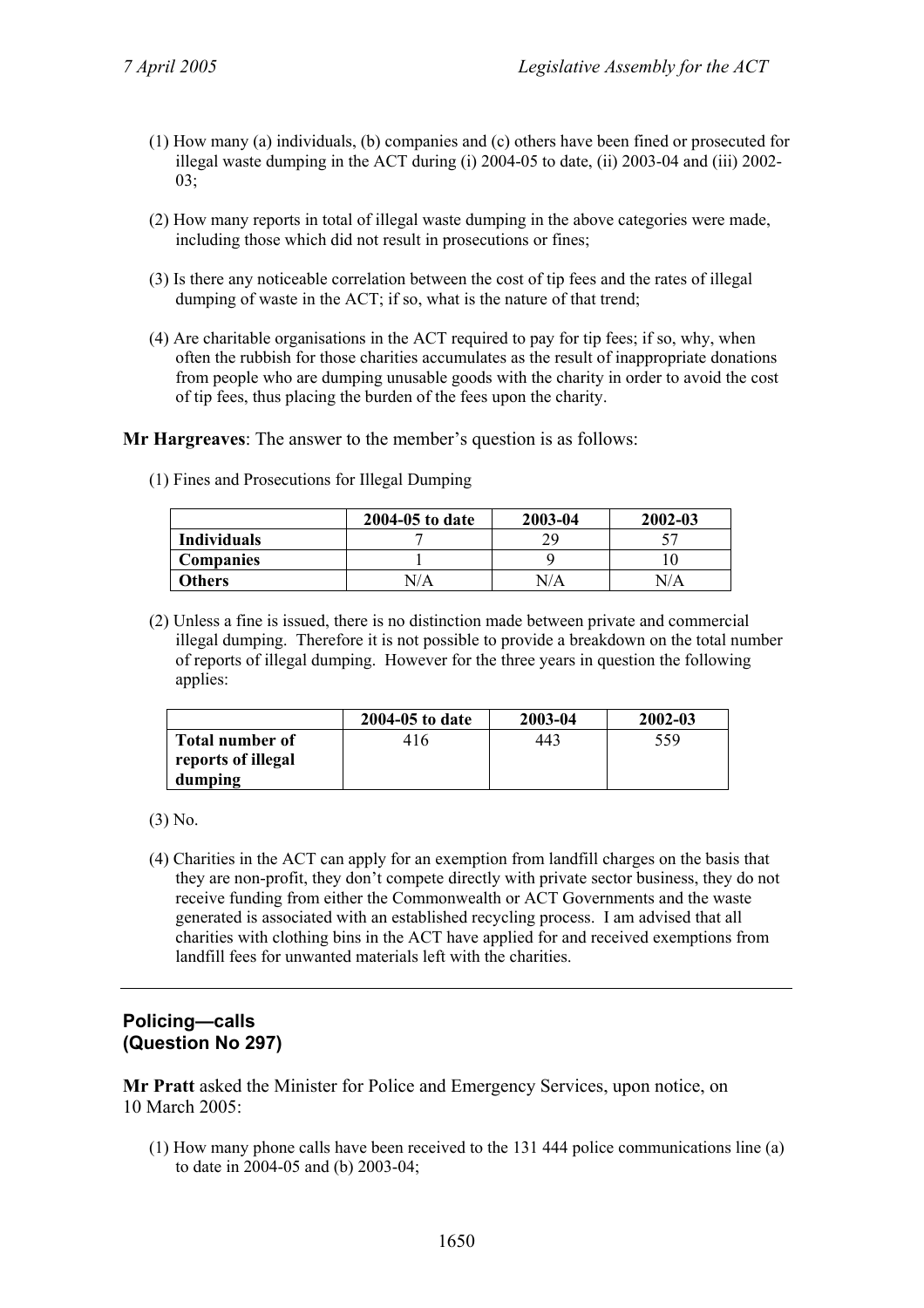(1) How many (a) individuals, (b) companies and (c) others have been fined or prosecuted for illegal waste dumping in the ACT during (i) 2004-05 to date, (ii) 2003-04 and (iii) 2002-03;

(2) How many reports in total of illegal waste dumping in the above categories were made, including those which did not result in prosecutions or fines;

(3) Is there any noticeable correlation between the cost of tip fees and the rates of illegal dumping of waste in the ACT; if so, what is the nature of that trend;

(4) Are charitable organisations in the ACT required to pay for tip fees; if so, why, when often the rubbish for those charities accumulates as the result of inappropriate donations from people who are dumping unusable goods with the charity in order to avoid the cost of tip fees, thus placing the burden of the fees upon the charity.

**Mr Hargreaves**: The answer to the member's question is as follows:

(1) Fines and Prosecutions for Illegal Dumping

| | 2004-05 to date | 2003-04 | 2002-03 |
|---|---|---|---|
| **Individuals** | 7 | 29 | 57 |
| **Companies** | 1 | 9 | 10 |
| **Others** | N/A | N/A | N/A |

(2) Unless a fine is issued, there is no distinction made between private and commercial illegal dumping. Therefore it is not possible to provide a breakdown on the total number of reports of illegal dumping. However for the three years in question the following applies:

| | 2004-05 to date | 2003-04 | 2002-03 |
|---|---|---|---|
| **Total number of reports of illegal dumping** | 416 | 443 | 559 |

(3) No.

(4) Charities in the ACT can apply for an exemption from landfill charges on the basis that they are non-profit, they don't compete directly with private sector business, they do not receive funding from either the Commonwealth or ACT Governments and the waste generated is associated with an established recycling process. I am advised that all charities with clothing bins in the ACT have applied for and received exemptions from landfill fees for unwanted materials left with the charities.

---

## Policing—calls
## (Question No 297)

**Mr Pratt** asked the Minister for Police and Emergency Services, upon notice, on 10 March 2005:

(1) How many phone calls have been received to the 131 444 police communications line (a) to date in 2004-05 and (b) 2003-04;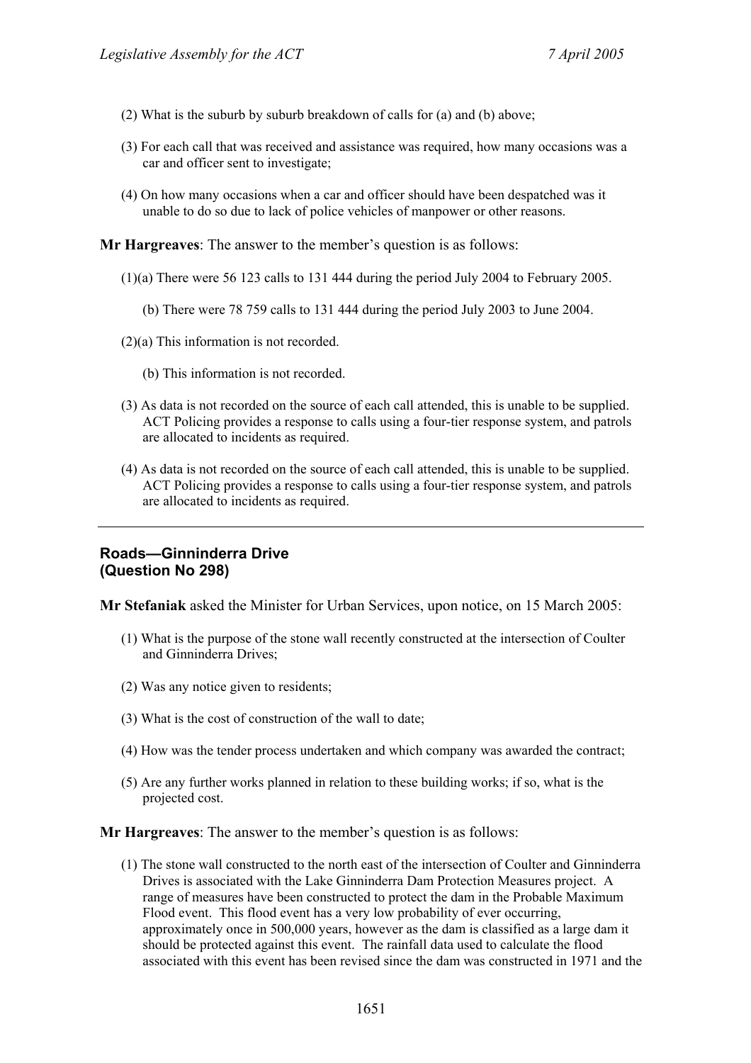(2) What is the suburb by suburb breakdown of calls for (a) and (b) above;

(3) For each call that was received and assistance was required, how many occasions was a car and officer sent to investigate;

(4) On how many occasions when a car and officer should have been despatched was it unable to do so due to lack of police vehicles of manpower or other reasons.

**Mr Hargreaves**: The answer to the member's question is as follows:

(1)(a) There were 56 123 calls to 131 444 during the period July 2004 to February 2005.

(b) There were 78 759 calls to 131 444 during the period July 2003 to June 2004.

(2)(a) This information is not recorded.

(b) This information is not recorded.

(3) As data is not recorded on the source of each call attended, this is unable to be supplied. ACT Policing provides a response to calls using a four-tier response system, and patrols are allocated to incidents as required.

(4) As data is not recorded on the source of each call attended, this is unable to be supplied. ACT Policing provides a response to calls using a four-tier response system, and patrols are allocated to incidents as required.

---

### Roads—Ginninderra Drive
### (Question No 298)

**Mr Stefaniak** asked the Minister for Urban Services, upon notice, on 15 March 2005:

(1) What is the purpose of the stone wall recently constructed at the intersection of Coulter and Ginninderra Drives;

(2) Was any notice given to residents;

(3) What is the cost of construction of the wall to date;

(4) How was the tender process undertaken and which company was awarded the contract;

(5) Are any further works planned in relation to these building works; if so, what is the projected cost.

**Mr Hargreaves**: The answer to the member's question is as follows:

(1) The stone wall constructed to the north east of the intersection of Coulter and Ginninderra Drives is associated with the Lake Ginninderra Dam Protection Measures project. A range of measures have been constructed to protect the dam in the Probable Maximum Flood event. This flood event has a very low probability of ever occurring, approximately once in 500,000 years, however as the dam is classified as a large dam it should be protected against this event. The rainfall data used to calculate the flood associated with this event has been revised since the dam was constructed in 1971 and the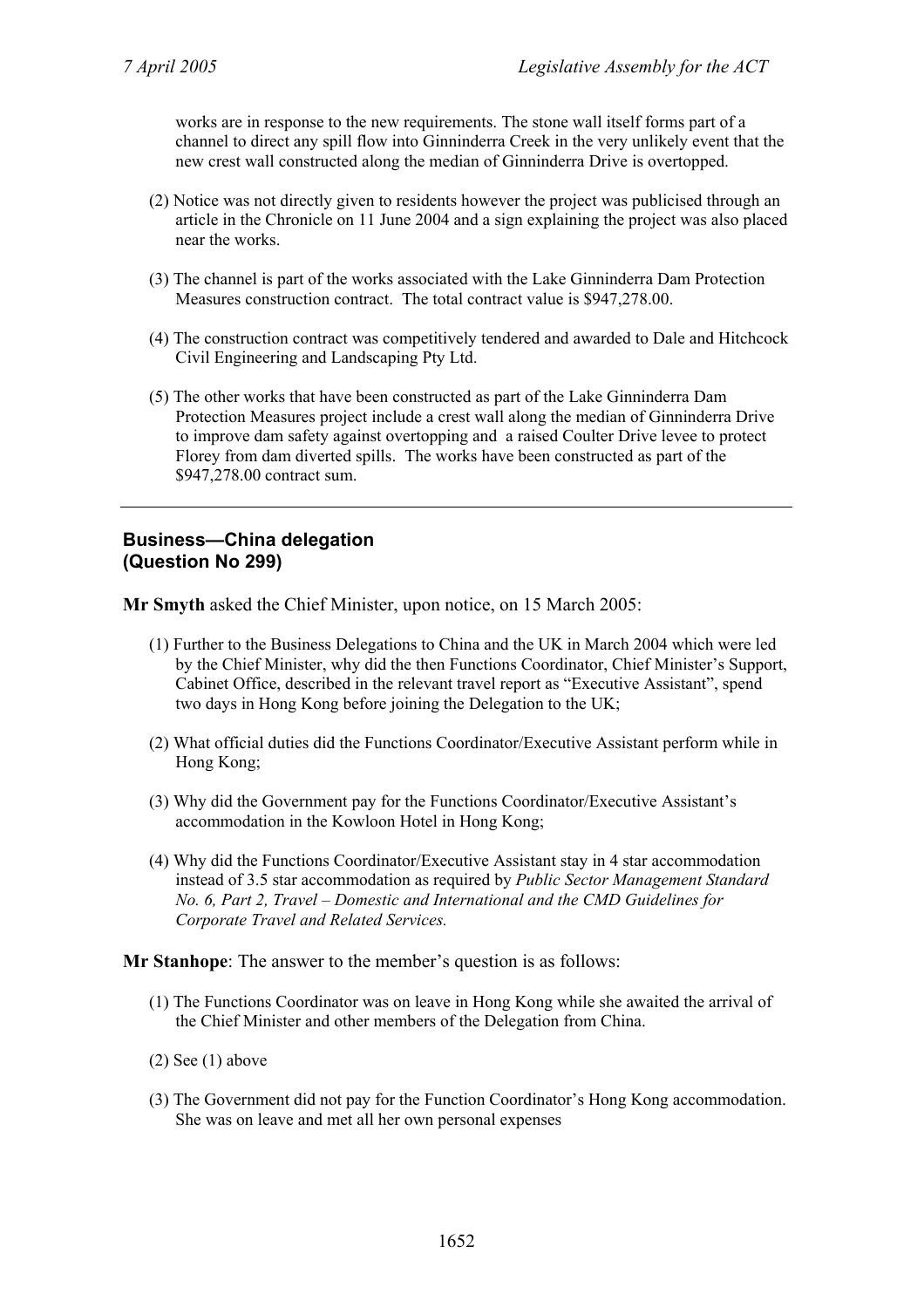works are in response to the new requirements. The stone wall itself forms part of a channel to direct any spill flow into Ginninderra Creek in the very unlikely event that the new crest wall constructed along the median of Ginninderra Drive is overtopped.

(2) Notice was not directly given to residents however the project was publicised through an article in the Chronicle on 11 June 2004 and a sign explaining the project was also placed near the works.

(3) The channel is part of the works associated with the Lake Ginninderra Dam Protection Measures construction contract. The total contract value is $947,278.00.

(4) The construction contract was competitively tendered and awarded to Dale and Hitchcock Civil Engineering and Landscaping Pty Ltd.

(5) The other works that have been constructed as part of the Lake Ginninderra Dam Protection Measures project include a crest wall along the median of Ginninderra Drive to improve dam safety against overtopping and a raised Coulter Drive levee to protect Florey from dam diverted spills. The works have been constructed as part of the $947,278.00 contract sum.

---

## Business—China delegation (Question No 299)

**Mr Smyth** asked the Chief Minister, upon notice, on 15 March 2005:

(1) Further to the Business Delegations to China and the UK in March 2004 which were led by the Chief Minister, why did the then Functions Coordinator, Chief Minister's Support, Cabinet Office, described in the relevant travel report as "Executive Assistant", spend two days in Hong Kong before joining the Delegation to the UK;

(2) What official duties did the Functions Coordinator/Executive Assistant perform while in Hong Kong;

(3) Why did the Government pay for the Functions Coordinator/Executive Assistant's accommodation in the Kowloon Hotel in Hong Kong;

(4) Why did the Functions Coordinator/Executive Assistant stay in 4 star accommodation instead of 3.5 star accommodation as required by *Public Sector Management Standard No. 6, Part 2, Travel – Domestic and International and the CMD Guidelines for Corporate Travel and Related Services.*

**Mr Stanhope**: The answer to the member's question is as follows:

(1) The Functions Coordinator was on leave in Hong Kong while she awaited the arrival of the Chief Minister and other members of the Delegation from China.

(2) See (1) above

(3) The Government did not pay for the Function Coordinator's Hong Kong accommodation. She was on leave and met all her own personal expenses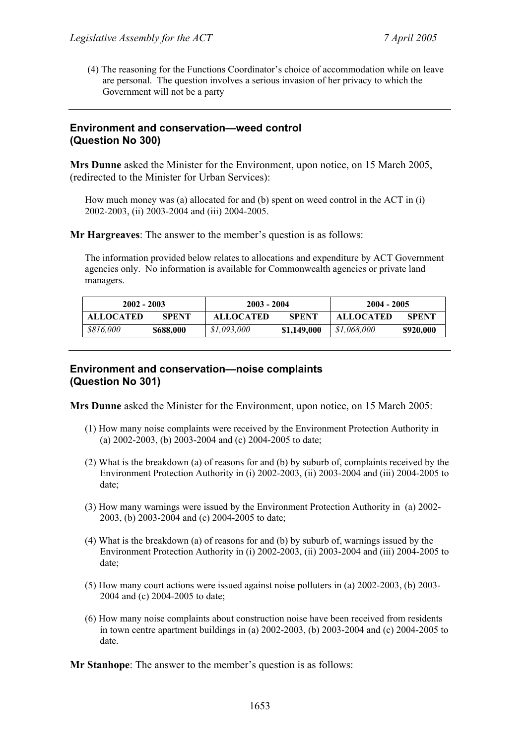(4) The reasoning for the Functions Coordinator's choice of accommodation while on leave are personal. The question involves a serious invasion of her privacy to which the Government will not be a party

---

### Environment and conservation—weed control (Question No 300)

**Mrs Dunne** asked the Minister for the Environment, upon notice, on 15 March 2005, (redirected to the Minister for Urban Services):

> How much money was (a) allocated for and (b) spent on weed control in the ACT in (i) 2002-2003, (ii) 2003-2004 and (iii) 2004-2005.

**Mr Hargreaves**: The answer to the member's question is as follows:

> The information provided below relates to allocations and expenditure by ACT Government agencies only. No information is available for Commonwealth agencies or private land managers.

| 2002 - 2003 | | 2003 - 2004 | | 2004 - 2005 | |
|---|---|---|---|---|---|
| **ALLOCATED** | **SPENT** | **ALLOCATED** | **SPENT** | **ALLOCATED** | **SPENT** |
| *$816,000* | **$688,000** | *$1,093,000* | **$1,149,000** | *$1,068,000* | **$920,000** |

---

### Environment and conservation—noise complaints (Question No 301)

**Mrs Dunne** asked the Minister for the Environment, upon notice, on 15 March 2005:

> (1) How many noise complaints were received by the Environment Protection Authority in (a) 2002-2003, (b) 2003-2004 and (c) 2004-2005 to date;
>
> (2) What is the breakdown (a) of reasons for and (b) by suburb of, complaints received by the Environment Protection Authority in (i) 2002-2003, (ii) 2003-2004 and (iii) 2004-2005 to date;
>
> (3) How many warnings were issued by the Environment Protection Authority in (a) 2002-2003, (b) 2003-2004 and (c) 2004-2005 to date;
>
> (4) What is the breakdown (a) of reasons for and (b) by suburb of, warnings issued by the Environment Protection Authority in (i) 2002-2003, (ii) 2003-2004 and (iii) 2004-2005 to date;
>
> (5) How many court actions were issued against noise polluters in (a) 2002-2003, (b) 2003-2004 and (c) 2004-2005 to date;
>
> (6) How many noise complaints about construction noise have been received from residents in town centre apartment buildings in (a) 2002-2003, (b) 2003-2004 and (c) 2004-2005 to date.

**Mr Stanhope**: The answer to the member's question is as follows: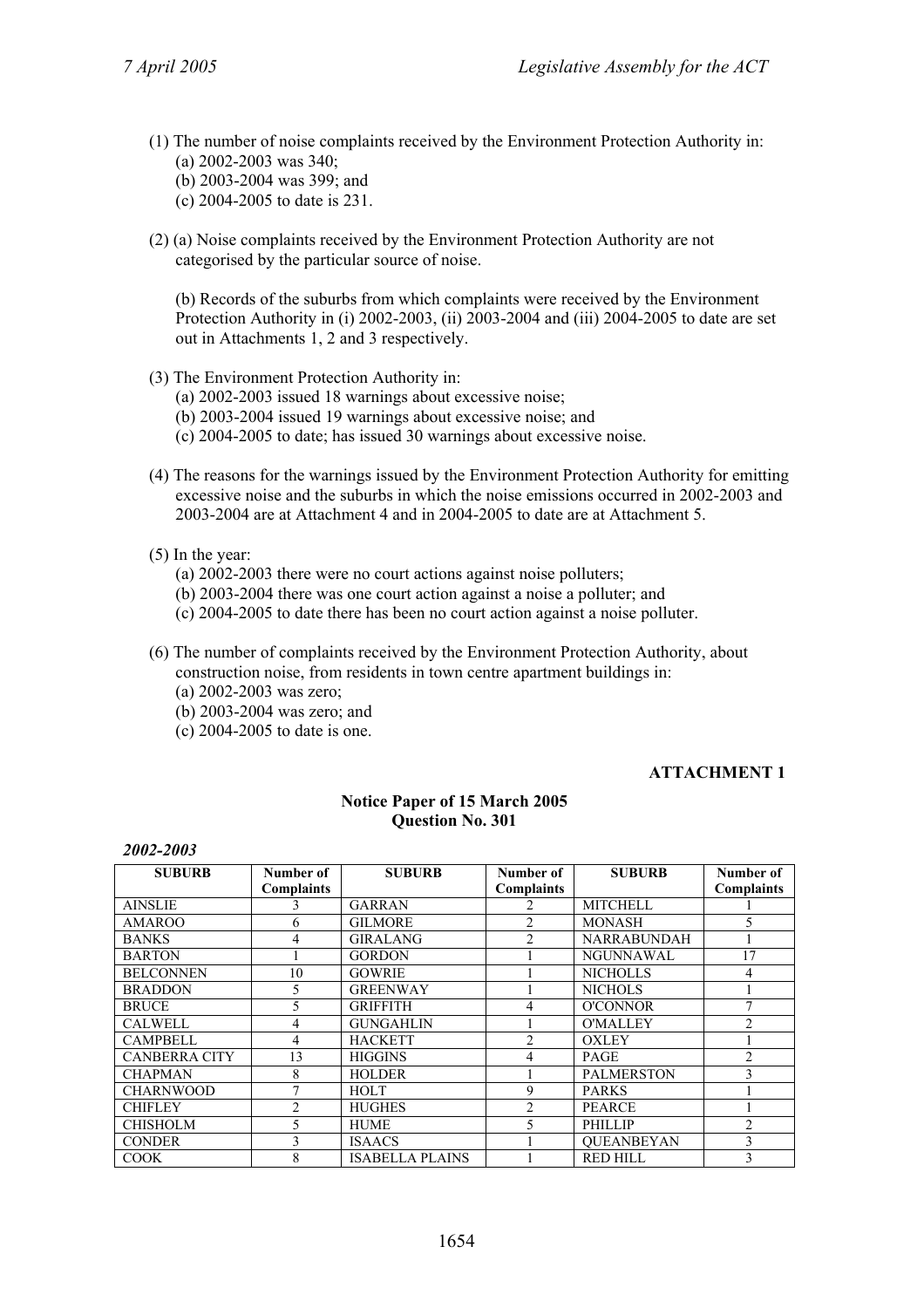(1) The number of noise complaints received by the Environment Protection Authority in:
   - (a) 2002-2003 was 340;
   - (b) 2003-2004 was 399; and
   - (c) 2004-2005 to date is 231.

(2) (a) Noise complaints received by the Environment Protection Authority are not categorised by the particular source of noise.

   (b) Records of the suburbs from which complaints were received by the Environment Protection Authority in (i) 2002-2003, (ii) 2003-2004 and (iii) 2004-2005 to date are set out in Attachments 1, 2 and 3 respectively.

(3) The Environment Protection Authority in:
   - (a) 2002-2003 issued 18 warnings about excessive noise;
   - (b) 2003-2004 issued 19 warnings about excessive noise; and
   - (c) 2004-2005 to date; has issued 30 warnings about excessive noise.

(4) The reasons for the warnings issued by the Environment Protection Authority for emitting excessive noise and the suburbs in which the noise emissions occurred in 2002-2003 and 2003-2004 are at Attachment 4 and in 2004-2005 to date are at Attachment 5.

(5) In the year:
   - (a) 2002-2003 there were no court actions against noise polluters;
   - (b) 2003-2004 there was one court action against a noise a polluter; and
   - (c) 2004-2005 to date there has been no court action against a noise polluter.

(6) The number of complaints received by the Environment Protection Authority, about construction noise, from residents in town centre apartment buildings in:
   - (a) 2002-2003 was zero;
   - (b) 2003-2004 was zero; and
   - (c) 2004-2005 to date is one.

**ATTACHMENT 1**

**Notice Paper of 15 March 2005**
**Question No. 301**

***2002-2003***

| SUBURB | Number of Complaints | SUBURB | Number of Complaints | SUBURB | Number of Complaints |
|---|---|---|---|---|---|
| AINSLIE | 3 | GARRAN | 2 | MITCHELL | 1 |
| AMAROO | 6 | GILMORE | 2 | MONASH | 5 |
| BANKS | 4 | GIRALANG | 2 | NARRABUNDAH | 1 |
| BARTON | 1 | GORDON | 1 | NGUNNAWAL | 17 |
| BELCONNEN | 10 | GOWRIE | 1 | NICHOLLS | 4 |
| BRADDON | 5 | GREENWAY | 1 | NICHOLS | 1 |
| BRUCE | 5 | GRIFFITH | 4 | O'CONNOR | 7 |
| CALWELL | 4 | GUNGAHLIN | 1 | O'MALLEY | 2 |
| CAMPBELL | 4 | HACKETT | 2 | OXLEY | 1 |
| CANBERRA CITY | 13 | HIGGINS | 4 | PAGE | 2 |
| CHAPMAN | 8 | HOLDER | 1 | PALMERSTON | 3 |
| CHARNWOOD | 7 | HOLT | 9 | PARKS | 1 |
| CHIFLEY | 2 | HUGHES | 2 | PEARCE | 1 |
| CHISHOLM | 5 | HUME | 5 | PHILLIP | 2 |
| CONDER | 3 | ISAACS | 1 | QUEANBEYAN | 3 |
| COOK | 8 | ISABELLA PLAINS | 1 | RED HILL | 3 |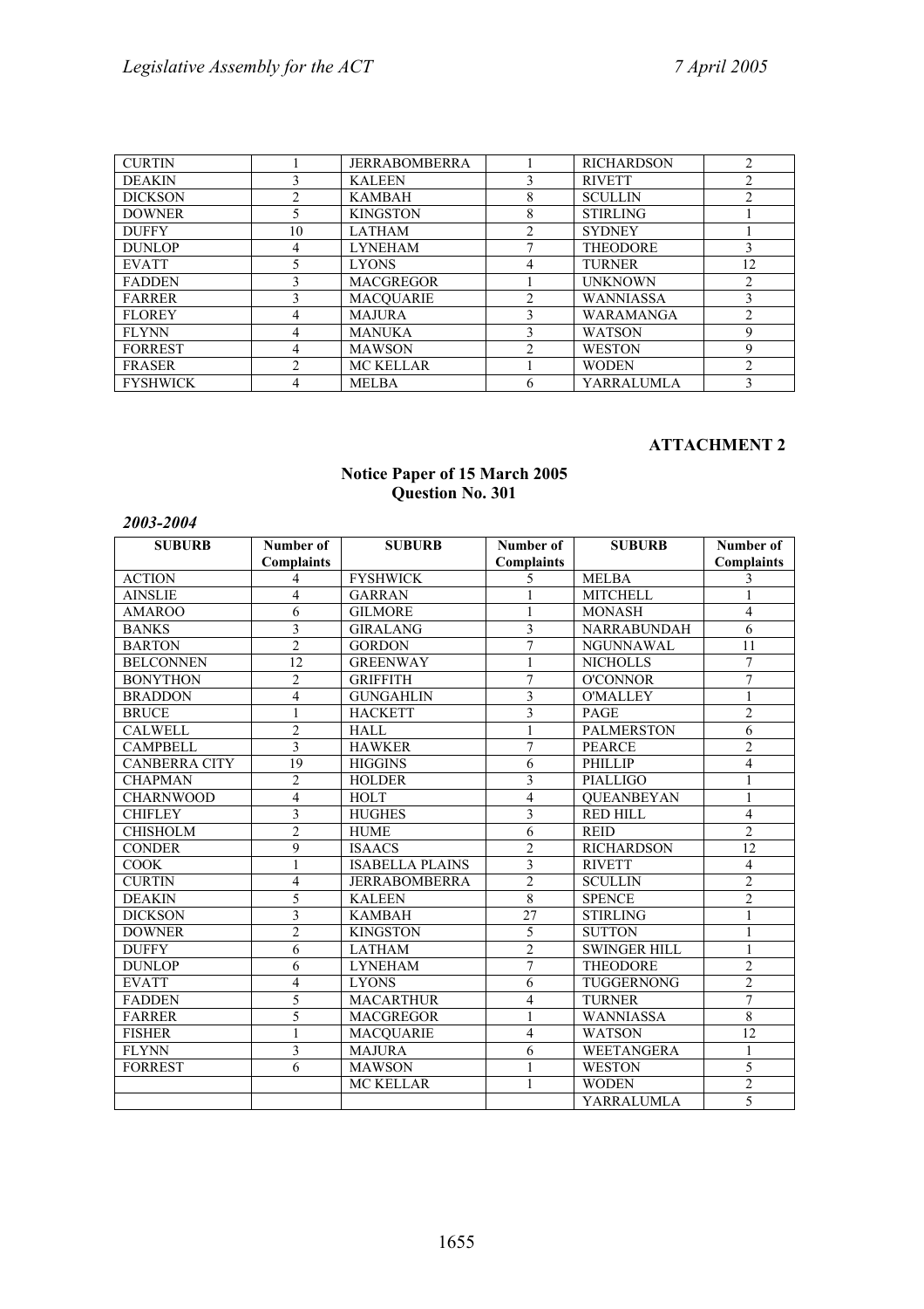| CURTIN | 1 | JERRABOMBERRA | 1 | RICHARDSON | 2 |
|---|---|---|---|---|---|
| DEAKIN | 3 | KALEEN | 3 | RIVETT | 2 |
| DICKSON | 2 | KAMBAH | 8 | SCULLIN | 2 |
| DOWNER | 5 | KINGSTON | 8 | STIRLING | 1 |
| DUFFY | 10 | LATHAM | 2 | SYDNEY | 1 |
| DUNLOP | 4 | LYNEHAM | 7 | THEODORE | 3 |
| EVATT | 5 | LYONS | 4 | TURNER | 12 |
| FADDEN | 3 | MACGREGOR | 1 | UNKNOWN | 2 |
| FARRER | 3 | MACQUARIE | 2 | WANNIASSA | 3 |
| FLOREY | 4 | MAJURA | 3 | WARAMANGA | 2 |
| FLYNN | 4 | MANUKA | 3 | WATSON | 9 |
| FORREST | 4 | MAWSON | 2 | WESTON | 9 |
| FRASER | 2 | MC KELLAR | 1 | WODEN | 2 |
| FYSHWICK | 4 | MELBA | 6 | YARRALUMLA | 3 |

**ATTACHMENT 2**

**Notice Paper of 15 March 2005**
**Question No. 301**

***2003-2004***

| SUBURB | Number of Complaints | SUBURB | Number of Complaints | SUBURB | Number of Complaints |
|---|---|---|---|---|---|
| ACTION | 4 | FYSHWICK | 5 | MELBA | 3 |
| AINSLIE | 4 | GARRAN | 1 | MITCHELL | 1 |
| AMAROO | 6 | GILMORE | 1 | MONASH | 4 |
| BANKS | 3 | GIRALANG | 3 | NARRABUNDAH | 6 |
| BARTON | 2 | GORDON | 7 | NGUNNAWAL | 11 |
| BELCONNEN | 12 | GREENWAY | 1 | NICHOLLS | 7 |
| BONYTHON | 2 | GRIFFITH | 7 | O'CONNOR | 7 |
| BRADDON | 4 | GUNGAHLIN | 3 | O'MALLEY | 1 |
| BRUCE | 1 | HACKETT | 3 | PAGE | 2 |
| CALWELL | 2 | HALL | 1 | PALMERSTON | 6 |
| CAMPBELL | 3 | HAWKER | 7 | PEARCE | 2 |
| CANBERRA CITY | 19 | HIGGINS | 6 | PHILLIP | 4 |
| CHAPMAN | 2 | HOLDER | 3 | PIALLIGO | 1 |
| CHARNWOOD | 4 | HOLT | 4 | QUEANBEYAN | 1 |
| CHIFLEY | 3 | HUGHES | 3 | RED HILL | 4 |
| CHISHOLM | 2 | HUME | 6 | REID | 2 |
| CONDER | 9 | ISAACS | 2 | RICHARDSON | 12 |
| COOK | 1 | ISABELLA PLAINS | 3 | RIVETT | 4 |
| CURTIN | 4 | JERRABOMBERRA | 2 | SCULLIN | 2 |
| DEAKIN | 5 | KALEEN | 8 | SPENCE | 2 |
| DICKSON | 3 | KAMBAH | 27 | STIRLING | 1 |
| DOWNER | 2 | KINGSTON | 5 | SUTTON | 1 |
| DUFFY | 6 | LATHAM | 2 | SWINGER HILL | 1 |
| DUNLOP | 6 | LYNEHAM | 7 | THEODORE | 2 |
| EVATT | 4 | LYONS | 6 | TUGGERNONG | 2 |
| FADDEN | 5 | MACARTHUR | 4 | TURNER | 7 |
| FARRER | 5 | MACGREGOR | 1 | WANNIASSA | 8 |
| FISHER | 1 | MACQUARIE | 4 | WATSON | 12 |
| FLYNN | 3 | MAJURA | 6 | WEETANGERA | 1 |
| FORREST | 6 | MAWSON | 1 | WESTON | 5 |
| | | MC KELLAR | 1 | WODEN | 2 |
| | | | | YARRALUMLA | 5 |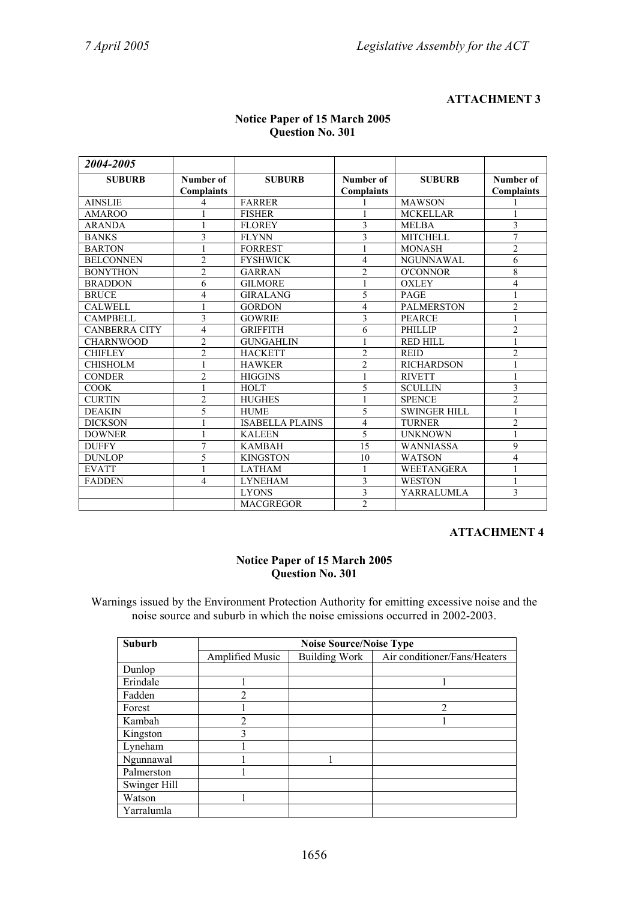**ATTACHMENT 3**

**Notice Paper of 15 March 2005**
**Question No. 301**

| *2004-2005* | | | | | |
|---|---|---|---|---|---|
| **SUBURB** | **Number of Complaints** | **SUBURB** | **Number of Complaints** | **SUBURB** | **Number of Complaints** |
| AINSLIE | 4 | FARRER | 1 | MAWSON | 1 |
| AMAROO | 1 | FISHER | 1 | MCKELLAR | 1 |
| ARANDA | 1 | FLOREY | 3 | MELBA | 3 |
| BANKS | 3 | FLYNN | 3 | MITCHELL | 7 |
| BARTON | 1 | FORREST | 1 | MONASH | 2 |
| BELCONNEN | 2 | FYSHWICK | 4 | NGUNNAWAL | 6 |
| BONYTHON | 2 | GARRAN | 2 | O'CONNOR | 8 |
| BRADDON | 6 | GILMORE | 1 | OXLEY | 4 |
| BRUCE | 4 | GIRALANG | 5 | PAGE | 1 |
| CALWELL | 1 | GORDON | 4 | PALMERSTON | 2 |
| CAMPBELL | 3 | GOWRIE | 3 | PEARCE | 1 |
| CANBERRA CITY | 4 | GRIFFITH | 6 | PHILLIP | 2 |
| CHARNWOOD | 2 | GUNGAHLIN | 1 | RED HILL | 1 |
| CHIFLEY | 2 | HACKETT | 2 | REID | 2 |
| CHISHOLM | 1 | HAWKER | 2 | RICHARDSON | 1 |
| CONDER | 2 | HIGGINS | 1 | RIVETT | 1 |
| COOK | 1 | HOLT | 5 | SCULLIN | 3 |
| CURTIN | 2 | HUGHES | 1 | SPENCE | 2 |
| DEAKIN | 5 | HUME | 5 | SWINGER HILL | 1 |
| DICKSON | 1 | ISABELLA PLAINS | 4 | TURNER | 2 |
| DOWNER | 1 | KALEEN | 5 | UNKNOWN | 1 |
| DUFFY | 7 | KAMBAH | 15 | WANNIASSA | 9 |
| DUNLOP | 5 | KINGSTON | 10 | WATSON | 4 |
| EVATT | 1 | LATHAM | 1 | WEETANGERA | 1 |
| FADDEN | 4 | LYNEHAM | 3 | WESTON | 1 |
| | | LYONS | 3 | YARRALUMLA | 3 |
| | | MACGREGOR | 2 | | |

**ATTACHMENT 4**

**Notice Paper of 15 March 2005**
**Question No. 301**

Warnings issued by the Environment Protection Authority for emitting excessive noise and the noise source and suburb in which the noise emissions occurred in 2002-2003.

| **Suburb** | **Noise Source/Noise Type** | | |
|---|---|---|---|
| | Amplified Music | Building Work | Air conditioner/Fans/Heaters |
| Dunlop | | | |
| Erindale | 1 | | 1 |
| Fadden | 2 | | |
| Forest | 1 | | 2 |
| Kambah | 2 | | 1 |
| Kingston | 3 | | |
| Lyneham | 1 | | |
| Ngunnawal | 1 | 1 | |
| Palmerston | 1 | | |
| Swinger Hill | | | |
| Watson | 1 | | |
| Yarralumla | | | |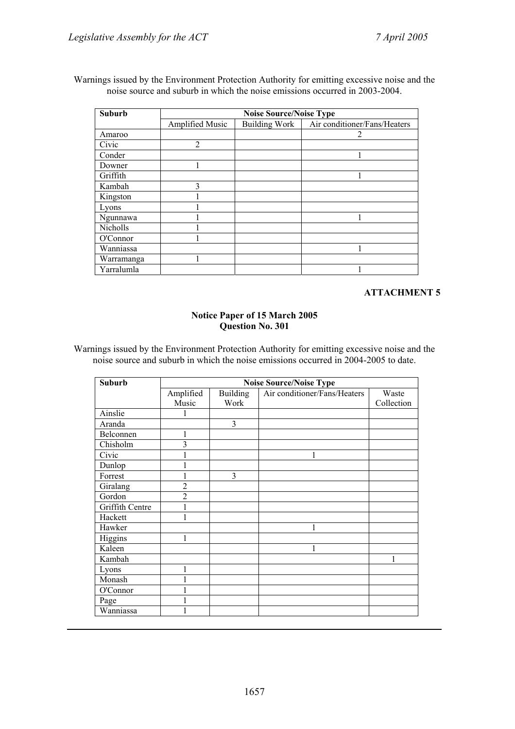Warnings issued by the Environment Protection Authority for emitting excessive noise and the noise source and suburb in which the noise emissions occurred in 2003-2004.

| Suburb | Noise Source/Noise Type | | |
|---|---|---|---|
| | Amplified Music | Building Work | Air conditioner/Fans/Heaters |
| Amaroo | | | 2 |
| Civic | 2 | | |
| Conder | | | 1 |
| Downer | 1 | | |
| Griffith | | | 1 |
| Kambah | 3 | | |
| Kingston | 1 | | |
| Lyons | 1 | | |
| Ngunnawa | 1 | | 1 |
| Nicholls | 1 | | |
| O'Connor | 1 | | |
| Wanniassa | | | 1 |
| Warramanga | 1 | | |
| Yarralumla | | | 1 |

**ATTACHMENT 5**

**Notice Paper of 15 March 2005**
**Question No. 301**

Warnings issued by the Environment Protection Authority for emitting excessive noise and the noise source and suburb in which the noise emissions occurred in 2004-2005 to date.

| Suburb | Noise Source/Noise Type | | | |
|---|---|---|---|---|
| | Amplified Music | Building Work | Air conditioner/Fans/Heaters | Waste Collection |
| Ainslie | 1 | | | |
| Aranda | | 3 | | |
| Belconnen | 1 | | | |
| Chisholm | 3 | | | |
| Civic | 1 | | 1 | |
| Dunlop | 1 | | | |
| Forrest | 1 | 3 | | |
| Giralang | 2 | | | |
| Gordon | 2 | | | |
| Griffith Centre | 1 | | | |
| Hackett | 1 | | | |
| Hawker | | | 1 | |
| Higgins | 1 | | | |
| Kaleen | | | 1 | |
| Kambah | | | | 1 |
| Lyons | 1 | | | |
| Monash | 1 | | | |
| O'Connor | 1 | | | |
| Page | 1 | | | |
| Wanniassa | 1 | | | |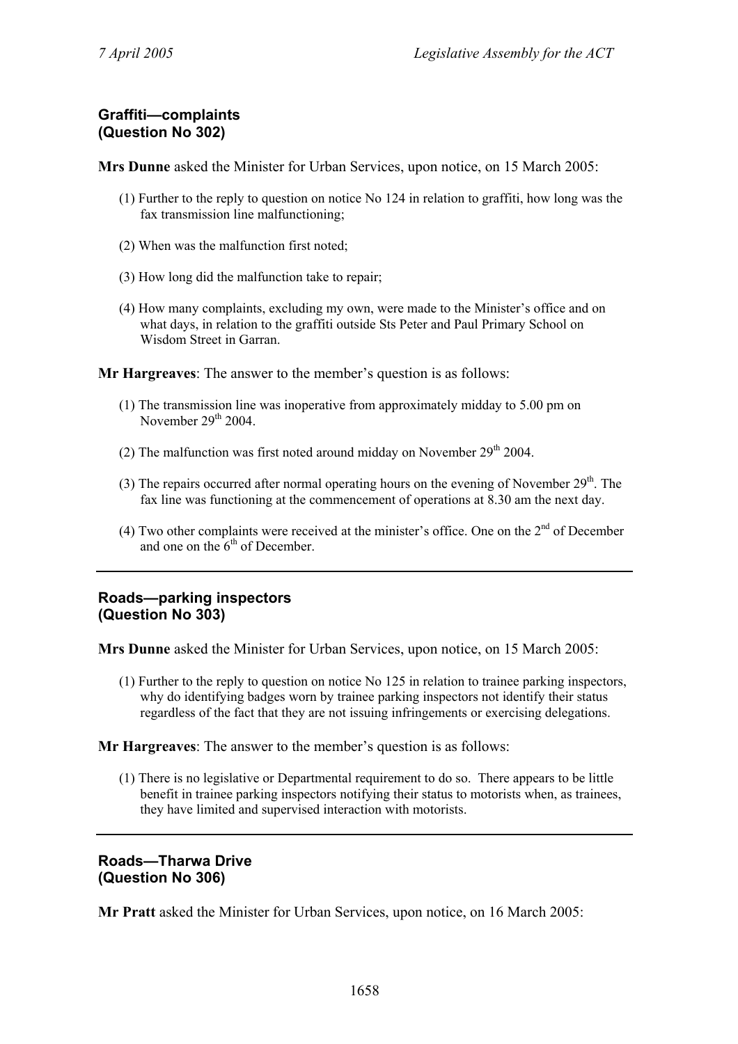**Graffiti—complaints**
**(Question No 302)**

**Mrs Dunne** asked the Minister for Urban Services, upon notice, on 15 March 2005:

(1) Further to the reply to question on notice No 124 in relation to graffiti, how long was the fax transmission line malfunctioning;

(2) When was the malfunction first noted;

(3) How long did the malfunction take to repair;

(4) How many complaints, excluding my own, were made to the Minister's office and on what days, in relation to the graffiti outside Sts Peter and Paul Primary School on Wisdom Street in Garran.

**Mr Hargreaves**: The answer to the member's question is as follows:

(1) The transmission line was inoperative from approximately midday to 5.00 pm on November 29th 2004.

(2) The malfunction was first noted around midday on November 29th 2004.

(3) The repairs occurred after normal operating hours on the evening of November 29th. The fax line was functioning at the commencement of operations at 8.30 am the next day.

(4) Two other complaints were received at the minister's office. One on the 2nd of December and one on the 6th of December.

---

**Roads—parking inspectors**
**(Question No 303)**

**Mrs Dunne** asked the Minister for Urban Services, upon notice, on 15 March 2005:

(1) Further to the reply to question on notice No 125 in relation to trainee parking inspectors, why do identifying badges worn by trainee parking inspectors not identify their status regardless of the fact that they are not issuing infringements or exercising delegations.

**Mr Hargreaves**: The answer to the member's question is as follows:

(1) There is no legislative or Departmental requirement to do so. There appears to be little benefit in trainee parking inspectors notifying their status to motorists when, as trainees, they have limited and supervised interaction with motorists.

---

**Roads—Tharwa Drive**
**(Question No 306)**

**Mr Pratt** asked the Minister for Urban Services, upon notice, on 16 March 2005: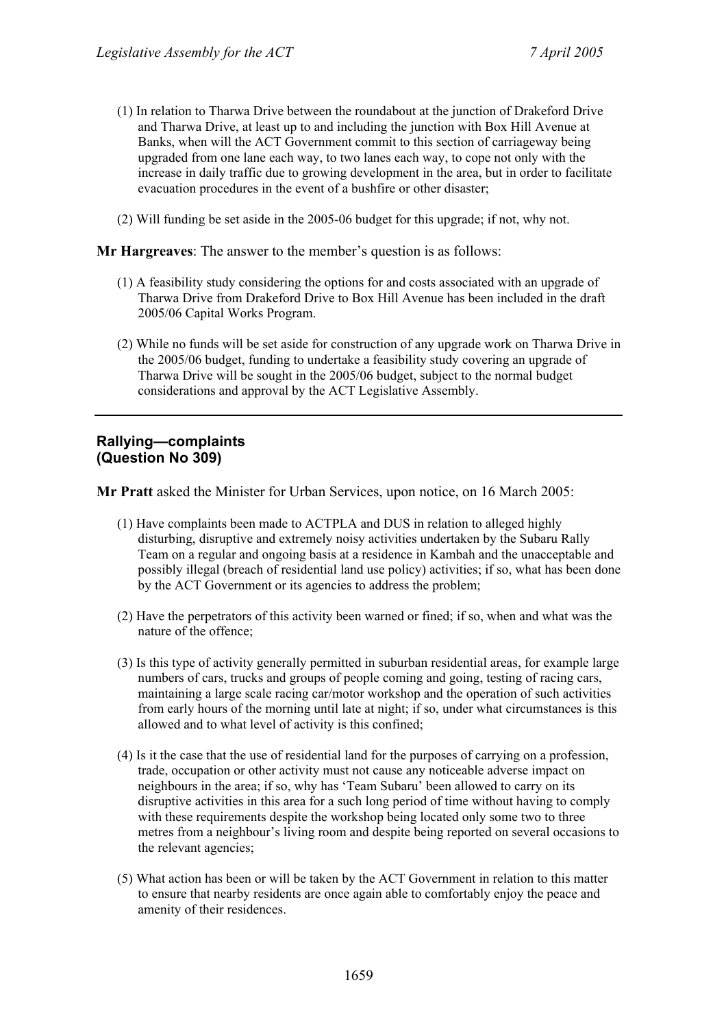(1) In relation to Tharwa Drive between the roundabout at the junction of Drakeford Drive and Tharwa Drive, at least up to and including the junction with Box Hill Avenue at Banks, when will the ACT Government commit to this section of carriageway being upgraded from one lane each way, to two lanes each way, to cope not only with the increase in daily traffic due to growing development in the area, but in order to facilitate evacuation procedures in the event of a bushfire or other disaster;

(2) Will funding be set aside in the 2005-06 budget for this upgrade; if not, why not.

**Mr Hargreaves**: The answer to the member's question is as follows:

(1) A feasibility study considering the options for and costs associated with an upgrade of Tharwa Drive from Drakeford Drive to Box Hill Avenue has been included in the draft 2005/06 Capital Works Program.

(2) While no funds will be set aside for construction of any upgrade work on Tharwa Drive in the 2005/06 budget, funding to undertake a feasibility study covering an upgrade of Tharwa Drive will be sought in the 2005/06 budget, subject to the normal budget considerations and approval by the ACT Legislative Assembly.

---

### Rallying—complaints (Question No 309)

**Mr Pratt** asked the Minister for Urban Services, upon notice, on 16 March 2005:

(1) Have complaints been made to ACTPLA and DUS in relation to alleged highly disturbing, disruptive and extremely noisy activities undertaken by the Subaru Rally Team on a regular and ongoing basis at a residence in Kambah and the unacceptable and possibly illegal (breach of residential land use policy) activities; if so, what has been done by the ACT Government or its agencies to address the problem;

(2) Have the perpetrators of this activity been warned or fined; if so, when and what was the nature of the offence;

(3) Is this type of activity generally permitted in suburban residential areas, for example large numbers of cars, trucks and groups of people coming and going, testing of racing cars, maintaining a large scale racing car/motor workshop and the operation of such activities from early hours of the morning until late at night; if so, under what circumstances is this allowed and to what level of activity is this confined;

(4) Is it the case that the use of residential land for the purposes of carrying on a profession, trade, occupation or other activity must not cause any noticeable adverse impact on neighbours in the area; if so, why has 'Team Subaru' been allowed to carry on its disruptive activities in this area for a such long period of time without having to comply with these requirements despite the workshop being located only some two to three metres from a neighbour's living room and despite being reported on several occasions to the relevant agencies;

(5) What action has been or will be taken by the ACT Government in relation to this matter to ensure that nearby residents are once again able to comfortably enjoy the peace and amenity of their residences.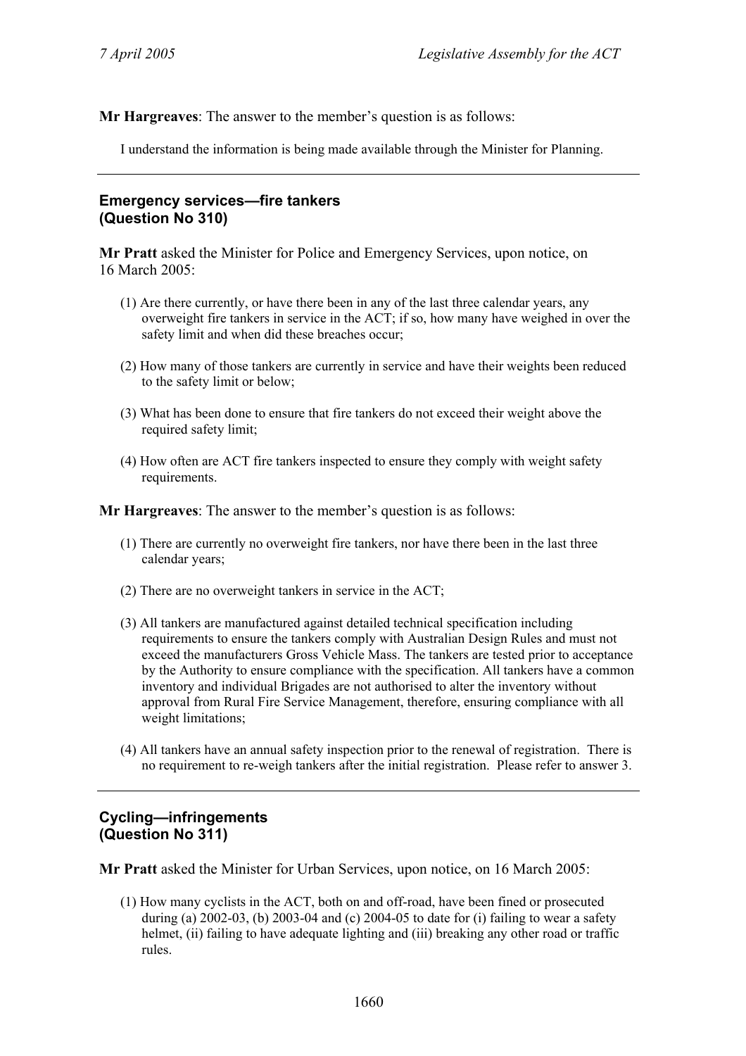**Mr Hargreaves**: The answer to the member's question is as follows:

I understand the information is being made available through the Minister for Planning.

---

### Emergency services—fire tankers (Question No 310)

**Mr Pratt** asked the Minister for Police and Emergency Services, upon notice, on 16 March 2005:

(1) Are there currently, or have there been in any of the last three calendar years, any overweight fire tankers in service in the ACT; if so, how many have weighed in over the safety limit and when did these breaches occur;

(2) How many of those tankers are currently in service and have their weights been reduced to the safety limit or below;

(3) What has been done to ensure that fire tankers do not exceed their weight above the required safety limit;

(4) How often are ACT fire tankers inspected to ensure they comply with weight safety requirements.

**Mr Hargreaves**: The answer to the member's question is as follows:

(1) There are currently no overweight fire tankers, nor have there been in the last three calendar years;

(2) There are no overweight tankers in service in the ACT;

(3) All tankers are manufactured against detailed technical specification including requirements to ensure the tankers comply with Australian Design Rules and must not exceed the manufacturers Gross Vehicle Mass. The tankers are tested prior to acceptance by the Authority to ensure compliance with the specification. All tankers have a common inventory and individual Brigades are not authorised to alter the inventory without approval from Rural Fire Service Management, therefore, ensuring compliance with all weight limitations;

(4) All tankers have an annual safety inspection prior to the renewal of registration. There is no requirement to re-weigh tankers after the initial registration. Please refer to answer 3.

---

### Cycling—infringements (Question No 311)

**Mr Pratt** asked the Minister for Urban Services, upon notice, on 16 March 2005:

(1) How many cyclists in the ACT, both on and off-road, have been fined or prosecuted during (a) 2002-03, (b) 2003-04 and (c) 2004-05 to date for (i) failing to wear a safety helmet, (ii) failing to have adequate lighting and (iii) breaking any other road or traffic rules.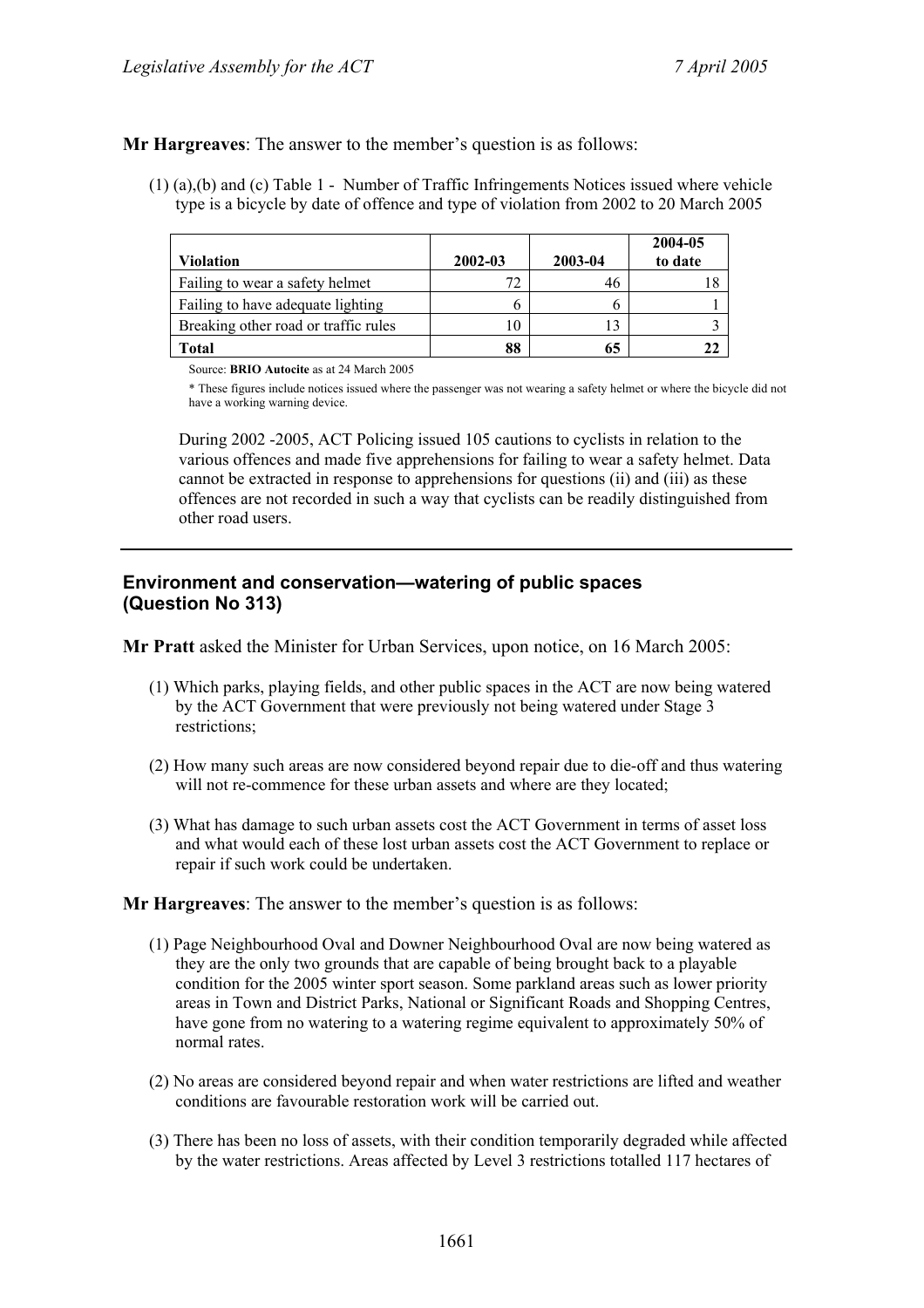**Mr Hargreaves**: The answer to the member's question is as follows:

(1) (a),(b) and (c) Table 1 - Number of Traffic Infringements Notices issued where vehicle type is a bicycle by date of offence and type of violation from 2002 to 20 March 2005

| Violation | 2002-03 | 2003-04 | 2004-05 to date |
|---|---|---|---|
| Failing to wear a safety helmet | 72 | 46 | 18 |
| Failing to have adequate lighting | 6 | 6 | 1 |
| Breaking other road or traffic rules | 10 | 13 | 3 |
| **Total** | **88** | **65** | **22** |

Source: **BRIO Autocite** as at 24 March 2005

* These figures include notices issued where the passenger was not wearing a safety helmet or where the bicycle did not have a working warning device.

During 2002 -2005, ACT Policing issued 105 cautions to cyclists in relation to the various offences and made five apprehensions for failing to wear a safety helmet. Data cannot be extracted in response to apprehensions for questions (ii) and (iii) as these offences are not recorded in such a way that cyclists can be readily distinguished from other road users.

---

## Environment and conservation—watering of public spaces (Question No 313)

**Mr Pratt** asked the Minister for Urban Services, upon notice, on 16 March 2005:

(1) Which parks, playing fields, and other public spaces in the ACT are now being watered by the ACT Government that were previously not being watered under Stage 3 restrictions;

(2) How many such areas are now considered beyond repair due to die-off and thus watering will not re-commence for these urban assets and where are they located;

(3) What has damage to such urban assets cost the ACT Government in terms of asset loss and what would each of these lost urban assets cost the ACT Government to replace or repair if such work could be undertaken.

**Mr Hargreaves**: The answer to the member's question is as follows:

(1) Page Neighbourhood Oval and Downer Neighbourhood Oval are now being watered as they are the only two grounds that are capable of being brought back to a playable condition for the 2005 winter sport season. Some parkland areas such as lower priority areas in Town and District Parks, National or Significant Roads and Shopping Centres, have gone from no watering to a watering regime equivalent to approximately 50% of normal rates.

(2) No areas are considered beyond repair and when water restrictions are lifted and weather conditions are favourable restoration work will be carried out.

(3) There has been no loss of assets, with their condition temporarily degraded while affected by the water restrictions. Areas affected by Level 3 restrictions totalled 117 hectares of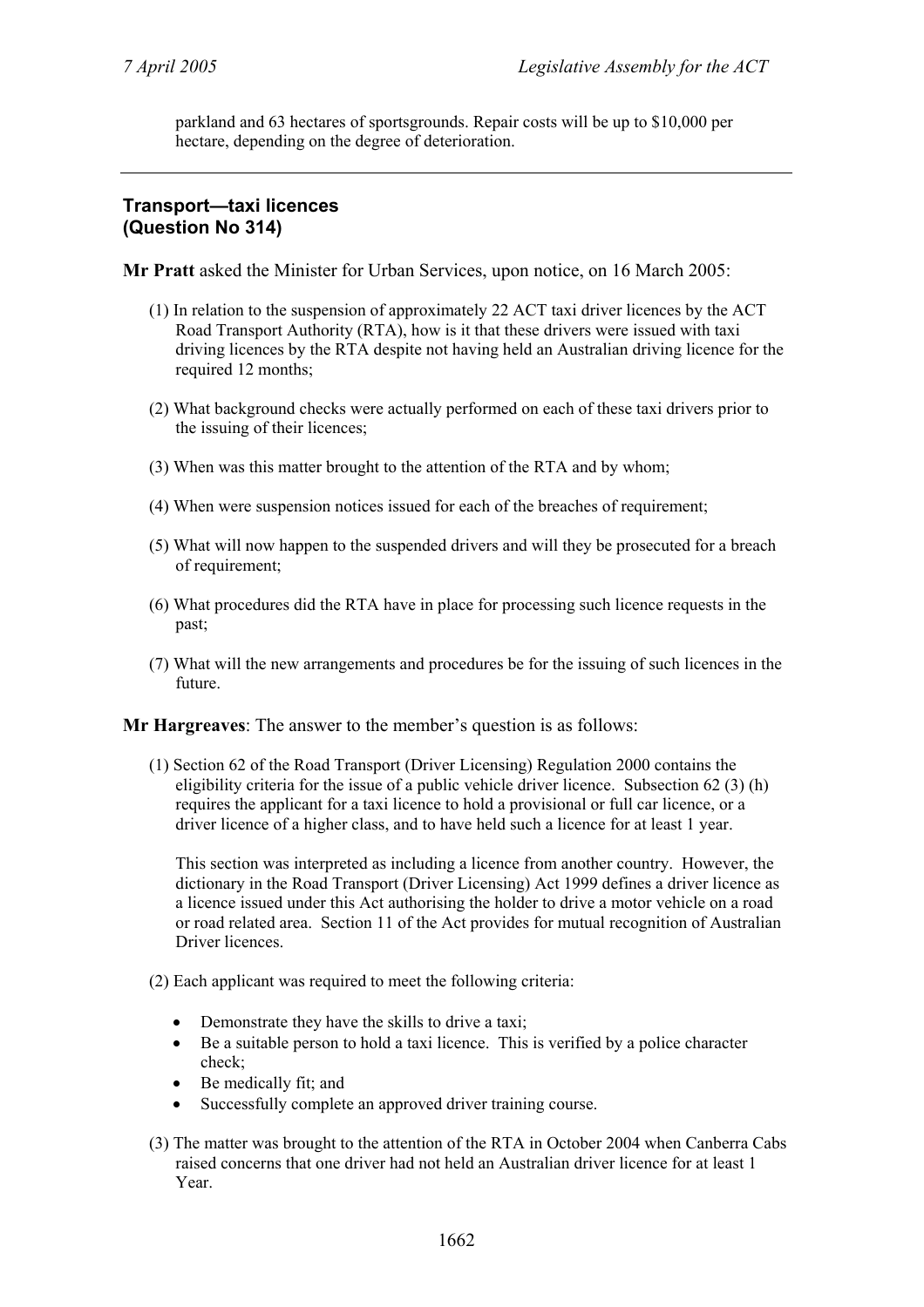parkland and 63 hectares of sportsgrounds. Repair costs will be up to $10,000 per hectare, depending on the degree of deterioration.

---

### Transport—taxi licences (Question No 314)

**Mr Pratt** asked the Minister for Urban Services, upon notice, on 16 March 2005:

(1) In relation to the suspension of approximately 22 ACT taxi driver licences by the ACT Road Transport Authority (RTA), how is it that these drivers were issued with taxi driving licences by the RTA despite not having held an Australian driving licence for the required 12 months;

(2) What background checks were actually performed on each of these taxi drivers prior to the issuing of their licences;

(3) When was this matter brought to the attention of the RTA and by whom;

(4) When were suspension notices issued for each of the breaches of requirement;

(5) What will now happen to the suspended drivers and will they be prosecuted for a breach of requirement;

(6) What procedures did the RTA have in place for processing such licence requests in the past;

(7) What will the new arrangements and procedures be for the issuing of such licences in the future.

**Mr Hargreaves**: The answer to the member's question is as follows:

(1) Section 62 of the Road Transport (Driver Licensing) Regulation 2000 contains the eligibility criteria for the issue of a public vehicle driver licence. Subsection 62 (3) (h) requires the applicant for a taxi licence to hold a provisional or full car licence, or a driver licence of a higher class, and to have held such a licence for at least 1 year.

This section was interpreted as including a licence from another country. However, the dictionary in the Road Transport (Driver Licensing) Act 1999 defines a driver licence as a licence issued under this Act authorising the holder to drive a motor vehicle on a road or road related area. Section 11 of the Act provides for mutual recognition of Australian Driver licences.

(2) Each applicant was required to meet the following criteria:

- Demonstrate they have the skills to drive a taxi;
- Be a suitable person to hold a taxi licence. This is verified by a police character check;
- Be medically fit; and
- Successfully complete an approved driver training course.

(3) The matter was brought to the attention of the RTA in October 2004 when Canberra Cabs raised concerns that one driver had not held an Australian driver licence for at least 1 Year.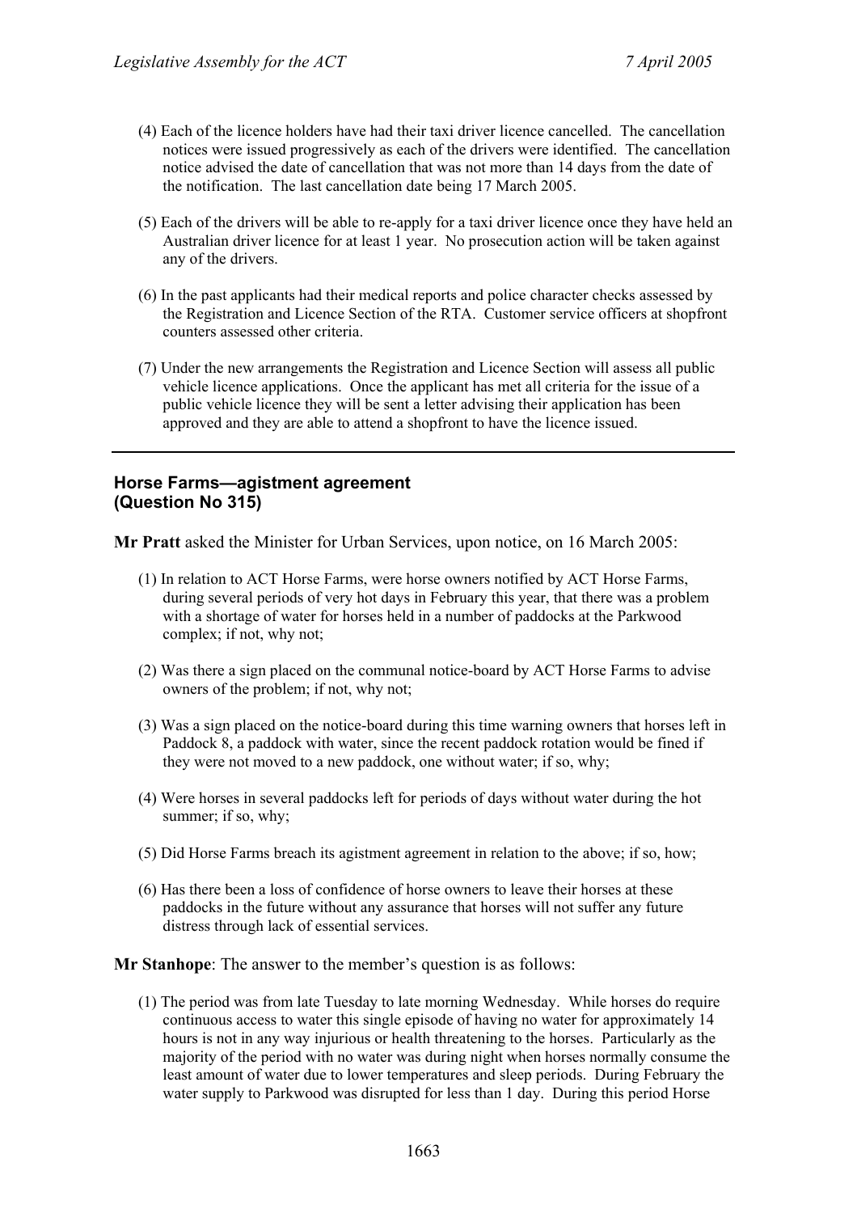(4) Each of the licence holders have had their taxi driver licence cancelled. The cancellation notices were issued progressively as each of the drivers were identified. The cancellation notice advised the date of cancellation that was not more than 14 days from the date of the notification. The last cancellation date being 17 March 2005.

(5) Each of the drivers will be able to re-apply for a taxi driver licence once they have held an Australian driver licence for at least 1 year. No prosecution action will be taken against any of the drivers.

(6) In the past applicants had their medical reports and police character checks assessed by the Registration and Licence Section of the RTA. Customer service officers at shopfront counters assessed other criteria.

(7) Under the new arrangements the Registration and Licence Section will assess all public vehicle licence applications. Once the applicant has met all criteria for the issue of a public vehicle licence they will be sent a letter advising their application has been approved and they are able to attend a shopfront to have the licence issued.

---

### Horse Farms—agistment agreement (Question No 315)

**Mr Pratt** asked the Minister for Urban Services, upon notice, on 16 March 2005:

(1) In relation to ACT Horse Farms, were horse owners notified by ACT Horse Farms, during several periods of very hot days in February this year, that there was a problem with a shortage of water for horses held in a number of paddocks at the Parkwood complex; if not, why not;

(2) Was there a sign placed on the communal notice-board by ACT Horse Farms to advise owners of the problem; if not, why not;

(3) Was a sign placed on the notice-board during this time warning owners that horses left in Paddock 8, a paddock with water, since the recent paddock rotation would be fined if they were not moved to a new paddock, one without water; if so, why;

(4) Were horses in several paddocks left for periods of days without water during the hot summer; if so, why;

(5) Did Horse Farms breach its agistment agreement in relation to the above; if so, how;

(6) Has there been a loss of confidence of horse owners to leave their horses at these paddocks in the future without any assurance that horses will not suffer any future distress through lack of essential services.

**Mr Stanhope**: The answer to the member's question is as follows:

(1) The period was from late Tuesday to late morning Wednesday. While horses do require continuous access to water this single episode of having no water for approximately 14 hours is not in any way injurious or health threatening to the horses. Particularly as the majority of the period with no water was during night when horses normally consume the least amount of water due to lower temperatures and sleep periods. During February the water supply to Parkwood was disrupted for less than 1 day. During this period Horse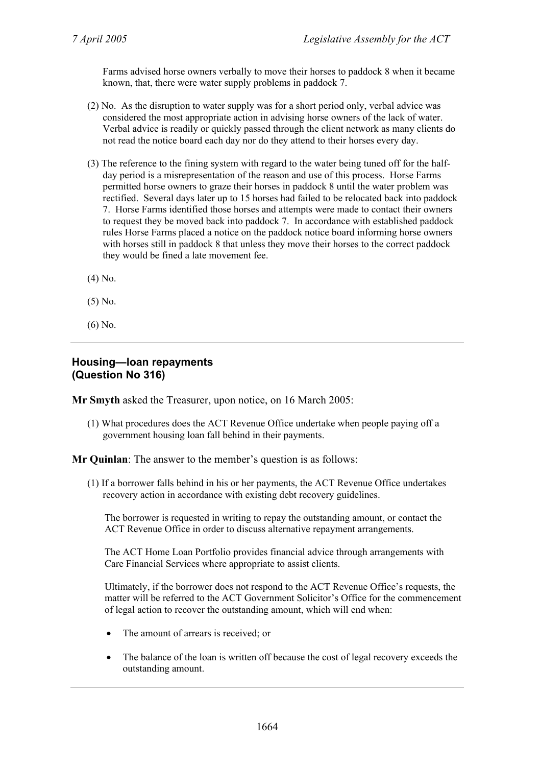Farms advised horse owners verbally to move their horses to paddock 8 when it became known, that, there were water supply problems in paddock 7.

(2) No. As the disruption to water supply was for a short period only, verbal advice was considered the most appropriate action in advising horse owners of the lack of water. Verbal advice is readily or quickly passed through the client network as many clients do not read the notice board each day nor do they attend to their horses every day.

(3) The reference to the fining system with regard to the water being tuned off for the half-day period is a misrepresentation of the reason and use of this process. Horse Farms permitted horse owners to graze their horses in paddock 8 until the water problem was rectified. Several days later up to 15 horses had failed to be relocated back into paddock 7. Horse Farms identified those horses and attempts were made to contact their owners to request they be moved back into paddock 7. In accordance with established paddock rules Horse Farms placed a notice on the paddock notice board informing horse owners with horses still in paddock 8 that unless they move their horses to the correct paddock they would be fined a late movement fee.

(4) No.

(5) No.

(6) No.

---

### Housing—loan repayments (Question No 316)

**Mr Smyth** asked the Treasurer, upon notice, on 16 March 2005:

(1) What procedures does the ACT Revenue Office undertake when people paying off a government housing loan fall behind in their payments.

**Mr Quinlan**: The answer to the member's question is as follows:

(1) If a borrower falls behind in his or her payments, the ACT Revenue Office undertakes recovery action in accordance with existing debt recovery guidelines.

The borrower is requested in writing to repay the outstanding amount, or contact the ACT Revenue Office in order to discuss alternative repayment arrangements.

The ACT Home Loan Portfolio provides financial advice through arrangements with Care Financial Services where appropriate to assist clients.

Ultimately, if the borrower does not respond to the ACT Revenue Office's requests, the matter will be referred to the ACT Government Solicitor's Office for the commencement of legal action to recover the outstanding amount, which will end when:

- The amount of arrears is received; or
- The balance of the loan is written off because the cost of legal recovery exceeds the outstanding amount.

---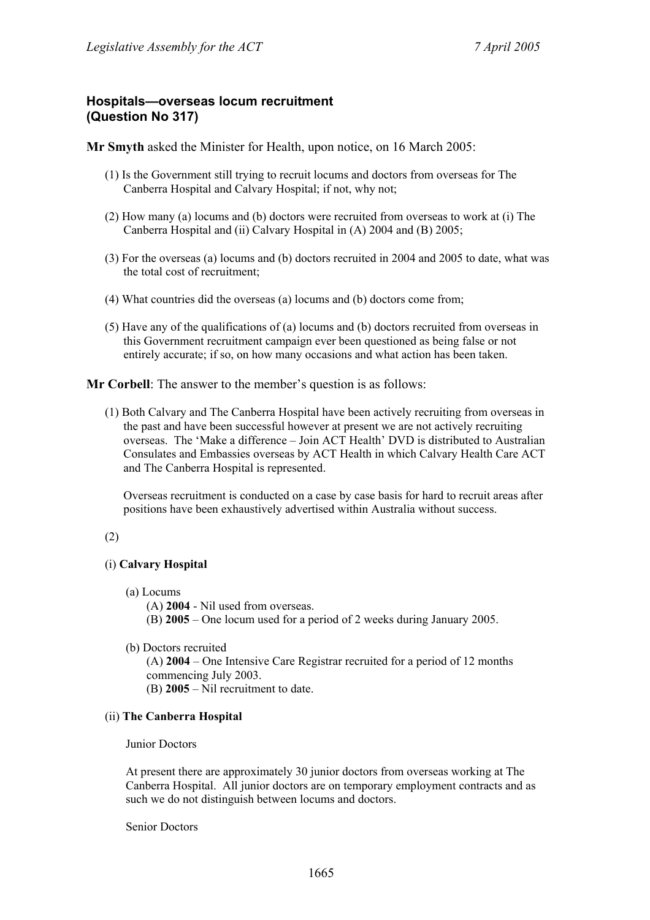## Hospitals—overseas locum recruitment (Question No 317)

**Mr Smyth** asked the Minister for Health, upon notice, on 16 March 2005:

(1) Is the Government still trying to recruit locums and doctors from overseas for The Canberra Hospital and Calvary Hospital; if not, why not;

(2) How many (a) locums and (b) doctors were recruited from overseas to work at (i) The Canberra Hospital and (ii) Calvary Hospital in (A) 2004 and (B) 2005;

(3) For the overseas (a) locums and (b) doctors recruited in 2004 and 2005 to date, what was the total cost of recruitment;

(4) What countries did the overseas (a) locums and (b) doctors come from;

(5) Have any of the qualifications of (a) locums and (b) doctors recruited from overseas in this Government recruitment campaign ever been questioned as being false or not entirely accurate; if so, on how many occasions and what action has been taken.

**Mr Corbell**: The answer to the member's question is as follows:

(1) Both Calvary and The Canberra Hospital have been actively recruiting from overseas in the past and have been successful however at present we are not actively recruiting overseas. The 'Make a difference – Join ACT Health' DVD is distributed to Australian Consulates and Embassies overseas by ACT Health in which Calvary Health Care ACT and The Canberra Hospital is represented.

Overseas recruitment is conducted on a case by case basis for hard to recruit areas after positions have been exhaustively advertised within Australia without success.

(2)

(i) **Calvary Hospital**

(a) Locums
(A) **2004** - Nil used from overseas.
(B) **2005** – One locum used for a period of 2 weeks during January 2005.

(b) Doctors recruited
(A) **2004** – One Intensive Care Registrar recruited for a period of 12 months commencing July 2003.
(B) **2005** – Nil recruitment to date.

(ii) **The Canberra Hospital**

Junior Doctors

At present there are approximately 30 junior doctors from overseas working at The Canberra Hospital. All junior doctors are on temporary employment contracts and as such we do not distinguish between locums and doctors.

Senior Doctors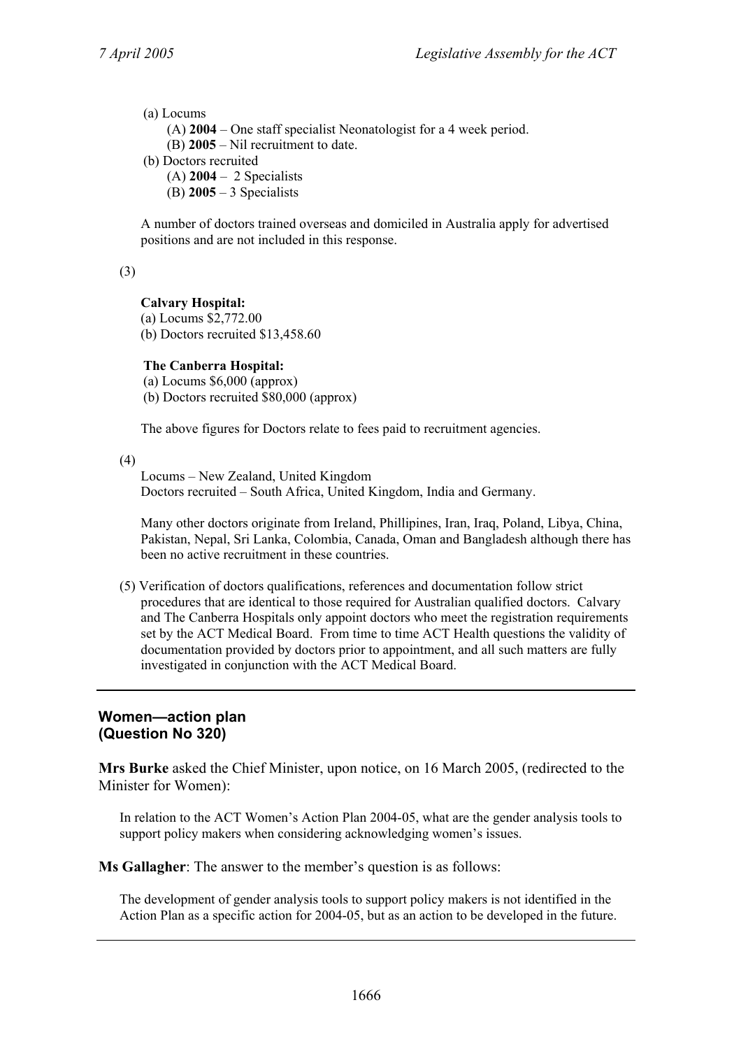(a) Locums

(A) **2004** – One staff specialist Neonatologist for a 4 week period.

(B) **2005** – Nil recruitment to date.

(b) Doctors recruited

(A) **2004** – 2 Specialists

(B) **2005** – 3 Specialists

A number of doctors trained overseas and domiciled in Australia apply for advertised positions and are not included in this response.

(3)

**Calvary Hospital:**

(a) Locums $2,772.00

(b) Doctors recruited $13,458.60

**The Canberra Hospital:**

(a) Locums $6,000 (approx)

(b) Doctors recruited $80,000 (approx)

The above figures for Doctors relate to fees paid to recruitment agencies.

(4)

Locums – New Zealand, United Kingdom

Doctors recruited – South Africa, United Kingdom, India and Germany.

Many other doctors originate from Ireland, Phillipines, Iran, Iraq, Poland, Libya, China, Pakistan, Nepal, Sri Lanka, Colombia, Canada, Oman and Bangladesh although there has been no active recruitment in these countries.

(5) Verification of doctors qualifications, references and documentation follow strict procedures that are identical to those required for Australian qualified doctors. Calvary and The Canberra Hospitals only appoint doctors who meet the registration requirements set by the ACT Medical Board. From time to time ACT Health questions the validity of documentation provided by doctors prior to appointment, and all such matters are fully investigated in conjunction with the ACT Medical Board.

---

## Women—action plan (Question No 320)

**Mrs Burke** asked the Chief Minister, upon notice, on 16 March 2005, (redirected to the Minister for Women):

In relation to the ACT Women's Action Plan 2004-05, what are the gender analysis tools to support policy makers when considering acknowledging women's issues.

**Ms Gallagher**: The answer to the member's question is as follows:

The development of gender analysis tools to support policy makers is not identified in the Action Plan as a specific action for 2004-05, but as an action to be developed in the future.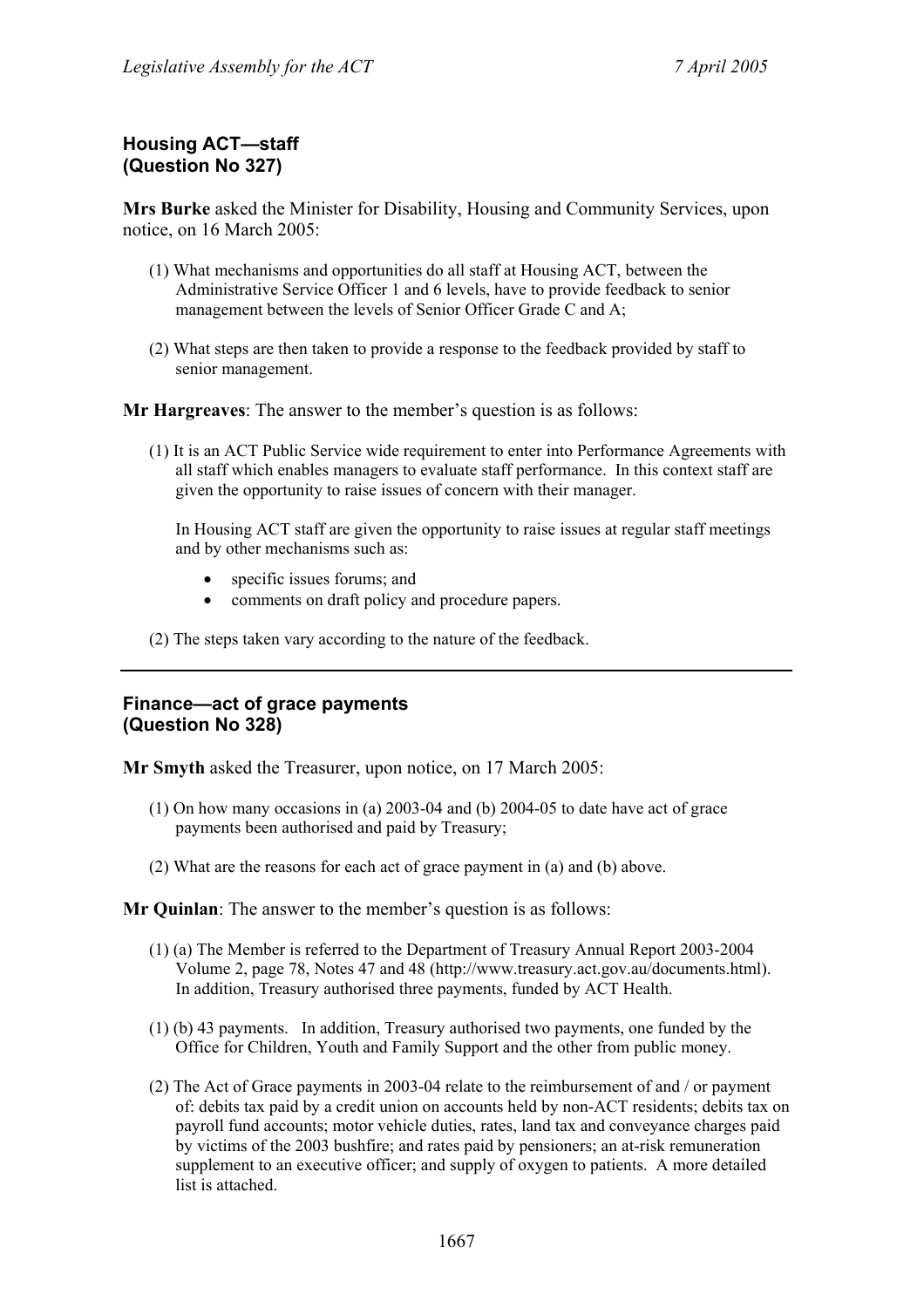## Housing ACT—staff (Question No 327)

**Mrs Burke** asked the Minister for Disability, Housing and Community Services, upon notice, on 16 March 2005:

(1) What mechanisms and opportunities do all staff at Housing ACT, between the Administrative Service Officer 1 and 6 levels, have to provide feedback to senior management between the levels of Senior Officer Grade C and A;

(2) What steps are then taken to provide a response to the feedback provided by staff to senior management.

**Mr Hargreaves**: The answer to the member's question is as follows:

(1) It is an ACT Public Service wide requirement to enter into Performance Agreements with all staff which enables managers to evaluate staff performance. In this context staff are given the opportunity to raise issues of concern with their manager.

In Housing ACT staff are given the opportunity to raise issues at regular staff meetings and by other mechanisms such as:

- specific issues forums; and
- comments on draft policy and procedure papers.

(2) The steps taken vary according to the nature of the feedback.

---

## Finance—act of grace payments (Question No 328)

**Mr Smyth** asked the Treasurer, upon notice, on 17 March 2005:

(1) On how many occasions in (a) 2003-04 and (b) 2004-05 to date have act of grace payments been authorised and paid by Treasury;

(2) What are the reasons for each act of grace payment in (a) and (b) above.

**Mr Quinlan**: The answer to the member's question is as follows:

(1) (a) The Member is referred to the Department of Treasury Annual Report 2003-2004 Volume 2, page 78, Notes 47 and 48 (http://www.treasury.act.gov.au/documents.html). In addition, Treasury authorised three payments, funded by ACT Health.

(1) (b) 43 payments. In addition, Treasury authorised two payments, one funded by the Office for Children, Youth and Family Support and the other from public money.

(2) The Act of Grace payments in 2003-04 relate to the reimbursement of and / or payment of: debits tax paid by a credit union on accounts held by non-ACT residents; debits tax on payroll fund accounts; motor vehicle duties, rates, land tax and conveyance charges paid by victims of the 2003 bushfire; and rates paid by pensioners; an at-risk remuneration supplement to an executive officer; and supply of oxygen to patients. A more detailed list is attached.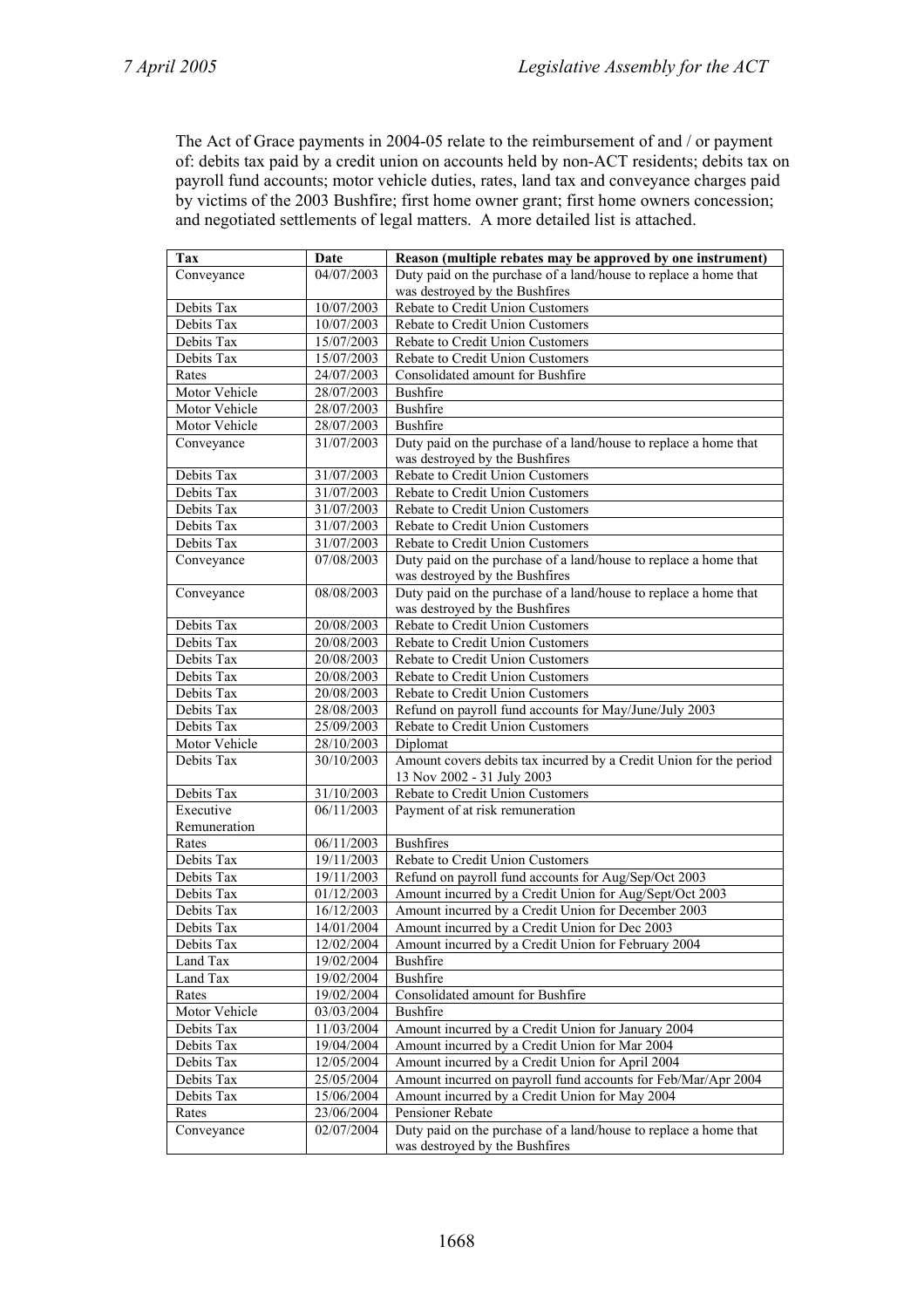The Act of Grace payments in 2004-05 relate to the reimbursement of and / or payment of: debits tax paid by a credit union on accounts held by non-ACT residents; debits tax on payroll fund accounts; motor vehicle duties, rates, land tax and conveyance charges paid by victims of the 2003 Bushfire; first home owner grant; first home owners concession; and negotiated settlements of legal matters. A more detailed list is attached.

| Tax | Date | Reason (multiple rebates may be approved by one instrument) |
|---|---|---|
| Conveyance | 04/07/2003 | Duty paid on the purchase of a land/house to replace a home that was destroyed by the Bushfires |
| Debits Tax | 10/07/2003 | Rebate to Credit Union Customers |
| Debits Tax | 10/07/2003 | Rebate to Credit Union Customers |
| Debits Tax | 15/07/2003 | Rebate to Credit Union Customers |
| Debits Tax | 15/07/2003 | Rebate to Credit Union Customers |
| Rates | 24/07/2003 | Consolidated amount for Bushfire |
| Motor Vehicle | 28/07/2003 | Bushfire |
| Motor Vehicle | 28/07/2003 | Bushfire |
| Motor Vehicle | 28/07/2003 | Bushfire |
| Conveyance | 31/07/2003 | Duty paid on the purchase of a land/house to replace a home that was destroyed by the Bushfires |
| Debits Tax | 31/07/2003 | Rebate to Credit Union Customers |
| Debits Tax | 31/07/2003 | Rebate to Credit Union Customers |
| Debits Tax | 31/07/2003 | Rebate to Credit Union Customers |
| Debits Tax | 31/07/2003 | Rebate to Credit Union Customers |
| Debits Tax | 31/07/2003 | Rebate to Credit Union Customers |
| Conveyance | 07/08/2003 | Duty paid on the purchase of a land/house to replace a home that was destroyed by the Bushfires |
| Conveyance | 08/08/2003 | Duty paid on the purchase of a land/house to replace a home that was destroyed by the Bushfires |
| Debits Tax | 20/08/2003 | Rebate to Credit Union Customers |
| Debits Tax | 20/08/2003 | Rebate to Credit Union Customers |
| Debits Tax | 20/08/2003 | Rebate to Credit Union Customers |
| Debits Tax | 20/08/2003 | Rebate to Credit Union Customers |
| Debits Tax | 20/08/2003 | Rebate to Credit Union Customers |
| Debits Tax | 28/08/2003 | Refund on payroll fund accounts for May/June/July 2003 |
| Debits Tax | 25/09/2003 | Rebate to Credit Union Customers |
| Motor Vehicle | 28/10/2003 | Diplomat |
| Debits Tax | 30/10/2003 | Amount covers debits tax incurred by a Credit Union for the period 13 Nov 2002 - 31 July 2003 |
| Debits Tax | 31/10/2003 | Rebate to Credit Union Customers |
| Executive Remuneration | 06/11/2003 | Payment of at risk remuneration |
| Rates | 06/11/2003 | Bushfires |
| Debits Tax | 19/11/2003 | Rebate to Credit Union Customers |
| Debits Tax | 19/11/2003 | Refund on payroll fund accounts for Aug/Sep/Oct 2003 |
| Debits Tax | 01/12/2003 | Amount incurred by a Credit Union for Aug/Sept/Oct 2003 |
| Debits Tax | 16/12/2003 | Amount incurred by a Credit Union for December 2003 |
| Debits Tax | 14/01/2004 | Amount incurred by a Credit Union for Dec 2003 |
| Debits Tax | 12/02/2004 | Amount incurred by a Credit Union for February 2004 |
| Land Tax | 19/02/2004 | Bushfire |
| Land Tax | 19/02/2004 | Bushfire |
| Rates | 19/02/2004 | Consolidated amount for Bushfire |
| Motor Vehicle | 03/03/2004 | Bushfire |
| Debits Tax | 11/03/2004 | Amount incurred by a Credit Union for January 2004 |
| Debits Tax | 19/04/2004 | Amount incurred by a Credit Union for Mar 2004 |
| Debits Tax | 12/05/2004 | Amount incurred by a Credit Union for April 2004 |
| Debits Tax | 25/05/2004 | Amount incurred on payroll fund accounts for Feb/Mar/Apr 2004 |
| Debits Tax | 15/06/2004 | Amount incurred by a Credit Union for May 2004 |
| Rates | 23/06/2004 | Pensioner Rebate |
| Conveyance | 02/07/2004 | Duty paid on the purchase of a land/house to replace a home that was destroyed by the Bushfires |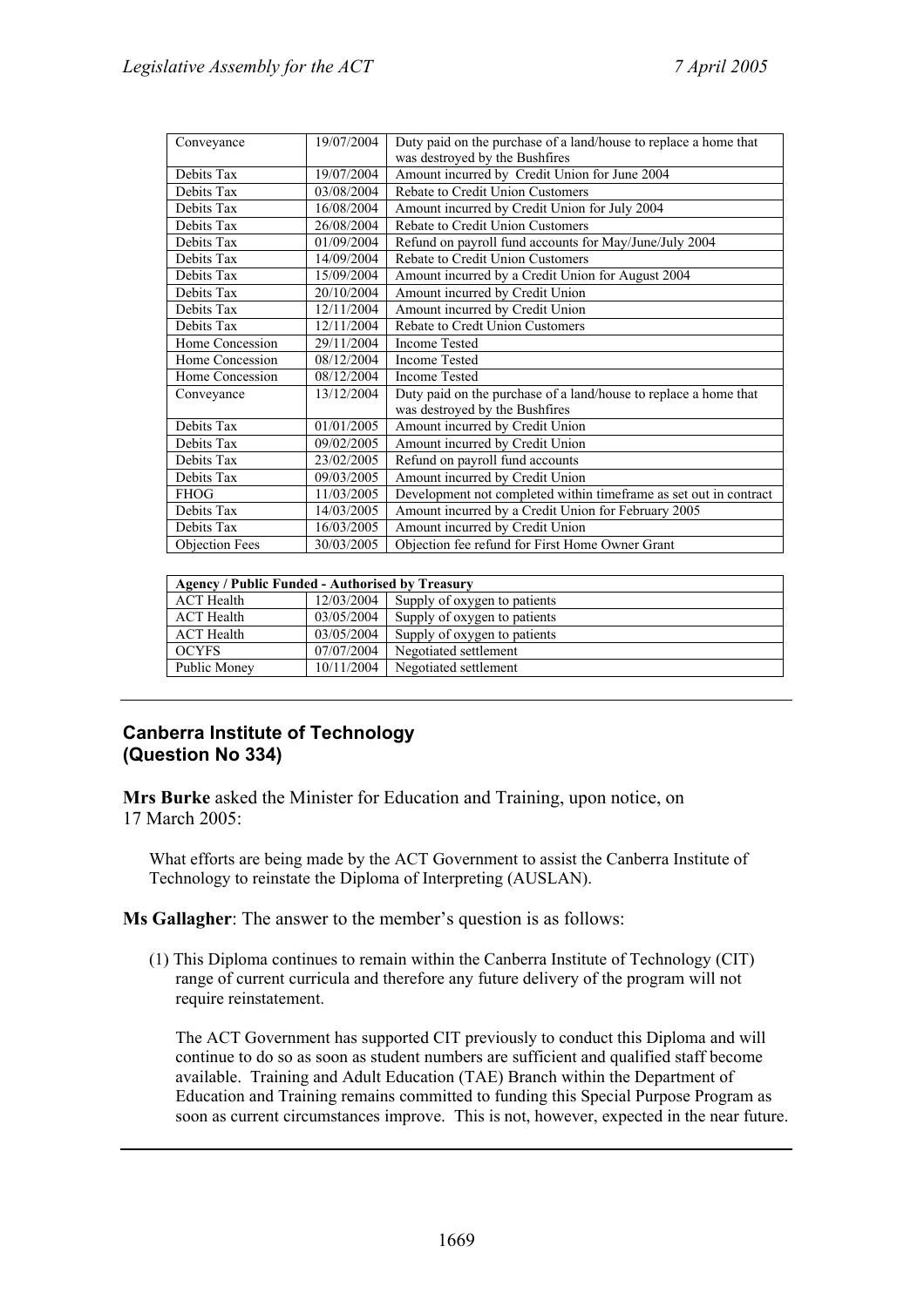| | | |
|---|---|---|
| Conveyance | 19/07/2004 | Duty paid on the purchase of a land/house to replace a home that was destroyed by the Bushfires |
| Debits Tax | 19/07/2004 | Amount incurred by Credit Union for June 2004 |
| Debits Tax | 03/08/2004 | Rebate to Credit Union Customers |
| Debits Tax | 16/08/2004 | Amount incurred by Credit Union for July 2004 |
| Debits Tax | 26/08/2004 | Rebate to Credit Union Customers |
| Debits Tax | 01/09/2004 | Refund on payroll fund accounts for May/June/July 2004 |
| Debits Tax | 14/09/2004 | Rebate to Credit Union Customers |
| Debits Tax | 15/09/2004 | Amount incurred by a Credit Union for August 2004 |
| Debits Tax | 20/10/2004 | Amount incurred by Credit Union |
| Debits Tax | 12/11/2004 | Amount incurred by Credit Union |
| Debits Tax | 12/11/2004 | Rebate to Credt Union Customers |
| Home Concession | 29/11/2004 | Income Tested |
| Home Concession | 08/12/2004 | Income Tested |
| Home Concession | 08/12/2004 | Income Tested |
| Conveyance | 13/12/2004 | Duty paid on the purchase of a land/house to replace a home that was destroyed by the Bushfires |
| Debits Tax | 01/01/2005 | Amount incurred by Credit Union |
| Debits Tax | 09/02/2005 | Amount incurred by Credit Union |
| Debits Tax | 23/02/2005 | Refund on payroll fund accounts |
| Debits Tax | 09/03/2005 | Amount incurred by Credit Union |
| FHOG | 11/03/2005 | Development not completed within timeframe as set out in contract |
| Debits Tax | 14/03/2005 | Amount incurred by a Credit Union for February 2005 |
| Debits Tax | 16/03/2005 | Amount incurred by Credit Union |
| Objection Fees | 30/03/2005 | Objection fee refund for First Home Owner Grant |

| **Agency / Public Funded - Authorised by Treasury** | | |
|---|---|---|
| ACT Health | 12/03/2004 | Supply of oxygen to patients |
| ACT Health | 03/05/2004 | Supply of oxygen to patients |
| ACT Health | 03/05/2004 | Supply of oxygen to patients |
| OCYFS | 07/07/2004 | Negotiated settlement |
| Public Money | 10/11/2004 | Negotiated settlement |

## Canberra Institute of Technology (Question No 334)

**Mrs Burke** asked the Minister for Education and Training, upon notice, on 17 March 2005:

What efforts are being made by the ACT Government to assist the Canberra Institute of Technology to reinstate the Diploma of Interpreting (AUSLAN).

**Ms Gallagher**: The answer to the member's question is as follows:

(1) This Diploma continues to remain within the Canberra Institute of Technology (CIT) range of current curricula and therefore any future delivery of the program will not require reinstatement.

The ACT Government has supported CIT previously to conduct this Diploma and will continue to do so as soon as student numbers are sufficient and qualified staff become available. Training and Adult Education (TAE) Branch within the Department of Education and Training remains committed to funding this Special Purpose Program as soon as current circumstances improve. This is not, however, expected in the near future.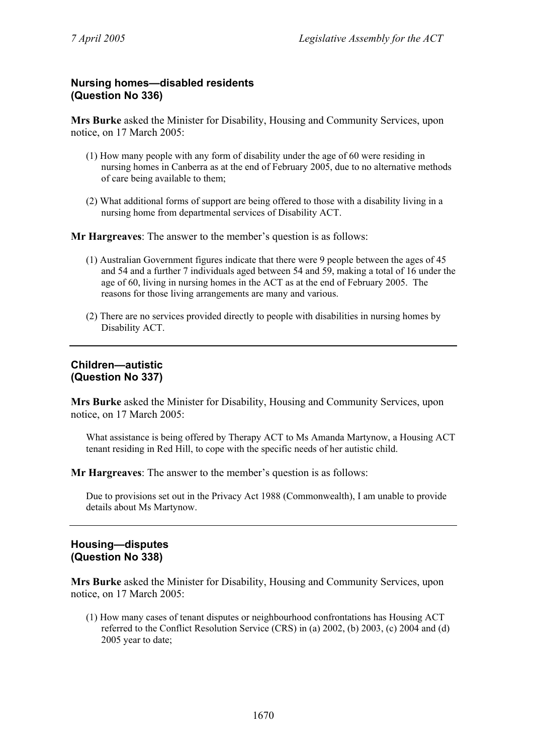## Nursing homes—disabled residents (Question No 336)

**Mrs Burke** asked the Minister for Disability, Housing and Community Services, upon notice, on 17 March 2005:

(1) How many people with any form of disability under the age of 60 were residing in nursing homes in Canberra as at the end of February 2005, due to no alternative methods of care being available to them;

(2) What additional forms of support are being offered to those with a disability living in a nursing home from departmental services of Disability ACT.

**Mr Hargreaves**: The answer to the member's question is as follows:

(1) Australian Government figures indicate that there were 9 people between the ages of 45 and 54 and a further 7 individuals aged between 54 and 59, making a total of 16 under the age of 60, living in nursing homes in the ACT as at the end of February 2005. The reasons for those living arrangements are many and various.

(2) There are no services provided directly to people with disabilities in nursing homes by Disability ACT.

---

## Children—autistic (Question No 337)

**Mrs Burke** asked the Minister for Disability, Housing and Community Services, upon notice, on 17 March 2005:

What assistance is being offered by Therapy ACT to Ms Amanda Martynow, a Housing ACT tenant residing in Red Hill, to cope with the specific needs of her autistic child.

**Mr Hargreaves**: The answer to the member's question is as follows:

Due to provisions set out in the Privacy Act 1988 (Commonwealth), I am unable to provide details about Ms Martynow.

---

## Housing—disputes (Question No 338)

**Mrs Burke** asked the Minister for Disability, Housing and Community Services, upon notice, on 17 March 2005:

(1) How many cases of tenant disputes or neighbourhood confrontations has Housing ACT referred to the Conflict Resolution Service (CRS) in (a) 2002, (b) 2003, (c) 2004 and (d) 2005 year to date;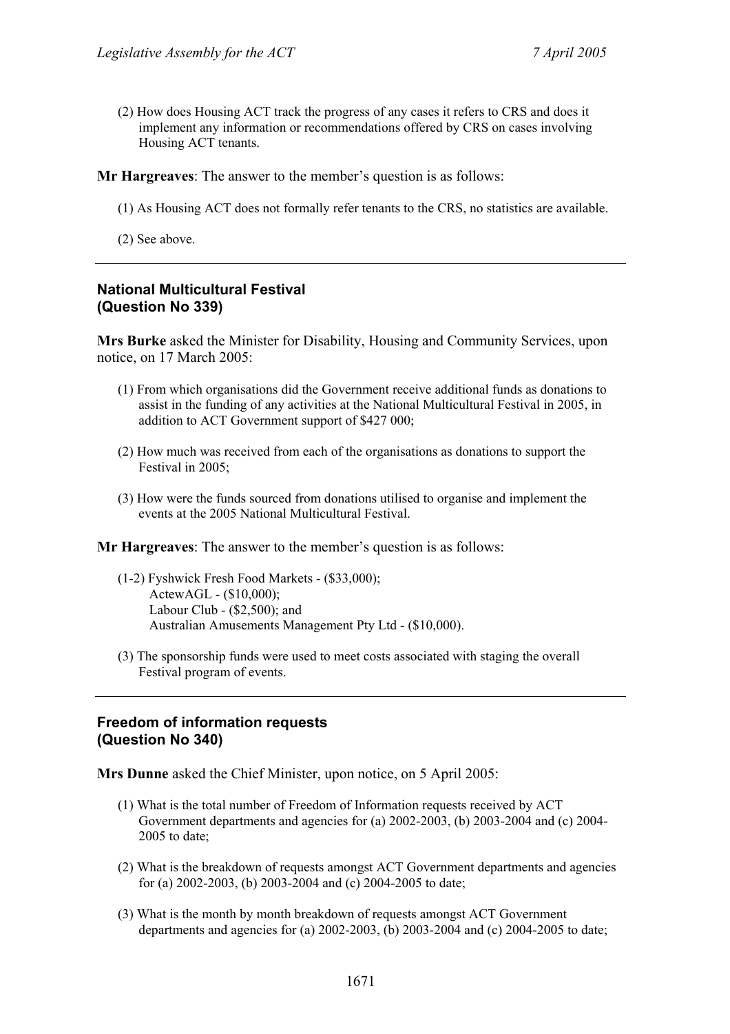(2) How does Housing ACT track the progress of any cases it refers to CRS and does it implement any information or recommendations offered by CRS on cases involving Housing ACT tenants.

**Mr Hargreaves**: The answer to the member's question is as follows:

(1) As Housing ACT does not formally refer tenants to the CRS, no statistics are available.

(2) See above.

---

### National Multicultural Festival
### (Question No 339)

**Mrs Burke** asked the Minister for Disability, Housing and Community Services, upon notice, on 17 March 2005:

(1) From which organisations did the Government receive additional funds as donations to assist in the funding of any activities at the National Multicultural Festival in 2005, in addition to ACT Government support of $427 000;

(2) How much was received from each of the organisations as donations to support the Festival in 2005;

(3) How were the funds sourced from donations utilised to organise and implement the events at the 2005 National Multicultural Festival.

**Mr Hargreaves**: The answer to the member's question is as follows:

(1-2) Fyshwick Fresh Food Markets - ($33,000);
ActewAGL - ($10,000);
Labour Club - ($2,500); and
Australian Amusements Management Pty Ltd - ($10,000).

(3) The sponsorship funds were used to meet costs associated with staging the overall Festival program of events.

---

### Freedom of information requests
### (Question No 340)

**Mrs Dunne** asked the Chief Minister, upon notice, on 5 April 2005:

(1) What is the total number of Freedom of Information requests received by ACT Government departments and agencies for (a) 2002-2003, (b) 2003-2004 and (c) 2004-2005 to date;

(2) What is the breakdown of requests amongst ACT Government departments and agencies for (a) 2002-2003, (b) 2003-2004 and (c) 2004-2005 to date;

(3) What is the month by month breakdown of requests amongst ACT Government departments and agencies for (a) 2002-2003, (b) 2003-2004 and (c) 2004-2005 to date;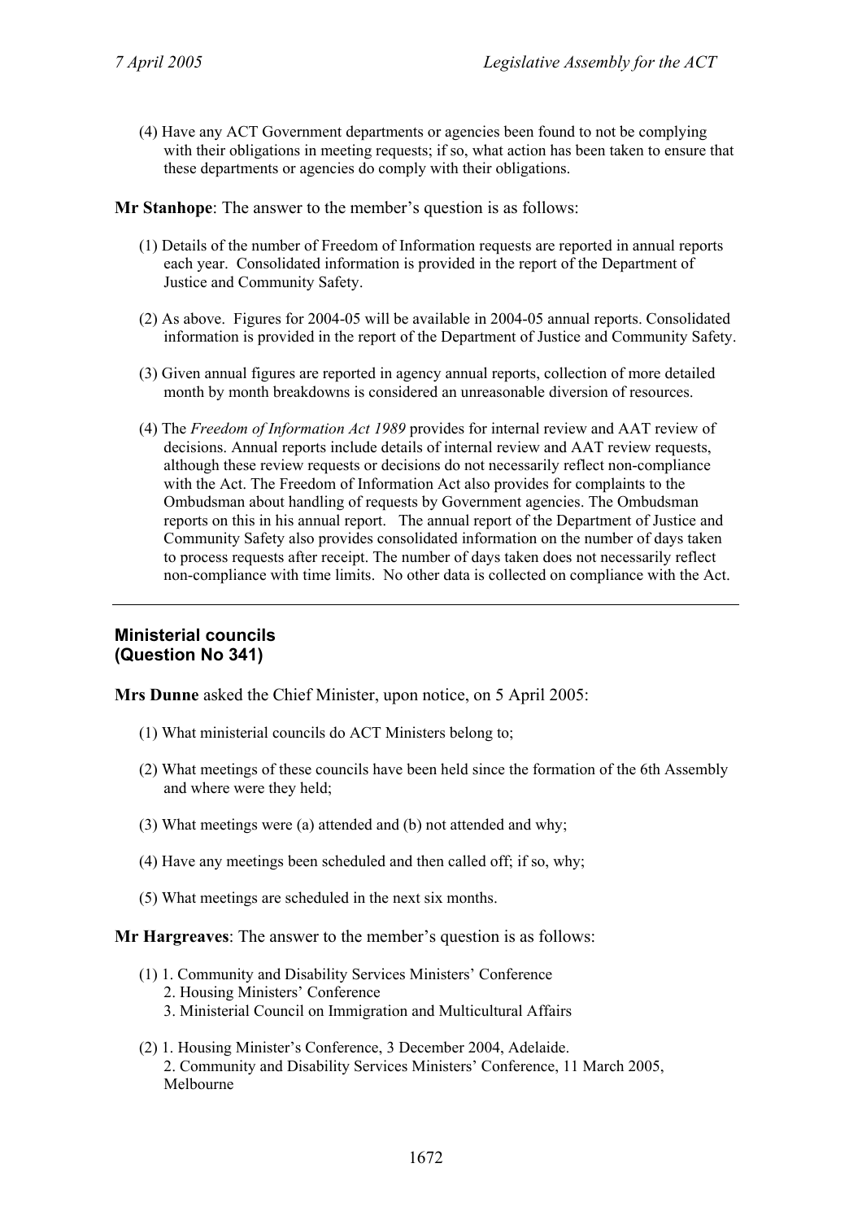(4) Have any ACT Government departments or agencies been found to not be complying with their obligations in meeting requests; if so, what action has been taken to ensure that these departments or agencies do comply with their obligations.

**Mr Stanhope**: The answer to the member's question is as follows:

(1) Details of the number of Freedom of Information requests are reported in annual reports each year. Consolidated information is provided in the report of the Department of Justice and Community Safety.

(2) As above. Figures for 2004-05 will be available in 2004-05 annual reports. Consolidated information is provided in the report of the Department of Justice and Community Safety.

(3) Given annual figures are reported in agency annual reports, collection of more detailed month by month breakdowns is considered an unreasonable diversion of resources.

(4) The *Freedom of Information Act 1989* provides for internal review and AAT review of decisions. Annual reports include details of internal review and AAT review requests, although these review requests or decisions do not necessarily reflect non-compliance with the Act. The Freedom of Information Act also provides for complaints to the Ombudsman about handling of requests by Government agencies. The Ombudsman reports on this in his annual report. The annual report of the Department of Justice and Community Safety also provides consolidated information on the number of days taken to process requests after receipt. The number of days taken does not necessarily reflect non-compliance with time limits. No other data is collected on compliance with the Act.

---

## Ministerial councils
## (Question No 341)

**Mrs Dunne** asked the Chief Minister, upon notice, on 5 April 2005:

(1) What ministerial councils do ACT Ministers belong to;

(2) What meetings of these councils have been held since the formation of the 6th Assembly and where were they held;

(3) What meetings were (a) attended and (b) not attended and why;

(4) Have any meetings been scheduled and then called off; if so, why;

(5) What meetings are scheduled in the next six months.

**Mr Hargreaves**: The answer to the member's question is as follows:

(1) 1. Community and Disability Services Ministers' Conference
   2. Housing Ministers' Conference
   3. Ministerial Council on Immigration and Multicultural Affairs

(2) 1. Housing Minister's Conference, 3 December 2004, Adelaide.
   2. Community and Disability Services Ministers' Conference, 11 March 2005, Melbourne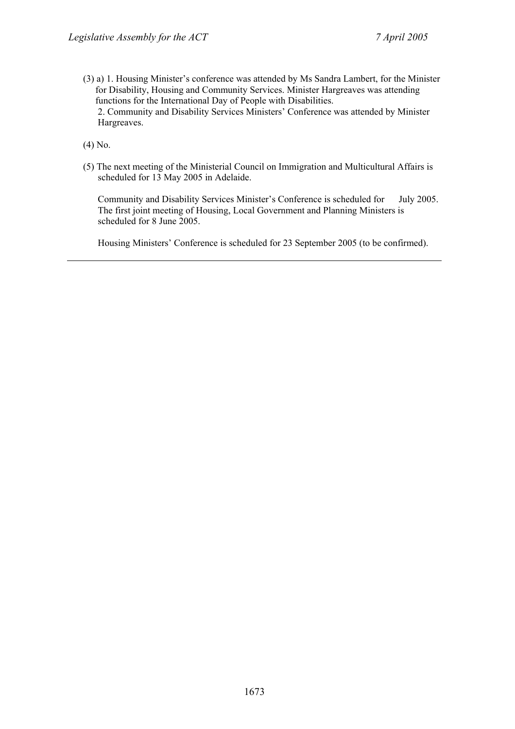(3) a) 1. Housing Minister's conference was attended by Ms Sandra Lambert, for the Minister for Disability, Housing and Community Services. Minister Hargreaves was attending functions for the International Day of People with Disabilities.

2. Community and Disability Services Ministers' Conference was attended by Minister Hargreaves.

(4) No.

(5) The next meeting of the Ministerial Council on Immigration and Multicultural Affairs is scheduled for 13 May 2005 in Adelaide.

Community and Disability Services Minister's Conference is scheduled for July 2005. The first joint meeting of Housing, Local Government and Planning Ministers is scheduled for 8 June 2005.

Housing Ministers' Conference is scheduled for 23 September 2005 (to be confirmed).

---